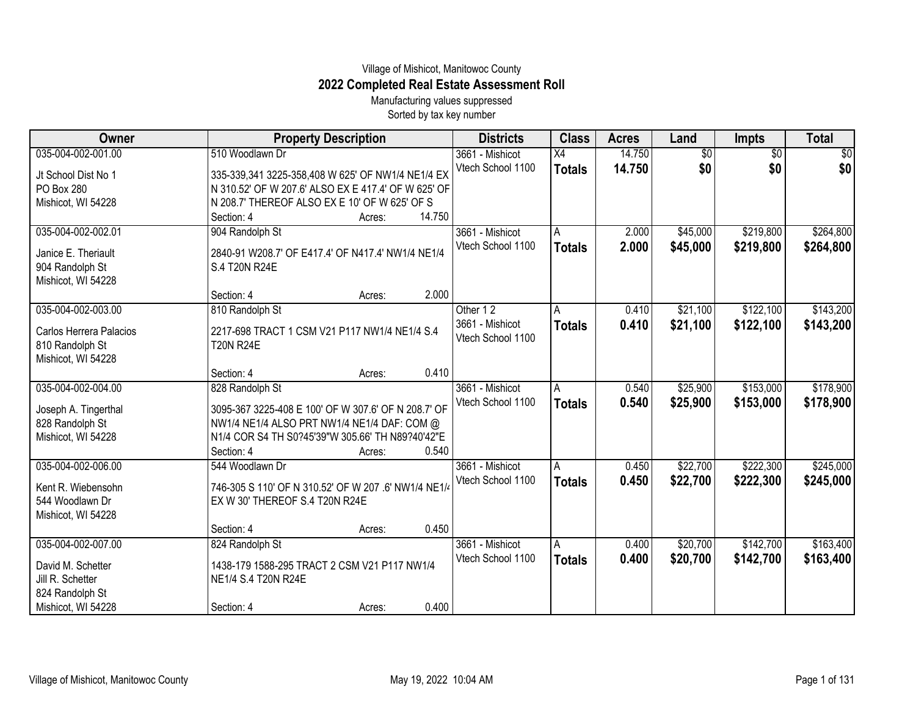Village of Mishicot, Manitowoc County

# 2022 Completed Real Estate Assessment Roll

Manufacturing values suppressed

Sorted by tax key number

| Owner | Property Description | Districts | Class | Acres | Land | Impts | Total |
|---|---|---|---|---|---|---|---|
| 035-004-002-001.00<br>Jt School Dist No 1<br>PO Box 280<br>Mishicot, WI 54228 | 510 Woodlawn Dr<br>335-339,341 3225-358,408 W 625' OF NW1/4 NE1/4 EX N 310.52' OF W 207.6' ALSO EX E 417.4' OF W 625' OF N 208.7' THEREOF ALSO EX E 10' OF W 625' OF S<br>Section: 4 Acres: 14.750 | 3661 - Mishicot<br>Vtech School 1100 | X4<br>**Totals** | 14.750<br>**14.750** | $0<br>**$0** | $0<br>**$0** | $0<br>**$0** |
| 035-004-002-002.01<br>Janice E. Theriault<br>904 Randolph St<br>Mishicot, WI 54228 | 904 Randolph St<br>2840-91 W208.7' OF E417.4' OF N417.4' NW1/4 NE1/4 S.4 T20N R24E<br>Section: 4 Acres: 2.000 | 3661 - Mishicot<br>Vtech School 1100 | A<br>**Totals** | 2.000<br>**2.000** | $45,000<br>**$45,000** | $219,800<br>**$219,800** | $264,800<br>**$264,800** |
| 035-004-002-003.00<br>Carlos Herrera Palacios<br>810 Randolph St<br>Mishicot, WI 54228 | 810 Randolph St<br>2217-698 TRACT 1 CSM V21 P117 NW1/4 NE1/4 S.4 T20N R24E<br>Section: 4 Acres: 0.410 | Other 1 2<br>3661 - Mishicot<br>Vtech School 1100 | A<br>**Totals** | 0.410<br>**0.410** | $21,100<br>**$21,100** | $122,100<br>**$122,100** | $143,200<br>**$143,200** |
| 035-004-002-004.00<br>Joseph A. Tingerthal<br>828 Randolph St<br>Mishicot, WI 54228 | 828 Randolph St<br>3095-367 3225-408 E 100' OF W 307.6' OF N 208.7' OF NW1/4 NE1/4 ALSO PRT NW1/4 NE1/4 DAF: COM @ N1/4 COR S4 TH S0?45'39"W 305.66' TH N89?40'42"E<br>Section: 4 Acres: 0.540 | 3661 - Mishicot<br>Vtech School 1100 | A<br>**Totals** | 0.540<br>**0.540** | $25,900<br>**$25,900** | $153,000<br>**$153,000** | $178,900<br>**$178,900** |
| 035-004-002-006.00<br>Kent R. Wiebensohn<br>544 Woodlawn Dr<br>Mishicot, WI 54228 | 544 Woodlawn Dr<br>746-305 S 110' OF N 310.52' OF W 207 .6' NW1/4 NE1/4 EX W 30' THEREOF S.4 T20N R24E<br>Section: 4 Acres: 0.450 | 3661 - Mishicot<br>Vtech School 1100 | A<br>**Totals** | 0.450<br>**0.450** | $22,700<br>**$22,700** | $222,300<br>**$222,300** | $245,000<br>**$245,000** |
| 035-004-002-007.00<br>David M. Schetter<br>Jill R. Schetter<br>824 Randolph St<br>Mishicot, WI 54228 | 824 Randolph St<br>1438-179 1588-295 TRACT 2 CSM V21 P117 NW1/4 NE1/4 S.4 T20N R24E<br>Section: 4 Acres: 0.400 | 3661 - Mishicot<br>Vtech School 1100 | A<br>**Totals** | 0.400<br>**0.400** | $20,700<br>**$20,700** | $142,700<br>**$142,700** | $163,400<br>**$163,400** |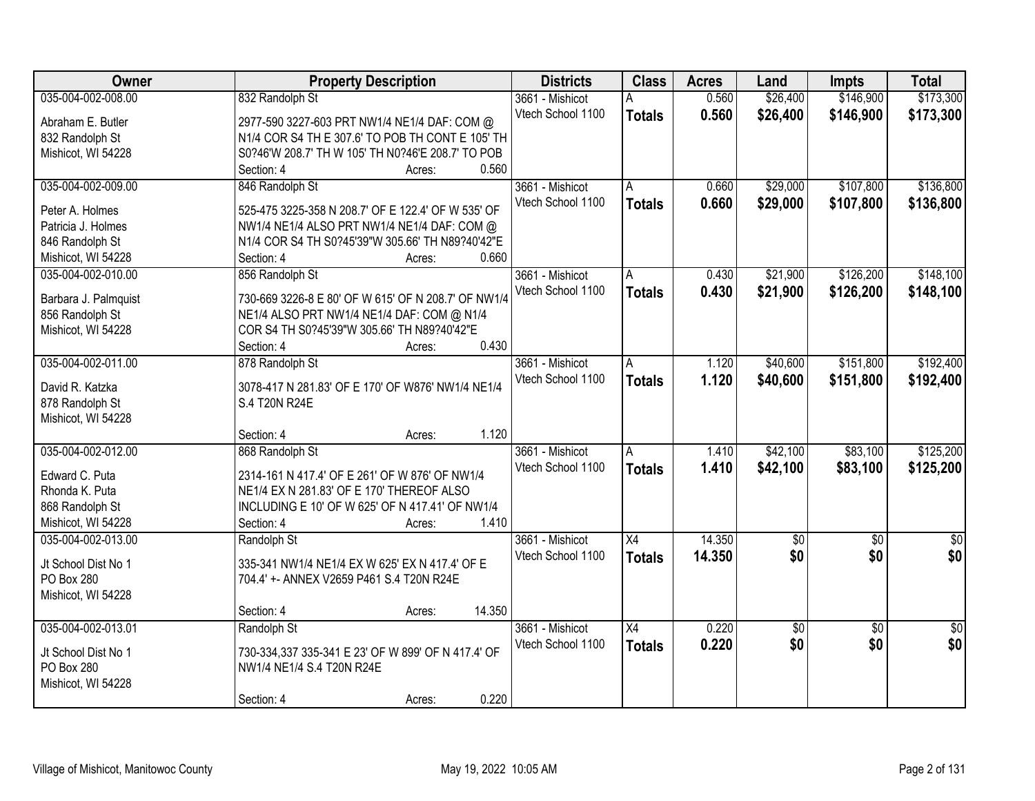| Owner | Property Description | Districts | Class | Acres | Land | Impts | Total |
|---|---|---|---|---|---|---|---|
| 035-004-002-008.00<br><br>Abraham E. Butler<br>832 Randolph St<br>Mishicot, WI 54228 | 832 Randolph St<br><br>2977-590 3227-603 PRT NW1/4 NE1/4 DAF: COM @ N1/4 COR S4 TH E 307.6' TO POB TH CONT E 105' TH S0?46'W 208.7' TH W 105' TH N0?46'E 208.7' TO POB<br>Section: 4 Acres: 0.560 | 3661 - Mishicot<br>Vtech School 1100 | A<br>**Totals** | 0.560<br>**0.560** | $26,400<br>**$26,400** | $146,900<br>**$146,900** | $173,300<br>**$173,300** |
| 035-004-002-009.00<br><br>Peter A. Holmes<br>Patricia J. Holmes<br>846 Randolph St<br>Mishicot, WI 54228 | 846 Randolph St<br><br>525-475 3225-358 N 208.7' OF E 122.4' OF W 535' OF NW1/4 NE1/4 ALSO PRT NW1/4 NE1/4 DAF: COM @ N1/4 COR S4 TH S0?45'39"W 305.66' TH N89?40'42"E<br>Section: 4 Acres: 0.660 | 3661 - Mishicot<br>Vtech School 1100 | A<br>**Totals** | 0.660<br>**0.660** | $29,000<br>**$29,000** | $107,800<br>**$107,800** | $136,800<br>**$136,800** |
| 035-004-002-010.00<br><br>Barbara J. Palmquist<br>856 Randolph St<br>Mishicot, WI 54228 | 856 Randolph St<br><br>730-669 3226-8 E 80' OF W 615' OF N 208.7' OF NW1/4 NE1/4 ALSO PRT NW1/4 NE1/4 DAF: COM @ N1/4 COR S4 TH S0?45'39"W 305.66' TH N89?40'42"E<br>Section: 4 Acres: 0.430 | 3661 - Mishicot<br>Vtech School 1100 | A<br>**Totals** | 0.430<br>**0.430** | $21,900<br>**$21,900** | $126,200<br>**$126,200** | $148,100<br>**$148,100** |
| 035-004-002-011.00<br><br>David R. Katzka<br>878 Randolph St<br>Mishicot, WI 54228 | 878 Randolph St<br><br>3078-417 N 281.83' OF E 170' OF W876' NW1/4 NE1/4 S.4 T20N R24E<br><br>Section: 4 Acres: 1.120 | 3661 - Mishicot<br>Vtech School 1100 | A<br>**Totals** | 1.120<br>**1.120** | $40,600<br>**$40,600** | $151,800<br>**$151,800** | $192,400<br>**$192,400** |
| 035-004-002-012.00<br><br>Edward C. Puta<br>Rhonda K. Puta<br>868 Randolph St<br>Mishicot, WI 54228 | 868 Randolph St<br><br>2314-161 N 417.4' OF E 261' OF W 876' OF NW1/4 NE1/4 EX N 281.83' OF E 170' THEREOF ALSO INCLUDING E 10' OF W 625' OF N 417.41' OF NW1/4<br>Section: 4 Acres: 1.410 | 3661 - Mishicot<br>Vtech School 1100 | A<br>**Totals** | 1.410<br>**1.410** | $42,100<br>**$42,100** | $83,100<br>**$83,100** | $125,200<br>**$125,200** |
| 035-004-002-013.00<br><br>Jt School Dist No 1<br>PO Box 280<br>Mishicot, WI 54228 | Randolph St<br><br>335-341 NW1/4 NE1/4 EX W 625' EX N 417.4' OF E 704.4' +- ANNEX V2659 P461 S.4 T20N R24E<br><br>Section: 4 Acres: 14.350 | 3661 - Mishicot<br>Vtech School 1100 | X4<br>**Totals** | 14.350<br>**14.350** | $0<br>**$0** | $0<br>**$0** | $0<br>**$0** |
| 035-004-002-013.01<br><br>Jt School Dist No 1<br>PO Box 280<br>Mishicot, WI 54228 | Randolph St<br><br>730-334,337 335-341 E 23' OF W 899' OF N 417.4' OF NW1/4 NE1/4 S.4 T20N R24E<br><br>Section: 4 Acres: 0.220 | 3661 - Mishicot<br>Vtech School 1100 | X4<br>**Totals** | 0.220<br>**0.220** | $0<br>**$0** | $0<br>**$0** | $0<br>**$0** |

Village of Mishicot, Manitowoc County May 19, 2022 10:05 AM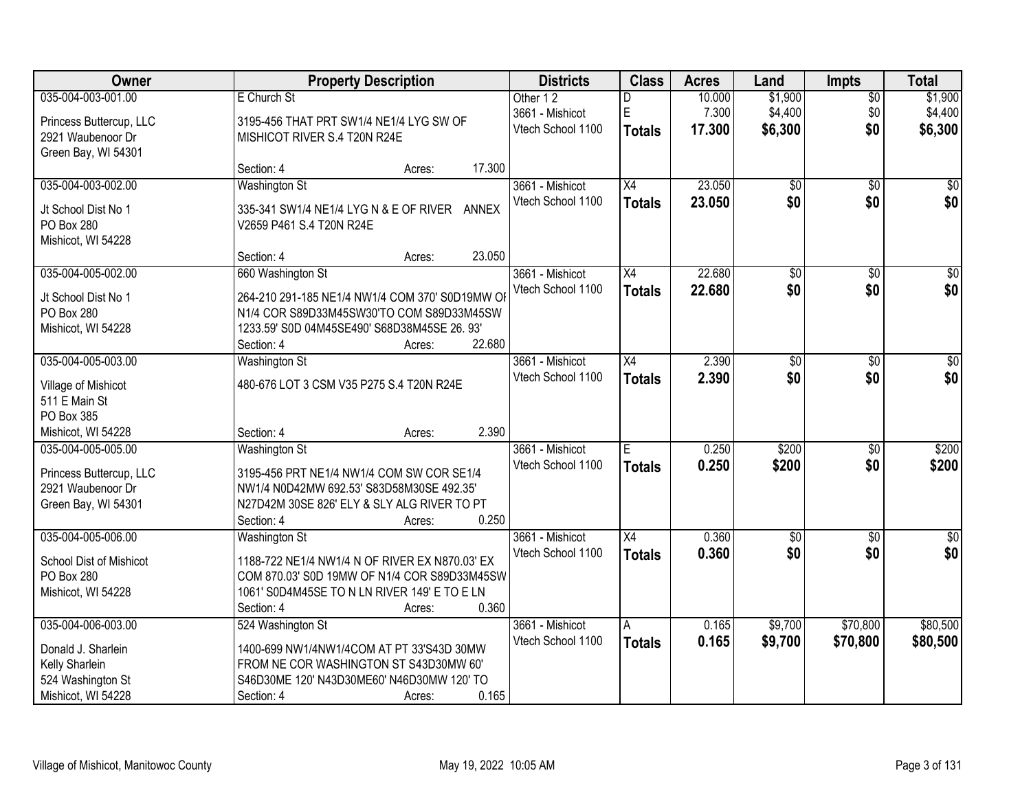| Owner | Property Description | Districts | Class | Acres | Land | Impts | Total |
|---|---|---|---|---|---|---|---|
| 035-004-003-001.00<br>Princess Buttercup, LLC<br>2921 Waubenoor Dr<br>Green Bay, WI 54301 | E Church St<br>3195-456 THAT PRT SW1/4 NE1/4 LYG SW OF MISHICOT RIVER S.4 T20N R24E<br>Section: 4 Acres: 17.300 | Other 1 2<br>3661 - Mishicot<br>Vtech School 1100 | D<br>E<br>**Totals** | 10.000<br>7.300<br>**17.300** | $1,900<br>$4,400<br>**$6,300** | $0<br>$0<br>**$0** | $1,900<br>$4,400<br>**$6,300** |
| 035-004-003-002.00<br>Jt School Dist No 1<br>PO Box 280<br>Mishicot, WI 54228 | Washington St<br>335-341 SW1/4 NE1/4 LYG N & E OF RIVER ANNEX V2659 P461 S.4 T20N R24E<br>Section: 4 Acres: 23.050 | 3661 - Mishicot<br>Vtech School 1100 | X4<br>**Totals** | 23.050<br>**23.050** | $0<br>**$0** | $0<br>**$0** | $0<br>**$0** |
| 035-004-005-002.00<br>Jt School Dist No 1<br>PO Box 280<br>Mishicot, WI 54228 | 660 Washington St<br>264-210 291-185 NE1/4 NW1/4 COM 370' S0D19MW OF N1/4 COR S89D33M45SW30'TO COM S89D33M45SW 1233.59' S0D 04M45SE490' S68D38M45SE 26. 93'<br>Section: 4 Acres: 22.680 | 3661 - Mishicot<br>Vtech School 1100 | X4<br>**Totals** | 22.680<br>**22.680** | $0<br>**$0** | $0<br>**$0** | $0<br>**$0** |
| 035-004-005-003.00<br>Village of Mishicot<br>511 E Main St<br>PO Box 385<br>Mishicot, WI 54228 | Washington St<br>480-676 LOT 3 CSM V35 P275 S.4 T20N R24E<br>Section: 4 Acres: 2.390 | 3661 - Mishicot<br>Vtech School 1100 | X4<br>**Totals** | 2.390<br>**2.390** | $0<br>**$0** | $0<br>**$0** | $0<br>**$0** |
| 035-004-005-005.00<br>Princess Buttercup, LLC<br>2921 Waubenoor Dr<br>Green Bay, WI 54301 | Washington St<br>3195-456 PRT NE1/4 NW1/4 COM SW COR SE1/4 NW1/4 N0D42MW 692.53' S83D58M30SE 492.35' N27D42M 30SE 826' ELY & SLY ALG RIVER TO PT<br>Section: 4 Acres: 0.250 | 3661 - Mishicot<br>Vtech School 1100 | E<br>**Totals** | 0.250<br>**0.250** | $200<br>**$200** | $0<br>**$0** | $200<br>**$200** |
| 035-004-005-006.00<br>School Dist of Mishicot<br>PO Box 280<br>Mishicot, WI 54228 | Washington St<br>1188-722 NE1/4 NW1/4 N OF RIVER EX N870.03' EX COM 870.03' S0D 19MW OF N1/4 COR S89D33M45SW 1061' S0D4M45SE TO N LN RIVER 149' E TO E LN<br>Section: 4 Acres: 0.360 | 3661 - Mishicot<br>Vtech School 1100 | X4<br>**Totals** | 0.360<br>**0.360** | $0<br>**$0** | $0<br>**$0** | $0<br>**$0** |
| 035-004-006-003.00<br>Donald J. Sharlein<br>Kelly Sharlein<br>524 Washington St<br>Mishicot, WI 54228 | 524 Washington St<br>1400-699 NW1/4NW1/4COM AT PT 33'S43D 30MW FROM NE COR WASHINGTON ST S43D30MW 60' S46D30ME 120' N43D30ME60' N46D30MW 120' TO<br>Section: 4 Acres: 0.165 | 3661 - Mishicot<br>Vtech School 1100 | A<br>**Totals** | 0.165<br>**0.165** | $9,700<br>**$9,700** | $70,800<br>**$70,800** | $80,500<br>**$80,500** |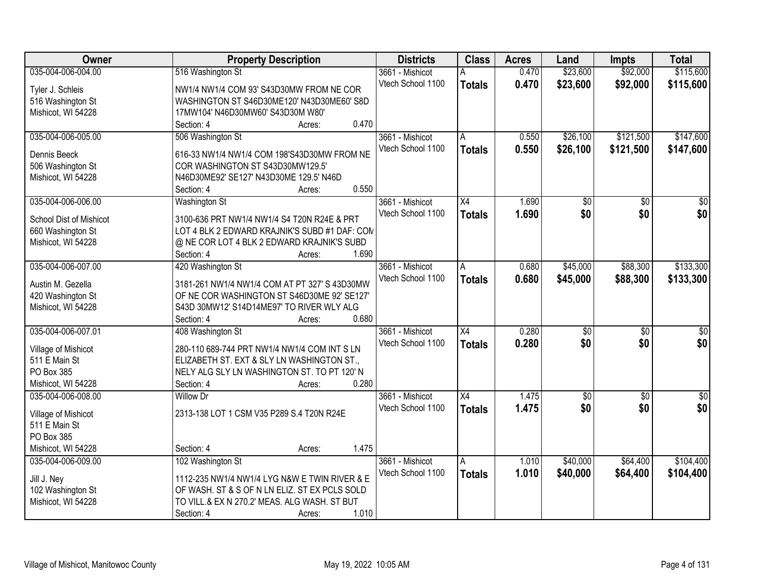| Owner | Property Description | Districts | Class | Acres | Land | Impts | Total |
|---|---|---|---|---|---|---|---|
| 035-004-006-004.00<br>Tyler J. Schleis<br>516 Washington St<br>Mishicot, WI 54228 | 516 Washington St<br>NW1/4 NW1/4 COM 93' S43D30MW FROM NE COR WASHINGTON ST S46D30ME120' N43D30ME60' S8D 17MW104' N46D30MW60' S43D30M W80'<br>Section: 4 Acres: 0.470 | 3661 - Mishicot<br>Vtech School 1100 | A<br>**Totals** | 0.470<br>**0.470** | $23,600<br>**$23,600** | $92,000<br>**$92,000** | $115,600<br>**$115,600** |
| 035-004-006-005.00<br>Dennis Beeck<br>506 Washington St<br>Mishicot, WI 54228 | 506 Washington St<br>616-33 NW1/4 NW1/4 COM 198'S43D30MW FROM NE COR WASHINGTON ST S43D30MW129.5' N46D30ME92' SE127' N43D30ME 129.5' N46D<br>Section: 4 Acres: 0.550 | 3661 - Mishicot<br>Vtech School 1100 | A<br>**Totals** | 0.550<br>**0.550** | $26,100<br>**$26,100** | $121,500<br>**$121,500** | $147,600<br>**$147,600** |
| 035-004-006-006.00<br>School Dist of Mishicot<br>660 Washington St<br>Mishicot, WI 54228 | Washington St<br>3100-636 PRT NW1/4 NW1/4 S4 T20N R24E & PRT LOT 4 BLK 2 EDWARD KRAJNIK'S SUBD #1 DAF: COM @ NE COR LOT 4 BLK 2 EDWARD KRAJNIK'S SUBD<br>Section: 4 Acres: 1.690 | 3661 - Mishicot<br>Vtech School 1100 | X4<br>**Totals** | 1.690<br>**1.690** | $0<br>**$0** | $0<br>**$0** | $0<br>**$0** |
| 035-004-006-007.00<br>Austin M. Gezella<br>420 Washington St<br>Mishicot, WI 54228 | 420 Washington St<br>3181-261 NW1/4 NW1/4 COM AT PT 327' S 43D30MW OF NE COR WASHINGTON ST S46D30ME 92' SE127' S43D 30MW12' S14D14ME97' TO RIVER WLY ALG<br>Section: 4 Acres: 0.680 | 3661 - Mishicot<br>Vtech School 1100 | A<br>**Totals** | 0.680<br>**0.680** | $45,000<br>**$45,000** | $88,300<br>**$88,300** | $133,300<br>**$133,300** |
| 035-004-006-007.01<br>Village of Mishicot<br>511 E Main St<br>PO Box 385<br>Mishicot, WI 54228 | 408 Washington St<br>280-110 689-744 PRT NW1/4 NW1/4 COM INT S LN ELIZABETH ST. EXT & SLY LN WASHINGTON ST., NELY ALG SLY LN WASHINGTON ST. TO PT 120' N<br>Section: 4 Acres: 0.280 | 3661 - Mishicot<br>Vtech School 1100 | X4<br>**Totals** | 0.280<br>**0.280** | $0<br>**$0** | $0<br>**$0** | $0<br>**$0** |
| 035-004-006-008.00<br>Village of Mishicot<br>511 E Main St<br>PO Box 385<br>Mishicot, WI 54228 | Willow Dr<br>2313-138 LOT 1 CSM V35 P289 S.4 T20N R24E<br>Section: 4 Acres: 1.475 | 3661 - Mishicot<br>Vtech School 1100 | X4<br>**Totals** | 1.475<br>**1.475** | $0<br>**$0** | $0<br>**$0** | $0<br>**$0** |
| 035-004-006-009.00<br>Jill J. Ney<br>102 Washington St<br>Mishicot, WI 54228 | 102 Washington St<br>1112-235 NW1/4 NW1/4 LYG N&W E TWIN RIVER & E OF WASH. ST & S OF N LN ELIZ. ST EX PCLS SOLD TO VILL.& EX N 270.2' MEAS. ALG WASH. ST BUT<br>Section: 4 Acres: 1.010 | 3661 - Mishicot<br>Vtech School 1100 | A<br>**Totals** | 1.010<br>**1.010** | $40,000<br>**$40,000** | $64,400<br>**$64,400** | $104,400<br>**$104,400** |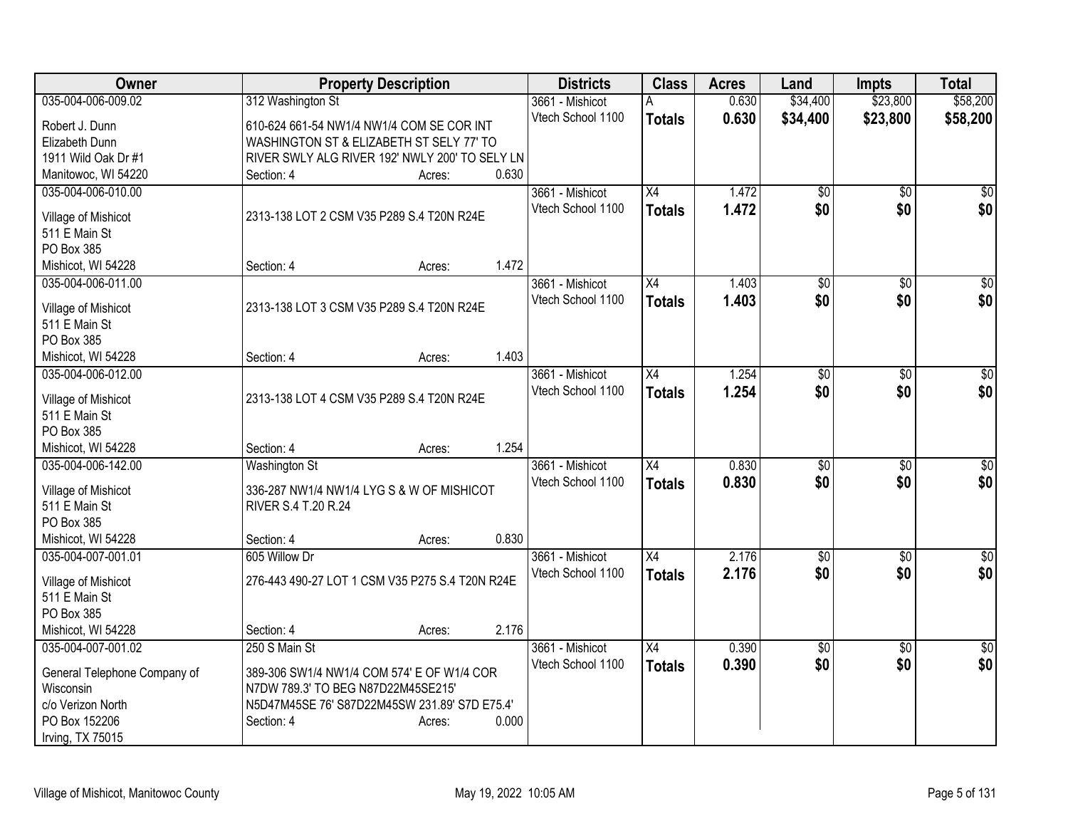| Owner | Property Description | Districts | Class | Acres | Land | Impts | Total |
|---|---|---|---|---|---|---|---|
| 035-004-006-009.02<br>Robert J. Dunn<br>Elizabeth Dunn<br>1911 Wild Oak Dr #1<br>Manitowoc, WI 54220 | 312 Washington St<br>610-624 661-54 NW1/4 NW1/4 COM SE COR INT WASHINGTON ST & ELIZABETH ST SELY 77' TO RIVER SWLY ALG RIVER 192' NWLY 200' TO SELY LN<br>Section: 4 Acres: 0.630 | 3661 - Mishicot<br>Vtech School 1100 | A<br>**Totals** | 0.630<br>**0.630** | $34,400<br>**$34,400** | $23,800<br>**$23,800** | $58,200<br>**$58,200** |
| 035-004-006-010.00<br>Village of Mishicot<br>511 E Main St<br>PO Box 385<br>Mishicot, WI 54228 | 2313-138 LOT 2 CSM V35 P289 S.4 T20N R24E<br>Section: 4 Acres: 1.472 | 3661 - Mishicot<br>Vtech School 1100 | X4<br>**Totals** | 1.472<br>**1.472** | $0<br>**$0** | $0<br>**$0** | $0<br>**$0** |
| 035-004-006-011.00<br>Village of Mishicot<br>511 E Main St<br>PO Box 385<br>Mishicot, WI 54228 | 2313-138 LOT 3 CSM V35 P289 S.4 T20N R24E<br>Section: 4 Acres: 1.403 | 3661 - Mishicot<br>Vtech School 1100 | X4<br>**Totals** | 1.403<br>**1.403** | $0<br>**$0** | $0<br>**$0** | $0<br>**$0** |
| 035-004-006-012.00<br>Village of Mishicot<br>511 E Main St<br>PO Box 385<br>Mishicot, WI 54228 | 2313-138 LOT 4 CSM V35 P289 S.4 T20N R24E<br>Section: 4 Acres: 1.254 | 3661 - Mishicot<br>Vtech School 1100 | X4<br>**Totals** | 1.254<br>**1.254** | $0<br>**$0** | $0<br>**$0** | $0<br>**$0** |
| 035-004-006-142.00<br>Village of Mishicot<br>511 E Main St<br>PO Box 385<br>Mishicot, WI 54228 | Washington St<br>336-287 NW1/4 NW1/4 LYG S & W OF MISHICOT RIVER S.4 T.20 R.24<br>Section: 4 Acres: 0.830 | 3661 - Mishicot<br>Vtech School 1100 | X4<br>**Totals** | 0.830<br>**0.830** | $0<br>**$0** | $0<br>**$0** | $0<br>**$0** |
| 035-004-007-001.01<br>Village of Mishicot<br>511 E Main St<br>PO Box 385<br>Mishicot, WI 54228 | 605 Willow Dr<br>276-443 490-27 LOT 1 CSM V35 P275 S.4 T20N R24E<br>Section: 4 Acres: 2.176 | 3661 - Mishicot<br>Vtech School 1100 | X4<br>**Totals** | 2.176<br>**2.176** | $0<br>**$0** | $0<br>**$0** | $0<br>**$0** |
| 035-004-007-001.02<br>General Telephone Company of Wisconsin<br>c/o Verizon North<br>PO Box 152206<br>Irving, TX 75015 | 250 S Main St<br>389-306 SW1/4 NW1/4 COM 574' E OF W1/4 COR N7DW 789.3' TO BEG N87D22M45SE215' N5D47M45SE 76' S87D22M45SW 231.89' S7D E75.4'<br>Section: 4 Acres: 0.000 | 3661 - Mishicot<br>Vtech School 1100 | X4<br>**Totals** | 0.390<br>**0.390** | $0<br>**$0** | $0<br>**$0** | $0<br>**$0** |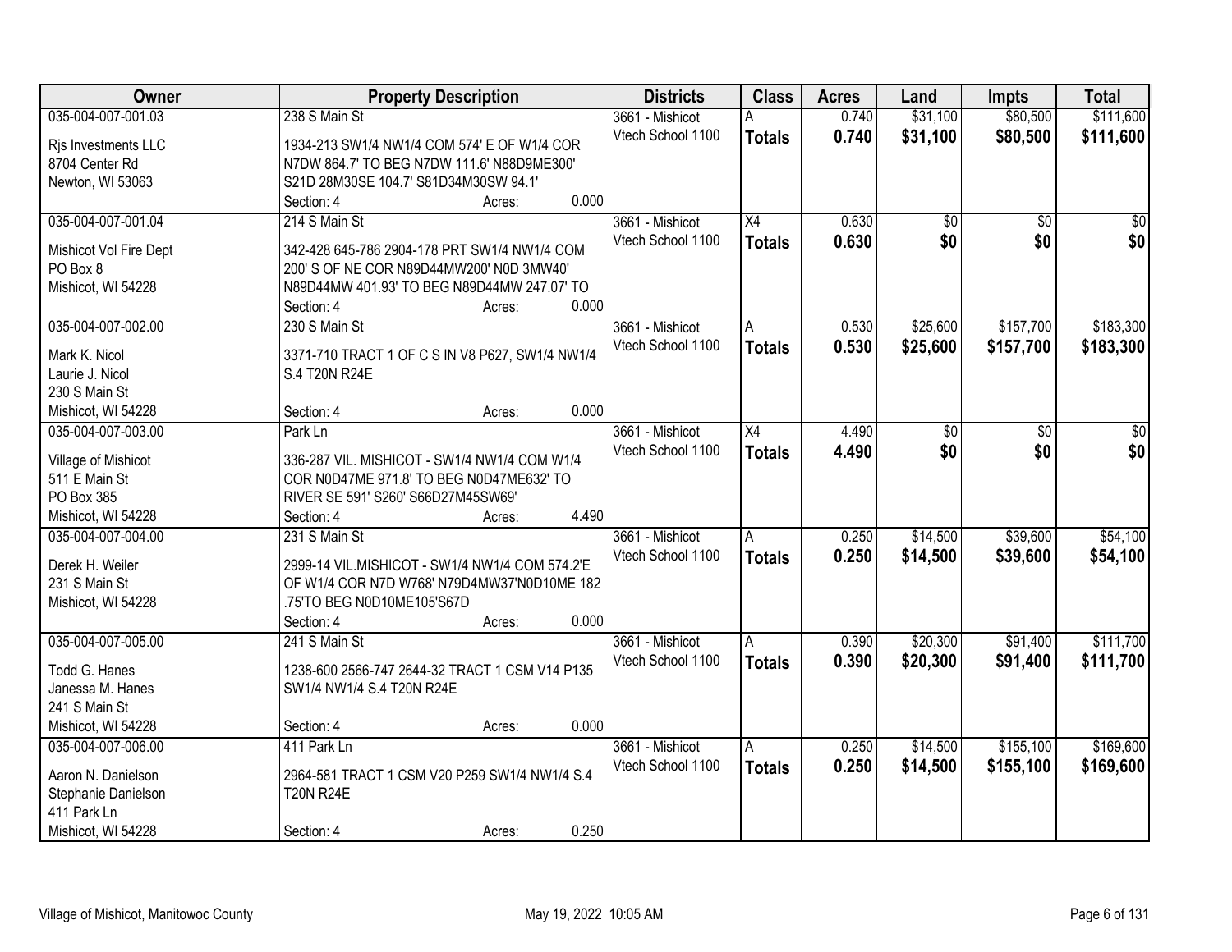| Owner | Property Description | Districts | Class | Acres | Land | Impts | Total |
|---|---|---|---|---|---|---|---|
| 035-004-007-001.03<br>Rjs Investments LLC<br>8704 Center Rd<br>Newton, WI 53063 | 238 S Main St<br>1934-213 SW1/4 NW1/4 COM 574' E OF W1/4 COR N7DW 864.7' TO BEG N7DW 111.6' N88D9ME300' S21D 28M30SE 104.7' S81D34M30SW 94.1'<br>Section: 4 Acres: 0.000 | 3661 - Mishicot<br>Vtech School 1100 | A<br>**Totals** | 0.740<br>**0.740** | $31,100<br>**$31,100** | $80,500<br>**$80,500** | $111,600<br>**$111,600** |
| 035-004-007-001.04<br>Mishicot Vol Fire Dept<br>PO Box 8<br>Mishicot, WI 54228 | 214 S Main St<br>342-428 645-786 2904-178 PRT SW1/4 NW1/4 COM 200' S OF NE COR N89D44MW200' N0D 3MW40' N89D44MW 401.93' TO BEG N89D44MW 247.07' TO<br>Section: 4 Acres: 0.000 | 3661 - Mishicot<br>Vtech School 1100 | X4<br>**Totals** | 0.630<br>**0.630** | $0<br>**$0** | $0<br>**$0** | $0<br>**$0** |
| 035-004-007-002.00<br>Mark K. Nicol<br>Laurie J. Nicol<br>230 S Main St<br>Mishicot, WI 54228 | 230 S Main St<br>3371-710 TRACT 1 OF C S IN V8 P627, SW1/4 NW1/4 S.4 T20N R24E<br>Section: 4 Acres: 0.000 | 3661 - Mishicot<br>Vtech School 1100 | A<br>**Totals** | 0.530<br>**0.530** | $25,600<br>**$25,600** | $157,700<br>**$157,700** | $183,300<br>**$183,300** |
| 035-004-007-003.00<br>Village of Mishicot<br>511 E Main St<br>PO Box 385<br>Mishicot, WI 54228 | Park Ln<br>336-287 VIL. MISHICOT - SW1/4 NW1/4 COM W1/4 COR N0D47ME 971.8' TO BEG N0D47ME632' TO RIVER SE 591' S260' S66D27M45SW69'<br>Section: 4 Acres: 4.490 | 3661 - Mishicot<br>Vtech School 1100 | X4<br>**Totals** | 4.490<br>**4.490** | $0<br>**$0** | $0<br>**$0** | $0<br>**$0** |
| 035-004-007-004.00<br>Derek H. Weiler<br>231 S Main St<br>Mishicot, WI 54228 | 231 S Main St<br>2999-14 VIL.MISHICOT - SW1/4 NW1/4 COM 574.2'E OF W1/4 COR N7D W768' N79D4MW37'N0D10ME 182 .75'TO BEG N0D10ME105'S67D<br>Section: 4 Acres: 0.000 | 3661 - Mishicot<br>Vtech School 1100 | A<br>**Totals** | 0.250<br>**0.250** | $14,500<br>**$14,500** | $39,600<br>**$39,600** | $54,100<br>**$54,100** |
| 035-004-007-005.00<br>Todd G. Hanes<br>Janessa M. Hanes<br>241 S Main St<br>Mishicot, WI 54228 | 241 S Main St<br>1238-600 2566-747 2644-32 TRACT 1 CSM V14 P135 SW1/4 NW1/4 S.4 T20N R24E<br>Section: 4 Acres: 0.000 | 3661 - Mishicot<br>Vtech School 1100 | A<br>**Totals** | 0.390<br>**0.390** | $20,300<br>**$20,300** | $91,400<br>**$91,400** | $111,700<br>**$111,700** |
| 035-004-007-006.00<br>Aaron N. Danielson<br>Stephanie Danielson<br>411 Park Ln<br>Mishicot, WI 54228 | 411 Park Ln<br>2964-581 TRACT 1 CSM V20 P259 SW1/4 NW1/4 S.4 T20N R24E<br>Section: 4 Acres: 0.250 | 3661 - Mishicot<br>Vtech School 1100 | A<br>**Totals** | 0.250<br>**0.250** | $14,500<br>**$14,500** | $155,100<br>**$155,100** | $169,600<br>**$169,600** |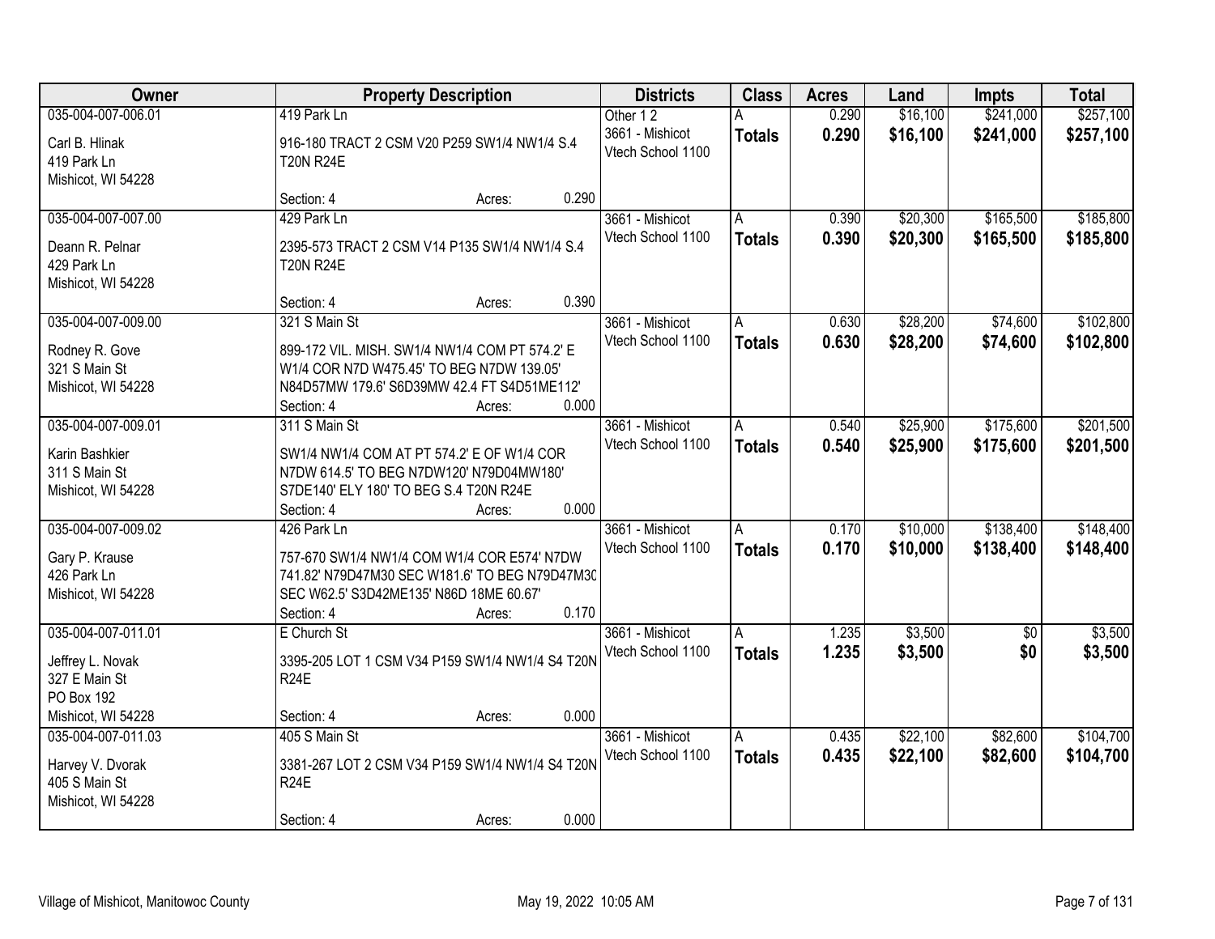| Owner | Property Description | Districts | Class | Acres | Land | Impts | Total |
|---|---|---|---|---|---|---|---|
| 035-004-007-006.01<br><br>Carl B. Hlinak<br>419 Park Ln<br>Mishicot, WI 54228 | 419 Park Ln<br><br>916-180 TRACT 2 CSM V20 P259 SW1/4 NW1/4 S.4 T20N R24E<br><br>Section: 4 Acres: 0.290 | Other 1 2<br>3661 - Mishicot<br>Vtech School 1100 | A<br>**Totals** | 0.290<br>**0.290** | $16,100<br>**$16,100** | $241,000<br>**$241,000** | $257,100<br>**$257,100** |
| 035-004-007-007.00<br><br>Deann R. Pelnar<br>429 Park Ln<br>Mishicot, WI 54228 | 429 Park Ln<br><br>2395-573 TRACT 2 CSM V14 P135 SW1/4 NW1/4 S.4 T20N R24E<br><br>Section: 4 Acres: 0.390 | 3661 - Mishicot<br>Vtech School 1100 | A<br>**Totals** | 0.390<br>**0.390** | $20,300<br>**$20,300** | $165,500<br>**$165,500** | $185,800<br>**$185,800** |
| 035-004-007-009.00<br><br>Rodney R. Gove<br>321 S Main St<br>Mishicot, WI 54228 | 321 S Main St<br><br>899-172 VIL. MISH. SW1/4 NW1/4 COM PT 574.2' E W1/4 COR N7D W475.45' TO BEG N7DW 139.05' N84D57MW 179.6' S6D39MW 42.4 FT S4D51ME112'<br>Section: 4 Acres: 0.000 | 3661 - Mishicot<br>Vtech School 1100 | A<br>**Totals** | 0.630<br>**0.630** | $28,200<br>**$28,200** | $74,600<br>**$74,600** | $102,800<br>**$102,800** |
| 035-004-007-009.01<br><br>Karin Bashkier<br>311 S Main St<br>Mishicot, WI 54228 | 311 S Main St<br><br>SW1/4 NW1/4 COM AT PT 574.2' E OF W1/4 COR N7DW 614.5' TO BEG N7DW120' N79D04MW180' S7DE140' ELY 180' TO BEG S.4 T20N R24E<br>Section: 4 Acres: 0.000 | 3661 - Mishicot<br>Vtech School 1100 | A<br>**Totals** | 0.540<br>**0.540** | $25,900<br>**$25,900** | $175,600<br>**$175,600** | $201,500<br>**$201,500** |
| 035-004-007-009.02<br><br>Gary P. Krause<br>426 Park Ln<br>Mishicot, WI 54228 | 426 Park Ln<br><br>757-670 SW1/4 NW1/4 COM W1/4 COR E574' N7DW 741.82' N79D47M30 SEC W181.6' TO BEG N79D47M30 SEC W62.5' S3D42ME135' N86D 18ME 60.67'<br>Section: 4 Acres: 0.170 | 3661 - Mishicot<br>Vtech School 1100 | A<br>**Totals** | 0.170<br>**0.170** | $10,000<br>**$10,000** | $138,400<br>**$138,400** | $148,400<br>**$148,400** |
| 035-004-007-011.01<br><br>Jeffrey L. Novak<br>327 E Main St<br>PO Box 192<br>Mishicot, WI 54228 | E Church St<br><br>3395-205 LOT 1 CSM V34 P159 SW1/4 NW1/4 S4 T20N R24E<br><br>Section: 4 Acres: 0.000 | 3661 - Mishicot<br>Vtech School 1100 | A<br>**Totals** | 1.235<br>**1.235** | $3,500<br>**$3,500** | $0<br>**$0** | $3,500<br>**$3,500** |
| 035-004-007-011.03<br><br>Harvey V. Dvorak<br>405 S Main St<br>Mishicot, WI 54228 | 405 S Main St<br><br>3381-267 LOT 2 CSM V34 P159 SW1/4 NW1/4 S4 T20N R24E<br><br>Section: 4 Acres: 0.000 | 3661 - Mishicot<br>Vtech School 1100 | A<br>**Totals** | 0.435<br>**0.435** | $22,100<br>**$22,100** | $82,600<br>**$82,600** | $104,700<br>**$104,700** |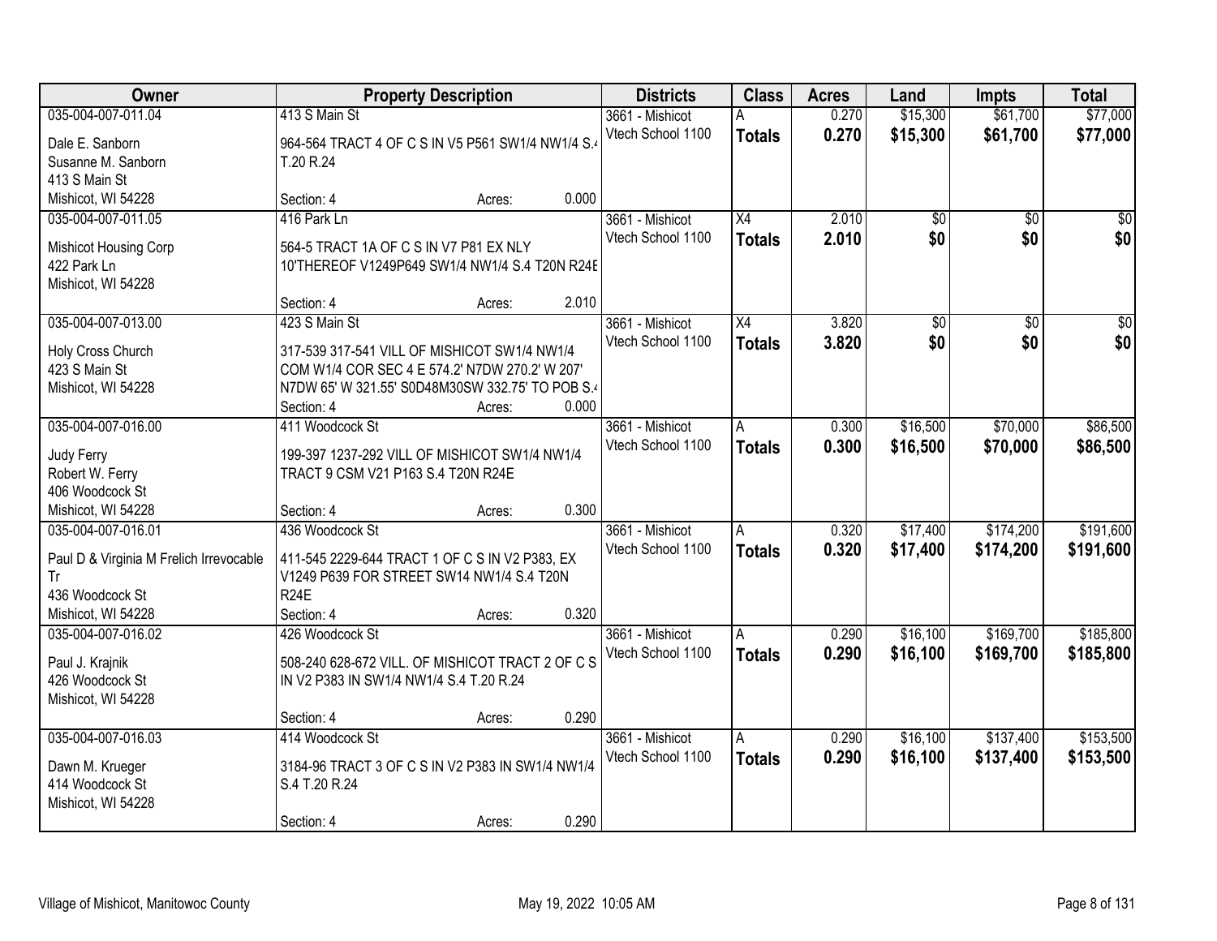| Owner | Property Description | Districts | Class | Acres | Land | Impts | Total |
|---|---|---|---|---|---|---|---|
| 035-004-007-011.04<br>Dale E. Sanborn<br>Susanne M. Sanborn<br>413 S Main St<br>Mishicot, WI 54228 | 413 S Main St<br>964-564 TRACT 4 OF C S IN V5 P561 SW1/4 NW1/4 S.4 T.20 R.24<br>Section: 4 Acres: 0.000 | 3661 - Mishicot<br>Vtech School 1100 | A<br>**Totals** | 0.270<br>**0.270** | $15,300<br>**$15,300** | $61,700<br>**$61,700** | $77,000<br>**$77,000** |
| 035-004-007-011.05<br>Mishicot Housing Corp<br>422 Park Ln<br>Mishicot, WI 54228 | 416 Park Ln<br>564-5 TRACT 1A OF C S IN V7 P81 EX NLY 10'THEREOF V1249P649 SW1/4 NW1/4 S.4 T20N R24E<br>Section: 4 Acres: 2.010 | 3661 - Mishicot<br>Vtech School 1100 | X4<br>**Totals** | 2.010<br>**2.010** | $0<br>**$0** | $0<br>**$0** | $0<br>**$0** |
| 035-004-007-013.00<br>Holy Cross Church<br>423 S Main St<br>Mishicot, WI 54228 | 423 S Main St<br>317-539 317-541 VILL OF MISHICOT SW1/4 NW1/4 COM W1/4 COR SEC 4 E 574.2' N7DW 270.2' W 207' N7DW 65' W 321.55' S0D48M30SW 332.75' TO POB S.4<br>Section: 4 Acres: 0.000 | 3661 - Mishicot<br>Vtech School 1100 | X4<br>**Totals** | 3.820<br>**3.820** | $0<br>**$0** | $0<br>**$0** | $0<br>**$0** |
| 035-004-007-016.00<br>Judy Ferry<br>Robert W. Ferry<br>406 Woodcock St<br>Mishicot, WI 54228 | 411 Woodcock St<br>199-397 1237-292 VILL OF MISHICOT SW1/4 NW1/4 TRACT 9 CSM V21 P163 S.4 T20N R24E<br>Section: 4 Acres: 0.300 | 3661 - Mishicot<br>Vtech School 1100 | A<br>**Totals** | 0.300<br>**0.300** | $16,500<br>**$16,500** | $70,000<br>**$70,000** | $86,500<br>**$86,500** |
| 035-004-007-016.01<br>Paul D & Virginia M Frelich Irrevocable Tr<br>436 Woodcock St<br>Mishicot, WI 54228 | 436 Woodcock St<br>411-545 2229-644 TRACT 1 OF C S IN V2 P383, EX V1249 P639 FOR STREET SW14 NW1/4 S.4 T20N R24E<br>Section: 4 Acres: 0.320 | 3661 - Mishicot<br>Vtech School 1100 | A<br>**Totals** | 0.320<br>**0.320** | $17,400<br>**$17,400** | $174,200<br>**$174,200** | $191,600<br>**$191,600** |
| 035-004-007-016.02<br>Paul J. Krajnik<br>426 Woodcock St<br>Mishicot, WI 54228 | 426 Woodcock St<br>508-240 628-672 VILL. OF MISHICOT TRACT 2 OF C S IN V2 P383 IN SW1/4 NW1/4 S.4 T.20 R.24<br>Section: 4 Acres: 0.290 | 3661 - Mishicot<br>Vtech School 1100 | A<br>**Totals** | 0.290<br>**0.290** | $16,100<br>**$16,100** | $169,700<br>**$169,700** | $185,800<br>**$185,800** |
| 035-004-007-016.03<br>Dawn M. Krueger<br>414 Woodcock St<br>Mishicot, WI 54228 | 414 Woodcock St<br>3184-96 TRACT 3 OF C S IN V2 P383 IN SW1/4 NW1/4 S.4 T.20 R.24<br>Section: 4 Acres: 0.290 | 3661 - Mishicot<br>Vtech School 1100 | A<br>**Totals** | 0.290<br>**0.290** | $16,100<br>**$16,100** | $137,400<br>**$137,400** | $153,500<br>**$153,500** |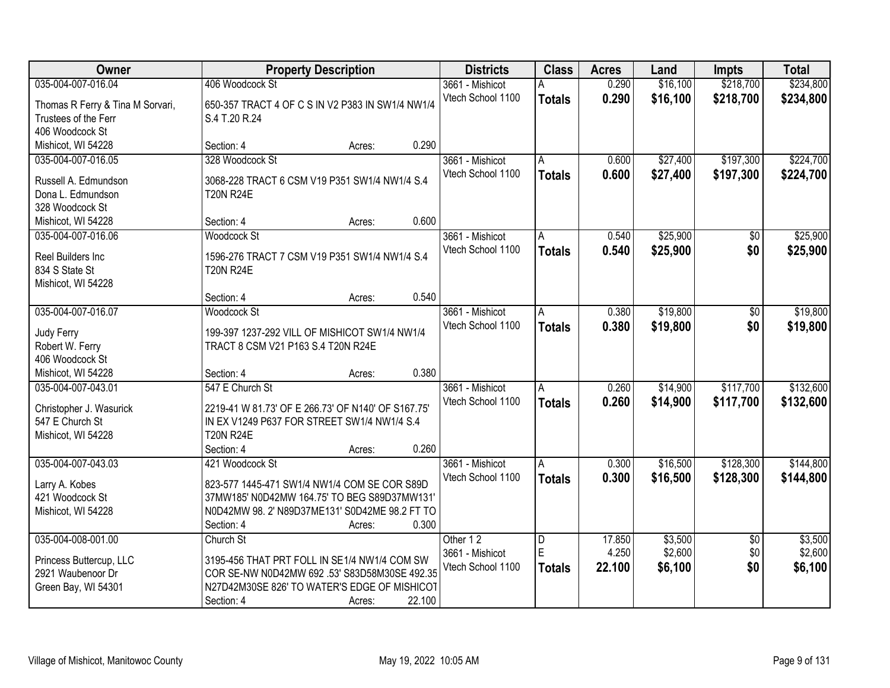| Owner | Property Description | Districts | Class | Acres | Land | Impts | Total |
|---|---|---|---|---|---|---|---|
| 035-004-007-016.04<br>Thomas R Ferry & Tina M Sorvari, Trustees of the Ferr<br>406 Woodcock St<br>Mishicot, WI 54228 | 406 Woodcock St<br>650-357 TRACT 4 OF C S IN V2 P383 IN SW1/4 NW1/4 S.4 T.20 R.24<br>Section: 4 Acres: 0.290 | 3661 - Mishicot<br>Vtech School 1100 | A<br>**Totals** | 0.290<br>**0.290** | $16,100<br>**$16,100** | $218,700<br>**$218,700** | $234,800<br>**$234,800** |
| 035-004-007-016.05<br>Russell A. Edmundson<br>Dona L. Edmundson<br>328 Woodcock St<br>Mishicot, WI 54228 | 328 Woodcock St<br>3068-228 TRACT 6 CSM V19 P351 SW1/4 NW1/4 S.4 T20N R24E<br>Section: 4 Acres: 0.600 | 3661 - Mishicot<br>Vtech School 1100 | A<br>**Totals** | 0.600<br>**0.600** | $27,400<br>**$27,400** | $197,300<br>**$197,300** | $224,700<br>**$224,700** |
| 035-004-007-016.06<br>Reel Builders Inc<br>834 S State St<br>Mishicot, WI 54228 | Woodcock St<br>1596-276 TRACT 7 CSM V19 P351 SW1/4 NW1/4 S.4 T20N R24E<br>Section: 4 Acres: 0.540 | 3661 - Mishicot<br>Vtech School 1100 | A<br>**Totals** | 0.540<br>**0.540** | $25,900<br>**$25,900** | $0<br>**$0** | $25,900<br>**$25,900** |
| 035-004-007-016.07<br>Judy Ferry<br>Robert W. Ferry<br>406 Woodcock St<br>Mishicot, WI 54228 | Woodcock St<br>199-397 1237-292 VILL OF MISHICOT SW1/4 NW1/4 TRACT 8 CSM V21 P163 S.4 T20N R24E<br>Section: 4 Acres: 0.380 | 3661 - Mishicot<br>Vtech School 1100 | A<br>**Totals** | 0.380<br>**0.380** | $19,800<br>**$19,800** | $0<br>**$0** | $19,800<br>**$19,800** |
| 035-004-007-043.01<br>Christopher J. Wasurick<br>547 E Church St<br>Mishicot, WI 54228 | 547 E Church St<br>2219-41 W 81.73' OF E 266.73' OF N140' OF S167.75' IN EX V1249 P637 FOR STREET SW1/4 NW1/4 S.4 T20N R24E<br>Section: 4 Acres: 0.260 | 3661 - Mishicot<br>Vtech School 1100 | A<br>**Totals** | 0.260<br>**0.260** | $14,900<br>**$14,900** | $117,700<br>**$117,700** | $132,600<br>**$132,600** |
| 035-004-007-043.03<br>Larry A. Kobes<br>421 Woodcock St<br>Mishicot, WI 54228 | 421 Woodcock St<br>823-577 1445-471 SW1/4 NW1/4 COM SE COR S89D 37MW185' N0D42MW 164.75' TO BEG S89D37MW131' N0D42MW 98. 2' N89D37ME131' S0D42ME 98.2 FT TO<br>Section: 4 Acres: 0.300 | 3661 - Mishicot<br>Vtech School 1100 | A<br>**Totals** | 0.300<br>**0.300** | $16,500<br>**$16,500** | $128,300<br>**$128,300** | $144,800<br>**$144,800** |
| 035-004-008-001.00<br>Princess Buttercup, LLC<br>2921 Waubenoor Dr<br>Green Bay, WI 54301 | Church St<br>3195-456 THAT PRT FOLL IN SE1/4 NW1/4 COM SW COR SE-NW N0D42MW 692 .53' S83D58M30SE 492.35 N27D42M30SE 826' TO WATER'S EDGE OF MISHICOT<br>Section: 4 Acres: 22.100 | Other 1 2<br>3661 - Mishicot<br>Vtech School 1100 | D<br>E<br>**Totals** | 17.850<br>4.250<br>**22.100** | $3,500<br>$2,600<br>**$6,100** | $0<br>$0<br>**$0** | $3,500<br>$2,600<br>**$6,100** |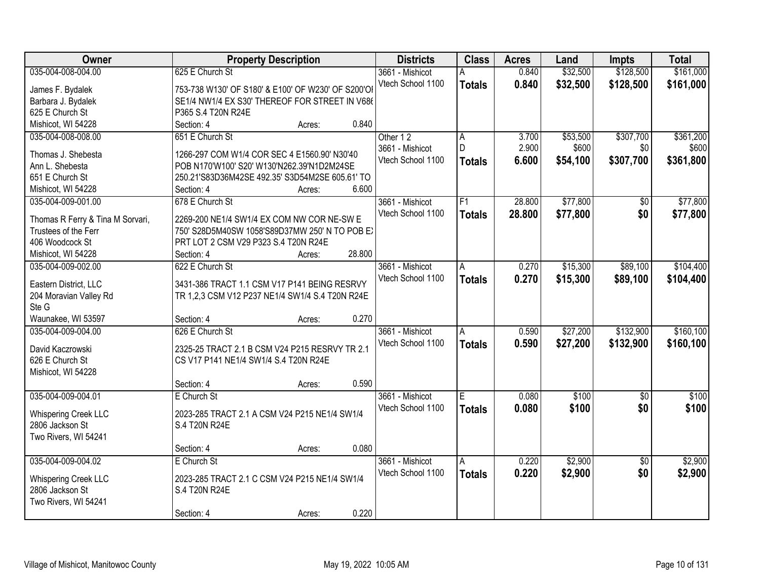| Owner | Property Description | Districts | Class | Acres | Land | Impts | Total |
|---|---|---|---|---|---|---|---|
| 035-004-008-004.00<br>James F. Bydalek<br>Barbara J. Bydalek<br>625 E Church St<br>Mishicot, WI 54228 | 625 E Church St<br>753-738 W130' OF S180' & E100' OF W230' OF S200'OI SE1/4 NW1/4 EX S30' THEREOF FOR STREET IN V686 P365 S.4 T20N R24E<br>Section: 4 Acres: 0.840 | 3661 - Mishicot<br>Vtech School 1100 | A<br>**Totals** | 0.840<br>**0.840** | $32,500<br>**$32,500** | $128,500<br>**$128,500** | $161,000<br>**$161,000** |
| 035-004-008-008.00<br>Thomas J. Shebesta<br>Ann L. Shebesta<br>651 E Church St<br>Mishicot, WI 54228 | 651 E Church St<br>1266-297 COM W1/4 COR SEC 4 E1560.90' N30'40 POB N170'W100' S20' W130'N262.39'N1D2M24SE 250.21'S83D36M42SE 492.35' S3D54M2SE 605.61' TO<br>Section: 4 Acres: 6.600 | Other 1 2<br>3661 - Mishicot<br>Vtech School 1100 | A<br>D<br>**Totals** | 3.700<br>2.900<br>**6.600** | $53,500<br>$600<br>**$54,100** | $307,700<br>$0<br>**$307,700** | $361,200<br>$600<br>**$361,800** |
| 035-004-009-001.00<br>Thomas R Ferry & Tina M Sorvari,<br>Trustees of the Ferr<br>406 Woodcock St<br>Mishicot, WI 54228 | 678 E Church St<br>2269-200 NE1/4 SW1/4 EX COM NW COR NE-SW E 750' S28D5M40SW 1058'S89D37MW 250' N TO POB EX PRT LOT 2 CSM V29 P323 S.4 T20N R24E<br>Section: 4 Acres: 28.800 | 3661 - Mishicot<br>Vtech School 1100 | F1<br>**Totals** | 28.800<br>**28.800** | $77,800<br>**$77,800** | $0<br>**$0** | $77,800<br>**$77,800** |
| 035-004-009-002.00<br>Eastern District, LLC<br>204 Moravian Valley Rd<br>Ste G<br>Waunakee, WI 53597 | 622 E Church St<br>3431-386 TRACT 1.1 CSM V17 P141 BEING RESRVY TR 1,2,3 CSM V12 P237 NE1/4 SW1/4 S.4 T20N R24E<br>Section: 4 Acres: 0.270 | 3661 - Mishicot<br>Vtech School 1100 | A<br>**Totals** | 0.270<br>**0.270** | $15,300<br>**$15,300** | $89,100<br>**$89,100** | $104,400<br>**$104,400** |
| 035-004-009-004.00<br>David Kaczrowski<br>626 E Church St<br>Mishicot, WI 54228 | 626 E Church St<br>2325-25 TRACT 2.1 B CSM V24 P215 RESRVY TR 2.1 CS V17 P141 NE1/4 SW1/4 S.4 T20N R24E<br>Section: 4 Acres: 0.590 | 3661 - Mishicot<br>Vtech School 1100 | A<br>**Totals** | 0.590<br>**0.590** | $27,200<br>**$27,200** | $132,900<br>**$132,900** | $160,100<br>**$160,100** |
| 035-004-009-004.01<br>Whispering Creek LLC<br>2806 Jackson St<br>Two Rivers, WI 54241 | E Church St<br>2023-285 TRACT 2.1 A CSM V24 P215 NE1/4 SW1/4 S.4 T20N R24E<br>Section: 4 Acres: 0.080 | 3661 - Mishicot<br>Vtech School 1100 | E<br>**Totals** | 0.080<br>**0.080** | $100<br>**$100** | $0<br>**$0** | $100<br>**$100** |
| 035-004-009-004.02<br>Whispering Creek LLC<br>2806 Jackson St<br>Two Rivers, WI 54241 | E Church St<br>2023-285 TRACT 2.1 C CSM V24 P215 NE1/4 SW1/4 S.4 T20N R24E<br>Section: 4 Acres: 0.220 | 3661 - Mishicot<br>Vtech School 1100 | A<br>**Totals** | 0.220<br>**0.220** | $2,900<br>**$2,900** | $0<br>**$0** | $2,900<br>**$2,900** |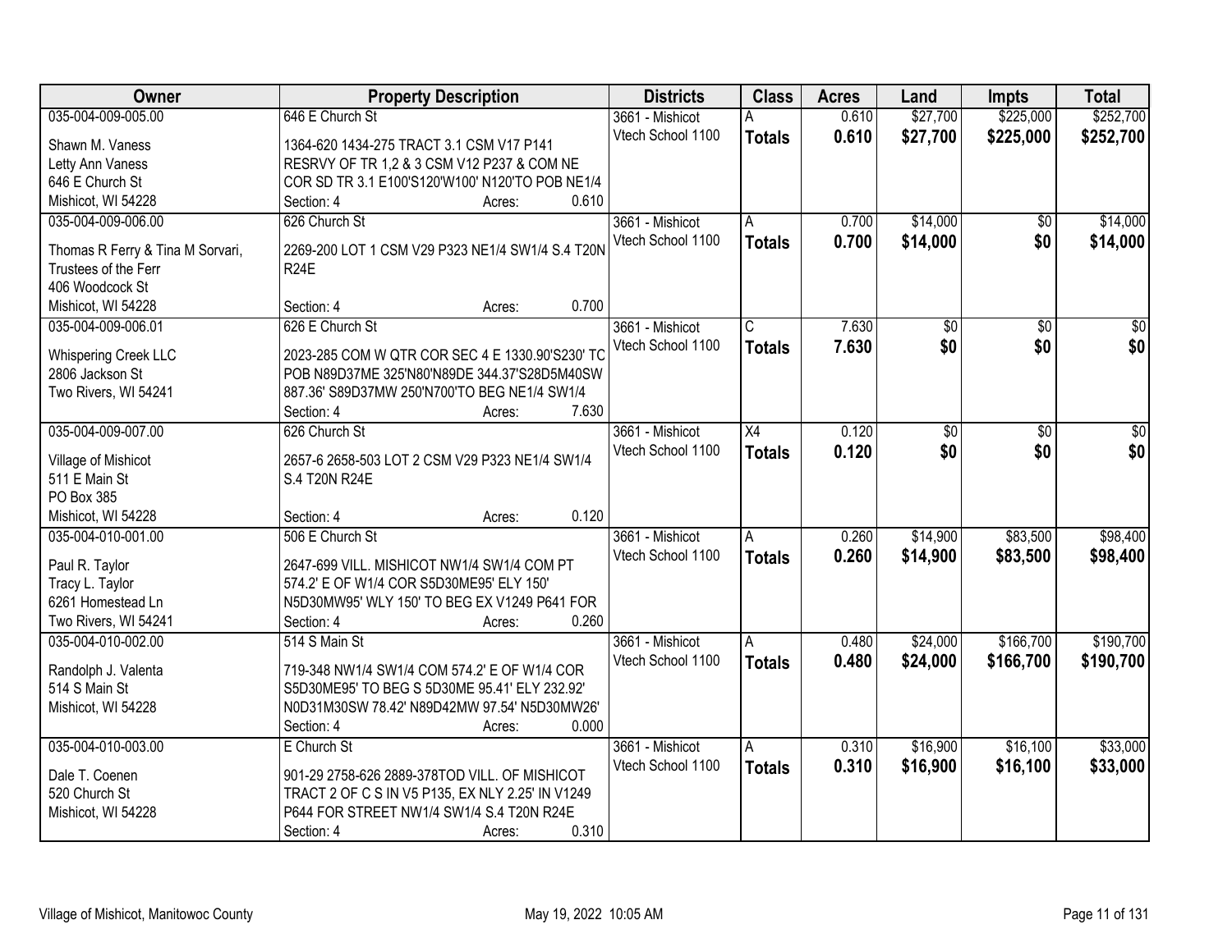| Owner | Property Description | Districts | Class | Acres | Land | Impts | Total |
|---|---|---|---|---|---|---|---|
| 035-004-009-005.00<br>Shawn M. Vaness<br>Letty Ann Vaness<br>646 E Church St<br>Mishicot, WI 54228 | 646 E Church St<br>1364-620 1434-275 TRACT 3.1 CSM V17 P141 RESRVY OF TR 1,2 & 3 CSM V12 P237 & COM NE COR SD TR 3.1 E100'S120'W100' N120'TO POB NE1/4<br>Section: 4 Acres: 0.610 | 3661 - Mishicot<br>Vtech School 1100 | A<br>**Totals** | 0.610<br>**0.610** | $27,700<br>**$27,700** | $225,000<br>**$225,000** | $252,700<br>**$252,700** |
| 035-004-009-006.00<br>Thomas R Ferry & Tina M Sorvari, Trustees of the Ferr<br>406 Woodcock St<br>Mishicot, WI 54228 | 626 Church St<br>2269-200 LOT 1 CSM V29 P323 NE1/4 SW1/4 S.4 T20N R24E<br>Section: 4 Acres: 0.700 | 3661 - Mishicot<br>Vtech School 1100 | A<br>**Totals** | 0.700<br>**0.700** | $14,000<br>**$14,000** | $0<br>**$0** | $14,000<br>**$14,000** |
| 035-004-009-006.01<br>Whispering Creek LLC<br>2806 Jackson St<br>Two Rivers, WI 54241 | 626 E Church St<br>2023-285 COM W QTR COR SEC 4 E 1330.90'S230' TC POB N89D37ME 325'N80'N89DE 344.37'S28D5M40SW 887.36' S89D37MW 250'N700'TO BEG NE1/4 SW1/4<br>Section: 4 Acres: 7.630 | 3661 - Mishicot<br>Vtech School 1100 | C<br>**Totals** | 7.630<br>**7.630** | $0<br>**$0** | $0<br>**$0** | $0<br>**$0** |
| 035-004-009-007.00<br>Village of Mishicot<br>511 E Main St<br>PO Box 385<br>Mishicot, WI 54228 | 626 Church St<br>2657-6 2658-503 LOT 2 CSM V29 P323 NE1/4 SW1/4 S.4 T20N R24E<br>Section: 4 Acres: 0.120 | 3661 - Mishicot<br>Vtech School 1100 | X4<br>**Totals** | 0.120<br>**0.120** | $0<br>**$0** | $0<br>**$0** | $0<br>**$0** |
| 035-004-010-001.00<br>Paul R. Taylor<br>Tracy L. Taylor<br>6261 Homestead Ln<br>Two Rivers, WI 54241 | 506 E Church St<br>2647-699 VILL. MISHICOT NW1/4 SW1/4 COM PT 574.2' E OF W1/4 COR S5D30ME95' ELY 150' N5D30MW95' WLY 150' TO BEG EX V1249 P641 FOR<br>Section: 4 Acres: 0.260 | 3661 - Mishicot<br>Vtech School 1100 | A<br>**Totals** | 0.260<br>**0.260** | $14,900<br>**$14,900** | $83,500<br>**$83,500** | $98,400<br>**$98,400** |
| 035-004-010-002.00<br>Randolph J. Valenta<br>514 S Main St<br>Mishicot, WI 54228 | 514 S Main St<br>719-348 NW1/4 SW1/4 COM 574.2' E OF W1/4 COR S5D30ME95' TO BEG S 5D30ME 95.41' ELY 232.92' N0D31M30SW 78.42' N89D42MW 97.54' N5D30MW26'<br>Section: 4 Acres: 0.000 | 3661 - Mishicot<br>Vtech School 1100 | A<br>**Totals** | 0.480<br>**0.480** | $24,000<br>**$24,000** | $166,700<br>**$166,700** | $190,700<br>**$190,700** |
| 035-004-010-003.00<br>Dale T. Coenen<br>520 Church St<br>Mishicot, WI 54228 | E Church St<br>901-29 2758-626 2889-378TOD VILL. OF MISHICOT TRACT 2 OF C S IN V5 P135, EX NLY 2.25' IN V1249 P644 FOR STREET NW1/4 SW1/4 S.4 T20N R24E<br>Section: 4 Acres: 0.310 | 3661 - Mishicot<br>Vtech School 1100 | A<br>**Totals** | 0.310<br>**0.310** | $16,900<br>**$16,900** | $16,100<br>**$16,100** | $33,000<br>**$33,000** |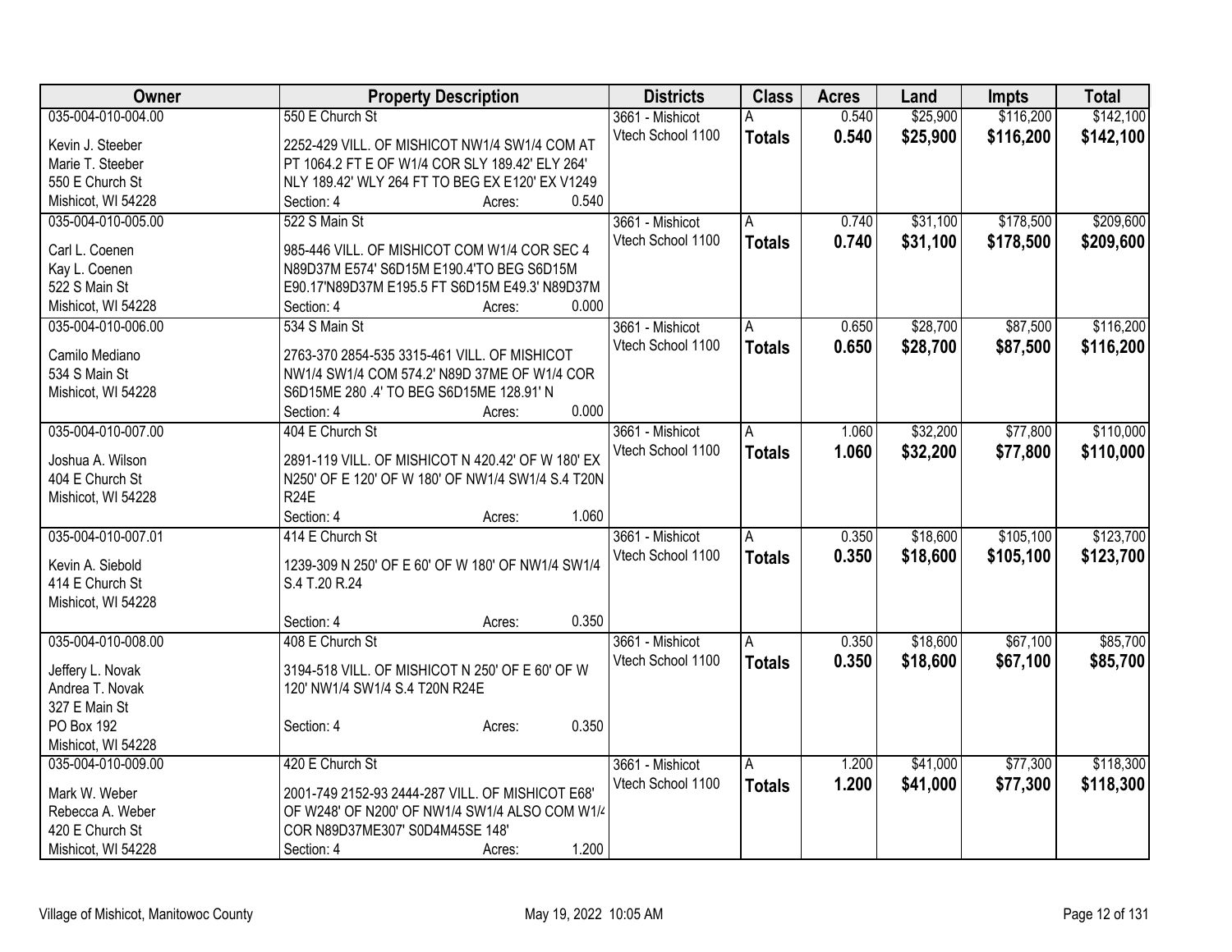| Owner | Property Description | Districts | Class | Acres | Land | Impts | Total |
|---|---|---|---|---|---|---|---|
| 035-004-010-004.00<br>Kevin J. Steeber<br>Marie T. Steeber<br>550 E Church St<br>Mishicot, WI 54228 | 550 E Church St<br>2252-429 VILL. OF MISHICOT NW1/4 SW1/4 COM AT PT 1064.2 FT E OF W1/4 COR SLY 189.42' ELY 264' NLY 189.42' WLY 264 FT TO BEG EX E120' EX V1249<br>Section: 4 Acres: 0.540 | 3661 - Mishicot<br>Vtech School 1100 | A<br>**Totals** | 0.540<br>**0.540** | $25,900<br>**$25,900** | $116,200<br>**$116,200** | $142,100<br>**$142,100** |
| 035-004-010-005.00<br>Carl L. Coenen<br>Kay L. Coenen<br>522 S Main St<br>Mishicot, WI 54228 | 522 S Main St<br>985-446 VILL. OF MISHICOT COM W1/4 COR SEC 4 N89D37M E574' S6D15M E190.4'TO BEG S6D15M E90.17'N89D37M E195.5 FT S6D15M E49.3' N89D37M<br>Section: 4 Acres: 0.000 | 3661 - Mishicot<br>Vtech School 1100 | A<br>**Totals** | 0.740<br>**0.740** | $31,100<br>**$31,100** | $178,500<br>**$178,500** | $209,600<br>**$209,600** |
| 035-004-010-006.00<br>Camilo Mediano<br>534 S Main St<br>Mishicot, WI 54228 | 534 S Main St<br>2763-370 2854-535 3315-461 VILL. OF MISHICOT NW1/4 SW1/4 COM 574.2' N89D 37ME OF W1/4 COR S6D15ME 280 .4' TO BEG S6D15ME 128.91' N<br>Section: 4 Acres: 0.000 | 3661 - Mishicot<br>Vtech School 1100 | A<br>**Totals** | 0.650<br>**0.650** | $28,700<br>**$28,700** | $87,500<br>**$87,500** | $116,200<br>**$116,200** |
| 035-004-010-007.00<br>Joshua A. Wilson<br>404 E Church St<br>Mishicot, WI 54228 | 404 E Church St<br>2891-119 VILL. OF MISHICOT N 420.42' OF W 180' EX N250' OF E 120' OF W 180' OF NW1/4 SW1/4 S.4 T20N R24E<br>Section: 4 Acres: 1.060 | 3661 - Mishicot<br>Vtech School 1100 | A<br>**Totals** | 1.060<br>**1.060** | $32,200<br>**$32,200** | $77,800<br>**$77,800** | $110,000<br>**$110,000** |
| 035-004-010-007.01<br>Kevin A. Siebold<br>414 E Church St<br>Mishicot, WI 54228 | 414 E Church St<br>1239-309 N 250' OF E 60' OF W 180' OF NW1/4 SW1/4 S.4 T.20 R.24<br>Section: 4 Acres: 0.350 | 3661 - Mishicot<br>Vtech School 1100 | A<br>**Totals** | 0.350<br>**0.350** | $18,600<br>**$18,600** | $105,100<br>**$105,100** | $123,700<br>**$123,700** |
| 035-004-010-008.00<br>Jeffery L. Novak<br>Andrea T. Novak<br>327 E Main St<br>PO Box 192<br>Mishicot, WI 54228 | 408 E Church St<br>3194-518 VILL. OF MISHICOT N 250' OF E 60' OF W 120' NW1/4 SW1/4 S.4 T20N R24E<br>Section: 4 Acres: 0.350 | 3661 - Mishicot<br>Vtech School 1100 | A<br>**Totals** | 0.350<br>**0.350** | $18,600<br>**$18,600** | $67,100<br>**$67,100** | $85,700<br>**$85,700** |
| 035-004-010-009.00<br>Mark W. Weber<br>Rebecca A. Weber<br>420 E Church St<br>Mishicot, WI 54228 | 420 E Church St<br>2001-749 2152-93 2444-287 VILL. OF MISHICOT E68' OF W248' OF N200' OF NW1/4 SW1/4 ALSO COM W1/4 COR N89D37ME307' S0D4M45SE 148'<br>Section: 4 Acres: 1.200 | 3661 - Mishicot<br>Vtech School 1100 | A<br>**Totals** | 1.200<br>**1.200** | $41,000<br>**$41,000** | $77,300<br>**$77,300** | $118,300<br>**$118,300** |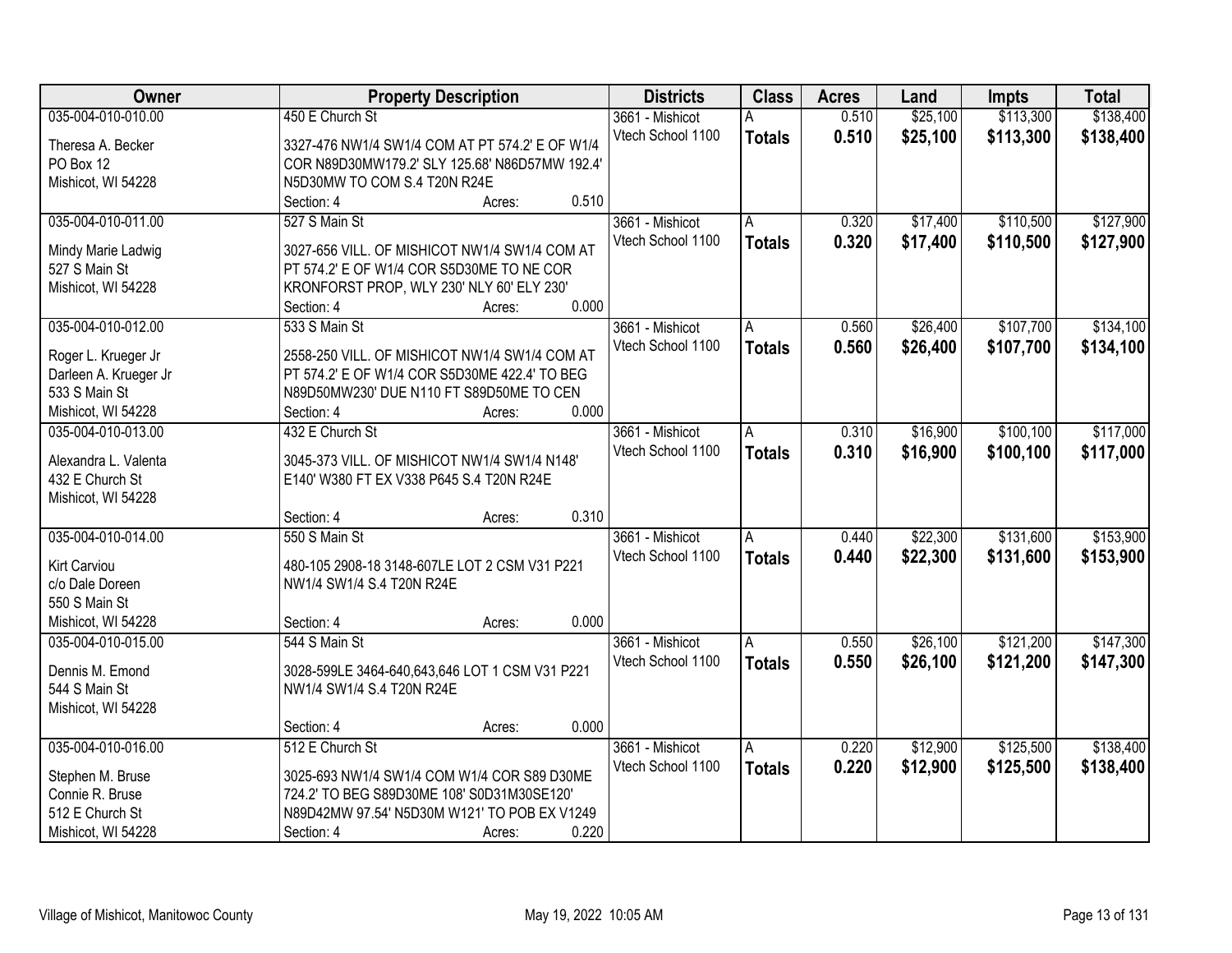| Owner | Property Description | Districts | Class | Acres | Land | Impts | Total |
|---|---|---|---|---|---|---|---|
| 035-004-010-010.00<br>Theresa A. Becker<br>PO Box 12<br>Mishicot, WI 54228 | 450 E Church St<br>3327-476 NW1/4 SW1/4 COM AT PT 574.2' E OF W1/4 COR N89D30MW179.2' SLY 125.68' N86D57MW 192.4' N5D30MW TO COM S.4 T20N R24E<br>Section: 4 Acres: 0.510 | 3661 - Mishicot<br>Vtech School 1100 | A<br>**Totals** | 0.510<br>**0.510** | $25,100<br>**$25,100** | $113,300<br>**$113,300** | $138,400<br>**$138,400** |
| 035-004-010-011.00<br>Mindy Marie Ladwig<br>527 S Main St<br>Mishicot, WI 54228 | 527 S Main St<br>3027-656 VILL. OF MISHICOT NW1/4 SW1/4 COM AT PT 574.2' E OF W1/4 COR S5D30ME TO NE COR KRONFORST PROP, WLY 230' NLY 60' ELY 230'<br>Section: 4 Acres: 0.000 | 3661 - Mishicot<br>Vtech School 1100 | A<br>**Totals** | 0.320<br>**0.320** | $17,400<br>**$17,400** | $110,500<br>**$110,500** | $127,900<br>**$127,900** |
| 035-004-010-012.00<br>Roger L. Krueger Jr<br>Darleen A. Krueger Jr<br>533 S Main St<br>Mishicot, WI 54228 | 533 S Main St<br>2558-250 VILL. OF MISHICOT NW1/4 SW1/4 COM AT PT 574.2' E OF W1/4 COR S5D30ME 422.4' TO BEG N89D50MW230' DUE N110 FT S89D50ME TO CEN<br>Section: 4 Acres: 0.000 | 3661 - Mishicot<br>Vtech School 1100 | A<br>**Totals** | 0.560<br>**0.560** | $26,400<br>**$26,400** | $107,700<br>**$107,700** | $134,100<br>**$134,100** |
| 035-004-010-013.00<br>Alexandra L. Valenta<br>432 E Church St<br>Mishicot, WI 54228 | 432 E Church St<br>3045-373 VILL. OF MISHICOT NW1/4 SW1/4 N148' E140' W380 FT EX V338 P645 S.4 T20N R24E<br>Section: 4 Acres: 0.310 | 3661 - Mishicot<br>Vtech School 1100 | A<br>**Totals** | 0.310<br>**0.310** | $16,900<br>**$16,900** | $100,100<br>**$100,100** | $117,000<br>**$117,000** |
| 035-004-010-014.00<br>Kirt Carviou<br>c/o Dale Doreen<br>550 S Main St<br>Mishicot, WI 54228 | 550 S Main St<br>480-105 2908-18 3148-607LE LOT 2 CSM V31 P221 NW1/4 SW1/4 S.4 T20N R24E<br>Section: 4 Acres: 0.000 | 3661 - Mishicot<br>Vtech School 1100 | A<br>**Totals** | 0.440<br>**0.440** | $22,300<br>**$22,300** | $131,600<br>**$131,600** | $153,900<br>**$153,900** |
| 035-004-010-015.00<br>Dennis M. Emond<br>544 S Main St<br>Mishicot, WI 54228 | 544 S Main St<br>3028-599LE 3464-640,643,646 LOT 1 CSM V31 P221 NW1/4 SW1/4 S.4 T20N R24E<br>Section: 4 Acres: 0.000 | 3661 - Mishicot<br>Vtech School 1100 | A<br>**Totals** | 0.550<br>**0.550** | $26,100<br>**$26,100** | $121,200<br>**$121,200** | $147,300<br>**$147,300** |
| 035-004-010-016.00<br>Stephen M. Bruse<br>Connie R. Bruse<br>512 E Church St<br>Mishicot, WI 54228 | 512 E Church St<br>3025-693 NW1/4 SW1/4 COM W1/4 COR S89 D30ME 724.2' TO BEG S89D30ME 108' S0D31M30SE120' N89D42MW 97.54' N5D30M W121' TO POB EX V1249<br>Section: 4 Acres: 0.220 | 3661 - Mishicot<br>Vtech School 1100 | A<br>**Totals** | 0.220<br>**0.220** | $12,900<br>**$12,900** | $125,500<br>**$125,500** | $138,400<br>**$138,400** |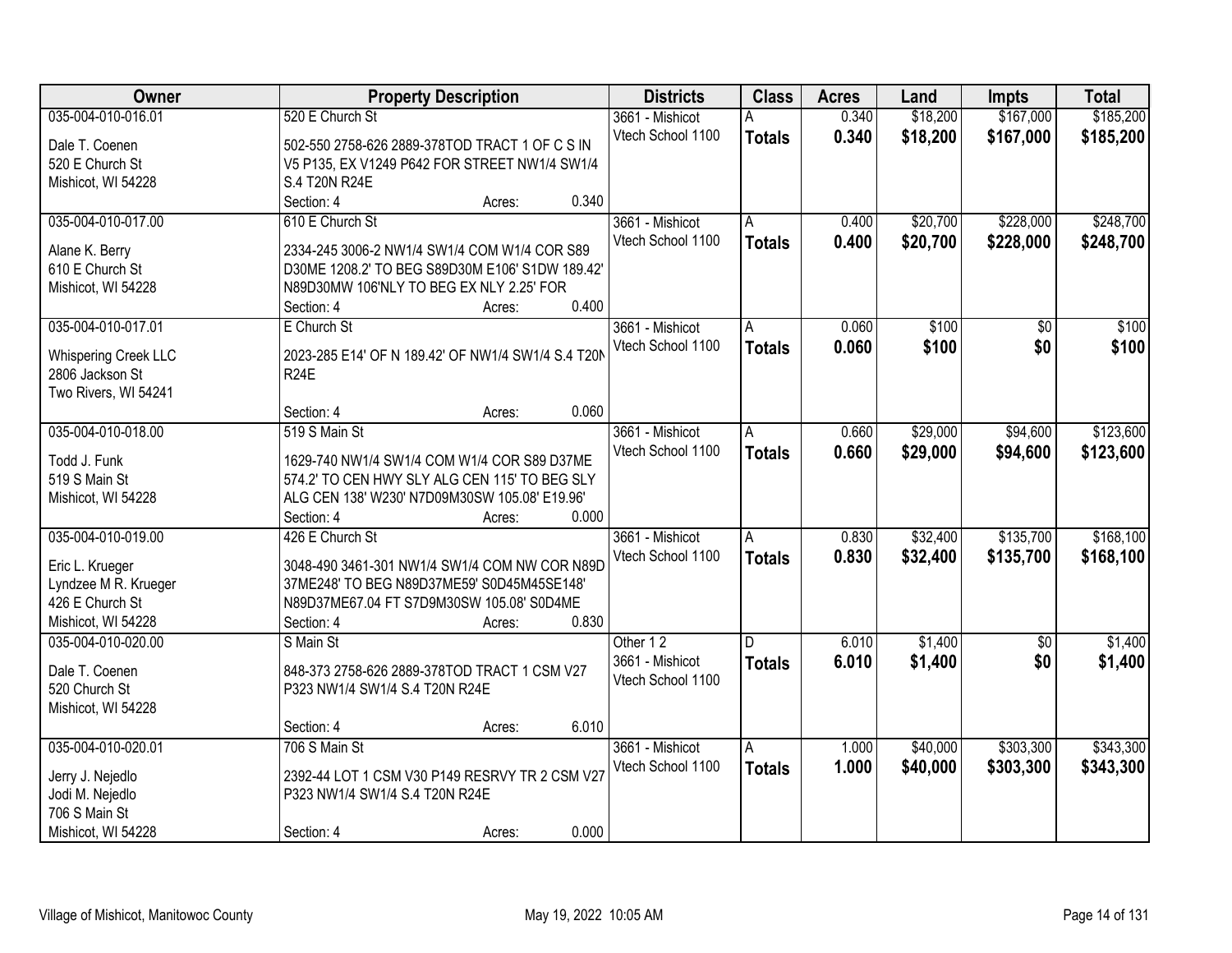| Owner | Property Description | Districts | Class | Acres | Land | Impts | Total |
|---|---|---|---|---|---|---|---|
| 035-004-010-016.01<br><br>Dale T. Coenen<br>520 E Church St<br>Mishicot, WI 54228 | 520 E Church St<br><br>502-550 2758-626 2889-378TOD TRACT 1 OF C S IN V5 P135, EX V1249 P642 FOR STREET NW1/4 SW1/4 S.4 T20N R24E<br>Section: 4 Acres: 0.340 | 3661 - Mishicot<br>Vtech School 1100 | A<br>**Totals** | 0.340<br>**0.340** | $18,200<br>**$18,200** | $167,000<br>**$167,000** | $185,200<br>**$185,200** |
| 035-004-010-017.00<br><br>Alane K. Berry<br>610 E Church St<br>Mishicot, WI 54228 | 610 E Church St<br><br>2334-245 3006-2 NW1/4 SW1/4 COM W1/4 COR S89 D30ME 1208.2' TO BEG S89D30M E106' S1DW 189.42' N89D30MW 106'NLY TO BEG EX NLY 2.25' FOR<br>Section: 4 Acres: 0.400 | 3661 - Mishicot<br>Vtech School 1100 | A<br>**Totals** | 0.400<br>**0.400** | $20,700<br>**$20,700** | $228,000<br>**$228,000** | $248,700<br>**$248,700** |
| 035-004-010-017.01<br><br>Whispering Creek LLC<br>2806 Jackson St<br>Two Rivers, WI 54241 | E Church St<br><br>2023-285 E14' OF N 189.42' OF NW1/4 SW1/4 S.4 T20N R24E<br>Section: 4 Acres: 0.060 | 3661 - Mishicot<br>Vtech School 1100 | A<br>**Totals** | 0.060<br>**0.060** | $100<br>**$100** | $0<br>**$0** | $100<br>**$100** |
| 035-004-010-018.00<br><br>Todd J. Funk<br>519 S Main St<br>Mishicot, WI 54228 | 519 S Main St<br><br>1629-740 NW1/4 SW1/4 COM W1/4 COR S89 D37ME 574.2' TO CEN HWY SLY ALG CEN 115' TO BEG SLY ALG CEN 138' W230' N7D09M30SW 105.08' E19.96'<br>Section: 4 Acres: 0.000 | 3661 - Mishicot<br>Vtech School 1100 | A<br>**Totals** | 0.660<br>**0.660** | $29,000<br>**$29,000** | $94,600<br>**$94,600** | $123,600<br>**$123,600** |
| 035-004-010-019.00<br><br>Eric L. Krueger<br>Lyndzee M R. Krueger<br>426 E Church St<br>Mishicot, WI 54228 | 426 E Church St<br><br>3048-490 3461-301 NW1/4 SW1/4 COM NW COR N89D 37ME248' TO BEG N89D37ME59' S0D45M45SE148' N89D37ME67.04 FT S7D9M30SW 105.08' S0D4ME<br>Section: 4 Acres: 0.830 | 3661 - Mishicot<br>Vtech School 1100 | A<br>**Totals** | 0.830<br>**0.830** | $32,400<br>**$32,400** | $135,700<br>**$135,700** | $168,100<br>**$168,100** |
| 035-004-010-020.00<br><br>Dale T. Coenen<br>520 Church St<br>Mishicot, WI 54228 | S Main St<br><br>848-373 2758-626 2889-378TOD TRACT 1 CSM V27 P323 NW1/4 SW1/4 S.4 T20N R24E<br>Section: 4 Acres: 6.010 | Other 1 2<br>3661 - Mishicot<br>Vtech School 1100 | D<br>**Totals** | 6.010<br>**6.010** | $1,400<br>**$1,400** | $0<br>**$0** | $1,400<br>**$1,400** |
| 035-004-010-020.01<br><br>Jerry J. Nejedlo<br>Jodi M. Nejedlo<br>706 S Main St<br>Mishicot, WI 54228 | 706 S Main St<br><br>2392-44 LOT 1 CSM V30 P149 RESRVY TR 2 CSM V27 P323 NW1/4 SW1/4 S.4 T20N R24E<br>Section: 4 Acres: 0.000 | 3661 - Mishicot<br>Vtech School 1100 | A<br>**Totals** | 1.000<br>**1.000** | $40,000<br>**$40,000** | $303,300<br>**$303,300** | $343,300<br>**$343,300** |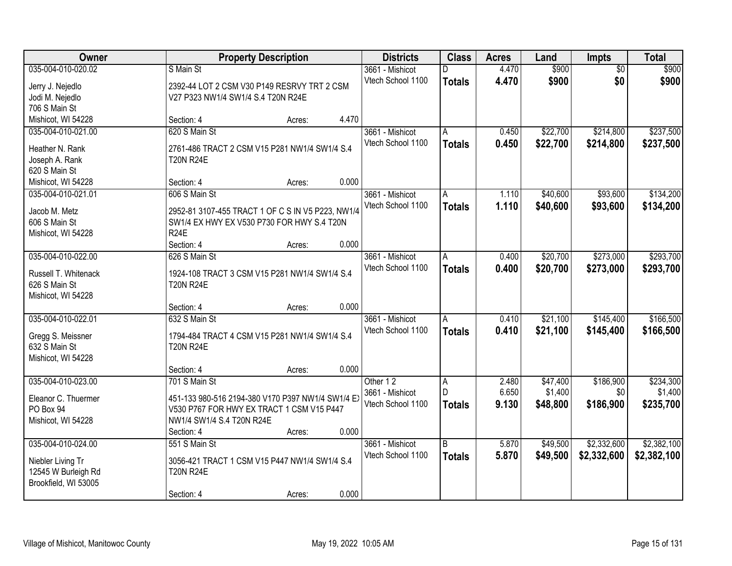| Owner | Property Description | Districts | Class | Acres | Land | Impts | Total |
|---|---|---|---|---|---|---|---|
| 035-004-010-020.02<br>Jerry J. Nejedlo<br>Jodi M. Nejedlo<br>706 S Main St<br>Mishicot, WI 54228 | S Main St<br>2392-44 LOT 2 CSM V30 P149 RESRVY TRT 2 CSM V27 P323 NW1/4 SW1/4 S.4 T20N R24E<br>Section: 4 Acres: 4.470 | 3661 - Mishicot<br>Vtech School 1100 | D<br>**Totals** | 4.470<br>**4.470** | $900<br>**$900** | $0<br>**$0** | $900<br>**$900** |
| 035-004-010-021.00<br>Heather N. Rank<br>Joseph A. Rank<br>620 S Main St<br>Mishicot, WI 54228 | 620 S Main St<br>2761-486 TRACT 2 CSM V15 P281 NW1/4 SW1/4 S.4 T20N R24E<br>Section: 4 Acres: 0.000 | 3661 - Mishicot<br>Vtech School 1100 | A<br>**Totals** | 0.450<br>**0.450** | $22,700<br>**$22,700** | $214,800<br>**$214,800** | $237,500<br>**$237,500** |
| 035-004-010-021.01<br>Jacob M. Metz<br>606 S Main St<br>Mishicot, WI 54228 | 606 S Main St<br>2952-81 3107-455 TRACT 1 OF C S IN V5 P223, NW1/4 SW1/4 EX HWY EX V530 P730 FOR HWY S.4 T20N R24E<br>Section: 4 Acres: 0.000 | 3661 - Mishicot<br>Vtech School 1100 | A<br>**Totals** | 1.110<br>**1.110** | $40,600<br>**$40,600** | $93,600<br>**$93,600** | $134,200<br>**$134,200** |
| 035-004-010-022.00<br>Russell T. Whitenack<br>626 S Main St<br>Mishicot, WI 54228 | 626 S Main St<br>1924-108 TRACT 3 CSM V15 P281 NW1/4 SW1/4 S.4 T20N R24E<br>Section: 4 Acres: 0.000 | 3661 - Mishicot<br>Vtech School 1100 | A<br>**Totals** | 0.400<br>**0.400** | $20,700<br>**$20,700** | $273,000<br>**$273,000** | $293,700<br>**$293,700** |
| 035-004-010-022.01<br>Gregg S. Meissner<br>632 S Main St<br>Mishicot, WI 54228 | 632 S Main St<br>1794-484 TRACT 4 CSM V15 P281 NW1/4 SW1/4 S.4 T20N R24E<br>Section: 4 Acres: 0.000 | 3661 - Mishicot<br>Vtech School 1100 | A<br>**Totals** | 0.410<br>**0.410** | $21,100<br>**$21,100** | $145,400<br>**$145,400** | $166,500<br>**$166,500** |
| 035-004-010-023.00<br>Eleanor C. Thuermer<br>PO Box 94<br>Mishicot, WI 54228 | 701 S Main St<br>451-133 980-516 2194-380 V170 P397 NW1/4 SW1/4 EX V530 P767 FOR HWY EX TRACT 1 CSM V15 P447 NW1/4 SW1/4 S.4 T20N R24E<br>Section: 4 Acres: 0.000 | Other 1 2<br>3661 - Mishicot<br>Vtech School 1100 | A<br>D<br>**Totals** | 2.480<br>6.650<br>**9.130** | $47,400<br>$1,400<br>**$48,800** | $186,900<br>$0<br>**$186,900** | $234,300<br>$1,400<br>**$235,700** |
| 035-004-010-024.00<br>Niebler Living Tr<br>12545 W Burleigh Rd<br>Brookfield, WI 53005 | 551 S Main St<br>3056-421 TRACT 1 CSM V15 P447 NW1/4 SW1/4 S.4 T20N R24E<br>Section: 4 Acres: 0.000 | 3661 - Mishicot<br>Vtech School 1100 | B<br>**Totals** | 5.870<br>**5.870** | $49,500<br>**$49,500** | $2,332,600<br>**$2,332,600** | $2,382,100<br>**$2,382,100** |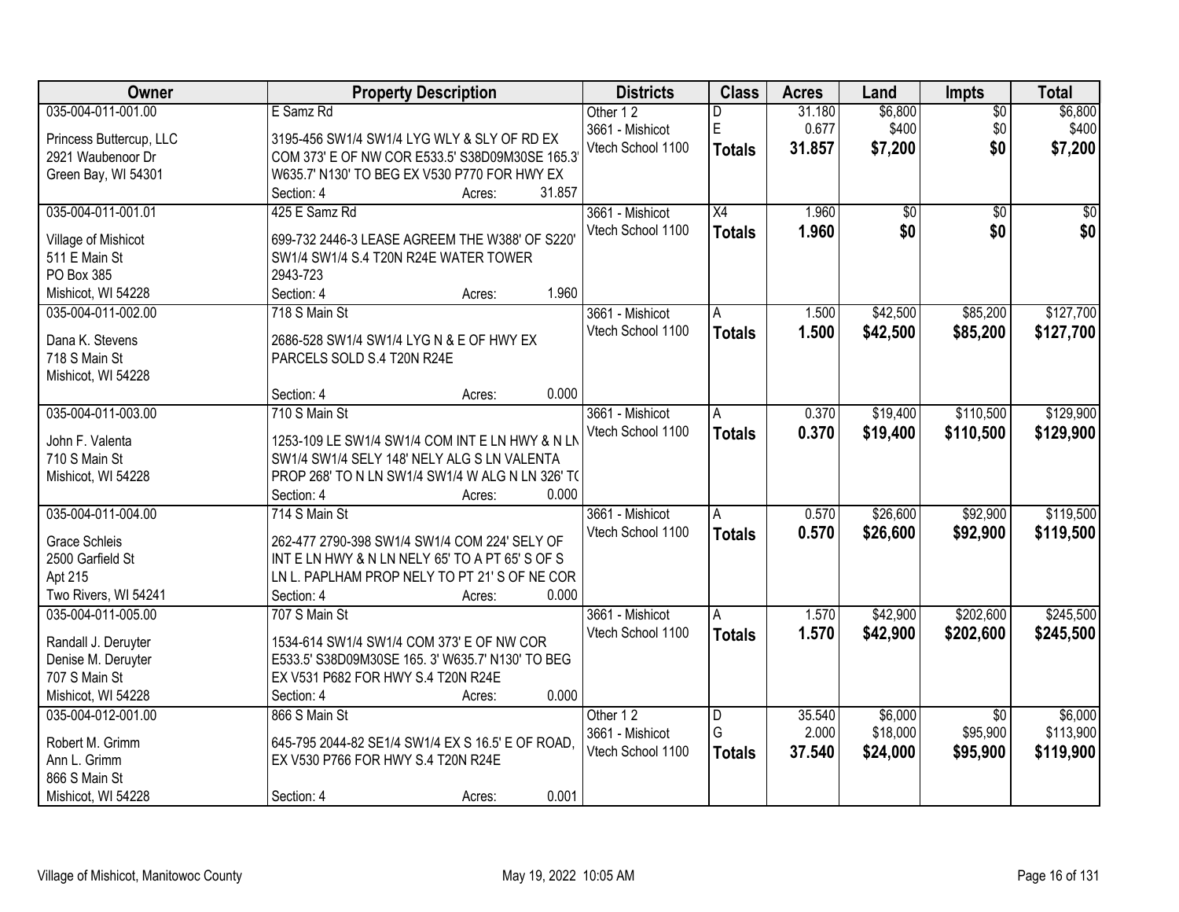| Owner | Property Description | Districts | Class | Acres | Land | Impts | Total |
|---|---|---|---|---|---|---|---|
| 035-004-011-001.00<br>Princess Buttercup, LLC<br>2921 Waubenoor Dr<br>Green Bay, WI 54301 | E Samz Rd<br>3195-456 SW1/4 SW1/4 LYG WLY & SLY OF RD EX COM 373' E OF NW COR E533.5' S38D09M30SE 165.3' W635.7' N130' TO BEG EX V530 P770 FOR HWY EX<br>Section: 4 Acres: 31.857 | Other 1 2<br>3661 - Mishicot<br>Vtech School 1100 | D<br>E<br>**Totals** | 31.180<br>0.677<br>**31.857** | $6,800<br>$400<br>**$7,200** | $0<br>$0<br>**$0** | $6,800<br>$400<br>**$7,200** |
| 035-004-011-001.01<br>Village of Mishicot<br>511 E Main St<br>PO Box 385<br>Mishicot, WI 54228 | 425 E Samz Rd<br>699-732 2446-3 LEASE AGREEM THE W388' OF S220' SW1/4 SW1/4 S.4 T20N R24E WATER TOWER 2943-723<br>Section: 4 Acres: 1.960 | 3661 - Mishicot<br>Vtech School 1100 | X4<br>**Totals** | 1.960<br>**1.960** | $0<br>**$0** | $0<br>**$0** | $0<br>**$0** |
| 035-004-011-002.00<br>Dana K. Stevens<br>718 S Main St<br>Mishicot, WI 54228 | 718 S Main St<br>2686-528 SW1/4 SW1/4 LYG N & E OF HWY EX PARCELS SOLD S.4 T20N R24E<br>Section: 4 Acres: 0.000 | 3661 - Mishicot<br>Vtech School 1100 | A<br>**Totals** | 1.500<br>**1.500** | $42,500<br>**$42,500** | $85,200<br>**$85,200** | $127,700<br>**$127,700** |
| 035-004-011-003.00<br>John F. Valenta<br>710 S Main St<br>Mishicot, WI 54228 | 710 S Main St<br>1253-109 LE SW1/4 SW1/4 COM INT E LN HWY & N LN SW1/4 SW1/4 SELY 148' NELY ALG S LN VALENTA PROP 268' TO N LN SW1/4 SW1/4 W ALG N LN 326' TO<br>Section: 4 Acres: 0.000 | 3661 - Mishicot<br>Vtech School 1100 | A<br>**Totals** | 0.370<br>**0.370** | $19,400<br>**$19,400** | $110,500<br>**$110,500** | $129,900<br>**$129,900** |
| 035-004-011-004.00<br>Grace Schleis<br>2500 Garfield St<br>Apt 215<br>Two Rivers, WI 54241 | 714 S Main St<br>262-477 2790-398 SW1/4 SW1/4 COM 224' SELY OF INT E LN HWY & N LN NELY 65' TO A PT 65' S OF S LN L. PAPLHAM PROP NELY TO PT 21' S OF NE COR<br>Section: 4 Acres: 0.000 | 3661 - Mishicot<br>Vtech School 1100 | A<br>**Totals** | 0.570<br>**0.570** | $26,600<br>**$26,600** | $92,900<br>**$92,900** | $119,500<br>**$119,500** |
| 035-004-011-005.00<br>Randall J. Deruyter<br>Denise M. Deruyter<br>707 S Main St<br>Mishicot, WI 54228 | 707 S Main St<br>1534-614 SW1/4 SW1/4 COM 373' E OF NW COR E533.5' S38D09M30SE 165. 3' W635.7' N130' TO BEG EX V531 P682 FOR HWY S.4 T20N R24E<br>Section: 4 Acres: 0.000 | 3661 - Mishicot<br>Vtech School 1100 | A<br>**Totals** | 1.570<br>**1.570** | $42,900<br>**$42,900** | $202,600<br>**$202,600** | $245,500<br>**$245,500** |
| 035-004-012-001.00<br>Robert M. Grimm<br>Ann L. Grimm<br>866 S Main St<br>Mishicot, WI 54228 | 866 S Main St<br>645-795 2044-82 SE1/4 SW1/4 EX S 16.5' E OF ROAD, EX V530 P766 FOR HWY S.4 T20N R24E<br>Section: 4 Acres: 0.001 | Other 1 2<br>3661 - Mishicot<br>Vtech School 1100 | D<br>G<br>**Totals** | 35.540<br>2.000<br>**37.540** | $6,000<br>$18,000<br>**$24,000** | $0<br>$95,900<br>**$95,900** | $6,000<br>$113,900<br>**$119,900** |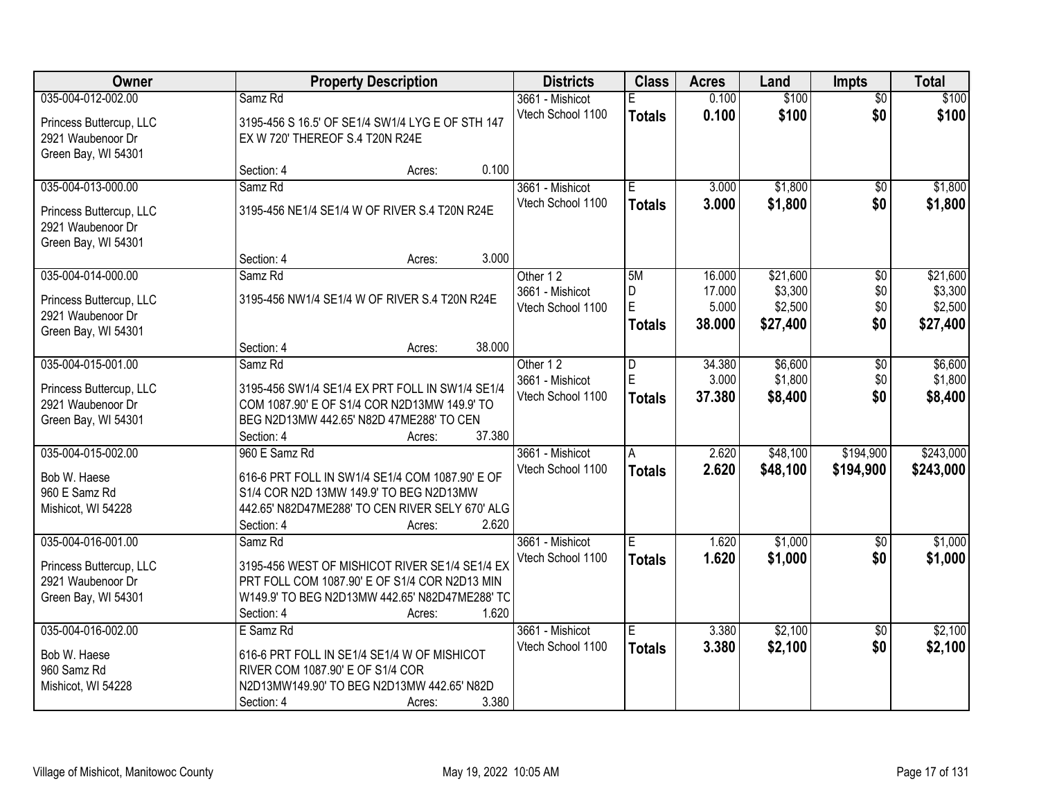| Owner | Property Description | Districts | Class | Acres | Land | Impts | Total |
|---|---|---|---|---|---|---|---|
| 035-004-012-002.00<br>Princess Buttercup, LLC<br>2921 Waubenoor Dr<br>Green Bay, WI 54301 | Samz Rd<br>3195-456 S 16.5' OF SE1/4 SW1/4 LYG E OF STH 147 EX W 720' THEREOF S.4 T20N R24E<br>Section: 4 Acres: 0.100 | 3661 - Mishicot<br>Vtech School 1100 | E<br>**Totals** | 0.100<br>**0.100** | $100<br>**$100** | $0<br>**$0** | $100<br>**$100** |
| 035-004-013-000.00<br>Princess Buttercup, LLC<br>2921 Waubenoor Dr<br>Green Bay, WI 54301 | Samz Rd<br>3195-456 NE1/4 SE1/4 W OF RIVER S.4 T20N R24E<br>Section: 4 Acres: 3.000 | 3661 - Mishicot<br>Vtech School 1100 | E<br>**Totals** | 3.000<br>**3.000** | $1,800<br>**$1,800** | $0<br>**$0** | $1,800<br>**$1,800** |
| 035-004-014-000.00<br>Princess Buttercup, LLC<br>2921 Waubenoor Dr<br>Green Bay, WI 54301 | Samz Rd<br>3195-456 NW1/4 SE1/4 W OF RIVER S.4 T20N R24E<br>Section: 4 Acres: 38.000 | Other 1 2<br>3661 - Mishicot<br>Vtech School 1100 | 5M<br>D<br>E<br>**Totals** | 16.000<br>17.000<br>5.000<br>**38.000** | $21,600<br>$3,300<br>$2,500<br>**$27,400** | $0<br>$0<br>$0<br>**$0** | $21,600<br>$3,300<br>$2,500<br>**$27,400** |
| 035-004-015-001.00<br>Princess Buttercup, LLC<br>2921 Waubenoor Dr<br>Green Bay, WI 54301 | Samz Rd<br>3195-456 SW1/4 SE1/4 EX PRT FOLL IN SW1/4 SE1/4 COM 1087.90' E OF S1/4 COR N2D13MW 149.9' TO BEG N2D13MW 442.65' N82D 47ME288' TO CEN<br>Section: 4 Acres: 37.380 | Other 1 2<br>3661 - Mishicot<br>Vtech School 1100 | D<br>E<br>**Totals** | 34.380<br>3.000<br>**37.380** | $6,600<br>$1,800<br>**$8,400** | $0<br>$0<br>**$0** | $6,600<br>$1,800<br>**$8,400** |
| 035-004-015-002.00<br>Bob W. Haese<br>960 E Samz Rd<br>Mishicot, WI 54228 | 960 E Samz Rd<br>616-6 PRT FOLL IN SW1/4 SE1/4 COM 1087.90' E OF S1/4 COR N2D 13MW 149.9' TO BEG N2D13MW 442.65' N82D47ME288' TO CEN RIVER SELY 670' ALG<br>Section: 4 Acres: 2.620 | 3661 - Mishicot<br>Vtech School 1100 | A<br>**Totals** | 2.620<br>**2.620** | $48,100<br>**$48,100** | $194,900<br>**$194,900** | $243,000<br>**$243,000** |
| 035-004-016-001.00<br>Princess Buttercup, LLC<br>2921 Waubenoor Dr<br>Green Bay, WI 54301 | Samz Rd<br>3195-456 WEST OF MISHICOT RIVER SE1/4 SE1/4 EX PRT FOLL COM 1087.90' E OF S1/4 COR N2D13 MIN W149.9' TO BEG N2D13MW 442.65' N82D47ME288' TC<br>Section: 4 Acres: 1.620 | 3661 - Mishicot<br>Vtech School 1100 | E<br>**Totals** | 1.620<br>**1.620** | $1,000<br>**$1,000** | $0<br>**$0** | $1,000<br>**$1,000** |
| 035-004-016-002.00<br>Bob W. Haese<br>960 Samz Rd<br>Mishicot, WI 54228 | E Samz Rd<br>616-6 PRT FOLL IN SE1/4 SE1/4 W OF MISHICOT RIVER COM 1087.90' E OF S1/4 COR N2D13MW149.90' TO BEG N2D13MW 442.65' N82D<br>Section: 4 Acres: 3.380 | 3661 - Mishicot<br>Vtech School 1100 | E<br>**Totals** | 3.380<br>**3.380** | $2,100<br>**$2,100** | $0<br>**$0** | $2,100<br>**$2,100** |

Village of Mishicot, Manitowoc County — May 19, 2022 10:05 AM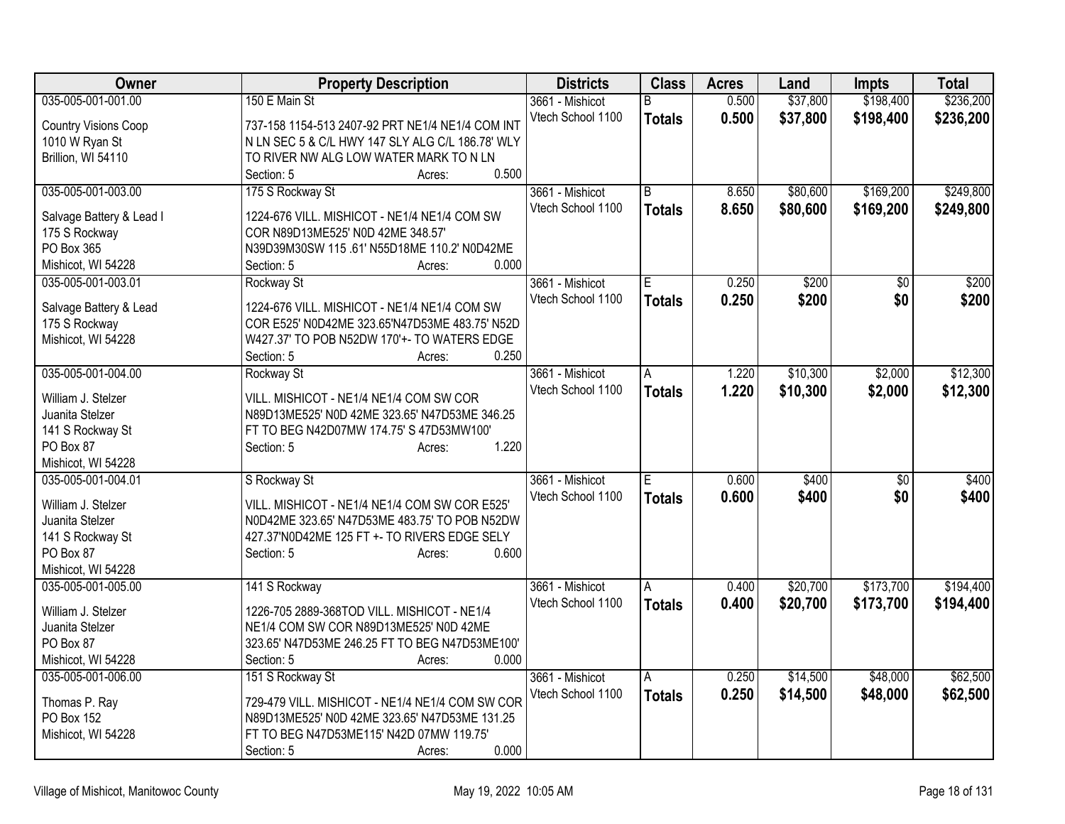| Owner | Property Description | Districts | Class | Acres | Land | Impts | Total |
|---|---|---|---|---|---|---|---|
| 035-005-001-001.00<br>Country Visions Coop<br>1010 W Ryan St<br>Brillion, WI 54110 | 150 E Main St<br>737-158 1154-513 2407-92 PRT NE1/4 NE1/4 COM INT N LN SEC 5 & C/L HWY 147 SLY ALG C/L 186.78' WLY TO RIVER NW ALG LOW WATER MARK TO N LN<br>Section: 5 Acres: 0.500 | 3661 - Mishicot<br>Vtech School 1100 | B<br>**Totals** | 0.500<br>**0.500** | $37,800<br>**$37,800** | $198,400<br>**$198,400** | $236,200<br>**$236,200** |
| 035-005-001-003.00<br>Salvage Battery & Lead I<br>175 S Rockway<br>PO Box 365<br>Mishicot, WI 54228 | 175 S Rockway St<br>1224-676 VILL. MISHICOT - NE1/4 NE1/4 COM SW COR N89D13ME525' N0D 42ME 348.57' N39D39M30SW 115 .61' N55D18ME 110.2' N0D42ME<br>Section: 5 Acres: 0.000 | 3661 - Mishicot<br>Vtech School 1100 | B<br>**Totals** | 8.650<br>**8.650** | $80,600<br>**$80,600** | $169,200<br>**$169,200** | $249,800<br>**$249,800** |
| 035-005-001-003.01<br>Salvage Battery & Lead<br>175 S Rockway<br>Mishicot, WI 54228 | Rockway St<br>1224-676 VILL. MISHICOT - NE1/4 NE1/4 COM SW COR E525' N0D42ME 323.65'N47D53ME 483.75' N52D W427.37' TO POB N52DW 170'+- TO WATERS EDGE<br>Section: 5 Acres: 0.250 | 3661 - Mishicot<br>Vtech School 1100 | E<br>**Totals** | 0.250<br>**0.250** | $200<br>**$200** | $0<br>**$0** | $200<br>**$200** |
| 035-005-001-004.00<br>William J. Stelzer<br>Juanita Stelzer<br>141 S Rockway St<br>PO Box 87<br>Mishicot, WI 54228 | Rockway St<br>VILL. MISHICOT - NE1/4 NE1/4 COM SW COR N89D13MEE525' N0D 42ME 323.65' N47D53ME 346.25 FT TO BEG N42D07MW 174.75' S 47D53MW100'<br>Section: 5 Acres: 1.220 | 3661 - Mishicot<br>Vtech School 1100 | A<br>**Totals** | 1.220<br>**1.220** | $10,300<br>**$10,300** | $2,000<br>**$2,000** | $12,300<br>**$12,300** |
| 035-005-001-004.01<br>William J. Stelzer<br>Juanita Stelzer<br>141 S Rockway St<br>PO Box 87<br>Mishicot, WI 54228 | S Rockway St<br>VILL. MISHICOT - NE1/4 NE1/4 COM SW COR E525' N0D42ME 323.65' N47D53ME 483.75' TO POB N52DW 427.37'N0D42ME 125 FT +- TO RIVERS EDGE SELY<br>Section: 5 Acres: 0.600 | 3661 - Mishicot<br>Vtech School 1100 | E<br>**Totals** | 0.600<br>**0.600** | $400<br>**$400** | $0<br>**$0** | $400<br>**$400** |
| 035-005-001-005.00<br>William J. Stelzer<br>Juanita Stelzer<br>PO Box 87<br>Mishicot, WI 54228 | 141 S Rockway<br>1226-705 2889-368TOD VILL. MISHICOT - NE1/4 NE1/4 COM SW COR N89D13ME525' N0D 42ME 323.65' N47D53ME 246.25 FT TO BEG N47D53ME100'<br>Section: 5 Acres: 0.000 | 3661 - Mishicot<br>Vtech School 1100 | A<br>**Totals** | 0.400<br>**0.400** | $20,700<br>**$20,700** | $173,700<br>**$173,700** | $194,400<br>**$194,400** |
| 035-005-001-006.00<br>Thomas P. Ray<br>PO Box 152<br>Mishicot, WI 54228 | 151 S Rockway St<br>729-479 VILL. MISHICOT - NE1/4 NE1/4 COM SW COR N89D13ME525' N0D 42ME 323.65' N47D53ME 131.25 FT TO BEG N47D53ME115' N42D 07MW 119.75'<br>Section: 5 Acres: 0.000 | 3661 - Mishicot<br>Vtech School 1100 | A<br>**Totals** | 0.250<br>**0.250** | $14,500<br>**$14,500** | $48,000<br>**$48,000** | $62,500<br>**$62,500** |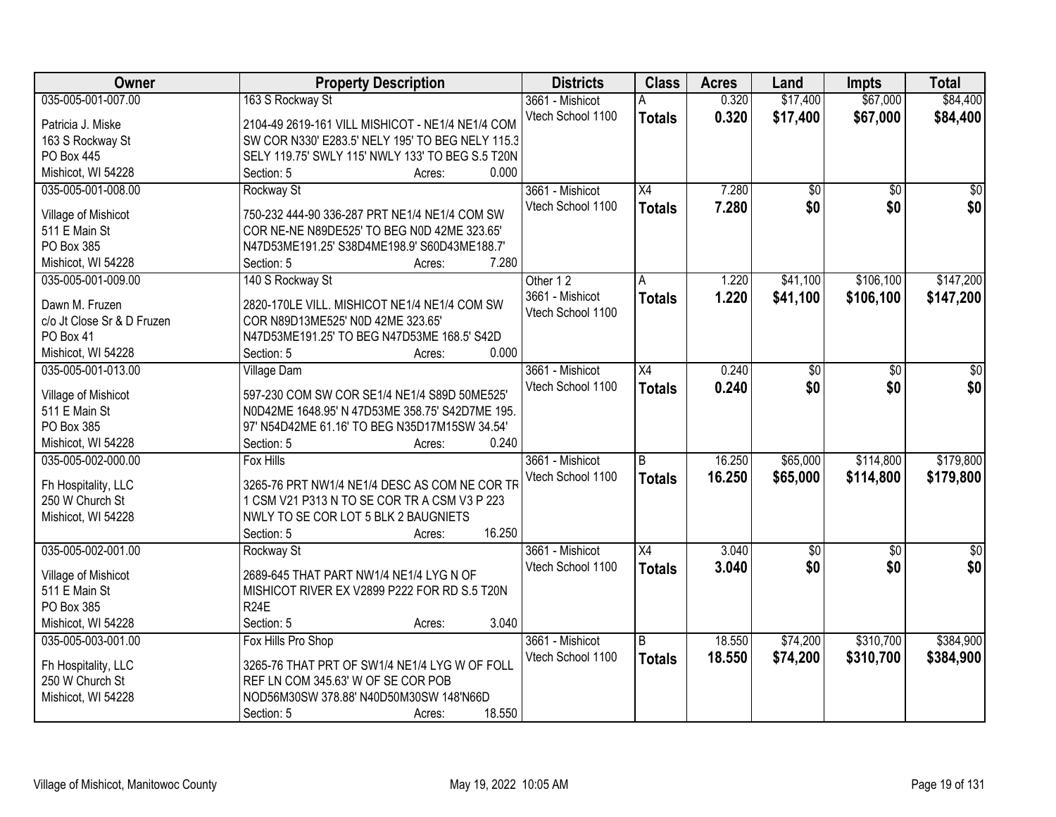| Owner | Property Description | Districts | Class | Acres | Land | Impts | Total |
|---|---|---|---|---|---|---|---|
| 035-005-001-007.00 | 163 S Rockway St | 3661 - Mishicot | A | 0.320 | $17,400 | $67,000 | $84,400 |
| Patricia J. Miske<br>163 S Rockway St<br>PO Box 445<br>Mishicot, WI 54228 | 2104-49 2619-161 VILL MISHICOT - NE1/4 NE1/4 COM SW COR N330' E283.5' NELY 195' TO BEG NELY 115.3 SELY 119.75' SWLY 115' NWLY 133' TO BEG S.5 T20N<br>Section: 5 Acres: 0.000 | Vtech School 1100 | **Totals** | **0.320** | **$17,400** | **$67,000** | **$84,400** |
| 035-005-001-008.00 | Rockway St | 3661 - Mishicot | X4 | 7.280 | $0 | $0 | $0 |
| Village of Mishicot<br>511 E Main St<br>PO Box 385<br>Mishicot, WI 54228 | 750-232 444-90 336-287 PRT NE1/4 NE1/4 COM SW COR NE-NE N89DE525' TO BEG N0D 42ME 323.65' N47D53ME191.25' S38D4ME198.9' S60D43ME188.7'<br>Section: 5 Acres: 7.280 | Vtech School 1100 | **Totals** | **7.280** | **$0** | **$0** | **$0** |
| 035-005-001-009.00 | 140 S Rockway St | Other 1 2 | A | 1.220 | $41,100 | $106,100 | $147,200 |
| Dawn M. Fruzen<br>c/o Jt Close Sr & D Fruzen<br>PO Box 41<br>Mishicot, WI 54228 | 2820-170LE VILL. MISHICOT NE1/4 NE1/4 COM SW COR N89D13ME525' N0D 42ME 323.65' N47D53ME191.25' TO BEG N47D53ME 168.5' S42D<br>Section: 5 Acres: 0.000 | 3661 - Mishicot<br>Vtech School 1100 | **Totals** | **1.220** | **$41,100** | **$106,100** | **$147,200** |
| 035-005-001-013.00 | Village Dam | 3661 - Mishicot | X4 | 0.240 | $0 | $0 | $0 |
| Village of Mishicot<br>511 E Main St<br>PO Box 385<br>Mishicot, WI 54228 | 597-230 COM SW COR SE1/4 NE1/4 S89D 50ME525' N0D42ME 1648.95' N 47D53ME 358.75' S42D7ME 195. 97' N54D42ME 61.16' TO BEG N35D17M15SW 34.54'<br>Section: 5 Acres: 0.240 | Vtech School 1100 | **Totals** | **0.240** | **$0** | **$0** | **$0** |
| 035-005-002-000.00 | Fox Hills | 3661 - Mishicot | B | 16.250 | $65,000 | $114,800 | $179,800 |
| Fh Hospitality, LLC<br>250 W Church St<br>Mishicot, WI 54228 | 3265-76 PRT NW1/4 NE1/4 DESC AS COM NE COR TR 1 CSM V21 P313 N TO SE COR TR A CSM V3 P 223 NWLY TO SE COR LOT 5 BLK 2 BAUGNIETS<br>Section: 5 Acres: 16.250 | Vtech School 1100 | **Totals** | **16.250** | **$65,000** | **$114,800** | **$179,800** |
| 035-005-002-001.00 | Rockway St | 3661 - Mishicot | X4 | 3.040 | $0 | $0 | $0 |
| Village of Mishicot<br>511 E Main St<br>PO Box 385<br>Mishicot, WI 54228 | 2689-645 THAT PART NW1/4 NE1/4 LYG N OF MISHICOT RIVER EX V2899 P222 FOR RD S.5 T20N R24E<br>Section: 5 Acres: 3.040 | Vtech School 1100 | **Totals** | **3.040** | **$0** | **$0** | **$0** |
| 035-005-003-001.00 | Fox Hills Pro Shop | 3661 - Mishicot | B | 18.550 | $74,200 | $310,700 | $384,900 |
| Fh Hospitality, LLC<br>250 W Church St<br>Mishicot, WI 54228 | 3265-76 THAT PRT OF SW1/4 NE1/4 LYG W OF FOLL REF LN COM 345.63' W OF SE COR POB NOD56M30SW 378.88' N40D50M30SW 148'N66D<br>Section: 5 Acres: 18.550 | Vtech School 1100 | **Totals** | **18.550** | **$74,200** | **$310,700** | **$384,900** |

Village of Mishicot, Manitowoc County

May 19, 2022 10:05 AM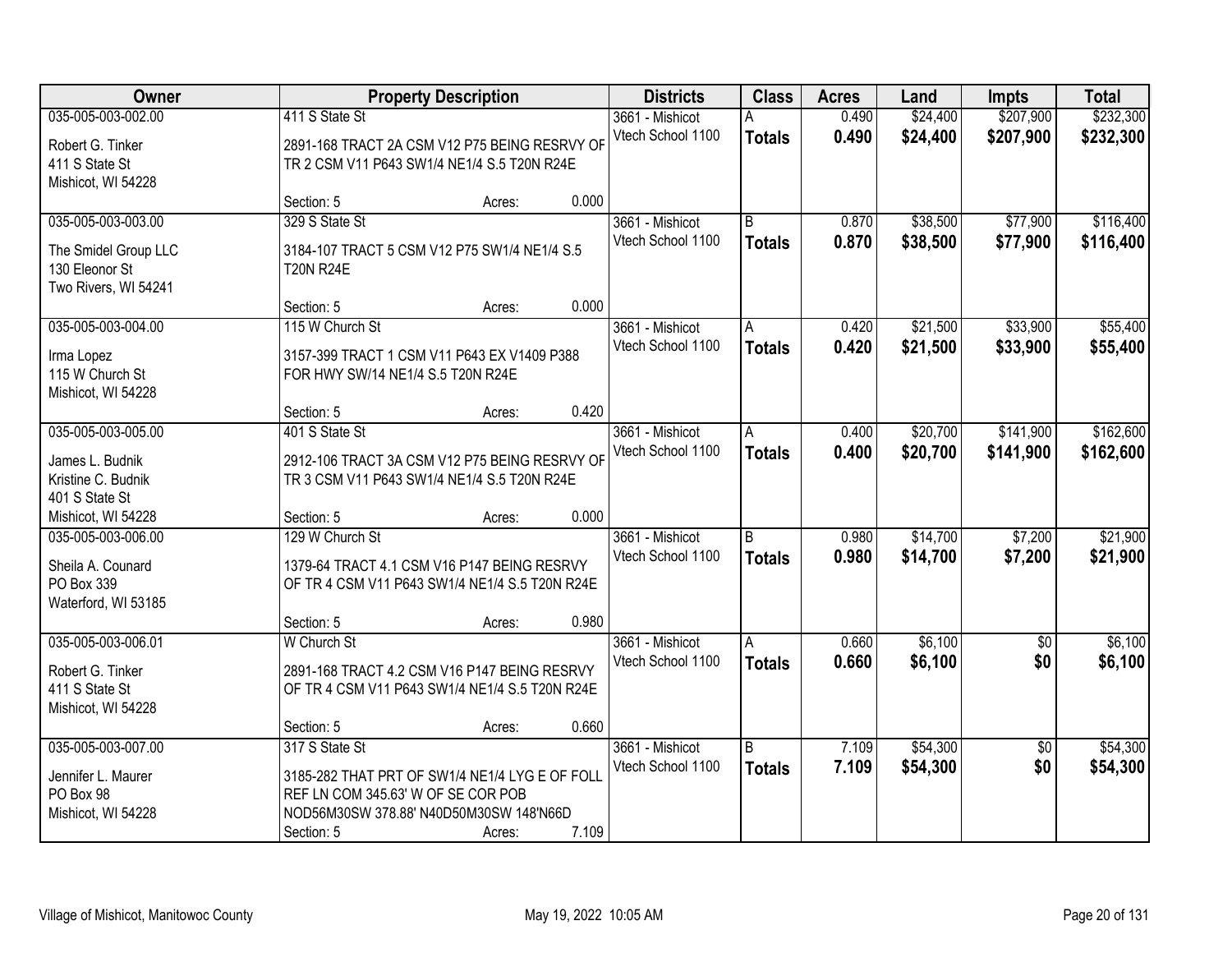| Owner | Property Description | Districts | Class | Acres | Land | Impts | Total |
|---|---|---|---|---|---|---|---|
| 035-005-003-002.00<br>Robert G. Tinker<br>411 S State St<br>Mishicot, WI 54228 | 411 S State St<br>2891-168 TRACT 2A CSM V12 P75 BEING RESRVY OF TR 2 CSM V11 P643 SW1/4 NE1/4 S.5 T20N R24E<br>Section: 5 Acres: 0.000 | 3661 - Mishicot<br>Vtech School 1100 | A<br>**Totals** | 0.490<br>**0.490** | $24,400<br>**$24,400** | $207,900<br>**$207,900** | $232,300<br>**$232,300** |
| 035-005-003-003.00<br>The Smidel Group LLC<br>130 Eleonor St<br>Two Rivers, WI 54241 | 329 S State St<br>3184-107 TRACT 5 CSM V12 P75 SW1/4 NE1/4 S.5 T20N R24E<br>Section: 5 Acres: 0.000 | 3661 - Mishicot<br>Vtech School 1100 | B<br>**Totals** | 0.870<br>**0.870** | $38,500<br>**$38,500** | $77,900<br>**$77,900** | $116,400<br>**$116,400** |
| 035-005-003-004.00<br>Irma Lopez<br>115 W Church St<br>Mishicot, WI 54228 | 115 W Church St<br>3157-399 TRACT 1 CSM V11 P643 EX V1409 P388 FOR HWY SW/14 NE1/4 S.5 T20N R24E<br>Section: 5 Acres: 0.420 | 3661 - Mishicot<br>Vtech School 1100 | A<br>**Totals** | 0.420<br>**0.420** | $21,500<br>**$21,500** | $33,900<br>**$33,900** | $55,400<br>**$55,400** |
| 035-005-003-005.00<br>James L. Budnik<br>Kristine C. Budnik<br>401 S State St<br>Mishicot, WI 54228 | 401 S State St<br>2912-106 TRACT 3A CSM V12 P75 BEING RESRVY OF TR 3 CSM V11 P643 SW1/4 NE1/4 S.5 T20N R24E<br>Section: 5 Acres: 0.000 | 3661 - Mishicot<br>Vtech School 1100 | A<br>**Totals** | 0.400<br>**0.400** | $20,700<br>**$20,700** | $141,900<br>**$141,900** | $162,600<br>**$162,600** |
| 035-005-003-006.00<br>Sheila A. Counard<br>PO Box 339<br>Waterford, WI 53185 | 129 W Church St<br>1379-64 TRACT 4.1 CSM V16 P147 BEING RESRVY OF TR 4 CSM V11 P643 SW1/4 NE1/4 S.5 T20N R24E<br>Section: 5 Acres: 0.980 | 3661 - Mishicot<br>Vtech School 1100 | B<br>**Totals** | 0.980<br>**0.980** | $14,700<br>**$14,700** | $7,200<br>**$7,200** | $21,900<br>**$21,900** |
| 035-005-003-006.01<br>Robert G. Tinker<br>411 S State St<br>Mishicot, WI 54228 | W Church St<br>2891-168 TRACT 4.2 CSM V16 P147 BEING RESRVY OF TR 4 CSM V11 P643 SW1/4 NE1/4 S.5 T20N R24E<br>Section: 5 Acres: 0.660 | 3661 - Mishicot<br>Vtech School 1100 | A<br>**Totals** | 0.660<br>**0.660** | $6,100<br>**$6,100** | $0<br>**$0** | $6,100<br>**$6,100** |
| 035-005-003-007.00<br>Jennifer L. Maurer<br>PO Box 98<br>Mishicot, WI 54228 | 317 S State St<br>3185-282 THAT PRT OF SW1/4 NE1/4 LYG E OF FOLL REF LN COM 345.63' W OF SE COR POB NOD56M30SW 378.88' N40D50M30SW 148'N66D<br>Section: 5 Acres: 7.109 | 3661 - Mishicot<br>Vtech School 1100 | B<br>**Totals** | 7.109<br>**7.109** | $54,300<br>**$54,300** | $0<br>**$0** | $54,300<br>**$54,300** |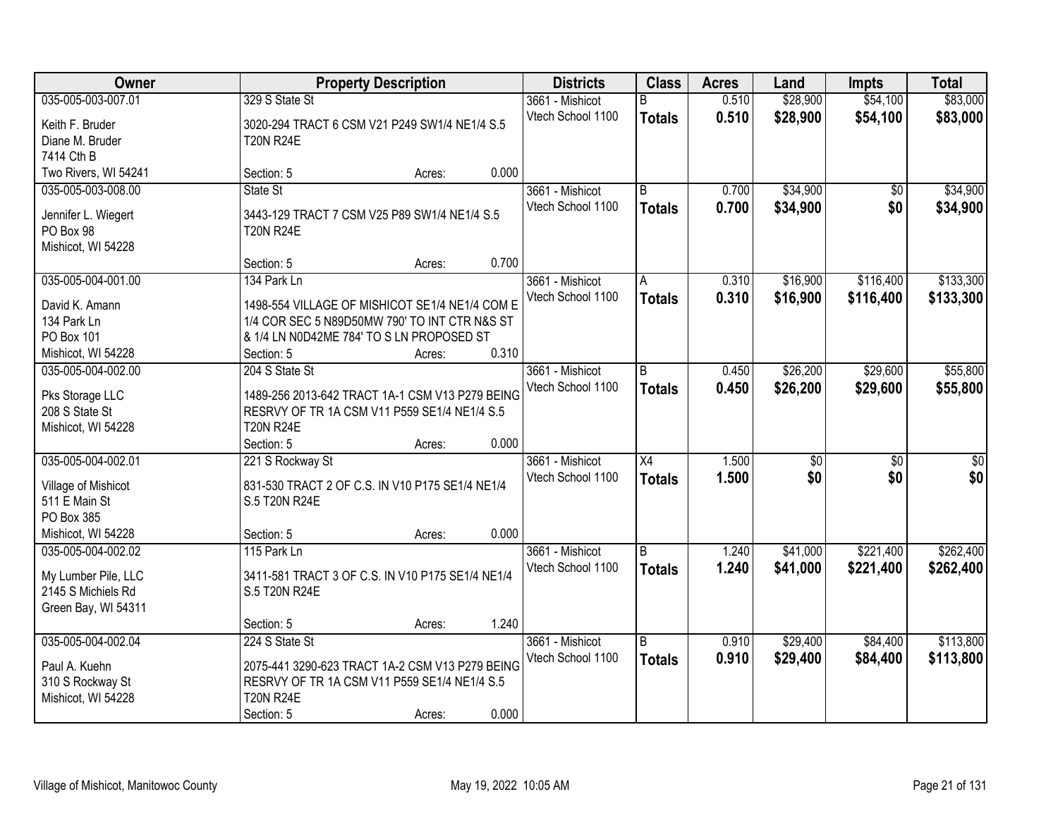| Owner | Property Description | Districts | Class | Acres | Land | Impts | Total |
|---|---|---|---|---|---|---|---|
| 035-005-003-007.01<br>Keith F. Bruder<br>Diane M. Bruder<br>7414 Cth B<br>Two Rivers, WI 54241 | 329 S State St<br>3020-294 TRACT 6 CSM V21 P249 SW1/4 NE1/4 S.5 T20N R24E<br>Section: 5 Acres: 0.000 | 3661 - Mishicot<br>Vtech School 1100 | B<br>**Totals** | 0.510<br>**0.510** | $28,900<br>**$28,900** | $54,100<br>**$54,100** | $83,000<br>**$83,000** |
| 035-005-003-008.00<br>Jennifer L. Wiegert<br>PO Box 98<br>Mishicot, WI 54228 | State St<br>3443-129 TRACT 7 CSM V25 P89 SW1/4 NE1/4 S.5 T20N R24E<br>Section: 5 Acres: 0.700 | 3661 - Mishicot<br>Vtech School 1100 | B<br>**Totals** | 0.700<br>**0.700** | $34,900<br>**$34,900** | $0<br>**$0** | $34,900<br>**$34,900** |
| 035-005-004-001.00<br>David K. Amann<br>134 Park Ln<br>PO Box 101<br>Mishicot, WI 54228 | 134 Park Ln<br>1498-554 VILLAGE OF MISHICOT SE1/4 NE1/4 COM E 1/4 COR SEC 5 N89D50MW 790' TO INT CTR N&S ST & 1/4 LN N0D42ME 784' TO S LN PROPOSED ST<br>Section: 5 Acres: 0.310 | 3661 - Mishicot<br>Vtech School 1100 | A<br>**Totals** | 0.310<br>**0.310** | $16,900<br>**$16,900** | $116,400<br>**$116,400** | $133,300<br>**$133,300** |
| 035-005-004-002.00<br>Pks Storage LLC<br>208 S State St<br>Mishicot, WI 54228 | 204 S State St<br>1489-256 2013-642 TRACT 1A-1 CSM V13 P279 BEING RESRVY OF TR 1A CSM V11 P559 SE1/4 NE1/4 S.5 T20N R24E<br>Section: 5 Acres: 0.000 | 3661 - Mishicot<br>Vtech School 1100 | B<br>**Totals** | 0.450<br>**0.450** | $26,200<br>**$26,200** | $29,600<br>**$29,600** | $55,800<br>**$55,800** |
| 035-005-004-002.01<br>Village of Mishicot<br>511 E Main St<br>PO Box 385<br>Mishicot, WI 54228 | 221 S Rockway St<br>831-530 TRACT 2 OF C.S. IN V10 P175 SE1/4 NE1/4 S.5 T20N R24E<br>Section: 5 Acres: 0.000 | 3661 - Mishicot<br>Vtech School 1100 | X4<br>**Totals** | 1.500<br>**1.500** | $0<br>**$0** | $0<br>**$0** | $0<br>**$0** |
| 035-005-004-002.02<br>My Lumber Pile, LLC<br>2145 S Michiels Rd<br>Green Bay, WI 54311 | 115 Park Ln<br>3411-581 TRACT 3 OF C.S. IN V10 P175 SE1/4 NE1/4 S.5 T20N R24E<br>Section: 5 Acres: 1.240 | 3661 - Mishicot<br>Vtech School 1100 | B<br>**Totals** | 1.240<br>**1.240** | $41,000<br>**$41,000** | $221,400<br>**$221,400** | $262,400<br>**$262,400** |
| 035-005-004-002.04<br>Paul A. Kuehn<br>310 S Rockway St<br>Mishicot, WI 54228 | 224 S State St<br>2075-441 3290-623 TRACT 1A-2 CSM V13 P279 BEING RESRVY OF TR 1A CSM V11 P559 SE1/4 NE1/4 S.5 T20N R24E<br>Section: 5 Acres: 0.000 | 3661 - Mishicot<br>Vtech School 1100 | B<br>**Totals** | 0.910<br>**0.910** | $29,400<br>**$29,400** | $84,400<br>**$84,400** | $113,800<br>**$113,800** |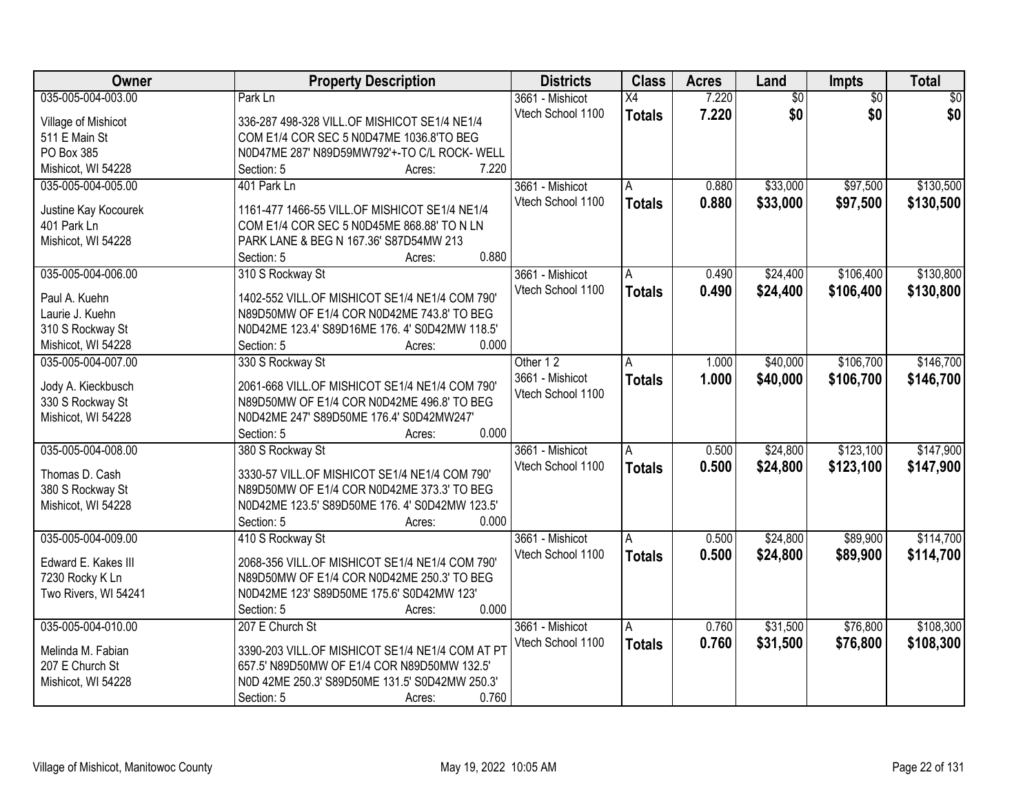| Owner | Property Description | Districts | Class | Acres | Land | Impts | Total |
|---|---|---|---|---|---|---|---|
| 035-005-004-003.00<br><br>Village of Mishicot<br>511 E Main St<br>PO Box 385<br>Mishicot, WI 54228 | Park Ln<br><br>336-287 498-328 VILL.OF MISHICOT SE1/4 NE1/4 COM E1/4 COR SEC 5 N0D47ME 1036.8'TO BEG N0D47ME 287' N89D59MW792'+-TO C/L ROCK- WELL<br>Section: 5 Acres: 7.220 | 3661 - Mishicot<br>Vtech School 1100 | X4<br>**Totals** | 7.220<br>**7.220** | $0<br>**$0** | $0<br>**$0** | $0<br>**$0** |
| 035-005-004-005.00<br><br>Justine Kay Kocourek<br>401 Park Ln<br>Mishicot, WI 54228 | 401 Park Ln<br><br>1161-477 1466-55 VILL.OF MISHICOT SE1/4 NE1/4 COM E1/4 COR SEC 5 N0D45ME 868.88' TO N LN PARK LANE & BEG N 167.36' S87D54MW 213<br>Section: 5 Acres: 0.880 | 3661 - Mishicot<br>Vtech School 1100 | A<br>**Totals** | 0.880<br>**0.880** | $33,000<br>**$33,000** | $97,500<br>**$97,500** | $130,500<br>**$130,500** |
| 035-005-004-006.00<br><br>Paul A. Kuehn<br>Laurie J. Kuehn<br>310 S Rockway St<br>Mishicot, WI 54228 | 310 S Rockway St<br><br>1402-552 VILL.OF MISHICOT SE1/4 NE1/4 COM 790' N89D50MW OF E1/4 COR N0D42ME 743.8' TO BEG N0D42ME 123.4' S89D16ME 176. 4' S0D42MW 118.5'<br>Section: 5 Acres: 0.000 | 3661 - Mishicot<br>Vtech School 1100 | A<br>**Totals** | 0.490<br>**0.490** | $24,400<br>**$24,400** | $106,400<br>**$106,400** | $130,800<br>**$130,800** |
| 035-005-004-007.00<br><br>Jody A. Kieckbusch<br>330 S Rockway St<br>Mishicot, WI 54228 | 330 S Rockway St<br><br>2061-668 VILL.OF MISHICOT SE1/4 NE1/4 COM 790' N89D50MW OF E1/4 COR N0D42ME 496.8' TO BEG N0D42ME 247' S89D50ME 176.4' S0D42MW247'<br>Section: 5 Acres: 0.000 | Other 1 2<br>3661 - Mishicot<br>Vtech School 1100 | A<br>**Totals** | 1.000<br>**1.000** | $40,000<br>**$40,000** | $106,700<br>**$106,700** | $146,700<br>**$146,700** |
| 035-005-004-008.00<br><br>Thomas D. Cash<br>380 S Rockway St<br>Mishicot, WI 54228 | 380 S Rockway St<br><br>3330-57 VILL.OF MISHICOT SE1/4 NE1/4 COM 790' N89D50MW OF E1/4 COR N0D42ME 373.3' TO BEG N0D42ME 123.5' S89D50ME 176. 4' S0D42MW 123.5'<br>Section: 5 Acres: 0.000 | 3661 - Mishicot<br>Vtech School 1100 | A<br>**Totals** | 0.500<br>**0.500** | $24,800<br>**$24,800** | $123,100<br>**$123,100** | $147,900<br>**$147,900** |
| 035-005-004-009.00<br><br>Edward E. Kakes III<br>7230 Rocky K Ln<br>Two Rivers, WI 54241 | 410 S Rockway St<br><br>2068-356 VILL.OF MISHICOT SE1/4 NE1/4 COM 790' N89D50MW OF E1/4 COR N0D42ME 250.3' TO BEG N0D42ME 123' S89D50ME 175.6' S0D42MW 123'<br>Section: 5 Acres: 0.000 | 3661 - Mishicot<br>Vtech School 1100 | A<br>**Totals** | 0.500<br>**0.500** | $24,800<br>**$24,800** | $89,900<br>**$89,900** | $114,700<br>**$114,700** |
| 035-005-004-010.00<br><br>Melinda M. Fabian<br>207 E Church St<br>Mishicot, WI 54228 | 207 E Church St<br><br>3390-203 VILL.OF MISHICOT SE1/4 NE1/4 COM AT PT 657.5' N89D50MW OF E1/4 COR N89D50MW 132.5' N0D 42ME 250.3' S89D50ME 131.5' S0D42MW 250.3'<br>Section: 5 Acres: 0.760 | 3661 - Mishicot<br>Vtech School 1100 | A<br>**Totals** | 0.760<br>**0.760** | $31,500<br>**$31,500** | $76,800<br>**$76,800** | $108,300<br>**$108,300** |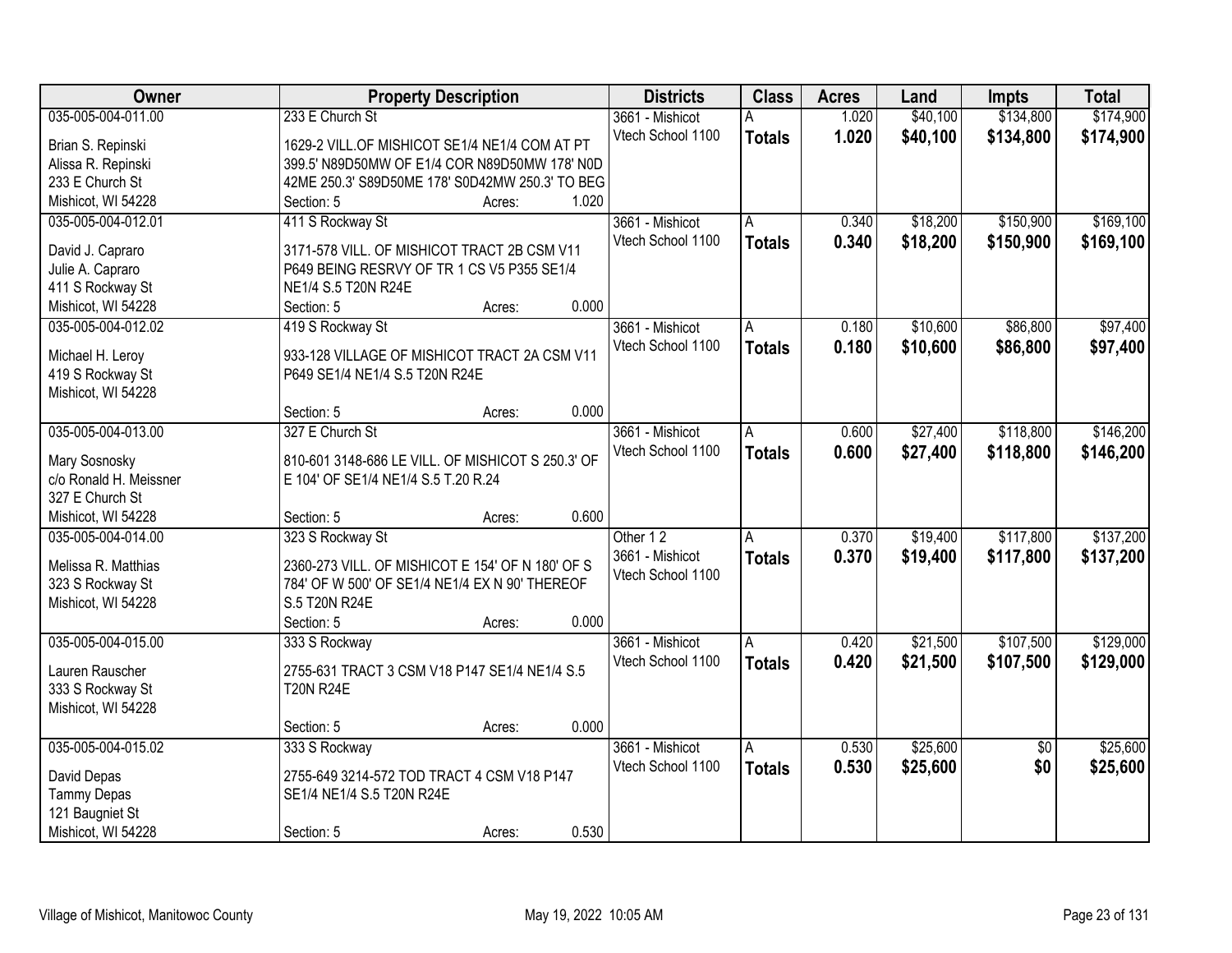| Owner | Property Description | Districts | Class | Acres | Land | Impts | Total |
|---|---|---|---|---|---|---|---|
| 035-005-004-011.00<br>Brian S. Repinski<br>Alissa R. Repinski<br>233 E Church St<br>Mishicot, WI 54228 | 233 E Church St<br>1629-2 VILL.OF MISHICOT SE1/4 NE1/4 COM AT PT 399.5' N89D50MW OF E1/4 COR N89D50MW 178' N0D 42ME 250.3' S89D50ME 178' S0D42MW 250.3' TO BEG<br>Section: 5 Acres: 1.020 | 3661 - Mishicot<br>Vtech School 1100 | A<br>**Totals** | 1.020<br>**1.020** | $40,100<br>**$40,100** | $134,800<br>**$134,800** | $174,900<br>**$174,900** |
| 035-005-004-012.01<br>David J. Capraro<br>Julie A. Capraro<br>411 S Rockway St<br>Mishicot, WI 54228 | 411 S Rockway St<br>3171-578 VILL. OF MISHICOT TRACT 2B CSM V11 P649 BEING RESRVY OF TR 1 CS V5 P355 SE1/4 NE1/4 S.5 T20N R24E<br>Section: 5 Acres: 0.000 | 3661 - Mishicot<br>Vtech School 1100 | A<br>**Totals** | 0.340<br>**0.340** | $18,200<br>**$18,200** | $150,900<br>**$150,900** | $169,100<br>**$169,100** |
| 035-005-004-012.02<br>Michael H. Leroy<br>419 S Rockway St<br>Mishicot, WI 54228 | 419 S Rockway St<br>933-128 VILLAGE OF MISHICOT TRACT 2A CSM V11 P649 SE1/4 NE1/4 S.5 T20N R24E<br>Section: 5 Acres: 0.000 | 3661 - Mishicot<br>Vtech School 1100 | A<br>**Totals** | 0.180<br>**0.180** | $10,600<br>**$10,600** | $86,800<br>**$86,800** | $97,400<br>**$97,400** |
| 035-005-004-013.00<br>Mary Sosnosky<br>c/o Ronald H. Meissner<br>327 E Church St<br>Mishicot, WI 54228 | 327 E Church St<br>810-601 3148-686 LE VILL. OF MISHICOT S 250.3' OF E 104' OF SE1/4 NE1/4 S.5 T.20 R.24<br>Section: 5 Acres: 0.600 | 3661 - Mishicot<br>Vtech School 1100 | A<br>**Totals** | 0.600<br>**0.600** | $27,400<br>**$27,400** | $118,800<br>**$118,800** | $146,200<br>**$146,200** |
| 035-005-004-014.00<br>Melissa R. Matthias<br>323 S Rockway St<br>Mishicot, WI 54228 | 323 S Rockway St<br>2360-273 VILL. OF MISHICOT E 154' OF N 180' OF S 784' OF W 500' OF SE1/4 NE1/4 EX N 90' THEREOF S.5 T20N R24E<br>Section: 5 Acres: 0.000 | Other 1 2<br>3661 - Mishicot<br>Vtech School 1100 | A<br>**Totals** | 0.370<br>**0.370** | $19,400<br>**$19,400** | $117,800<br>**$117,800** | $137,200<br>**$137,200** |
| 035-005-004-015.00<br>Lauren Rauscher<br>333 S Rockway St<br>Mishicot, WI 54228 | 333 S Rockway<br>2755-631 TRACT 3 CSM V18 P147 SE1/4 NE1/4 S.5 T20N R24E<br>Section: 5 Acres: 0.000 | 3661 - Mishicot<br>Vtech School 1100 | A<br>**Totals** | 0.420<br>**0.420** | $21,500<br>**$21,500** | $107,500<br>**$107,500** | $129,000<br>**$129,000** |
| 035-005-004-015.02<br>David Depas<br>Tammy Depas<br>121 Baugniet St<br>Mishicot, WI 54228 | 333 S Rockway<br>2755-649 3214-572 TOD TRACT 4 CSM V18 P147 SE1/4 NE1/4 S.5 T20N R24E<br>Section: 5 Acres: 0.530 | 3661 - Mishicot<br>Vtech School 1100 | A<br>**Totals** | 0.530<br>**0.530** | $25,600<br>**$25,600** | $0<br>**$0** | $25,600<br>**$25,600** |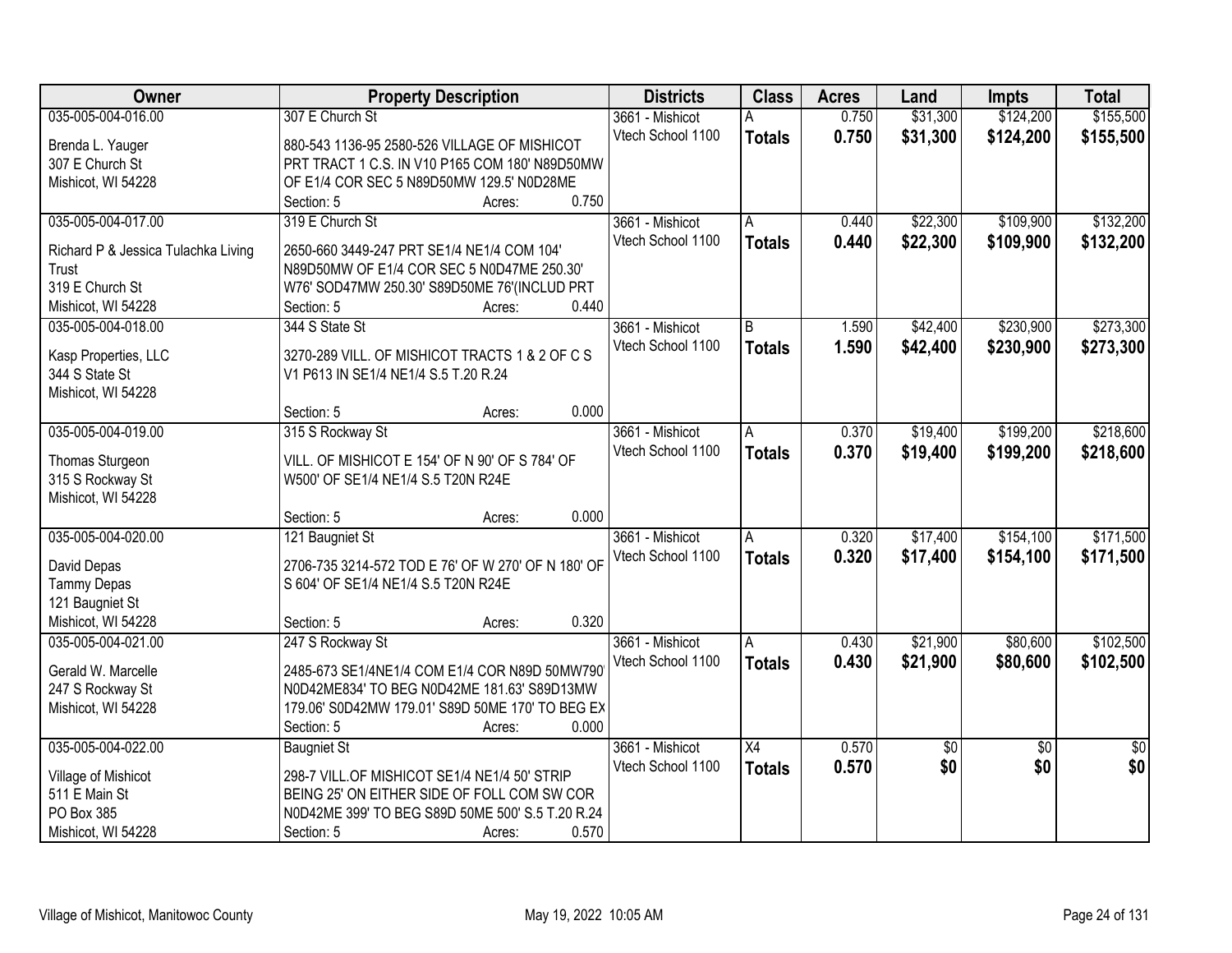| Owner | Property Description | Districts | Class | Acres | Land | Impts | Total |
|---|---|---|---|---|---|---|---|
| 035-005-004-016.00<br>Brenda L. Yauger<br>307 E Church St<br>Mishicot, WI 54228 | 307 E Church St<br>880-543 1136-95 2580-526 VILLAGE OF MISHICOT PRT TRACT 1 C.S. IN V10 P165 COM 180' N89D50MW OF E1/4 COR SEC 5 N89D50MW 129.5' N0D28ME<br>Section: 5 Acres: 0.750 | 3661 - Mishicot<br>Vtech School 1100 | A<br>**Totals** | 0.750<br>**0.750** | $31,300<br>**$31,300** | $124,200<br>**$124,200** | $155,500<br>**$155,500** |
| 035-005-004-017.00<br>Richard P & Jessica Tulachka Living Trust<br>319 E Church St<br>Mishicot, WI 54228 | 319 E Church St<br>2650-660 3449-247 PRT SE1/4 NE1/4 COM 104' N89D50MW OF E1/4 COR SEC 5 N0D47ME 250.30' W76' SOD47MW 250.30' S89D50ME 76'(INCLUD PRT<br>Section: 5 Acres: 0.440 | 3661 - Mishicot<br>Vtech School 1100 | A<br>**Totals** | 0.440<br>**0.440** | $22,300<br>**$22,300** | $109,900<br>**$109,900** | $132,200<br>**$132,200** |
| 035-005-004-018.00<br>Kasp Properties, LLC<br>344 S State St<br>Mishicot, WI 54228 | 344 S State St<br>3270-289 VILL. OF MISHICOT TRACTS 1 & 2 OF C S V1 P613 IN SE1/4 NE1/4 S.5 T.20 R.24<br>Section: 5 Acres: 0.000 | 3661 - Mishicot<br>Vtech School 1100 | B<br>**Totals** | 1.590<br>**1.590** | $42,400<br>**$42,400** | $230,900<br>**$230,900** | $273,300<br>**$273,300** |
| 035-005-004-019.00<br>Thomas Sturgeon<br>315 S Rockway St<br>Mishicot, WI 54228 | 315 S Rockway St<br>VILL. OF MISHICOT E 154' OF N 90' OF S 784' OF W500' OF SE1/4 NE1/4 S.5 T20N R24E<br>Section: 5 Acres: 0.000 | 3661 - Mishicot<br>Vtech School 1100 | A<br>**Totals** | 0.370<br>**0.370** | $19,400<br>**$19,400** | $199,200<br>**$199,200** | $218,600<br>**$218,600** |
| 035-005-004-020.00<br>David Depas<br>Tammy Depas<br>121 Baugniet St<br>Mishicot, WI 54228 | 121 Baugniet St<br>2706-735 3214-572 TOD E 76' OF W 270' OF N 180' OF S 604' OF SE1/4 NE1/4 S.5 T20N R24E<br>Section: 5 Acres: 0.320 | 3661 - Mishicot<br>Vtech School 1100 | A<br>**Totals** | 0.320<br>**0.320** | $17,400<br>**$17,400** | $154,100<br>**$154,100** | $171,500<br>**$171,500** |
| 035-005-004-021.00<br>Gerald W. Marcelle<br>247 S Rockway St<br>Mishicot, WI 54228 | 247 S Rockway St<br>2485-673 SE1/4NE1/4 COM E1/4 COR N89D 50MW790' N0D42ME834' TO BEG N0D42ME 181.63' S89D13MW 179.06' S0D42MW 179.01' S89D 50ME 170' TO BEG EX<br>Section: 5 Acres: 0.000 | 3661 - Mishicot<br>Vtech School 1100 | A<br>**Totals** | 0.430<br>**0.430** | $21,900<br>**$21,900** | $80,600<br>**$80,600** | $102,500<br>**$102,500** |
| 035-005-004-022.00<br>Village of Mishicot<br>511 E Main St<br>PO Box 385<br>Mishicot, WI 54228 | Baugniet St<br>298-7 VILL.OF MISHICOT SE1/4 NE1/4 50' STRIP BEING 25' ON EITHER SIDE OF FOLL COM SW COR N0D42ME 399' TO BEG S89D 50ME 500' S.5 T.20 R.24<br>Section: 5 Acres: 0.570 | 3661 - Mishicot<br>Vtech School 1100 | X4<br>**Totals** | 0.570<br>**0.570** | $0<br>**$0** | $0<br>**$0** | $0<br>**$0** |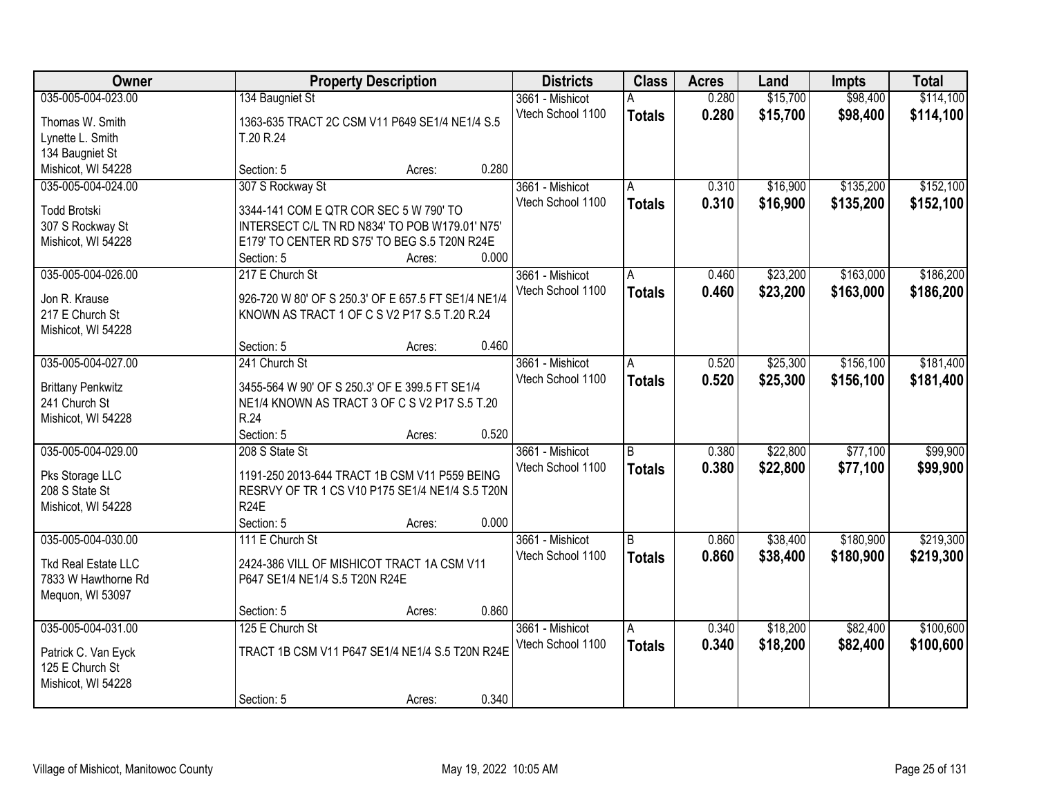| Owner | Property Description | Districts | Class | Acres | Land | Impts | Total |
|---|---|---|---|---|---|---|---|
| 035-005-004-023.00<br>Thomas W. Smith<br>Lynette L. Smith<br>134 Baugniet St<br>Mishicot, WI 54228 | 134 Baugniet St<br>1363-635 TRACT 2C CSM V11 P649 SE1/4 NE1/4 S.5 T.20 R.24<br>Section: 5 Acres: 0.280 | 3661 - Mishicot<br>Vtech School 1100 | A<br>**Totals** | 0.280<br>**0.280** | $15,700<br>**$15,700** | $98,400<br>**$98,400** | $114,100<br>**$114,100** |
| 035-005-004-024.00<br>Todd Brotski<br>307 S Rockway St<br>Mishicot, WI 54228 | 307 S Rockway St<br>3344-141 COM E QTR COR SEC 5 W 790' TO INTERSECT C/L TN RD N834' TO POB W179.01' N75' E179' TO CENTER RD S75' TO BEG S.5 T20N R24E<br>Section: 5 Acres: 0.000 | 3661 - Mishicot<br>Vtech School 1100 | A<br>**Totals** | 0.310<br>**0.310** | $16,900<br>**$16,900** | $135,200<br>**$135,200** | $152,100<br>**$152,100** |
| 035-005-004-026.00<br>Jon R. Krause<br>217 E Church St<br>Mishicot, WI 54228 | 217 E Church St<br>926-720 W 80' OF S 250.3' OF E 657.5 FT SE1/4 NE1/4 KNOWN AS TRACT 1 OF C S V2 P17 S.5 T.20 R.24<br>Section: 5 Acres: 0.460 | 3661 - Mishicot<br>Vtech School 1100 | A<br>**Totals** | 0.460<br>**0.460** | $23,200<br>**$23,200** | $163,000<br>**$163,000** | $186,200<br>**$186,200** |
| 035-005-004-027.00<br>Brittany Penkwitz<br>241 Church St<br>Mishicot, WI 54228 | 241 Church St<br>3455-564 W 90' OF S 250.3' OF E 399.5 FT SE1/4 NE1/4 KNOWN AS TRACT 3 OF C S V2 P17 S.5 T.20 R.24<br>Section: 5 Acres: 0.520 | 3661 - Mishicot<br>Vtech School 1100 | A<br>**Totals** | 0.520<br>**0.520** | $25,300<br>**$25,300** | $156,100<br>**$156,100** | $181,400<br>**$181,400** |
| 035-005-004-029.00<br>Pks Storage LLC<br>208 S State St<br>Mishicot, WI 54228 | 208 S State St<br>1191-250 2013-644 TRACT 1B CSM V11 P559 BEING RESRVY OF TR 1 CS V10 P175 SE1/4 NE1/4 S.5 T20N R24E<br>Section: 5 Acres: 0.000 | 3661 - Mishicot<br>Vtech School 1100 | B<br>**Totals** | 0.380<br>**0.380** | $22,800<br>**$22,800** | $77,100<br>**$77,100** | $99,900<br>**$99,900** |
| 035-005-004-030.00<br>Tkd Real Estate LLC<br>7833 W Hawthorne Rd<br>Mequon, WI 53097 | 111 E Church St<br>2424-386 VILL OF MISHICOT TRACT 1A CSM V11 P647 SE1/4 NE1/4 S.5 T20N R24E<br>Section: 5 Acres: 0.860 | 3661 - Mishicot<br>Vtech School 1100 | B<br>**Totals** | 0.860<br>**0.860** | $38,400<br>**$38,400** | $180,900<br>**$180,900** | $219,300<br>**$219,300** |
| 035-005-004-031.00<br>Patrick C. Van Eyck<br>125 E Church St<br>Mishicot, WI 54228 | 125 E Church St<br>TRACT 1B CSM V11 P647 SE1/4 NE1/4 S.5 T20N R24E<br>Section: 5 Acres: 0.340 | 3661 - Mishicot<br>Vtech School 1100 | A<br>**Totals** | 0.340<br>**0.340** | $18,200<br>**$18,200** | $82,400<br>**$82,400** | $100,600<br>**$100,600** |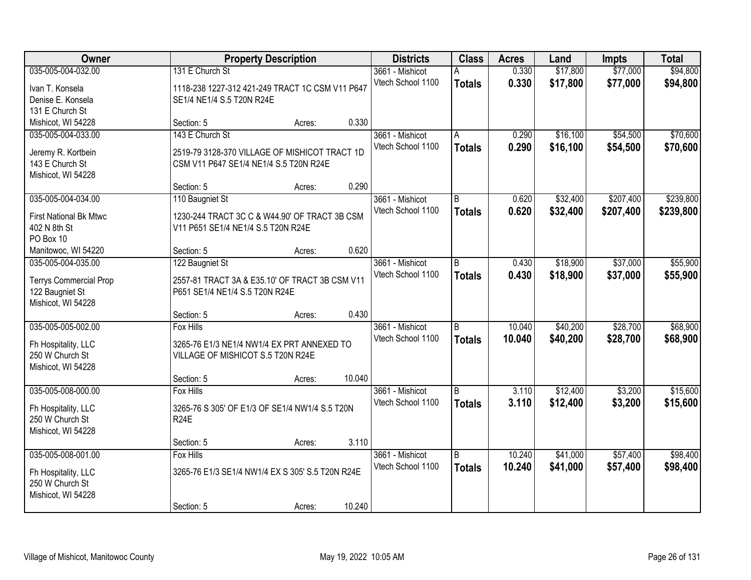| Owner | Property Description | Districts | Class | Acres | Land | Impts | Total |
|---|---|---|---|---|---|---|---|
| 035-005-004-032.00<br>Ivan T. Konsela<br>Denise E. Konsela<br>131 E Church St<br>Mishicot, WI 54228 | 131 E Church St<br>1118-238 1227-312 421-249 TRACT 1C CSM V11 P647 SE1/4 NE1/4 S.5 T20N R24E<br>Section: 5 Acres: 0.330 | 3661 - Mishicot<br>Vtech School 1100 | A<br>**Totals** | 0.330<br>**0.330** | $17,800<br>**$17,800** | $77,000<br>**$77,000** | $94,800<br>**$94,800** |
| 035-005-004-033.00<br>Jeremy R. Kortbein<br>143 E Church St<br>Mishicot, WI 54228 | 143 E Church St<br>2519-79 3128-370 VILLAGE OF MISHICOT TRACT 1D CSM V11 P647 SE1/4 NE1/4 S.5 T20N R24E<br>Section: 5 Acres: 0.290 | 3661 - Mishicot<br>Vtech School 1100 | A<br>**Totals** | 0.290<br>**0.290** | $16,100<br>**$16,100** | $54,500<br>**$54,500** | $70,600<br>**$70,600** |
| 035-005-004-034.00<br>First National Bk Mtwc<br>402 N 8th St<br>PO Box 10<br>Manitowoc, WI 54220 | 110 Baugniet St<br>1230-244 TRACT 3C C & W44.90' OF TRACT 3B CSM V11 P651 SE1/4 NE1/4 S.5 T20N R24E<br>Section: 5 Acres: 0.620 | 3661 - Mishicot<br>Vtech School 1100 | B<br>**Totals** | 0.620<br>**0.620** | $32,400<br>**$32,400** | $207,400<br>**$207,400** | $239,800<br>**$239,800** |
| 035-005-004-035.00<br>Terrys Commercial Prop<br>122 Baugniet St<br>Mishicot, WI 54228 | 122 Baugniet St<br>2557-81 TRACT 3A & E35.10' OF TRACT 3B CSM V11 P651 SE1/4 NE1/4 S.5 T20N R24E<br>Section: 5 Acres: 0.430 | 3661 - Mishicot<br>Vtech School 1100 | B<br>**Totals** | 0.430<br>**0.430** | $18,900<br>**$18,900** | $37,000<br>**$37,000** | $55,900<br>**$55,900** |
| 035-005-005-002.00<br>Fh Hospitality, LLC<br>250 W Church St<br>Mishicot, WI 54228 | Fox Hills<br>3265-76 E1/3 NE1/4 NW1/4 EX PRT ANNEXED TO VILLAGE OF MISHICOT S.5 T20N R24E<br>Section: 5 Acres: 10.040 | 3661 - Mishicot<br>Vtech School 1100 | B<br>**Totals** | 10.040<br>**10.040** | $40,200<br>**$40,200** | $28,700<br>**$28,700** | $68,900<br>**$68,900** |
| 035-005-008-000.00<br>Fh Hospitality, LLC<br>250 W Church St<br>Mishicot, WI 54228 | Fox Hills<br>3265-76 S 305' OF E1/3 OF SE1/4 NW1/4 S.5 T20N R24E<br>Section: 5 Acres: 3.110 | 3661 - Mishicot<br>Vtech School 1100 | B<br>**Totals** | 3.110<br>**3.110** | $12,400<br>**$12,400** | $3,200<br>**$3,200** | $15,600<br>**$15,600** |
| 035-005-008-001.00<br>Fh Hospitality, LLC<br>250 W Church St<br>Mishicot, WI 54228 | Fox Hills<br>3265-76 E1/3 SE1/4 NW1/4 EX S 305' S.5 T20N R24E<br>Section: 5 Acres: 10.240 | 3661 - Mishicot<br>Vtech School 1100 | B<br>**Totals** | 10.240<br>**10.240** | $41,000<br>**$41,000** | $57,400<br>**$57,400** | $98,400<br>**$98,400** |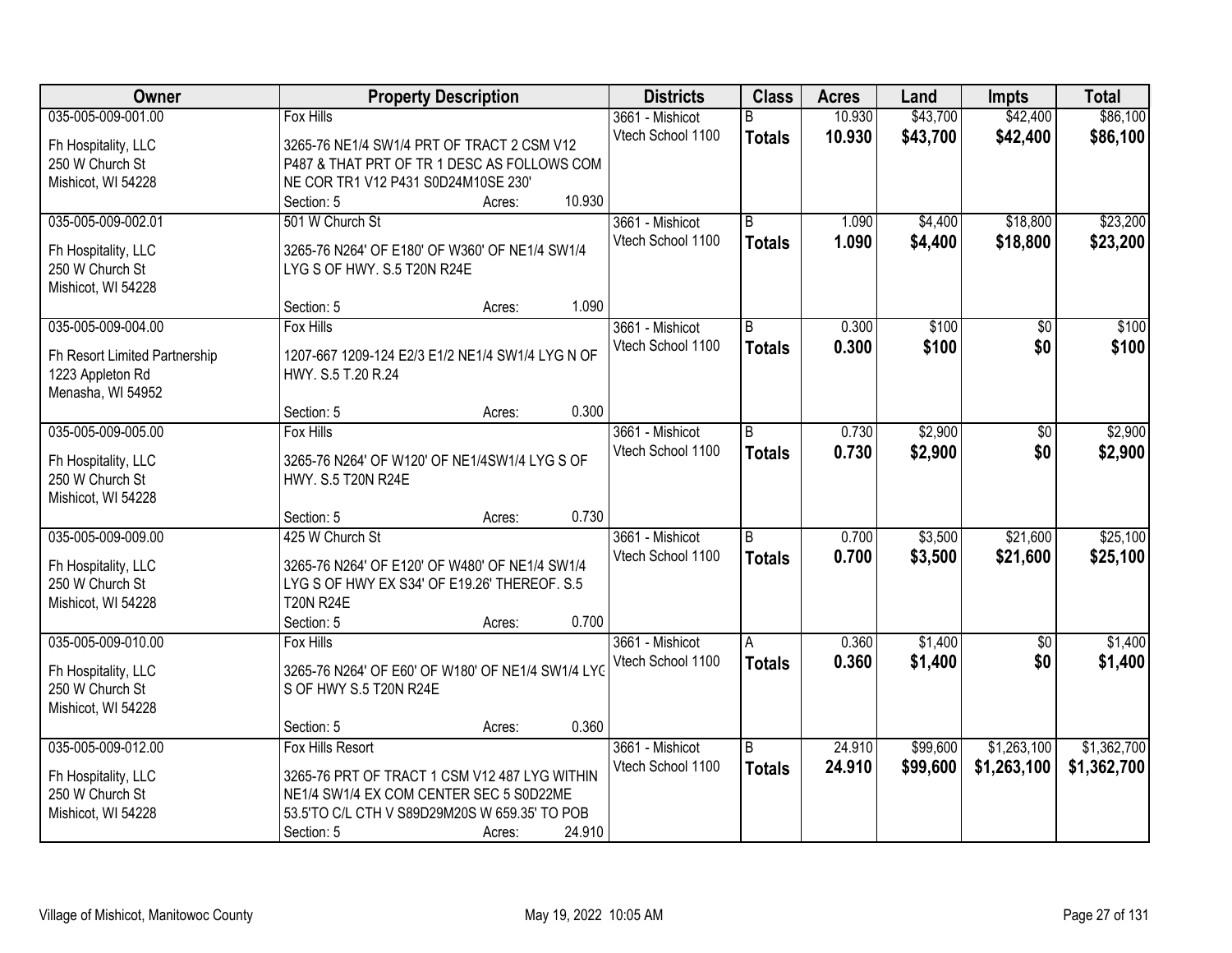| Owner | Property Description | Districts | Class | Acres | Land | Impts | Total |
|---|---|---|---|---|---|---|---|
| 035-005-009-001.00<br>Fh Hospitality, LLC<br>250 W Church St<br>Mishicot, WI 54228 | Fox Hills<br>3265-76 NE1/4 SW1/4 PRT OF TRACT 2 CSM V12 P487 & THAT PRT OF TR 1 DESC AS FOLLOWS COM NE COR TR1 V12 P431 S0D24M10SE 230'<br>Section: 5 Acres: 10.930 | 3661 - Mishicot<br>Vtech School 1100 | B<br>**Totals** | 10.930<br>**10.930** | $43,700<br>**$43,700** | $42,400<br>**$42,400** | $86,100<br>**$86,100** |
| 035-005-009-002.01<br>Fh Hospitality, LLC<br>250 W Church St<br>Mishicot, WI 54228 | 501 W Church St<br>3265-76 N264' OF E180' OF W360' OF NE1/4 SW1/4 LYG S OF HWY. S.5 T20N R24E<br>Section: 5 Acres: 1.090 | 3661 - Mishicot<br>Vtech School 1100 | B<br>**Totals** | 1.090<br>**1.090** | $4,400<br>**$4,400** | $18,800<br>**$18,800** | $23,200<br>**$23,200** |
| 035-005-009-004.00<br>Fh Resort Limited Partnership<br>1223 Appleton Rd<br>Menasha, WI 54952 | Fox Hills<br>1207-667 1209-124 E2/3 E1/2 NE1/4 SW1/4 LYG N OF HWY. S.5 T.20 R.24<br>Section: 5 Acres: 0.300 | 3661 - Mishicot<br>Vtech School 1100 | B<br>**Totals** | 0.300<br>**0.300** | $100<br>**$100** | $0<br>**$0** | $100<br>**$100** |
| 035-005-009-005.00<br>Fh Hospitality, LLC<br>250 W Church St<br>Mishicot, WI 54228 | Fox Hills<br>3265-76 N264' OF W120' OF NE1/4SW1/4 LYG S OF HWY. S.5 T20N R24E<br>Section: 5 Acres: 0.730 | 3661 - Mishicot<br>Vtech School 1100 | B<br>**Totals** | 0.730<br>**0.730** | $2,900<br>**$2,900** | $0<br>**$0** | $2,900<br>**$2,900** |
| 035-005-009-009.00<br>Fh Hospitality, LLC<br>250 W Church St<br>Mishicot, WI 54228 | 425 W Church St<br>3265-76 N264' OF E120' OF W480' OF NE1/4 SW1/4 LYG S OF HWY EX S34' OF E19.26' THEREOF. S.5 T20N R24E<br>Section: 5 Acres: 0.700 | 3661 - Mishicot<br>Vtech School 1100 | B<br>**Totals** | 0.700<br>**0.700** | $3,500<br>**$3,500** | $21,600<br>**$21,600** | $25,100<br>**$25,100** |
| 035-005-009-010.00<br>Fh Hospitality, LLC<br>250 W Church St<br>Mishicot, WI 54228 | Fox Hills<br>3265-76 N264' OF E60' OF W180' OF NE1/4 SW1/4 LYG S OF HWY S.5 T20N R24E<br>Section: 5 Acres: 0.360 | 3661 - Mishicot<br>Vtech School 1100 | A<br>**Totals** | 0.360<br>**0.360** | $1,400<br>**$1,400** | $0<br>**$0** | $1,400<br>**$1,400** |
| 035-005-009-012.00<br>Fh Hospitality, LLC<br>250 W Church St<br>Mishicot, WI 54228 | Fox Hills Resort<br>3265-76 PRT OF TRACT 1 CSM V12 487 LYG WITHIN NE1/4 SW1/4 EX COM CENTER SEC 5 S0D22ME 53.5'TO C/L CTH V S89D29M20S W 659.35' TO POB<br>Section: 5 Acres: 24.910 | 3661 - Mishicot<br>Vtech School 1100 | B<br>**Totals** | 24.910<br>**24.910** | $99,600<br>**$99,600** | $1,263,100<br>**$1,263,100** | $1,362,700<br>**$1,362,700** |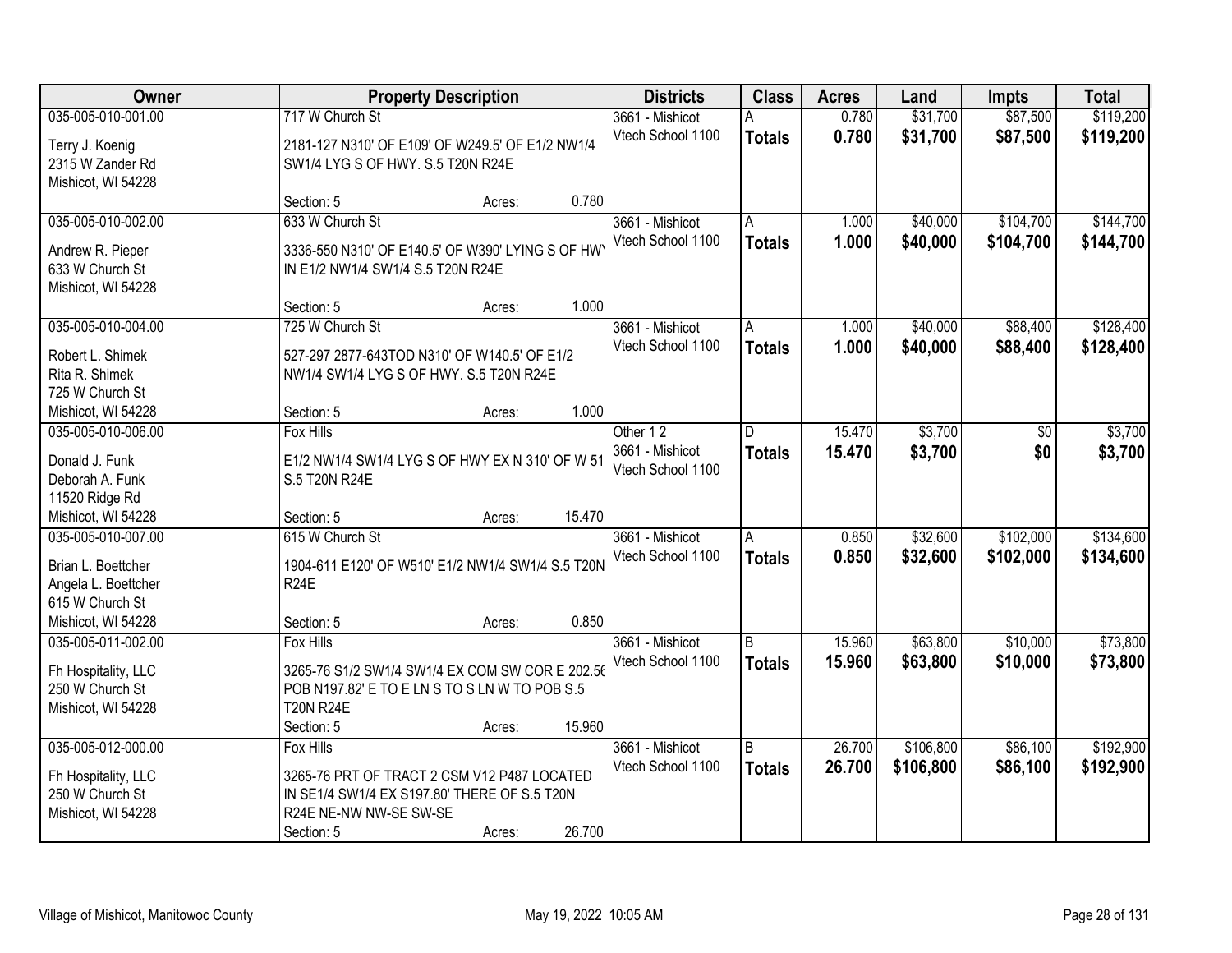| Owner | Property Description | Districts | Class | Acres | Land | Impts | Total |
|---|---|---|---|---|---|---|---|
| 035-005-010-001.00<br>Terry J. Koenig<br>2315 W Zander Rd<br>Mishicot, WI 54228 | 717 W Church St<br>2181-127 N310' OF E109' OF W249.5' OF E1/2 NW1/4 SW1/4 LYG S OF HWY. S.5 T20N R24E<br>Section: 5 Acres: 0.780 | 3661 - Mishicot<br>Vtech School 1100 | A<br>**Totals** | 0.780<br>**0.780** | $31,700<br>**$31,700** | $87,500<br>**$87,500** | $119,200<br>**$119,200** |
| 035-005-010-002.00<br>Andrew R. Pieper<br>633 W Church St<br>Mishicot, WI 54228 | 633 W Church St<br>3336-550 N310' OF E140.5' OF W390' LYING S OF HWY IN E1/2 NW1/4 SW1/4 S.5 T20N R24E<br>Section: 5 Acres: 1.000 | 3661 - Mishicot<br>Vtech School 1100 | A<br>**Totals** | 1.000<br>**1.000** | $40,000<br>**$40,000** | $104,700<br>**$104,700** | $144,700<br>**$144,700** |
| 035-005-010-004.00<br>Robert L. Shimek<br>Rita R. Shimek<br>725 W Church St<br>Mishicot, WI 54228 | 725 W Church St<br>527-297 2877-643TOD N310' OF W140.5' OF E1/2 NW1/4 SW1/4 LYG S OF HWY. S.5 T20N R24E<br>Section: 5 Acres: 1.000 | 3661 - Mishicot<br>Vtech School 1100 | A<br>**Totals** | 1.000<br>**1.000** | $40,000<br>**$40,000** | $88,400<br>**$88,400** | $128,400<br>**$128,400** |
| 035-005-010-006.00<br>Donald J. Funk<br>Deborah A. Funk<br>11520 Ridge Rd<br>Mishicot, WI 54228 | Fox Hills<br>E1/2 NW1/4 SW1/4 LYG S OF HWY EX N 310' OF W 51 S.5 T20N R24E<br>Section: 5 Acres: 15.470 | Other 1 2<br>3661 - Mishicot<br>Vtech School 1100 | D<br>**Totals** | 15.470<br>**15.470** | $3,700<br>**$3,700** | $0<br>**$0** | $3,700<br>**$3,700** |
| 035-005-010-007.00<br>Brian L. Boettcher<br>Angela L. Boettcher<br>615 W Church St<br>Mishicot, WI 54228 | 615 W Church St<br>1904-611 E120' OF W510' E1/2 NW1/4 SW1/4 S.5 T20N R24E<br>Section: 5 Acres: 0.850 | 3661 - Mishicot<br>Vtech School 1100 | A<br>**Totals** | 0.850<br>**0.850** | $32,600<br>**$32,600** | $102,000<br>**$102,000** | $134,600<br>**$134,600** |
| 035-005-011-002.00<br>Fh Hospitality, LLC<br>250 W Church St<br>Mishicot, WI 54228 | Fox Hills<br>3265-76 S1/2 SW1/4 SW1/4 EX COM SW COR E 202.56 POB N197.82' E TO E LN S TO S LN W TO POB S.5 T20N R24E<br>Section: 5 Acres: 15.960 | 3661 - Mishicot<br>Vtech School 1100 | B<br>**Totals** | 15.960<br>**15.960** | $63,800<br>**$63,800** | $10,000<br>**$10,000** | $73,800<br>**$73,800** |
| 035-005-012-000.00<br>Fh Hospitality, LLC<br>250 W Church St<br>Mishicot, WI 54228 | Fox Hills<br>3265-76 PRT OF TRACT 2 CSM V12 P487 LOCATED IN SE1/4 SW1/4 EX S197.80' THERE OF S.5 T20N R24E NE-NW NW-SE SW-SE<br>Section: 5 Acres: 26.700 | 3661 - Mishicot<br>Vtech School 1100 | B<br>**Totals** | 26.700<br>**26.700** | $106,800<br>**$106,800** | $86,100<br>**$86,100** | $192,900<br>**$192,900** |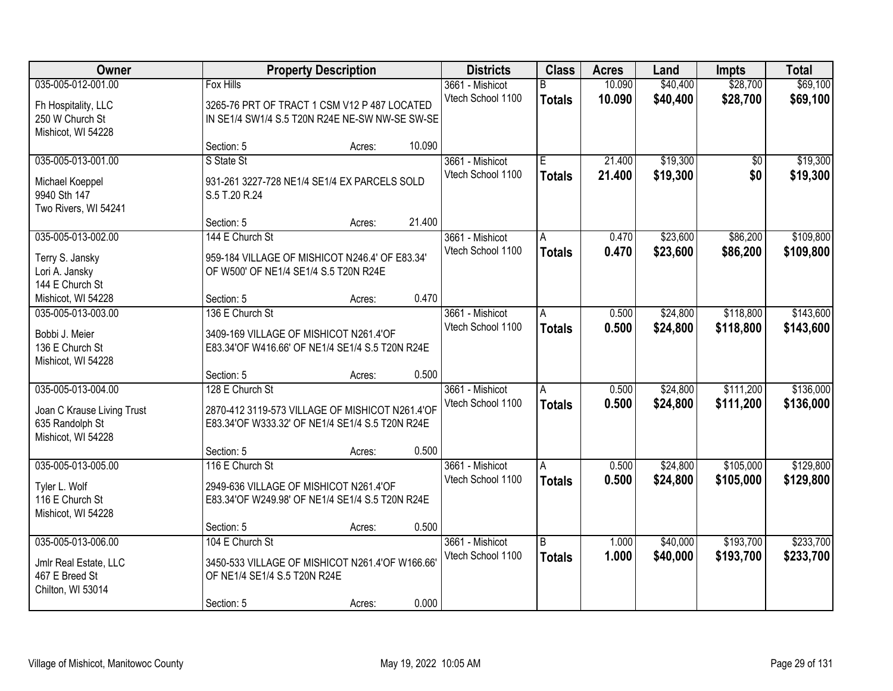| Owner | Property Description | | | Districts | Class | Acres | Land | Impts | Total |
|---|---|---|---|---|---|---|---|---|---|
| 035-005-012-001.00 | Fox Hills | | | 3661 - Mishicot | B | 10.090 | $40,400 | $28,700 | $69,100 |
| Fh Hospitality, LLC<br>250 W Church St<br>Mishicot, WI 54228 | 3265-76 PRT OF TRACT 1 CSM V12 P 487 LOCATED IN SE1/4 SW1/4 S.5 T20N R24E NE-SW NW-SE SW-SE | | | Vtech School 1100 | **Totals** | **10.090** | **$40,400** | **$28,700** | **$69,100** |
| | Section: 5 | Acres: | 10.090 | | | | | | |
| 035-005-013-001.00 | S State St | | | 3661 - Mishicot | E | 21.400 | $19,300 | $0 | $19,300 |
| Michael Koeppel<br>9940 Sth 147<br>Two Rivers, WI 54241 | 931-261 3227-728 NE1/4 SE1/4 EX PARCELS SOLD S.5 T.20 R.24 | | | Vtech School 1100 | **Totals** | **21.400** | **$19,300** | **$0** | **$19,300** |
| | Section: 5 | Acres: | 21.400 | | | | | | |
| 035-005-013-002.00 | 144 E Church St | | | 3661 - Mishicot | A | 0.470 | $23,600 | $86,200 | $109,800 |
| Terry S. Jansky<br>Lori A. Jansky<br>144 E Church St<br>Mishicot, WI 54228 | 959-184 VILLAGE OF MISHICOT N246.4' OF E83.34' OF W500' OF NE1/4 SE1/4 S.5 T20N R24E | | | Vtech School 1100 | **Totals** | **0.470** | **$23,600** | **$86,200** | **$109,800** |
| | Section: 5 | Acres: | 0.470 | | | | | | |
| 035-005-013-003.00 | 136 E Church St | | | 3661 - Mishicot | A | 0.500 | $24,800 | $118,800 | $143,600 |
| Bobbi J. Meier<br>136 E Church St<br>Mishicot, WI 54228 | 3409-169 VILLAGE OF MISHICOT N261.4'OF E83.34'OF W416.66' OF NE1/4 SE1/4 S.5 T20N R24E | | | Vtech School 1100 | **Totals** | **0.500** | **$24,800** | **$118,800** | **$143,600** |
| | Section: 5 | Acres: | 0.500 | | | | | | |
| 035-005-013-004.00 | 128 E Church St | | | 3661 - Mishicot | A | 0.500 | $24,800 | $111,200 | $136,000 |
| Joan C Krause Living Trust<br>635 Randolph St<br>Mishicot, WI 54228 | 2870-412 3119-573 VILLAGE OF MISHICOT N261.4'OF E83.34'OF W333.32' OF NE1/4 SE1/4 S.5 T20N R24E | | | Vtech School 1100 | **Totals** | **0.500** | **$24,800** | **$111,200** | **$136,000** |
| | Section: 5 | Acres: | 0.500 | | | | | | |
| 035-005-013-005.00 | 116 E Church St | | | 3661 - Mishicot | A | 0.500 | $24,800 | $105,000 | $129,800 |
| Tyler L. Wolf<br>116 E Church St<br>Mishicot, WI 54228 | 2949-636 VILLAGE OF MISHICOT N261.4'OF E83.34'OF W249.98' OF NE1/4 SE1/4 S.5 T20N R24E | | | Vtech School 1100 | **Totals** | **0.500** | **$24,800** | **$105,000** | **$129,800** |
| | Section: 5 | Acres: | 0.500 | | | | | | |
| 035-005-013-006.00 | 104 E Church St | | | 3661 - Mishicot | B | 1.000 | $40,000 | $193,700 | $233,700 |
| Jmlr Real Estate, LLC<br>467 E Breed St<br>Chilton, WI 53014 | 3450-533 VILLAGE OF MISHICOT N261.4'OF W166.66' OF NE1/4 SE1/4 S.5 T20N R24E | | | Vtech School 1100 | **Totals** | **1.000** | **$40,000** | **$193,700** | **$233,700** |
| | Section: 5 | Acres: | 0.000 | | | | | | |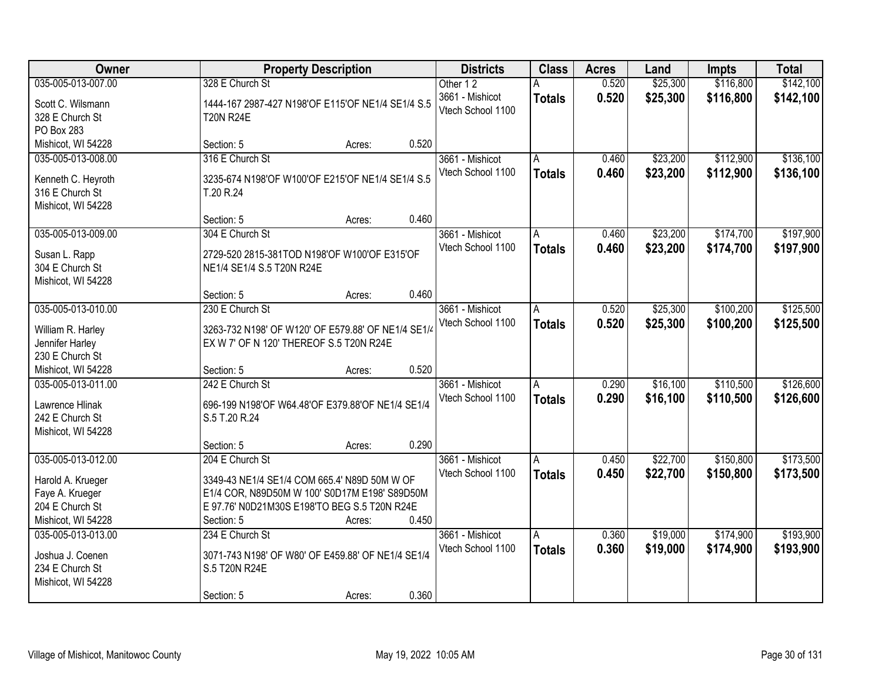| Owner | Property Description | Districts | Class | Acres | Land | Impts | Total |
|---|---|---|---|---|---|---|---|
| 035-005-013-007.00<br>Scott C. Wilsmann<br>328 E Church St<br>PO Box 283<br>Mishicot, WI 54228 | 328 E Church St<br>1444-167 2987-427 N198'OF E115'OF NE1/4 SE1/4 S.5 T20N R24E<br>Section: 5 Acres: 0.520 | Other 1 2<br>3661 - Mishicot<br>Vtech School 1100 | A<br>**Totals** | 0.520<br>**0.520** | $25,300<br>**$25,300** | $116,800<br>**$116,800** | $142,100<br>**$142,100** |
| 035-005-013-008.00<br>Kenneth C. Heyroth<br>316 E Church St<br>Mishicot, WI 54228 | 316 E Church St<br>3235-674 N198'OF W100'OF E215'OF NE1/4 SE1/4 S.5 T.20 R.24<br>Section: 5 Acres: 0.460 | 3661 - Mishicot<br>Vtech School 1100 | A<br>**Totals** | 0.460<br>**0.460** | $23,200<br>**$23,200** | $112,900<br>**$112,900** | $136,100<br>**$136,100** |
| 035-005-013-009.00<br>Susan L. Rapp<br>304 E Church St<br>Mishicot, WI 54228 | 304 E Church St<br>2729-520 2815-381TOD N198'OF W100'OF E315'OF NE1/4 SE1/4 S.5 T20N R24E<br>Section: 5 Acres: 0.460 | 3661 - Mishicot<br>Vtech School 1100 | A<br>**Totals** | 0.460<br>**0.460** | $23,200<br>**$23,200** | $174,700<br>**$174,700** | $197,900<br>**$197,900** |
| 035-005-013-010.00<br>William R. Harley<br>Jennifer Harley<br>230 E Church St<br>Mishicot, WI 54228 | 230 E Church St<br>3263-732 N198' OF W120' OF E579.88' OF NE1/4 SE1/4 EX W 7' OF N 120' THEREOF S.5 T20N R24E<br>Section: 5 Acres: 0.520 | 3661 - Mishicot<br>Vtech School 1100 | A<br>**Totals** | 0.520<br>**0.520** | $25,300<br>**$25,300** | $100,200<br>**$100,200** | $125,500<br>**$125,500** |
| 035-005-013-011.00<br>Lawrence Hlinak<br>242 E Church St<br>Mishicot, WI 54228 | 242 E Church St<br>696-199 N198'OF W64.48'OF E379.88'OF NE1/4 SE1/4 S.5 T.20 R.24<br>Section: 5 Acres: 0.290 | 3661 - Mishicot<br>Vtech School 1100 | A<br>**Totals** | 0.290<br>**0.290** | $16,100<br>**$16,100** | $110,500<br>**$110,500** | $126,600<br>**$126,600** |
| 035-005-013-012.00<br>Harold A. Krueger<br>Faye A. Krueger<br>204 E Church St<br>Mishicot, WI 54228 | 204 E Church St<br>3349-43 NE1/4 SE1/4 COM 665.4' N89D 50M W OF E1/4 COR, N89D50M W 100' S0D17M E198' S89D50M E 97.76' N0D21M30S E198'TO BEG S.5 T20N R24E<br>Section: 5 Acres: 0.450 | 3661 - Mishicot<br>Vtech School 1100 | A<br>**Totals** | 0.450<br>**0.450** | $22,700<br>**$22,700** | $150,800<br>**$150,800** | $173,500<br>**$173,500** |
| 035-005-013-013.00<br>Joshua J. Coenen<br>234 E Church St<br>Mishicot, WI 54228 | 234 E Church St<br>3071-743 N198' OF W80' OF E459.88' OF NE1/4 SE1/4 S.5 T20N R24E<br>Section: 5 Acres: 0.360 | 3661 - Mishicot<br>Vtech School 1100 | A<br>**Totals** | 0.360<br>**0.360** | $19,000<br>**$19,000** | $174,900<br>**$174,900** | $193,900<br>**$193,900** |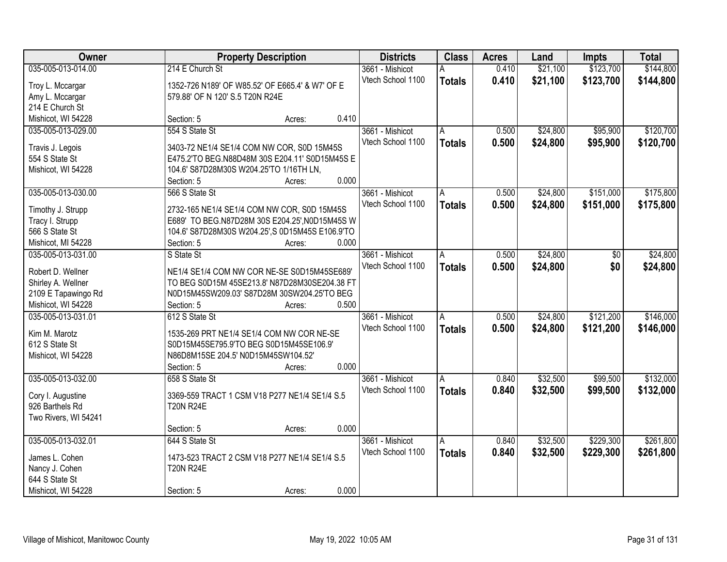| Owner | Property Description | Districts | Class | Acres | Land | Impts | Total |
|---|---|---|---|---|---|---|---|
| 035-005-013-014.00<br>Troy L. Mccargar<br>Amy L. Mccargar<br>214 E Church St<br>Mishicot, WI 54228 | 214 E Church St<br>1352-726 N189' OF W85.52' OF E665.4' & W7' OF E 579.88' OF N 120' S.5 T20N R24E<br>Section: 5 Acres: 0.410 | 3661 - Mishicot<br>Vtech School 1100 | A<br>**Totals** | 0.410<br>**0.410** | $21,100<br>**$21,100** | $123,700<br>**$123,700** | $144,800<br>**$144,800** |
| 035-005-013-029.00<br>Travis J. Legois<br>554 S State St<br>Mishicot, WI 54228 | 554 S State St<br>3403-72 NE1/4 SE1/4 COM NW COR, S0D 15M45S E475.2'TO BEG.N88D48M 30S E204.11' S0D15M45S E 104.6' S87D28M30S W204.25'TO 1/16TH LN,<br>Section: 5 Acres: 0.000 | 3661 - Mishicot<br>Vtech School 1100 | A<br>**Totals** | 0.500<br>**0.500** | $24,800<br>**$24,800** | $95,900<br>**$95,900** | $120,700<br>**$120,700** |
| 035-005-013-030.00<br>Timothy J. Strupp<br>Tracy I. Strupp<br>566 S State St<br>Mishicot, MI 54228 | 566 S State St<br>2732-165 NE1/4 SE1/4 COM NW COR, S0D 15M45S E689' TO BEG.N87D28M 30S E204.25',N0D15M45S W 104.6' S87D28M30S W204.25',S 0D15M45S E106.9'TO<br>Section: 5 Acres: 0.000 | 3661 - Mishicot<br>Vtech School 1100 | A<br>**Totals** | 0.500<br>**0.500** | $24,800<br>**$24,800** | $151,000<br>**$151,000** | $175,800<br>**$175,800** |
| 035-005-013-031.00<br>Robert D. Wellner<br>Shirley A. Wellner<br>2109 E Tapawingo Rd<br>Mishicot, WI 54228 | S State St<br>NE1/4 SE1/4 COM NW COR NE-SE S0D15M45SE689' TO BEG S0D15M 45SE213.8' N87D28M30SE204.38 FT N0D15M45SW209.03' S87D28M 30SW204.25'TO BEG<br>Section: 5 Acres: 0.500 | 3661 - Mishicot<br>Vtech School 1100 | A<br>**Totals** | 0.500<br>**0.500** | $24,800<br>**$24,800** | $0<br>**$0** | $24,800<br>**$24,800** |
| 035-005-013-031.01<br>Kim M. Marotz<br>612 S State St<br>Mishicot, WI 54228 | 612 S State St<br>1535-269 PRT NE1/4 SE1/4 COM NW COR NE-SE S0D15M45SE795.9'TO BEG S0D15M45SE106.9' N86D8M15SE 204.5' N0D15M45SW104.52'<br>Section: 5 Acres: 0.000 | 3661 - Mishicot<br>Vtech School 1100 | A<br>**Totals** | 0.500<br>**0.500** | $24,800<br>**$24,800** | $121,200<br>**$121,200** | $146,000<br>**$146,000** |
| 035-005-013-032.00<br>Cory I. Augustine<br>926 Barthels Rd<br>Two Rivers, WI 54241 | 658 S State St<br>3369-559 TRACT 1 CSM V18 P277 NE1/4 SE1/4 S.5 T20N R24E<br>Section: 5 Acres: 0.000 | 3661 - Mishicot<br>Vtech School 1100 | A<br>**Totals** | 0.840<br>**0.840** | $32,500<br>**$32,500** | $99,500<br>**$99,500** | $132,000<br>**$132,000** |
| 035-005-013-032.01<br>James L. Cohen<br>Nancy J. Cohen<br>644 S State St<br>Mishicot, WI 54228 | 644 S State St<br>1473-523 TRACT 2 CSM V18 P277 NE1/4 SE1/4 S.5 T20N R24E<br>Section: 5 Acres: 0.000 | 3661 - Mishicot<br>Vtech School 1100 | A<br>**Totals** | 0.840<br>**0.840** | $32,500<br>**$32,500** | $229,300<br>**$229,300** | $261,800<br>**$261,800** |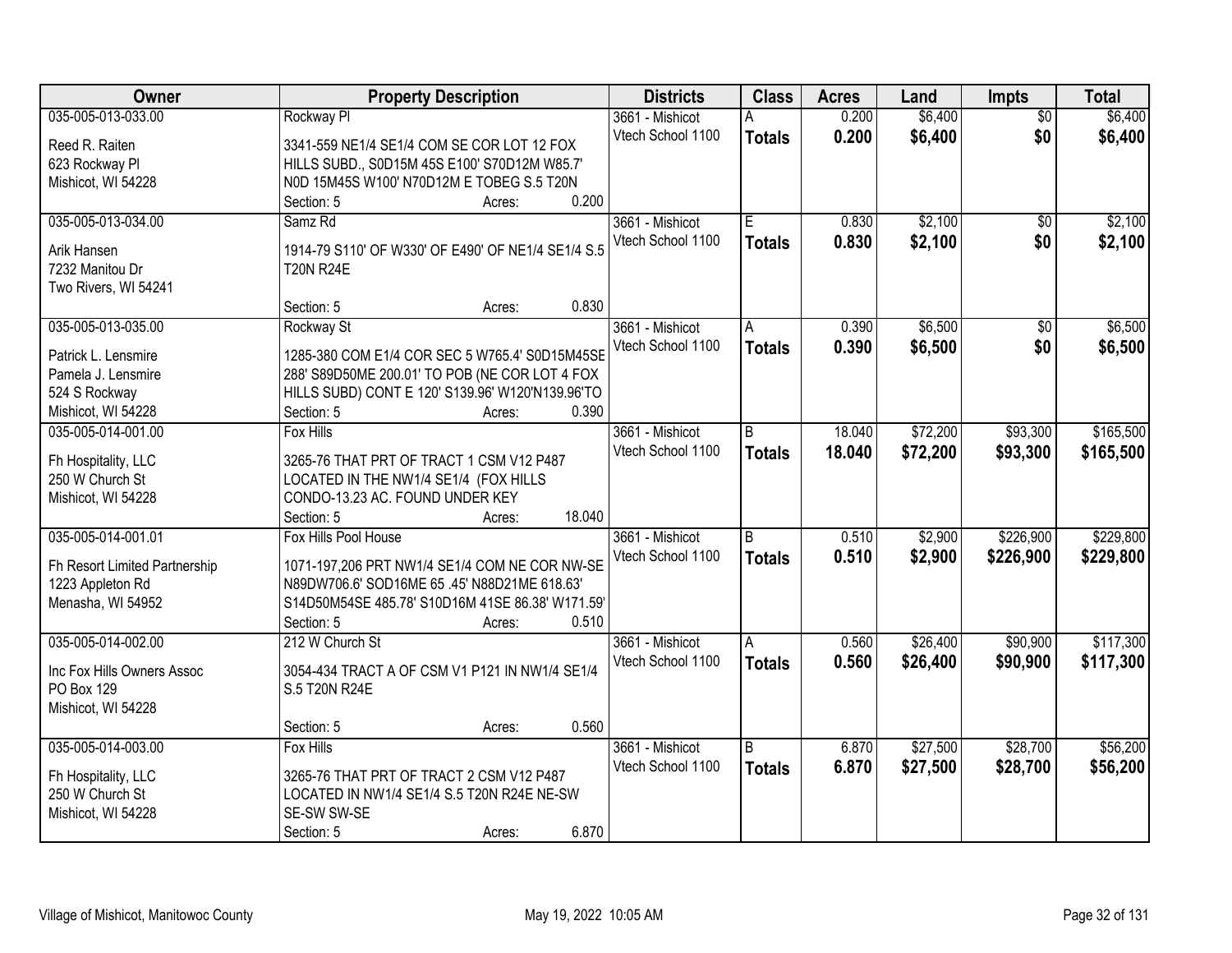| Owner | Property Description | Districts | Class | Acres | Land | Impts | Total |
|---|---|---|---|---|---|---|---|
| 035-005-013-033.00<br>Reed R. Raiten<br>623 Rockway Pl<br>Mishicot, WI 54228 | Rockway Pl<br>3341-559 NE1/4 SE1/4 COM SE COR LOT 12 FOX HILLS SUBD., S0D15M 45S E100' S70D12M W85.7' N0D 15M45S W100' N70D12M E TOBEG S.5 T20N<br>Section: 5 Acres: 0.200 | 3661 - Mishicot<br>Vtech School 1100 | A<br>**Totals** | 0.200<br>**0.200** | $6,400<br>**$6,400** | $0<br>**$0** | $6,400<br>**$6,400** |
| 035-005-013-034.00<br>Arik Hansen<br>7232 Manitou Dr<br>Two Rivers, WI 54241 | Samz Rd<br>1914-79 S110' OF W330' OF E490' OF NE1/4 SE1/4 S.5 T20N R24E<br>Section: 5 Acres: 0.830 | 3661 - Mishicot<br>Vtech School 1100 | E<br>**Totals** | 0.830<br>**0.830** | $2,100<br>**$2,100** | $0<br>**$0** | $2,100<br>**$2,100** |
| 035-005-013-035.00<br>Patrick L. Lensmire<br>Pamela J. Lensmire<br>524 S Rockway<br>Mishicot, WI 54228 | Rockway St<br>1285-380 COM E1/4 COR SEC 5 W765.4' S0D15M45SE 288' S89D50ME 200.01' TO POB (NE COR LOT 4 FOX HILLS SUBD) CONT E 120' S139.96' W120'N139.96'TO<br>Section: 5 Acres: 0.390 | 3661 - Mishicot<br>Vtech School 1100 | A<br>**Totals** | 0.390<br>**0.390** | $6,500<br>**$6,500** | $0<br>**$0** | $6,500<br>**$6,500** |
| 035-005-014-001.00<br>Fh Hospitality, LLC<br>250 W Church St<br>Mishicot, WI 54228 | Fox Hills<br>3265-76 THAT PRT OF TRACT 1 CSM V12 P487 LOCATED IN THE NW1/4 SE1/4 (FOX HILLS CONDO-13.23 AC. FOUND UNDER KEY<br>Section: 5 Acres: 18.040 | 3661 - Mishicot<br>Vtech School 1100 | B<br>**Totals** | 18.040<br>**18.040** | $72,200<br>**$72,200** | $93,300<br>**$93,300** | $165,500<br>**$165,500** |
| 035-005-014-001.01<br>Fh Resort Limited Partnership<br>1223 Appleton Rd<br>Menasha, WI 54952 | Fox Hills Pool House<br>1071-197,206 PRT NW1/4 SE1/4 COM NE COR NW-SE N89DW706.6' SOD16ME 65 .45' N88D21ME 618.63' S14D50M54SE 485.78' S10D16M 41SE 86.38' W171.59'<br>Section: 5 Acres: 0.510 | 3661 - Mishicot<br>Vtech School 1100 | B<br>**Totals** | 0.510<br>**0.510** | $2,900<br>**$2,900** | $226,900<br>**$226,900** | $229,800<br>**$229,800** |
| 035-005-014-002.00<br>Inc Fox Hills Owners Assoc<br>PO Box 129<br>Mishicot, WI 54228 | 212 W Church St<br>3054-434 TRACT A OF CSM V1 P121 IN NW1/4 SE1/4 S.5 T20N R24E<br>Section: 5 Acres: 0.560 | 3661 - Mishicot<br>Vtech School 1100 | A<br>**Totals** | 0.560<br>**0.560** | $26,400<br>**$26,400** | $90,900<br>**$90,900** | $117,300<br>**$117,300** |
| 035-005-014-003.00<br>Fh Hospitality, LLC<br>250 W Church St<br>Mishicot, WI 54228 | Fox Hills<br>3265-76 THAT PRT OF TRACT 2 CSM V12 P487 LOCATED IN NW1/4 SE1/4 S.5 T20N R24E NE-SW SE-SW SW-SE<br>Section: 5 Acres: 6.870 | 3661 - Mishicot<br>Vtech School 1100 | B<br>**Totals** | 6.870<br>**6.870** | $27,500<br>**$27,500** | $28,700<br>**$28,700** | $56,200<br>**$56,200** |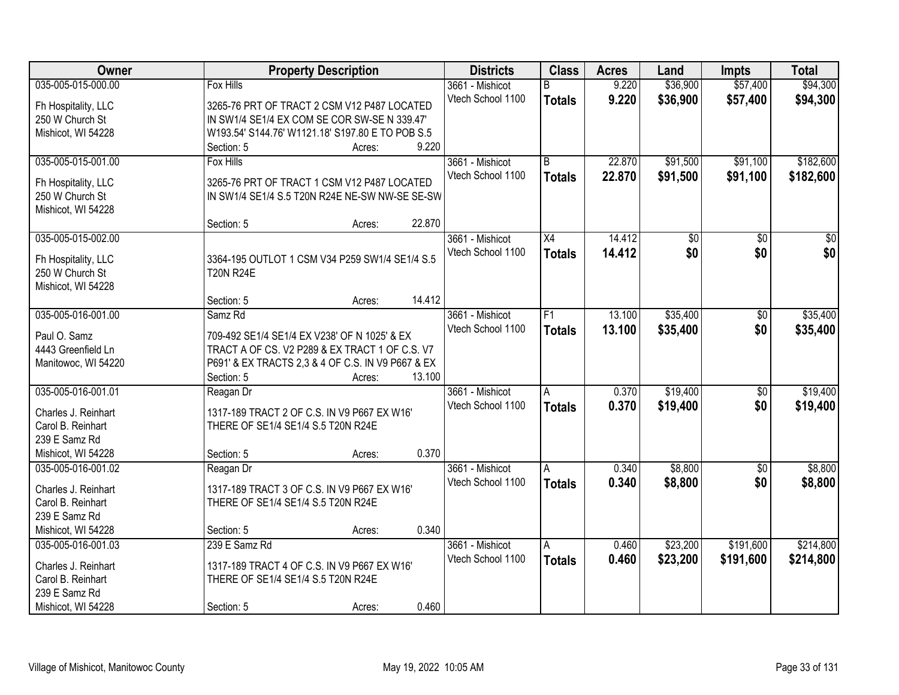| Owner | Property Description | Districts | Class | Acres | Land | Impts | Total |
|---|---|---|---|---|---|---|---|
| 035-005-015-000.00<br>Fh Hospitality, LLC<br>250 W Church St<br>Mishicot, WI 54228 | Fox Hills<br>3265-76 PRT OF TRACT 2 CSM V12 P487 LOCATED IN SW1/4 SE1/4 EX COM SE COR SW-SE N 339.47' W193.54' S144.76' W1121.18' S197.80 E TO POB S.5<br>Section: 5 Acres: 9.220 | 3661 - Mishicot<br>Vtech School 1100 | B | 9.220 | $36,900 | $57,400 | $94,300 |
| | | | **Totals** | **9.220** | **$36,900** | **$57,400** | **$94,300** |
| 035-005-015-001.00<br>Fh Hospitality, LLC<br>250 W Church St<br>Mishicot, WI 54228 | Fox Hills<br>3265-76 PRT OF TRACT 1 CSM V12 P487 LOCATED IN SW1/4 SE1/4 S.5 T20N R24E NE-SW NW-SE SE-SW<br>Section: 5 Acres: 22.870 | 3661 - Mishicot<br>Vtech School 1100 | B | 22.870 | $91,500 | $91,100 | $182,600 |
| | | | **Totals** | **22.870** | **$91,500** | **$91,100** | **$182,600** |
| 035-005-015-002.00<br>Fh Hospitality, LLC<br>250 W Church St<br>Mishicot, WI 54228 | 3364-195 OUTLOT 1 CSM V34 P259 SW1/4 SE1/4 S.5 T20N R24E<br>Section: 5 Acres: 14.412 | 3661 - Mishicot<br>Vtech School 1100 | X4 | 14.412 | $0 | $0 | $0 |
| | | | **Totals** | **14.412** | **$0** | **$0** | **$0** |
| 035-005-016-001.00<br>Paul O. Samz<br>4443 Greenfield Ln<br>Manitowoc, WI 54220 | Samz Rd<br>709-492 SE1/4 SE1/4 EX V238' OF N 1025' & EX TRACT A OF CS. V2 P289 & EX TRACT 1 OF C.S. V7 P691' & EX TRACTS 2,3 & 4 OF C.S. IN V9 P667 & EX<br>Section: 5 Acres: 13.100 | 3661 - Mishicot<br>Vtech School 1100 | F1 | 13.100 | $35,400 | $0 | $35,400 |
| | | | **Totals** | **13.100** | **$35,400** | **$0** | **$35,400** |
| 035-005-016-001.01<br>Charles J. Reinhart<br>Carol B. Reinhart<br>239 E Samz Rd<br>Mishicot, WI 54228 | Reagan Dr<br>1317-189 TRACT 2 OF C.S. IN V9 P667 EX W16' THERE OF SE1/4 SE1/4 S.5 T20N R24E<br>Section: 5 Acres: 0.370 | 3661 - Mishicot<br>Vtech School 1100 | A | 0.370 | $19,400 | $0 | $19,400 |
| | | | **Totals** | **0.370** | **$19,400** | **$0** | **$19,400** |
| 035-005-016-001.02<br>Charles J. Reinhart<br>Carol B. Reinhart<br>239 E Samz Rd<br>Mishicot, WI 54228 | Reagan Dr<br>1317-189 TRACT 3 OF C.S. IN V9 P667 EX W16' THERE OF SE1/4 SE1/4 S.5 T20N R24E<br>Section: 5 Acres: 0.340 | 3661 - Mishicot<br>Vtech School 1100 | A | 0.340 | $8,800 | $0 | $8,800 |
| | | | **Totals** | **0.340** | **$8,800** | **$0** | **$8,800** |
| 035-005-016-001.03<br>Charles J. Reinhart<br>Carol B. Reinhart<br>239 E Samz Rd<br>Mishicot, WI 54228 | 239 E Samz Rd<br>1317-189 TRACT 4 OF C.S. IN V9 P667 EX W16' THERE OF SE1/4 SE1/4 S.5 T20N R24E<br>Section: 5 Acres: 0.460 | 3661 - Mishicot<br>Vtech School 1100 | A | 0.460 | $23,200 | $191,600 | $214,800 |
| | | | **Totals** | **0.460** | **$23,200** | **$191,600** | **$214,800** |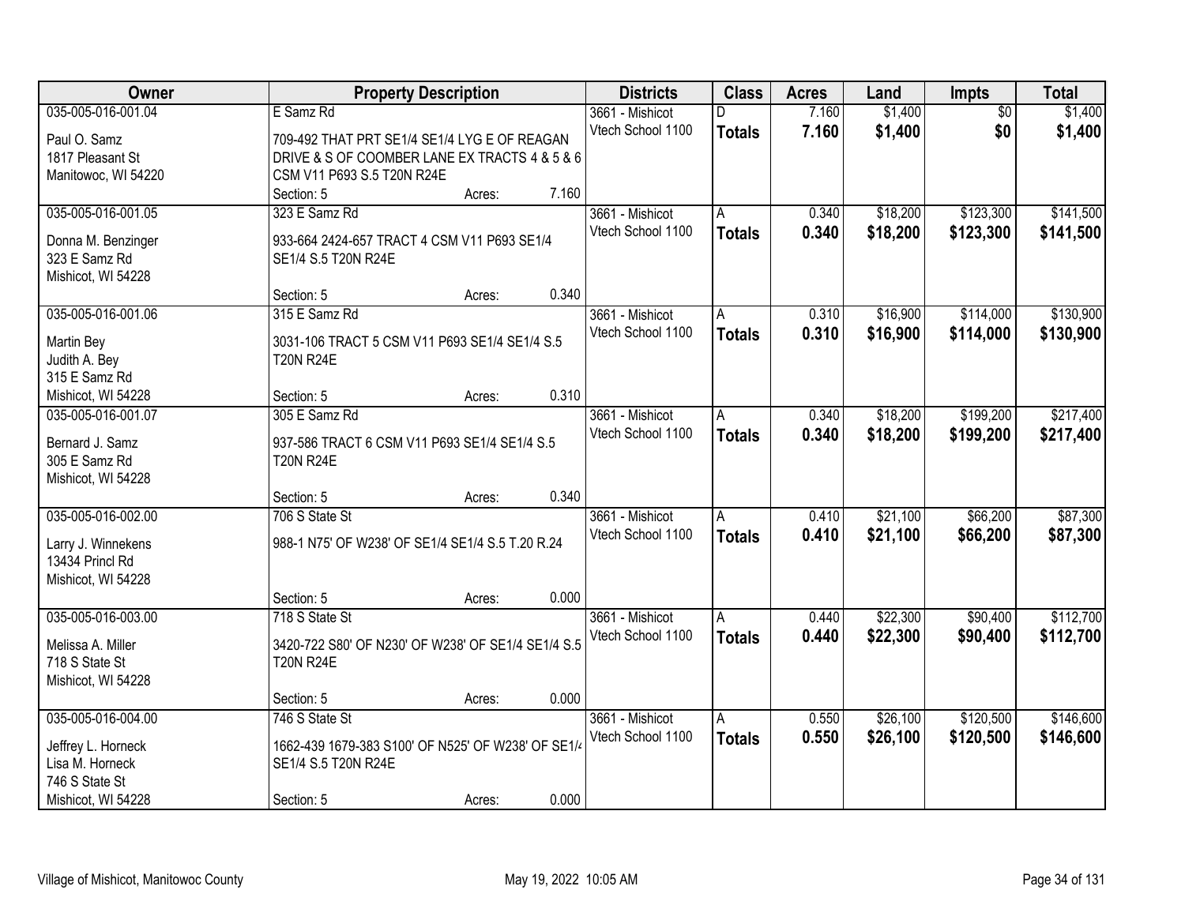| Owner | Property Description | Districts | Class | Acres | Land | Impts | Total |
|---|---|---|---|---|---|---|---|
| 035-005-016-001.04<br>Paul O. Samz<br>1817 Pleasant St<br>Manitowoc, WI 54220 | E Samz Rd<br>709-492 THAT PRT SE1/4 SE1/4 LYG E OF REAGAN DRIVE & S OF COOMBER LANE EX TRACTS 4 & 5 & 6 CSM V11 P693 S.5 T20N R24E<br>Section: 5 Acres: 7.160 | 3661 - Mishicot<br>Vtech School 1100 | D<br>**Totals** | 7.160<br>**7.160** | $1,400<br>**$1,400** | $0<br>**$0** | $1,400<br>**$1,400** |
| 035-005-016-001.05<br>Donna M. Benzinger<br>323 E Samz Rd<br>Mishicot, WI 54228 | 323 E Samz Rd<br>933-664 2424-657 TRACT 4 CSM V11 P693 SE1/4 SE1/4 S.5 T20N R24E<br>Section: 5 Acres: 0.340 | 3661 - Mishicot<br>Vtech School 1100 | A<br>**Totals** | 0.340<br>**0.340** | $18,200<br>**$18,200** | $123,300<br>**$123,300** | $141,500<br>**$141,500** |
| 035-005-016-001.06<br>Martin Bey<br>Judith A. Bey<br>315 E Samz Rd<br>Mishicot, WI 54228 | 315 E Samz Rd<br>3031-106 TRACT 5 CSM V11 P693 SE1/4 SE1/4 S.5 T20N R24E<br>Section: 5 Acres: 0.310 | 3661 - Mishicot<br>Vtech School 1100 | A<br>**Totals** | 0.310<br>**0.310** | $16,900<br>**$16,900** | $114,000<br>**$114,000** | $130,900<br>**$130,900** |
| 035-005-016-001.07<br>Bernard J. Samz<br>305 E Samz Rd<br>Mishicot, WI 54228 | 305 E Samz Rd<br>937-586 TRACT 6 CSM V11 P693 SE1/4 SE1/4 S.5 T20N R24E<br>Section: 5 Acres: 0.340 | 3661 - Mishicot<br>Vtech School 1100 | A<br>**Totals** | 0.340<br>**0.340** | $18,200<br>**$18,200** | $199,200<br>**$199,200** | $217,400<br>**$217,400** |
| 035-005-016-002.00<br>Larry J. Winnekens<br>13434 Princl Rd<br>Mishicot, WI 54228 | 706 S State St<br>988-1 N75' OF W238' OF SE1/4 SE1/4 S.5 T.20 R.24<br>Section: 5 Acres: 0.000 | 3661 - Mishicot<br>Vtech School 1100 | A<br>**Totals** | 0.410<br>**0.410** | $21,100<br>**$21,100** | $66,200<br>**$66,200** | $87,300<br>**$87,300** |
| 035-005-016-003.00<br>Melissa A. Miller<br>718 S State St<br>Mishicot, WI 54228 | 718 S State St<br>3420-722 S80' OF N230' OF W238' OF SE1/4 SE1/4 S.5 T20N R24E<br>Section: 5 Acres: 0.000 | 3661 - Mishicot<br>Vtech School 1100 | A<br>**Totals** | 0.440<br>**0.440** | $22,300<br>**$22,300** | $90,400<br>**$90,400** | $112,700<br>**$112,700** |
| 035-005-016-004.00<br>Jeffrey L. Horneck<br>Lisa M. Horneck<br>746 S State St<br>Mishicot, WI 54228 | 746 S State St<br>1662-439 1679-383 S100' OF N525' OF W238' OF SE1/4 SE1/4 S.5 T20N R24E<br>Section: 5 Acres: 0.000 | 3661 - Mishicot<br>Vtech School 1100 | A<br>**Totals** | 0.550<br>**0.550** | $26,100<br>**$26,100** | $120,500<br>**$120,500** | $146,600<br>**$146,600** |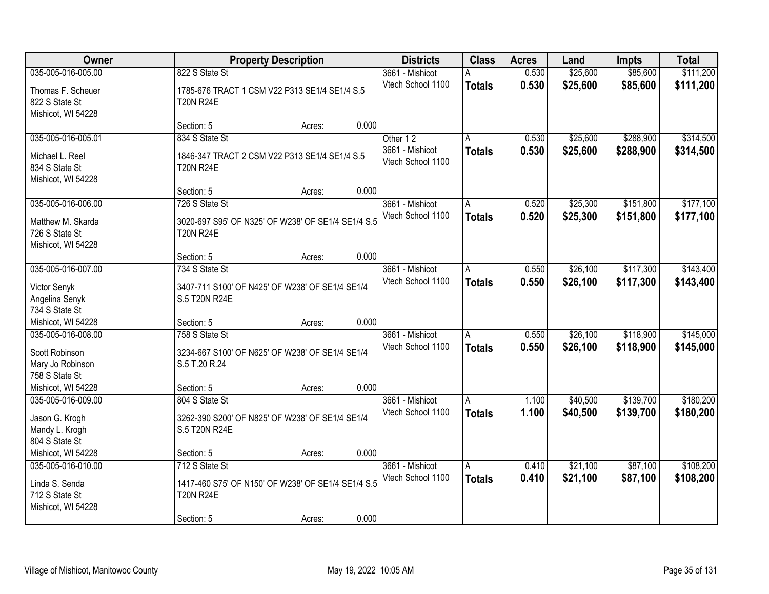| Owner | Property Description | Districts | Class | Acres | Land | Impts | Total |
|---|---|---|---|---|---|---|---|
| 035-005-016-005.00<br>Thomas F. Scheuer<br>822 S State St<br>Mishicot, WI 54228 | 822 S State St<br>1785-676 TRACT 1 CSM V22 P313 SE1/4 SE1/4 S.5 T20N R24E<br>Section: 5 Acres: 0.000 | 3661 - Mishicot<br>Vtech School 1100 | A<br>**Totals** | 0.530<br>**0.530** | $25,600<br>**$25,600** | $85,600<br>**$85,600** | $111,200<br>**$111,200** |
| 035-005-016-005.01<br>Michael L. Reel<br>834 S State St<br>Mishicot, WI 54228 | 834 S State St<br>1846-347 TRACT 2 CSM V22 P313 SE1/4 SE1/4 S.5 T20N R24E<br>Section: 5 Acres: 0.000 | Other 1 2<br>3661 - Mishicot<br>Vtech School 1100 | A<br>**Totals** | 0.530<br>**0.530** | $25,600<br>**$25,600** | $288,900<br>**$288,900** | $314,500<br>**$314,500** |
| 035-005-016-006.00<br>Matthew M. Skarda<br>726 S State St<br>Mishicot, WI 54228 | 726 S State St<br>3020-697 S95' OF N325' OF W238' OF SE1/4 SE1/4 S.5 T20N R24E<br>Section: 5 Acres: 0.000 | 3661 - Mishicot<br>Vtech School 1100 | A<br>**Totals** | 0.520<br>**0.520** | $25,300<br>**$25,300** | $151,800<br>**$151,800** | $177,100<br>**$177,100** |
| 035-005-016-007.00<br>Victor Senyk<br>Angelina Senyk<br>734 S State St<br>Mishicot, WI 54228 | 734 S State St<br>3407-711 S100' OF N425' OF W238' OF SE1/4 SE1/4 S.5 T20N R24E<br>Section: 5 Acres: 0.000 | 3661 - Mishicot<br>Vtech School 1100 | A<br>**Totals** | 0.550<br>**0.550** | $26,100<br>**$26,100** | $117,300<br>**$117,300** | $143,400<br>**$143,400** |
| 035-005-016-008.00<br>Scott Robinson<br>Mary Jo Robinson<br>758 S State St<br>Mishicot, WI 54228 | 758 S State St<br>3234-667 S100' OF N625' OF W238' OF SE1/4 SE1/4 S.5 T.20 R.24<br>Section: 5 Acres: 0.000 | 3661 - Mishicot<br>Vtech School 1100 | A<br>**Totals** | 0.550<br>**0.550** | $26,100<br>**$26,100** | $118,900<br>**$118,900** | $145,000<br>**$145,000** |
| 035-005-016-009.00<br>Jason G. Krogh<br>Mandy L. Krogh<br>804 S State St<br>Mishicot, WI 54228 | 804 S State St<br>3262-390 S200' OF N825' OF W238' OF SE1/4 SE1/4 S.5 T20N R24E<br>Section: 5 Acres: 0.000 | 3661 - Mishicot<br>Vtech School 1100 | A<br>**Totals** | 1.100<br>**1.100** | $40,500<br>**$40,500** | $139,700<br>**$139,700** | $180,200<br>**$180,200** |
| 035-005-016-010.00<br>Linda S. Senda<br>712 S State St<br>Mishicot, WI 54228 | 712 S State St<br>1417-460 S75' OF N150' OF W238' OF SE1/4 SE1/4 S.5 T20N R24E<br>Section: 5 Acres: 0.000 | 3661 - Mishicot<br>Vtech School 1100 | A<br>**Totals** | 0.410<br>**0.410** | $21,100<br>**$21,100** | $87,100<br>**$87,100** | $108,200<br>**$108,200** |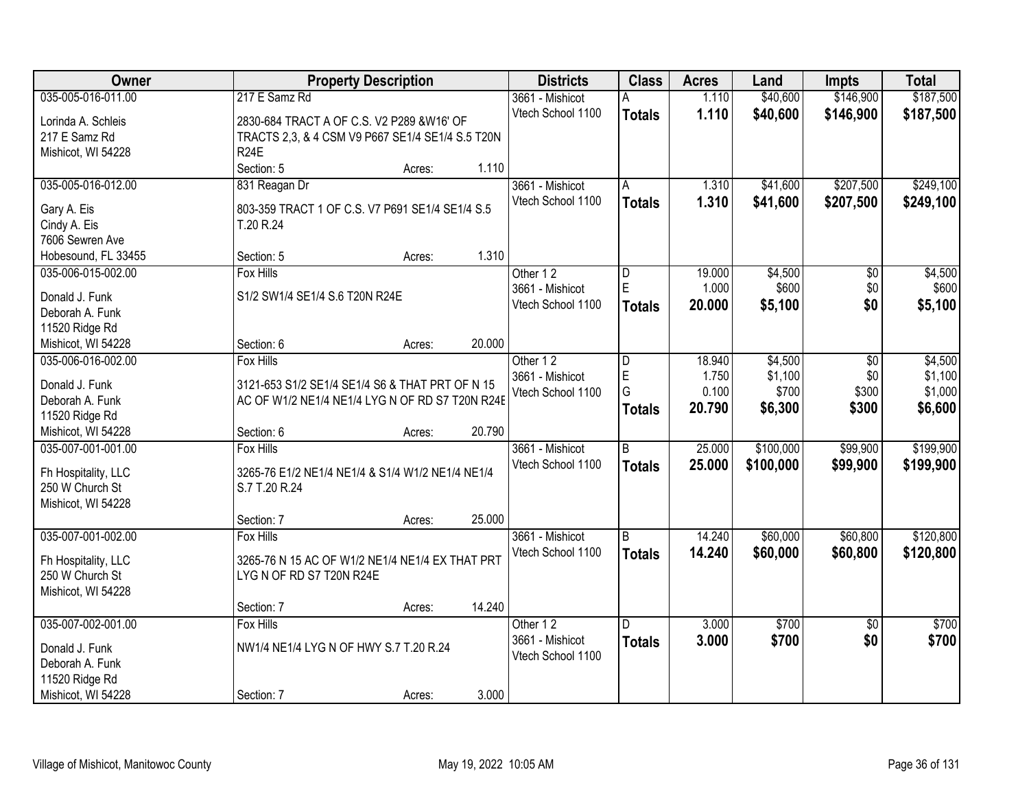| Owner | Property Description | Districts | Class | Acres | Land | Impts | Total |
|---|---|---|---|---|---|---|---|
| 035-005-016-011.00<br>Lorinda A. Schleis<br>217 E Samz Rd<br>Mishicot, WI 54228 | 217 E Samz Rd<br>2830-684 TRACT A OF C.S. V2 P289 &W16' OF TRACTS 2,3, & 4 CSM V9 P667 SE1/4 SE1/4 S.5 T20N R24E<br>Section: 5 Acres: 1.110 | 3661 - Mishicot<br>Vtech School 1100 | A<br>**Totals** | 1.110<br>**1.110** | \$40,600<br>**\$40,600** | \$146,900<br>**\$146,900** | \$187,500<br>**\$187,500** |
| 035-005-016-012.00<br>Gary A. Eis<br>Cindy A. Eis<br>7606 Sewren Ave<br>Hobesound, FL 33455 | 831 Reagan Dr<br>803-359 TRACT 1 OF C.S. V7 P691 SE1/4 SE1/4 S.5 T.20 R.24<br>Section: 5 Acres: 1.310 | 3661 - Mishicot<br>Vtech School 1100 | A<br>**Totals** | 1.310<br>**1.310** | \$41,600<br>**\$41,600** | \$207,500<br>**\$207,500** | \$249,100<br>**\$249,100** |
| 035-006-015-002.00<br>Donald J. Funk<br>Deborah A. Funk<br>11520 Ridge Rd<br>Mishicot, WI 54228 | Fox Hills<br>S1/2 SW1/4 SE1/4 S.6 T20N R24E<br>Section: 6 Acres: 20.000 | Other 1 2<br>3661 - Mishicot<br>Vtech School 1100 | D<br>E<br>**Totals** | 19.000<br>1.000<br>**20.000** | \$4,500<br>\$600<br>**\$5,100** | \$0<br>\$0<br>**\$0** | \$4,500<br>\$600<br>**\$5,100** |
| 035-006-016-002.00<br>Donald J. Funk<br>Deborah A. Funk<br>11520 Ridge Rd<br>Mishicot, WI 54228 | Fox Hills<br>3121-653 S1/2 SE1/4 SE1/4 S6 & THAT PRT OF N 15 AC OF W1/2 NE1/4 NE1/4 LYG N OF RD S7 T20N R24E<br>Section: 6 Acres: 20.790 | Other 1 2<br>3661 - Mishicot<br>Vtech School 1100 | D<br>E<br>G<br>**Totals** | 18.940<br>1.750<br>0.100<br>**20.790** | \$4,500<br>\$1,100<br>\$700<br>**\$6,300** | \$0<br>\$0<br>\$300<br>**\$300** | \$4,500<br>\$1,100<br>\$1,000<br>**\$6,600** |
| 035-007-001-001.00<br>Fh Hospitality, LLC<br>250 W Church St<br>Mishicot, WI 54228 | Fox Hills<br>3265-76 E1/2 NE1/4 NE1/4 & S1/4 W1/2 NE1/4 NE1/4 S.7 T.20 R.24<br>Section: 7 Acres: 25.000 | 3661 - Mishicot<br>Vtech School 1100 | B<br>**Totals** | 25.000<br>**25.000** | \$100,000<br>**\$100,000** | \$99,900<br>**\$99,900** | \$199,900<br>**\$199,900** |
| 035-007-001-002.00<br>Fh Hospitality, LLC<br>250 W Church St<br>Mishicot, WI 54228 | Fox Hills<br>3265-76 N 15 AC OF W1/2 NE1/4 NE1/4 EX THAT PRT LYG N OF RD S7 T20N R24E<br>Section: 7 Acres: 14.240 | 3661 - Mishicot<br>Vtech School 1100 | B<br>**Totals** | 14.240<br>**14.240** | \$60,000<br>**\$60,000** | \$60,800<br>**\$60,800** | \$120,800<br>**\$120,800** |
| 035-007-002-001.00<br>Donald J. Funk<br>Deborah A. Funk<br>11520 Ridge Rd<br>Mishicot, WI 54228 | Fox Hills<br>NW1/4 NE1/4 LYG N OF HWY S.7 T.20 R.24<br>Section: 7 Acres: 3.000 | Other 1 2<br>3661 - Mishicot<br>Vtech School 1100 | D<br>**Totals** | 3.000<br>**3.000** | \$700<br>**\$700** | \$0<br>**\$0** | \$700<br>**\$700** |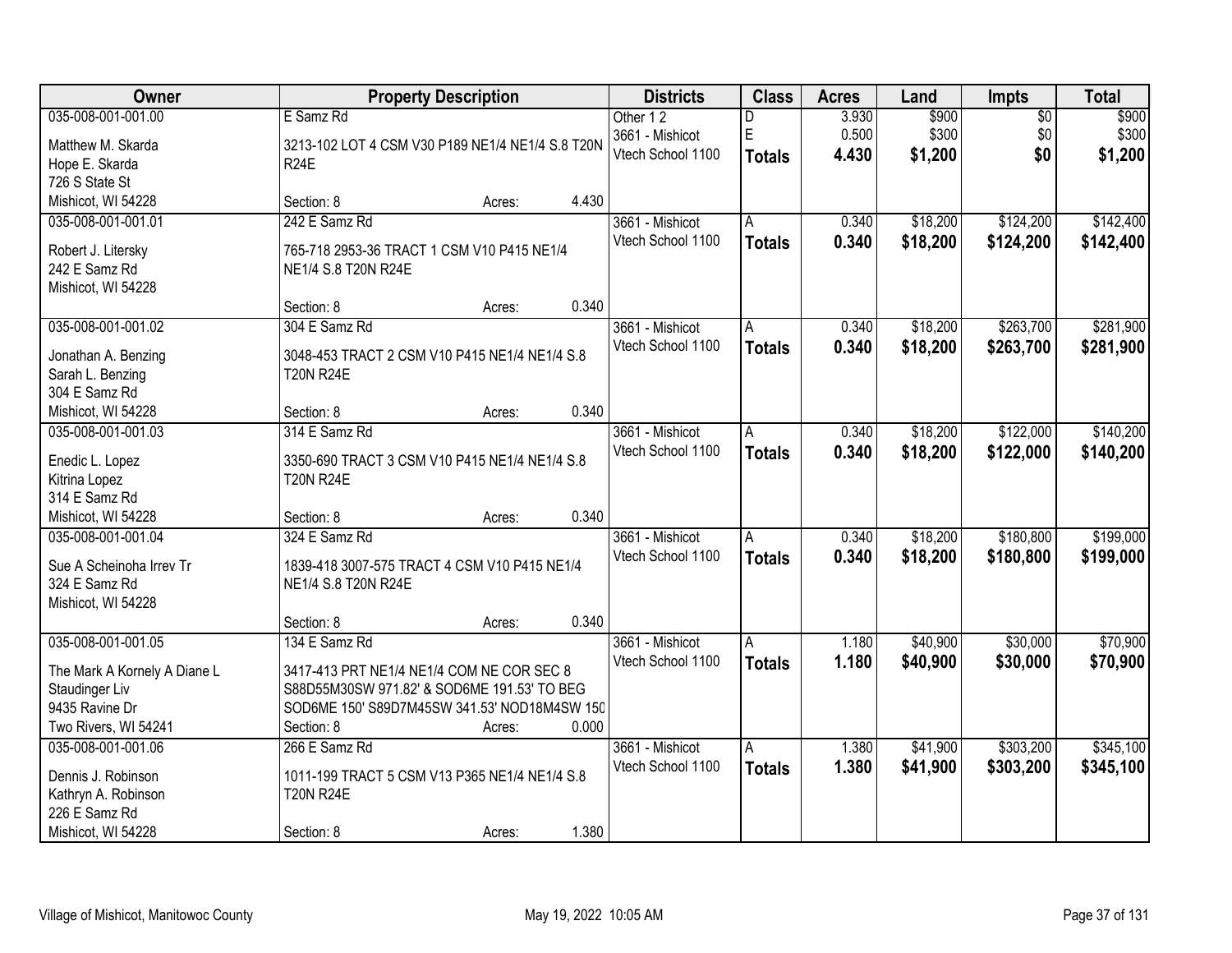| Owner | Property Description | Districts | Class | Acres | Land | Impts | Total |
|---|---|---|---|---|---|---|---|
| 035-008-001-001.00<br>Matthew M. Skarda<br>Hope E. Skarda<br>726 S State St<br>Mishicot, WI 54228 | E Samz Rd<br>3213-102 LOT 4 CSM V30 P189 NE1/4 NE1/4 S.8 T20N R24E<br>Section: 8 Acres: 4.430 | Other 1 2<br>3661 - Mishicot<br>Vtech School 1100 | D<br>E<br>**Totals** | 3.930<br>0.500<br>**4.430** | $900<br>$300<br>**$1,200** | $0<br>$0<br>**$0** | $900<br>$300<br>**$1,200** |
| 035-008-001-001.01<br>Robert J. Litersky<br>242 E Samz Rd<br>Mishicot, WI 54228 | 242 E Samz Rd<br>765-718 2953-36 TRACT 1 CSM V10 P415 NE1/4 NE1/4 S.8 T20N R24E<br>Section: 8 Acres: 0.340 | 3661 - Mishicot<br>Vtech School 1100 | A<br>**Totals** | 0.340<br>**0.340** | $18,200<br>**$18,200** | $124,200<br>**$124,200** | $142,400<br>**$142,400** |
| 035-008-001-001.02<br>Jonathan A. Benzing<br>Sarah L. Benzing<br>304 E Samz Rd<br>Mishicot, WI 54228 | 304 E Samz Rd<br>3048-453 TRACT 2 CSM V10 P415 NE1/4 NE1/4 S.8 T20N R24E<br>Section: 8 Acres: 0.340 | 3661 - Mishicot<br>Vtech School 1100 | A<br>**Totals** | 0.340<br>**0.340** | $18,200<br>**$18,200** | $263,700<br>**$263,700** | $281,900<br>**$281,900** |
| 035-008-001-001.03<br>Enedic L. Lopez<br>Kitrina Lopez<br>314 E Samz Rd<br>Mishicot, WI 54228 | 314 E Samz Rd<br>3350-690 TRACT 3 CSM V10 P415 NE1/4 NE1/4 S.8 T20N R24E<br>Section: 8 Acres: 0.340 | 3661 - Mishicot<br>Vtech School 1100 | A<br>**Totals** | 0.340<br>**0.340** | $18,200<br>**$18,200** | $122,000<br>**$122,000** | $140,200<br>**$140,200** |
| 035-008-001-001.04<br>Sue A Scheinoha Irrev Tr<br>324 E Samz Rd<br>Mishicot, WI 54228 | 324 E Samz Rd<br>1839-418 3007-575 TRACT 4 CSM V10 P415 NE1/4 NE1/4 S.8 T20N R24E<br>Section: 8 Acres: 0.340 | 3661 - Mishicot<br>Vtech School 1100 | A<br>**Totals** | 0.340<br>**0.340** | $18,200<br>**$18,200** | $180,800<br>**$180,800** | $199,000<br>**$199,000** |
| 035-008-001-001.05<br>The Mark A Kornely A Diane L Staudinger Liv<br>9435 Ravine Dr<br>Two Rivers, WI 54241 | 134 E Samz Rd<br>3417-413 PRT NE1/4 NE1/4 COM NE COR SEC 8 S88D55M30SW 971.82' & SOD6ME 191.53' TO BEG SOD6ME 150' S89D7M45SW 341.53' NOD18M4SW 150<br>Section: 8 Acres: 0.000 | 3661 - Mishicot<br>Vtech School 1100 | A<br>**Totals** | 1.180<br>**1.180** | $40,900<br>**$40,900** | $30,000<br>**$30,000** | $70,900<br>**$70,900** |
| 035-008-001-001.06<br>Dennis J. Robinson<br>Kathryn A. Robinson<br>226 E Samz Rd<br>Mishicot, WI 54228 | 266 E Samz Rd<br>1011-199 TRACT 5 CSM V13 P365 NE1/4 NE1/4 S.8 T20N R24E<br>Section: 8 Acres: 1.380 | 3661 - Mishicot<br>Vtech School 1100 | A<br>**Totals** | 1.380<br>**1.380** | $41,900<br>**$41,900** | $303,200<br>**$303,200** | $345,100<br>**$345,100** |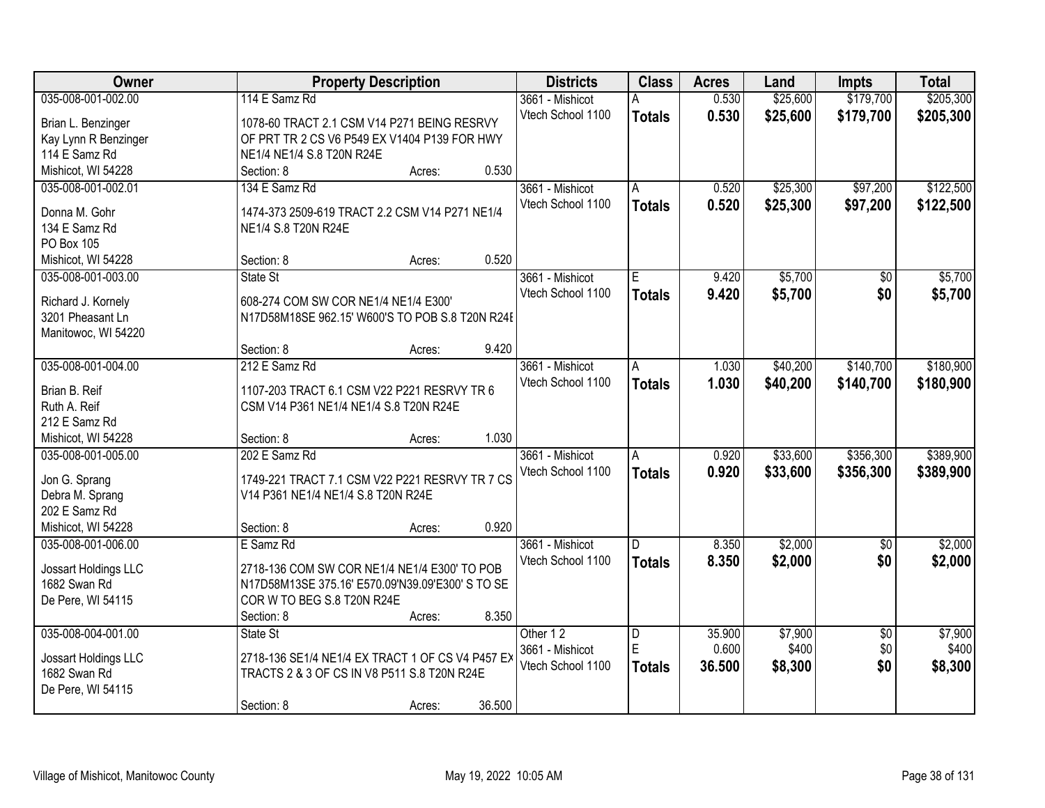| Owner | Property Description | Districts | Class | Acres | Land | Impts | Total |
|---|---|---|---|---|---|---|---|
| 035-008-001-002.00<br>Brian L. Benzinger<br>Kay Lynn R Benzinger<br>114 E Samz Rd<br>Mishicot, WI 54228 | 114 E Samz Rd<br>1078-60 TRACT 2.1 CSM V14 P271 BEING RESRVY OF PRT TR 2 CS V6 P549 EX V1404 P139 FOR HWY NE1/4 NE1/4 S.8 T20N R24E<br>Section: 8 Acres: 0.530 | 3661 - Mishicot<br>Vtech School 1100 | A<br>**Totals** | 0.530<br>**0.530** | $25,600<br>**$25,600** | $179,700<br>**$179,700** | $205,300<br>**$205,300** |
| 035-008-001-002.01<br>Donna M. Gohr<br>134 E Samz Rd<br>PO Box 105<br>Mishicot, WI 54228 | 134 E Samz Rd<br>1474-373 2509-619 TRACT 2.2 CSM V14 P271 NE1/4 NE1/4 S.8 T20N R24E<br>Section: 8 Acres: 0.520 | 3661 - Mishicot<br>Vtech School 1100 | A<br>**Totals** | 0.520<br>**0.520** | $25,300<br>**$25,300** | $97,200<br>**$97,200** | $122,500<br>**$122,500** |
| 035-008-001-003.00<br>Richard J. Kornely<br>3201 Pheasant Ln<br>Manitowoc, WI 54220 | State St<br>608-274 COM SW COR NE1/4 NE1/4 E300' N17D58M18SE 962.15' W600'S TO POB S.8 T20N R24E<br>Section: 8 Acres: 9.420 | 3661 - Mishicot<br>Vtech School 1100 | E<br>**Totals** | 9.420<br>**9.420** | $5,700<br>**$5,700** | $0<br>**$0** | $5,700<br>**$5,700** |
| 035-008-001-004.00<br>Brian B. Reif<br>Ruth A. Reif<br>212 E Samz Rd<br>Mishicot, WI 54228 | 212 E Samz Rd<br>1107-203 TRACT 6.1 CSM V22 P221 RESRVY TR 6 CSM V14 P361 NE1/4 NE1/4 S.8 T20N R24E<br>Section: 8 Acres: 1.030 | 3661 - Mishicot<br>Vtech School 1100 | A<br>**Totals** | 1.030<br>**1.030** | $40,200<br>**$40,200** | $140,700<br>**$140,700** | $180,900<br>**$180,900** |
| 035-008-001-005.00<br>Jon G. Sprang<br>Debra M. Sprang<br>202 E Samz Rd<br>Mishicot, WI 54228 | 202 E Samz Rd<br>1749-221 TRACT 7.1 CSM V22 P221 RESRVY TR 7 CS V14 P361 NE1/4 NE1/4 S.8 T20N R24E<br>Section: 8 Acres: 0.920 | 3661 - Mishicot<br>Vtech School 1100 | A<br>**Totals** | 0.920<br>**0.920** | $33,600<br>**$33,600** | $356,300<br>**$356,300** | $389,900<br>**$389,900** |
| 035-008-001-006.00<br>Jossart Holdings LLC<br>1682 Swan Rd<br>De Pere, WI 54115 | E Samz Rd<br>2718-136 COM SW COR NE1/4 NE1/4 E300' TO POB N17D58M13SE 375.16' E570.09'N39.09'E300' S TO SE COR W TO BEG S.8 T20N R24E<br>Section: 8 Acres: 8.350 | 3661 - Mishicot<br>Vtech School 1100 | D<br>**Totals** | 8.350<br>**8.350** | $2,000<br>**$2,000** | $0<br>**$0** | $2,000<br>**$2,000** |
| 035-008-004-001.00<br>Jossart Holdings LLC<br>1682 Swan Rd<br>De Pere, WI 54115 | State St<br>2718-136 SE1/4 NE1/4 EX TRACT 1 OF CS V4 P457 EX TRACTS 2 & 3 OF CS IN V8 P511 S.8 T20N R24E<br>Section: 8 Acres: 36.500 | Other 1 2<br>3661 - Mishicot<br>Vtech School 1100 | D<br>E<br>**Totals** | 35.900<br>0.600<br>**36.500** | $7,900<br>$400<br>**$8,300** | $0<br>$0<br>**$0** | $7,900<br>$400<br>**$8,300** |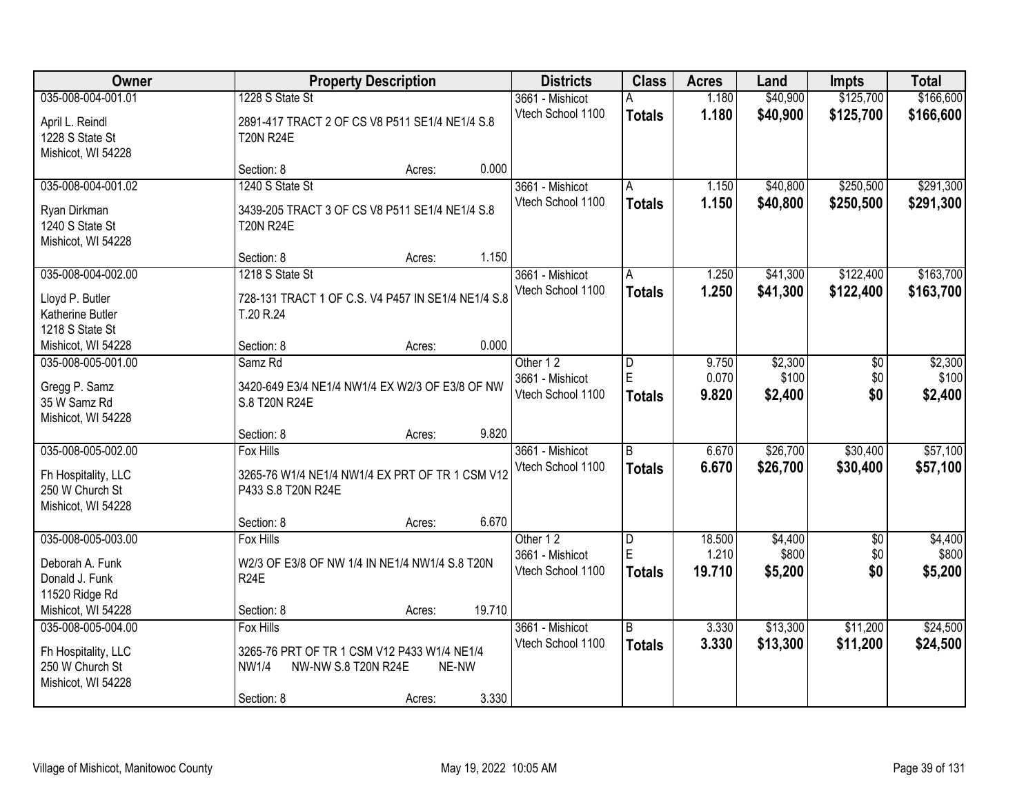| Owner | Property Description | Districts | Class | Acres | Land | Impts | Total |
|---|---|---|---|---|---|---|---|
| 035-008-004-001.01<br>April L. Reindl<br>1228 S State St<br>Mishicot, WI 54228 | 1228 S State St<br>2891-417 TRACT 2 OF CS V8 P511 SE1/4 NE1/4 S.8 T20N R24E<br>Section: 8 Acres: 0.000 | 3661 - Mishicot<br>Vtech School 1100 | A<br>**Totals** | 1.180<br>**1.180** | $40,900<br>**$40,900** | $125,700<br>**$125,700** | $166,600<br>**$166,600** |
| 035-008-004-001.02<br>Ryan Dirkman<br>1240 S State St<br>Mishicot, WI 54228 | 1240 S State St<br>3439-205 TRACT 3 OF CS V8 P511 SE1/4 NE1/4 S.8 T20N R24E<br>Section: 8 Acres: 1.150 | 3661 - Mishicot<br>Vtech School 1100 | A<br>**Totals** | 1.150<br>**1.150** | $40,800<br>**$40,800** | $250,500<br>**$250,500** | $291,300<br>**$291,300** |
| 035-008-004-002.00<br>Lloyd P. Butler<br>Katherine Butler<br>1218 S State St<br>Mishicot, WI 54228 | 1218 S State St<br>728-131 TRACT 1 OF C.S. V4 P457 IN SE1/4 NE1/4 S.8 T.20 R.24<br>Section: 8 Acres: 0.000 | 3661 - Mishicot<br>Vtech School 1100 | A<br>**Totals** | 1.250<br>**1.250** | $41,300<br>**$41,300** | $122,400<br>**$122,400** | $163,700<br>**$163,700** |
| 035-008-005-001.00<br>Gregg P. Samz<br>35 W Samz Rd<br>Mishicot, WI 54228 | Samz Rd<br>3420-649 E3/4 NE1/4 NW1/4 EX W2/3 OF E3/8 OF NW S.8 T20N R24E<br>Section: 8 Acres: 9.820 | Other 1 2<br>3661 - Mishicot<br>Vtech School 1100 | D<br>E<br>**Totals** | 9.750<br>0.070<br>**9.820** | $2,300<br>$100<br>**$2,400** | $0<br>$0<br>**$0** | $2,300<br>$100<br>**$2,400** |
| 035-008-005-002.00<br>Fh Hospitality, LLC<br>250 W Church St<br>Mishicot, WI 54228 | Fox Hills<br>3265-76 W1/4 NE1/4 NW1/4 EX PRT OF TR 1 CSM V12 P433 S.8 T20N R24E<br>Section: 8 Acres: 6.670 | 3661 - Mishicot<br>Vtech School 1100 | B<br>**Totals** | 6.670<br>**6.670** | $26,700<br>**$26,700** | $30,400<br>**$30,400** | $57,100<br>**$57,100** |
| 035-008-005-003.00<br>Deborah A. Funk<br>Donald J. Funk<br>11520 Ridge Rd<br>Mishicot, WI 54228 | Fox Hills<br>W2/3 OF E3/8 OF NW 1/4 IN NE1/4 NW1/4 S.8 T20N R24E<br>Section: 8 Acres: 19.710 | Other 1 2<br>3661 - Mishicot<br>Vtech School 1100 | D<br>E<br>**Totals** | 18.500<br>1.210<br>**19.710** | $4,400<br>$800<br>**$5,200** | $0<br>$0<br>**$0** | $4,400<br>$800<br>**$5,200** |
| 035-008-005-004.00<br>Fh Hospitality, LLC<br>250 W Church St<br>Mishicot, WI 54228 | Fox Hills<br>3265-76 PRT OF TR 1 CSM V12 P433 W1/4 NE1/4 NW1/4 NW-NW S.8 T20N R24E NE-NW<br>Section: 8 Acres: 3.330 | 3661 - Mishicot<br>Vtech School 1100 | B<br>**Totals** | 3.330<br>**3.330** | $13,300<br>**$13,300** | $11,200<br>**$11,200** | $24,500<br>**$24,500** |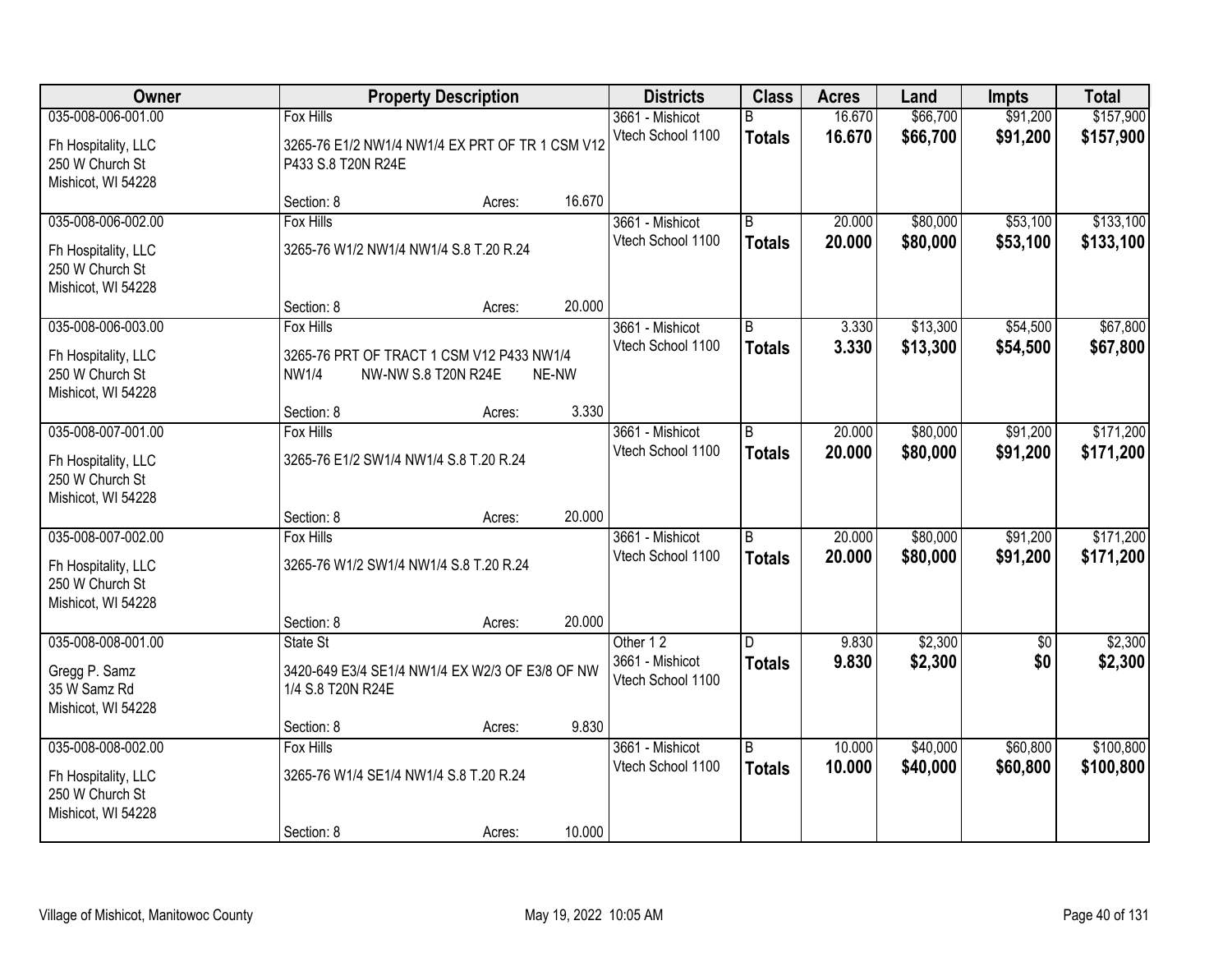| Owner | Property Description | Districts | Class | Acres | Land | Impts | Total |
|---|---|---|---|---|---|---|---|
| 035-008-006-001.00<br>Fh Hospitality, LLC<br>250 W Church St<br>Mishicot, WI 54228 | Fox Hills<br>3265-76 E1/2 NW1/4 NW1/4 EX PRT OF TR 1 CSM V12 P433 S.8 T20N R24E<br>Section: 8 Acres: 16.670 | 3661 - Mishicot<br>Vtech School 1100 | B<br>**Totals** | 16.670<br>**16.670** | $66,700<br>**$66,700** | $91,200<br>**$91,200** | $157,900<br>**$157,900** |
| 035-008-006-002.00<br>Fh Hospitality, LLC<br>250 W Church St<br>Mishicot, WI 54228 | Fox Hills<br>3265-76 W1/2 NW1/4 NW1/4 S.8 T.20 R.24<br>Section: 8 Acres: 20.000 | 3661 - Mishicot<br>Vtech School 1100 | B<br>**Totals** | 20.000<br>**20.000** | $80,000<br>**$80,000** | $53,100<br>**$53,100** | $133,100<br>**$133,100** |
| 035-008-006-003.00<br>Fh Hospitality, LLC<br>250 W Church St<br>Mishicot, WI 54228 | Fox Hills<br>3265-76 PRT OF TRACT 1 CSM V12 P433 NW1/4 NW1/4 NW-NW S.8 T20N R24E NE-NW<br>Section: 8 Acres: 3.330 | 3661 - Mishicot<br>Vtech School 1100 | B<br>**Totals** | 3.330<br>**3.330** | $13,300<br>**$13,300** | $54,500<br>**$54,500** | $67,800<br>**$67,800** |
| 035-008-007-001.00<br>Fh Hospitality, LLC<br>250 W Church St<br>Mishicot, WI 54228 | Fox Hills<br>3265-76 E1/2 SW1/4 NW1/4 S.8 T.20 R.24<br>Section: 8 Acres: 20.000 | 3661 - Mishicot<br>Vtech School 1100 | B<br>**Totals** | 20.000<br>**20.000** | $80,000<br>**$80,000** | $91,200<br>**$91,200** | $171,200<br>**$171,200** |
| 035-008-007-002.00<br>Fh Hospitality, LLC<br>250 W Church St<br>Mishicot, WI 54228 | Fox Hills<br>3265-76 W1/2 SW1/4 NW1/4 S.8 T.20 R.24<br>Section: 8 Acres: 20.000 | 3661 - Mishicot<br>Vtech School 1100 | B<br>**Totals** | 20.000<br>**20.000** | $80,000<br>**$80,000** | $91,200<br>**$91,200** | $171,200<br>**$171,200** |
| 035-008-008-001.00<br>Gregg P. Samz<br>35 W Samz Rd<br>Mishicot, WI 54228 | State St<br>3420-649 E3/4 SE1/4 NW1/4 EX W2/3 OF E3/8 OF NW 1/4 S.8 T20N R24E<br>Section: 8 Acres: 9.830 | Other 1 2<br>3661 - Mishicot<br>Vtech School 1100 | D<br>**Totals** | 9.830<br>**9.830** | $2,300<br>**$2,300** | $0<br>**$0** | $2,300<br>**$2,300** |
| 035-008-008-002.00<br>Fh Hospitality, LLC<br>250 W Church St<br>Mishicot, WI 54228 | Fox Hills<br>3265-76 W1/4 SE1/4 NW1/4 S.8 T.20 R.24<br>Section: 8 Acres: 10.000 | 3661 - Mishicot<br>Vtech School 1100 | B<br>**Totals** | 10.000<br>**10.000** | $40,000<br>**$40,000** | $60,800<br>**$60,800** | $100,800<br>**$100,800** |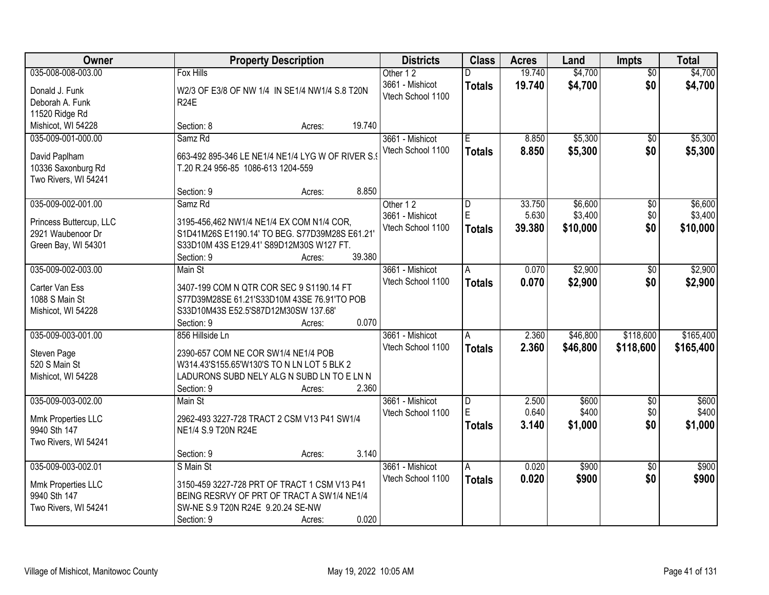| Owner | Property Description | Districts | Class | Acres | Land | Impts | Total |
|---|---|---|---|---|---|---|---|
| 035-008-008-003.00<br>Donald J. Funk<br>Deborah A. Funk<br>11520 Ridge Rd<br>Mishicot, WI 54228 | Fox Hills<br>W2/3 OF E3/8 OF NW 1/4 IN SE1/4 NW1/4 S.8 T20N R24E<br>Section: 8 Acres: 19.740 | Other 1 2<br>3661 - Mishicot<br>Vtech School 1100 | D<br>**Totals** | 19.740<br>**19.740** | $4,700<br>**$4,700** | $0<br>**$0** | $4,700<br>**$4,700** |
| 035-009-001-000.00<br>David Paplham<br>10336 Saxonburg Rd<br>Two Rivers, WI 54241 | Samz Rd<br>663-492 895-346 LE NE1/4 NE1/4 LYG W OF RIVER S.9 T.20 R.24 956-85 1086-613 1204-559<br>Section: 9 Acres: 8.850 | 3661 - Mishicot<br>Vtech School 1100 | E<br>**Totals** | 8.850<br>**8.850** | $5,300<br>**$5,300** | $0<br>**$0** | $5,300<br>**$5,300** |
| 035-009-002-001.00<br>Princess Buttercup, LLC<br>2921 Waubenoor Dr<br>Green Bay, WI 54301 | Samz Rd<br>3195-456,462 NW1/4 NE1/4 EX COM N1/4 COR, S1D41M26S E1190.14' TO BEG. S77D39M28S E61.21' S33D10M 43S E129.41' S89D12M30S W127 FT.<br>Section: 9 Acres: 39.380 | Other 1 2<br>3661 - Mishicot<br>Vtech School 1100 | D<br>E<br>**Totals** | 33.750<br>5.630<br>**39.380** | $6,600<br>$3,400<br>**$10,000** | $0<br>$0<br>**$0** | $6,600<br>$3,400<br>**$10,000** |
| 035-009-002-003.00<br>Carter Van Ess<br>1088 S Main St<br>Mishicot, WI 54228 | Main St<br>3407-199 COM N QTR COR SEC 9 S1190.14 FT S77D39M28SE 61.21'S33D10M 43SE 76.91'TO POB S33D10M43S E52.5'S87D12M30SW 137.68'<br>Section: 9 Acres: 0.070 | 3661 - Mishicot<br>Vtech School 1100 | A<br>**Totals** | 0.070<br>**0.070** | $2,900<br>**$2,900** | $0<br>**$0** | $2,900<br>**$2,900** |
| 035-009-003-001.00<br>Steven Page<br>520 S Main St<br>Mishicot, WI 54228 | 856 Hillside Ln<br>2390-657 COM NE COR SW1/4 NE1/4 POB W314.43'S155.65'W130'S TO N LN LOT 5 BLK 2 LADURONS SUBD NELY ALG N SUBD LN TO E LN N<br>Section: 9 Acres: 2.360 | 3661 - Mishicot<br>Vtech School 1100 | A<br>**Totals** | 2.360<br>**2.360** | $46,800<br>**$46,800** | $118,600<br>**$118,600** | $165,400<br>**$165,400** |
| 035-009-003-002.00<br>Mmk Properties LLC<br>9940 Sth 147<br>Two Rivers, WI 54241 | Main St<br>2962-493 3227-728 TRACT 2 CSM V13 P41 SW1/4 NE1/4 S.9 T20N R24E<br>Section: 9 Acres: 3.140 | 3661 - Mishicot<br>Vtech School 1100 | D<br>E<br>**Totals** | 2.500<br>0.640<br>**3.140** | $600<br>$400<br>**$1,000** | $0<br>$0<br>**$0** | $600<br>$400<br>**$1,000** |
| 035-009-003-002.01<br>Mmk Properties LLC<br>9940 Sth 147<br>Two Rivers, WI 54241 | S Main St<br>3150-459 3227-728 PRT OF TRACT 1 CSM V13 P41 BEING RESRVY OF PRT OF TRACT A SW1/4 NE1/4 SW-NE S.9 T20N R24E 9.20.24 SE-NW<br>Section: 9 Acres: 0.020 | 3661 - Mishicot<br>Vtech School 1100 | A<br>**Totals** | 0.020<br>**0.020** | $900<br>**$900** | $0<br>**$0** | $900<br>**$900** |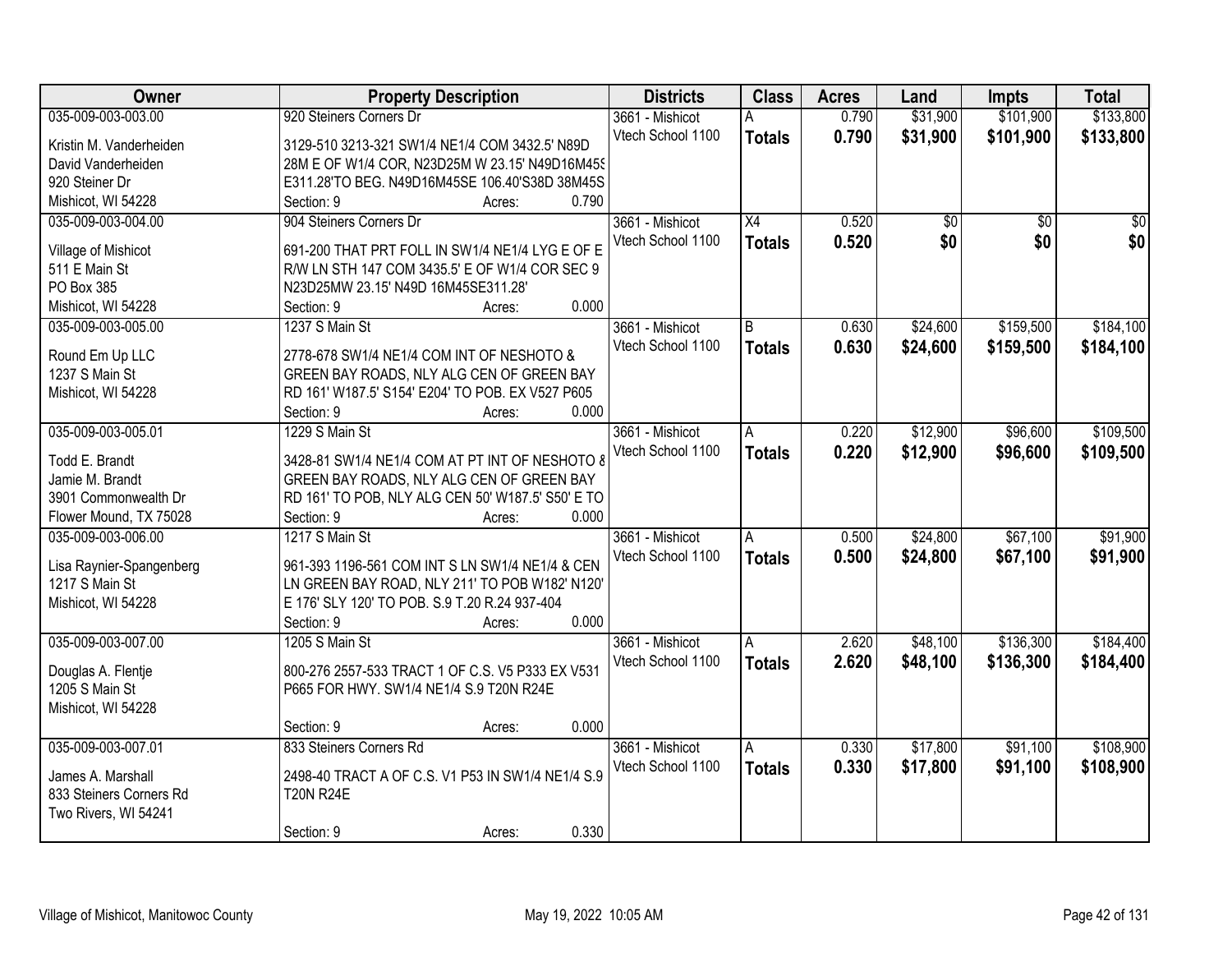| Owner | Property Description | Districts | Class | Acres | Land | Impts | Total |
|---|---|---|---|---|---|---|---|
| 035-009-003-003.00<br>Kristin M. Vanderheiden<br>David Vanderheiden<br>920 Steiner Dr<br>Mishicot, WI 54228 | 920 Steiners Corners Dr<br>3129-510 3213-321 SW1/4 NE1/4 COM 3432.5' N89D 28M E OF W1/4 COR, N23D25M W 23.15' N49D16M45S E311.28'TO BEG. N49D16M45SE 106.40'S38D 38M45S<br>Section: 9 Acres: 0.790 | 3661 - Mishicot<br>Vtech School 1100 | A<br>**Totals** | 0.790<br>**0.790** | $31,900<br>**$31,900** | $101,900<br>**$101,900** | $133,800<br>**$133,800** |
| 035-009-003-004.00<br>Village of Mishicot<br>511 E Main St<br>PO Box 385<br>Mishicot, WI 54228 | 904 Steiners Corners Dr<br>691-200 THAT PRT FOLL IN SW1/4 NE1/4 LYG E OF E R/W LN STH 147 COM 3435.5' E OF W1/4 COR SEC 9 N23D25MW 23.15' N49D 16M45SE311.28'<br>Section: 9 Acres: 0.000 | 3661 - Mishicot<br>Vtech School 1100 | X4<br>**Totals** | 0.520<br>**0.520** | $0<br>**$0** | $0<br>**$0** | $0<br>**$0** |
| 035-009-003-005.00<br>Round Em Up LLC<br>1237 S Main St<br>Mishicot, WI 54228 | 1237 S Main St<br>2778-678 SW1/4 NE1/4 COM INT OF NESHOTO & GREEN BAY ROADS, NLY ALG CEN OF GREEN BAY RD 161' W187.5' S154' E204' TO POB. EX V527 P605<br>Section: 9 Acres: 0.000 | 3661 - Mishicot<br>Vtech School 1100 | B<br>**Totals** | 0.630<br>**0.630** | $24,600<br>**$24,600** | $159,500<br>**$159,500** | $184,100<br>**$184,100** |
| 035-009-003-005.01<br>Todd E. Brandt<br>Jamie M. Brandt<br>3901 Commonwealth Dr<br>Flower Mound, TX 75028 | 1229 S Main St<br>3428-81 SW1/4 NE1/4 COM AT PT INT OF NESHOTO & GREEN BAY ROADS, NLY ALG CEN OF GREEN BAY RD 161' TO POB, NLY ALG CEN 50' W187.5' S50' E TO<br>Section: 9 Acres: 0.000 | 3661 - Mishicot<br>Vtech School 1100 | A<br>**Totals** | 0.220<br>**0.220** | $12,900<br>**$12,900** | $96,600<br>**$96,600** | $109,500<br>**$109,500** |
| 035-009-003-006.00<br>Lisa Raynier-Spangenberg<br>1217 S Main St<br>Mishicot, WI 54228 | 1217 S Main St<br>961-393 1196-561 COM INT S LN SW1/4 NE1/4 & CEN LN GREEN BAY ROAD, NLY 211' TO POB W182' N120' E 176' SLY 120' TO POB. S.9 T.20 R.24 937-404<br>Section: 9 Acres: 0.000 | 3661 - Mishicot<br>Vtech School 1100 | A<br>**Totals** | 0.500<br>**0.500** | $24,800<br>**$24,800** | $67,100<br>**$67,100** | $91,900<br>**$91,900** |
| 035-009-003-007.00<br>Douglas A. Flentje<br>1205 S Main St<br>Mishicot, WI 54228 | 1205 S Main St<br>800-276 2557-533 TRACT 1 OF C.S. V5 P333 EX V531 P665 FOR HWY. SW1/4 NE1/4 S.9 T20N R24E<br>Section: 9 Acres: 0.000 | 3661 - Mishicot<br>Vtech School 1100 | A<br>**Totals** | 2.620<br>**2.620** | $48,100<br>**$48,100** | $136,300<br>**$136,300** | $184,400<br>**$184,400** |
| 035-009-003-007.01<br>James A. Marshall<br>833 Steiners Corners Rd<br>Two Rivers, WI 54241 | 833 Steiners Corners Rd<br>2498-40 TRACT A OF C.S. V1 P53 IN SW1/4 NE1/4 S.9 T20N R24E<br>Section: 9 Acres: 0.330 | 3661 - Mishicot<br>Vtech School 1100 | A<br>**Totals** | 0.330<br>**0.330** | $17,800<br>**$17,800** | $91,100<br>**$91,100** | $108,900<br>**$108,900** |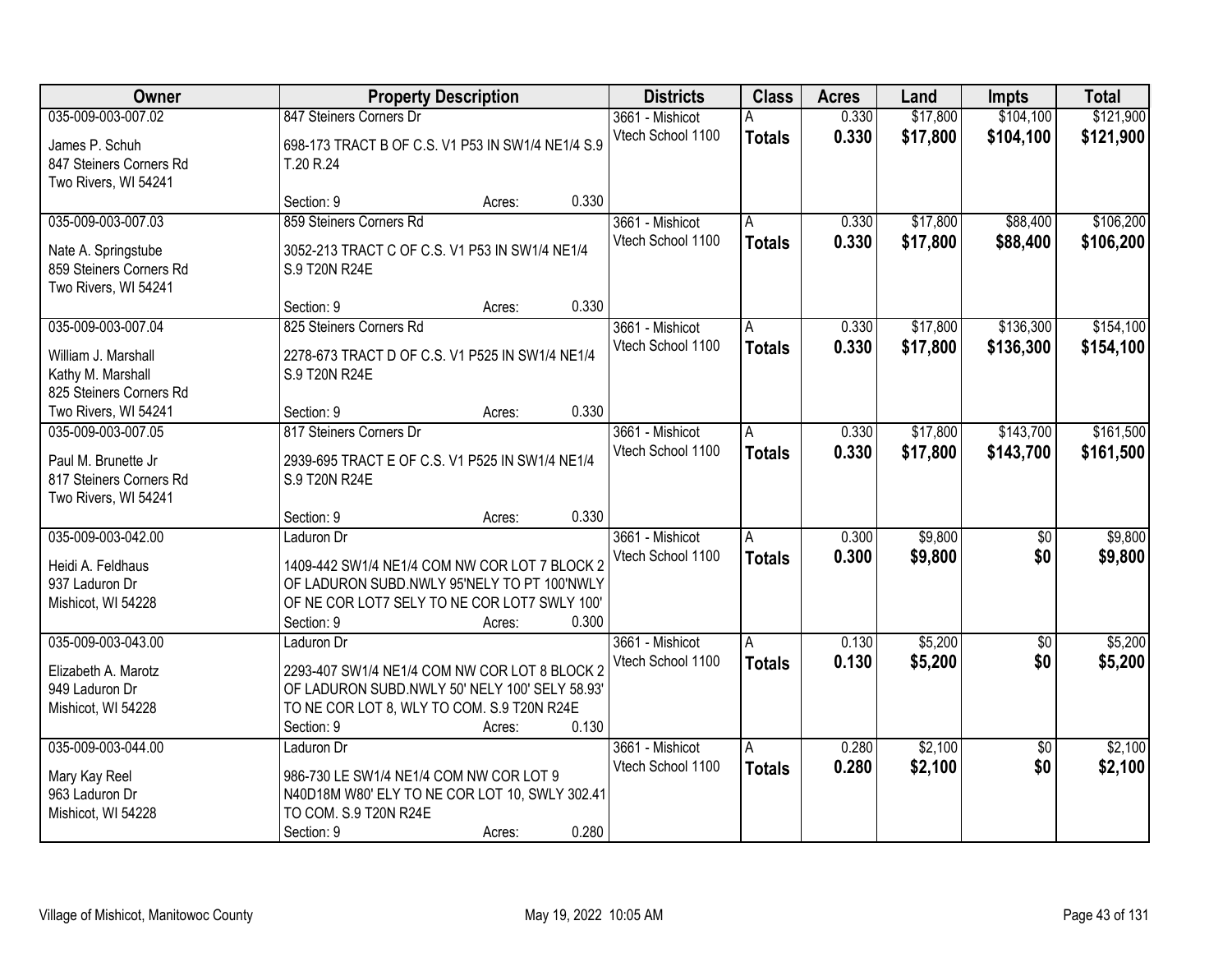| Owner | Property Description | Districts | Class | Acres | Land | Impts | Total |
|---|---|---|---|---|---|---|---|
| 035-009-003-007.02<br>James P. Schuh<br>847 Steiners Corners Rd<br>Two Rivers, WI 54241 | 847 Steiners Corners Dr<br>698-173 TRACT B OF C.S. V1 P53 IN SW1/4 NE1/4 S.9 T.20 R.24<br>Section: 9 Acres: 0.330 | 3661 - Mishicot<br>Vtech School 1100 | A<br>**Totals** | 0.330<br>**0.330** | $17,800<br>**$17,800** | $104,100<br>**$104,100** | $121,900<br>**$121,900** |
| 035-009-003-007.03<br>Nate A. Springstube<br>859 Steiners Corners Rd<br>Two Rivers, WI 54241 | 859 Steiners Corners Rd<br>3052-213 TRACT C OF C.S. V1 P53 IN SW1/4 NE1/4 S.9 T20N R24E<br>Section: 9 Acres: 0.330 | 3661 - Mishicot<br>Vtech School 1100 | A<br>**Totals** | 0.330<br>**0.330** | $17,800<br>**$17,800** | $88,400<br>**$88,400** | $106,200<br>**$106,200** |
| 035-009-003-007.04<br>William J. Marshall<br>Kathy M. Marshall<br>825 Steiners Corners Rd<br>Two Rivers, WI 54241 | 825 Steiners Corners Rd<br>2278-673 TRACT D OF C.S. V1 P525 IN SW1/4 NE1/4 S.9 T20N R24E<br>Section: 9 Acres: 0.330 | 3661 - Mishicot<br>Vtech School 1100 | A<br>**Totals** | 0.330<br>**0.330** | $17,800<br>**$17,800** | $136,300<br>**$136,300** | $154,100<br>**$154,100** |
| 035-009-003-007.05<br>Paul M. Brunette Jr<br>817 Steiners Corners Rd<br>Two Rivers, WI 54241 | 817 Steiners Corners Dr<br>2939-695 TRACT E OF C.S. V1 P525 IN SW1/4 NE1/4 S.9 T20N R24E<br>Section: 9 Acres: 0.330 | 3661 - Mishicot<br>Vtech School 1100 | A<br>**Totals** | 0.330<br>**0.330** | $17,800<br>**$17,800** | $143,700<br>**$143,700** | $161,500<br>**$161,500** |
| 035-009-003-042.00<br>Heidi A. Feldhaus<br>937 Laduron Dr<br>Mishicot, WI 54228 | Laduron Dr<br>1409-442 SW1/4 NE1/4 COM NW COR LOT 7 BLOCK 2 OF LADURON SUBD.NWLY 95'NELY TO PT 100'NWLY OF NE COR LOT7 SELY TO NE COR LOT7 SWLY 100'<br>Section: 9 Acres: 0.300 | 3661 - Mishicot<br>Vtech School 1100 | A<br>**Totals** | 0.300<br>**0.300** | $9,800<br>**$9,800** | $0<br>**$0** | $9,800<br>**$9,800** |
| 035-009-003-043.00<br>Elizabeth A. Marotz<br>949 Laduron Dr<br>Mishicot, WI 54228 | Laduron Dr<br>2293-407 SW1/4 NE1/4 COM NW COR LOT 8 BLOCK 2 OF LADURON SUBD.NWLY 50' NELY 100' SELY 58.93' TO NE COR LOT 8, WLY TO COM. S.9 T20N R24E<br>Section: 9 Acres: 0.130 | 3661 - Mishicot<br>Vtech School 1100 | A<br>**Totals** | 0.130<br>**0.130** | $5,200<br>**$5,200** | $0<br>**$0** | $5,200<br>**$5,200** |
| 035-009-003-044.00<br>Mary Kay Reel<br>963 Laduron Dr<br>Mishicot, WI 54228 | Laduron Dr<br>986-730 LE SW1/4 NE1/4 COM NW COR LOT 9 N40D18M W80' ELY TO NE COR LOT 10, SWLY 302.41 TO COM. S.9 T20N R24E<br>Section: 9 Acres: 0.280 | 3661 - Mishicot<br>Vtech School 1100 | A<br>**Totals** | 0.280<br>**0.280** | $2,100<br>**$2,100** | $0<br>**$0** | $2,100<br>**$2,100** |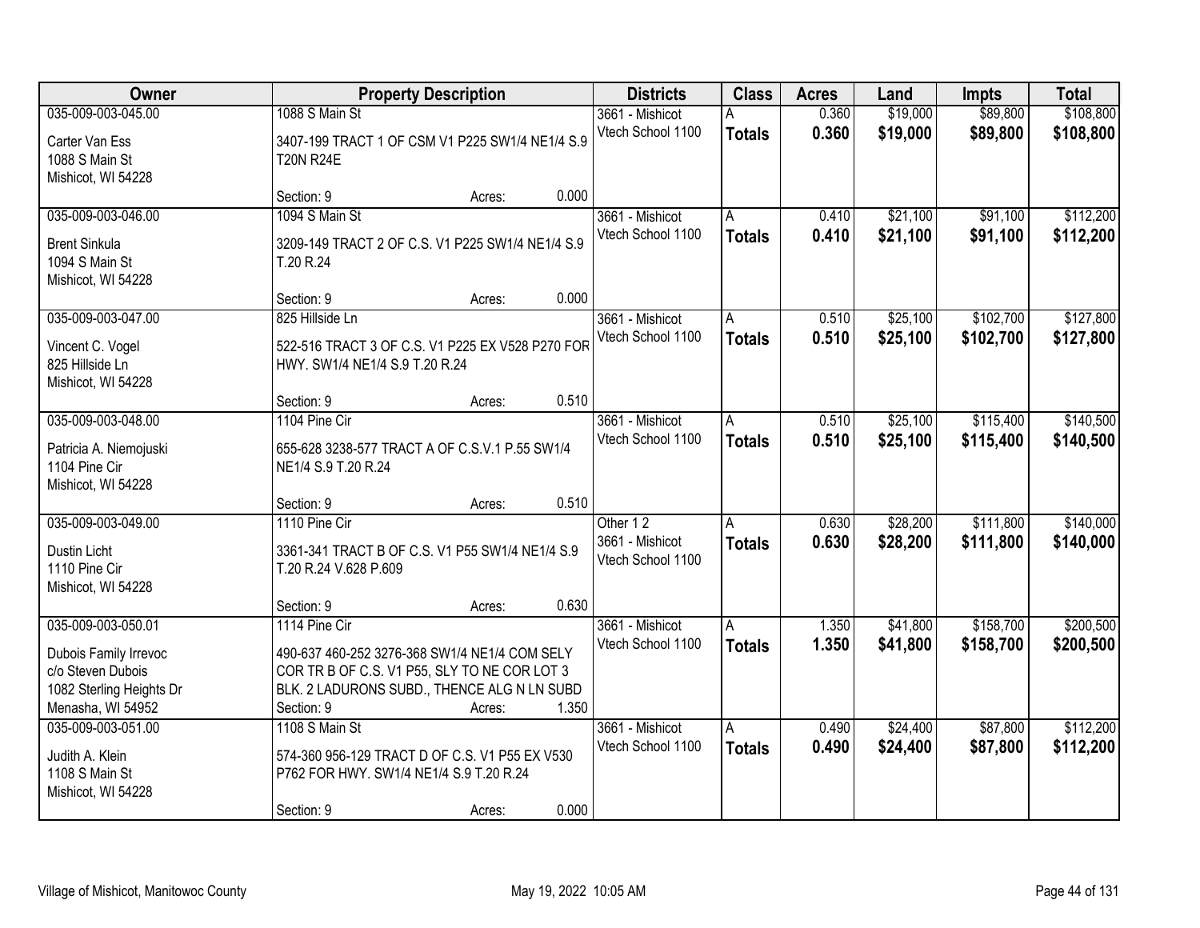| Owner | Property Description | Districts | Class | Acres | Land | Impts | Total |
|---|---|---|---|---|---|---|---|
| 035-009-003-045.00<br>Carter Van Ess<br>1088 S Main St<br>Mishicot, WI 54228 | 1088 S Main St<br>3407-199 TRACT 1 OF CSM V1 P225 SW1/4 NE1/4 S.9 T20N R24E<br>Section: 9 Acres: 0.000 | 3661 - Mishicot<br>Vtech School 1100 | A<br>**Totals** | 0.360<br>**0.360** | $19,000<br>**$19,000** | $89,800<br>**$89,800** | $108,800<br>**$108,800** |
| 035-009-003-046.00<br>Brent Sinkula<br>1094 S Main St<br>Mishicot, WI 54228 | 1094 S Main St<br>3209-149 TRACT 2 OF C.S. V1 P225 SW1/4 NE1/4 S.9 T.20 R.24<br>Section: 9 Acres: 0.000 | 3661 - Mishicot<br>Vtech School 1100 | A<br>**Totals** | 0.410<br>**0.410** | $21,100<br>**$21,100** | $91,100<br>**$91,100** | $112,200<br>**$112,200** |
| 035-009-003-047.00<br>Vincent C. Vogel<br>825 Hillside Ln<br>Mishicot, WI 54228 | 825 Hillside Ln<br>522-516 TRACT 3 OF C.S. V1 P225 EX V528 P270 FOR HWY. SW1/4 NE1/4 S.9 T.20 R.24<br>Section: 9 Acres: 0.510 | 3661 - Mishicot<br>Vtech School 1100 | A<br>**Totals** | 0.510<br>**0.510** | $25,100<br>**$25,100** | $102,700<br>**$102,700** | $127,800<br>**$127,800** |
| 035-009-003-048.00<br>Patricia A. Niemojuski<br>1104 Pine Cir<br>Mishicot, WI 54228 | 1104 Pine Cir<br>655-628 3238-577 TRACT A OF C.S.V.1 P.55 SW1/4 NE1/4 S.9 T.20 R.24<br>Section: 9 Acres: 0.510 | 3661 - Mishicot<br>Vtech School 1100 | A<br>**Totals** | 0.510<br>**0.510** | $25,100<br>**$25,100** | $115,400<br>**$115,400** | $140,500<br>**$140,500** |
| 035-009-003-049.00<br>Dustin Licht<br>1110 Pine Cir<br>Mishicot, WI 54228 | 1110 Pine Cir<br>3361-341 TRACT B OF C.S. V1 P55 SW1/4 NE1/4 S.9 T.20 R.24 V.628 P.609<br>Section: 9 Acres: 0.630 | Other 1 2<br>3661 - Mishicot<br>Vtech School 1100 | A<br>**Totals** | 0.630<br>**0.630** | $28,200<br>**$28,200** | $111,800<br>**$111,800** | $140,000<br>**$140,000** |
| 035-009-003-050.01<br>Dubois Family Irrevoc<br>c/o Steven Dubois<br>1082 Sterling Heights Dr<br>Menasha, WI 54952 | 1114 Pine Cir<br>490-637 460-252 3276-368 SW1/4 NE1/4 COM SELY COR TR B OF C.S. V1 P55, SLY TO NE COR LOT 3 BLK. 2 LADURONS SUBD., THENCE ALG N LN SUBD<br>Section: 9 Acres: 1.350 | 3661 - Mishicot<br>Vtech School 1100 | A<br>**Totals** | 1.350<br>**1.350** | $41,800<br>**$41,800** | $158,700<br>**$158,700** | $200,500<br>**$200,500** |
| 035-009-003-051.00<br>Judith A. Klein<br>1108 S Main St<br>Mishicot, WI 54228 | 1108 S Main St<br>574-360 956-129 TRACT D OF C.S. V1 P55 EX V530 P762 FOR HWY. SW1/4 NE1/4 S.9 T.20 R.24<br>Section: 9 Acres: 0.000 | 3661 - Mishicot<br>Vtech School 1100 | A<br>**Totals** | 0.490<br>**0.490** | $24,400<br>**$24,400** | $87,800<br>**$87,800** | $112,200<br>**$112,200** |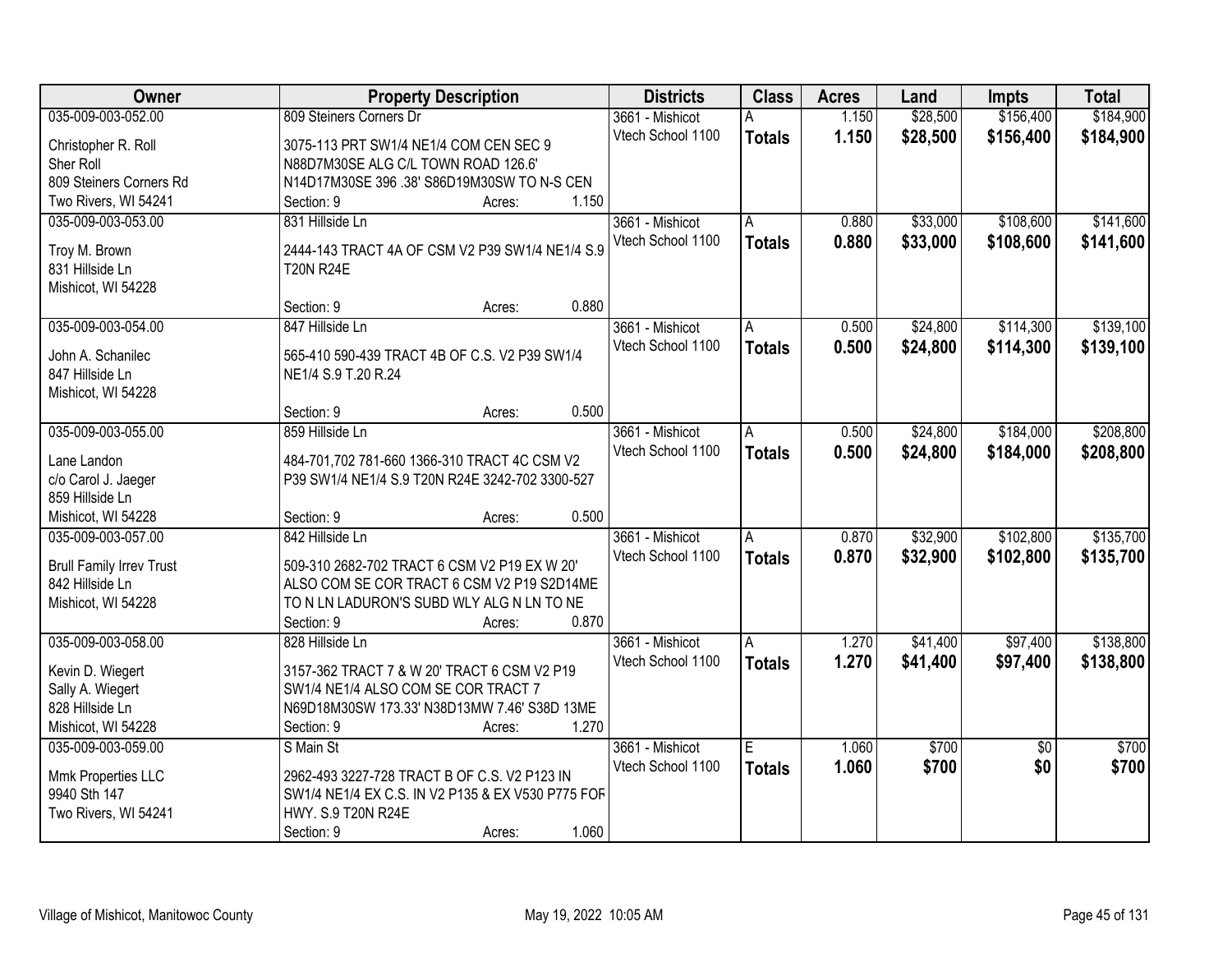| Owner | Property Description | Districts | Class | Acres | Land | Impts | Total |
|---|---|---|---|---|---|---|---|
| 035-009-003-052.00<br>Christopher R. Roll<br>Sher Roll<br>809 Steiners Corners Rd<br>Two Rivers, WI 54241 | 809 Steiners Corners Dr<br>3075-113 PRT SW1/4 NE1/4 COM CEN SEC 9 N88D7M30SE ALG C/L TOWN ROAD 126.6' N14D17M30SE 396 .38' S86D19M30SW TO N-S CEN<br>Section: 9 Acres: 1.150 | 3661 - Mishicot<br>Vtech School 1100 | A<br>**Totals** | 1.150<br>**1.150** | $28,500<br>**$28,500** | $156,400<br>**$156,400** | $184,900<br>**$184,900** |
| 035-009-003-053.00<br>Troy M. Brown<br>831 Hillside Ln<br>Mishicot, WI 54228 | 831 Hillside Ln<br>2444-143 TRACT 4A OF CSM V2 P39 SW1/4 NE1/4 S.9 T20N R24E<br>Section: 9 Acres: 0.880 | 3661 - Mishicot<br>Vtech School 1100 | A<br>**Totals** | 0.880<br>**0.880** | $33,000<br>**$33,000** | $108,600<br>**$108,600** | $141,600<br>**$141,600** |
| 035-009-003-054.00<br>John A. Schanilec<br>847 Hillside Ln<br>Mishicot, WI 54228 | 847 Hillside Ln<br>565-410 590-439 TRACT 4B OF C.S. V2 P39 SW1/4 NE1/4 S.9 T.20 R.24<br>Section: 9 Acres: 0.500 | 3661 - Mishicot<br>Vtech School 1100 | A<br>**Totals** | 0.500<br>**0.500** | $24,800<br>**$24,800** | $114,300<br>**$114,300** | $139,100<br>**$139,100** |
| 035-009-003-055.00<br>Lane Landon<br>c/o Carol J. Jaeger<br>859 Hillside Ln<br>Mishicot, WI 54228 | 859 Hillside Ln<br>484-701,702 781-660 1366-310 TRACT 4C CSM V2 P39 SW1/4 NE1/4 S.9 T20N R24E 3242-702 3300-527<br>Section: 9 Acres: 0.500 | 3661 - Mishicot<br>Vtech School 1100 | A<br>**Totals** | 0.500<br>**0.500** | $24,800<br>**$24,800** | $184,000<br>**$184,000** | $208,800<br>**$208,800** |
| 035-009-003-057.00<br>Brull Family Irrev Trust<br>842 Hillside Ln<br>Mishicot, WI 54228 | 842 Hillside Ln<br>509-310 2682-702 TRACT 6 CSM V2 P19 EX W 20' ALSO COM SE COR TRACT 6 CSM V2 P19 S2D14ME TO N LN LADURON'S SUBD WLY ALG N LN TO NE<br>Section: 9 Acres: 0.870 | 3661 - Mishicot<br>Vtech School 1100 | A<br>**Totals** | 0.870<br>**0.870** | $32,900<br>**$32,900** | $102,800<br>**$102,800** | $135,700<br>**$135,700** |
| 035-009-003-058.00<br>Kevin D. Wiegert<br>Sally A. Wiegert<br>828 Hillside Ln<br>Mishicot, WI 54228 | 828 Hillside Ln<br>3157-362 TRACT 7 & W 20' TRACT 6 CSM V2 P19 SW1/4 NE1/4 ALSO COM SE COR TRACT 7 N69D18M30SW 173.33' N38D13MW 7.46' S38D 13ME<br>Section: 9 Acres: 1.270 | 3661 - Mishicot<br>Vtech School 1100 | A<br>**Totals** | 1.270<br>**1.270** | $41,400<br>**$41,400** | $97,400<br>**$97,400** | $138,800<br>**$138,800** |
| 035-009-003-059.00<br>Mmk Properties LLC<br>9940 Sth 147<br>Two Rivers, WI 54241 | S Main St<br>2962-493 3227-728 TRACT B OF C.S. V2 P123 IN SW1/4 NE1/4 EX C.S. IN V2 P135 & EX V530 P775 FOR HWY. S.9 T20N R24E<br>Section: 9 Acres: 1.060 | 3661 - Mishicot<br>Vtech School 1100 | E<br>**Totals** | 1.060<br>**1.060** | $700<br>**$700** | $0<br>**$0** | $700<br>**$700** |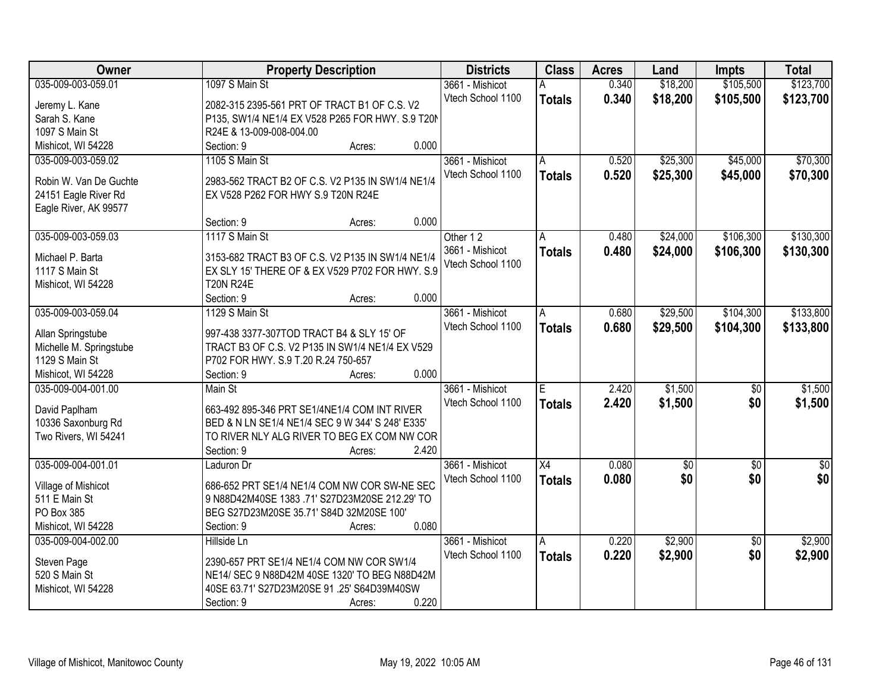| Owner | Property Description | Districts | Class | Acres | Land | Impts | Total |
|---|---|---|---|---|---|---|---|
| 035-009-003-059.01<br><br>Jeremy L. Kane<br>Sarah S. Kane<br>1097 S Main St<br>Mishicot, WI 54228 | 1097 S Main St<br><br>2082-315 2395-561 PRT OF TRACT B1 OF C.S. V2 P135, SW1/4 NE1/4 EX V528 P265 FOR HWY. S.9 T20N R24E & 13-009-008-004.00<br>Section: 9 Acres: 0.000 | 3661 - Mishicot<br>Vtech School 1100 | A<br>**Totals** | 0.340<br>**0.340** | $18,200<br>**$18,200** | $105,500<br>**$105,500** | $123,700<br>**$123,700** |
| 035-009-003-059.02<br><br>Robin W. Van De Guchte<br>24151 Eagle River Rd<br>Eagle River, AK 99577 | 1105 S Main St<br><br>2983-562 TRACT B2 OF C.S. V2 P135 IN SW1/4 NE1/4 EX V528 P262 FOR HWY S.9 T20N R24E<br><br>Section: 9 Acres: 0.000 | 3661 - Mishicot<br>Vtech School 1100 | A<br>**Totals** | 0.520<br>**0.520** | $25,300<br>**$25,300** | $45,000<br>**$45,000** | $70,300<br>**$70,300** |
| 035-009-003-059.03<br><br>Michael P. Barta<br>1117 S Main St<br>Mishicot, WI 54228 | 1117 S Main St<br><br>3153-682 TRACT B3 OF C.S. V2 P135 IN SW1/4 NE1/4 EX SLY 15' THERE OF & EX V529 P702 FOR HWY. S.9 T20N R24E<br>Section: 9 Acres: 0.000 | Other 1 2<br>3661 - Mishicot<br>Vtech School 1100 | A<br>**Totals** | 0.480<br>**0.480** | $24,000<br>**$24,000** | $106,300<br>**$106,300** | $130,300<br>**$130,300** |
| 035-009-003-059.04<br><br>Allan Springstube<br>Michelle M. Springstube<br>1129 S Main St<br>Mishicot, WI 54228 | 1129 S Main St<br><br>997-438 3377-307TOD TRACT B4 & SLY 15' OF TRACT B3 OF C.S. V2 P135 IN SW1/4 NE1/4 EX V529 P702 FOR HWY. S.9 T.20 R.24 750-657<br>Section: 9 Acres: 0.000 | 3661 - Mishicot<br>Vtech School 1100 | A<br>**Totals** | 0.680<br>**0.680** | $29,500<br>**$29,500** | $104,300<br>**$104,300** | $133,800<br>**$133,800** |
| 035-009-004-001.00<br><br>David Paplham<br>10336 Saxonburg Rd<br>Two Rivers, WI 54241 | Main St<br><br>663-492 895-346 PRT SE1/4NE1/4 COM INT RIVER BED & N LN SE1/4 NE1/4 SEC 9 W 344' S 248' E335' TO RIVER NLY ALG RIVER TO BEG EX COM NW COR<br>Section: 9 Acres: 2.420 | 3661 - Mishicot<br>Vtech School 1100 | E<br>**Totals** | 2.420<br>**2.420** | $1,500<br>**$1,500** | $0<br>**$0** | $1,500<br>**$1,500** |
| 035-009-004-001.01<br><br>Village of Mishicot<br>511 E Main St<br>PO Box 385<br>Mishicot, WI 54228 | Laduron Dr<br><br>686-652 PRT SE1/4 NE1/4 COM NW COR SW-NE SEC 9 N88D42M40SE 1383 .71' S27D23M20SE 212.29' TO BEG S27D23M20SE 35.71' S84D 32M20SE 100'<br>Section: 9 Acres: 0.080 | 3661 - Mishicot<br>Vtech School 1100 | X4<br>**Totals** | 0.080<br>**0.080** | $0<br>**$0** | $0<br>**$0** | $0<br>**$0** |
| 035-009-004-002.00<br><br>Steven Page<br>520 S Main St<br>Mishicot, WI 54228 | Hillside Ln<br><br>2390-657 PRT SE1/4 NE1/4 COM NW COR SW1/4 NE14/ SEC 9 N88D42M 40SE 1320' TO BEG N88D42M 40SE 63.71' S27D23M20SE 91 .25' S64D39M40SW<br>Section: 9 Acres: 0.220 | 3661 - Mishicot<br>Vtech School 1100 | A<br>**Totals** | 0.220<br>**0.220** | $2,900<br>**$2,900** | $0<br>**$0** | $2,900<br>**$2,900** |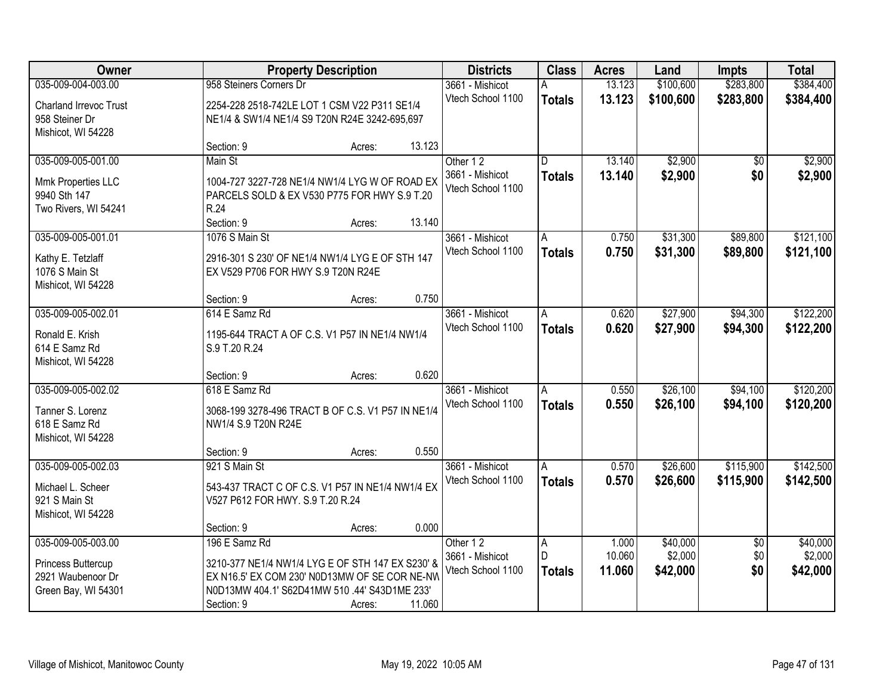| Owner | Property Description | Districts | Class | Acres | Land | Impts | Total |
|---|---|---|---|---|---|---|---|
| 035-009-004-003.00<br>Charland Irrevoc Trust<br>958 Steiner Dr<br>Mishicot, WI 54228 | 958 Steiners Corners Dr<br>2254-228 2518-742LE LOT 1 CSM V22 P311 SE1/4 NE1/4 & SW1/4 NE1/4 S9 T20N R24E 3242-695,697<br>Section: 9 Acres: 13.123 | 3661 - Mishicot<br>Vtech School 1100 | A<br>**Totals** | 13.123<br>**13.123** | $100,600<br>**$100,600** | $283,800<br>**$283,800** | $384,400<br>**$384,400** |
| 035-009-005-001.00<br>Mmk Properties LLC<br>9940 Sth 147<br>Two Rivers, WI 54241 | Main St<br>1004-727 3227-728 NE1/4 NW1/4 LYG W OF ROAD EX PARCELS SOLD & EX V530 P775 FOR HWY S.9 T.20 R.24<br>Section: 9 Acres: 13.140 | Other 1 2<br>3661 - Mishicot<br>Vtech School 1100 | D<br>**Totals** | 13.140<br>**13.140** | $2,900<br>**$2,900** | $0<br>**$0** | $2,900<br>**$2,900** |
| 035-009-005-001.01<br>Kathy E. Tetzlaff<br>1076 S Main St<br>Mishicot, WI 54228 | 1076 S Main St<br>2916-301 S 230' OF NE1/4 NW1/4 LYG E OF STH 147 EX V529 P706 FOR HWY S.9 T20N R24E<br>Section: 9 Acres: 0.750 | 3661 - Mishicot<br>Vtech School 1100 | A<br>**Totals** | 0.750<br>**0.750** | $31,300<br>**$31,300** | $89,800<br>**$89,800** | $121,100<br>**$121,100** |
| 035-009-005-002.01<br>Ronald E. Krish<br>614 E Samz Rd<br>Mishicot, WI 54228 | 614 E Samz Rd<br>1195-644 TRACT A OF C.S. V1 P57 IN NE1/4 NW1/4 S.9 T.20 R.24<br>Section: 9 Acres: 0.620 | 3661 - Mishicot<br>Vtech School 1100 | A<br>**Totals** | 0.620<br>**0.620** | $27,900<br>**$27,900** | $94,300<br>**$94,300** | $122,200<br>**$122,200** |
| 035-009-005-002.02<br>Tanner S. Lorenz<br>618 E Samz Rd<br>Mishicot, WI 54228 | 618 E Samz Rd<br>3068-199 3278-496 TRACT B OF C.S. V1 P57 IN NE1/4 NW1/4 S.9 T20N R24E<br>Section: 9 Acres: 0.550 | 3661 - Mishicot<br>Vtech School 1100 | A<br>**Totals** | 0.550<br>**0.550** | $26,100<br>**$26,100** | $94,100<br>**$94,100** | $120,200<br>**$120,200** |
| 035-009-005-002.03<br>Michael L. Scheer<br>921 S Main St<br>Mishicot, WI 54228 | 921 S Main St<br>543-437 TRACT C OF C.S. V1 P57 IN NE1/4 NW1/4 EX V527 P612 FOR HWY. S.9 T.20 R.24<br>Section: 9 Acres: 0.000 | 3661 - Mishicot<br>Vtech School 1100 | A<br>**Totals** | 0.570<br>**0.570** | $26,600<br>**$26,600** | $115,900<br>**$115,900** | $142,500<br>**$142,500** |
| 035-009-005-003.00<br>Princess Buttercup<br>2921 Waubenoor Dr<br>Green Bay, WI 54301 | 196 E Samz Rd<br>3210-377 NE1/4 NW1/4 LYG E OF STH 147 EX S230' & EX N16.5' EX COM 230' N0D13MW OF SE COR NE-NW N0D13MW 404.1' S62D41MW 510 .44' S43D1ME 233'<br>Section: 9 Acres: 11.060 | Other 1 2<br>3661 - Mishicot<br>Vtech School 1100 | A<br>D<br>**Totals** | 1.000<br>10.060<br>**11.060** | $40,000<br>$2,000<br>**$42,000** | $0<br>$0<br>**$0** | $40,000<br>$2,000<br>**$42,000** |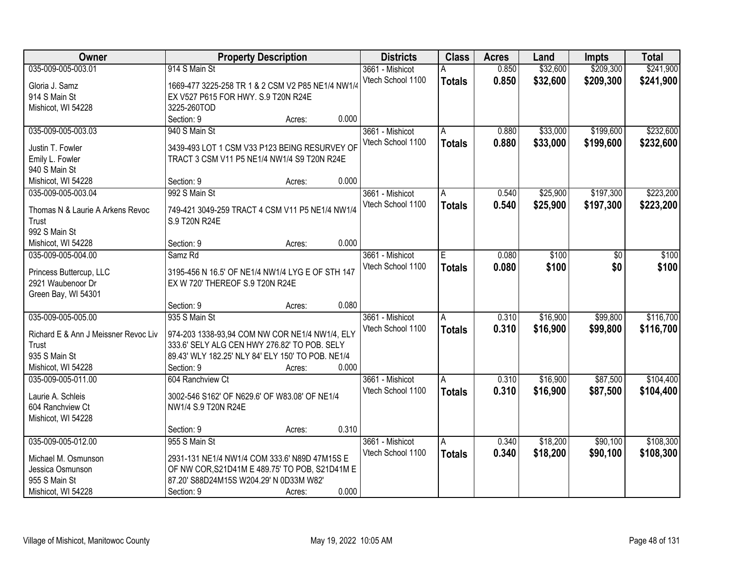| Owner | Property Description | Districts | Class | Acres | Land | Impts | Total |
|---|---|---|---|---|---|---|---|
| 035-009-005-003.01<br>Gloria J. Samz<br>914 S Main St<br>Mishicot, WI 54228 | 914 S Main St<br>1669-477 3225-258 TR 1 & 2 CSM V2 P85 NE1/4 NW1/4 EX V527 P615 FOR HWY. S.9 T20N R24E 3225-260TOD<br>Section: 9 Acres: 0.000 | 3661 - Mishicot<br>Vtech School 1100 | A<br>**Totals** | 0.850<br>**0.850** | $32,600<br>**$32,600** | $209,300<br>**$209,300** | $241,900<br>**$241,900** |
| 035-009-005-003.03<br>Justin T. Fowler<br>Emily L. Fowler<br>940 S Main St<br>Mishicot, WI 54228 | 940 S Main St<br>3439-493 LOT 1 CSM V33 P123 BEING RESURVEY OF TRACT 3 CSM V11 P5 NE1/4 NW1/4 S9 T20N R24E<br>Section: 9 Acres: 0.000 | 3661 - Mishicot<br>Vtech School 1100 | A<br>**Totals** | 0.880<br>**0.880** | $33,000<br>**$33,000** | $199,600<br>**$199,600** | $232,600<br>**$232,600** |
| 035-009-005-003.04<br>Thomas N & Laurie A Arkens Revoc Trust<br>992 S Main St<br>Mishicot, WI 54228 | 992 S Main St<br>749-421 3049-259 TRACT 4 CSM V11 P5 NE1/4 NW1/4 S.9 T20N R24E<br>Section: 9 Acres: 0.000 | 3661 - Mishicot<br>Vtech School 1100 | A<br>**Totals** | 0.540<br>**0.540** | $25,900<br>**$25,900** | $197,300<br>**$197,300** | $223,200<br>**$223,200** |
| 035-009-005-004.00<br>Princess Buttercup, LLC<br>2921 Waubenoor Dr<br>Green Bay, WI 54301 | Samz Rd<br>3195-456 N 16.5' OF NE1/4 NW1/4 LYG E OF STH 147 EX W 720' THEREOF S.9 T20N R24E<br>Section: 9 Acres: 0.080 | 3661 - Mishicot<br>Vtech School 1100 | E<br>**Totals** | 0.080<br>**0.080** | $100<br>**$100** | $0<br>**$0** | $100<br>**$100** |
| 035-009-005-005.00<br>Richard E & Ann J Meissner Revoc Liv Trust<br>935 S Main St<br>Mishicot, WI 54228 | 935 S Main St<br>974-203 1338-93,94 COM NW COR NE1/4 NW1/4, ELY 333.6' SELY ALG CEN HWY 276.82' TO POB. SELY 89.43' WLY 182.25' NLY 84' ELY 150' TO POB. NE1/4<br>Section: 9 Acres: 0.000 | 3661 - Mishicot<br>Vtech School 1100 | A<br>**Totals** | 0.310<br>**0.310** | $16,900<br>**$16,900** | $99,800<br>**$99,800** | $116,700<br>**$116,700** |
| 035-009-005-011.00<br>Laurie A. Schleis<br>604 Ranchview Ct<br>Mishicot, WI 54228 | 604 Ranchview Ct<br>3002-546 S162' OF N629.6' OF W83.08' OF NE1/4 NW1/4 S.9 T20N R24E<br>Section: 9 Acres: 0.310 | 3661 - Mishicot<br>Vtech School 1100 | A<br>**Totals** | 0.310<br>**0.310** | $16,900<br>**$16,900** | $87,500<br>**$87,500** | $104,400<br>**$104,400** |
| 035-009-005-012.00<br>Michael M. Osmunson<br>Jessica Osmunson<br>955 S Main St<br>Mishicot, WI 54228 | 955 S Main St<br>2931-131 NE1/4 NW1/4 COM 333.6' N89D 47M15S E OF NW COR,S21D41M E 489.75' TO POB, S21D41M E 87.20' S88D24M15S W204.29' N 0D33M W82'<br>Section: 9 Acres: 0.000 | 3661 - Mishicot<br>Vtech School 1100 | A<br>**Totals** | 0.340<br>**0.340** | $18,200<br>**$18,200** | $90,100<br>**$90,100** | $108,300<br>**$108,300** |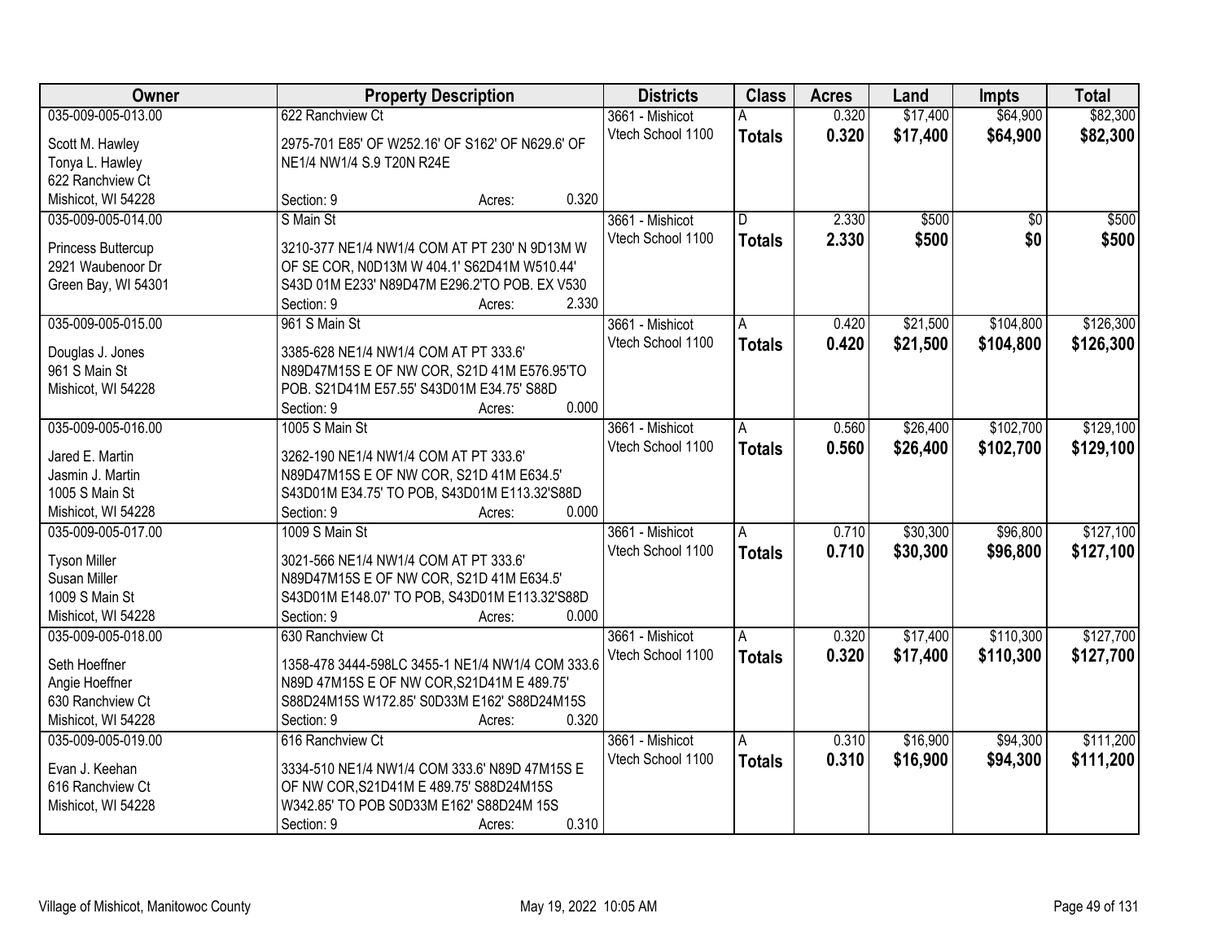| Owner | Property Description | Districts | Class | Acres | Land | Impts | Total |
|---|---|---|---|---|---|---|---|
| 035-009-005-013.00<br>Scott M. Hawley<br>Tonya L. Hawley<br>622 Ranchview Ct<br>Mishicot, WI 54228 | 622 Ranchview Ct<br>2975-701 E85' OF W252.16' OF S162' OF N629.6' OF NE1/4 NW1/4 S.9 T20N R24E<br>Section: 9 Acres: 0.320 | 3661 - Mishicot<br>Vtech School 1100 | A<br>**Totals** | 0.320<br>**0.320** | $17,400<br>**$17,400** | $64,900<br>**$64,900** | $82,300<br>**$82,300** |
| 035-009-005-014.00<br>Princess Buttercup<br>2921 Waubenoor Dr<br>Green Bay, WI 54301 | S Main St<br>3210-377 NE1/4 NW1/4 COM AT PT 230' N 9D13M W OF SE COR, N0D13M W 404.1' S62D41M W510.44' S43D 01M E233' N89D47M E296.2'TO POB. EX V530<br>Section: 9 Acres: 2.330 | 3661 - Mishicot<br>Vtech School 1100 | D<br>**Totals** | 2.330<br>**2.330** | $500<br>**$500** | $0<br>**$0** | $500<br>**$500** |
| 035-009-005-015.00<br>Douglas J. Jones<br>961 S Main St<br>Mishicot, WI 54228 | 961 S Main St<br>3385-628 NE1/4 NW1/4 COM AT PT 333.6' N89D47M15S E OF NW COR, S21D 41M E576.95'TO POB. S21D41M E57.55' S43D01M E34.75' S88D<br>Section: 9 Acres: 0.000 | 3661 - Mishicot<br>Vtech School 1100 | A<br>**Totals** | 0.420<br>**0.420** | $21,500<br>**$21,500** | $104,800<br>**$104,800** | $126,300<br>**$126,300** |
| 035-009-005-016.00<br>Jared E. Martin<br>Jasmin J. Martin<br>1005 S Main St<br>Mishicot, WI 54228 | 1005 S Main St<br>3262-190 NE1/4 NW1/4 COM AT PT 333.6' N89D47M15S E OF NW COR, S21D 41M E634.5' S43D01M E34.75' TO POB, S43D01M E113.32'S88D<br>Section: 9 Acres: 0.000 | 3661 - Mishicot<br>Vtech School 1100 | A<br>**Totals** | 0.560<br>**0.560** | $26,400<br>**$26,400** | $102,700<br>**$102,700** | $129,100<br>**$129,100** |
| 035-009-005-017.00<br>Tyson Miller<br>Susan Miller<br>1009 S Main St<br>Mishicot, WI 54228 | 1009 S Main St<br>3021-566 NE1/4 NW1/4 COM AT PT 333.6' N89D47M15S E OF NW COR, S21D 41M E634.5' S43D01M E148.07' TO POB, S43D01M E113.32'S88D<br>Section: 9 Acres: 0.000 | 3661 - Mishicot<br>Vtech School 1100 | A<br>**Totals** | 0.710<br>**0.710** | $30,300<br>**$30,300** | $96,800<br>**$96,800** | $127,100<br>**$127,100** |
| 035-009-005-018.00<br>Seth Hoeffner<br>Angie Hoeffner<br>630 Ranchview Ct<br>Mishicot, WI 54228 | 630 Ranchview Ct<br>1358-478 3444-598LC 3455-1 NE1/4 NW1/4 COM 333.6 N89D 47M15S E OF NW COR,S21D41M E 489.75' S88D24M15S W172.85' S0D33M E162' S88D24M15S<br>Section: 9 Acres: 0.320 | 3661 - Mishicot<br>Vtech School 1100 | A<br>**Totals** | 0.320<br>**0.320** | $17,400<br>**$17,400** | $110,300<br>**$110,300** | $127,700<br>**$127,700** |
| 035-009-005-019.00<br>Evan J. Keehan<br>616 Ranchview Ct<br>Mishicot, WI 54228 | 616 Ranchview Ct<br>3334-510 NE1/4 NW1/4 COM 333.6' N89D 47M15S E OF NW COR,S21D41M E 489.75' S88D24M15S W342.85' TO POB S0D33M E162' S88D24M 15S<br>Section: 9 Acres: 0.310 | 3661 - Mishicot<br>Vtech School 1100 | A<br>**Totals** | 0.310<br>**0.310** | $16,900<br>**$16,900** | $94,300<br>**$94,300** | $111,200<br>**$111,200** |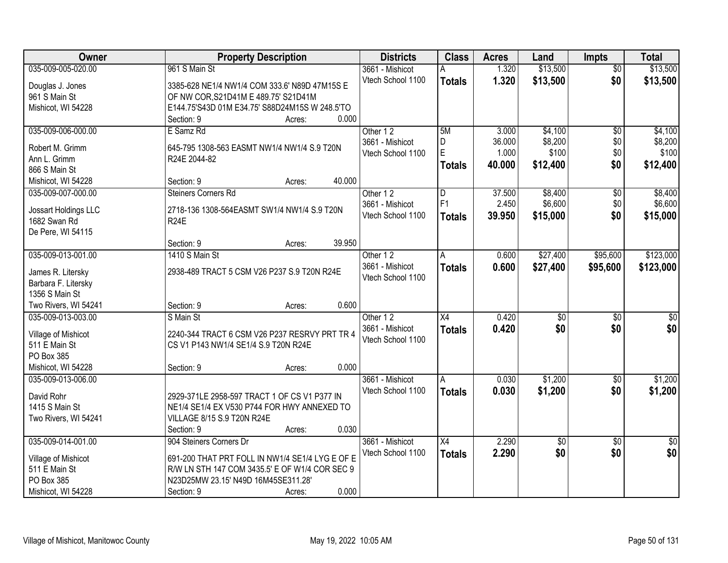| Owner | Property Description | Districts | Class | Acres | Land | Impts | Total |
|---|---|---|---|---|---|---|---|
| 035-009-005-020.00<br>Douglas J. Jones<br>961 S Main St<br>Mishicot, WI 54228 | 961 S Main St<br>3385-628 NE1/4 NW1/4 COM 333.6' N89D 47M15S E OF NW COR,S21D41M E 489.75' S21D41M E144.75'S43D 01M E34.75' S88D24M15S W 248.5'TO<br>Section: 9 Acres: 0.000 | 3661 - Mishicot<br>Vtech School 1100 | A<br>**Totals** | 1.320<br>**1.320** | \$13,500<br>**\$13,500** | \$0<br>**\$0** | \$13,500<br>**\$13,500** |
| 035-009-006-000.00<br>Robert M. Grimm<br>Ann L. Grimm<br>866 S Main St<br>Mishicot, WI 54228 | E Samz Rd<br>645-795 1308-563 EASMT NW1/4 NW1/4 S.9 T20N R24E 2044-82<br>Section: 9 Acres: 40.000 | Other 1 2<br>3661 - Mishicot<br>Vtech School 1100 | 5M<br>D<br>E<br>**Totals** | 3.000<br>36.000<br>1.000<br>**40.000** | \$4,100<br>\$8,200<br>\$100<br>**\$12,400** | \$0<br>\$0<br>\$0<br>**\$0** | \$4,100<br>\$8,200<br>\$100<br>**\$12,400** |
| 035-009-007-000.00<br>Jossart Holdings LLC<br>1682 Swan Rd<br>De Pere, WI 54115 | Steiners Corners Rd<br>2718-136 1308-564EASMT SW1/4 NW1/4 S.9 T20N R24E<br>Section: 9 Acres: 39.950 | Other 1 2<br>3661 - Mishicot<br>Vtech School 1100 | D<br>F1<br>**Totals** | 37.500<br>2.450<br>**39.950** | \$8,400<br>\$6,600<br>**\$15,000** | \$0<br>\$0<br>**\$0** | \$8,400<br>\$6,600<br>**\$15,000** |
| 035-009-013-001.00<br>James R. Litersky<br>Barbara F. Litersky<br>1356 S Main St<br>Two Rivers, WI 54241 | 1410 S Main St<br>2938-489 TRACT 5 CSM V26 P237 S.9 T20N R24E<br>Section: 9 Acres: 0.600 | Other 1 2<br>3661 - Mishicot<br>Vtech School 1100 | A<br>**Totals** | 0.600<br>**0.600** | \$27,400<br>**\$27,400** | \$95,600<br>**\$95,600** | \$123,000<br>**\$123,000** |
| 035-009-013-003.00<br>Village of Mishicot<br>511 E Main St<br>PO Box 385<br>Mishicot, WI 54228 | S Main St<br>2240-344 TRACT 6 CSM V26 P237 RESRVY PRT TR 4 CS V1 P143 NW1/4 SE1/4 S.9 T20N R24E<br>Section: 9 Acres: 0.000 | Other 1 2<br>3661 - Mishicot<br>Vtech School 1100 | X4<br>**Totals** | 0.420<br>**0.420** | \$0<br>**\$0** | \$0<br>**\$0** | \$0<br>**\$0** |
| 035-009-013-006.00<br>David Rohr<br>1415 S Main St<br>Two Rivers, WI 54241 | 2929-371LE 2958-597 TRACT 1 OF CS V1 P377 IN NE1/4 SE1/4 EX V530 P744 FOR HWY ANNEXED TO VILLAGE 8/15 S.9 T20N R24E<br>Section: 9 Acres: 0.030 | 3661 - Mishicot<br>Vtech School 1100 | A<br>**Totals** | 0.030<br>**0.030** | \$1,200<br>**\$1,200** | \$0<br>**\$0** | \$1,200<br>**\$1,200** |
| 035-009-014-001.00<br>Village of Mishicot<br>511 E Main St<br>PO Box 385<br>Mishicot, WI 54228 | 904 Steiners Corners Dr<br>691-200 THAT PRT FOLL IN NW1/4 SE1/4 LYG E OF E R/W LN STH 147 COM 3435.5' E OF W1/4 COR SEC 9 N23D25MW 23.15' N49D 16M45SE311.28'<br>Section: 9 Acres: 0.000 | 3661 - Mishicot<br>Vtech School 1100 | X4<br>**Totals** | 2.290<br>**2.290** | \$0<br>**\$0** | \$0<br>**\$0** | \$0<br>**\$0** |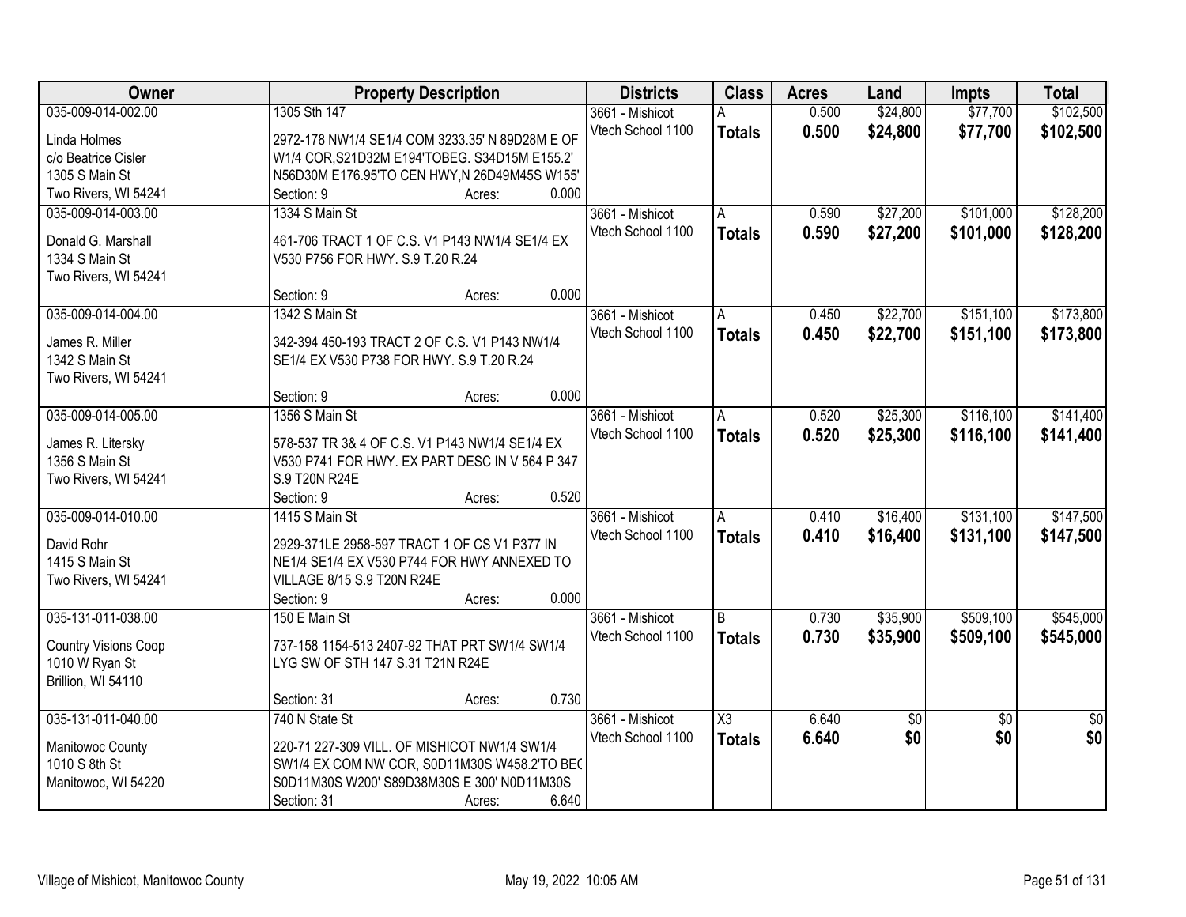| Owner | Property Description | Districts | Class | Acres | Land | Impts | Total |
|---|---|---|---|---|---|---|---|
| 035-009-014-002.00<br>Linda Holmes<br>c/o Beatrice Cisler<br>1305 S Main St<br>Two Rivers, WI 54241 | 1305 Sth 147<br>2972-178 NW1/4 SE1/4 COM 3233.35' N 89D28M E OF W1/4 COR,S21D32M E194'TOBEG. S34D15M E155.2' N56D30M E176.95'TO CEN HWY,N 26D49M45S W155'<br>Section: 9 Acres: 0.000 | 3661 - Mishicot<br>Vtech School 1100 | A<br>**Totals** | 0.500<br>**0.500** | $24,800<br>**$24,800** | $77,700<br>**$77,700** | $102,500<br>**$102,500** |
| 035-009-014-003.00<br>Donald G. Marshall<br>1334 S Main St<br>Two Rivers, WI 54241 | 1334 S Main St<br>461-706 TRACT 1 OF C.S. V1 P143 NW1/4 SE1/4 EX V530 P756 FOR HWY. S.9 T.20 R.24<br>Section: 9 Acres: 0.000 | 3661 - Mishicot<br>Vtech School 1100 | A<br>**Totals** | 0.590<br>**0.590** | $27,200<br>**$27,200** | $101,000<br>**$101,000** | $128,200<br>**$128,200** |
| 035-009-014-004.00<br>James R. Miller<br>1342 S Main St<br>Two Rivers, WI 54241 | 1342 S Main St<br>342-394 450-193 TRACT 2 OF C.S. V1 P143 NW1/4 SE1/4 EX V530 P738 FOR HWY. S.9 T.20 R.24<br>Section: 9 Acres: 0.000 | 3661 - Mishicot<br>Vtech School 1100 | A<br>**Totals** | 0.450<br>**0.450** | $22,700<br>**$22,700** | $151,100<br>**$151,100** | $173,800<br>**$173,800** |
| 035-009-014-005.00<br>James R. Litersky<br>1356 S Main St<br>Two Rivers, WI 54241 | 1356 S Main St<br>578-537 TR 3& 4 OF C.S. V1 P143 NW1/4 SE1/4 EX V530 P741 FOR HWY. EX PART DESC IN V 564 P 347 S.9 T20N R24E<br>Section: 9 Acres: 0.520 | 3661 - Mishicot<br>Vtech School 1100 | A<br>**Totals** | 0.520<br>**0.520** | $25,300<br>**$25,300** | $116,100<br>**$116,100** | $141,400<br>**$141,400** |
| 035-009-014-010.00<br>David Rohr<br>1415 S Main St<br>Two Rivers, WI 54241 | 1415 S Main St<br>2929-371LE 2958-597 TRACT 1 OF CS V1 P377 IN NE1/4 SE1/4 EX V530 P744 FOR HWY ANNEXED TO VILLAGE 8/15 S.9 T20N R24E<br>Section: 9 Acres: 0.000 | 3661 - Mishicot<br>Vtech School 1100 | A<br>**Totals** | 0.410<br>**0.410** | $16,400<br>**$16,400** | $131,100<br>**$131,100** | $147,500<br>**$147,500** |
| 035-131-011-038.00<br>Country Visions Coop<br>1010 W Ryan St<br>Brillion, WI 54110 | 150 E Main St<br>737-158 1154-513 2407-92 THAT PRT SW1/4 SW1/4 LYG SW OF STH 147 S.31 T21N R24E<br>Section: 31 Acres: 0.730 | 3661 - Mishicot<br>Vtech School 1100 | B<br>**Totals** | 0.730<br>**0.730** | $35,900<br>**$35,900** | $509,100<br>**$509,100** | $545,000<br>**$545,000** |
| 035-131-011-040.00<br>Manitowoc County<br>1010 S 8th St<br>Manitowoc, WI 54220 | 740 N State St<br>220-71 227-309 VILL. OF MISHICOT NW1/4 SW1/4 SW1/4 EX COM NW COR, S0D11M30S W458.2'TO BEC S0D11M30S W200' S89D38M30S E 300' N0D11M30S<br>Section: 31 Acres: 6.640 | 3661 - Mishicot<br>Vtech School 1100 | X3<br>**Totals** | 6.640<br>**6.640** | $0<br>**$0** | $0<br>**$0** | $0<br>**$0** |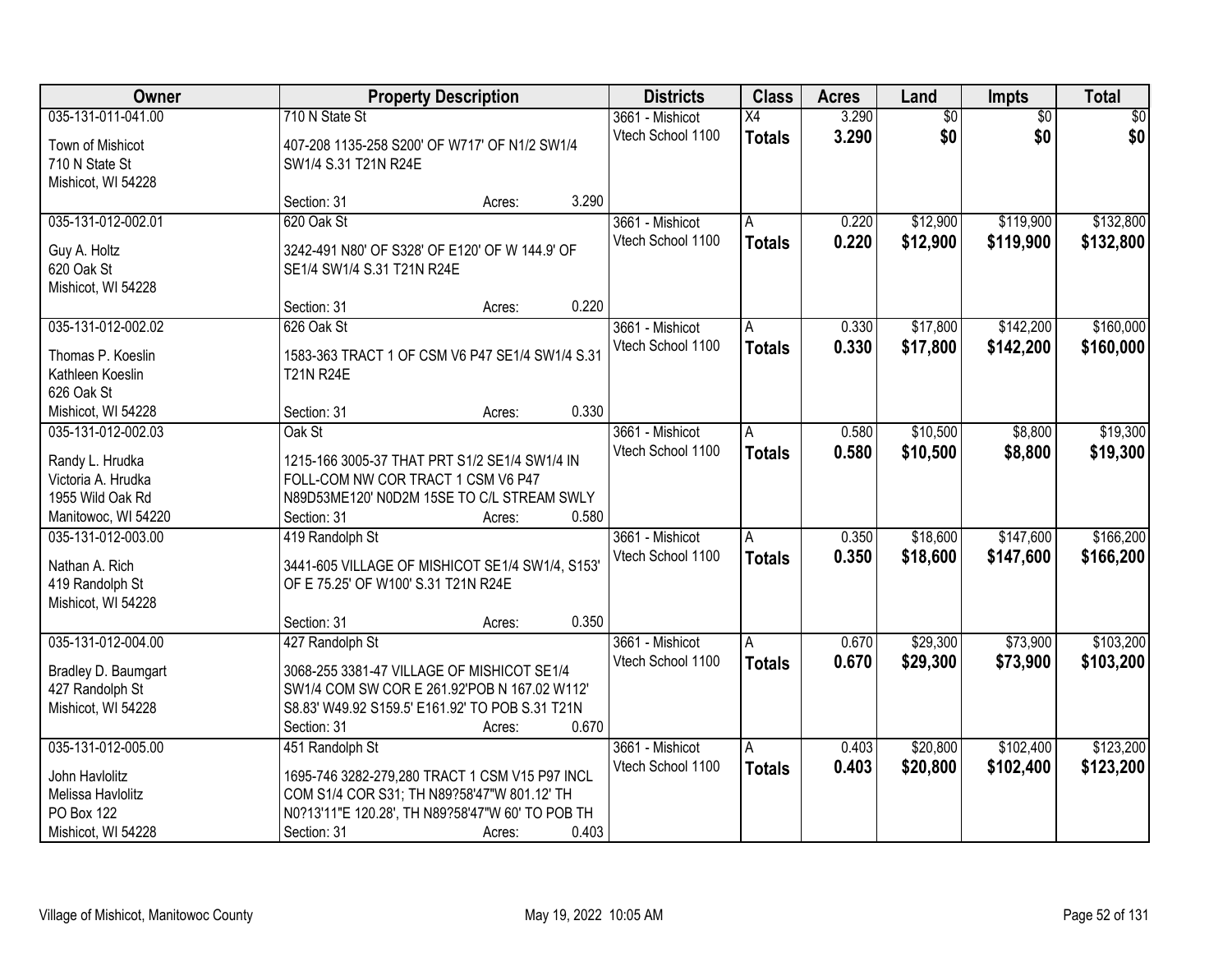| Owner | Property Description | Districts | Class | Acres | Land | Impts | Total |
|---|---|---|---|---|---|---|---|
| 035-131-011-041.00<br>Town of Mishicot<br>710 N State St<br>Mishicot, WI 54228 | 710 N State St<br>407-208 1135-258 S200' OF W717' OF N1/2 SW1/4 SW1/4 S.31 T21N R24E<br>Section: 31 Acres: 3.290 | 3661 - Mishicot<br>Vtech School 1100 | X4<br>**Totals** | 3.290<br>**3.290** | $0<br>**$0** | $0<br>**$0** | $0<br>**$0** |
| 035-131-012-002.01<br>Guy A. Holtz<br>620 Oak St<br>Mishicot, WI 54228 | 620 Oak St<br>3242-491 N80' OF S328' OF E120' OF W 144.9' OF SE1/4 SW1/4 S.31 T21N R24E<br>Section: 31 Acres: 0.220 | 3661 - Mishicot<br>Vtech School 1100 | A<br>**Totals** | 0.220<br>**0.220** | $12,900<br>**$12,900** | $119,900<br>**$119,900** | $132,800<br>**$132,800** |
| 035-131-012-002.02<br>Thomas P. Koeslin<br>Kathleen Koeslin<br>626 Oak St<br>Mishicot, WI 54228 | 626 Oak St<br>1583-363 TRACT 1 OF CSM V6 P47 SE1/4 SW1/4 S.31 T21N R24E<br>Section: 31 Acres: 0.330 | 3661 - Mishicot<br>Vtech School 1100 | A<br>**Totals** | 0.330<br>**0.330** | $17,800<br>**$17,800** | $142,200<br>**$142,200** | $160,000<br>**$160,000** |
| 035-131-012-002.03<br>Randy L. Hrudka<br>Victoria A. Hrudka<br>1955 Wild Oak Rd<br>Manitowoc, WI 54220 | Oak St<br>1215-166 3005-37 THAT PRT S1/2 SE1/4 SW1/4 IN FOLL-COM NW COR TRACT 1 CSM V6 P47 N89D53ME120' N0D2M 15SE TO C/L STREAM SWLY<br>Section: 31 Acres: 0.580 | 3661 - Mishicot<br>Vtech School 1100 | A<br>**Totals** | 0.580<br>**0.580** | $10,500<br>**$10,500** | $8,800<br>**$8,800** | $19,300<br>**$19,300** |
| 035-131-012-003.00<br>Nathan A. Rich<br>419 Randolph St<br>Mishicot, WI 54228 | 419 Randolph St<br>3441-605 VILLAGE OF MISHICOT SE1/4 SW1/4, S153' OF E 75.25' OF W100' S.31 T21N R24E<br>Section: 31 Acres: 0.350 | 3661 - Mishicot<br>Vtech School 1100 | A<br>**Totals** | 0.350<br>**0.350** | $18,600<br>**$18,600** | $147,600<br>**$147,600** | $166,200<br>**$166,200** |
| 035-131-012-004.00<br>Bradley D. Baumgart<br>427 Randolph St<br>Mishicot, WI 54228 | 427 Randolph St<br>3068-255 3381-47 VILLAGE OF MISHICOT SE1/4 SW1/4 COM SW COR E 261.92'POB N 167.02 W112' S8.83' W49.92 S159.5' E161.92' TO POB S.31 T21N<br>Section: 31 Acres: 0.670 | 3661 - Mishicot<br>Vtech School 1100 | A<br>**Totals** | 0.670<br>**0.670** | $29,300<br>**$29,300** | $73,900<br>**$73,900** | $103,200<br>**$103,200** |
| 035-131-012-005.00<br>John Havlolitz<br>Melissa Havlolitz<br>PO Box 122<br>Mishicot, WI 54228 | 451 Randolph St<br>1695-746 3282-279,280 TRACT 1 CSM V15 P97 INCL COM S1/4 COR S31; TH N89?58'47"W 801.12' TH N0?13'11"E 120.28', TH N89?58'47"W 60' TO POB TH<br>Section: 31 Acres: 0.403 | 3661 - Mishicot<br>Vtech School 1100 | A<br>**Totals** | 0.403<br>**0.403** | $20,800<br>**$20,800** | $102,400<br>**$102,400** | $123,200<br>**$123,200** |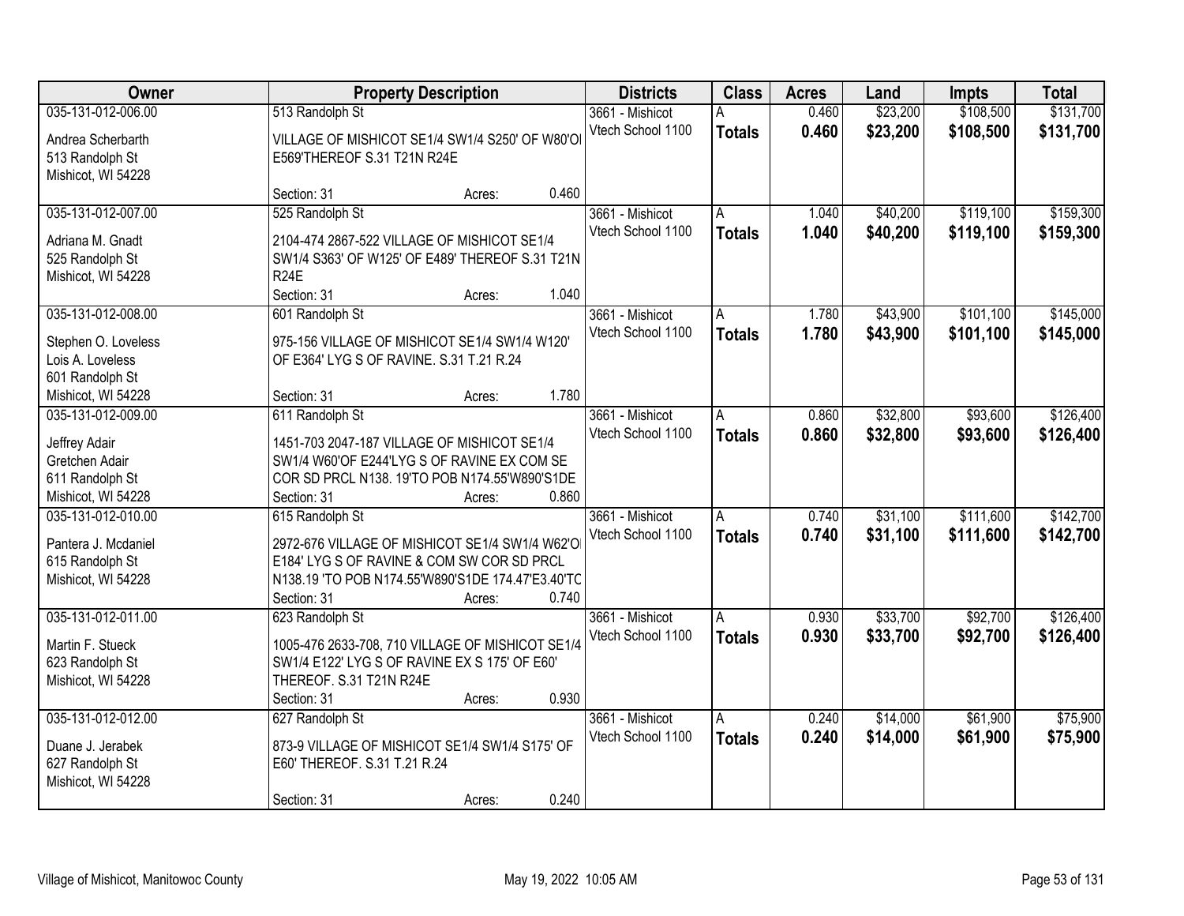| Owner | Property Description | Districts | Class | Acres | Land | Impts | Total |
|---|---|---|---|---|---|---|---|
| 035-131-012-006.00<br><br>Andrea Scherbarth<br>513 Randolph St<br>Mishicot, WI 54228 | 513 Randolph St<br><br>VILLAGE OF MISHICOT SE1/4 SW1/4 S250' OF W80'OI E569'THEREOF S.31 T21N R24E<br><br>Section: 31 Acres: 0.460 | 3661 - Mishicot<br>Vtech School 1100 | A<br>**Totals** | 0.460<br>**0.460** | $23,200<br>**$23,200** | $108,500<br>**$108,500** | $131,700<br>**$131,700** |
| 035-131-012-007.00<br><br>Adriana M. Gnadt<br>525 Randolph St<br>Mishicot, WI 54228 | 525 Randolph St<br><br>2104-474 2867-522 VILLAGE OF MISHICOT SE1/4 SW1/4 S363' OF W125' OF E489' THEREOF S.31 T21N R24E<br><br>Section: 31 Acres: 1.040 | 3661 - Mishicot<br>Vtech School 1100 | A<br>**Totals** | 1.040<br>**1.040** | $40,200<br>**$40,200** | $119,100<br>**$119,100** | $159,300<br>**$159,300** |
| 035-131-012-008.00<br><br>Stephen O. Loveless<br>Lois A. Loveless<br>601 Randolph St<br>Mishicot, WI 54228 | 601 Randolph St<br><br>975-156 VILLAGE OF MISHICOT SE1/4 SW1/4 W120' OF E364' LYG S OF RAVINE. S.31 T.21 R.24<br><br>Section: 31 Acres: 1.780 | 3661 - Mishicot<br>Vtech School 1100 | A<br>**Totals** | 1.780<br>**1.780** | $43,900<br>**$43,900** | $101,100<br>**$101,100** | $145,000<br>**$145,000** |
| 035-131-012-009.00<br><br>Jeffrey Adair<br>Gretchen Adair<br>611 Randolph St<br>Mishicot, WI 54228 | 611 Randolph St<br><br>1451-703 2047-187 VILLAGE OF MISHICOT SE1/4 SW1/4 W60'OF E244'LYG S OF RAVINE EX COM SE COR SD PRCL N138. 19'TO POB N174.55'W890'S1DE<br><br>Section: 31 Acres: 0.860 | 3661 - Mishicot<br>Vtech School 1100 | A<br>**Totals** | 0.860<br>**0.860** | $32,800<br>**$32,800** | $93,600<br>**$93,600** | $126,400<br>**$126,400** |
| 035-131-012-010.00<br><br>Pantera J. Mcdaniel<br>615 Randolph St<br>Mishicot, WI 54228 | 615 Randolph St<br><br>2972-676 VILLAGE OF MISHICOT SE1/4 SW1/4 W62'OI E184' LYG S OF RAVINE & COM SW COR SD PRCL N138.19 'TO POB N174.55'W890'S1DE 174.47'E3.40'TC<br><br>Section: 31 Acres: 0.740 | 3661 - Mishicot<br>Vtech School 1100 | A<br>**Totals** | 0.740<br>**0.740** | $31,100<br>**$31,100** | $111,600<br>**$111,600** | $142,700<br>**$142,700** |
| 035-131-012-011.00<br><br>Martin F. Stueck<br>623 Randolph St<br>Mishicot, WI 54228 | 623 Randolph St<br><br>1005-476 2633-708, 710 VILLAGE OF MISHICOT SE1/4 SW1/4 E122' LYG S OF RAVINE EX S 175' OF E60' THEREOF. S.31 T21N R24E<br><br>Section: 31 Acres: 0.930 | 3661 - Mishicot<br>Vtech School 1100 | A<br>**Totals** | 0.930<br>**0.930** | $33,700<br>**$33,700** | $92,700<br>**$92,700** | $126,400<br>**$126,400** |
| 035-131-012-012.00<br><br>Duane J. Jerabek<br>627 Randolph St<br>Mishicot, WI 54228 | 627 Randolph St<br><br>873-9 VILLAGE OF MISHICOT SE1/4 SW1/4 S175' OF E60' THEREOF. S.31 T.21 R.24<br><br>Section: 31 Acres: 0.240 | 3661 - Mishicot<br>Vtech School 1100 | A<br>**Totals** | 0.240<br>**0.240** | $14,000<br>**$14,000** | $61,900<br>**$61,900** | $75,900<br>**$75,900** |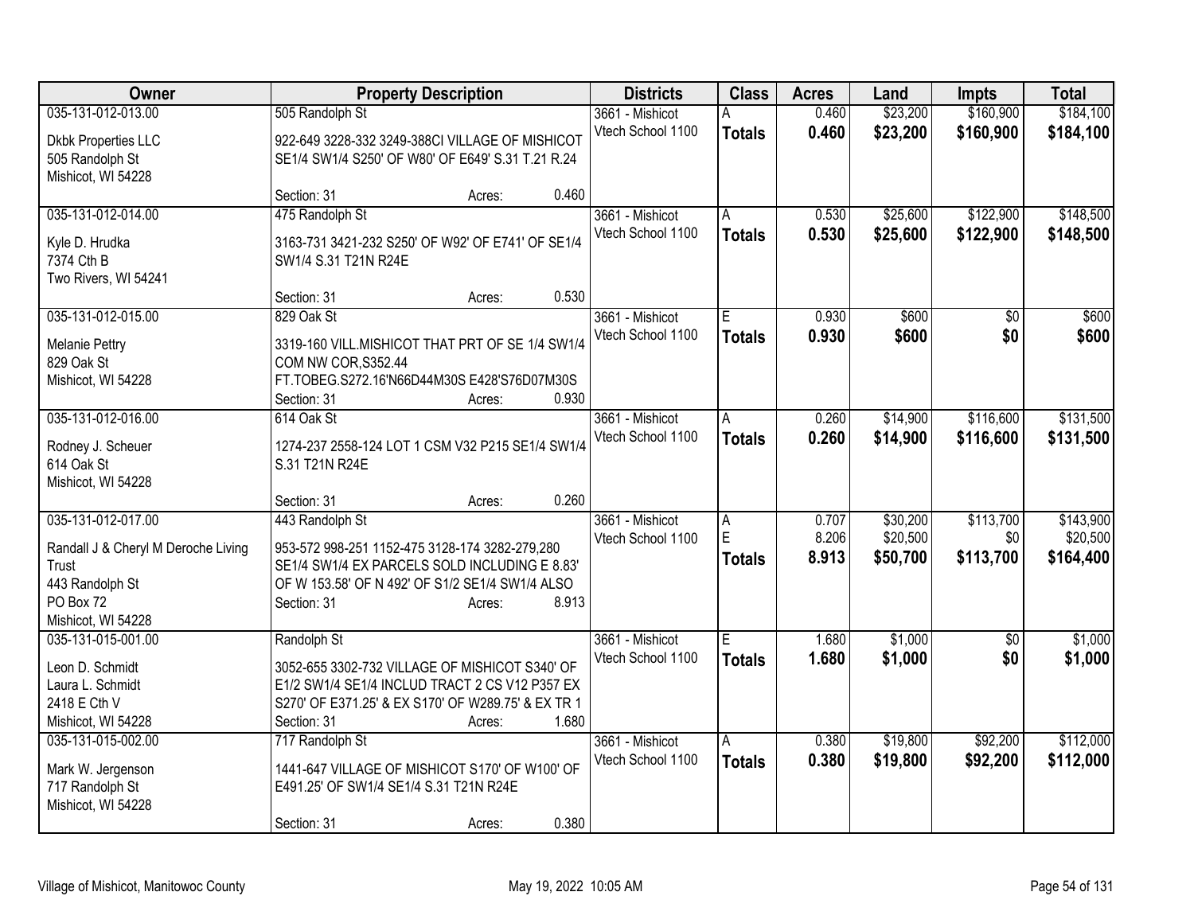| Owner | Property Description | Districts | Class | Acres | Land | Impts | Total |
|---|---|---|---|---|---|---|---|
| 035-131-012-013.00<br>Dkbk Properties LLC<br>505 Randolph St<br>Mishicot, WI 54228 | 505 Randolph St<br>922-649 3228-332 3249-388CI VILLAGE OF MISHICOT SE1/4 SW1/4 S250' OF W80' OF E649' S.31 T.21 R.24<br>Section: 31 Acres: 0.460 | 3661 - Mishicot<br>Vtech School 1100 | A<br>**Totals** | 0.460<br>**0.460** | $23,200<br>**$23,200** | $160,900<br>**$160,900** | $184,100<br>**$184,100** |
| 035-131-012-014.00<br>Kyle D. Hrudka<br>7374 Cth B<br>Two Rivers, WI 54241 | 475 Randolph St<br>3163-731 3421-232 S250' OF W92' OF E741' OF SE1/4 SW1/4 S.31 T21N R24E<br>Section: 31 Acres: 0.530 | 3661 - Mishicot<br>Vtech School 1100 | A<br>**Totals** | 0.530<br>**0.530** | $25,600<br>**$25,600** | $122,900<br>**$122,900** | $148,500<br>**$148,500** |
| 035-131-012-015.00<br>Melanie Pettry<br>829 Oak St<br>Mishicot, WI 54228 | 829 Oak St<br>3319-160 VILL.MISHICOT THAT PRT OF SE 1/4 SW1/4 COM NW COR,S352.44 FT.TOBEG.S272.16'N66D44M30S E428'S76D07M30S<br>Section: 31 Acres: 0.930 | 3661 - Mishicot<br>Vtech School 1100 | E<br>**Totals** | 0.930<br>**0.930** | $600<br>**$600** | $0<br>**$0** | $600<br>**$600** |
| 035-131-012-016.00<br>Rodney J. Scheuer<br>614 Oak St<br>Mishicot, WI 54228 | 614 Oak St<br>1274-237 2558-124 LOT 1 CSM V32 P215 SE1/4 SW1/4 S.31 T21N R24E<br>Section: 31 Acres: 0.260 | 3661 - Mishicot<br>Vtech School 1100 | A<br>**Totals** | 0.260<br>**0.260** | $14,900<br>**$14,900** | $116,600<br>**$116,600** | $131,500<br>**$131,500** |
| 035-131-012-017.00<br>Randall J & Cheryl M Deroche Living Trust<br>443 Randolph St<br>PO Box 72<br>Mishicot, WI 54228 | 443 Randolph St<br>953-572 998-251 1152-475 3128-174 3282-279,280 SE1/4 SW1/4 EX PARCELS SOLD INCLUDING E 8.83' OF W 153.58' OF N 492' OF S1/2 SE1/4 SW1/4 ALSO<br>Section: 31 Acres: 8.913 | 3661 - Mishicot<br>Vtech School 1100 | A<br>E<br>**Totals** | 0.707<br>8.206<br>**8.913** | $30,200<br>$20,500<br>**$50,700** | $113,700<br>$0<br>**$113,700** | $143,900<br>$20,500<br>**$164,400** |
| 035-131-015-001.00<br>Leon D. Schmidt<br>Laura L. Schmidt<br>2418 E Cth V<br>Mishicot, WI 54228 | Randolph St<br>3052-655 3302-732 VILLAGE OF MISHICOT S340' OF E1/2 SW1/4 SE1/4 INCLUD TRACT 2 CS V12 P357 EX S270' OF E371.25' & EX S170' OF W289.75' & EX TR 1<br>Section: 31 Acres: 1.680 | 3661 - Mishicot<br>Vtech School 1100 | E<br>**Totals** | 1.680<br>**1.680** | $1,000<br>**$1,000** | $0<br>**$0** | $1,000<br>**$1,000** |
| 035-131-015-002.00<br>Mark W. Jergenson<br>717 Randolph St<br>Mishicot, WI 54228 | 717 Randolph St<br>1441-647 VILLAGE OF MISHICOT S170' OF W100' OF E491.25' OF SW1/4 SE1/4 S.31 T21N R24E<br>Section: 31 Acres: 0.380 | 3661 - Mishicot<br>Vtech School 1100 | A<br>**Totals** | 0.380<br>**0.380** | $19,800<br>**$19,800** | $92,200<br>**$92,200** | $112,000<br>**$112,000** |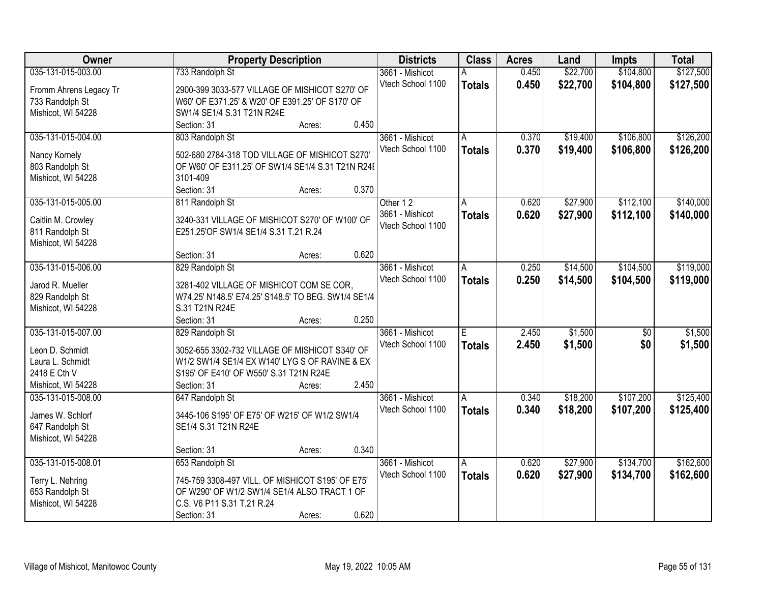| Owner | Property Description | Districts | Class | Acres | Land | Impts | Total |
|---|---|---|---|---|---|---|---|
| 035-131-015-003.00<br>Fromm Ahrens Legacy Tr<br>733 Randolph St<br>Mishicot, WI 54228 | 733 Randolph St<br>2900-399 3033-577 VILLAGE OF MISHICOT S270' OF W60' OF E371.25' & W20' OF E391.25' OF S170' OF SW1/4 SE1/4 S.31 T21N R24E<br>Section: 31 Acres: 0.450 | 3661 - Mishicot<br>Vtech School 1100 | A<br>**Totals** | 0.450<br>**0.450** | \$22,700<br>**\$22,700** | \$104,800<br>**\$104,800** | \$127,500<br>**\$127,500** |
| 035-131-015-004.00<br>Nancy Kornely<br>803 Randolph St<br>Mishicot, WI 54228 | 803 Randolph St<br>502-680 2784-318 TOD VILLAGE OF MISHICOT S270' OF W60' OF E311.25' OF SW1/4 SE1/4 S.31 T21N R24E 3101-409<br>Section: 31 Acres: 0.370 | 3661 - Mishicot<br>Vtech School 1100 | A<br>**Totals** | 0.370<br>**0.370** | \$19,400<br>**\$19,400** | \$106,800<br>**\$106,800** | \$126,200<br>**\$126,200** |
| 035-131-015-005.00<br>Caitlin M. Crowley<br>811 Randolph St<br>Mishicot, WI 54228 | 811 Randolph St<br>3240-331 VILLAGE OF MISHICOT S270' OF W100' OF E251.25'OF SW1/4 SE1/4 S.31 T.21 R.24<br>Section: 31 Acres: 0.620 | Other 1 2<br>3661 - Mishicot<br>Vtech School 1100 | A<br>**Totals** | 0.620<br>**0.620** | \$27,900<br>**\$27,900** | \$112,100<br>**\$112,100** | \$140,000<br>**\$140,000** |
| 035-131-015-006.00<br>Jarod R. Mueller<br>829 Randolph St<br>Mishicot, WI 54228 | 829 Randolph St<br>3281-402 VILLAGE OF MISHICOT COM SE COR, W74.25' N148.5' E74.25' S148.5' TO BEG. SW1/4 SE1/4 S.31 T21N R24E<br>Section: 31 Acres: 0.250 | 3661 - Mishicot<br>Vtech School 1100 | A<br>**Totals** | 0.250<br>**0.250** | \$14,500<br>**\$14,500** | \$104,500<br>**\$104,500** | \$119,000<br>**\$119,000** |
| 035-131-015-007.00<br>Leon D. Schmidt<br>Laura L. Schmidt<br>2418 E Cth V<br>Mishicot, WI 54228 | 829 Randolph St<br>3052-655 3302-732 VILLAGE OF MISHICOT S340' OF W1/2 SW1/4 SE1/4 EX W140' LYG S OF RAVINE & EX S195' OF E410' OF W550' S.31 T21N R24E<br>Section: 31 Acres: 2.450 | 3661 - Mishicot<br>Vtech School 1100 | E<br>**Totals** | 2.450<br>**2.450** | \$1,500<br>**\$1,500** | \$0<br>**\$0** | \$1,500<br>**\$1,500** |
| 035-131-015-008.00<br>James W. Schlorf<br>647 Randolph St<br>Mishicot, WI 54228 | 647 Randolph St<br>3445-106 S195' OF E75' OF W215' OF W1/2 SW1/4 SE1/4 S.31 T21N R24E<br>Section: 31 Acres: 0.340 | 3661 - Mishicot<br>Vtech School 1100 | A<br>**Totals** | 0.340<br>**0.340** | \$18,200<br>**\$18,200** | \$107,200<br>**\$107,200** | \$125,400<br>**\$125,400** |
| 035-131-015-008.01<br>Terry L. Nehring<br>653 Randolph St<br>Mishicot, WI 54228 | 653 Randolph St<br>745-759 3308-497 VILL. OF MISHICOT S195' OF E75' OF W290' OF W1/2 SW1/4 SE1/4 ALSO TRACT 1 OF C.S. V6 P11 S.31 T.21 R.24<br>Section: 31 Acres: 0.620 | 3661 - Mishicot<br>Vtech School 1100 | A<br>**Totals** | 0.620<br>**0.620** | \$27,900<br>**\$27,900** | \$134,700<br>**\$134,700** | \$162,600<br>**\$162,600** |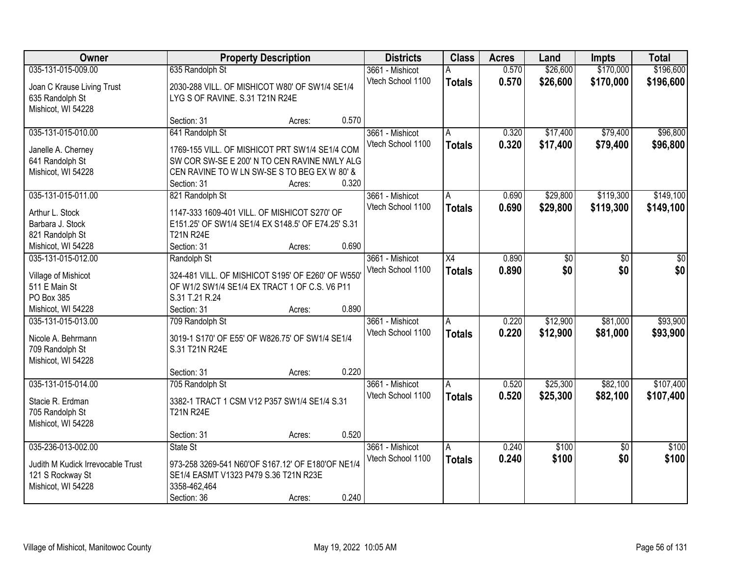| Owner | Property Description | Districts | Class | Acres | Land | Impts | Total |
|---|---|---|---|---|---|---|---|
| 035-131-015-009.00<br><br>Joan C Krause Living Trust<br>635 Randolph St<br>Mishicot, WI 54228 | 635 Randolph St<br><br>2030-288 VILL. OF MISHICOT W80' OF SW1/4 SE1/4 LYG S OF RAVINE. S.31 T21N R24E<br><br>Section: 31 Acres: 0.570 | 3661 - Mishicot<br>Vtech School 1100 | A<br>**Totals** | 0.570<br>**0.570** | $26,600<br>**$26,600** | $170,000<br>**$170,000** | $196,600<br>**$196,600** |
| 035-131-015-010.00<br><br>Janelle A. Cherney<br>641 Randolph St<br>Mishicot, WI 54228 | 641 Randolph St<br><br>1769-155 VILL. OF MISHICOT PRT SW1/4 SE1/4 COM SW COR SW-SE E 200' N TO CEN RAVINE NWLY ALG CEN RAVINE TO W LN SW-SE S TO BEG EX W 80' &<br>Section: 31 Acres: 0.320 | 3661 - Mishicot<br>Vtech School 1100 | A<br>**Totals** | 0.320<br>**0.320** | $17,400<br>**$17,400** | $79,400<br>**$79,400** | $96,800<br>**$96,800** |
| 035-131-015-011.00<br><br>Arthur L. Stock<br>Barbara J. Stock<br>821 Randolph St<br>Mishicot, WI 54228 | 821 Randolph St<br><br>1147-333 1609-401 VILL. OF MISHICOT S270' OF E151.25' OF SW1/4 SE1/4 EX S148.5' OF E74.25' S.31 T21N R24E<br>Section: 31 Acres: 0.690 | 3661 - Mishicot<br>Vtech School 1100 | A<br>**Totals** | 0.690<br>**0.690** | $29,800<br>**$29,800** | $119,300<br>**$119,300** | $149,100<br>**$149,100** |
| 035-131-015-012.00<br><br>Village of Mishicot<br>511 E Main St<br>PO Box 385<br>Mishicot, WI 54228 | Randolph St<br><br>324-481 VILL. OF MISHICOT S195' OF E260' OF W550' OF W1/2 SW1/4 SE1/4 EX TRACT 1 OF C.S. V6 P11 S.31 T.21 R.24<br>Section: 31 Acres: 0.890 | 3661 - Mishicot<br>Vtech School 1100 | X4<br>**Totals** | 0.890<br>**0.890** | $0<br>**$0** | $0<br>**$0** | $0<br>**$0** |
| 035-131-015-013.00<br><br>Nicole A. Behrmann<br>709 Randolph St<br>Mishicot, WI 54228 | 709 Randolph St<br><br>3019-1 S170' OF E55' OF W826.75' OF SW1/4 SE1/4 S.31 T21N R24E<br><br>Section: 31 Acres: 0.220 | 3661 - Mishicot<br>Vtech School 1100 | A<br>**Totals** | 0.220<br>**0.220** | $12,900<br>**$12,900** | $81,000<br>**$81,000** | $93,900<br>**$93,900** |
| 035-131-015-014.00<br><br>Stacie R. Erdman<br>705 Randolph St<br>Mishicot, WI 54228 | 705 Randolph St<br><br>3382-1 TRACT 1 CSM V12 P357 SW1/4 SE1/4 S.31 T21N R24E<br><br>Section: 31 Acres: 0.520 | 3661 - Mishicot<br>Vtech School 1100 | A<br>**Totals** | 0.520<br>**0.520** | $25,300<br>**$25,300** | $82,100<br>**$82,100** | $107,400<br>**$107,400** |
| 035-236-013-002.00<br><br>Judith M Kudick Irrevocable Trust<br>121 S Rockway St<br>Mishicot, WI 54228 | State St<br><br>973-258 3269-541 N60'OF S167.12' OF E180'OF NE1/4 SE1/4 EASMT V1323 P479 S.36 T21N R23E 3358-462,464<br>Section: 36 Acres: 0.240 | 3661 - Mishicot<br>Vtech School 1100 | A<br>**Totals** | 0.240<br>**0.240** | $100<br>**$100** | $0<br>**$0** | $100<br>**$100** |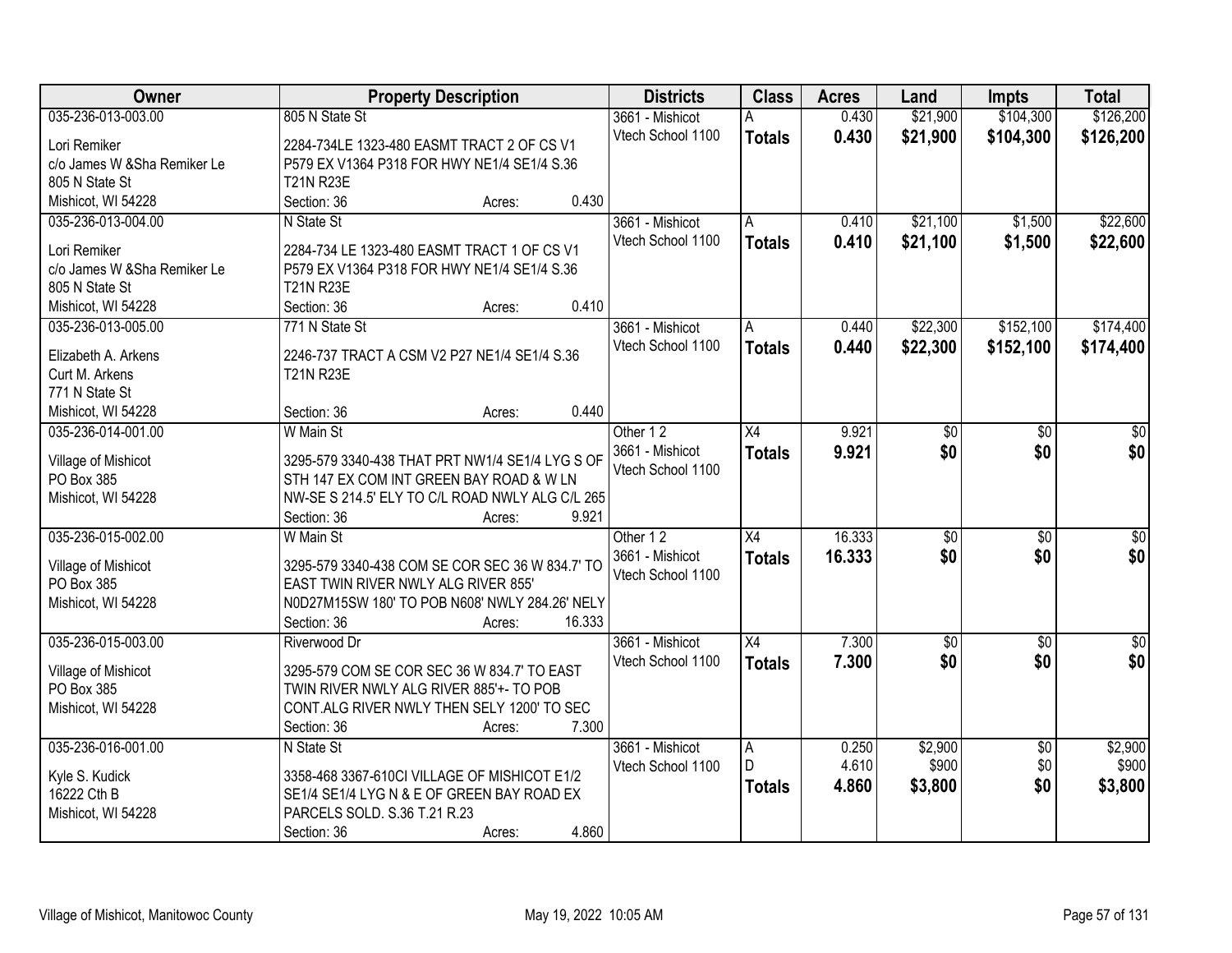| Owner | Property Description | Districts | Class | Acres | Land | Impts | Total |
|---|---|---|---|---|---|---|---|
| 035-236-013-003.00<br>Lori Remiker<br>c/o James W &Sha Remiker Le<br>805 N State St<br>Mishicot, WI 54228 | 805 N State St<br>2284-734LE 1323-480 EASMT TRACT 2 OF CS V1 P579 EX V1364 P318 FOR HWY NE1/4 SE1/4 S.36 T21N R23E<br>Section: 36 Acres: 0.430 | 3661 - Mishicot<br>Vtech School 1100 | A<br>**Totals** | 0.430<br>**0.430** | $21,900<br>**$21,900** | $104,300<br>**$104,300** | $126,200<br>**$126,200** |
| 035-236-013-004.00<br>Lori Remiker<br>c/o James W &Sha Remiker Le<br>805 N State St<br>Mishicot, WI 54228 | N State St<br>2284-734 LE 1323-480 EASMT TRACT 1 OF CS V1 P579 EX V1364 P318 FOR HWY NE1/4 SE1/4 S.36 T21N R23E<br>Section: 36 Acres: 0.410 | 3661 - Mishicot<br>Vtech School 1100 | A<br>**Totals** | 0.410<br>**0.410** | $21,100<br>**$21,100** | $1,500<br>**$1,500** | $22,600<br>**$22,600** |
| 035-236-013-005.00<br>Elizabeth A. Arkens<br>Curt M. Arkens<br>771 N State St<br>Mishicot, WI 54228 | 771 N State St<br>2246-737 TRACT A CSM V2 P27 NE1/4 SE1/4 S.36 T21N R23E<br>Section: 36 Acres: 0.440 | 3661 - Mishicot<br>Vtech School 1100 | A<br>**Totals** | 0.440<br>**0.440** | $22,300<br>**$22,300** | $152,100<br>**$152,100** | $174,400<br>**$174,400** |
| 035-236-014-001.00<br>Village of Mishicot<br>PO Box 385<br>Mishicot, WI 54228 | W Main St<br>3295-579 3340-438 THAT PRT NW1/4 SE1/4 LYG S OF STH 147 EX COM INT GREEN BAY ROAD & W LN NW-SE S 214.5' ELY TO C/L ROAD NWLY ALG C/L 265<br>Section: 36 Acres: 9.921 | Other 1 2<br>3661 - Mishicot<br>Vtech School 1100 | X4<br>**Totals** | 9.921<br>**9.921** | $0<br>**$0** | $0<br>**$0** | $0<br>**$0** |
| 035-236-015-002.00<br>Village of Mishicot<br>PO Box 385<br>Mishicot, WI 54228 | W Main St<br>3295-579 3340-438 COM SE COR SEC 36 W 834.7' TO EAST TWIN RIVER NWLY ALG RIVER 855' N0D27M15SW 180' TO POB N608' NWLY 284.26' NELY<br>Section: 36 Acres: 16.333 | Other 1 2<br>3661 - Mishicot<br>Vtech School 1100 | X4<br>**Totals** | 16.333<br>**16.333** | $0<br>**$0** | $0<br>**$0** | $0<br>**$0** |
| 035-236-015-003.00<br>Village of Mishicot<br>PO Box 385<br>Mishicot, WI 54228 | Riverwood Dr<br>3295-579 COM SE COR SEC 36 W 834.7' TO EAST TWIN RIVER NWLY ALG RIVER 885'+- TO POB CONT.ALG RIVER NWLY THEN SELY 1200' TO SEC<br>Section: 36 Acres: 7.300 | 3661 - Mishicot<br>Vtech School 1100 | X4<br>**Totals** | 7.300<br>**7.300** | $0<br>**$0** | $0<br>**$0** | $0<br>**$0** |
| 035-236-016-001.00<br>Kyle S. Kudick<br>16222 Cth B<br>Mishicot, WI 54228 | N State St<br>3358-468 3367-610CI VILLAGE OF MISHICOT E1/2 SE1/4 SE1/4 LYG N & E OF GREEN BAY ROAD EX PARCELS SOLD. S.36 T.21 R.23<br>Section: 36 Acres: 4.860 | 3661 - Mishicot<br>Vtech School 1100 | A<br>D<br>**Totals** | 0.250<br>4.610<br>**4.860** | $2,900<br>$900<br>**$3,800** | $0<br>$0<br>**$0** | $2,900<br>$900<br>**$3,800** |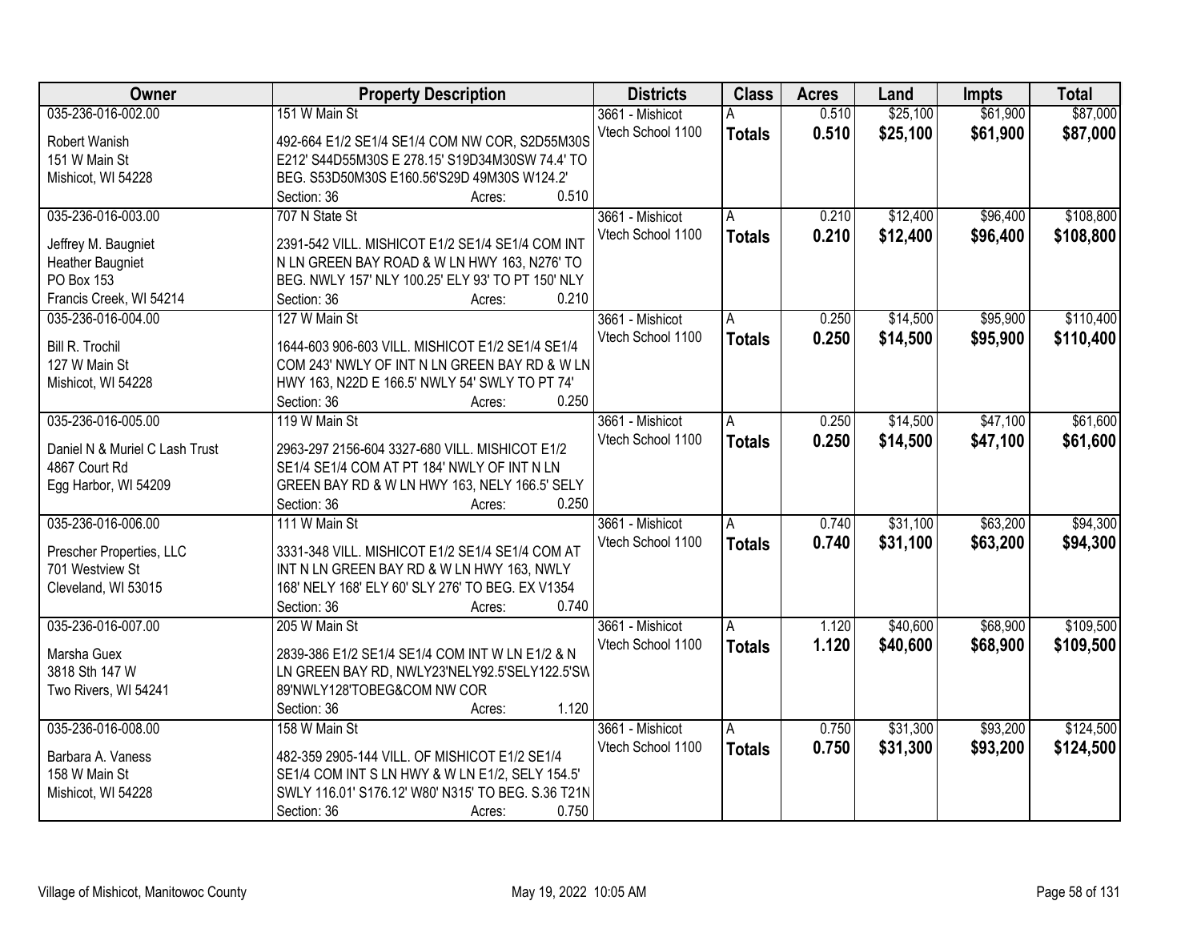| Owner | Property Description | Districts | Class | Acres | Land | Impts | Total |
|---|---|---|---|---|---|---|---|
| 035-236-016-002.00<br><br>Robert Wanish<br>151 W Main St<br>Mishicot, WI 54228 | 151 W Main St<br><br>492-664 E1/2 SE1/4 SE1/4 COM NW COR, S2D55M30S E212' S44D55M30S E 278.15' S19D34M30SW 74.4' TO BEG. S53D50M30S E160.56'S29D 49M30S W124.2'<br>Section: 36 Acres: 0.510 | 3661 - Mishicot<br>Vtech School 1100 | A<br>**Totals** | 0.510<br>**0.510** | $25,100<br>**$25,100** | $61,900<br>**$61,900** | $87,000<br>**$87,000** |
| 035-236-016-003.00<br><br>Jeffrey M. Baugniet<br>Heather Baugniet<br>PO Box 153<br>Francis Creek, WI 54214 | 707 N State St<br><br>2391-542 VILL. MISHICOT E1/2 SE1/4 SE1/4 COM INT N LN GREEN BAY ROAD & W LN HWY 163, N276' TO BEG. NWLY 157' NLY 100.25' ELY 93' TO PT 150' NLY<br>Section: 36 Acres: 0.210 | 3661 - Mishicot<br>Vtech School 1100 | A<br>**Totals** | 0.210<br>**0.210** | $12,400<br>**$12,400** | $96,400<br>**$96,400** | $108,800<br>**$108,800** |
| 035-236-016-004.00<br><br>Bill R. Trochil<br>127 W Main St<br>Mishicot, WI 54228 | 127 W Main St<br><br>1644-603 906-603 VILL. MISHICOT E1/2 SE1/4 SE1/4 COM 243' NWLY OF INT N LN GREEN BAY RD & W LN HWY 163, N22D E 166.5' NWLY 54' SWLY TO PT 74'<br>Section: 36 Acres: 0.250 | 3661 - Mishicot<br>Vtech School 1100 | A<br>**Totals** | 0.250<br>**0.250** | $14,500<br>**$14,500** | $95,900<br>**$95,900** | $110,400<br>**$110,400** |
| 035-236-016-005.00<br><br>Daniel N & Muriel C Lash Trust<br>4867 Court Rd<br>Egg Harbor, WI 54209 | 119 W Main St<br><br>2963-297 2156-604 3327-680 VILL. MISHICOT E1/2 SE1/4 SE1/4 COM AT PT 184' NWLY OF INT N LN GREEN BAY RD & W LN HWY 163, NELY 166.5' SELY<br>Section: 36 Acres: 0.250 | 3661 - Mishicot<br>Vtech School 1100 | A<br>**Totals** | 0.250<br>**0.250** | $14,500<br>**$14,500** | $47,100<br>**$47,100** | $61,600<br>**$61,600** |
| 035-236-016-006.00<br><br>Prescher Properties, LLC<br>701 Westview St<br>Cleveland, WI 53015 | 111 W Main St<br><br>3331-348 VILL. MISHICOT E1/2 SE1/4 SE1/4 COM AT INT N LN GREEN BAY RD & W LN HWY 163, NWLY 168' NELY 168' ELY 60' SLY 276' TO BEG. EX V1354<br>Section: 36 Acres: 0.740 | 3661 - Mishicot<br>Vtech School 1100 | A<br>**Totals** | 0.740<br>**0.740** | $31,100<br>**$31,100** | $63,200<br>**$63,200** | $94,300<br>**$94,300** |
| 035-236-016-007.00<br><br>Marsha Guex<br>3818 Sth 147 W<br>Two Rivers, WI 54241 | 205 W Main St<br><br>2839-386 E1/2 SE1/4 SE1/4 COM INT W LN E1/2 & N LN GREEN BAY RD, NWLY23'NELY92.5'SELY122.5'SW 89'NWLY128'TOBEG&COM NW COR<br>Section: 36 Acres: 1.120 | 3661 - Mishicot<br>Vtech School 1100 | A<br>**Totals** | 1.120<br>**1.120** | $40,600<br>**$40,600** | $68,900<br>**$68,900** | $109,500<br>**$109,500** |
| 035-236-016-008.00<br><br>Barbara A. Vaness<br>158 W Main St<br>Mishicot, WI 54228 | 158 W Main St<br><br>482-359 2905-144 VILL. OF MISHICOT E1/2 SE1/4 SE1/4 COM INT S LN HWY & W LN E1/2, SELY 154.5' SWLY 116.01' S176.12' W80' N315' TO BEG. S.36 T21N<br>Section: 36 Acres: 0.750 | 3661 - Mishicot<br>Vtech School 1100 | A<br>**Totals** | 0.750<br>**0.750** | $31,300<br>**$31,300** | $93,200<br>**$93,200** | $124,500<br>**$124,500** |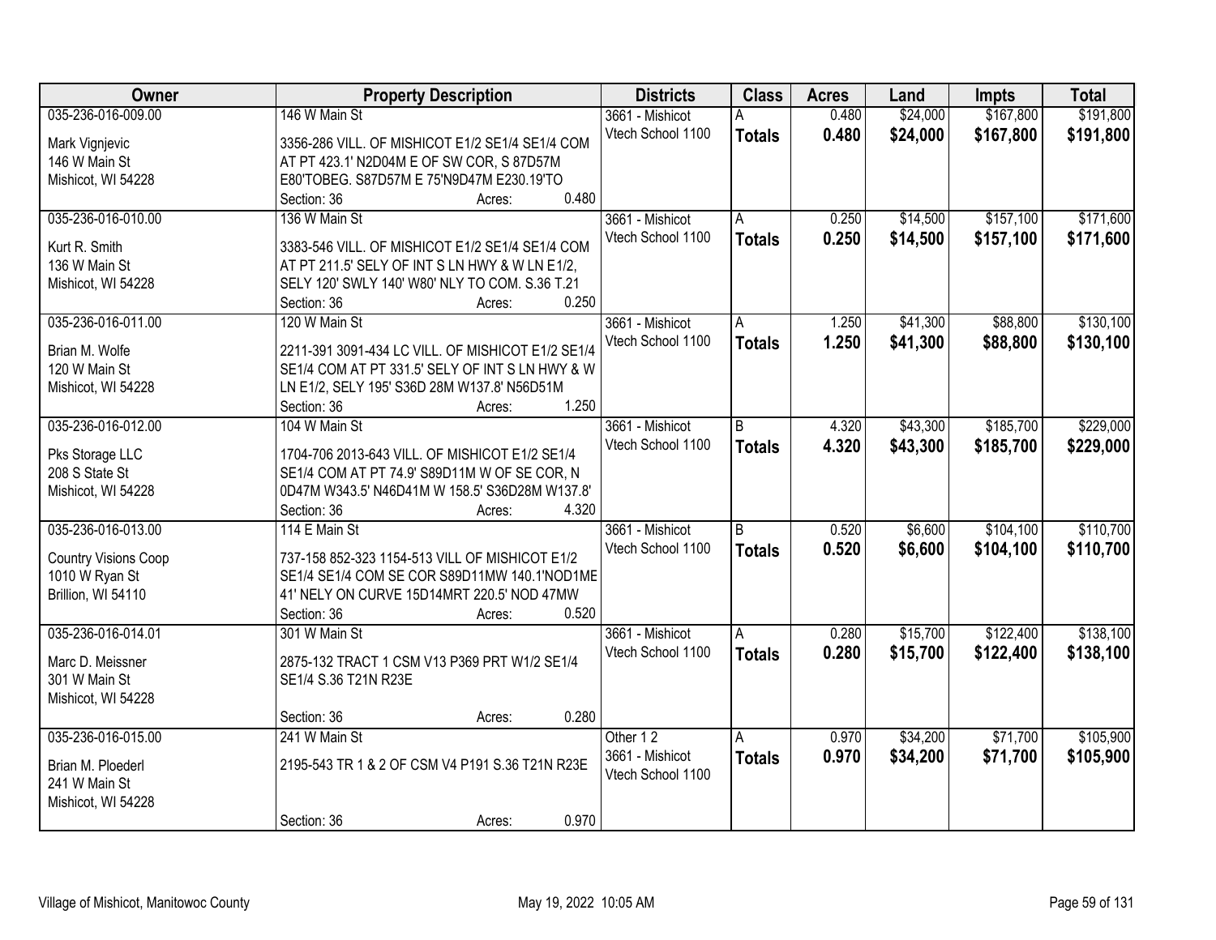| Owner | Property Description | Districts | Class | Acres | Land | Impts | Total |
|---|---|---|---|---|---|---|---|
| 035-236-016-009.00<br>Mark Vignjevic<br>146 W Main St<br>Mishicot, WI 54228 | 146 W Main St<br>3356-286 VILL. OF MISHICOT E1/2 SE1/4 SE1/4 COM AT PT 423.1' N2D04M E OF SW COR, S 87D57M E80'TOBEG. S87D57M E 75'N9D47M E230.19'TO<br>Section: 36 Acres: 0.480 | 3661 - Mishicot<br>Vtech School 1100 | A<br>**Totals** | 0.480<br>**0.480** | $24,000<br>**$24,000** | $167,800<br>**$167,800** | $191,800<br>**$191,800** |
| 035-236-016-010.00<br>Kurt R. Smith<br>136 W Main St<br>Mishicot, WI 54228 | 136 W Main St<br>3383-546 VILL. OF MISHICOT E1/2 SE1/4 SE1/4 COM AT PT 211.5' SELY OF INT S LN HWY & W LN E1/2, SELY 120' SWLY 140' W80' NLY TO COM. S.36 T.21<br>Section: 36 Acres: 0.250 | 3661 - Mishicot<br>Vtech School 1100 | A<br>**Totals** | 0.250<br>**0.250** | $14,500<br>**$14,500** | $157,100<br>**$157,100** | $171,600<br>**$171,600** |
| 035-236-016-011.00<br>Brian M. Wolfe<br>120 W Main St<br>Mishicot, WI 54228 | 120 W Main St<br>2211-391 3091-434 LC VILL. OF MISHICOT E1/2 SE1/4 SE1/4 COM AT PT 331.5' SELY OF INT S LN HWY & W LN E1/2, SELY 195' S36D 28M W137.8' N56D51M<br>Section: 36 Acres: 1.250 | 3661 - Mishicot<br>Vtech School 1100 | A<br>**Totals** | 1.250<br>**1.250** | $41,300<br>**$41,300** | $88,800<br>**$88,800** | $130,100<br>**$130,100** |
| 035-236-016-012.00<br>Pks Storage LLC<br>208 S State St<br>Mishicot, WI 54228 | 104 W Main St<br>1704-706 2013-643 VILL. OF MISHICOT E1/2 SE1/4 SE1/4 COM AT PT 74.9' S89D11M W OF SE COR, N 0D47M W343.5' N46D41M W 158.5' S36D28M W137.8'<br>Section: 36 Acres: 4.320 | 3661 - Mishicot<br>Vtech School 1100 | B<br>**Totals** | 4.320<br>**4.320** | $43,300<br>**$43,300** | $185,700<br>**$185,700** | $229,000<br>**$229,000** |
| 035-236-016-013.00<br>Country Visions Coop<br>1010 W Ryan St<br>Brillion, WI 54110 | 114 E Main St<br>737-158 852-323 1154-513 VILL OF MISHICOT E1/2 SE1/4 SE1/4 COM SE COR S89D11MW 140.1'NOD1ME 41' NELY ON CURVE 15D14MRT 220.5' NOD 47MW<br>Section: 36 Acres: 0.520 | 3661 - Mishicot<br>Vtech School 1100 | B<br>**Totals** | 0.520<br>**0.520** | $6,600<br>**$6,600** | $104,100<br>**$104,100** | $110,700<br>**$110,700** |
| 035-236-016-014.01<br>Marc D. Meissner<br>301 W Main St<br>Mishicot, WI 54228 | 301 W Main St<br>2875-132 TRACT 1 CSM V13 P369 PRT W1/2 SE1/4 SE1/4 S.36 T21N R23E<br>Section: 36 Acres: 0.280 | 3661 - Mishicot<br>Vtech School 1100 | A<br>**Totals** | 0.280<br>**0.280** | $15,700<br>**$15,700** | $122,400<br>**$122,400** | $138,100<br>**$138,100** |
| 035-236-016-015.00<br>Brian M. Ploederl<br>241 W Main St<br>Mishicot, WI 54228 | 241 W Main St<br>2195-543 TR 1 & 2 OF CSM V4 P191 S.36 T21N R23E<br>Section: 36 Acres: 0.970 | Other 1 2<br>3661 - Mishicot<br>Vtech School 1100 | A<br>**Totals** | 0.970<br>**0.970** | $34,200<br>**$34,200** | $71,700<br>**$71,700** | $105,900<br>**$105,900** |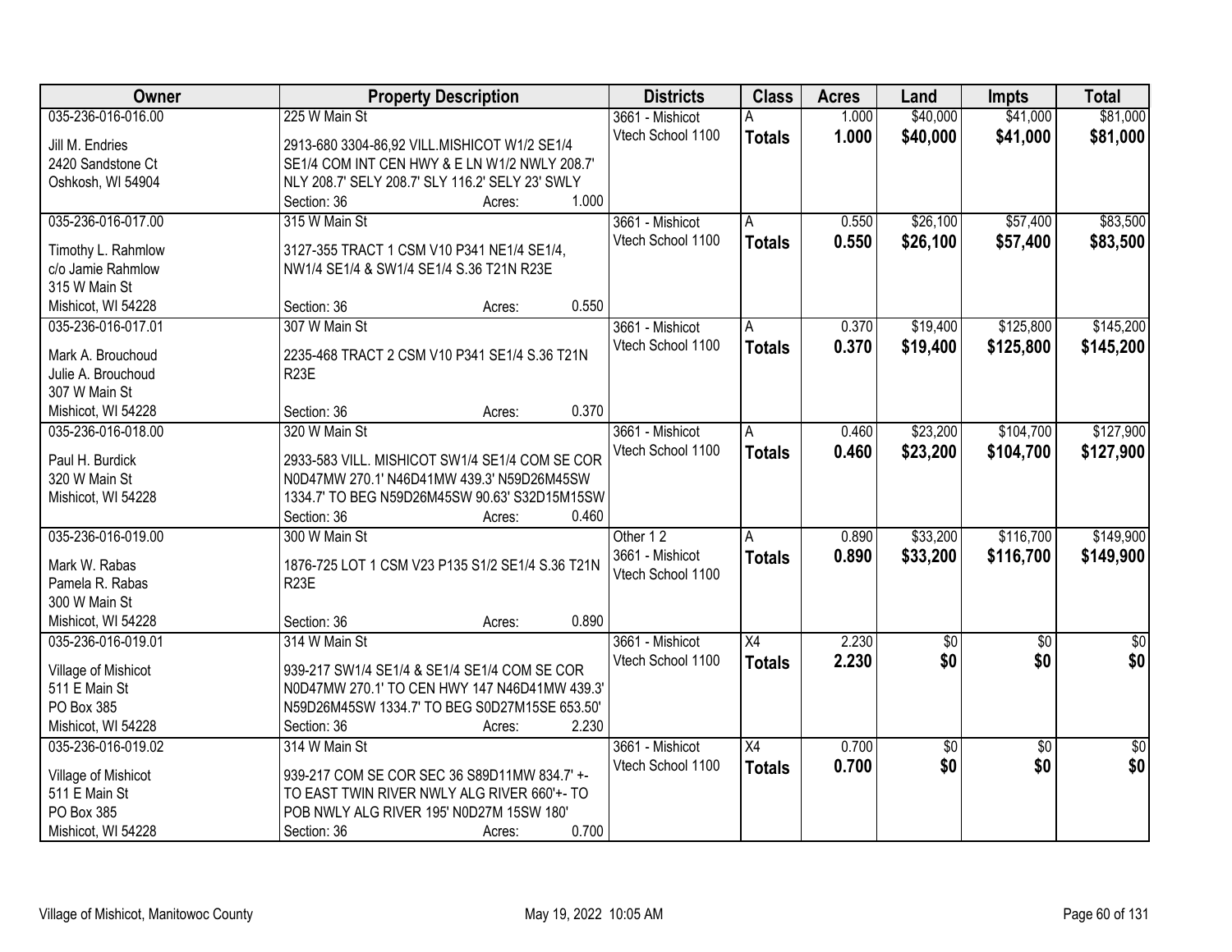| Owner | Property Description | Districts | Class | Acres | Land | Impts | Total |
|---|---|---|---|---|---|---|---|
| 035-236-016-016.00<br>Jill M. Endries<br>2420 Sandstone Ct<br>Oshkosh, WI 54904 | 225 W Main St<br>2913-680 3304-86,92 VILL.MISHICOT W1/2 SE1/4 SE1/4 COM INT CEN HWY & E LN W1/2 NWLY 208.7' NLY 208.7' SELY 208.7' SLY 116.2' SELY 23' SWLY<br>Section: 36 Acres: 1.000 | 3661 - Mishicot<br>Vtech School 1100 | A<br>**Totals** | 1.000<br>**1.000** | $40,000<br>**$40,000** | $41,000<br>**$41,000** | $81,000<br>**$81,000** |
| 035-236-016-017.00<br>Timothy L. Rahmlow<br>c/o Jamie Rahmlow<br>315 W Main St<br>Mishicot, WI 54228 | 315 W Main St<br>3127-355 TRACT 1 CSM V10 P341 NE1/4 SE1/4, NW1/4 SE1/4 & SW1/4 SE1/4 S.36 T21N R23E<br>Section: 36 Acres: 0.550 | 3661 - Mishicot<br>Vtech School 1100 | A<br>**Totals** | 0.550<br>**0.550** | $26,100<br>**$26,100** | $57,400<br>**$57,400** | $83,500<br>**$83,500** |
| 035-236-016-017.01<br>Mark A. Brouchoud<br>Julie A. Brouchoud<br>307 W Main St<br>Mishicot, WI 54228 | 307 W Main St<br>2235-468 TRACT 2 CSM V10 P341 SE1/4 S.36 T21N R23E<br>Section: 36 Acres: 0.370 | 3661 - Mishicot<br>Vtech School 1100 | A<br>**Totals** | 0.370<br>**0.370** | $19,400<br>**$19,400** | $125,800<br>**$125,800** | $145,200<br>**$145,200** |
| 035-236-016-018.00<br>Paul H. Burdick<br>320 W Main St<br>Mishicot, WI 54228 | 320 W Main St<br>2933-583 VILL. MISHICOT SW1/4 SE1/4 COM SE COR N0D47MW 270.1' N46D41MW 439.3' N59D26M45SW 1334.7' TO BEG N59D26M45SW 90.63' S32D15M15SW<br>Section: 36 Acres: 0.460 | 3661 - Mishicot<br>Vtech School 1100 | A<br>**Totals** | 0.460<br>**0.460** | $23,200<br>**$23,200** | $104,700<br>**$104,700** | $127,900<br>**$127,900** |
| 035-236-016-019.00<br>Mark W. Rabas<br>Pamela R. Rabas<br>300 W Main St<br>Mishicot, WI 54228 | 300 W Main St<br>1876-725 LOT 1 CSM V23 P135 S1/2 SE1/4 S.36 T21N R23E<br>Section: 36 Acres: 0.890 | Other 1 2<br>3661 - Mishicot<br>Vtech School 1100 | A<br>**Totals** | 0.890<br>**0.890** | $33,200<br>**$33,200** | $116,700<br>**$116,700** | $149,900<br>**$149,900** |
| 035-236-016-019.01<br>Village of Mishicot<br>511 E Main St<br>PO Box 385<br>Mishicot, WI 54228 | 314 W Main St<br>939-217 SW1/4 SE1/4 & SE1/4 SE1/4 COM SE COR N0D47MW 270.1' TO CEN HWY 147 N46D41MW 439.3' N59D26M45SW 1334.7' TO BEG S0D27M15SE 653.50'<br>Section: 36 Acres: 2.230 | 3661 - Mishicot<br>Vtech School 1100 | X4<br>**Totals** | 2.230<br>**2.230** | $0<br>**$0** | $0<br>**$0** | $0<br>**$0** |
| 035-236-016-019.02<br>Village of Mishicot<br>511 E Main St<br>PO Box 385<br>Mishicot, WI 54228 | 314 W Main St<br>939-217 COM SE COR SEC 36 S89D11MW 834.7' +- TO EAST TWIN RIVER NWLY ALG RIVER 660'+- TO POB NWLY ALG RIVER 195' N0D27M 15SW 180'<br>Section: 36 Acres: 0.700 | 3661 - Mishicot<br>Vtech School 1100 | X4<br>**Totals** | 0.700<br>**0.700** | $0<br>**$0** | $0<br>**$0** | $0<br>**$0** |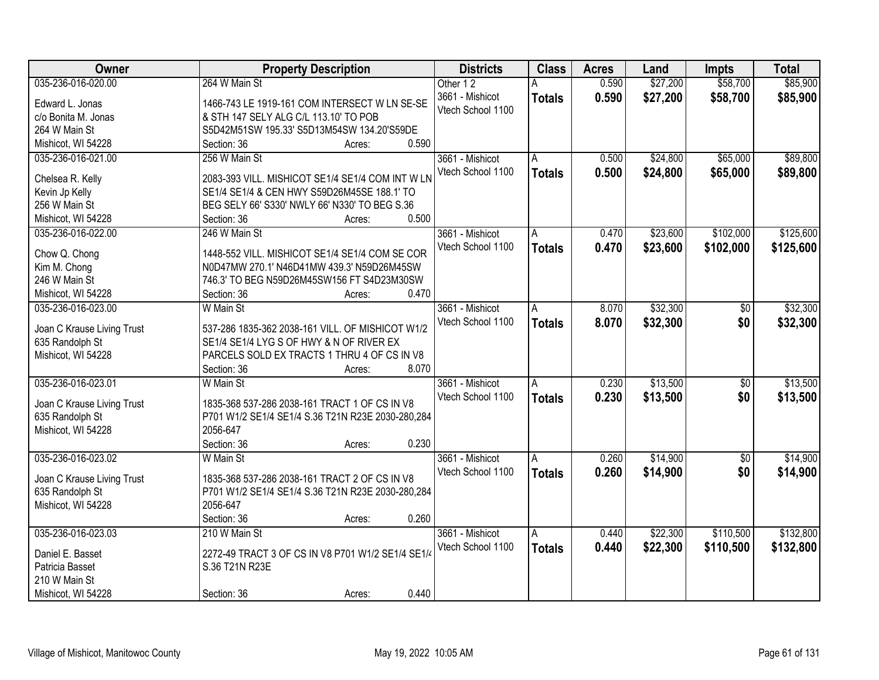| Owner | Property Description | Districts | Class | Acres | Land | Impts | Total |
|---|---|---|---|---|---|---|---|
| 035-236-016-020.00<br>Edward L. Jonas<br>c/o Bonita M. Jonas<br>264 W Main St<br>Mishicot, WI 54228 | 264 W Main St<br>1466-743 LE 1919-161 COM INTERSECT W LN SE-SE & STH 147 SELY ALG C/L 113.10' TO POB S5D42M51SW 195.33' S5D13M54SW 134.20'S59DE<br>Section: 36 Acres: 0.590 | Other 1 2<br>3661 - Mishicot<br>Vtech School 1100 | A<br>**Totals** | 0.590<br>**0.590** | $27,200<br>**$27,200** | $58,700<br>**$58,700** | $85,900<br>**$85,900** |
| 035-236-016-021.00<br>Chelsea R. Kelly<br>Kevin Jp Kelly<br>256 W Main St<br>Mishicot, WI 54228 | 256 W Main St<br>2083-393 VILL. MISHICOT SE1/4 SE1/4 COM INT W LN SE1/4 SE1/4 & CEN HWY S59D26M45SE 188.1' TO BEG SELY 66' S330' NWLY 66' N330' TO BEG S.36<br>Section: 36 Acres: 0.500 | 3661 - Mishicot<br>Vtech School 1100 | A<br>**Totals** | 0.500<br>**0.500** | $24,800<br>**$24,800** | $65,000<br>**$65,000** | $89,800<br>**$89,800** |
| 035-236-016-022.00<br>Chow Q. Chong<br>Kim M. Chong<br>246 W Main St<br>Mishicot, WI 54228 | 246 W Main St<br>1448-552 VILL. MISHICOT SE1/4 SE1/4 COM SE COR N0D47MW 270.1' N46D41MW 439.3' N59D26M45SW 746.3' TO BEG N59D26M45SW156 FT S4D23M30SW<br>Section: 36 Acres: 0.470 | 3661 - Mishicot<br>Vtech School 1100 | A<br>**Totals** | 0.470<br>**0.470** | $23,600<br>**$23,600** | $102,000<br>**$102,000** | $125,600<br>**$125,600** |
| 035-236-016-023.00<br>Joan C Krause Living Trust<br>635 Randolph St<br>Mishicot, WI 54228 | W Main St<br>537-286 1835-362 2038-161 VILL. OF MISHICOT W1/2 SE1/4 SE1/4 LYG S OF HWY & N OF RIVER EX PARCELS SOLD EX TRACTS 1 THRU 4 OF CS IN V8<br>Section: 36 Acres: 8.070 | 3661 - Mishicot<br>Vtech School 1100 | A<br>**Totals** | 8.070<br>**8.070** | $32,300<br>**$32,300** | $0<br>**$0** | $32,300<br>**$32,300** |
| 035-236-016-023.01<br>Joan C Krause Living Trust<br>635 Randolph St<br>Mishicot, WI 54228 | W Main St<br>1835-368 537-286 2038-161 TRACT 1 OF CS IN V8 P701 W1/2 SE1/4 SE1/4 S.36 T21N R23E 2030-280,284 2056-647<br>Section: 36 Acres: 0.230 | 3661 - Mishicot<br>Vtech School 1100 | A<br>**Totals** | 0.230<br>**0.230** | $13,500<br>**$13,500** | $0<br>**$0** | $13,500<br>**$13,500** |
| 035-236-016-023.02<br>Joan C Krause Living Trust<br>635 Randolph St<br>Mishicot, WI 54228 | W Main St<br>1835-368 537-286 2038-161 TRACT 2 OF CS IN V8 P701 W1/2 SE1/4 SE1/4 S.36 T21N R23E 2030-280,284 2056-647<br>Section: 36 Acres: 0.260 | 3661 - Mishicot<br>Vtech School 1100 | A<br>**Totals** | 0.260<br>**0.260** | $14,900<br>**$14,900** | $0<br>**$0** | $14,900<br>**$14,900** |
| 035-236-016-023.03<br>Daniel E. Basset<br>Patricia Basset<br>210 W Main St<br>Mishicot, WI 54228 | 210 W Main St<br>2272-49 TRACT 3 OF CS IN V8 P701 W1/2 SE1/4 SE1/4 S.36 T21N R23E<br>Section: 36 Acres: 0.440 | 3661 - Mishicot<br>Vtech School 1100 | A<br>**Totals** | 0.440<br>**0.440** | $22,300<br>**$22,300** | $110,500<br>**$110,500** | $132,800<br>**$132,800** |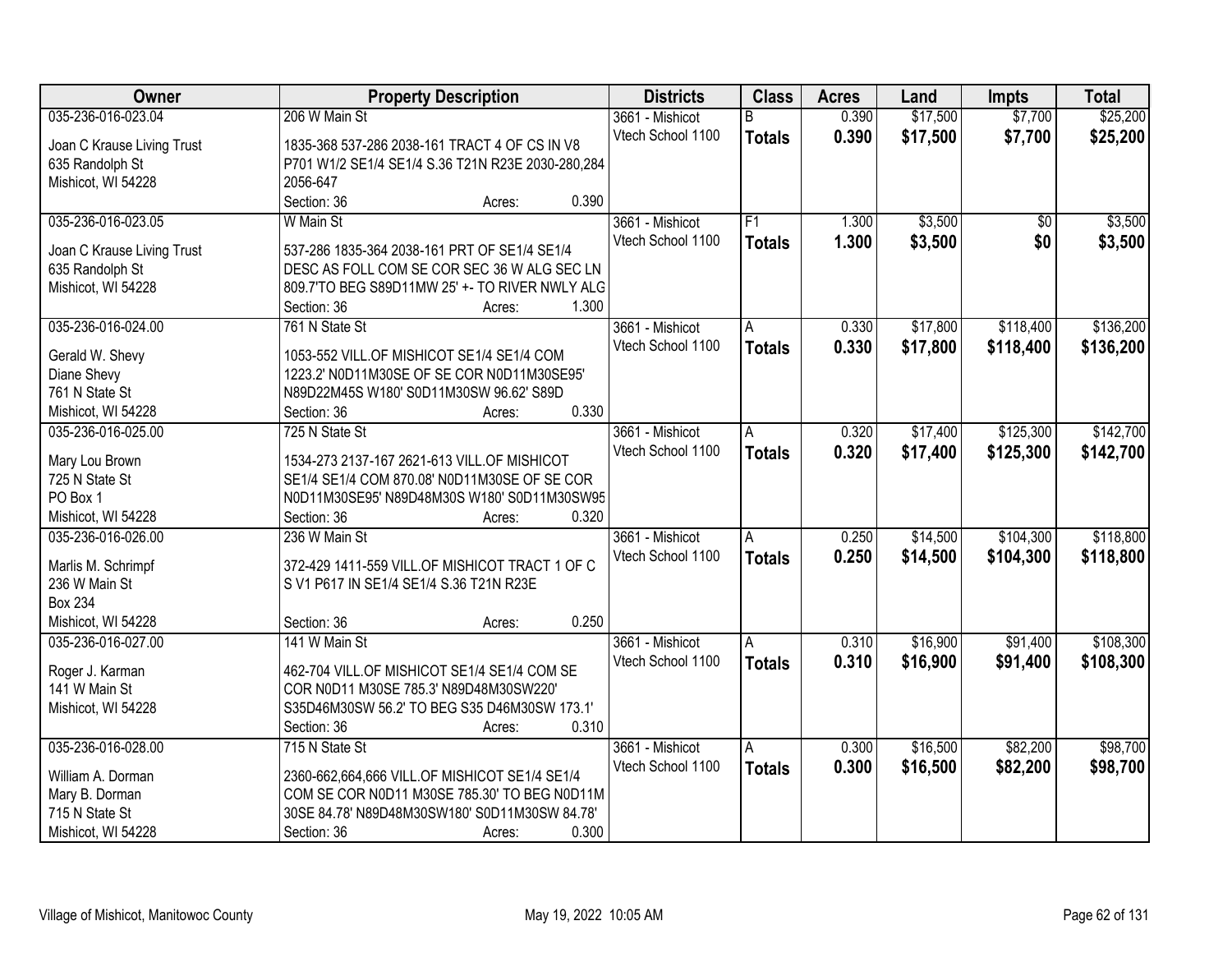| Owner | Property Description | Districts | Class | Acres | Land | Impts | Total |
|---|---|---|---|---|---|---|---|
| 035-236-016-023.04<br>Joan C Krause Living Trust<br>635 Randolph St<br>Mishicot, WI 54228 | 206 W Main St<br>1835-368 537-286 2038-161 TRACT 4 OF CS IN V8 P701 W1/2 SE1/4 SE1/4 S.36 T21N R23E 2030-280,284 2056-647<br>Section: 36 Acres: 0.390 | 3661 - Mishicot<br>Vtech School 1100 | B<br>**Totals** | 0.390<br>**0.390** | $17,500<br>**$17,500** | $7,700<br>**$7,700** | $25,200<br>**$25,200** |
| 035-236-016-023.05<br>Joan C Krause Living Trust<br>635 Randolph St<br>Mishicot, WI 54228 | W Main St<br>537-286 1835-364 2038-161 PRT OF SE1/4 SE1/4 DESC AS FOLL COM SE COR SEC 36 W ALG SEC LN 809.7'TO BEG S89D11MW 25' +- TO RIVER NWLY ALG<br>Section: 36 Acres: 1.300 | 3661 - Mishicot<br>Vtech School 1100 | F1<br>**Totals** | 1.300<br>**1.300** | $3,500<br>**$3,500** | $0<br>**$0** | $3,500<br>**$3,500** |
| 035-236-016-024.00<br>Gerald W. Shevy<br>Diane Shevy<br>761 N State St<br>Mishicot, WI 54228 | 761 N State St<br>1053-552 VILL.OF MISHICOT SE1/4 SE1/4 COM 1223.2' N0D11M30SE OF SE COR N0D11M30SE95' N89D22M45S W180' S0D11M30SW 96.62' S89D<br>Section: 36 Acres: 0.330 | 3661 - Mishicot<br>Vtech School 1100 | A<br>**Totals** | 0.330<br>**0.330** | $17,800<br>**$17,800** | $118,400<br>**$118,400** | $136,200<br>**$136,200** |
| 035-236-016-025.00<br>Mary Lou Brown<br>725 N State St<br>PO Box 1<br>Mishicot, WI 54228 | 725 N State St<br>1534-273 2137-167 2621-613 VILL.OF MISHICOT SE1/4 SE1/4 COM 870.08' N0D11M30SE OF SE COR N0D11M30SE95' N89D48M30S W180' S0D11M30SW95<br>Section: 36 Acres: 0.320 | 3661 - Mishicot<br>Vtech School 1100 | A<br>**Totals** | 0.320<br>**0.320** | $17,400<br>**$17,400** | $125,300<br>**$125,300** | $142,700<br>**$142,700** |
| 035-236-016-026.00<br>Marlis M. Schrimpf<br>236 W Main St<br>Box 234<br>Mishicot, WI 54228 | 236 W Main St<br>372-429 1411-559 VILL.OF MISHICOT TRACT 1 OF C S V1 P617 IN SE1/4 SE1/4 S.36 T21N R23E<br>Section: 36 Acres: 0.250 | 3661 - Mishicot<br>Vtech School 1100 | A<br>**Totals** | 0.250<br>**0.250** | $14,500<br>**$14,500** | $104,300<br>**$104,300** | $118,800<br>**$118,800** |
| 035-236-016-027.00<br>Roger J. Karman<br>141 W Main St<br>Mishicot, WI 54228 | 141 W Main St<br>462-704 VILL.OF MISHICOT SE1/4 SE1/4 COM SE COR N0D11 M30SE 785.3' N89D48M30SW220' S35D46M30SW 56.2' TO BEG S35 D46M30SW 173.1'<br>Section: 36 Acres: 0.310 | 3661 - Mishicot<br>Vtech School 1100 | A<br>**Totals** | 0.310<br>**0.310** | $16,900<br>**$16,900** | $91,400<br>**$91,400** | $108,300<br>**$108,300** |
| 035-236-016-028.00<br>William A. Dorman<br>Mary B. Dorman<br>715 N State St<br>Mishicot, WI 54228 | 715 N State St<br>2360-662,664,666 VILL.OF MISHICOT SE1/4 SE1/4 COM SE COR N0D11 M30SE 785.30' TO BEG N0D11M 30SE 84.78' N89D48M30SW180' S0D11M30SW 84.78'<br>Section: 36 Acres: 0.300 | 3661 - Mishicot<br>Vtech School 1100 | A<br>**Totals** | 0.300<br>**0.300** | $16,500<br>**$16,500** | $82,200<br>**$82,200** | $98,700<br>**$98,700** |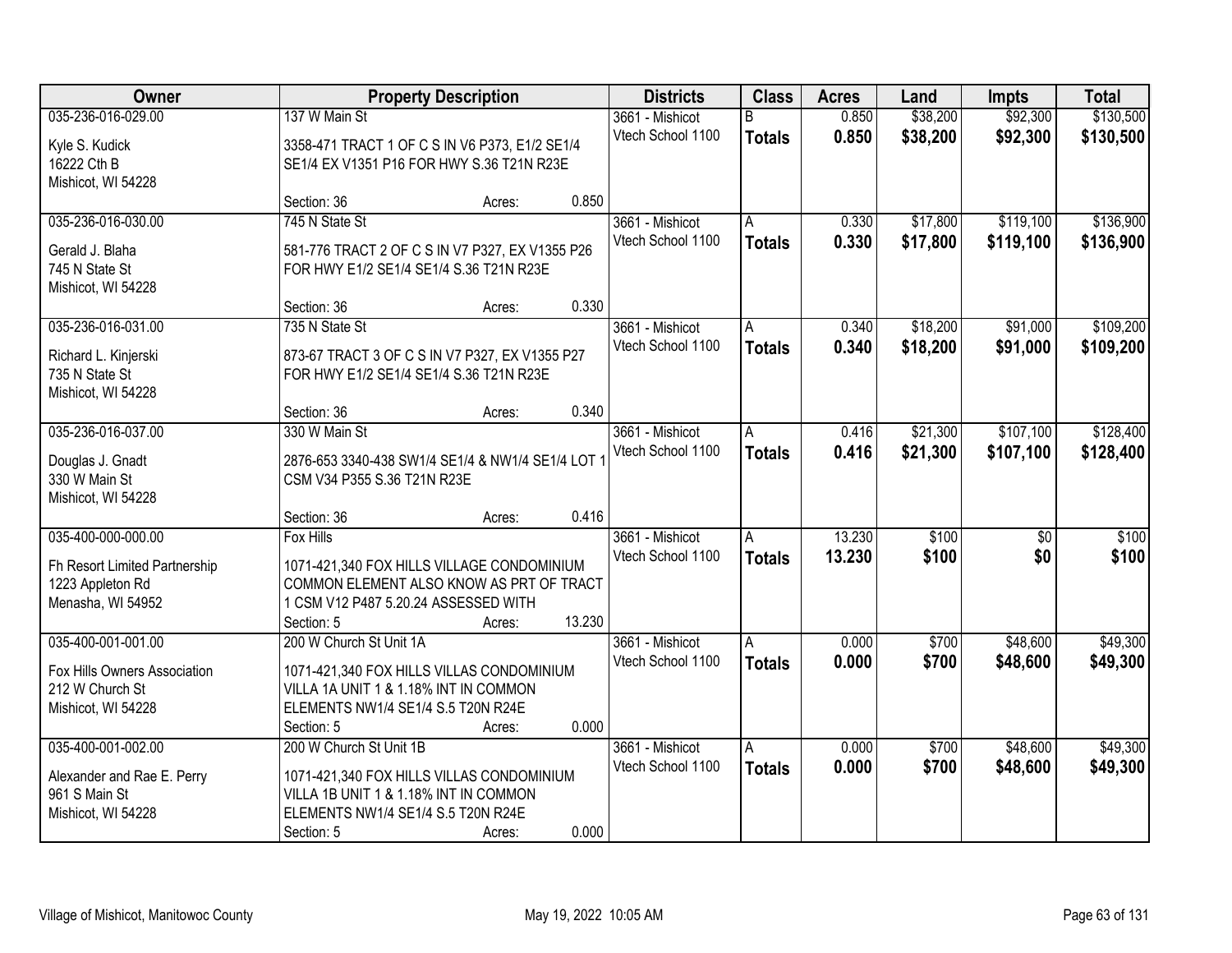| Owner | Property Description | Districts | Class | Acres | Land | Impts | Total |
|---|---|---|---|---|---|---|---|
| 035-236-016-029.00<br><br>Kyle S. Kudick<br>16222 Cth B<br>Mishicot, WI 54228 | 137 W Main St<br><br>3358-471 TRACT 1 OF C S IN V6 P373, E1/2 SE1/4 SE1/4 EX V1351 P16 FOR HWY S.36 T21N R23E<br><br>Section: 36 Acres: 0.850 | 3661 - Mishicot<br>Vtech School 1100 | B<br>**Totals** | 0.850<br>**0.850** | $38,200<br>**$38,200** | $92,300<br>**$92,300** | $130,500<br>**$130,500** |
| 035-236-016-030.00<br><br>Gerald J. Blaha<br>745 N State St<br>Mishicot, WI 54228 | 745 N State St<br><br>581-776 TRACT 2 OF C S IN V7 P327, EX V1355 P26 FOR HWY E1/2 SE1/4 SE1/4 S.36 T21N R23E<br><br>Section: 36 Acres: 0.330 | 3661 - Mishicot<br>Vtech School 1100 | A<br>**Totals** | 0.330<br>**0.330** | $17,800<br>**$17,800** | $119,100<br>**$119,100** | $136,900<br>**$136,900** |
| 035-236-016-031.00<br><br>Richard L. Kinjerski<br>735 N State St<br>Mishicot, WI 54228 | 735 N State St<br><br>873-67 TRACT 3 OF C S IN V7 P327, EX V1355 P27 FOR HWY E1/2 SE1/4 SE1/4 S.36 T21N R23E<br><br>Section: 36 Acres: 0.340 | 3661 - Mishicot<br>Vtech School 1100 | A<br>**Totals** | 0.340<br>**0.340** | $18,200<br>**$18,200** | $91,000<br>**$91,000** | $109,200<br>**$109,200** |
| 035-236-016-037.00<br><br>Douglas J. Gnadt<br>330 W Main St<br>Mishicot, WI 54228 | 330 W Main St<br><br>2876-653 3340-438 SW1/4 SE1/4 & NW1/4 SE1/4 LOT 1 CSM V34 P355 S.36 T21N R23E<br><br>Section: 36 Acres: 0.416 | 3661 - Mishicot<br>Vtech School 1100 | A<br>**Totals** | 0.416<br>**0.416** | $21,300<br>**$21,300** | $107,100<br>**$107,100** | $128,400<br>**$128,400** |
| 035-400-000-000.00<br><br>Fh Resort Limited Partnership<br>1223 Appleton Rd<br>Menasha, WI 54952 | Fox Hills<br><br>1071-421,340 FOX HILLS VILLAGE CONDOMINIUM COMMON ELEMENT ALSO KNOW AS PRT OF TRACT 1 CSM V12 P487 5.20.24 ASSESSED WITH<br>Section: 5 Acres: 13.230 | 3661 - Mishicot<br>Vtech School 1100 | A<br>**Totals** | 13.230<br>**13.230** | $100<br>**$100** | $0<br>**$0** | $100<br>**$100** |
| 035-400-001-001.00<br><br>Fox Hills Owners Association<br>212 W Church St<br>Mishicot, WI 54228 | 200 W Church St Unit 1A<br><br>1071-421,340 FOX HILLS VILLAS CONDOMINIUM VILLA 1A UNIT 1 & 1.18% INT IN COMMON ELEMENTS NW1/4 SE1/4 S.5 T20N R24E<br>Section: 5 Acres: 0.000 | 3661 - Mishicot<br>Vtech School 1100 | A<br>**Totals** | 0.000<br>**0.000** | $700<br>**$700** | $48,600<br>**$48,600** | $49,300<br>**$49,300** |
| 035-400-001-002.00<br><br>Alexander and Rae E. Perry<br>961 S Main St<br>Mishicot, WI 54228 | 200 W Church St Unit 1B<br><br>1071-421,340 FOX HILLS VILLAS CONDOMINIUM VILLA 1B UNIT 1 & 1.18% INT IN COMMON ELEMENTS NW1/4 SE1/4 S.5 T20N R24E<br>Section: 5 Acres: 0.000 | 3661 - Mishicot<br>Vtech School 1100 | A<br>**Totals** | 0.000<br>**0.000** | $700<br>**$700** | $48,600<br>**$48,600** | $49,300<br>**$49,300** |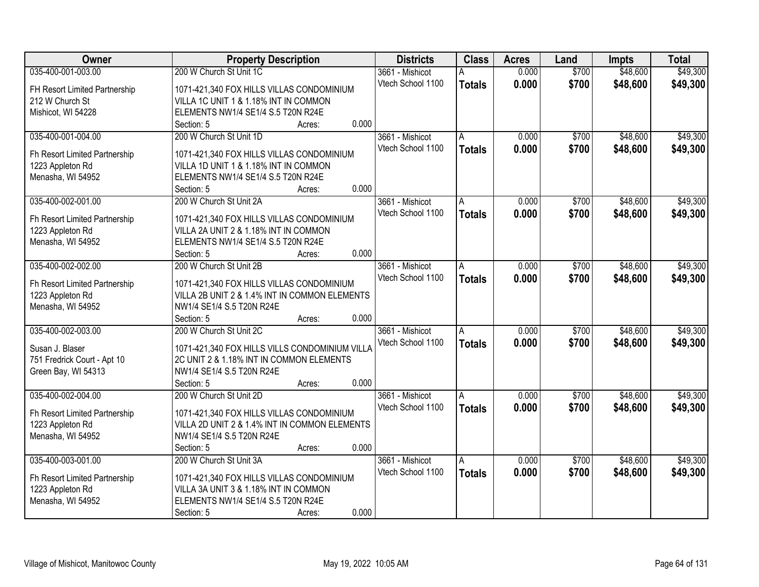| Owner | Property Description | Districts | Class | Acres | Land | Impts | Total |
|---|---|---|---|---|---|---|---|
| 035-400-001-003.00<br>FH Resort Limited Partnership<br>212 W Church St<br>Mishicot, WI 54228 | 200 W Church St Unit 1C<br>1071-421,340 FOX HILLS VILLAS CONDOMINIUM VILLA 1C UNIT 1 & 1.18% INT IN COMMON ELEMENTS NW1/4 SE1/4 S.5 T20N R24E<br>Section: 5 Acres: 0.000 | 3661 - Mishicot<br>Vtech School 1100 | A<br>**Totals** | 0.000<br>**0.000** | $700<br>**$700** | $48,600<br>**$48,600** | $49,300<br>**$49,300** |
| 035-400-001-004.00<br>Fh Resort Limited Partnership<br>1223 Appleton Rd<br>Menasha, WI 54952 | 200 W Church St Unit 1D<br>1071-421,340 FOX HILLS VILLAS CONDOMINIUM VILLA 1D UNIT 1 & 1.18% INT IN COMMON ELEMENTS NW1/4 SE1/4 S.5 T20N R24E<br>Section: 5 Acres: 0.000 | 3661 - Mishicot<br>Vtech School 1100 | A<br>**Totals** | 0.000<br>**0.000** | $700<br>**$700** | $48,600<br>**$48,600** | $49,300<br>**$49,300** |
| 035-400-002-001.00<br>Fh Resort Limited Partnership<br>1223 Appleton Rd<br>Menasha, WI 54952 | 200 W Church St Unit 2A<br>1071-421,340 FOX HILLS VILLAS CONDOMINIUM VILLA 2A UNIT 2 & 1.18% INT IN COMMON ELEMENTS NW1/4 SE1/4 S.5 T20N R24E<br>Section: 5 Acres: 0.000 | 3661 - Mishicot<br>Vtech School 1100 | A<br>**Totals** | 0.000<br>**0.000** | $700<br>**$700** | $48,600<br>**$48,600** | $49,300<br>**$49,300** |
| 035-400-002-002.00<br>Fh Resort Limited Partnership<br>1223 Appleton Rd<br>Menasha, WI 54952 | 200 W Church St Unit 2B<br>1071-421,340 FOX HILLS VILLAS CONDOMINIUM VILLA 2B UNIT 2 & 1.4% INT IN COMMON ELEMENTS NW1/4 SE1/4 S.5 T20N R24E<br>Section: 5 Acres: 0.000 | 3661 - Mishicot<br>Vtech School 1100 | A<br>**Totals** | 0.000<br>**0.000** | $700<br>**$700** | $48,600<br>**$48,600** | $49,300<br>**$49,300** |
| 035-400-002-003.00<br>Susan J. Blaser<br>751 Fredrick Court - Apt 10<br>Green Bay, WI 54313 | 200 W Church St Unit 2C<br>1071-421,340 FOX HILLS VILLS CONDOMINIUM VILLA 2C UNIT 2 & 1.18% INT IN COMMON ELEMENTS NW1/4 SE1/4 S.5 T20N R24E<br>Section: 5 Acres: 0.000 | 3661 - Mishicot<br>Vtech School 1100 | A<br>**Totals** | 0.000<br>**0.000** | $700<br>**$700** | $48,600<br>**$48,600** | $49,300<br>**$49,300** |
| 035-400-002-004.00<br>Fh Resort Limited Partnership<br>1223 Appleton Rd<br>Menasha, WI 54952 | 200 W Church St Unit 2D<br>1071-421,340 FOX HILLS VILLAS CONDOMINIUM VILLA 2D UNIT 2 & 1.4% INT IN COMMON ELEMENTS NW1/4 SE1/4 S.5 T20N R24E<br>Section: 5 Acres: 0.000 | 3661 - Mishicot<br>Vtech School 1100 | A<br>**Totals** | 0.000<br>**0.000** | $700<br>**$700** | $48,600<br>**$48,600** | $49,300<br>**$49,300** |
| 035-400-003-001.00<br>Fh Resort Limited Partnership<br>1223 Appleton Rd<br>Menasha, WI 54952 | 200 W Church St Unit 3A<br>1071-421,340 FOX HILLS VILLAS CONDOMINIUM VILLA 3A UNIT 3 & 1.18% INT IN COMMON ELEMENTS NW1/4 SE1/4 S.5 T20N R24E<br>Section: 5 Acres: 0.000 | 3661 - Mishicot<br>Vtech School 1100 | A<br>**Totals** | 0.000<br>**0.000** | $700<br>**$700** | $48,600<br>**$48,600** | $49,300<br>**$49,300** |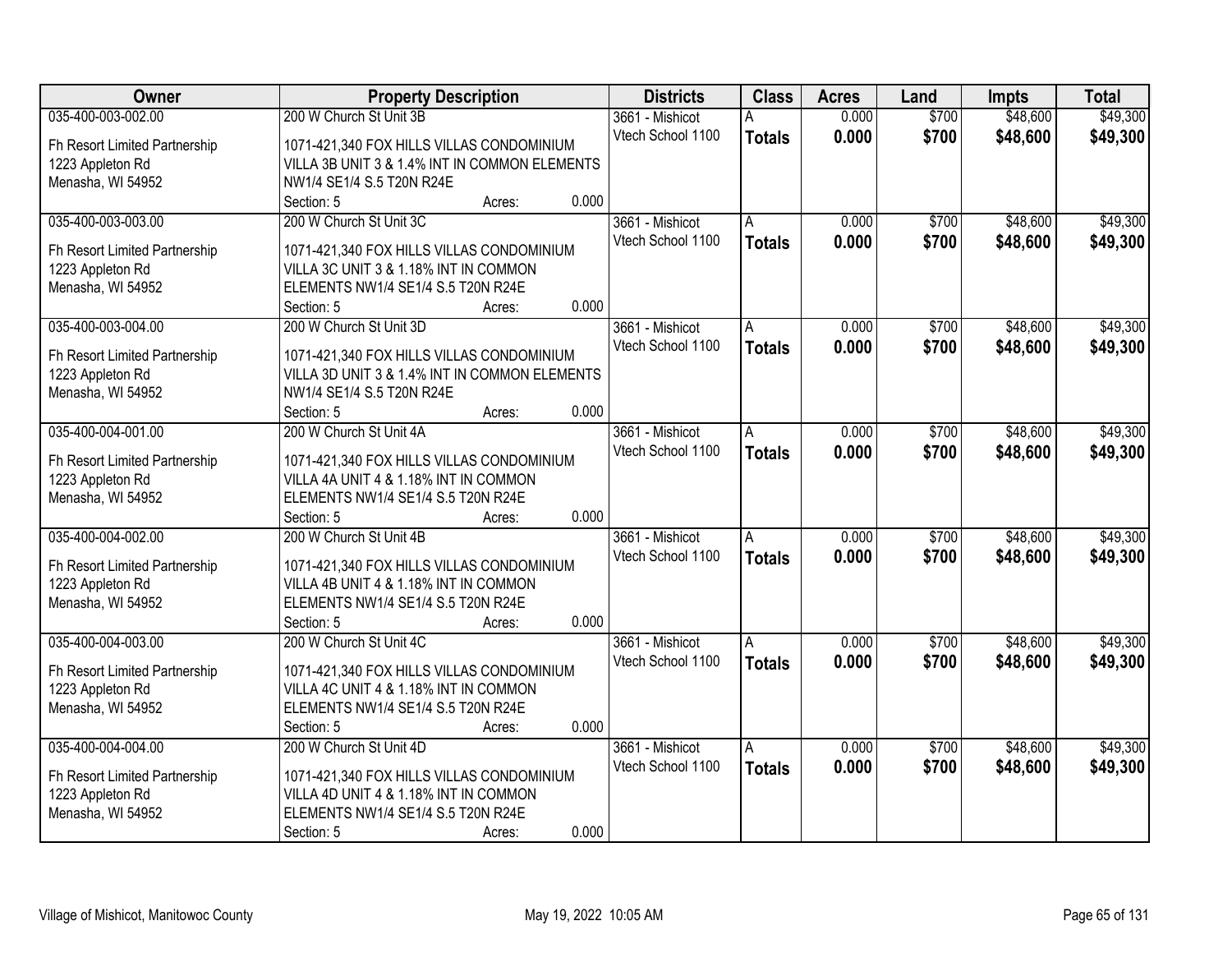| Owner | Property Description | Districts | Class | Acres | Land | Impts | Total |
|---|---|---|---|---|---|---|---|
| 035-400-003-002.00 | 200 W Church St Unit 3B | 3661 - Mishicot | A | 0.000 | $700 | $48,600 | $49,300 |
| Fh Resort Limited Partnership<br>1223 Appleton Rd<br>Menasha, WI 54952 | 1071-421,340 FOX HILLS VILLAS CONDOMINIUM VILLA 3B UNIT 3 & 1.4% INT IN COMMON ELEMENTS NW1/4 SE1/4 S.5 T20N R24E<br>Section: 5 Acres: 0.000 | Vtech School 1100 | **Totals** | **0.000** | **$700** | **$48,600** | **$49,300** |
| 035-400-003-003.00 | 200 W Church St Unit 3C | 3661 - Mishicot | A | 0.000 | $700 | $48,600 | $49,300 |
| Fh Resort Limited Partnership<br>1223 Appleton Rd<br>Menasha, WI 54952 | 1071-421,340 FOX HILLS VILLAS CONDOMINIUM VILLA 3C UNIT 3 & 1.18% INT IN COMMON ELEMENTS NW1/4 SE1/4 S.5 T20N R24E<br>Section: 5 Acres: 0.000 | Vtech School 1100 | **Totals** | **0.000** | **$700** | **$48,600** | **$49,300** |
| 035-400-003-004.00 | 200 W Church St Unit 3D | 3661 - Mishicot | A | 0.000 | $700 | $48,600 | $49,300 |
| Fh Resort Limited Partnership<br>1223 Appleton Rd<br>Menasha, WI 54952 | 1071-421,340 FOX HILLS VILLAS CONDOMINIUM VILLA 3D UNIT 3 & 1.4% INT IN COMMON ELEMENTS NW1/4 SE1/4 S.5 T20N R24E<br>Section: 5 Acres: 0.000 | Vtech School 1100 | **Totals** | **0.000** | **$700** | **$48,600** | **$49,300** |
| 035-400-004-001.00 | 200 W Church St Unit 4A | 3661 - Mishicot | A | 0.000 | $700 | $48,600 | $49,300 |
| Fh Resort Limited Partnership<br>1223 Appleton Rd<br>Menasha, WI 54952 | 1071-421,340 FOX HILLS VILLAS CONDOMINIUM VILLA 4A UNIT 4 & 1.18% INT IN COMMON ELEMENTS NW1/4 SE1/4 S.5 T20N R24E<br>Section: 5 Acres: 0.000 | Vtech School 1100 | **Totals** | **0.000** | **$700** | **$48,600** | **$49,300** |
| 035-400-004-002.00 | 200 W Church St Unit 4B | 3661 - Mishicot | A | 0.000 | $700 | $48,600 | $49,300 |
| Fh Resort Limited Partnership<br>1223 Appleton Rd<br>Menasha, WI 54952 | 1071-421,340 FOX HILLS VILLAS CONDOMINIUM VILLA 4B UNIT 4 & 1.18% INT IN COMMON ELEMENTS NW1/4 SE1/4 S.5 T20N R24E<br>Section: 5 Acres: 0.000 | Vtech School 1100 | **Totals** | **0.000** | **$700** | **$48,600** | **$49,300** |
| 035-400-004-003.00 | 200 W Church St Unit 4C | 3661 - Mishicot | A | 0.000 | $700 | $48,600 | $49,300 |
| Fh Resort Limited Partnership<br>1223 Appleton Rd<br>Menasha, WI 54952 | 1071-421,340 FOX HILLS VILLAS CONDOMINIUM VILLA 4C UNIT 4 & 1.18% INT IN COMMON ELEMENTS NW1/4 SE1/4 S.5 T20N R24E<br>Section: 5 Acres: 0.000 | Vtech School 1100 | **Totals** | **0.000** | **$700** | **$48,600** | **$49,300** |
| 035-400-004-004.00 | 200 W Church St Unit 4D | 3661 - Mishicot | A | 0.000 | $700 | $48,600 | $49,300 |
| Fh Resort Limited Partnership<br>1223 Appleton Rd<br>Menasha, WI 54952 | 1071-421,340 FOX HILLS VILLAS CONDOMINIUM VILLA 4D UNIT 4 & 1.18% INT IN COMMON ELEMENTS NW1/4 SE1/4 S.5 T20N R24E<br>Section: 5 Acres: 0.000 | Vtech School 1100 | **Totals** | **0.000** | **$700** | **$48,600** | **$49,300** |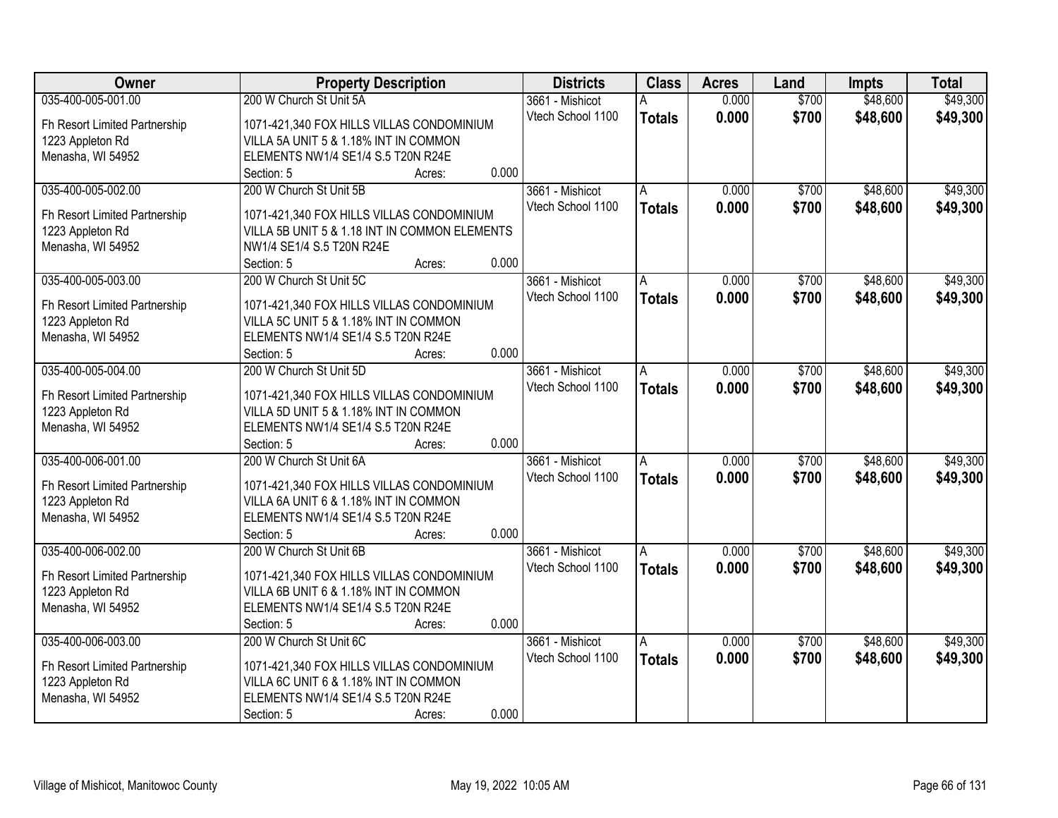| Owner | Property Description | Districts | Class | Acres | Land | Impts | Total |
|---|---|---|---|---|---|---|---|
| 035-400-005-001.00<br>Fh Resort Limited Partnership<br>1223 Appleton Rd<br>Menasha, WI 54952 | 200 W Church St Unit 5A<br>1071-421,340 FOX HILLS VILLAS CONDOMINIUM VILLA 5A UNIT 5 & 1.18% INT IN COMMON ELEMENTS NW1/4 SE1/4 S.5 T20N R24E<br>Section: 5 Acres: 0.000 | 3661 - Mishicot<br>Vtech School 1100 | A<br>**Totals** | 0.000<br>**0.000** | $700<br>**$700** | $48,600<br>**$48,600** | $49,300<br>**$49,300** |
| 035-400-005-002.00<br>Fh Resort Limited Partnership<br>1223 Appleton Rd<br>Menasha, WI 54952 | 200 W Church St Unit 5B<br>1071-421,340 FOX HILLS VILLAS CONDOMINIUM VILLA 5B UNIT 5 & 1.18 INT IN COMMON ELEMENTS NW1/4 SE1/4 S.5 T20N R24E<br>Section: 5 Acres: 0.000 | 3661 - Mishicot<br>Vtech School 1100 | A<br>**Totals** | 0.000<br>**0.000** | $700<br>**$700** | $48,600<br>**$48,600** | $49,300<br>**$49,300** |
| 035-400-005-003.00<br>Fh Resort Limited Partnership<br>1223 Appleton Rd<br>Menasha, WI 54952 | 200 W Church St Unit 5C<br>1071-421,340 FOX HILLS VILLAS CONDOMINIUM VILLA 5C UNIT 5 & 1.18% INT IN COMMON ELEMENTS NW1/4 SE1/4 S.5 T20N R24E<br>Section: 5 Acres: 0.000 | 3661 - Mishicot<br>Vtech School 1100 | A<br>**Totals** | 0.000<br>**0.000** | $700<br>**$700** | $48,600<br>**$48,600** | $49,300<br>**$49,300** |
| 035-400-005-004.00<br>Fh Resort Limited Partnership<br>1223 Appleton Rd<br>Menasha, WI 54952 | 200 W Church St Unit 5D<br>1071-421,340 FOX HILLS VILLAS CONDOMINIUM VILLA 5D UNIT 5 & 1.18% INT IN COMMON ELEMENTS NW1/4 SE1/4 S.5 T20N R24E<br>Section: 5 Acres: 0.000 | 3661 - Mishicot<br>Vtech School 1100 | A<br>**Totals** | 0.000<br>**0.000** | $700<br>**$700** | $48,600<br>**$48,600** | $49,300<br>**$49,300** |
| 035-400-006-001.00<br>Fh Resort Limited Partnership<br>1223 Appleton Rd<br>Menasha, WI 54952 | 200 W Church St Unit 6A<br>1071-421,340 FOX HILLS VILLAS CONDOMINIUM VILLA 6A UNIT 6 & 1.18% INT IN COMMON ELEMENTS NW1/4 SE1/4 S.5 T20N R24E<br>Section: 5 Acres: 0.000 | 3661 - Mishicot<br>Vtech School 1100 | A<br>**Totals** | 0.000<br>**0.000** | $700<br>**$700** | $48,600<br>**$48,600** | $49,300<br>**$49,300** |
| 035-400-006-002.00<br>Fh Resort Limited Partnership<br>1223 Appleton Rd<br>Menasha, WI 54952 | 200 W Church St Unit 6B<br>1071-421,340 FOX HILLS VILLAS CONDOMINIUM VILLA 6B UNIT 6 & 1.18% INT IN COMMON ELEMENTS NW1/4 SE1/4 S.5 T20N R24E<br>Section: 5 Acres: 0.000 | 3661 - Mishicot<br>Vtech School 1100 | A<br>**Totals** | 0.000<br>**0.000** | $700<br>**$700** | $48,600<br>**$48,600** | $49,300<br>**$49,300** |
| 035-400-006-003.00<br>Fh Resort Limited Partnership<br>1223 Appleton Rd<br>Menasha, WI 54952 | 200 W Church St Unit 6C<br>1071-421,340 FOX HILLS VILLAS CONDOMINIUM VILLA 6C UNIT 6 & 1.18% INT IN COMMON ELEMENTS NW1/4 SE1/4 S.5 T20N R24E<br>Section: 5 Acres: 0.000 | 3661 - Mishicot<br>Vtech School 1100 | A<br>**Totals** | 0.000<br>**0.000** | $700<br>**$700** | $48,600<br>**$48,600** | $49,300<br>**$49,300** |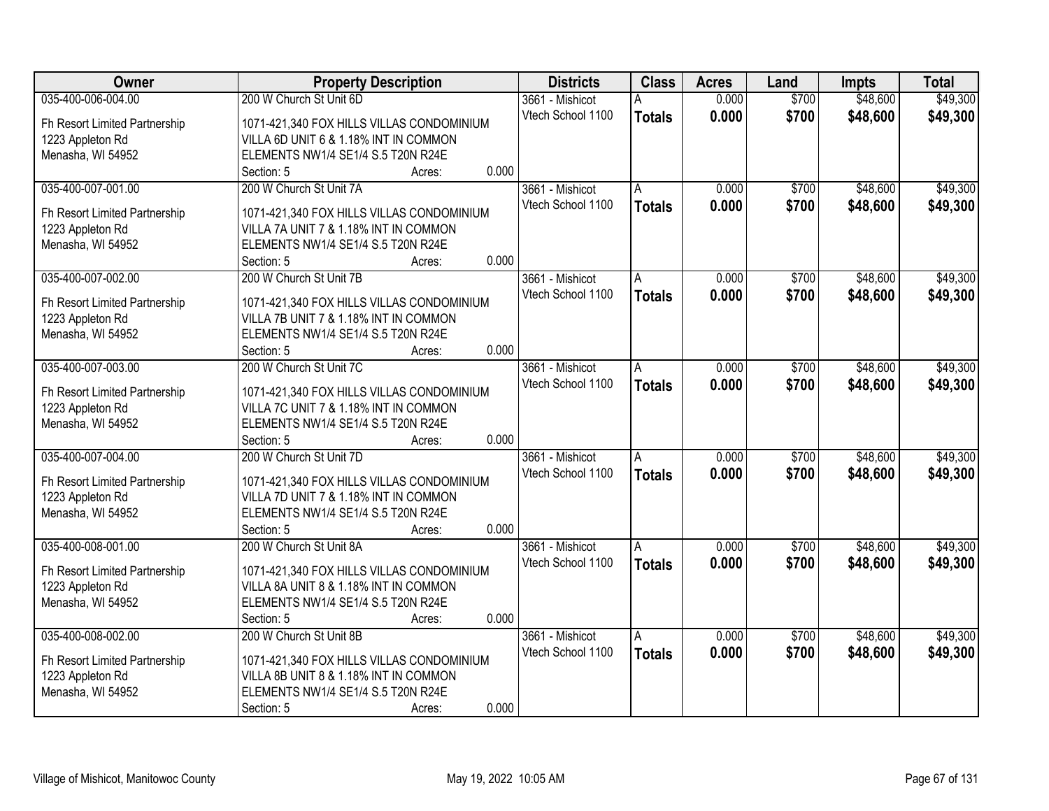| Owner | Property Description | Districts | Class | Acres | Land | Impts | Total |
|---|---|---|---|---|---|---|---|
| 035-400-006-004.00 | 200 W Church St Unit 6D | 3661 - Mishicot | A | 0.000 | $700 | $48,600 | $49,300 |
| Fh Resort Limited Partnership<br>1223 Appleton Rd<br>Menasha, WI 54952 | 1071-421,340 FOX HILLS VILLAS CONDOMINIUM VILLA 6D UNIT 6 & 1.18% INT IN COMMON ELEMENTS NW1/4 SE1/4 S.5 T20N R24E<br>Section: 5 Acres: 0.000 | Vtech School 1100 | **Totals** | **0.000** | **$700** | **$48,600** | **$49,300** |
| 035-400-007-001.00 | 200 W Church St Unit 7A | 3661 - Mishicot | A | 0.000 | $700 | $48,600 | $49,300 |
| Fh Resort Limited Partnership<br>1223 Appleton Rd<br>Menasha, WI 54952 | 1071-421,340 FOX HILLS VILLAS CONDOMINIUM VILLA 7A UNIT 7 & 1.18% INT IN COMMON ELEMENTS NW1/4 SE1/4 S.5 T20N R24E<br>Section: 5 Acres: 0.000 | Vtech School 1100 | **Totals** | **0.000** | **$700** | **$48,600** | **$49,300** |
| 035-400-007-002.00 | 200 W Church St Unit 7B | 3661 - Mishicot | A | 0.000 | $700 | $48,600 | $49,300 |
| Fh Resort Limited Partnership<br>1223 Appleton Rd<br>Menasha, WI 54952 | 1071-421,340 FOX HILLS VILLAS CONDOMINIUM VILLA 7B UNIT 7 & 1.18% INT IN COMMON ELEMENTS NW1/4 SE1/4 S.5 T20N R24E<br>Section: 5 Acres: 0.000 | Vtech School 1100 | **Totals** | **0.000** | **$700** | **$48,600** | **$49,300** |
| 035-400-007-003.00 | 200 W Church St Unit 7C | 3661 - Mishicot | A | 0.000 | $700 | $48,600 | $49,300 |
| Fh Resort Limited Partnership<br>1223 Appleton Rd<br>Menasha, WI 54952 | 1071-421,340 FOX HILLS VILLAS CONDOMINIUM VILLA 7C UNIT 7 & 1.18% INT IN COMMON ELEMENTS NW1/4 SE1/4 S.5 T20N R24E<br>Section: 5 Acres: 0.000 | Vtech School 1100 | **Totals** | **0.000** | **$700** | **$48,600** | **$49,300** |
| 035-400-007-004.00 | 200 W Church St Unit 7D | 3661 - Mishicot | A | 0.000 | $700 | $48,600 | $49,300 |
| Fh Resort Limited Partnership<br>1223 Appleton Rd<br>Menasha, WI 54952 | 1071-421,340 FOX HILLS VILLAS CONDOMINIUM VILLA 7D UNIT 7 & 1.18% INT IN COMMON ELEMENTS NW1/4 SE1/4 S.5 T20N R24E<br>Section: 5 Acres: 0.000 | Vtech School 1100 | **Totals** | **0.000** | **$700** | **$48,600** | **$49,300** |
| 035-400-008-001.00 | 200 W Church St Unit 8A | 3661 - Mishicot | A | 0.000 | $700 | $48,600 | $49,300 |
| Fh Resort Limited Partnership<br>1223 Appleton Rd<br>Menasha, WI 54952 | 1071-421,340 FOX HILLS VILLAS CONDOMINIUM VILLA 8A UNIT 8 & 1.18% INT IN COMMON ELEMENTS NW1/4 SE1/4 S.5 T20N R24E<br>Section: 5 Acres: 0.000 | Vtech School 1100 | **Totals** | **0.000** | **$700** | **$48,600** | **$49,300** |
| 035-400-008-002.00 | 200 W Church St Unit 8B | 3661 - Mishicot | A | 0.000 | $700 | $48,600 | $49,300 |
| Fh Resort Limited Partnership<br>1223 Appleton Rd<br>Menasha, WI 54952 | 1071-421,340 FOX HILLS VILLAS CONDOMINIUM VILLA 8B UNIT 8 & 1.18% INT IN COMMON ELEMENTS NW1/4 SE1/4 S.5 T20N R24E<br>Section: 5 Acres: 0.000 | Vtech School 1100 | **Totals** | **0.000** | **$700** | **$48,600** | **$49,300** |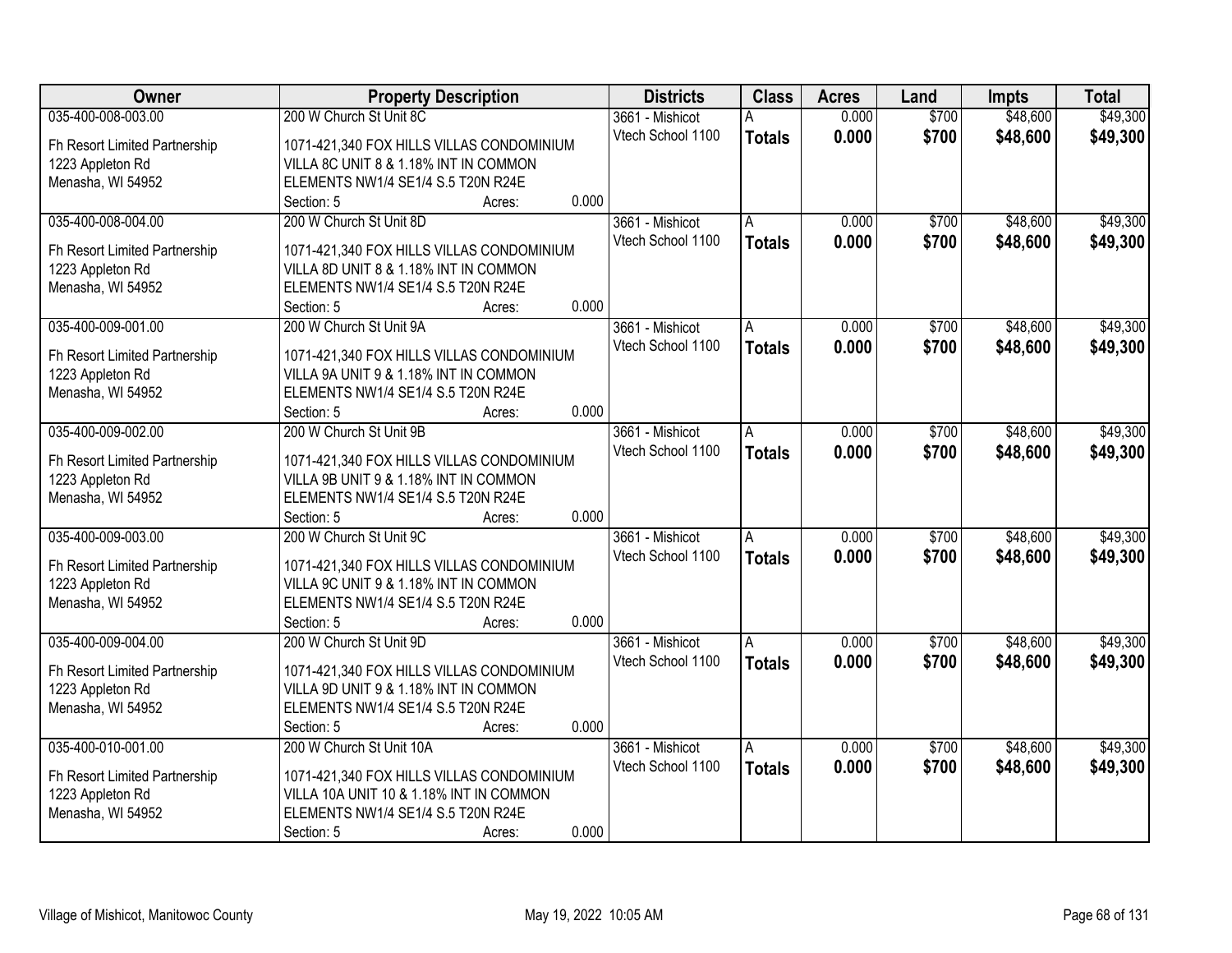| Owner | Property Description | Districts | Class | Acres | Land | Impts | Total |
|---|---|---|---|---|---|---|---|
| 035-400-008-003.00 | 200 W Church St Unit 8C | 3661 - Mishicot | A | 0.000 | $700 | $48,600 | $49,300 |
| Fh Resort Limited Partnership<br>1223 Appleton Rd<br>Menasha, WI 54952 | 1071-421,340 FOX HILLS VILLAS CONDOMINIUM VILLA 8C UNIT 8 & 1.18% INT IN COMMON ELEMENTS NW1/4 SE1/4 S.5 T20N R24E<br>Section: 5 Acres: 0.000 | Vtech School 1100 | **Totals** | **0.000** | **$700** | **$48,600** | **$49,300** |
| 035-400-008-004.00 | 200 W Church St Unit 8D | 3661 - Mishicot | A | 0.000 | $700 | $48,600 | $49,300 |
| Fh Resort Limited Partnership<br>1223 Appleton Rd<br>Menasha, WI 54952 | 1071-421,340 FOX HILLS VILLAS CONDOMINIUM VILLA 8D UNIT 8 & 1.18% INT IN COMMON ELEMENTS NW1/4 SE1/4 S.5 T20N R24E<br>Section: 5 Acres: 0.000 | Vtech School 1100 | **Totals** | **0.000** | **$700** | **$48,600** | **$49,300** |
| 035-400-009-001.00 | 200 W Church St Unit 9A | 3661 - Mishicot | A | 0.000 | $700 | $48,600 | $49,300 |
| Fh Resort Limited Partnership<br>1223 Appleton Rd<br>Menasha, WI 54952 | 1071-421,340 FOX HILLS VILLAS CONDOMINIUM VILLA 9A UNIT 9 & 1.18% INT IN COMMON ELEMENTS NW1/4 SE1/4 S.5 T20N R24E<br>Section: 5 Acres: 0.000 | Vtech School 1100 | **Totals** | **0.000** | **$700** | **$48,600** | **$49,300** |
| 035-400-009-002.00 | 200 W Church St Unit 9B | 3661 - Mishicot | A | 0.000 | $700 | $48,600 | $49,300 |
| Fh Resort Limited Partnership<br>1223 Appleton Rd<br>Menasha, WI 54952 | 1071-421,340 FOX HILLS VILLAS CONDOMINIUM VILLA 9B UNIT 9 & 1.18% INT IN COMMON ELEMENTS NW1/4 SE1/4 S.5 T20N R24E<br>Section: 5 Acres: 0.000 | Vtech School 1100 | **Totals** | **0.000** | **$700** | **$48,600** | **$49,300** |
| 035-400-009-003.00 | 200 W Church St Unit 9C | 3661 - Mishicot | A | 0.000 | $700 | $48,600 | $49,300 |
| Fh Resort Limited Partnership<br>1223 Appleton Rd<br>Menasha, WI 54952 | 1071-421,340 FOX HILLS VILLAS CONDOMINIUM VILLA 9C UNIT 9 & 1.18% INT IN COMMON ELEMENTS NW1/4 SE1/4 S.5 T20N R24E<br>Section: 5 Acres: 0.000 | Vtech School 1100 | **Totals** | **0.000** | **$700** | **$48,600** | **$49,300** |
| 035-400-009-004.00 | 200 W Church St Unit 9D | 3661 - Mishicot | A | 0.000 | $700 | $48,600 | $49,300 |
| Fh Resort Limited Partnership<br>1223 Appleton Rd<br>Menasha, WI 54952 | 1071-421,340 FOX HILLS VILLAS CONDOMINIUM VILLA 9D UNIT 9 & 1.18% INT IN COMMON ELEMENTS NW1/4 SE1/4 S.5 T20N R24E<br>Section: 5 Acres: 0.000 | Vtech School 1100 | **Totals** | **0.000** | **$700** | **$48,600** | **$49,300** |
| 035-400-010-001.00 | 200 W Church St Unit 10A | 3661 - Mishicot | A | 0.000 | $700 | $48,600 | $49,300 |
| Fh Resort Limited Partnership<br>1223 Appleton Rd<br>Menasha, WI 54952 | 1071-421,340 FOX HILLS VILLAS CONDOMINIUM VILLA 10A UNIT 10 & 1.18% INT IN COMMON ELEMENTS NW1/4 SE1/4 S.5 T20N R24E<br>Section: 5 Acres: 0.000 | Vtech School 1100 | **Totals** | **0.000** | **$700** | **$48,600** | **$49,300** |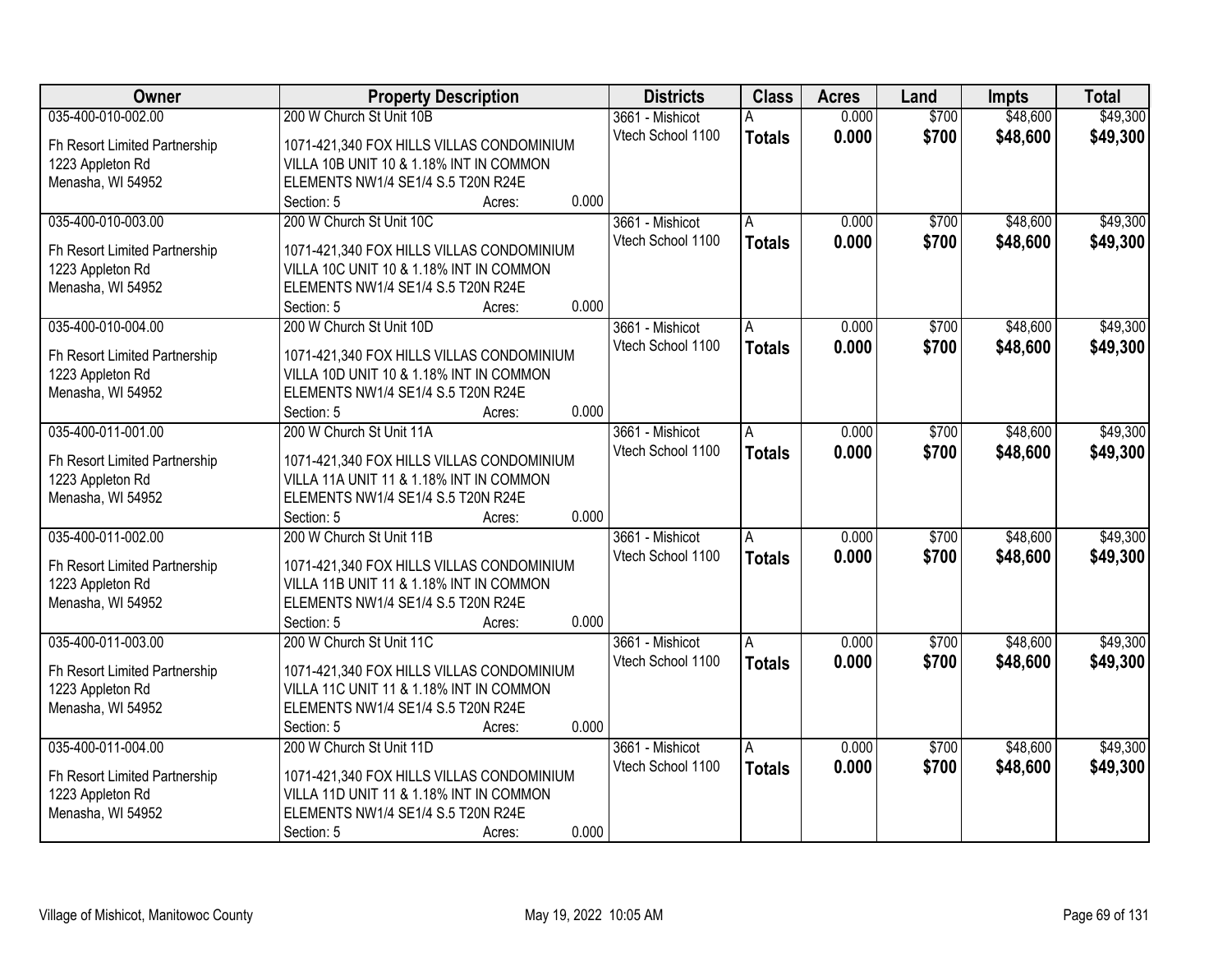| Owner | Property Description | Districts | Class | Acres | Land | Impts | Total |
|---|---|---|---|---|---|---|---|
| 035-400-010-002.00<br>Fh Resort Limited Partnership<br>1223 Appleton Rd<br>Menasha, WI 54952 | 200 W Church St Unit 10B<br>1071-421,340 FOX HILLS VILLAS CONDOMINIUM VILLA 10B UNIT 10 & 1.18% INT IN COMMON ELEMENTS NW1/4 SE1/4 S.5 T20N R24E<br>Section: 5 Acres: 0.000 | 3661 - Mishicot<br>Vtech School 1100 | A<br>**Totals** | 0.000<br>**0.000** | $700<br>**$700** | $48,600<br>**$48,600** | $49,300<br>**$49,300** |
| 035-400-010-003.00<br>Fh Resort Limited Partnership<br>1223 Appleton Rd<br>Menasha, WI 54952 | 200 W Church St Unit 10C<br>1071-421,340 FOX HILLS VILLAS CONDOMINIUM VILLA 10C UNIT 10 & 1.18% INT IN COMMON ELEMENTS NW1/4 SE1/4 S.5 T20N R24E<br>Section: 5 Acres: 0.000 | 3661 - Mishicot<br>Vtech School 1100 | A<br>**Totals** | 0.000<br>**0.000** | $700<br>**$700** | $48,600<br>**$48,600** | $49,300<br>**$49,300** |
| 035-400-010-004.00<br>Fh Resort Limited Partnership<br>1223 Appleton Rd<br>Menasha, WI 54952 | 200 W Church St Unit 10D<br>1071-421,340 FOX HILLS VILLAS CONDOMINIUM VILLA 10D UNIT 10 & 1.18% INT IN COMMON ELEMENTS NW1/4 SE1/4 S.5 T20N R24E<br>Section: 5 Acres: 0.000 | 3661 - Mishicot<br>Vtech School 1100 | A<br>**Totals** | 0.000<br>**0.000** | $700<br>**$700** | $48,600<br>**$48,600** | $49,300<br>**$49,300** |
| 035-400-011-001.00<br>Fh Resort Limited Partnership<br>1223 Appleton Rd<br>Menasha, WI 54952 | 200 W Church St Unit 11A<br>1071-421,340 FOX HILLS VILLAS CONDOMINIUM VILLA 11A UNIT 11 & 1.18% INT IN COMMON ELEMENTS NW1/4 SE1/4 S.5 T20N R24E<br>Section: 5 Acres: 0.000 | 3661 - Mishicot<br>Vtech School 1100 | A<br>**Totals** | 0.000<br>**0.000** | $700<br>**$700** | $48,600<br>**$48,600** | $49,300<br>**$49,300** |
| 035-400-011-002.00<br>Fh Resort Limited Partnership<br>1223 Appleton Rd<br>Menasha, WI 54952 | 200 W Church St Unit 11B<br>1071-421,340 FOX HILLS VILLAS CONDOMINIUM VILLA 11B UNIT 11 & 1.18% INT IN COMMON ELEMENTS NW1/4 SE1/4 S.5 T20N R24E<br>Section: 5 Acres: 0.000 | 3661 - Mishicot<br>Vtech School 1100 | A<br>**Totals** | 0.000<br>**0.000** | $700<br>**$700** | $48,600<br>**$48,600** | $49,300<br>**$49,300** |
| 035-400-011-003.00<br>Fh Resort Limited Partnership<br>1223 Appleton Rd<br>Menasha, WI 54952 | 200 W Church St Unit 11C<br>1071-421,340 FOX HILLS VILLAS CONDOMINIUM VILLA 11C UNIT 11 & 1.18% INT IN COMMON ELEMENTS NW1/4 SE1/4 S.5 T20N R24E<br>Section: 5 Acres: 0.000 | 3661 - Mishicot<br>Vtech School 1100 | A<br>**Totals** | 0.000<br>**0.000** | $700<br>**$700** | $48,600<br>**$48,600** | $49,300<br>**$49,300** |
| 035-400-011-004.00<br>Fh Resort Limited Partnership<br>1223 Appleton Rd<br>Menasha, WI 54952 | 200 W Church St Unit 11D<br>1071-421,340 FOX HILLS VILLAS CONDOMINIUM VILLA 11D UNIT 11 & 1.18% INT IN COMMON ELEMENTS NW1/4 SE1/4 S.5 T20N R24E<br>Section: 5 Acres: 0.000 | 3661 - Mishicot<br>Vtech School 1100 | A<br>**Totals** | 0.000<br>**0.000** | $700<br>**$700** | $48,600<br>**$48,600** | $49,300<br>**$49,300** |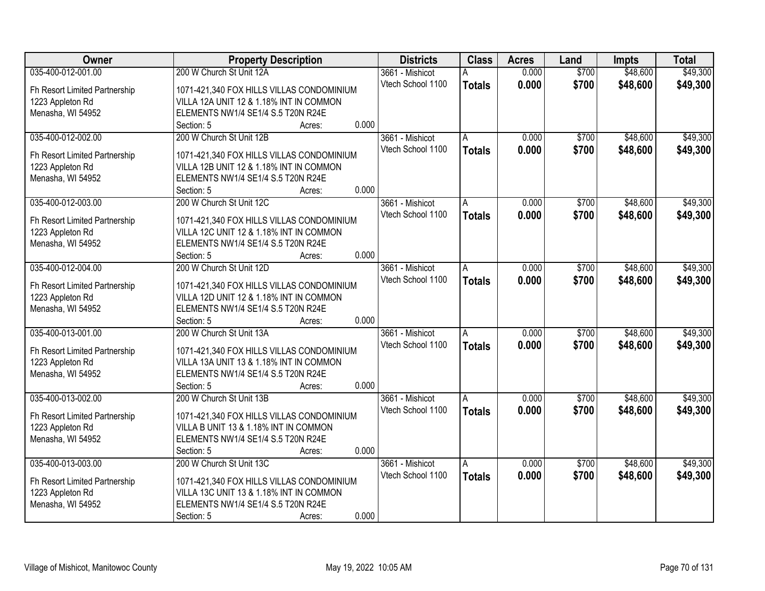| Owner | Property Description | Districts | Class | Acres | Land | Impts | Total |
|---|---|---|---|---|---|---|---|
| 035-400-012-001.00<br>Fh Resort Limited Partnership<br>1223 Appleton Rd<br>Menasha, WI 54952 | 200 W Church St Unit 12A<br>1071-421,340 FOX HILLS VILLAS CONDOMINIUM VILLA 12A UNIT 12 & 1.18% INT IN COMMON ELEMENTS NW1/4 SE1/4 S.5 T20N R24E<br>Section: 5 Acres: 0.000 | 3661 - Mishicot<br>Vtech School 1100 | A<br>**Totals** | 0.000<br>**0.000** | $700<br>**$700** | $48,600<br>**$48,600** | $49,300<br>**$49,300** |
| 035-400-012-002.00<br>Fh Resort Limited Partnership<br>1223 Appleton Rd<br>Menasha, WI 54952 | 200 W Church St Unit 12B<br>1071-421,340 FOX HILLS VILLAS CONDOMINIUM VILLA 12B UNIT 12 & 1.18% INT IN COMMON ELEMENTS NW1/4 SE1/4 S.5 T20N R24E<br>Section: 5 Acres: 0.000 | 3661 - Mishicot<br>Vtech School 1100 | A<br>**Totals** | 0.000<br>**0.000** | $700<br>**$700** | $48,600<br>**$48,600** | $49,300<br>**$49,300** |
| 035-400-012-003.00<br>Fh Resort Limited Partnership<br>1223 Appleton Rd<br>Menasha, WI 54952 | 200 W Church St Unit 12C<br>1071-421,340 FOX HILLS VILLAS CONDOMINIUM VILLA 12C UNIT 12 & 1.18% INT IN COMMON ELEMENTS NW1/4 SE1/4 S.5 T20N R24E<br>Section: 5 Acres: 0.000 | 3661 - Mishicot<br>Vtech School 1100 | A<br>**Totals** | 0.000<br>**0.000** | $700<br>**$700** | $48,600<br>**$48,600** | $49,300<br>**$49,300** |
| 035-400-012-004.00<br>Fh Resort Limited Partnership<br>1223 Appleton Rd<br>Menasha, WI 54952 | 200 W Church St Unit 12D<br>1071-421,340 FOX HILLS VILLAS CONDOMINIUM VILLA 12D UNIT 12 & 1.18% INT IN COMMON ELEMENTS NW1/4 SE1/4 S.5 T20N R24E<br>Section: 5 Acres: 0.000 | 3661 - Mishicot<br>Vtech School 1100 | A<br>**Totals** | 0.000<br>**0.000** | $700<br>**$700** | $48,600<br>**$48,600** | $49,300<br>**$49,300** |
| 035-400-013-001.00<br>Fh Resort Limited Partnership<br>1223 Appleton Rd<br>Menasha, WI 54952 | 200 W Church St Unit 13A<br>1071-421,340 FOX HILLS VILLAS CONDOMINIUM VILLA 13A UNIT 13 & 1.18% INT IN COMMON ELEMENTS NW1/4 SE1/4 S.5 T20N R24E<br>Section: 5 Acres: 0.000 | 3661 - Mishicot<br>Vtech School 1100 | A<br>**Totals** | 0.000<br>**0.000** | $700<br>**$700** | $48,600<br>**$48,600** | $49,300<br>**$49,300** |
| 035-400-013-002.00<br>Fh Resort Limited Partnership<br>1223 Appleton Rd<br>Menasha, WI 54952 | 200 W Church St Unit 13B<br>1071-421,340 FOX HILLS VILLAS CONDOMINIUM VILLA B UNIT 13 & 1.18% INT IN COMMON ELEMENTS NW1/4 SE1/4 S.5 T20N R24E<br>Section: 5 Acres: 0.000 | 3661 - Mishicot<br>Vtech School 1100 | A<br>**Totals** | 0.000<br>**0.000** | $700<br>**$700** | $48,600<br>**$48,600** | $49,300<br>**$49,300** |
| 035-400-013-003.00<br>Fh Resort Limited Partnership<br>1223 Appleton Rd<br>Menasha, WI 54952 | 200 W Church St Unit 13C<br>1071-421,340 FOX HILLS VILLAS CONDOMINIUM VILLA 13C UNIT 13 & 1.18% INT IN COMMON ELEMENTS NW1/4 SE1/4 S.5 T20N R24E<br>Section: 5 Acres: 0.000 | 3661 - Mishicot<br>Vtech School 1100 | A<br>**Totals** | 0.000<br>**0.000** | $700<br>**$700** | $48,600<br>**$48,600** | $49,300<br>**$49,300** |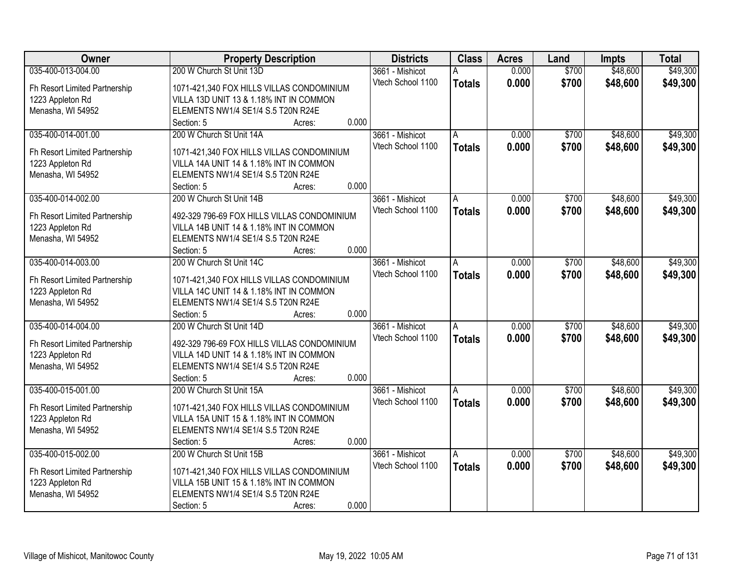| Owner | Property Description | Districts | Class | Acres | Land | Impts | Total |
|---|---|---|---|---|---|---|---|
| 035-400-013-004.00 | 200 W Church St Unit 13D | 3661 - Mishicot | A | 0.000 | $700 | $48,600 | $49,300 |
| Fh Resort Limited Partnership 1223 Appleton Rd Menasha, WI 54952 | 1071-421,340 FOX HILLS VILLAS CONDOMINIUM VILLA 13D UNIT 13 & 1.18% INT IN COMMON ELEMENTS NW1/4 SE1/4 S.5 T20N R24E Section: 5 Acres: 0.000 | Vtech School 1100 | **Totals** | **0.000** | **$700** | **$48,600** | **$49,300** |
| 035-400-014-001.00 | 200 W Church St Unit 14A | 3661 - Mishicot | A | 0.000 | $700 | $48,600 | $49,300 |
| Fh Resort Limited Partnership 1223 Appleton Rd Menasha, WI 54952 | 1071-421,340 FOX HILLS VILLAS CONDOMINIUM VILLA 14A UNIT 14 & 1.18% INT IN COMMON ELEMENTS NW1/4 SE1/4 S.5 T20N R24E Section: 5 Acres: 0.000 | Vtech School 1100 | **Totals** | **0.000** | **$700** | **$48,600** | **$49,300** |
| 035-400-014-002.00 | 200 W Church St Unit 14B | 3661 - Mishicot | A | 0.000 | $700 | $48,600 | $49,300 |
| Fh Resort Limited Partnership 1223 Appleton Rd Menasha, WI 54952 | 492-329 796-69 FOX HILLS VILLAS CONDOMINIUM VILLA 14B UNIT 14 & 1.18% INT IN COMMON ELEMENTS NW1/4 SE1/4 S.5 T20N R24E Section: 5 Acres: 0.000 | Vtech School 1100 | **Totals** | **0.000** | **$700** | **$48,600** | **$49,300** |
| 035-400-014-003.00 | 200 W Church St Unit 14C | 3661 - Mishicot | A | 0.000 | $700 | $48,600 | $49,300 |
| Fh Resort Limited Partnership 1223 Appleton Rd Menasha, WI 54952 | 1071-421,340 FOX HILLS VILLAS CONDOMINIUM VILLA 14C UNIT 14 & 1.18% INT IN COMMON ELEMENTS NW1/4 SE1/4 S.5 T20N R24E Section: 5 Acres: 0.000 | Vtech School 1100 | **Totals** | **0.000** | **$700** | **$48,600** | **$49,300** |
| 035-400-014-004.00 | 200 W Church St Unit 14D | 3661 - Mishicot | A | 0.000 | $700 | $48,600 | $49,300 |
| Fh Resort Limited Partnership 1223 Appleton Rd Menasha, WI 54952 | 492-329 796-69 FOX HILLS VILLAS CONDOMINIUM VILLA 14D UNIT 14 & 1.18% INT IN COMMON ELEMENTS NW1/4 SE1/4 S.5 T20N R24E Section: 5 Acres: 0.000 | Vtech School 1100 | **Totals** | **0.000** | **$700** | **$48,600** | **$49,300** |
| 035-400-015-001.00 | 200 W Church St Unit 15A | 3661 - Mishicot | A | 0.000 | $700 | $48,600 | $49,300 |
| Fh Resort Limited Partnership 1223 Appleton Rd Menasha, WI 54952 | 1071-421,340 FOX HILLS VILLAS CONDOMINIUM VILLA 15A UNIT 15 & 1.18% INT IN COMMON ELEMENTS NW1/4 SE1/4 S.5 T20N R24E Section: 5 Acres: 0.000 | Vtech School 1100 | **Totals** | **0.000** | **$700** | **$48,600** | **$49,300** |
| 035-400-015-002.00 | 200 W Church St Unit 15B | 3661 - Mishicot | A | 0.000 | $700 | $48,600 | $49,300 |
| Fh Resort Limited Partnership 1223 Appleton Rd Menasha, WI 54952 | 1071-421,340 FOX HILLS VILLAS CONDOMINIUM VILLA 15B UNIT 15 & 1.18% INT IN COMMON ELEMENTS NW1/4 SE1/4 S.5 T20N R24E Section: 5 Acres: 0.000 | Vtech School 1100 | **Totals** | **0.000** | **$700** | **$48,600** | **$49,300** |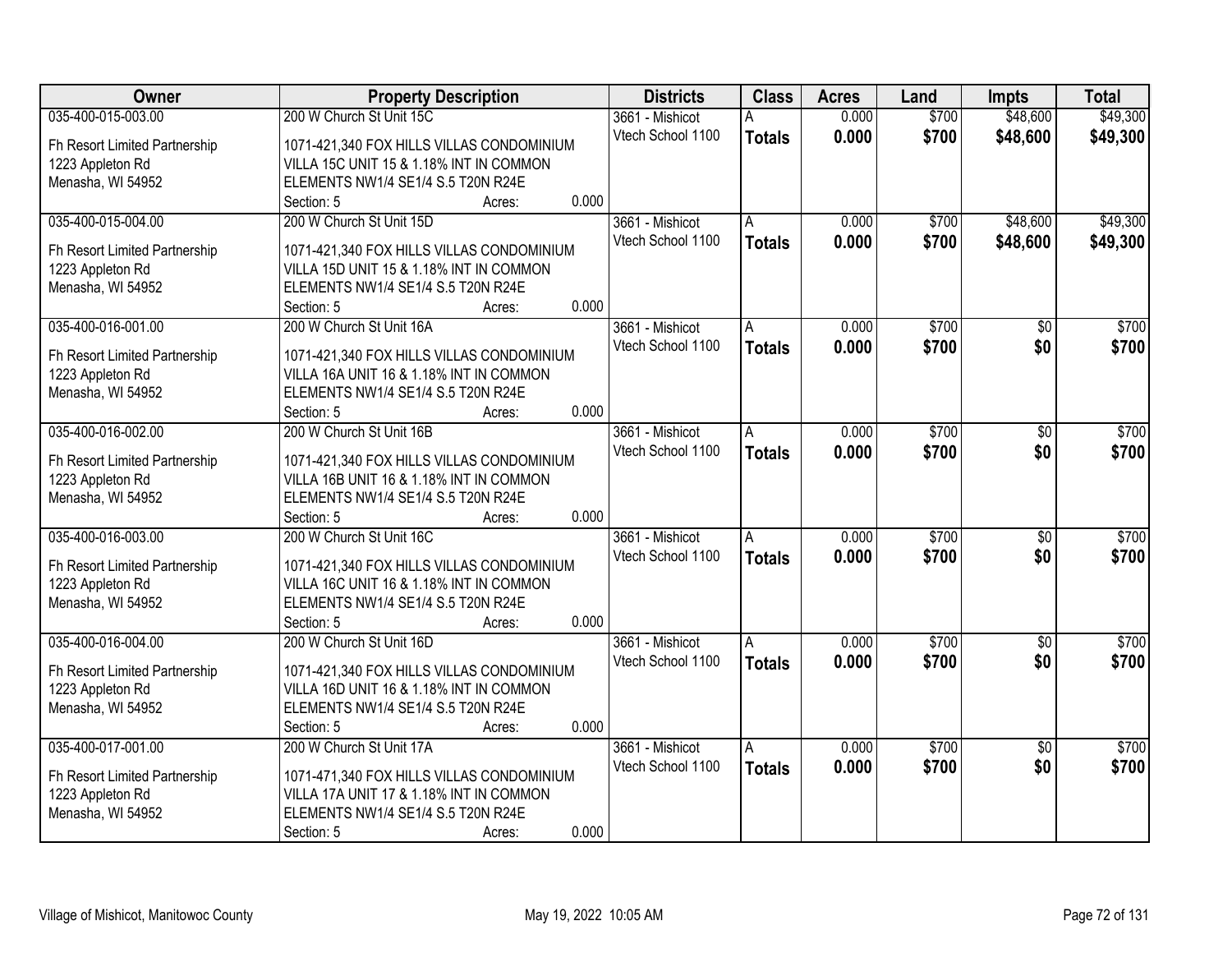| Owner | Property Description | Districts | Class | Acres | Land | Impts | Total |
|---|---|---|---|---|---|---|---|
| 035-400-015-003.00<br>Fh Resort Limited Partnership<br>1223 Appleton Rd<br>Menasha, WI 54952 | 200 W Church St Unit 15C<br>1071-421,340 FOX HILLS VILLAS CONDOMINIUM VILLA 15C UNIT 15 & 1.18% INT IN COMMON ELEMENTS NW1/4 SE1/4 S.5 T20N R24E<br>Section: 5 Acres: 0.000 | 3661 - Mishicot<br>Vtech School 1100 | A<br>**Totals** | 0.000<br>**0.000** | $700<br>**$700** | $48,600<br>**$48,600** | $49,300<br>**$49,300** |
| 035-400-015-004.00<br>Fh Resort Limited Partnership<br>1223 Appleton Rd<br>Menasha, WI 54952 | 200 W Church St Unit 15D<br>1071-421,340 FOX HILLS VILLAS CONDOMINIUM VILLA 15D UNIT 15 & 1.18% INT IN COMMON ELEMENTS NW1/4 SE1/4 S.5 T20N R24E<br>Section: 5 Acres: 0.000 | 3661 - Mishicot<br>Vtech School 1100 | A<br>**Totals** | 0.000<br>**0.000** | $700<br>**$700** | $48,600<br>**$48,600** | $49,300<br>**$49,300** |
| 035-400-016-001.00<br>Fh Resort Limited Partnership<br>1223 Appleton Rd<br>Menasha, WI 54952 | 200 W Church St Unit 16A<br>1071-421,340 FOX HILLS VILLAS CONDOMINIUM VILLA 16A UNIT 16 & 1.18% INT IN COMMON ELEMENTS NW1/4 SE1/4 S.5 T20N R24E<br>Section: 5 Acres: 0.000 | 3661 - Mishicot<br>Vtech School 1100 | A<br>**Totals** | 0.000<br>**0.000** | $700<br>**$700** | $0<br>**$0** | $700<br>**$700** |
| 035-400-016-002.00<br>Fh Resort Limited Partnership<br>1223 Appleton Rd<br>Menasha, WI 54952 | 200 W Church St Unit 16B<br>1071-421,340 FOX HILLS VILLAS CONDOMINIUM VILLA 16B UNIT 16 & 1.18% INT IN COMMON ELEMENTS NW1/4 SE1/4 S.5 T20N R24E<br>Section: 5 Acres: 0.000 | 3661 - Mishicot<br>Vtech School 1100 | A<br>**Totals** | 0.000<br>**0.000** | $700<br>**$700** | $0<br>**$0** | $700<br>**$700** |
| 035-400-016-003.00<br>Fh Resort Limited Partnership<br>1223 Appleton Rd<br>Menasha, WI 54952 | 200 W Church St Unit 16C<br>1071-421,340 FOX HILLS VILLAS CONDOMINIUM VILLA 16C UNIT 16 & 1.18% INT IN COMMON ELEMENTS NW1/4 SE1/4 S.5 T20N R24E<br>Section: 5 Acres: 0.000 | 3661 - Mishicot<br>Vtech School 1100 | A<br>**Totals** | 0.000<br>**0.000** | $700<br>**$700** | $0<br>**$0** | $700<br>**$700** |
| 035-400-016-004.00<br>Fh Resort Limited Partnership<br>1223 Appleton Rd<br>Menasha, WI 54952 | 200 W Church St Unit 16D<br>1071-421,340 FOX HILLS VILLAS CONDOMINIUM VILLA 16D UNIT 16 & 1.18% INT IN COMMON ELEMENTS NW1/4 SE1/4 S.5 T20N R24E<br>Section: 5 Acres: 0.000 | 3661 - Mishicot<br>Vtech School 1100 | A<br>**Totals** | 0.000<br>**0.000** | $700<br>**$700** | $0<br>**$0** | $700<br>**$700** |
| 035-400-017-001.00<br>Fh Resort Limited Partnership<br>1223 Appleton Rd<br>Menasha, WI 54952 | 200 W Church St Unit 17A<br>1071-471,340 FOX HILLS VILLAS CONDOMINIUM VILLA 17A UNIT 17 & 1.18% INT IN COMMON ELEMENTS NW1/4 SE1/4 S.5 T20N R24E<br>Section: 5 Acres: 0.000 | 3661 - Mishicot<br>Vtech School 1100 | A<br>**Totals** | 0.000<br>**0.000** | $700<br>**$700** | $0<br>**$0** | $700<br>**$700** |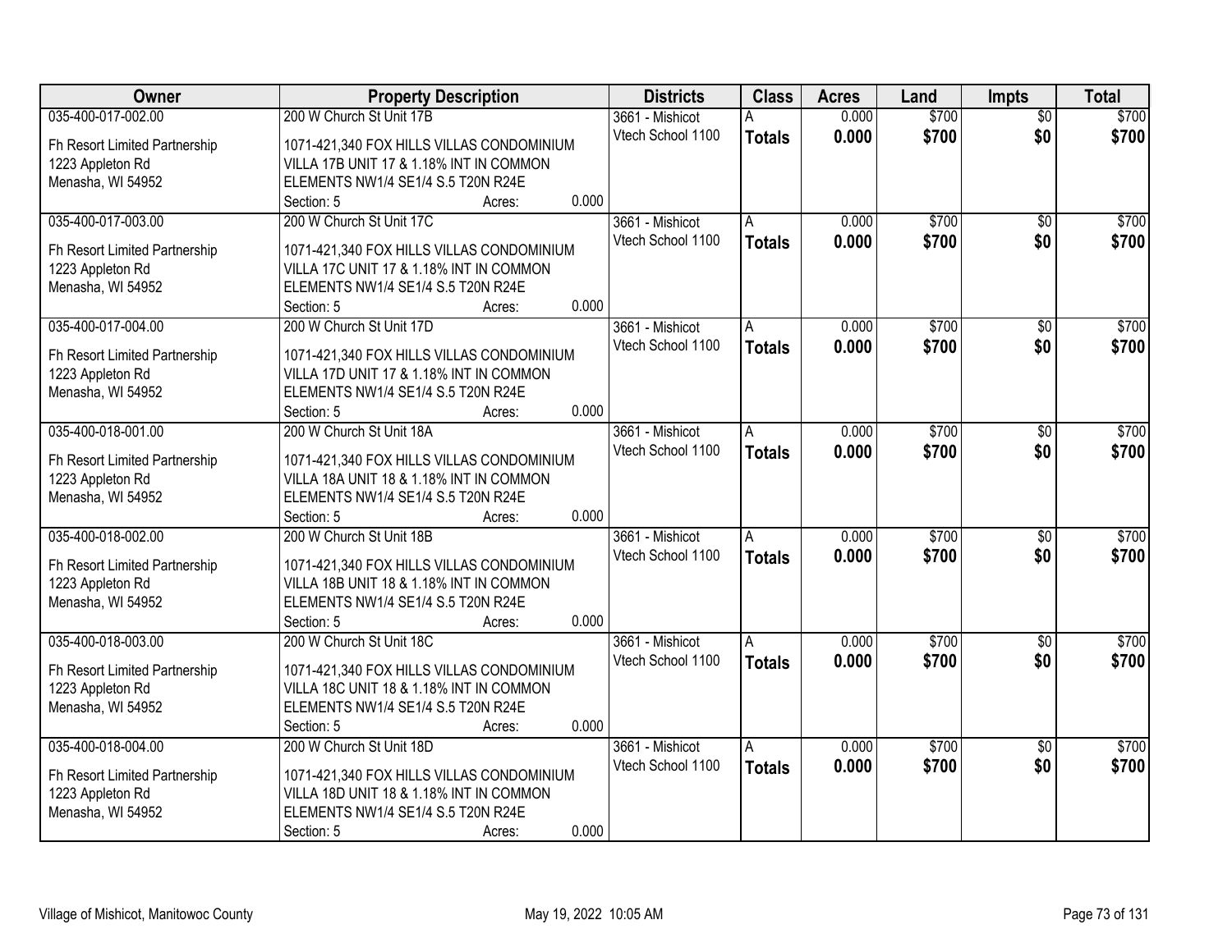| Owner | Property Description | Districts | Class | Acres | Land | Impts | Total |
|---|---|---|---|---|---|---|---|
| 035-400-017-002.00<br>Fh Resort Limited Partnership<br>1223 Appleton Rd<br>Menasha, WI 54952 | 200 W Church St Unit 17B<br>1071-421,340 FOX HILLS VILLAS CONDOMINIUM VILLA 17B UNIT 17 & 1.18% INT IN COMMON ELEMENTS NW1/4 SE1/4 S.5 T20N R24E<br>Section: 5 Acres: 0.000 | 3661 - Mishicot<br>Vtech School 1100 | A<br>**Totals** | 0.000<br>**0.000** | $700<br>**$700** | $0<br>**$0** | $700<br>**$700** |
| 035-400-017-003.00<br>Fh Resort Limited Partnership<br>1223 Appleton Rd<br>Menasha, WI 54952 | 200 W Church St Unit 17C<br>1071-421,340 FOX HILLS VILLAS CONDOMINIUM VILLA 17C UNIT 17 & 1.18% INT IN COMMON ELEMENTS NW1/4 SE1/4 S.5 T20N R24E<br>Section: 5 Acres: 0.000 | 3661 - Mishicot<br>Vtech School 1100 | A<br>**Totals** | 0.000<br>**0.000** | $700<br>**$700** | $0<br>**$0** | $700<br>**$700** |
| 035-400-017-004.00<br>Fh Resort Limited Partnership<br>1223 Appleton Rd<br>Menasha, WI 54952 | 200 W Church St Unit 17D<br>1071-421,340 FOX HILLS VILLAS CONDOMINIUM VILLA 17D UNIT 17 & 1.18% INT IN COMMON ELEMENTS NW1/4 SE1/4 S.5 T20N R24E<br>Section: 5 Acres: 0.000 | 3661 - Mishicot<br>Vtech School 1100 | A<br>**Totals** | 0.000<br>**0.000** | $700<br>**$700** | $0<br>**$0** | $700<br>**$700** |
| 035-400-018-001.00<br>Fh Resort Limited Partnership<br>1223 Appleton Rd<br>Menasha, WI 54952 | 200 W Church St Unit 18A<br>1071-421,340 FOX HILLS VILLAS CONDOMINIUM VILLA 18A UNIT 18 & 1.18% INT IN COMMON ELEMENTS NW1/4 SE1/4 S.5 T20N R24E<br>Section: 5 Acres: 0.000 | 3661 - Mishicot<br>Vtech School 1100 | A<br>**Totals** | 0.000<br>**0.000** | $700<br>**$700** | $0<br>**$0** | $700<br>**$700** |
| 035-400-018-002.00<br>Fh Resort Limited Partnership<br>1223 Appleton Rd<br>Menasha, WI 54952 | 200 W Church St Unit 18B<br>1071-421,340 FOX HILLS VILLAS CONDOMINIUM VILLA 18B UNIT 18 & 1.18% INT IN COMMON ELEMENTS NW1/4 SE1/4 S.5 T20N R24E<br>Section: 5 Acres: 0.000 | 3661 - Mishicot<br>Vtech School 1100 | A<br>**Totals** | 0.000<br>**0.000** | $700<br>**$700** | $0<br>**$0** | $700<br>**$700** |
| 035-400-018-003.00<br>Fh Resort Limited Partnership<br>1223 Appleton Rd<br>Menasha, WI 54952 | 200 W Church St Unit 18C<br>1071-421,340 FOX HILLS VILLAS CONDOMINIUM VILLA 18C UNIT 18 & 1.18% INT IN COMMON ELEMENTS NW1/4 SE1/4 S.5 T20N R24E<br>Section: 5 Acres: 0.000 | 3661 - Mishicot<br>Vtech School 1100 | A<br>**Totals** | 0.000<br>**0.000** | $700<br>**$700** | $0<br>**$0** | $700<br>**$700** |
| 035-400-018-004.00<br>Fh Resort Limited Partnership<br>1223 Appleton Rd<br>Menasha, WI 54952 | 200 W Church St Unit 18D<br>1071-421,340 FOX HILLS VILLAS CONDOMINIUM VILLA 18D UNIT 18 & 1.18% INT IN COMMON ELEMENTS NW1/4 SE1/4 S.5 T20N R24E<br>Section: 5 Acres: 0.000 | 3661 - Mishicot<br>Vtech School 1100 | A<br>**Totals** | 0.000<br>**0.000** | $700<br>**$700** | $0<br>**$0** | $700<br>**$700** |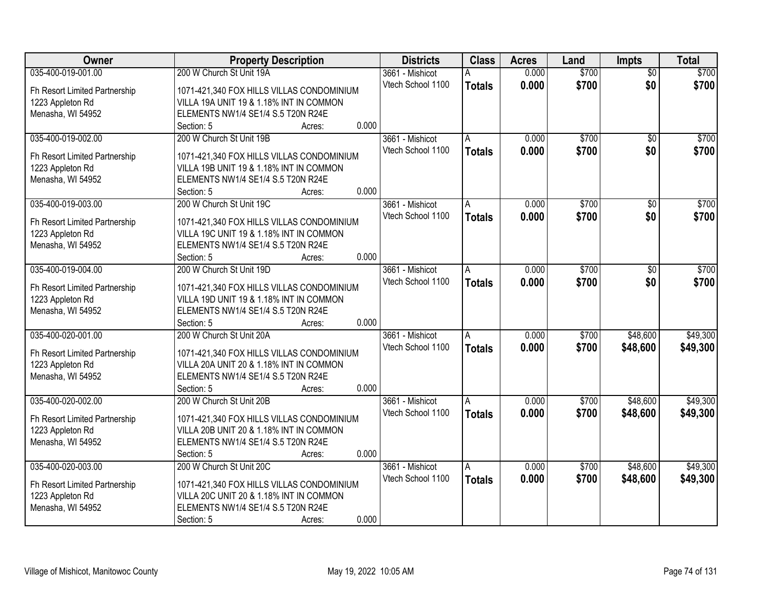| Owner | Property Description | Districts | Class | Acres | Land | Impts | Total |
|---|---|---|---|---|---|---|---|
| 035-400-019-001.00<br>Fh Resort Limited Partnership<br>1223 Appleton Rd<br>Menasha, WI 54952 | 200 W Church St Unit 19A<br>1071-421,340 FOX HILLS VILLAS CONDOMINIUM VILLA 19A UNIT 19 & 1.18% INT IN COMMON ELEMENTS NW1/4 SE1/4 S.5 T20N R24E<br>Section: 5 Acres: 0.000 | 3661 - Mishicot<br>Vtech School 1100 | A<br>**Totals** | 0.000<br>**0.000** | $700<br>**$700** | $0<br>**$0** | $700<br>**$700** |
| 035-400-019-002.00<br>Fh Resort Limited Partnership<br>1223 Appleton Rd<br>Menasha, WI 54952 | 200 W Church St Unit 19B<br>1071-421,340 FOX HILLS VILLAS CONDOMINIUM VILLA 19B UNIT 19 & 1.18% INT IN COMMON ELEMENTS NW1/4 SE1/4 S.5 T20N R24E<br>Section: 5 Acres: 0.000 | 3661 - Mishicot<br>Vtech School 1100 | A<br>**Totals** | 0.000<br>**0.000** | $700<br>**$700** | $0<br>**$0** | $700<br>**$700** |
| 035-400-019-003.00<br>Fh Resort Limited Partnership<br>1223 Appleton Rd<br>Menasha, WI 54952 | 200 W Church St Unit 19C<br>1071-421,340 FOX HILLS VILLAS CONDOMINIUM VILLA 19C UNIT 19 & 1.18% INT IN COMMON ELEMENTS NW1/4 SE1/4 S.5 T20N R24E<br>Section: 5 Acres: 0.000 | 3661 - Mishicot<br>Vtech School 1100 | A<br>**Totals** | 0.000<br>**0.000** | $700<br>**$700** | $0<br>**$0** | $700<br>**$700** |
| 035-400-019-004.00<br>Fh Resort Limited Partnership<br>1223 Appleton Rd<br>Menasha, WI 54952 | 200 W Church St Unit 19D<br>1071-421,340 FOX HILLS VILLAS CONDOMINIUM VILLA 19D UNIT 19 & 1.18% INT IN COMMON ELEMENTS NW1/4 SE1/4 S.5 T20N R24E<br>Section: 5 Acres: 0.000 | 3661 - Mishicot<br>Vtech School 1100 | A<br>**Totals** | 0.000<br>**0.000** | $700<br>**$700** | $0<br>**$0** | $700<br>**$700** |
| 035-400-020-001.00<br>Fh Resort Limited Partnership<br>1223 Appleton Rd<br>Menasha, WI 54952 | 200 W Church St Unit 20A<br>1071-421,340 FOX HILLS VILLAS CONDOMINIUM VILLA 20A UNIT 20 & 1.18% INT IN COMMON ELEMENTS NW1/4 SE1/4 S.5 T20N R24E<br>Section: 5 Acres: 0.000 | 3661 - Mishicot<br>Vtech School 1100 | A<br>**Totals** | 0.000<br>**0.000** | $700<br>**$700** | $48,600<br>**$48,600** | $49,300<br>**$49,300** |
| 035-400-020-002.00<br>Fh Resort Limited Partnership<br>1223 Appleton Rd<br>Menasha, WI 54952 | 200 W Church St Unit 20B<br>1071-421,340 FOX HILLS VILLAS CONDOMINIUM VILLA 20B UNIT 20 & 1.18% INT IN COMMON ELEMENTS NW1/4 SE1/4 S.5 T20N R24E<br>Section: 5 Acres: 0.000 | 3661 - Mishicot<br>Vtech School 1100 | A<br>**Totals** | 0.000<br>**0.000** | $700<br>**$700** | $48,600<br>**$48,600** | $49,300<br>**$49,300** |
| 035-400-020-003.00<br>Fh Resort Limited Partnership<br>1223 Appleton Rd<br>Menasha, WI 54952 | 200 W Church St Unit 20C<br>1071-421,340 FOX HILLS VILLAS CONDOMINIUM VILLA 20C UNIT 20 & 1.18% INT IN COMMON ELEMENTS NW1/4 SE1/4 S.5 T20N R24E<br>Section: 5 Acres: 0.000 | 3661 - Mishicot<br>Vtech School 1100 | A<br>**Totals** | 0.000<br>**0.000** | $700<br>**$700** | $48,600<br>**$48,600** | $49,300<br>**$49,300** |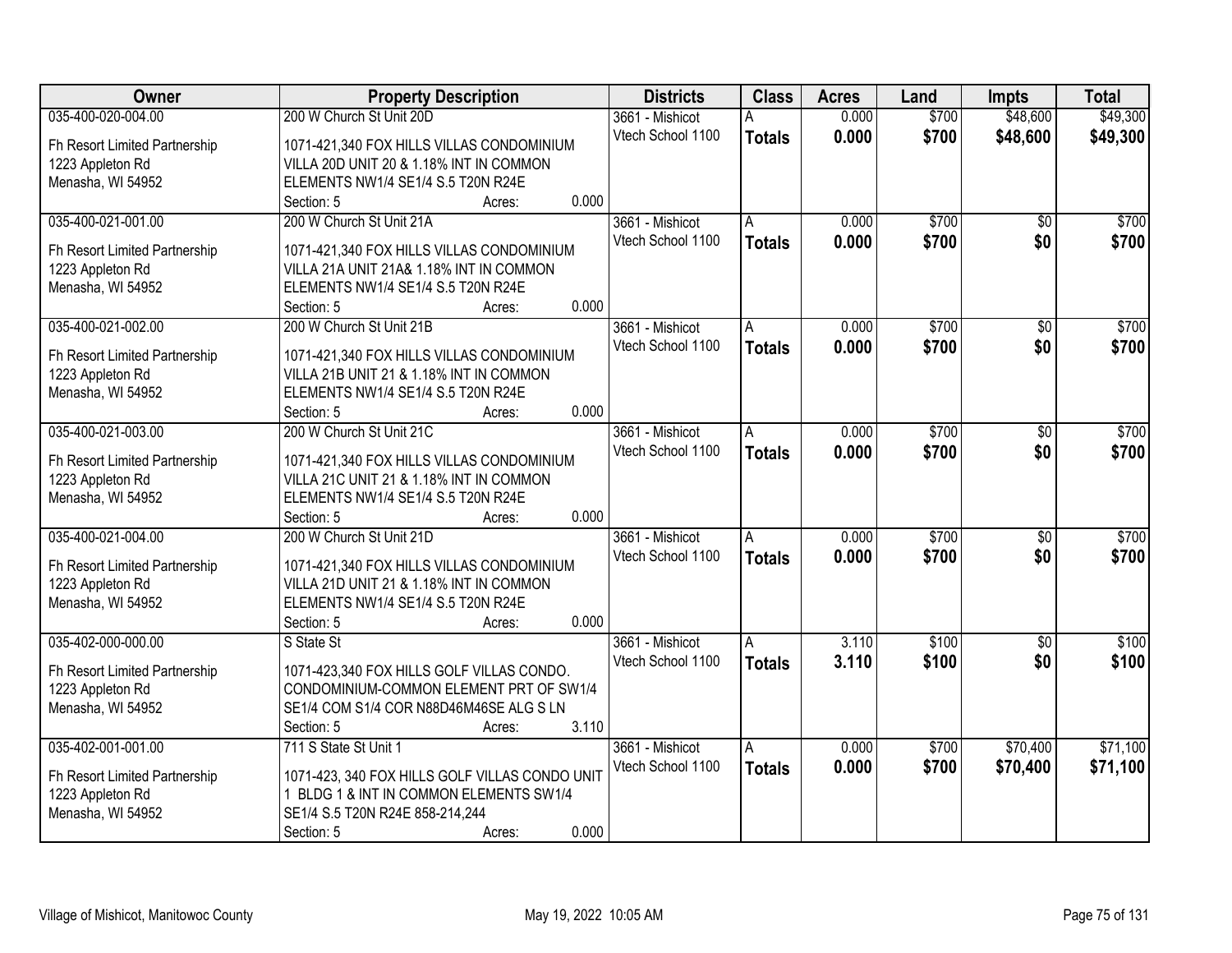| Owner | Property Description | Districts | Class | Acres | Land | Impts | Total |
|---|---|---|---|---|---|---|---|
| 035-400-020-004.00<br>Fh Resort Limited Partnership<br>1223 Appleton Rd<br>Menasha, WI 54952 | 200 W Church St Unit 20D<br>1071-421,340 FOX HILLS VILLAS CONDOMINIUM VILLA 20D UNIT 20 & 1.18% INT IN COMMON ELEMENTS NW1/4 SE1/4 S.5 T20N R24E<br>Section: 5 Acres: 0.000 | 3661 - Mishicot<br>Vtech School 1100 | A<br>**Totals** | 0.000<br>**0.000** | $700<br>**$700** | $48,600<br>**$48,600** | $49,300<br>**$49,300** |
| 035-400-021-001.00<br>Fh Resort Limited Partnership<br>1223 Appleton Rd<br>Menasha, WI 54952 | 200 W Church St Unit 21A<br>1071-421,340 FOX HILLS VILLAS CONDOMINIUM VILLA 21A UNIT 21A& 1.18% INT IN COMMON ELEMENTS NW1/4 SE1/4 S.5 T20N R24E<br>Section: 5 Acres: 0.000 | 3661 - Mishicot<br>Vtech School 1100 | A<br>**Totals** | 0.000<br>**0.000** | $700<br>**$700** | $0<br>**$0** | $700<br>**$700** |
| 035-400-021-002.00<br>Fh Resort Limited Partnership<br>1223 Appleton Rd<br>Menasha, WI 54952 | 200 W Church St Unit 21B<br>1071-421,340 FOX HILLS VILLAS CONDOMINIUM VILLA 21B UNIT 21 & 1.18% INT IN COMMON ELEMENTS NW1/4 SE1/4 S.5 T20N R24E<br>Section: 5 Acres: 0.000 | 3661 - Mishicot<br>Vtech School 1100 | A<br>**Totals** | 0.000<br>**0.000** | $700<br>**$700** | $0<br>**$0** | $700<br>**$700** |
| 035-400-021-003.00<br>Fh Resort Limited Partnership<br>1223 Appleton Rd<br>Menasha, WI 54952 | 200 W Church St Unit 21C<br>1071-421,340 FOX HILLS VILLAS CONDOMINIUM VILLA 21C UNIT 21 & 1.18% INT IN COMMON ELEMENTS NW1/4 SE1/4 S.5 T20N R24E<br>Section: 5 Acres: 0.000 | 3661 - Mishicot<br>Vtech School 1100 | A<br>**Totals** | 0.000<br>**0.000** | $700<br>**$700** | $0<br>**$0** | $700<br>**$700** |
| 035-400-021-004.00<br>Fh Resort Limited Partnership<br>1223 Appleton Rd<br>Menasha, WI 54952 | 200 W Church St Unit 21D<br>1071-421,340 FOX HILLS VILLAS CONDOMINIUM VILLA 21D UNIT 21 & 1.18% INT IN COMMON ELEMENTS NW1/4 SE1/4 S.5 T20N R24E<br>Section: 5 Acres: 0.000 | 3661 - Mishicot<br>Vtech School 1100 | A<br>**Totals** | 0.000<br>**0.000** | $700<br>**$700** | $0<br>**$0** | $700<br>**$700** |
| 035-402-000-000.00<br>Fh Resort Limited Partnership<br>1223 Appleton Rd<br>Menasha, WI 54952 | S State St<br>1071-423,340 FOX HILLS GOLF VILLAS CONDO. CONDOMINIUM-COMMON ELEMENT PRT OF SW1/4 SE1/4 COM S1/4 COR N88D46M46SE ALG S LN<br>Section: 5 Acres: 3.110 | 3661 - Mishicot<br>Vtech School 1100 | A<br>**Totals** | 3.110<br>**3.110** | $100<br>**$100** | $0<br>**$0** | $100<br>**$100** |
| 035-402-001-001.00<br>Fh Resort Limited Partnership<br>1223 Appleton Rd<br>Menasha, WI 54952 | 711 S State St Unit 1<br>1071-423, 340 FOX HILLS GOLF VILLAS CONDO UNIT 1 BLDG 1 & INT IN COMMON ELEMENTS SW1/4 SE1/4 S.5 T20N R24E 858-214,244<br>Section: 5 Acres: 0.000 | 3661 - Mishicot<br>Vtech School 1100 | A<br>**Totals** | 0.000<br>**0.000** | $700<br>**$700** | $70,400<br>**$70,400** | $71,100<br>**$71,100** |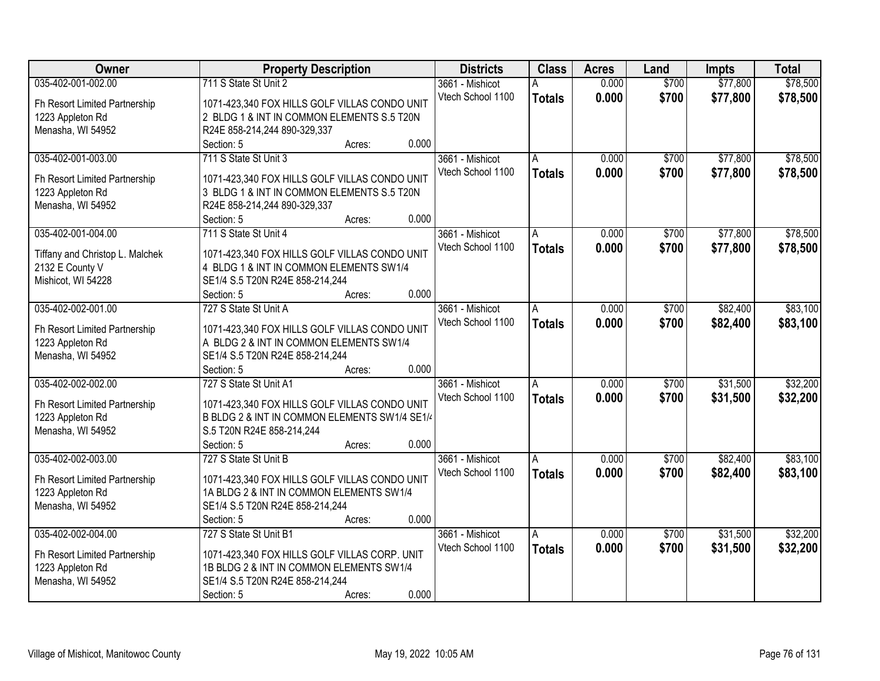| Owner | Property Description | Districts | Class | Acres | Land | Impts | Total |
|---|---|---|---|---|---|---|---|
| 035-402-001-002.00<br>Fh Resort Limited Partnership<br>1223 Appleton Rd<br>Menasha, WI 54952 | 711 S State St Unit 2<br>1071-423,340 FOX HILLS GOLF VILLAS CONDO UNIT 2 BLDG 1 & INT IN COMMON ELEMENTS S.5 T20N R24E 858-214,244 890-329,337<br>Section: 5 Acres: 0.000 | 3661 - Mishicot<br>Vtech School 1100 | A<br>**Totals** | 0.000<br>**0.000** | $700<br>**$700** | $77,800<br>**$77,800** | $78,500<br>**$78,500** |
| 035-402-001-003.00<br>Fh Resort Limited Partnership<br>1223 Appleton Rd<br>Menasha, WI 54952 | 711 S State St Unit 3<br>1071-423,340 FOX HILLS GOLF VILLAS CONDO UNIT 3 BLDG 1 & INT IN COMMON ELEMENTS S.5 T20N R24E 858-214,244 890-329,337<br>Section: 5 Acres: 0.000 | 3661 - Mishicot<br>Vtech School 1100 | A<br>**Totals** | 0.000<br>**0.000** | $700<br>**$700** | $77,800<br>**$77,800** | $78,500<br>**$78,500** |
| 035-402-001-004.00<br>Tiffany and Christop L. Malchek<br>2132 E County V<br>Mishicot, WI 54228 | 711 S State St Unit 4<br>1071-423,340 FOX HILLS GOLF VILLAS CONDO UNIT 4 BLDG 1 & INT IN COMMON ELEMENTS SW1/4 SE1/4 S.5 T20N R24E 858-214,244<br>Section: 5 Acres: 0.000 | 3661 - Mishicot<br>Vtech School 1100 | A<br>**Totals** | 0.000<br>**0.000** | $700<br>**$700** | $77,800<br>**$77,800** | $78,500<br>**$78,500** |
| 035-402-002-001.00<br>Fh Resort Limited Partnership<br>1223 Appleton Rd<br>Menasha, WI 54952 | 727 S State St Unit A<br>1071-423,340 FOX HILLS GOLF VILLAS CONDO UNIT A BLDG 2 & INT IN COMMON ELEMENTS SW1/4 SE1/4 S.5 T20N R24E 858-214,244<br>Section: 5 Acres: 0.000 | 3661 - Mishicot<br>Vtech School 1100 | A<br>**Totals** | 0.000<br>**0.000** | $700<br>**$700** | $82,400<br>**$82,400** | $83,100<br>**$83,100** |
| 035-402-002-002.00<br>Fh Resort Limited Partnership<br>1223 Appleton Rd<br>Menasha, WI 54952 | 727 S State St Unit A1<br>1071-423,340 FOX HILLS GOLF VILLAS CONDO UNIT B BLDG 2 & INT IN COMMON ELEMENTS SW1/4 SE1/4 S.5 T20N R24E 858-214,244<br>Section: 5 Acres: 0.000 | 3661 - Mishicot<br>Vtech School 1100 | A<br>**Totals** | 0.000<br>**0.000** | $700<br>**$700** | $31,500<br>**$31,500** | $32,200<br>**$32,200** |
| 035-402-002-003.00<br>Fh Resort Limited Partnership<br>1223 Appleton Rd<br>Menasha, WI 54952 | 727 S State St Unit B<br>1071-423,340 FOX HILLS GOLF VILLAS CONDO UNIT 1A BLDG 2 & INT IN COMMON ELEMENTS SW1/4 SE1/4 S.5 T20N R24E 858-214,244<br>Section: 5 Acres: 0.000 | 3661 - Mishicot<br>Vtech School 1100 | A<br>**Totals** | 0.000<br>**0.000** | $700<br>**$700** | $82,400<br>**$82,400** | $83,100<br>**$83,100** |
| 035-402-002-004.00<br>Fh Resort Limited Partnership<br>1223 Appleton Rd<br>Menasha, WI 54952 | 727 S State St Unit B1<br>1071-423,340 FOX HILLS GOLF VILLAS CORP. UNIT 1B BLDG 2 & INT IN COMMON ELEMENTS SW1/4 SE1/4 S.5 T20N R24E 858-214,244<br>Section: 5 Acres: 0.000 | 3661 - Mishicot<br>Vtech School 1100 | A<br>**Totals** | 0.000<br>**0.000** | $700<br>**$700** | $31,500<br>**$31,500** | $32,200<br>**$32,200** |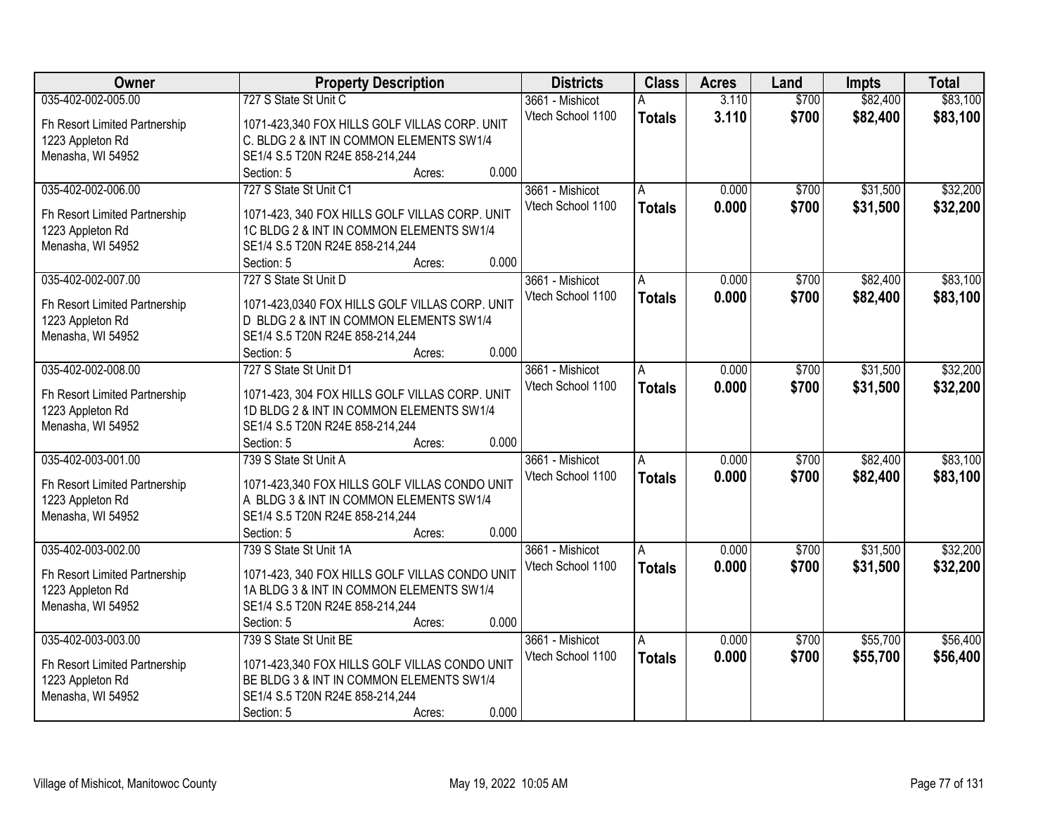| Owner | Property Description | Districts | Class | Acres | Land | Impts | Total |
|---|---|---|---|---|---|---|---|
| 035-402-002-005.00<br>Fh Resort Limited Partnership<br>1223 Appleton Rd<br>Menasha, WI 54952 | 727 S State St Unit C<br>1071-423,340 FOX HILLS GOLF VILLAS CORP. UNIT C. BLDG 2 & INT IN COMMON ELEMENTS SW1/4 SE1/4 S.5 T20N R24E 858-214,244<br>Section: 5 Acres: 0.000 | 3661 - Mishicot<br>Vtech School 1100 | A<br>**Totals** | 3.110<br>**3.110** | $700<br>**$700** | $82,400<br>**$82,400** | $83,100<br>**$83,100** |
| 035-402-002-006.00<br>Fh Resort Limited Partnership<br>1223 Appleton Rd<br>Menasha, WI 54952 | 727 S State St Unit C1<br>1071-423, 340 FOX HILLS GOLF VILLAS CORP. UNIT 1C BLDG 2 & INT IN COMMON ELEMENTS SW1/4 SE1/4 S.5 T20N R24E 858-214,244<br>Section: 5 Acres: 0.000 | 3661 - Mishicot<br>Vtech School 1100 | A<br>**Totals** | 0.000<br>**0.000** | $700<br>**$700** | $31,500<br>**$31,500** | $32,200<br>**$32,200** |
| 035-402-002-007.00<br>Fh Resort Limited Partnership<br>1223 Appleton Rd<br>Menasha, WI 54952 | 727 S State St Unit D<br>1071-423,0340 FOX HILLS GOLF VILLAS CORP. UNIT D BLDG 2 & INT IN COMMON ELEMENTS SW1/4 SE1/4 S.5 T20N R24E 858-214,244<br>Section: 5 Acres: 0.000 | 3661 - Mishicot<br>Vtech School 1100 | A<br>**Totals** | 0.000<br>**0.000** | $700<br>**$700** | $82,400<br>**$82,400** | $83,100<br>**$83,100** |
| 035-402-002-008.00<br>Fh Resort Limited Partnership<br>1223 Appleton Rd<br>Menasha, WI 54952 | 727 S State St Unit D1<br>1071-423, 304 FOX HILLS GOLF VILLAS CORP. UNIT 1D BLDG 2 & INT IN COMMON ELEMENTS SW1/4 SE1/4 S.5 T20N R24E 858-214,244<br>Section: 5 Acres: 0.000 | 3661 - Mishicot<br>Vtech School 1100 | A<br>**Totals** | 0.000<br>**0.000** | $700<br>**$700** | $31,500<br>**$31,500** | $32,200<br>**$32,200** |
| 035-402-003-001.00<br>Fh Resort Limited Partnership<br>1223 Appleton Rd<br>Menasha, WI 54952 | 739 S State St Unit A<br>1071-423,340 FOX HILLS GOLF VILLAS CONDO UNIT A BLDG 3 & INT IN COMMON ELEMENTS SW1/4 SE1/4 S.5 T20N R24E 858-214,244<br>Section: 5 Acres: 0.000 | 3661 - Mishicot<br>Vtech School 1100 | A<br>**Totals** | 0.000<br>**0.000** | $700<br>**$700** | $82,400<br>**$82,400** | $83,100<br>**$83,100** |
| 035-402-003-002.00<br>Fh Resort Limited Partnership<br>1223 Appleton Rd<br>Menasha, WI 54952 | 739 S State St Unit 1A<br>1071-423, 340 FOX HILLS GOLF VILLAS CONDO UNIT 1A BLDG 3 & INT IN COMMON ELEMENTS SW1/4 SE1/4 S.5 T20N R24E 858-214,244<br>Section: 5 Acres: 0.000 | 3661 - Mishicot<br>Vtech School 1100 | A<br>**Totals** | 0.000<br>**0.000** | $700<br>**$700** | $31,500<br>**$31,500** | $32,200<br>**$32,200** |
| 035-402-003-003.00<br>Fh Resort Limited Partnership<br>1223 Appleton Rd<br>Menasha, WI 54952 | 739 S State St Unit BE<br>1071-423,340 FOX HILLS GOLF VILLAS CONDO UNIT BE BLDG 3 & INT IN COMMON ELEMENTS SW1/4 SE1/4 S.5 T20N R24E 858-214,244<br>Section: 5 Acres: 0.000 | 3661 - Mishicot<br>Vtech School 1100 | A<br>**Totals** | 0.000<br>**0.000** | $700<br>**$700** | $55,700<br>**$55,700** | $56,400<br>**$56,400** |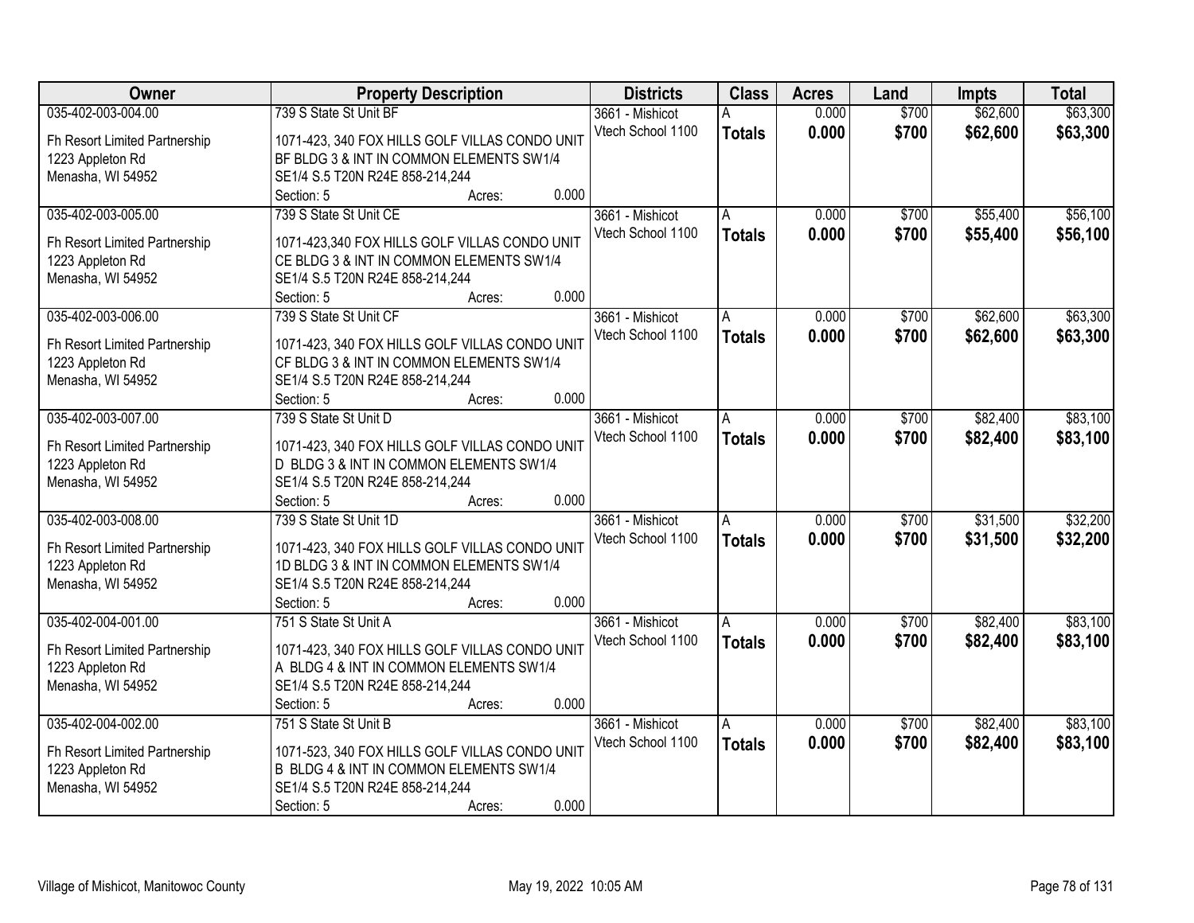| Owner | Property Description | Districts | Class | Acres | Land | Impts | Total |
|---|---|---|---|---|---|---|---|
| 035-402-003-004.00<br>Fh Resort Limited Partnership<br>1223 Appleton Rd<br>Menasha, WI 54952 | 739 S State St Unit BF<br>1071-423, 340 FOX HILLS GOLF VILLAS CONDO UNIT BF BLDG 3 & INT IN COMMON ELEMENTS SW1/4 SE1/4 S.5 T20N R24E 858-214,244<br>Section: 5 Acres: 0.000 | 3661 - Mishicot<br>Vtech School 1100 | A<br>**Totals** | 0.000<br>**0.000** | $700<br>**$700** | $62,600<br>**$62,600** | $63,300<br>**$63,300** |
| 035-402-003-005.00<br>Fh Resort Limited Partnership<br>1223 Appleton Rd<br>Menasha, WI 54952 | 739 S State St Unit CE<br>1071-423,340 FOX HILLS GOLF VILLAS CONDO UNIT CE BLDG 3 & INT IN COMMON ELEMENTS SW1/4 SE1/4 S.5 T20N R24E 858-214,244<br>Section: 5 Acres: 0.000 | 3661 - Mishicot<br>Vtech School 1100 | A<br>**Totals** | 0.000<br>**0.000** | $700<br>**$700** | $55,400<br>**$55,400** | $56,100<br>**$56,100** |
| 035-402-003-006.00<br>Fh Resort Limited Partnership<br>1223 Appleton Rd<br>Menasha, WI 54952 | 739 S State St Unit CF<br>1071-423, 340 FOX HILLS GOLF VILLAS CONDO UNIT CF BLDG 3 & INT IN COMMON ELEMENTS SW1/4 SE1/4 S.5 T20N R24E 858-214,244<br>Section: 5 Acres: 0.000 | 3661 - Mishicot<br>Vtech School 1100 | A<br>**Totals** | 0.000<br>**0.000** | $700<br>**$700** | $62,600<br>**$62,600** | $63,300<br>**$63,300** |
| 035-402-003-007.00<br>Fh Resort Limited Partnership<br>1223 Appleton Rd<br>Menasha, WI 54952 | 739 S State St Unit D<br>1071-423, 340 FOX HILLS GOLF VILLAS CONDO UNIT D BLDG 3 & INT IN COMMON ELEMENTS SW1/4 SE1/4 S.5 T20N R24E 858-214,244<br>Section: 5 Acres: 0.000 | 3661 - Mishicot<br>Vtech School 1100 | A<br>**Totals** | 0.000<br>**0.000** | $700<br>**$700** | $82,400<br>**$82,400** | $83,100<br>**$83,100** |
| 035-402-003-008.00<br>Fh Resort Limited Partnership<br>1223 Appleton Rd<br>Menasha, WI 54952 | 739 S State St Unit 1D<br>1071-423, 340 FOX HILLS GOLF VILLAS CONDO UNIT 1D BLDG 3 & INT IN COMMON ELEMENTS SW1/4 SE1/4 S.5 T20N R24E 858-214,244<br>Section: 5 Acres: 0.000 | 3661 - Mishicot<br>Vtech School 1100 | A<br>**Totals** | 0.000<br>**0.000** | $700<br>**$700** | $31,500<br>**$31,500** | $32,200<br>**$32,200** |
| 035-402-004-001.00<br>Fh Resort Limited Partnership<br>1223 Appleton Rd<br>Menasha, WI 54952 | 751 S State St Unit A<br>1071-423, 340 FOX HILLS GOLF VILLAS CONDO UNIT A BLDG 4 & INT IN COMMON ELEMENTS SW1/4 SE1/4 S.5 T20N R24E 858-214,244<br>Section: 5 Acres: 0.000 | 3661 - Mishicot<br>Vtech School 1100 | A<br>**Totals** | 0.000<br>**0.000** | $700<br>**$700** | $82,400<br>**$82,400** | $83,100<br>**$83,100** |
| 035-402-004-002.00<br>Fh Resort Limited Partnership<br>1223 Appleton Rd<br>Menasha, WI 54952 | 751 S State St Unit B<br>1071-523, 340 FOX HILLS GOLF VILLAS CONDO UNIT B BLDG 4 & INT IN COMMON ELEMENTS SW1/4 SE1/4 S.5 T20N R24E 858-214,244<br>Section: 5 Acres: 0.000 | 3661 - Mishicot<br>Vtech School 1100 | A<br>**Totals** | 0.000<br>**0.000** | $700<br>**$700** | $82,400<br>**$82,400** | $83,100<br>**$83,100** |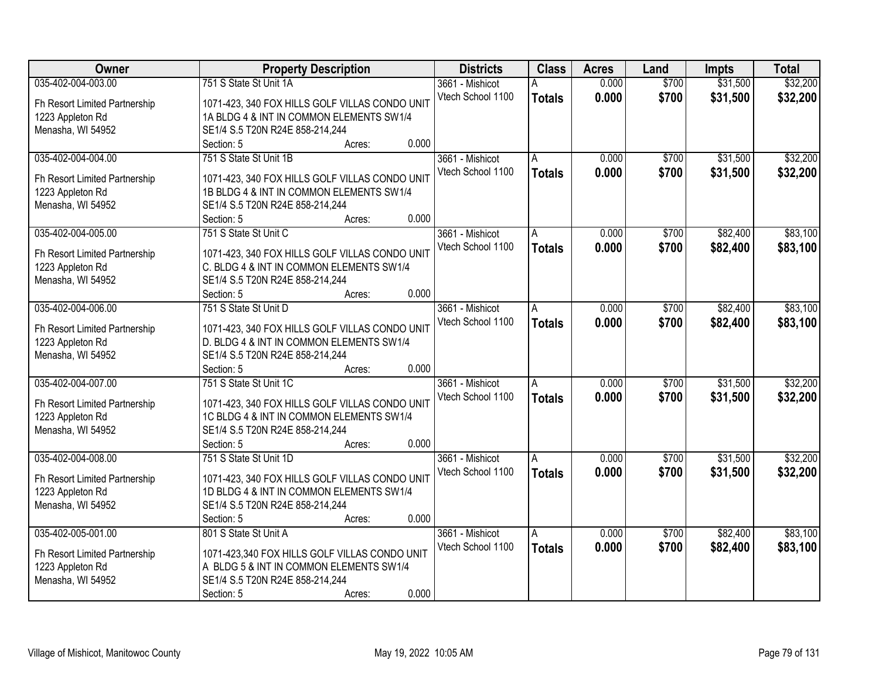| Owner | Property Description | Districts | Class | Acres | Land | Impts | Total |
|---|---|---|---|---|---|---|---|
| 035-402-004-003.00<br>Fh Resort Limited Partnership<br>1223 Appleton Rd<br>Menasha, WI 54952 | 751 S State St Unit 1A<br>1071-423, 340 FOX HILLS GOLF VILLAS CONDO UNIT 1A BLDG 4 & INT IN COMMON ELEMENTS SW1/4 SE1/4 S.5 T20N R24E 858-214,244<br>Section: 5 Acres: 0.000 | 3661 - Mishicot<br>Vtech School 1100 | A<br>**Totals** | 0.000<br>**0.000** | $700<br>**$700** | $31,500<br>**$31,500** | $32,200<br>**$32,200** |
| 035-402-004-004.00<br>Fh Resort Limited Partnership<br>1223 Appleton Rd<br>Menasha, WI 54952 | 751 S State St Unit 1B<br>1071-423, 340 FOX HILLS GOLF VILLAS CONDO UNIT 1B BLDG 4 & INT IN COMMON ELEMENTS SW1/4 SE1/4 S.5 T20N R24E 858-214,244<br>Section: 5 Acres: 0.000 | 3661 - Mishicot<br>Vtech School 1100 | A<br>**Totals** | 0.000<br>**0.000** | $700<br>**$700** | $31,500<br>**$31,500** | $32,200<br>**$32,200** |
| 035-402-004-005.00<br>Fh Resort Limited Partnership<br>1223 Appleton Rd<br>Menasha, WI 54952 | 751 S State St Unit C<br>1071-423, 340 FOX HILLS GOLF VILLAS CONDO UNIT C. BLDG 4 & INT IN COMMON ELEMENTS SW1/4 SE1/4 S.5 T20N R24E 858-214,244<br>Section: 5 Acres: 0.000 | 3661 - Mishicot<br>Vtech School 1100 | A<br>**Totals** | 0.000<br>**0.000** | $700<br>**$700** | $82,400<br>**$82,400** | $83,100<br>**$83,100** |
| 035-402-004-006.00<br>Fh Resort Limited Partnership<br>1223 Appleton Rd<br>Menasha, WI 54952 | 751 S State St Unit D<br>1071-423, 340 FOX HILLS GOLF VILLAS CONDO UNIT D. BLDG 4 & INT IN COMMON ELEMENTS SW1/4 SE1/4 S.5 T20N R24E 858-214,244<br>Section: 5 Acres: 0.000 | 3661 - Mishicot<br>Vtech School 1100 | A<br>**Totals** | 0.000<br>**0.000** | $700<br>**$700** | $82,400<br>**$82,400** | $83,100<br>**$83,100** |
| 035-402-004-007.00<br>Fh Resort Limited Partnership<br>1223 Appleton Rd<br>Menasha, WI 54952 | 751 S State St Unit 1C<br>1071-423, 340 FOX HILLS GOLF VILLAS CONDO UNIT 1C BLDG 4 & INT IN COMMON ELEMENTS SW1/4 SE1/4 S.5 T20N R24E 858-214,244<br>Section: 5 Acres: 0.000 | 3661 - Mishicot<br>Vtech School 1100 | A<br>**Totals** | 0.000<br>**0.000** | $700<br>**$700** | $31,500<br>**$31,500** | $32,200<br>**$32,200** |
| 035-402-004-008.00<br>Fh Resort Limited Partnership<br>1223 Appleton Rd<br>Menasha, WI 54952 | 751 S State St Unit 1D<br>1071-423, 340 FOX HILLS GOLF VILLAS CONDO UNIT 1D BLDG 4 & INT IN COMMON ELEMENTS SW1/4 SE1/4 S.5 T20N R24E 858-214,244<br>Section: 5 Acres: 0.000 | 3661 - Mishicot<br>Vtech School 1100 | A<br>**Totals** | 0.000<br>**0.000** | $700<br>**$700** | $31,500<br>**$31,500** | $32,200<br>**$32,200** |
| 035-402-005-001.00<br>Fh Resort Limited Partnership<br>1223 Appleton Rd<br>Menasha, WI 54952 | 801 S State St Unit A<br>1071-423,340 FOX HILLS GOLF VILLAS CONDO UNIT A BLDG 5 & INT IN COMMON ELEMENTS SW1/4 SE1/4 S.5 T20N R24E 858-214,244<br>Section: 5 Acres: 0.000 | 3661 - Mishicot<br>Vtech School 1100 | A<br>**Totals** | 0.000<br>**0.000** | $700<br>**$700** | $82,400<br>**$82,400** | $83,100<br>**$83,100** |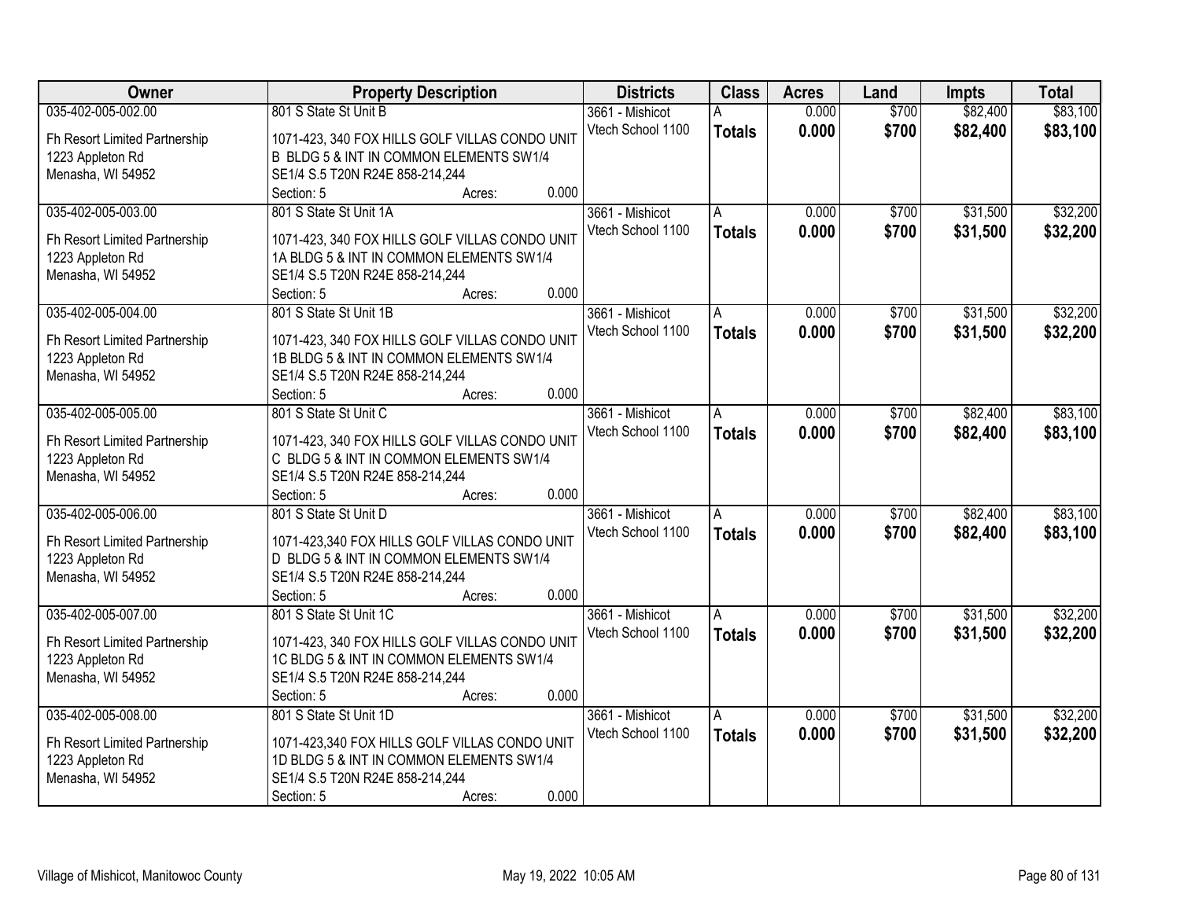| Owner | Property Description | Districts | Class | Acres | Land | Impts | Total |
|---|---|---|---|---|---|---|---|
| 035-402-005-002.00<br>Fh Resort Limited Partnership<br>1223 Appleton Rd<br>Menasha, WI 54952 | 801 S State St Unit B<br>1071-423, 340 FOX HILLS GOLF VILLAS CONDO UNIT B BLDG 5 & INT IN COMMON ELEMENTS SW1/4 SE1/4 S.5 T20N R24E 858-214,244<br>Section: 5 Acres: 0.000 | 3661 - Mishicot<br>Vtech School 1100 | A<br>**Totals** | 0.000<br>**0.000** | $700<br>**$700** | $82,400<br>**$82,400** | $83,100<br>**$83,100** |
| 035-402-005-003.00<br>Fh Resort Limited Partnership<br>1223 Appleton Rd<br>Menasha, WI 54952 | 801 S State St Unit 1A<br>1071-423, 340 FOX HILLS GOLF VILLAS CONDO UNIT 1A BLDG 5 & INT IN COMMON ELEMENTS SW1/4 SE1/4 S.5 T20N R24E 858-214,244<br>Section: 5 Acres: 0.000 | 3661 - Mishicot<br>Vtech School 1100 | A<br>**Totals** | 0.000<br>**0.000** | $700<br>**$700** | $31,500<br>**$31,500** | $32,200<br>**$32,200** |
| 035-402-005-004.00<br>Fh Resort Limited Partnership<br>1223 Appleton Rd<br>Menasha, WI 54952 | 801 S State St Unit 1B<br>1071-423, 340 FOX HILLS GOLF VILLAS CONDO UNIT 1B BLDG 5 & INT IN COMMON ELEMENTS SW1/4 SE1/4 S.5 T20N R24E 858-214,244<br>Section: 5 Acres: 0.000 | 3661 - Mishicot<br>Vtech School 1100 | A<br>**Totals** | 0.000<br>**0.000** | $700<br>**$700** | $31,500<br>**$31,500** | $32,200<br>**$32,200** |
| 035-402-005-005.00<br>Fh Resort Limited Partnership<br>1223 Appleton Rd<br>Menasha, WI 54952 | 801 S State St Unit C<br>1071-423, 340 FOX HILLS GOLF VILLAS CONDO UNIT C BLDG 5 & INT IN COMMON ELEMENTS SW1/4 SE1/4 S.5 T20N R24E 858-214,244<br>Section: 5 Acres: 0.000 | 3661 - Mishicot<br>Vtech School 1100 | A<br>**Totals** | 0.000<br>**0.000** | $700<br>**$700** | $82,400<br>**$82,400** | $83,100<br>**$83,100** |
| 035-402-005-006.00<br>Fh Resort Limited Partnership<br>1223 Appleton Rd<br>Menasha, WI 54952 | 801 S State St Unit D<br>1071-423,340 FOX HILLS GOLF VILLAS CONDO UNIT D BLDG 5 & INT IN COMMON ELEMENTS SW1/4 SE1/4 S.5 T20N R24E 858-214,244<br>Section: 5 Acres: 0.000 | 3661 - Mishicot<br>Vtech School 1100 | A<br>**Totals** | 0.000<br>**0.000** | $700<br>**$700** | $82,400<br>**$82,400** | $83,100<br>**$83,100** |
| 035-402-005-007.00<br>Fh Resort Limited Partnership<br>1223 Appleton Rd<br>Menasha, WI 54952 | 801 S State St Unit 1C<br>1071-423, 340 FOX HILLS GOLF VILLAS CONDO UNIT 1C BLDG 5 & INT IN COMMON ELEMENTS SW1/4 SE1/4 S.5 T20N R24E 858-214,244<br>Section: 5 Acres: 0.000 | 3661 - Mishicot<br>Vtech School 1100 | A<br>**Totals** | 0.000<br>**0.000** | $700<br>**$700** | $31,500<br>**$31,500** | $32,200<br>**$32,200** |
| 035-402-005-008.00<br>Fh Resort Limited Partnership<br>1223 Appleton Rd<br>Menasha, WI 54952 | 801 S State St Unit 1D<br>1071-423,340 FOX HILLS GOLF VILLAS CONDO UNIT 1D BLDG 5 & INT IN COMMON ELEMENTS SW1/4 SE1/4 S.5 T20N R24E 858-214,244<br>Section: 5 Acres: 0.000 | 3661 - Mishicot<br>Vtech School 1100 | A<br>**Totals** | 0.000<br>**0.000** | $700<br>**$700** | $31,500<br>**$31,500** | $32,200<br>**$32,200** |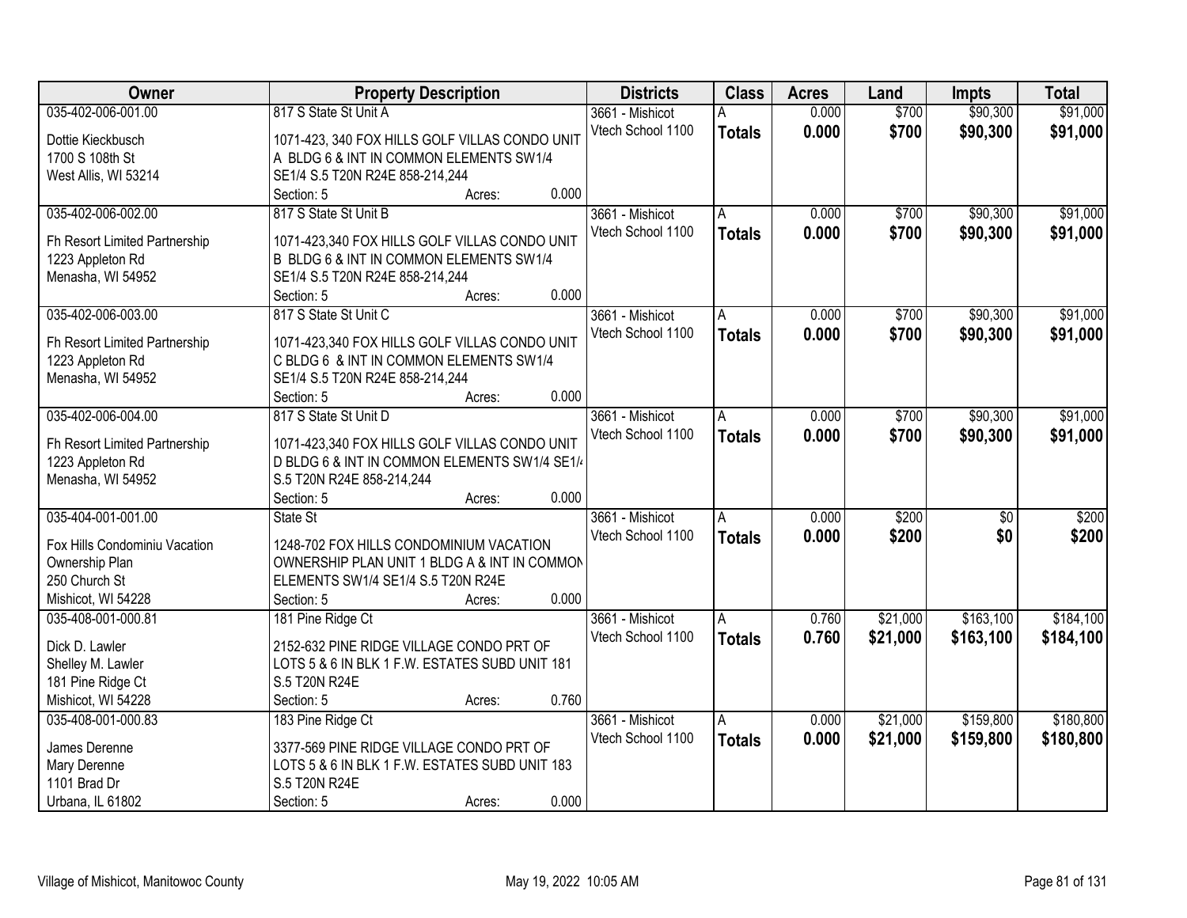| Owner | Property Description | Districts | Class | Acres | Land | Impts | Total |
|---|---|---|---|---|---|---|---|
| 035-402-006-001.00<br>Dottie Kieckbusch<br>1700 S 108th St<br>West Allis, WI 53214 | 817 S State St Unit A<br>1071-423, 340 FOX HILLS GOLF VILLAS CONDO UNIT A BLDG 6 & INT IN COMMON ELEMENTS SW1/4 SE1/4 S.5 T20N R24E 858-214,244<br>Section: 5 Acres: 0.000 | 3661 - Mishicot<br>Vtech School 1100 | A<br>**Totals** | 0.000<br>**0.000** | $700<br>**$700** | $90,300<br>**$90,300** | $91,000<br>**$91,000** |
| 035-402-006-002.00<br>Fh Resort Limited Partnership<br>1223 Appleton Rd<br>Menasha, WI 54952 | 817 S State St Unit B<br>1071-423,340 FOX HILLS GOLF VILLAS CONDO UNIT B BLDG 6 & INT IN COMMON ELEMENTS SW1/4 SE1/4 S.5 T20N R24E 858-214,244<br>Section: 5 Acres: 0.000 | 3661 - Mishicot<br>Vtech School 1100 | A<br>**Totals** | 0.000<br>**0.000** | $700<br>**$700** | $90,300<br>**$90,300** | $91,000<br>**$91,000** |
| 035-402-006-003.00<br>Fh Resort Limited Partnership<br>1223 Appleton Rd<br>Menasha, WI 54952 | 817 S State St Unit C<br>1071-423,340 FOX HILLS GOLF VILLAS CONDO UNIT C BLDG 6 & INT IN COMMON ELEMENTS SW1/4 SE1/4 S.5 T20N R24E 858-214,244<br>Section: 5 Acres: 0.000 | 3661 - Mishicot<br>Vtech School 1100 | A<br>**Totals** | 0.000<br>**0.000** | $700<br>**$700** | $90,300<br>**$90,300** | $91,000<br>**$91,000** |
| 035-402-006-004.00<br>Fh Resort Limited Partnership<br>1223 Appleton Rd<br>Menasha, WI 54952 | 817 S State St Unit D<br>1071-423,340 FOX HILLS GOLF VILLAS CONDO UNIT D BLDG 6 & INT IN COMMON ELEMENTS SW1/4 SE1/4 S.5 T20N R24E 858-214,244<br>Section: 5 Acres: 0.000 | 3661 - Mishicot<br>Vtech School 1100 | A<br>**Totals** | 0.000<br>**0.000** | $700<br>**$700** | $90,300<br>**$90,300** | $91,000<br>**$91,000** |
| 035-404-001-001.00<br>Fox Hills Condominiu Vacation Ownership Plan<br>250 Church St<br>Mishicot, WI 54228 | State St<br>1248-702 FOX HILLS CONDOMINIUM VACATION OWNERSHIP PLAN UNIT 1 BLDG A & INT IN COMMON ELEMENTS SW1/4 SE1/4 S.5 T20N R24E<br>Section: 5 Acres: 0.000 | 3661 - Mishicot<br>Vtech School 1100 | A<br>**Totals** | 0.000<br>**0.000** | $200<br>**$200** | $0<br>**$0** | $200<br>**$200** |
| 035-408-001-000.81<br>Dick D. Lawler<br>Shelley M. Lawler<br>181 Pine Ridge Ct<br>Mishicot, WI 54228 | 181 Pine Ridge Ct<br>2152-632 PINE RIDGE VILLAGE CONDO PRT OF LOTS 5 & 6 IN BLK 1 F.W. ESTATES SUBD UNIT 181 S.5 T20N R24E<br>Section: 5 Acres: 0.760 | 3661 - Mishicot<br>Vtech School 1100 | A<br>**Totals** | 0.760<br>**0.760** | $21,000<br>**$21,000** | $163,100<br>**$163,100** | $184,100<br>**$184,100** |
| 035-408-001-000.83<br>James Derenne<br>Mary Derenne<br>1101 Brad Dr<br>Urbana, IL 61802 | 183 Pine Ridge Ct<br>3377-569 PINE RIDGE VILLAGE CONDO PRT OF LOTS 5 & 6 IN BLK 1 F.W. ESTATES SUBD UNIT 183 S.5 T20N R24E<br>Section: 5 Acres: 0.000 | 3661 - Mishicot<br>Vtech School 1100 | A<br>**Totals** | 0.000<br>**0.000** | $21,000<br>**$21,000** | $159,800<br>**$159,800** | $180,800<br>**$180,800** |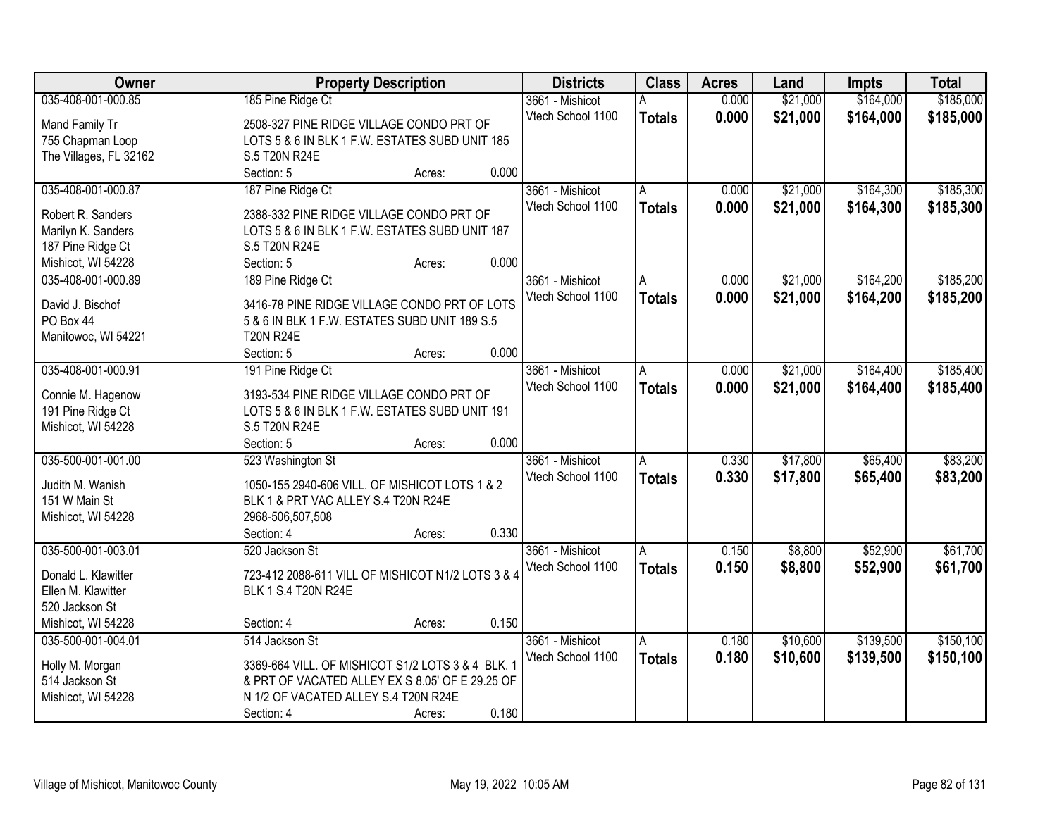| Owner | Property Description | Districts | Class | Acres | Land | Impts | Total |
|---|---|---|---|---|---|---|---|
| 035-408-001-000.85<br>Mand Family Tr<br>755 Chapman Loop<br>The Villages, FL 32162 | 185 Pine Ridge Ct<br>2508-327 PINE RIDGE VILLAGE CONDO PRT OF LOTS 5 & 6 IN BLK 1 F.W. ESTATES SUBD UNIT 185 S.5 T20N R24E<br>Section: 5 Acres: 0.000 | 3661 - Mishicot<br>Vtech School 1100 | A<br>**Totals** | 0.000<br>**0.000** | $21,000<br>**$21,000** | $164,000<br>**$164,000** | $185,000<br>**$185,000** |
| 035-408-001-000.87<br>Robert R. Sanders<br>Marilyn K. Sanders<br>187 Pine Ridge Ct<br>Mishicot, WI 54228 | 187 Pine Ridge Ct<br>2388-332 PINE RIDGE VILLAGE CONDO PRT OF LOTS 5 & 6 IN BLK 1 F.W. ESTATES SUBD UNIT 187 S.5 T20N R24E<br>Section: 5 Acres: 0.000 | 3661 - Mishicot<br>Vtech School 1100 | A<br>**Totals** | 0.000<br>**0.000** | $21,000<br>**$21,000** | $164,300<br>**$164,300** | $185,300<br>**$185,300** |
| 035-408-001-000.89<br>David J. Bischof<br>PO Box 44<br>Manitowoc, WI 54221 | 189 Pine Ridge Ct<br>3416-78 PINE RIDGE VILLAGE CONDO PRT OF LOTS 5 & 6 IN BLK 1 F.W. ESTATES SUBD UNIT 189 S.5 T20N R24E<br>Section: 5 Acres: 0.000 | 3661 - Mishicot<br>Vtech School 1100 | A<br>**Totals** | 0.000<br>**0.000** | $21,000<br>**$21,000** | $164,200<br>**$164,200** | $185,200<br>**$185,200** |
| 035-408-001-000.91<br>Connie M. Hagenow<br>191 Pine Ridge Ct<br>Mishicot, WI 54228 | 191 Pine Ridge Ct<br>3193-534 PINE RIDGE VILLAGE CONDO PRT OF LOTS 5 & 6 IN BLK 1 F.W. ESTATES SUBD UNIT 191 S.5 T20N R24E<br>Section: 5 Acres: 0.000 | 3661 - Mishicot<br>Vtech School 1100 | A<br>**Totals** | 0.000<br>**0.000** | $21,000<br>**$21,000** | $164,400<br>**$164,400** | $185,400<br>**$185,400** |
| 035-500-001-001.00<br>Judith M. Wanish<br>151 W Main St<br>Mishicot, WI 54228 | 523 Washington St<br>1050-155 2940-606 VILL. OF MISHICOT LOTS 1 & 2 BLK 1 & PRT VAC ALLEY S.4 T20N R24E 2968-506,507,508<br>Section: 4 Acres: 0.330 | 3661 - Mishicot<br>Vtech School 1100 | A<br>**Totals** | 0.330<br>**0.330** | $17,800<br>**$17,800** | $65,400<br>**$65,400** | $83,200<br>**$83,200** |
| 035-500-001-003.01<br>Donald L. Klawitter<br>Ellen M. Klawitter<br>520 Jackson St<br>Mishicot, WI 54228 | 520 Jackson St<br>723-412 2088-611 VILL OF MISHICOT N1/2 LOTS 3 & 4 BLK 1 S.4 T20N R24E<br>Section: 4 Acres: 0.150 | 3661 - Mishicot<br>Vtech School 1100 | A<br>**Totals** | 0.150<br>**0.150** | $8,800<br>**$8,800** | $52,900<br>**$52,900** | $61,700<br>**$61,700** |
| 035-500-001-004.01<br>Holly M. Morgan<br>514 Jackson St<br>Mishicot, WI 54228 | 514 Jackson St<br>3369-664 VILL. OF MISHICOT S1/2 LOTS 3 & 4 BLK. 1 & PRT OF VACATED ALLEY EX S 8.05' OF E 29.25 OF N 1/2 OF VACATED ALLEY S.4 T20N R24E<br>Section: 4 Acres: 0.180 | 3661 - Mishicot<br>Vtech School 1100 | A<br>**Totals** | 0.180<br>**0.180** | $10,600<br>**$10,600** | $139,500<br>**$139,500** | $150,100<br>**$150,100** |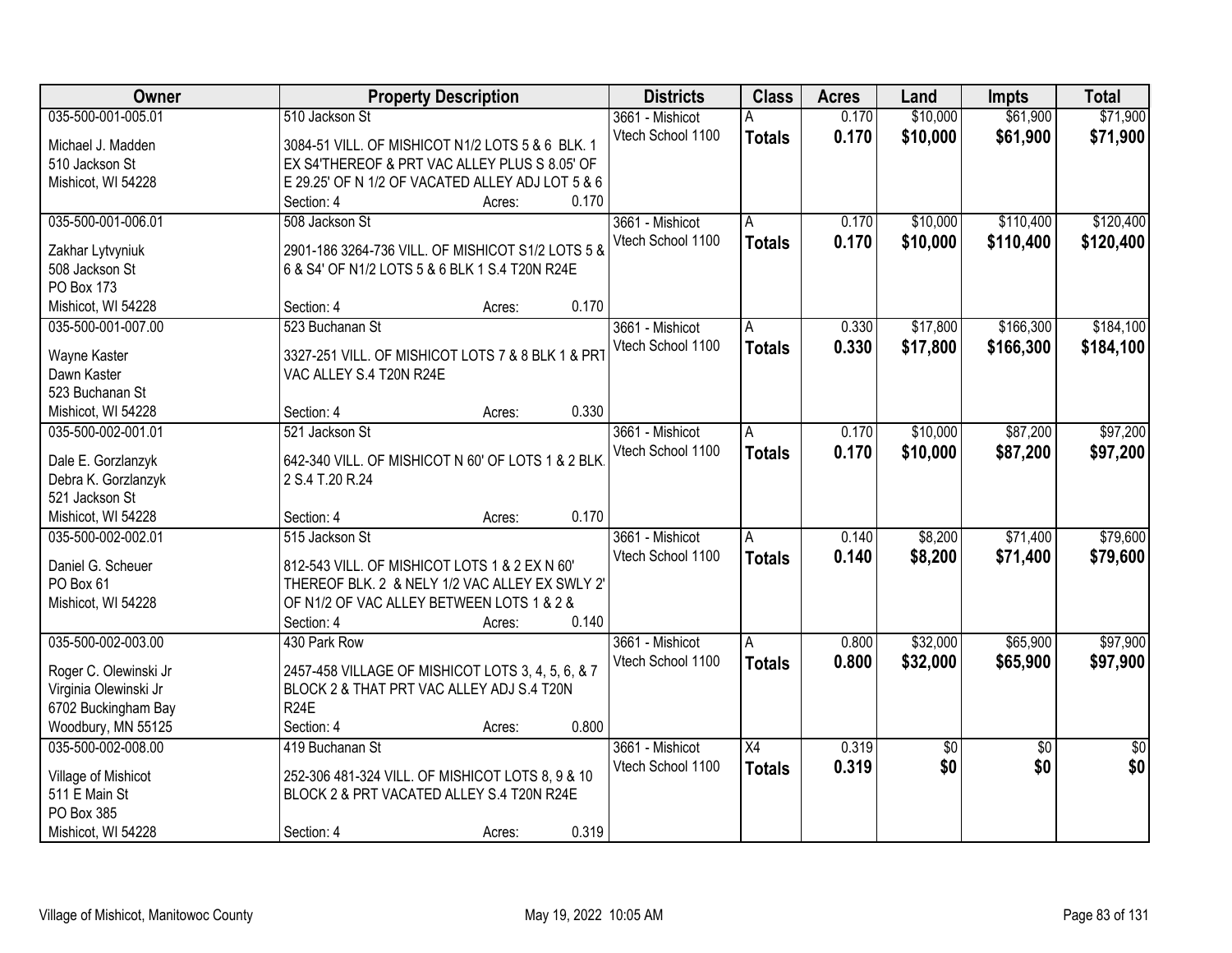| Owner | Property Description | Districts | Class | Acres | Land | Impts | Total |
|---|---|---|---|---|---|---|---|
| 035-500-001-005.01<br>Michael J. Madden<br>510 Jackson St<br>Mishicot, WI 54228 | 510 Jackson St<br>3084-51 VILL. OF MISHICOT N1/2 LOTS 5 & 6 BLK. 1 EX S4'THEREOF & PRT VAC ALLEY PLUS S 8.05' OF E 29.25' OF N 1/2 OF VACATED ALLEY ADJ LOT 5 & 6<br>Section: 4 Acres: 0.170 | 3661 - Mishicot<br>Vtech School 1100 | A<br>**Totals** | 0.170<br>**0.170** | $10,000<br>**$10,000** | $61,900<br>**$61,900** | $71,900<br>**$71,900** |
| 035-500-001-006.01<br>Zakhar Lytvyniuk<br>508 Jackson St<br>PO Box 173<br>Mishicot, WI 54228 | 508 Jackson St<br>2901-186 3264-736 VILL. OF MISHICOT S1/2 LOTS 5 & 6 & S4' OF N1/2 LOTS 5 & 6 BLK 1 S.4 T20N R24E<br>Section: 4 Acres: 0.170 | 3661 - Mishicot<br>Vtech School 1100 | A<br>**Totals** | 0.170<br>**0.170** | $10,000<br>**$10,000** | $110,400<br>**$110,400** | $120,400<br>**$120,400** |
| 035-500-001-007.00<br>Wayne Kaster<br>Dawn Kaster<br>523 Buchanan St<br>Mishicot, WI 54228 | 523 Buchanan St<br>3327-251 VILL. OF MISHICOT LOTS 7 & 8 BLK 1 & PRT VAC ALLEY S.4 T20N R24E<br>Section: 4 Acres: 0.330 | 3661 - Mishicot<br>Vtech School 1100 | A<br>**Totals** | 0.330<br>**0.330** | $17,800<br>**$17,800** | $166,300<br>**$166,300** | $184,100<br>**$184,100** |
| 035-500-002-001.01<br>Dale E. Gorzlanzyk<br>Debra K. Gorzlanzyk<br>521 Jackson St<br>Mishicot, WI 54228 | 521 Jackson St<br>642-340 VILL. OF MISHICOT N 60' OF LOTS 1 & 2 BLK. 2 S.4 T.20 R.24<br>Section: 4 Acres: 0.170 | 3661 - Mishicot<br>Vtech School 1100 | A<br>**Totals** | 0.170<br>**0.170** | $10,000<br>**$10,000** | $87,200<br>**$87,200** | $97,200<br>**$97,200** |
| 035-500-002-002.01<br>Daniel G. Scheuer<br>PO Box 61<br>Mishicot, WI 54228 | 515 Jackson St<br>812-543 VILL. OF MISHICOT LOTS 1 & 2 EX N 60' THEREOF BLK. 2 & NELY 1/2 VAC ALLEY EX SWLY 2' OF N1/2 OF VAC ALLEY BETWEEN LOTS 1 & 2 &<br>Section: 4 Acres: 0.140 | 3661 - Mishicot<br>Vtech School 1100 | A<br>**Totals** | 0.140<br>**0.140** | $8,200<br>**$8,200** | $71,400<br>**$71,400** | $79,600<br>**$79,600** |
| 035-500-002-003.00<br>Roger C. Olewinski Jr<br>Virginia Olewinski Jr<br>6702 Buckingham Bay<br>Woodbury, MN 55125 | 430 Park Row<br>2457-458 VILLAGE OF MISHICOT LOTS 3, 4, 5, 6, & 7 BLOCK 2 & THAT PRT VAC ALLEY ADJ S.4 T20N R24E<br>Section: 4 Acres: 0.800 | 3661 - Mishicot<br>Vtech School 1100 | A<br>**Totals** | 0.800<br>**0.800** | $32,000<br>**$32,000** | $65,900<br>**$65,900** | $97,900<br>**$97,900** |
| 035-500-002-008.00<br>Village of Mishicot<br>511 E Main St<br>PO Box 385<br>Mishicot, WI 54228 | 419 Buchanan St<br>252-306 481-324 VILL. OF MISHICOT LOTS 8, 9 & 10 BLOCK 2 & PRT VACATED ALLEY S.4 T20N R24E<br>Section: 4 Acres: 0.319 | 3661 - Mishicot<br>Vtech School 1100 | X4<br>**Totals** | 0.319<br>**0.319** | $0<br>**$0** | $0<br>**$0** | $0<br>**$0** |

Village of Mishicot, Manitowoc County May 19, 2022 10:05 AM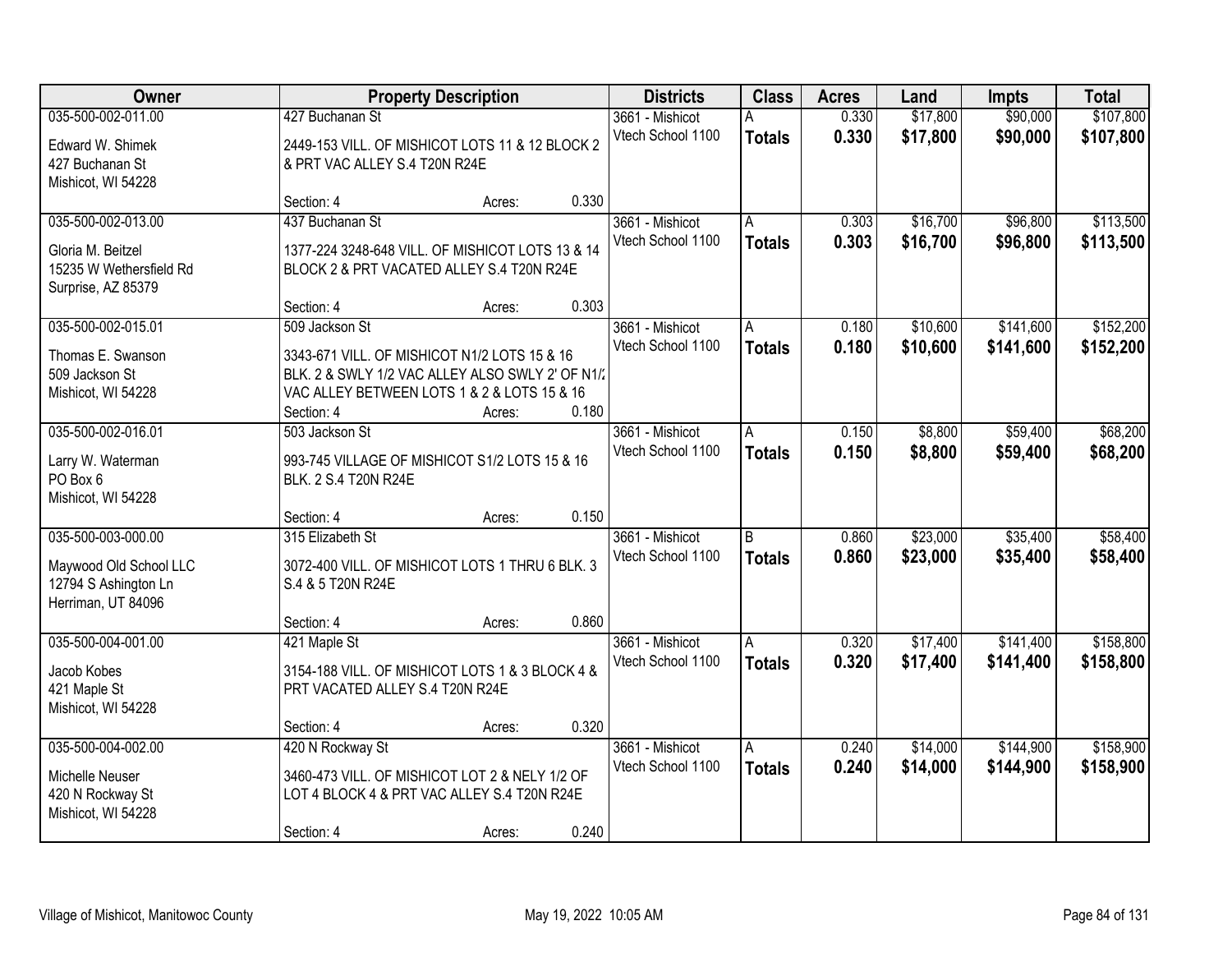| Owner | Property Description | Districts | Class | Acres | Land | Impts | Total |
|---|---|---|---|---|---|---|---|
| 035-500-002-011.00<br>Edward W. Shimek<br>427 Buchanan St<br>Mishicot, WI 54228 | 427 Buchanan St<br>2449-153 VILL. OF MISHICOT LOTS 11 & 12 BLOCK 2 & PRT VAC ALLEY S.4 T20N R24E<br>Section: 4 Acres: 0.330 | 3661 - Mishicot<br>Vtech School 1100 | A<br>**Totals** | 0.330<br>**0.330** | $17,800<br>**$17,800** | $90,000<br>**$90,000** | $107,800<br>**$107,800** |
| 035-500-002-013.00<br>Gloria M. Beitzel<br>15235 W Wethersfield Rd<br>Surprise, AZ 85379 | 437 Buchanan St<br>1377-224 3248-648 VILL. OF MISHICOT LOTS 13 & 14 BLOCK 2 & PRT VACATED ALLEY S.4 T20N R24E<br>Section: 4 Acres: 0.303 | 3661 - Mishicot<br>Vtech School 1100 | A<br>**Totals** | 0.303<br>**0.303** | $16,700<br>**$16,700** | $96,800<br>**$96,800** | $113,500<br>**$113,500** |
| 035-500-002-015.01<br>Thomas E. Swanson<br>509 Jackson St<br>Mishicot, WI 54228 | 509 Jackson St<br>3343-671 VILL. OF MISHICOT N1/2 LOTS 15 & 16 BLK. 2 & SWLY 1/2 VAC ALLEY ALSO SWLY 2' OF N1/2 VAC ALLEY BETWEEN LOTS 1 & 2 & LOTS 15 & 16<br>Section: 4 Acres: 0.180 | 3661 - Mishicot<br>Vtech School 1100 | A<br>**Totals** | 0.180<br>**0.180** | $10,600<br>**$10,600** | $141,600<br>**$141,600** | $152,200<br>**$152,200** |
| 035-500-002-016.01<br>Larry W. Waterman<br>PO Box 6<br>Mishicot, WI 54228 | 503 Jackson St<br>993-745 VILLAGE OF MISHICOT S1/2 LOTS 15 & 16 BLK. 2 S.4 T20N R24E<br>Section: 4 Acres: 0.150 | 3661 - Mishicot<br>Vtech School 1100 | A<br>**Totals** | 0.150<br>**0.150** | $8,800<br>**$8,800** | $59,400<br>**$59,400** | $68,200<br>**$68,200** |
| 035-500-003-000.00<br>Maywood Old School LLC<br>12794 S Ashington Ln<br>Herriman, UT 84096 | 315 Elizabeth St<br>3072-400 VILL. OF MISHICOT LOTS 1 THRU 6 BLK. 3 S.4 & 5 T20N R24E<br>Section: 4 Acres: 0.860 | 3661 - Mishicot<br>Vtech School 1100 | B<br>**Totals** | 0.860<br>**0.860** | $23,000<br>**$23,000** | $35,400<br>**$35,400** | $58,400<br>**$58,400** |
| 035-500-004-001.00<br>Jacob Kobes<br>421 Maple St<br>Mishicot, WI 54228 | 421 Maple St<br>3154-188 VILL. OF MISHICOT LOTS 1 & 3 BLOCK 4 & PRT VACATED ALLEY S.4 T20N R24E<br>Section: 4 Acres: 0.320 | 3661 - Mishicot<br>Vtech School 1100 | A<br>**Totals** | 0.320<br>**0.320** | $17,400<br>**$17,400** | $141,400<br>**$141,400** | $158,800<br>**$158,800** |
| 035-500-004-002.00<br>Michelle Neuser<br>420 N Rockway St<br>Mishicot, WI 54228 | 420 N Rockway St<br>3460-473 VILL. OF MISHICOT LOT 2 & NELY 1/2 OF LOT 4 BLOCK 4 & PRT VAC ALLEY S.4 T20N R24E<br>Section: 4 Acres: 0.240 | 3661 - Mishicot<br>Vtech School 1100 | A<br>**Totals** | 0.240<br>**0.240** | $14,000<br>**$14,000** | $144,900<br>**$144,900** | $158,900<br>**$158,900** |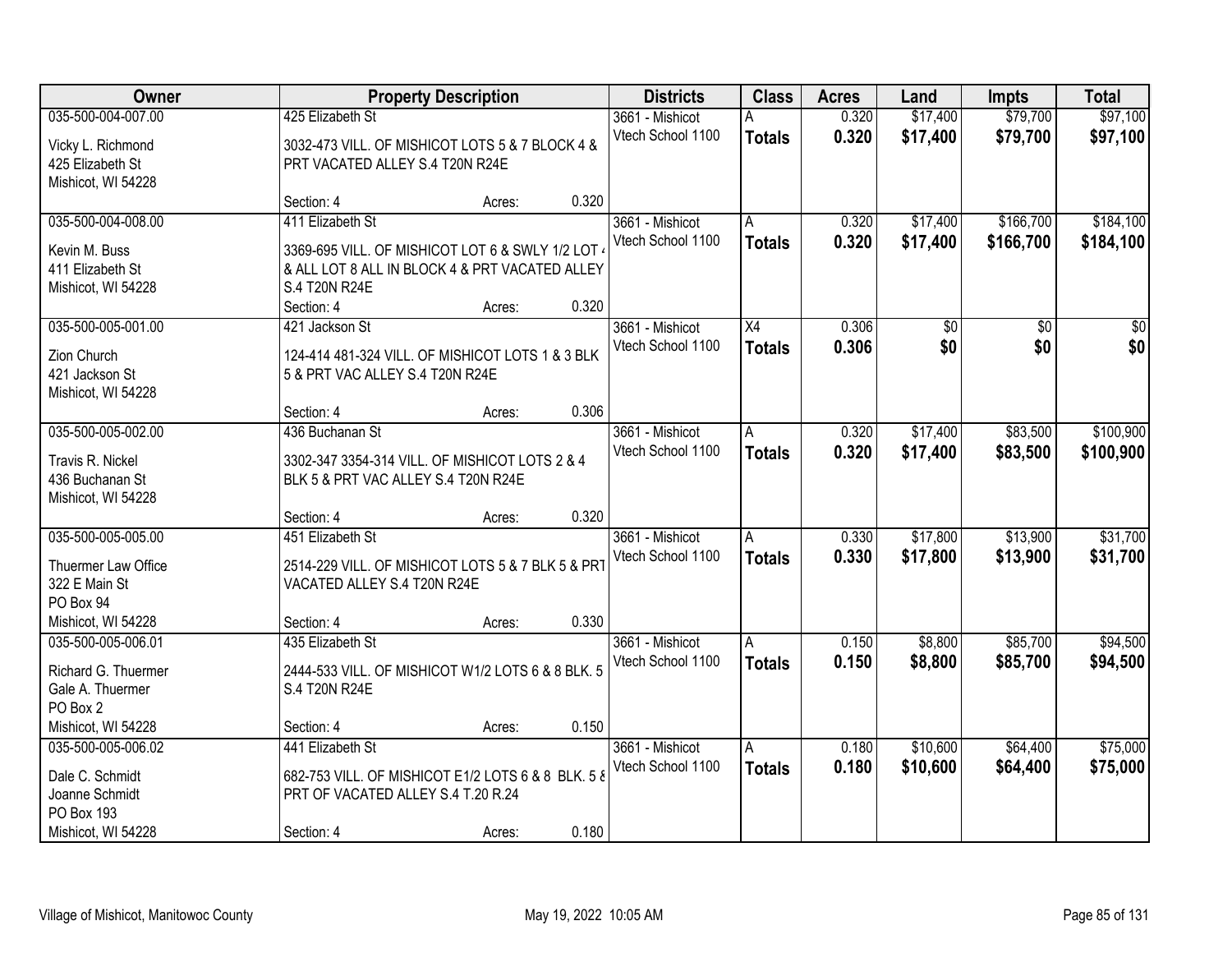| Owner | Property Description | Districts | Class | Acres | Land | Impts | Total |
|---|---|---|---|---|---|---|---|
| 035-500-004-007.00<br>Vicky L. Richmond<br>425 Elizabeth St<br>Mishicot, WI 54228 | 425 Elizabeth St<br>3032-473 VILL. OF MISHICOT LOTS 5 & 7 BLOCK 4 & PRT VACATED ALLEY S.4 T20N R24E<br>Section: 4 Acres: 0.320 | 3661 - Mishicot<br>Vtech School 1100 | A<br>**Totals** | 0.320<br>**0.320** | $17,400<br>**$17,400** | $79,700<br>**$79,700** | $97,100<br>**$97,100** |
| 035-500-004-008.00<br>Kevin M. Buss<br>411 Elizabeth St<br>Mishicot, WI 54228 | 411 Elizabeth St<br>3369-695 VILL. OF MISHICOT LOT 6 & SWLY 1/2 LOT 4 & ALL LOT 8 ALL IN BLOCK 4 & PRT VACATED ALLEY S.4 T20N R24E<br>Section: 4 Acres: 0.320 | 3661 - Mishicot<br>Vtech School 1100 | A<br>**Totals** | 0.320<br>**0.320** | $17,400<br>**$17,400** | $166,700<br>**$166,700** | $184,100<br>**$184,100** |
| 035-500-005-001.00<br>Zion Church<br>421 Jackson St<br>Mishicot, WI 54228 | 421 Jackson St<br>124-414 481-324 VILL. OF MISHICOT LOTS 1 & 3 BLK 5 & PRT VAC ALLEY S.4 T20N R24E<br>Section: 4 Acres: 0.306 | 3661 - Mishicot<br>Vtech School 1100 | X4<br>**Totals** | 0.306<br>**0.306** | $0<br>**$0** | $0<br>**$0** | $0<br>**$0** |
| 035-500-005-002.00<br>Travis R. Nickel<br>436 Buchanan St<br>Mishicot, WI 54228 | 436 Buchanan St<br>3302-347 3354-314 VILL. OF MISHICOT LOTS 2 & 4 BLK 5 & PRT VAC ALLEY S.4 T20N R24E<br>Section: 4 Acres: 0.320 | 3661 - Mishicot<br>Vtech School 1100 | A<br>**Totals** | 0.320<br>**0.320** | $17,400<br>**$17,400** | $83,500<br>**$83,500** | $100,900<br>**$100,900** |
| 035-500-005-005.00<br>Thuermer Law Office<br>322 E Main St<br>PO Box 94<br>Mishicot, WI 54228 | 451 Elizabeth St<br>2514-229 VILL. OF MISHICOT LOTS 5 & 7 BLK 5 & PRT VACATED ALLEY S.4 T20N R24E<br>Section: 4 Acres: 0.330 | 3661 - Mishicot<br>Vtech School 1100 | A<br>**Totals** | 0.330<br>**0.330** | $17,800<br>**$17,800** | $13,900<br>**$13,900** | $31,700<br>**$31,700** |
| 035-500-005-006.01<br>Richard G. Thuermer<br>Gale A. Thuermer<br>PO Box 2<br>Mishicot, WI 54228 | 435 Elizabeth St<br>2444-533 VILL. OF MISHICOT W1/2 LOTS 6 & 8 BLK. 5 S.4 T20N R24E<br>Section: 4 Acres: 0.150 | 3661 - Mishicot<br>Vtech School 1100 | A<br>**Totals** | 0.150<br>**0.150** | $8,800<br>**$8,800** | $85,700<br>**$85,700** | $94,500<br>**$94,500** |
| 035-500-005-006.02<br>Dale C. Schmidt<br>Joanne Schmidt<br>PO Box 193<br>Mishicot, WI 54228 | 441 Elizabeth St<br>682-753 VILL. OF MISHICOT E1/2 LOTS 6 & 8 BLK. 5 & PRT OF VACATED ALLEY S.4 T.20 R.24<br>Section: 4 Acres: 0.180 | 3661 - Mishicot<br>Vtech School 1100 | A<br>**Totals** | 0.180<br>**0.180** | $10,600<br>**$10,600** | $64,400<br>**$64,400** | $75,000<br>**$75,000** |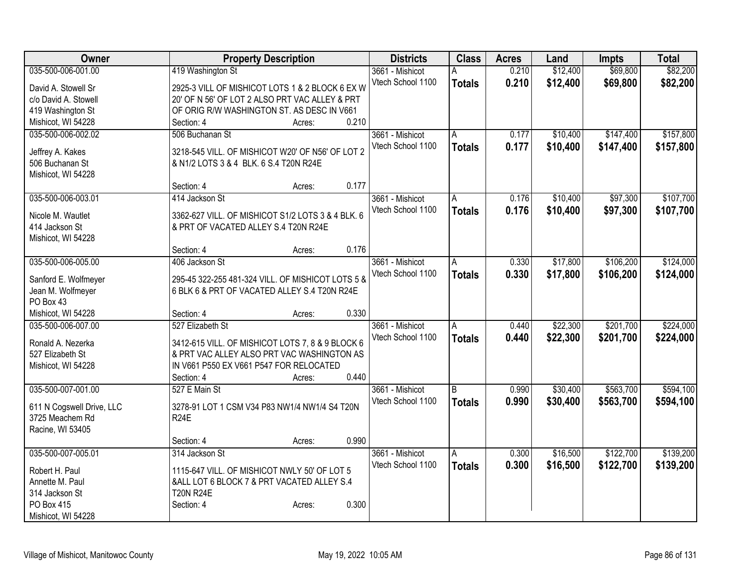| Owner | Property Description | Districts | Class | Acres | Land | Impts | Total |
|---|---|---|---|---|---|---|---|
| 035-500-006-001.00<br>David A. Stowell Sr<br>c/o David A. Stowell<br>419 Washington St<br>Mishicot, WI 54228 | 419 Washington St<br>2925-3 VILL OF MISHICOT LOTS 1 & 2 BLOCK 6 EX W 20' OF N 56' OF LOT 2 ALSO PRT VAC ALLEY & PRT OF ORIG R/W WASHINGTON ST. AS DESC IN V661<br>Section: 4 Acres: 0.210 | 3661 - Mishicot<br>Vtech School 1100 | A<br>**Totals** | 0.210<br>**0.210** | $12,400<br>**$12,400** | $69,800<br>**$69,800** | $82,200<br>**$82,200** |
| 035-500-006-002.02<br>Jeffrey A. Kakes<br>506 Buchanan St<br>Mishicot, WI 54228 | 506 Buchanan St<br>3218-545 VILL. OF MISHICOT W20' OF N56' OF LOT 2 & N1/2 LOTS 3 & 4 BLK. 6 S.4 T20N R24E<br>Section: 4 Acres: 0.177 | 3661 - Mishicot<br>Vtech School 1100 | A<br>**Totals** | 0.177<br>**0.177** | $10,400<br>**$10,400** | $147,400<br>**$147,400** | $157,800<br>**$157,800** |
| 035-500-006-003.01<br>Nicole M. Wautlet<br>414 Jackson St<br>Mishicot, WI 54228 | 414 Jackson St<br>3362-627 VILL. OF MISHICOT S1/2 LOTS 3 & 4 BLK. 6 & PRT OF VACATED ALLEY S.4 T20N R24E<br>Section: 4 Acres: 0.176 | 3661 - Mishicot<br>Vtech School 1100 | A<br>**Totals** | 0.176<br>**0.176** | $10,400<br>**$10,400** | $97,300<br>**$97,300** | $107,700<br>**$107,700** |
| 035-500-006-005.00<br>Sanford E. Wolfmeyer<br>Jean M. Wolfmeyer<br>PO Box 43<br>Mishicot, WI 54228 | 406 Jackson St<br>295-45 322-255 481-324 VILL. OF MISHICOT LOTS 5 & 6 BLK 6 & PRT OF VACATED ALLEY S.4 T20N R24E<br>Section: 4 Acres: 0.330 | 3661 - Mishicot<br>Vtech School 1100 | A<br>**Totals** | 0.330<br>**0.330** | $17,800<br>**$17,800** | $106,200<br>**$106,200** | $124,000<br>**$124,000** |
| 035-500-006-007.00<br>Ronald A. Nezerka<br>527 Elizabeth St<br>Mishicot, WI 54228 | 527 Elizabeth St<br>3412-615 VILL. OF MISHICOT LOTS 7, 8 & 9 BLOCK 6 & PRT VAC ALLEY ALSO PRT VAC WASHINGTON AS IN V661 P550 EX V661 P547 FOR RELOCATED<br>Section: 4 Acres: 0.440 | 3661 - Mishicot<br>Vtech School 1100 | A<br>**Totals** | 0.440<br>**0.440** | $22,300<br>**$22,300** | $201,700<br>**$201,700** | $224,000<br>**$224,000** |
| 035-500-007-001.00<br>611 N Cogswell Drive, LLC<br>3725 Meachem Rd<br>Racine, WI 53405 | 527 E Main St<br>3278-91 LOT 1 CSM V34 P83 NW1/4 NW1/4 S4 T20N R24E<br>Section: 4 Acres: 0.990 | 3661 - Mishicot<br>Vtech School 1100 | B<br>**Totals** | 0.990<br>**0.990** | $30,400<br>**$30,400** | $563,700<br>**$563,700** | $594,100<br>**$594,100** |
| 035-500-007-005.01<br>Robert H. Paul<br>Annette M. Paul<br>314 Jackson St<br>PO Box 415<br>Mishicot, WI 54228 | 314 Jackson St<br>1115-647 VILL. OF MISHICOT NWLY 50' OF LOT 5 &ALL LOT 6 BLOCK 7 & PRT VACATED ALLEY S.4 T20N R24E<br>Section: 4 Acres: 0.300 | 3661 - Mishicot<br>Vtech School 1100 | A<br>**Totals** | 0.300<br>**0.300** | $16,500<br>**$16,500** | $122,700<br>**$122,700** | $139,200<br>**$139,200** |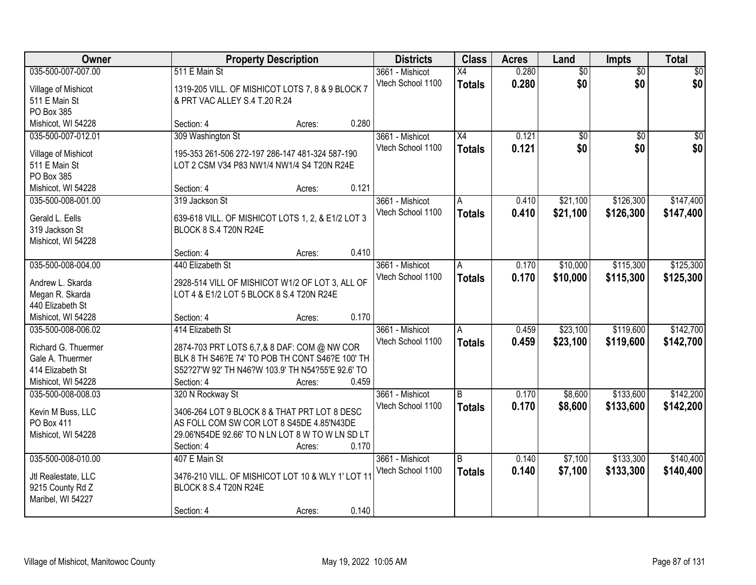| Owner | Property Description | Districts | Class | Acres | Land | Impts | Total |
|---|---|---|---|---|---|---|---|
| 035-500-007-007.00<br><br>Village of Mishicot<br>511 E Main St<br>PO Box 385<br>Mishicot, WI 54228 | 511 E Main St<br><br>1319-205 VILL. OF MISHICOT LOTS 7, 8 & 9 BLOCK 7 & PRT VAC ALLEY S.4 T.20 R.24<br><br>Section: 4 Acres: 0.280 | 3661 - Mishicot<br>Vtech School 1100 | X4<br>**Totals** | 0.280<br>**0.280** | $0<br>**$0** | $0<br>**$0** | $0<br>**$0** |
| 035-500-007-012.01<br><br>Village of Mishicot<br>511 E Main St<br>PO Box 385<br>Mishicot, WI 54228 | 309 Washington St<br><br>195-353 261-506 272-197 286-147 481-324 587-190 LOT 2 CSM V34 P83 NW1/4 NW1/4 S4 T20N R24E<br><br>Section: 4 Acres: 0.121 | 3661 - Mishicot<br>Vtech School 1100 | X4<br>**Totals** | 0.121<br>**0.121** | $0<br>**$0** | $0<br>**$0** | $0<br>**$0** |
| 035-500-008-001.00<br><br>Gerald L. Eells<br>319 Jackson St<br>Mishicot, WI 54228 | 319 Jackson St<br><br>639-618 VILL. OF MISHICOT LOTS 1, 2, & E1/2 LOT 3 BLOCK 8 S.4 T20N R24E<br><br>Section: 4 Acres: 0.410 | 3661 - Mishicot<br>Vtech School 1100 | A<br>**Totals** | 0.410<br>**0.410** | $21,100<br>**$21,100** | $126,300<br>**$126,300** | $147,400<br>**$147,400** |
| 035-500-008-004.00<br><br>Andrew L. Skarda<br>Megan R. Skarda<br>440 Elizabeth St<br>Mishicot, WI 54228 | 440 Elizabeth St<br><br>2928-514 VILL OF MISHICOT W1/2 OF LOT 3, ALL OF LOT 4 & E1/2 LOT 5 BLOCK 8 S.4 T20N R24E<br><br>Section: 4 Acres: 0.170 | 3661 - Mishicot<br>Vtech School 1100 | A<br>**Totals** | 0.170<br>**0.170** | $10,000<br>**$10,000** | $115,300<br>**$115,300** | $125,300<br>**$125,300** |
| 035-500-008-006.02<br><br>Richard G. Thuermer<br>Gale A. Thuermer<br>414 Elizabeth St<br>Mishicot, WI 54228 | 414 Elizabeth St<br><br>2874-703 PRT LOTS 6,7,& 8 DAF: COM @ NW COR BLK 8 TH S46?E 74' TO POB TH CONT S46?E 100' TH S52?27'W 92' TH N46?W 103.9' TH N54?55'E 92.6' TO<br>Section: 4 Acres: 0.459 | 3661 - Mishicot<br>Vtech School 1100 | A<br>**Totals** | 0.459<br>**0.459** | $23,100<br>**$23,100** | $119,600<br>**$119,600** | $142,700<br>**$142,700** |
| 035-500-008-008.03<br><br>Kevin M Buss, LLC<br>PO Box 411<br>Mishicot, WI 54228 | 320 N Rockway St<br><br>3406-264 LOT 9 BLOCK 8 & THAT PRT LOT 8 DESC AS FOLL COM SW COR LOT 8 S45DE 4.85'N43DE 29.06'N54DE 92.66' TO N LN LOT 8 W TO W LN SD LT<br>Section: 4 Acres: 0.170 | 3661 - Mishicot<br>Vtech School 1100 | B<br>**Totals** | 0.170<br>**0.170** | $8,600<br>**$8,600** | $133,600<br>**$133,600** | $142,200<br>**$142,200** |
| 035-500-008-010.00<br><br>Jtl Realestate, LLC<br>9215 County Rd Z<br>Maribel, WI 54227 | 407 E Main St<br><br>3476-210 VILL. OF MISHICOT LOT 10 & WLY 1' LOT 11 BLOCK 8 S.4 T20N R24E<br><br>Section: 4 Acres: 0.140 | 3661 - Mishicot<br>Vtech School 1100 | B<br>**Totals** | 0.140<br>**0.140** | $7,100<br>**$7,100** | $133,300<br>**$133,300** | $140,400<br>**$140,400** |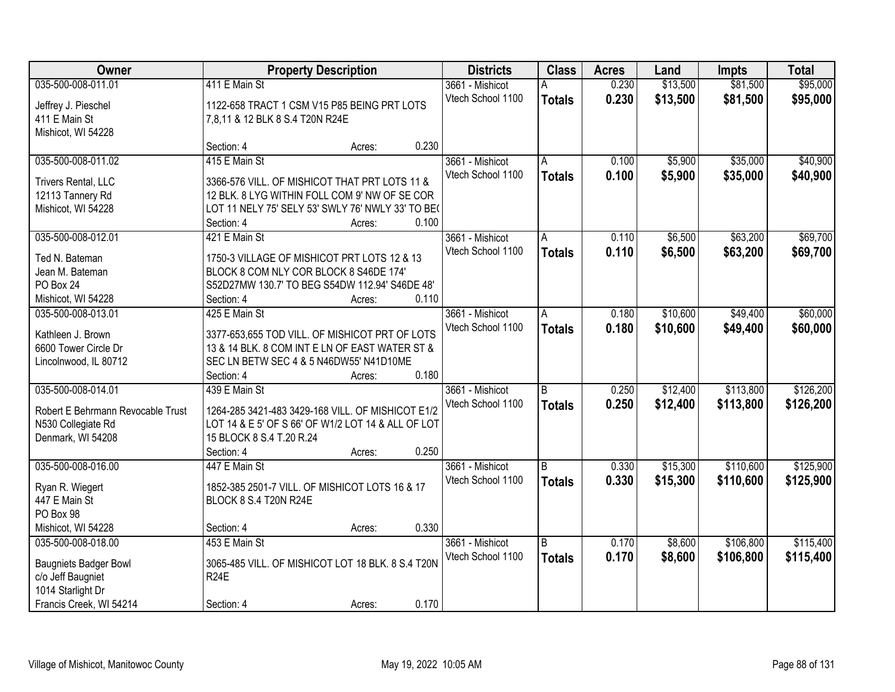| Owner | Property Description | Districts | Class | Acres | Land | Impts | Total |
|---|---|---|---|---|---|---|---|
| 035-500-008-011.01<br>Jeffrey J. Pieschel<br>411 E Main St<br>Mishicot, WI 54228 | 411 E Main St<br>1122-658 TRACT 1 CSM V15 P85 BEING PRT LOTS 7,8,11 & 12 BLK 8 S.4 T20N R24E<br>Section: 4 Acres: 0.230 | 3661 - Mishicot<br>Vtech School 1100 | A<br>**Totals** | 0.230<br>**0.230** | $13,500<br>**$13,500** | $81,500<br>**$81,500** | $95,000<br>**$95,000** |
| 035-500-008-011.02<br>Trivers Rental, LLC<br>12113 Tannery Rd<br>Mishicot, WI 54228 | 415 E Main St<br>3366-576 VILL. OF MISHICOT THAT PRT LOTS 11 & 12 BLK. 8 LYG WITHIN FOLL COM 9' NW OF SE COR LOT 11 NELY 75' SELY 53' SWLY 76' NWLY 33' TO BE(<br>Section: 4 Acres: 0.100 | 3661 - Mishicot<br>Vtech School 1100 | A<br>**Totals** | 0.100<br>**0.100** | $5,900<br>**$5,900** | $35,000<br>**$35,000** | $40,900<br>**$40,900** |
| 035-500-008-012.01<br>Ted N. Bateman<br>Jean M. Bateman<br>PO Box 24<br>Mishicot, WI 54228 | 421 E Main St<br>1750-3 VILLAGE OF MISHICOT PRT LOTS 12 & 13 BLOCK 8 COM NLY COR BLOCK 8 S46DE 174' S52D27MW 130.7' TO BEG S54DW 112.94' S46DE 48'<br>Section: 4 Acres: 0.110 | 3661 - Mishicot<br>Vtech School 1100 | A<br>**Totals** | 0.110<br>**0.110** | $6,500<br>**$6,500** | $63,200<br>**$63,200** | $69,700<br>**$69,700** |
| 035-500-008-013.01<br>Kathleen J. Brown<br>6600 Tower Circle Dr<br>Lincolnwood, IL 80712 | 425 E Main St<br>3377-653,655 TOD VILL. OF MISHICOT PRT OF LOTS 13 & 14 BLK. 8 COM INT E LN OF EAST WATER ST & SEC LN BETW SEC 4 & 5 N46DW55' N41D10ME<br>Section: 4 Acres: 0.180 | 3661 - Mishicot<br>Vtech School 1100 | A<br>**Totals** | 0.180<br>**0.180** | $10,600<br>**$10,600** | $49,400<br>**$49,400** | $60,000<br>**$60,000** |
| 035-500-008-014.01<br>Robert E Behrmann Revocable Trust<br>N530 Collegiate Rd<br>Denmark, WI 54208 | 439 E Main St<br>1264-285 3421-483 3429-168 VILL. OF MISHICOT E1/2 LOT 14 & E 5' OF S 66' OF W1/2 LOT 14 & ALL OF LOT 15 BLOCK 8 S.4 T.20 R.24<br>Section: 4 Acres: 0.250 | 3661 - Mishicot<br>Vtech School 1100 | B<br>**Totals** | 0.250<br>**0.250** | $12,400<br>**$12,400** | $113,800<br>**$113,800** | $126,200<br>**$126,200** |
| 035-500-008-016.00<br>Ryan R. Wiegert<br>447 E Main St<br>PO Box 98<br>Mishicot, WI 54228 | 447 E Main St<br>1852-385 2501-7 VILL. OF MISHICOT LOTS 16 & 17 BLOCK 8 S.4 T20N R24E<br>Section: 4 Acres: 0.330 | 3661 - Mishicot<br>Vtech School 1100 | B<br>**Totals** | 0.330<br>**0.330** | $15,300<br>**$15,300** | $110,600<br>**$110,600** | $125,900<br>**$125,900** |
| 035-500-008-018.00<br>Baugniets Badger Bowl<br>c/o Jeff Baugniet<br>1014 Starlight Dr<br>Francis Creek, WI 54214 | 453 E Main St<br>3065-485 VILL. OF MISHICOT LOT 18 BLK. 8 S.4 T20N R24E<br>Section: 4 Acres: 0.170 | 3661 - Mishicot<br>Vtech School 1100 | B<br>**Totals** | 0.170<br>**0.170** | $8,600<br>**$8,600** | $106,800<br>**$106,800** | $115,400<br>**$115,400** |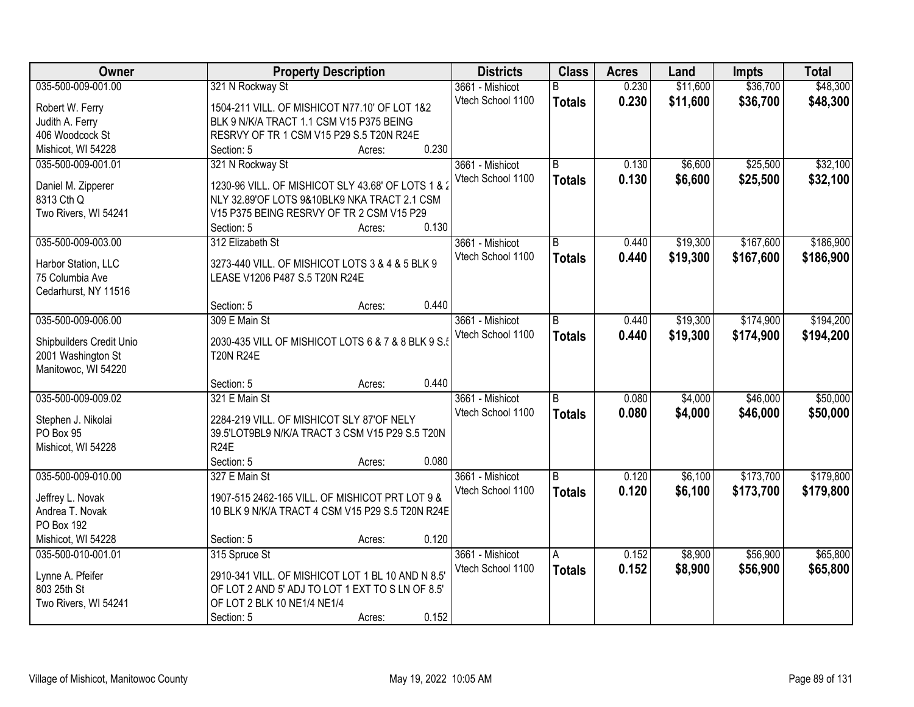| Owner | Property Description | Districts | Class | Acres | Land | Impts | Total |
|---|---|---|---|---|---|---|---|
| 035-500-009-001.00<br>Robert W. Ferry<br>Judith A. Ferry<br>406 Woodcock St<br>Mishicot, WI 54228 | 321 N Rockway St<br>1504-211 VILL. OF MISHICOT N77.10' OF LOT 1&2 BLK 9 N/K/A TRACT 1.1 CSM V15 P375 BEING RESRVY OF TR 1 CSM V15 P29 S.5 T20N R24E<br>Section: 5 Acres: 0.230 | 3661 - Mishicot<br>Vtech School 1100 | B<br>**Totals** | 0.230<br>**0.230** | \$11,600<br>**\$11,600** | \$36,700<br>**\$36,700** | \$48,300<br>**\$48,300** |
| 035-500-009-001.01<br>Daniel M. Zipperer<br>8313 Cth Q<br>Two Rivers, WI 54241 | 321 N Rockway St<br>1230-96 VILL. OF MISHICOT SLY 43.68' OF LOTS 1 & 2 NLY 32.89'OF LOTS 9&10BLK9 NKA TRACT 2.1 CSM V15 P375 BEING RESRVY OF TR 2 CSM V15 P29<br>Section: 5 Acres: 0.130 | 3661 - Mishicot<br>Vtech School 1100 | B<br>**Totals** | 0.130<br>**0.130** | \$6,600<br>**\$6,600** | \$25,500<br>**\$25,500** | \$32,100<br>**\$32,100** |
| 035-500-009-003.00<br>Harbor Station, LLC<br>75 Columbia Ave<br>Cedarhurst, NY 11516 | 312 Elizabeth St<br>3273-440 VILL. OF MISHICOT LOTS 3 & 4 & 5 BLK 9 LEASE V1206 P487 S.5 T20N R24E<br>Section: 5 Acres: 0.440 | 3661 - Mishicot<br>Vtech School 1100 | B<br>**Totals** | 0.440<br>**0.440** | \$19,300<br>**\$19,300** | \$167,600<br>**\$167,600** | \$186,900<br>**\$186,900** |
| 035-500-009-006.00<br>Shipbuilders Credit Unio<br>2001 Washington St<br>Manitowoc, WI 54220 | 309 E Main St<br>2030-435 VILL OF MISHICOT LOTS 6 & 7 & 8 BLK 9 S.5 T20N R24E<br>Section: 5 Acres: 0.440 | 3661 - Mishicot<br>Vtech School 1100 | B<br>**Totals** | 0.440<br>**0.440** | \$19,300<br>**\$19,300** | \$174,900<br>**\$174,900** | \$194,200<br>**\$194,200** |
| 035-500-009-009.02<br>Stephen J. Nikolai<br>PO Box 95<br>Mishicot, WI 54228 | 321 E Main St<br>2284-219 VILL. OF MISHICOT SLY 87'OF NELY 39.5'LOT9BL9 N/K/A TRACT 3 CSM V15 P29 S.5 T20N R24E<br>Section: 5 Acres: 0.080 | 3661 - Mishicot<br>Vtech School 1100 | B<br>**Totals** | 0.080<br>**0.080** | \$4,000<br>**\$4,000** | \$46,000<br>**\$46,000** | \$50,000<br>**\$50,000** |
| 035-500-009-010.00<br>Jeffrey L. Novak<br>Andrea T. Novak<br>PO Box 192<br>Mishicot, WI 54228 | 327 E Main St<br>1907-515 2462-165 VILL. OF MISHICOT PRT LOT 9 & 10 BLK 9 N/K/A TRACT 4 CSM V15 P29 S.5 T20N R24E<br>Section: 5 Acres: 0.120 | 3661 - Mishicot<br>Vtech School 1100 | B<br>**Totals** | 0.120<br>**0.120** | \$6,100<br>**\$6,100** | \$173,700<br>**\$173,700** | \$179,800<br>**\$179,800** |
| 035-500-010-001.01<br>Lynne A. Pfeifer<br>803 25th St<br>Two Rivers, WI 54241 | 315 Spruce St<br>2910-341 VILL. OF MISHICOT LOT 1 BL 10 AND N 8.5' OF LOT 2 AND 5' ADJ TO LOT 1 EXT TO S LN OF 8.5' OF LOT 2 BLK 10 NE1/4 NE1/4<br>Section: 5 Acres: 0.152 | 3661 - Mishicot<br>Vtech School 1100 | A<br>**Totals** | 0.152<br>**0.152** | \$8,900<br>**\$8,900** | \$56,900<br>**\$56,900** | \$65,800<br>**\$65,800** |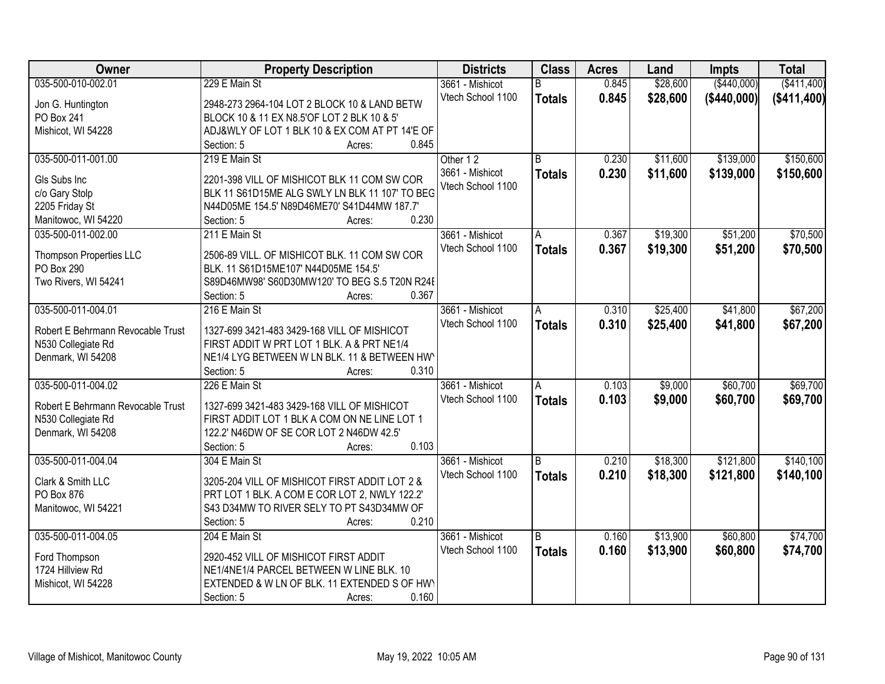| Owner | Property Description | Districts | Class | Acres | Land | Impts | Total |
|---|---|---|---|---|---|---|---|
| 035-500-010-002.01<br>Jon G. Huntington<br>PO Box 241<br>Mishicot, WI 54228 | 229 E Main St<br>2948-273 2964-104 LOT 2 BLOCK 10 & LAND BETW BLOCK 10 & 11 EX N8.5'OF LOT 2 BLK 10 & 5' ADJ&WLY OF LOT 1 BLK 10 & EX COM AT PT 14'E OF<br>Section: 5 Acres: 0.845 | 3661 - Mishicot<br>Vtech School 1100 | B<br>**Totals** | 0.845<br>**0.845** | $28,600<br>**$28,600** | ($440,000)<br>**($440,000)** | ($411,400)<br>**($411,400)** |
| 035-500-011-001.00<br>Gls Subs Inc<br>c/o Gary Stolp<br>2205 Friday St<br>Manitowoc, WI 54220 | 219 E Main St<br>2201-398 VILL OF MISHICOT BLK 11 COM SW COR BLK 11 S61D15ME ALG SWLY LN BLK 11 107' TO BEG N44D05ME 154.5' N89D46ME70' S41D44MW 187.7'<br>Section: 5 Acres: 0.230 | Other 1 2<br>3661 - Mishicot<br>Vtech School 1100 | B<br>**Totals** | 0.230<br>**0.230** | $11,600<br>**$11,600** | $139,000<br>**$139,000** | $150,600<br>**$150,600** |
| 035-500-011-002.00<br>Thompson Properties LLC<br>PO Box 290<br>Two Rivers, WI 54241 | 211 E Main St<br>2506-89 VILL. OF MISHICOT BLK. 11 COM SW COR BLK. 11 S61D15ME107' N44D05ME 154.5' S89D46MW98' S60D30MW120' TO BEG S.5 T20N R24E<br>Section: 5 Acres: 0.367 | 3661 - Mishicot<br>Vtech School 1100 | A<br>**Totals** | 0.367<br>**0.367** | $19,300<br>**$19,300** | $51,200<br>**$51,200** | $70,500<br>**$70,500** |
| 035-500-011-004.01<br>Robert E Behrmann Revocable Trust<br>N530 Collegiate Rd<br>Denmark, WI 54208 | 216 E Main St<br>1327-699 3421-483 3429-168 VILL OF MISHICOT FIRST ADDIT W PRT LOT 1 BLK. A & PRT NE1/4 NE1/4 LYG BETWEEN W LN BLK. 11 & BETWEEN HWY<br>Section: 5 Acres: 0.310 | 3661 - Mishicot<br>Vtech School 1100 | A<br>**Totals** | 0.310<br>**0.310** | $25,400<br>**$25,400** | $41,800<br>**$41,800** | $67,200<br>**$67,200** |
| 035-500-011-004.02<br>Robert E Behrmann Revocable Trust<br>N530 Collegiate Rd<br>Denmark, WI 54208 | 226 E Main St<br>1327-699 3421-483 3429-168 VILL OF MISHICOT FIRST ADDIT LOT 1 BLK A COM ON NE LINE LOT 1 122.2' N46DW OF SE COR LOT 2 N46DW 42.5'<br>Section: 5 Acres: 0.103 | 3661 - Mishicot<br>Vtech School 1100 | A<br>**Totals** | 0.103<br>**0.103** | $9,000<br>**$9,000** | $60,700<br>**$60,700** | $69,700<br>**$69,700** |
| 035-500-011-004.04<br>Clark & Smith LLC<br>PO Box 876<br>Manitowoc, WI 54221 | 304 E Main St<br>3205-204 VILL OF MISHICOT FIRST ADDIT LOT 2 & PRT LOT 1 BLK. A COM E COR LOT 2, NWLY 122.2' S43 D34MW TO RIVER SELY TO PT S43D34MW OF<br>Section: 5 Acres: 0.210 | 3661 - Mishicot<br>Vtech School 1100 | B<br>**Totals** | 0.210<br>**0.210** | $18,300<br>**$18,300** | $121,800<br>**$121,800** | $140,100<br>**$140,100** |
| 035-500-011-004.05<br>Ford Thompson<br>1724 Hillview Rd<br>Mishicot, WI 54228 | 204 E Main St<br>2920-452 VILL OF MISHICOT FIRST ADDIT NE1/4NE1/4 PARCEL BETWEEN W LINE BLK. 10 EXTENDED & W LN OF BLK. 11 EXTENDED S OF HWY<br>Section: 5 Acres: 0.160 | 3661 - Mishicot<br>Vtech School 1100 | B<br>**Totals** | 0.160<br>**0.160** | $13,900<br>**$13,900** | $60,800<br>**$60,800** | $74,700<br>**$74,700** |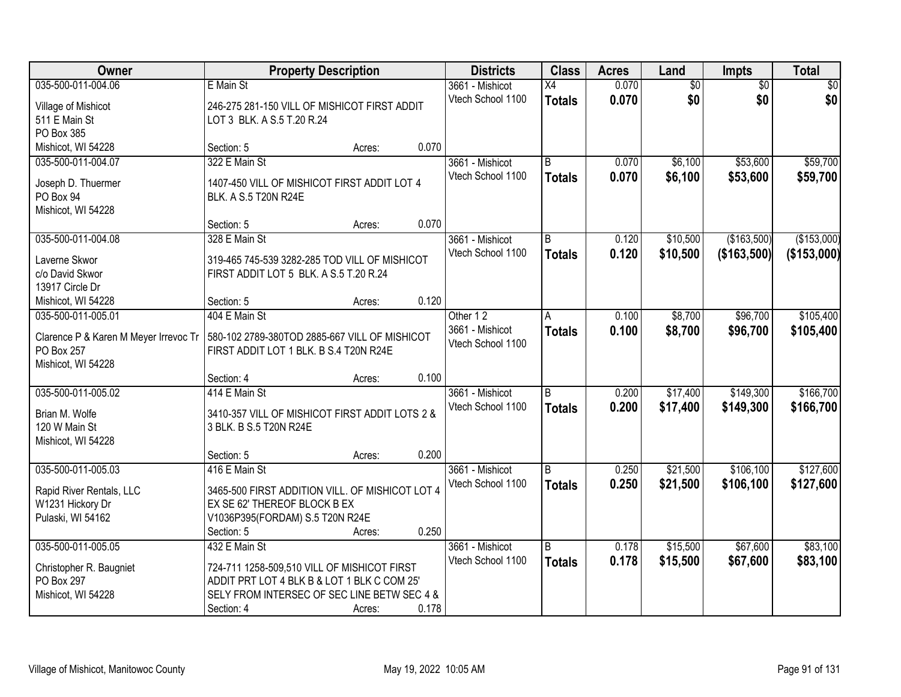| Owner | Property Description | Districts | Class | Acres | Land | Impts | Total |
|---|---|---|---|---|---|---|---|
| 035-500-011-004.06<br>Village of Mishicot<br>511 E Main St<br>PO Box 385<br>Mishicot, WI 54228 | E Main St<br>246-275 281-150 VILL OF MISHICOT FIRST ADDIT LOT 3 BLK. A S.5 T.20 R.24<br>Section: 5 Acres: 0.070 | 3661 - Mishicot<br>Vtech School 1100 | X4<br>**Totals** | 0.070<br>**0.070** | $0<br>**$0** | $0<br>**$0** | $0<br>**$0** |
| 035-500-011-004.07<br>Joseph D. Thuermer<br>PO Box 94<br>Mishicot, WI 54228 | 322 E Main St<br>1407-450 VILL OF MISHICOT FIRST ADDIT LOT 4 BLK. A S.5 T20N R24E<br>Section: 5 Acres: 0.070 | 3661 - Mishicot<br>Vtech School 1100 | B<br>**Totals** | 0.070<br>**0.070** | $6,100<br>**$6,100** | $53,600<br>**$53,600** | $59,700<br>**$59,700** |
| 035-500-011-004.08<br>Laverne Skwor<br>c/o David Skwor<br>13917 Circle Dr<br>Mishicot, WI 54228 | 328 E Main St<br>319-465 745-539 3282-285 TOD VILL OF MISHICOT FIRST ADDIT LOT 5 BLK. A S.5 T.20 R.24<br>Section: 5 Acres: 0.120 | 3661 - Mishicot<br>Vtech School 1100 | B<br>**Totals** | 0.120<br>**0.120** | $10,500<br>**$10,500** | ($163,500)<br>**($163,500)** | ($153,000)<br>**($153,000)** |
| 035-500-011-005.01<br>Clarence P & Karen M Meyer Irrevoc Tr<br>PO Box 257<br>Mishicot, WI 54228 | 404 E Main St<br>580-102 2789-380TOD 2885-667 VILL OF MISHICOT FIRST ADDIT LOT 1 BLK. B S.4 T20N R24E<br>Section: 4 Acres: 0.100 | Other 1 2<br>3661 - Mishicot<br>Vtech School 1100 | A<br>**Totals** | 0.100<br>**0.100** | $8,700<br>**$8,700** | $96,700<br>**$96,700** | $105,400<br>**$105,400** |
| 035-500-011-005.02<br>Brian M. Wolfe<br>120 W Main St<br>Mishicot, WI 54228 | 414 E Main St<br>3410-357 VILL OF MISHICOT FIRST ADDIT LOTS 2 & 3 BLK. B S.5 T20N R24E<br>Section: 5 Acres: 0.200 | 3661 - Mishicot<br>Vtech School 1100 | B<br>**Totals** | 0.200<br>**0.200** | $17,400<br>**$17,400** | $149,300<br>**$149,300** | $166,700<br>**$166,700** |
| 035-500-011-005.03<br>Rapid River Rentals, LLC<br>W1231 Hickory Dr<br>Pulaski, WI 54162 | 416 E Main St<br>3465-500 FIRST ADDITION VILL. OF MISHICOT LOT 4 EX SE 62' THEREOF BLOCK B EX V1036P395(FORDAM) S.5 T20N R24E<br>Section: 5 Acres: 0.250 | 3661 - Mishicot<br>Vtech School 1100 | B<br>**Totals** | 0.250<br>**0.250** | $21,500<br>**$21,500** | $106,100<br>**$106,100** | $127,600<br>**$127,600** |
| 035-500-011-005.05<br>Christopher R. Baugniet<br>PO Box 297<br>Mishicot, WI 54228 | 432 E Main St<br>724-711 1258-509,510 VILL OF MISHICOT FIRST ADDIT PRT LOT 4 BLK B & LOT 1 BLK C COM 25' SELY FROM INTERSEC OF SEC LINE BETW SEC 4 &<br>Section: 4 Acres: 0.178 | 3661 - Mishicot<br>Vtech School 1100 | B<br>**Totals** | 0.178<br>**0.178** | $15,500<br>**$15,500** | $67,600<br>**$67,600** | $83,100<br>**$83,100** |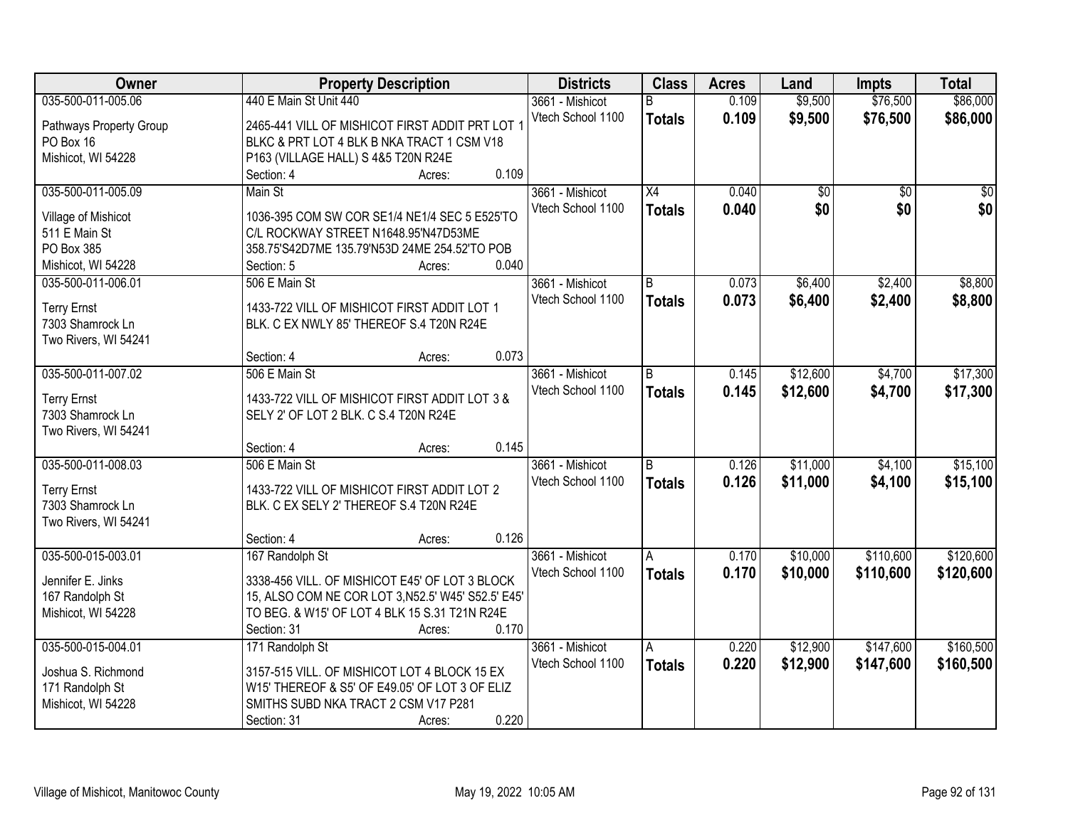| Owner | Property Description | Districts | Class | Acres | Land | Impts | Total |
|---|---|---|---|---|---|---|---|
| 035-500-011-005.06<br>Pathways Property Group<br>PO Box 16<br>Mishicot, WI 54228 | 440 E Main St Unit 440<br>2465-441 VILL OF MISHICOT FIRST ADDIT PRT LOT 1 BLKC & PRT LOT 4 BLK B NKA TRACT 1 CSM V18 P163 (VILLAGE HALL) S 4&5 T20N R24E<br>Section: 4 Acres: 0.109 | 3661 - Mishicot<br>Vtech School 1100 | B<br>**Totals** | 0.109<br>**0.109** | $9,500<br>**$9,500** | $76,500<br>**$76,500** | $86,000<br>**$86,000** |
| 035-500-011-005.09<br>Village of Mishicot<br>511 E Main St<br>PO Box 385<br>Mishicot, WI 54228 | Main St<br>1036-395 COM SW COR SE1/4 NE1/4 SEC 5 E525'TO C/L ROCKWAY STREET N1648.95'N47D53ME 358.75'S42D7ME 135.79'N53D 24ME 254.52'TO POB<br>Section: 5 Acres: 0.040 | 3661 - Mishicot<br>Vtech School 1100 | X4<br>**Totals** | 0.040<br>**0.040** | $0<br>**$0** | $0<br>**$0** | $0<br>**$0** |
| 035-500-011-006.01<br>Terry Ernst<br>7303 Shamrock Ln<br>Two Rivers, WI 54241 | 506 E Main St<br>1433-722 VILL OF MISHICOT FIRST ADDIT LOT 1 BLK. C EX NWLY 85' THEREOF S.4 T20N R24E<br>Section: 4 Acres: 0.073 | 3661 - Mishicot<br>Vtech School 1100 | B<br>**Totals** | 0.073<br>**0.073** | $6,400<br>**$6,400** | $2,400<br>**$2,400** | $8,800<br>**$8,800** |
| 035-500-011-007.02<br>Terry Ernst<br>7303 Shamrock Ln<br>Two Rivers, WI 54241 | 506 E Main St<br>1433-722 VILL OF MISHICOT FIRST ADDIT LOT 3 & SELY 2' OF LOT 2 BLK. C S.4 T20N R24E<br>Section: 4 Acres: 0.145 | 3661 - Mishicot<br>Vtech School 1100 | B<br>**Totals** | 0.145<br>**0.145** | $12,600<br>**$12,600** | $4,700<br>**$4,700** | $17,300<br>**$17,300** |
| 035-500-011-008.03<br>Terry Ernst<br>7303 Shamrock Ln<br>Two Rivers, WI 54241 | 506 E Main St<br>1433-722 VILL OF MISHICOT FIRST ADDIT LOT 2 BLK. C EX SELY 2' THEREOF S.4 T20N R24E<br>Section: 4 Acres: 0.126 | 3661 - Mishicot<br>Vtech School 1100 | B<br>**Totals** | 0.126<br>**0.126** | $11,000<br>**$11,000** | $4,100<br>**$4,100** | $15,100<br>**$15,100** |
| 035-500-015-003.01<br>Jennifer E. Jinks<br>167 Randolph St<br>Mishicot, WI 54228 | 167 Randolph St<br>3338-456 VILL. OF MISHICOT E45' OF LOT 3 BLOCK 15, ALSO COM NE COR LOT 3,N52.5' W45' S52.5' E45' TO BEG. & W15' OF LOT 4 BLK 15 S.31 T21N R24E<br>Section: 31 Acres: 0.170 | 3661 - Mishicot<br>Vtech School 1100 | A<br>**Totals** | 0.170<br>**0.170** | $10,000<br>**$10,000** | $110,600<br>**$110,600** | $120,600<br>**$120,600** |
| 035-500-015-004.01<br>Joshua S. Richmond<br>171 Randolph St<br>Mishicot, WI 54228 | 171 Randolph St<br>3157-515 VILL. OF MISHICOT LOT 4 BLOCK 15 EX W15' THEREOF & S5' OF E49.05' OF LOT 3 OF ELIZ SMITHS SUBD NKA TRACT 2 CSM V17 P281<br>Section: 31 Acres: 0.220 | 3661 - Mishicot<br>Vtech School 1100 | A<br>**Totals** | 0.220<br>**0.220** | $12,900<br>**$12,900** | $147,600<br>**$147,600** | $160,500<br>**$160,500** |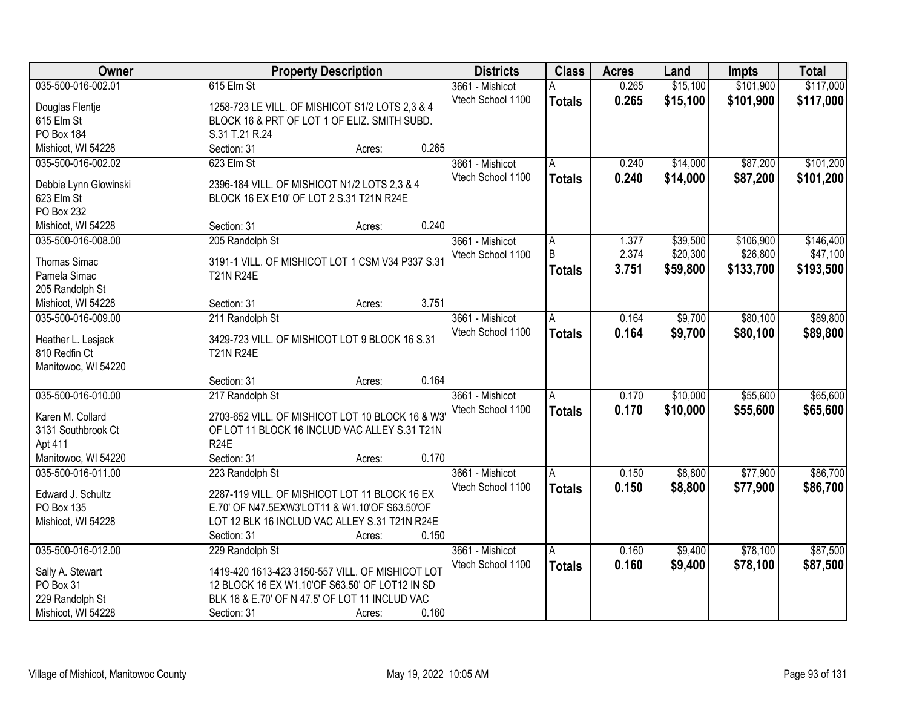| Owner | Property Description | Districts | Class | Acres | Land | Impts | Total |
|---|---|---|---|---|---|---|---|
| 035-500-016-002.01<br>Douglas Flentje<br>615 Elm St<br>PO Box 184<br>Mishicot, WI 54228 | 615 Elm St<br>1258-723 LE VILL. OF MISHICOT S1/2 LOTS 2,3 & 4 BLOCK 16 & PRT OF LOT 1 OF ELIZ. SMITH SUBD. S.31 T.21 R.24<br>Section: 31 Acres: 0.265 | 3661 - Mishicot<br>Vtech School 1100 | A<br>**Totals** | 0.265<br>**0.265** | $15,100<br>**$15,100** | $101,900<br>**$101,900** | $117,000<br>**$117,000** |
| 035-500-016-002.02<br>Debbie Lynn Glowinski<br>623 Elm St<br>PO Box 232<br>Mishicot, WI 54228 | 623 Elm St<br>2396-184 VILL. OF MISHICOT N1/2 LOTS 2,3 & 4 BLOCK 16 EX E10' OF LOT 2 S.31 T21N R24E<br>Section: 31 Acres: 0.240 | 3661 - Mishicot<br>Vtech School 1100 | A<br>**Totals** | 0.240<br>**0.240** | $14,000<br>**$14,000** | $87,200<br>**$87,200** | $101,200<br>**$101,200** |
| 035-500-016-008.00<br>Thomas Simac<br>Pamela Simac<br>205 Randolph St<br>Mishicot, WI 54228 | 205 Randolph St<br>3191-1 VILL. OF MISHICOT LOT 1 CSM V34 P337 S.31 T21N R24E<br>Section: 31 Acres: 3.751 | 3661 - Mishicot<br>Vtech School 1100 | A<br>B<br>**Totals** | 1.377<br>2.374<br>**3.751** | $39,500<br>$20,300<br>**$59,800** | $106,900<br>$26,800<br>**$133,700** | $146,400<br>$47,100<br>**$193,500** |
| 035-500-016-009.00<br>Heather L. Lesjack<br>810 Redfin Ct<br>Manitowoc, WI 54220 | 211 Randolph St<br>3429-723 VILL. OF MISHICOT LOT 9 BLOCK 16 S.31 T21N R24E<br>Section: 31 Acres: 0.164 | 3661 - Mishicot<br>Vtech School 1100 | A<br>**Totals** | 0.164<br>**0.164** | $9,700<br>**$9,700** | $80,100<br>**$80,100** | $89,800<br>**$89,800** |
| 035-500-016-010.00<br>Karen M. Collard<br>3131 Southbrook Ct<br>Apt 411<br>Manitowoc, WI 54220 | 217 Randolph St<br>2703-652 VILL. OF MISHICOT LOT 10 BLOCK 16 & W3' OF LOT 11 BLOCK 16 INCLUD VAC ALLEY S.31 T21N R24E<br>Section: 31 Acres: 0.170 | 3661 - Mishicot<br>Vtech School 1100 | A<br>**Totals** | 0.170<br>**0.170** | $10,000<br>**$10,000** | $55,600<br>**$55,600** | $65,600<br>**$65,600** |
| 035-500-016-011.00<br>Edward J. Schultz<br>PO Box 135<br>Mishicot, WI 54228 | 223 Randolph St<br>2287-119 VILL. OF MISHICOT LOT 11 BLOCK 16 EX E.70' OF N47.5EXW3'LOT11 & W1.10'OF S63.50'OF LOT 12 BLK 16 INCLUD VAC ALLEY S.31 T21N R24E<br>Section: 31 Acres: 0.150 | 3661 - Mishicot<br>Vtech School 1100 | A<br>**Totals** | 0.150<br>**0.150** | $8,800<br>**$8,800** | $77,900<br>**$77,900** | $86,700<br>**$86,700** |
| 035-500-016-012.00<br>Sally A. Stewart<br>PO Box 31<br>229 Randolph St<br>Mishicot, WI 54228 | 229 Randolph St<br>1419-420 1613-423 3150-557 VILL. OF MISHICOT LOT 12 BLOCK 16 EX W1.10'OF S63.50' OF LOT12 IN SD BLK 16 & E.70' OF N 47.5' OF LOT 11 INCLUD VAC<br>Section: 31 Acres: 0.160 | 3661 - Mishicot<br>Vtech School 1100 | A<br>**Totals** | 0.160<br>**0.160** | $9,400<br>**$9,400** | $78,100<br>**$78,100** | $87,500<br>**$87,500** |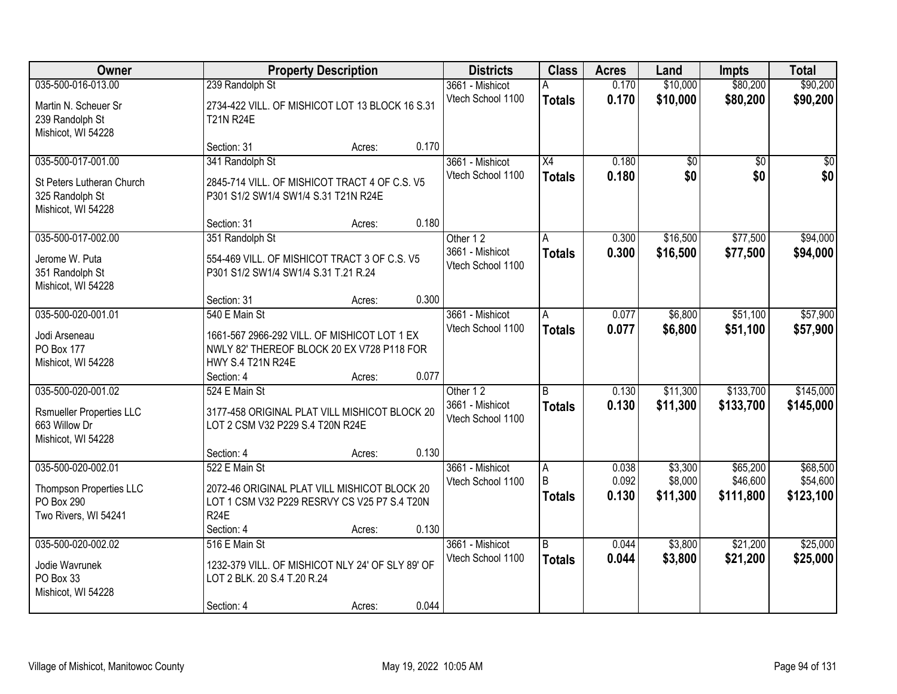| Owner | Property Description | Districts | Class | Acres | Land | Impts | Total |
|---|---|---|---|---|---|---|---|
| 035-500-016-013.00<br>Martin N. Scheuer Sr<br>239 Randolph St<br>Mishicot, WI 54228 | 239 Randolph St<br>2734-422 VILL. OF MISHICOT LOT 13 BLOCK 16 S.31 T21N R24E<br>Section: 31 Acres: 0.170 | 3661 - Mishicot<br>Vtech School 1100 | A<br>**Totals** | 0.170<br>**0.170** | $10,000<br>**$10,000** | $80,200<br>**$80,200** | $90,200<br>**$90,200** |
| 035-500-017-001.00<br>St Peters Lutheran Church<br>325 Randolph St<br>Mishicot, WI 54228 | 341 Randolph St<br>2845-714 VILL. OF MISHICOT TRACT 4 OF C.S. V5 P301 S1/2 SW1/4 SW1/4 S.31 T21N R24E<br>Section: 31 Acres: 0.180 | 3661 - Mishicot<br>Vtech School 1100 | X4<br>**Totals** | 0.180<br>**0.180** | $0<br>**$0** | $0<br>**$0** | $0<br>**$0** |
| 035-500-017-002.00<br>Jerome W. Puta<br>351 Randolph St<br>Mishicot, WI 54228 | 351 Randolph St<br>554-469 VILL. OF MISHICOT TRACT 3 OF C.S. V5 P301 S1/2 SW1/4 SW1/4 S.31 T.21 R.24<br>Section: 31 Acres: 0.300 | Other 1 2<br>3661 - Mishicot<br>Vtech School 1100 | A<br>**Totals** | 0.300<br>**0.300** | $16,500<br>**$16,500** | $77,500<br>**$77,500** | $94,000<br>**$94,000** |
| 035-500-020-001.01<br>Jodi Arseneau<br>PO Box 177<br>Mishicot, WI 54228 | 540 E Main St<br>1661-567 2966-292 VILL. OF MISHICOT LOT 1 EX NWLY 82' THEREOF BLOCK 20 EX V728 P118 FOR HWY S.4 T21N R24E<br>Section: 4 Acres: 0.077 | 3661 - Mishicot<br>Vtech School 1100 | A<br>**Totals** | 0.077<br>**0.077** | $6,800<br>**$6,800** | $51,100<br>**$51,100** | $57,900<br>**$57,900** |
| 035-500-020-001.02<br>Rsmueller Properties LLC<br>663 Willow Dr<br>Mishicot, WI 54228 | 524 E Main St<br>3177-458 ORIGINAL PLAT VILL MISHICOT BLOCK 20 LOT 2 CSM V32 P229 S.4 T20N R24E<br>Section: 4 Acres: 0.130 | Other 1 2<br>3661 - Mishicot<br>Vtech School 1100 | B<br>**Totals** | 0.130<br>**0.130** | $11,300<br>**$11,300** | $133,700<br>**$133,700** | $145,000<br>**$145,000** |
| 035-500-020-002.01<br>Thompson Properties LLC<br>PO Box 290<br>Two Rivers, WI 54241 | 522 E Main St<br>2072-46 ORIGINAL PLAT VILL MISHICOT BLOCK 20 LOT 1 CSM V32 P229 RESRVY CS V25 P7 S.4 T20N R24E<br>Section: 4 Acres: 0.130 | 3661 - Mishicot<br>Vtech School 1100 | A<br>B<br>**Totals** | 0.038<br>0.092<br>**0.130** | $3,300<br>$8,000<br>**$11,300** | $65,200<br>$46,600<br>**$111,800** | $68,500<br>$54,600<br>**$123,100** |
| 035-500-020-002.02<br>Jodie Wavrunek<br>PO Box 33<br>Mishicot, WI 54228 | 516 E Main St<br>1232-379 VILL. OF MISHICOT NLY 24' OF SLY 89' OF LOT 2 BLK. 20 S.4 T.20 R.24<br>Section: 4 Acres: 0.044 | 3661 - Mishicot<br>Vtech School 1100 | B<br>**Totals** | 0.044<br>**0.044** | $3,800<br>**$3,800** | $21,200<br>**$21,200** | $25,000<br>**$25,000** |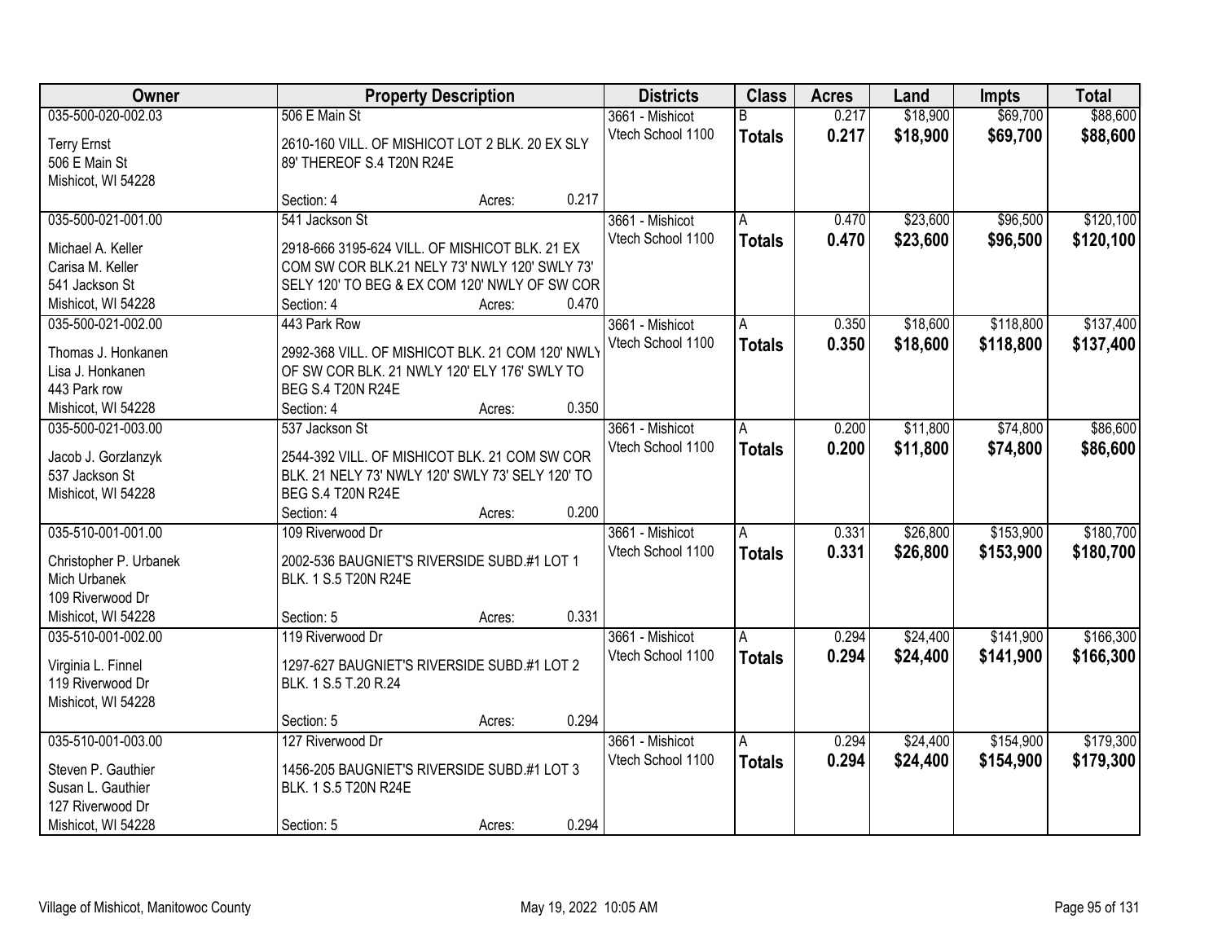| Owner | Property Description | Districts | Class | Acres | Land | Impts | Total |
|---|---|---|---|---|---|---|---|
| 035-500-020-002.03<br>Terry Ernst<br>506 E Main St<br>Mishicot, WI 54228 | 506 E Main St<br>2610-160 VILL. OF MISHICOT LOT 2 BLK. 20 EX SLY 89' THEREOF S.4 T20N R24E<br>Section: 4 Acres: 0.217 | 3661 - Mishicot<br>Vtech School 1100 | B<br>**Totals** | 0.217<br>**0.217** | $18,900<br>**$18,900** | $69,700<br>**$69,700** | $88,600<br>**$88,600** |
| 035-500-021-001.00<br>Michael A. Keller<br>Carisa M. Keller<br>541 Jackson St<br>Mishicot, WI 54228 | 541 Jackson St<br>2918-666 3195-624 VILL. OF MISHICOT BLK. 21 EX COM SW COR BLK.21 NELY 73' NWLY 120' SWLY 73' SELY 120' TO BEG & EX COM 120' NWLY OF SW COR<br>Section: 4 Acres: 0.470 | 3661 - Mishicot<br>Vtech School 1100 | A<br>**Totals** | 0.470<br>**0.470** | $23,600<br>**$23,600** | $96,500<br>**$96,500** | $120,100<br>**$120,100** |
| 035-500-021-002.00<br>Thomas J. Honkanen<br>Lisa J. Honkanen<br>443 Park row<br>Mishicot, WI 54228 | 443 Park Row<br>2992-368 VILL. OF MISHICOT BLK. 21 COM 120' NWLY OF SW COR BLK. 21 NWLY 120' ELY 176' SWLY TO BEG S.4 T20N R24E<br>Section: 4 Acres: 0.350 | 3661 - Mishicot<br>Vtech School 1100 | A<br>**Totals** | 0.350<br>**0.350** | $18,600<br>**$18,600** | $118,800<br>**$118,800** | $137,400<br>**$137,400** |
| 035-500-021-003.00<br>Jacob J. Gorzlanzyk<br>537 Jackson St<br>Mishicot, WI 54228 | 537 Jackson St<br>2544-392 VILL. OF MISHICOT BLK. 21 COM SW COR BLK. 21 NELY 73' NWLY 120' SWLY 73' SELY 120' TO BEG S.4 T20N R24E<br>Section: 4 Acres: 0.200 | 3661 - Mishicot<br>Vtech School 1100 | A<br>**Totals** | 0.200<br>**0.200** | $11,800<br>**$11,800** | $74,800<br>**$74,800** | $86,600<br>**$86,600** |
| 035-510-001-001.00<br>Christopher P. Urbanek<br>Mich Urbanek<br>109 Riverwood Dr<br>Mishicot, WI 54228 | 109 Riverwood Dr<br>2002-536 BAUGNIET'S RIVERSIDE SUBD.#1 LOT 1 BLK. 1 S.5 T20N R24E<br>Section: 5 Acres: 0.331 | 3661 - Mishicot<br>Vtech School 1100 | A<br>**Totals** | 0.331<br>**0.331** | $26,800<br>**$26,800** | $153,900<br>**$153,900** | $180,700<br>**$180,700** |
| 035-510-001-002.00<br>Virginia L. Finnel<br>119 Riverwood Dr<br>Mishicot, WI 54228 | 119 Riverwood Dr<br>1297-627 BAUGNIET'S RIVERSIDE SUBD.#1 LOT 2 BLK. 1 S.5 T.20 R.24<br>Section: 5 Acres: 0.294 | 3661 - Mishicot<br>Vtech School 1100 | A<br>**Totals** | 0.294<br>**0.294** | $24,400<br>**$24,400** | $141,900<br>**$141,900** | $166,300<br>**$166,300** |
| 035-510-001-003.00<br>Steven P. Gauthier<br>Susan L. Gauthier<br>127 Riverwood Dr<br>Mishicot, WI 54228 | 127 Riverwood Dr<br>1456-205 BAUGNIET'S RIVERSIDE SUBD.#1 LOT 3 BLK. 1 S.5 T20N R24E<br>Section: 5 Acres: 0.294 | 3661 - Mishicot<br>Vtech School 1100 | A<br>**Totals** | 0.294<br>**0.294** | $24,400<br>**$24,400** | $154,900<br>**$154,900** | $179,300<br>**$179,300** |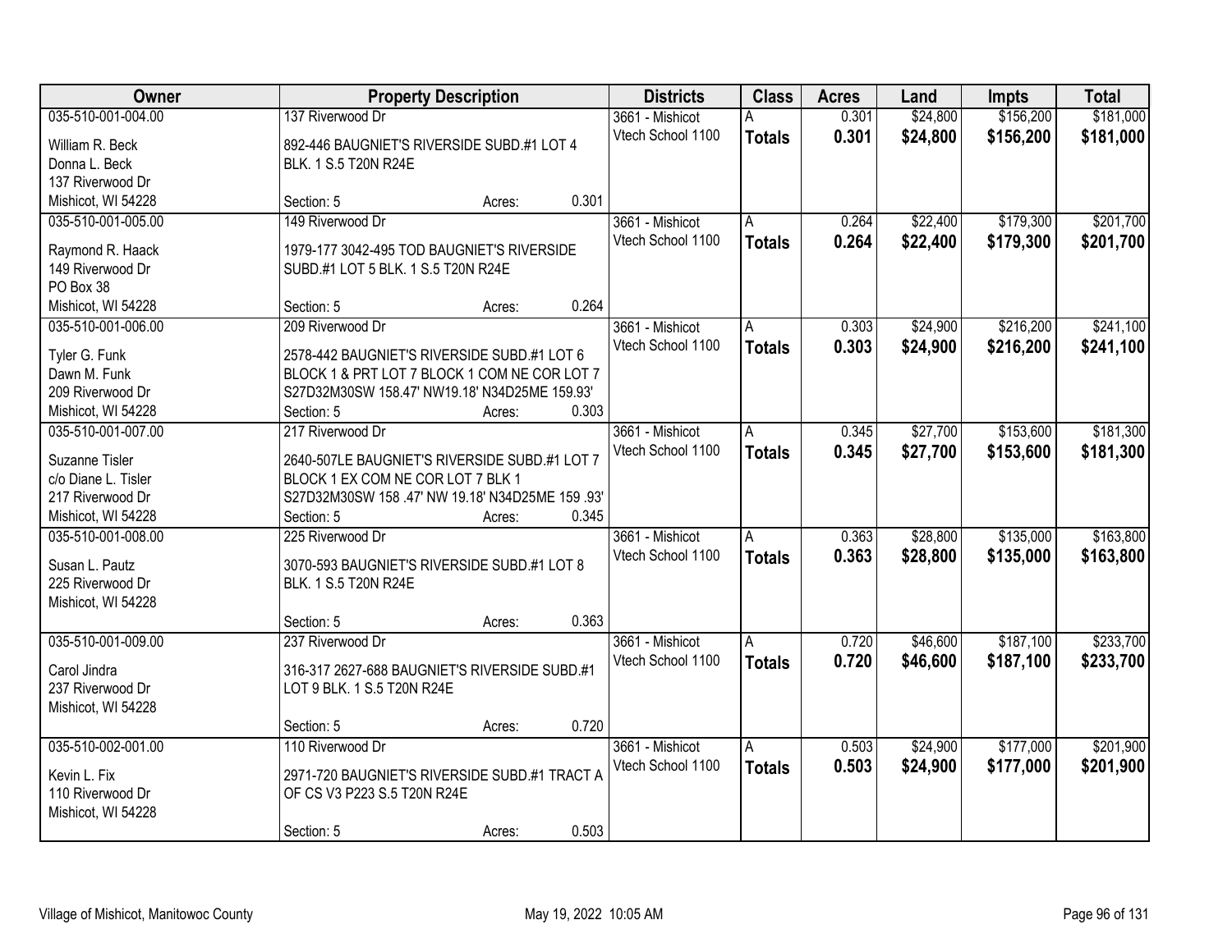| Owner | Property Description | Districts | Class | Acres | Land | Impts | Total |
|---|---|---|---|---|---|---|---|
| 035-510-001-004.00<br>William R. Beck<br>Donna L. Beck<br>137 Riverwood Dr<br>Mishicot, WI 54228 | 137 Riverwood Dr<br>892-446 BAUGNIET'S RIVERSIDE SUBD.#1 LOT 4 BLK. 1 S.5 T20N R24E<br>Section: 5 Acres: 0.301 | 3661 - Mishicot<br>Vtech School 1100 | A<br>**Totals** | 0.301<br>**0.301** | $24,800<br>**$24,800** | $156,200<br>**$156,200** | $181,000<br>**$181,000** |
| 035-510-001-005.00<br>Raymond R. Haack<br>149 Riverwood Dr<br>PO Box 38<br>Mishicot, WI 54228 | 149 Riverwood Dr<br>1979-177 3042-495 TOD BAUGNIET'S RIVERSIDE SUBD.#1 LOT 5 BLK. 1 S.5 T20N R24E<br>Section: 5 Acres: 0.264 | 3661 - Mishicot<br>Vtech School 1100 | A<br>**Totals** | 0.264<br>**0.264** | $22,400<br>**$22,400** | $179,300<br>**$179,300** | $201,700<br>**$201,700** |
| 035-510-001-006.00<br>Tyler G. Funk<br>Dawn M. Funk<br>209 Riverwood Dr<br>Mishicot, WI 54228 | 209 Riverwood Dr<br>2578-442 BAUGNIET'S RIVERSIDE SUBD.#1 LOT 6 BLOCK 1 & PRT LOT 7 BLOCK 1 COM NE COR LOT 7 S27D32M30SW 158.47' NW19.18' N34D25ME 159.93'<br>Section: 5 Acres: 0.303 | 3661 - Mishicot<br>Vtech School 1100 | A<br>**Totals** | 0.303<br>**0.303** | $24,900<br>**$24,900** | $216,200<br>**$216,200** | $241,100<br>**$241,100** |
| 035-510-001-007.00<br>Suzanne Tisler<br>c/o Diane L. Tisler<br>217 Riverwood Dr<br>Mishicot, WI 54228 | 217 Riverwood Dr<br>2640-507LE BAUGNIET'S RIVERSIDE SUBD.#1 LOT 7 BLOCK 1 EX COM NE COR LOT 7 BLK 1 S27D32M30SW 158 .47' NW 19.18' N34D25ME 159 .93'<br>Section: 5 Acres: 0.345 | 3661 - Mishicot<br>Vtech School 1100 | A<br>**Totals** | 0.345<br>**0.345** | $27,700<br>**$27,700** | $153,600<br>**$153,600** | $181,300<br>**$181,300** |
| 035-510-001-008.00<br>Susan L. Pautz<br>225 Riverwood Dr<br>Mishicot, WI 54228 | 225 Riverwood Dr<br>3070-593 BAUGNIET'S RIVERSIDE SUBD.#1 LOT 8 BLK. 1 S.5 T20N R24E<br>Section: 5 Acres: 0.363 | 3661 - Mishicot<br>Vtech School 1100 | A<br>**Totals** | 0.363<br>**0.363** | $28,800<br>**$28,800** | $135,000<br>**$135,000** | $163,800<br>**$163,800** |
| 035-510-001-009.00<br>Carol Jindra<br>237 Riverwood Dr<br>Mishicot, WI 54228 | 237 Riverwood Dr<br>316-317 2627-688 BAUGNIET'S RIVERSIDE SUBD.#1 LOT 9 BLK. 1 S.5 T20N R24E<br>Section: 5 Acres: 0.720 | 3661 - Mishicot<br>Vtech School 1100 | A<br>**Totals** | 0.720<br>**0.720** | $46,600<br>**$46,600** | $187,100<br>**$187,100** | $233,700<br>**$233,700** |
| 035-510-002-001.00<br>Kevin L. Fix<br>110 Riverwood Dr<br>Mishicot, WI 54228 | 110 Riverwood Dr<br>2971-720 BAUGNIET'S RIVERSIDE SUBD.#1 TRACT A OF CS V3 P223 S.5 T20N R24E<br>Section: 5 Acres: 0.503 | 3661 - Mishicot<br>Vtech School 1100 | A<br>**Totals** | 0.503<br>**0.503** | $24,900<br>**$24,900** | $177,000<br>**$177,000** | $201,900<br>**$201,900** |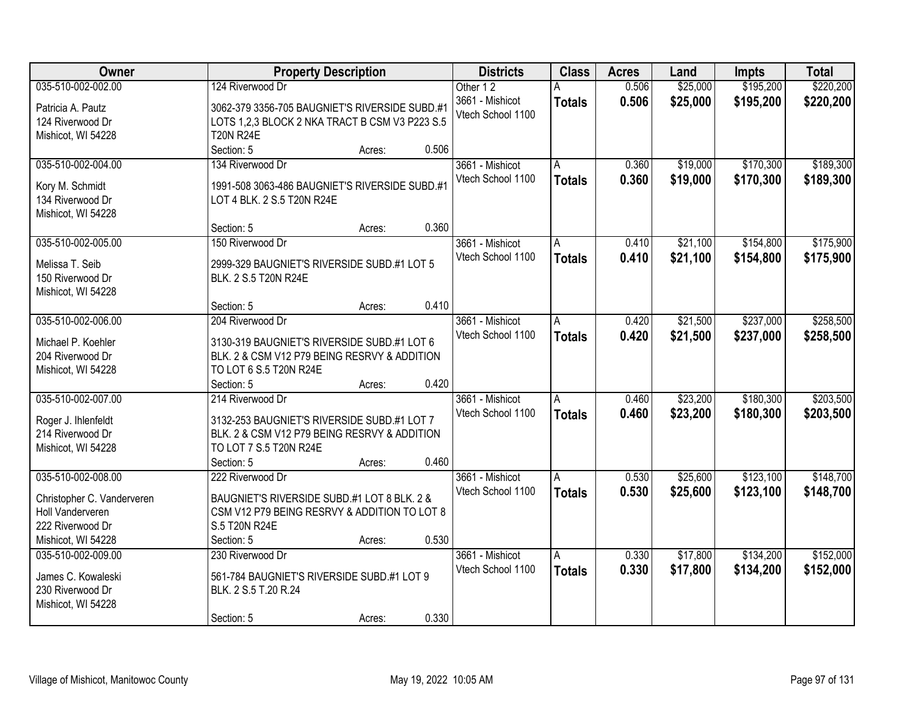| Owner | Property Description | Districts | Class | Acres | Land | Impts | Total |
|---|---|---|---|---|---|---|---|
| 035-510-002-002.00<br>Patricia A. Pautz<br>124 Riverwood Dr<br>Mishicot, WI 54228 | 124 Riverwood Dr<br>3062-379 3356-705 BAUGNIET'S RIVERSIDE SUBD.#1 LOTS 1,2,3 BLOCK 2 NKA TRACT B CSM V3 P223 S.5 T20N R24E<br>Section: 5 Acres: 0.506 | Other 1 2<br>3661 - Mishicot<br>Vtech School 1100 | A<br>**Totals** | 0.506<br>**0.506** | $25,000<br>**$25,000** | $195,200<br>**$195,200** | $220,200<br>**$220,200** |
| 035-510-002-004.00<br>Kory M. Schmidt<br>134 Riverwood Dr<br>Mishicot, WI 54228 | 134 Riverwood Dr<br>1991-508 3063-486 BAUGNIET'S RIVERSIDE SUBD.#1 LOT 4 BLK. 2 S.5 T20N R24E<br>Section: 5 Acres: 0.360 | 3661 - Mishicot<br>Vtech School 1100 | A<br>**Totals** | 0.360<br>**0.360** | $19,000<br>**$19,000** | $170,300<br>**$170,300** | $189,300<br>**$189,300** |
| 035-510-002-005.00<br>Melissa T. Seib<br>150 Riverwood Dr<br>Mishicot, WI 54228 | 150 Riverwood Dr<br>2999-329 BAUGNIET'S RIVERSIDE SUBD.#1 LOT 5 BLK. 2 S.5 T20N R24E<br>Section: 5 Acres: 0.410 | 3661 - Mishicot<br>Vtech School 1100 | A<br>**Totals** | 0.410<br>**0.410** | $21,100<br>**$21,100** | $154,800<br>**$154,800** | $175,900<br>**$175,900** |
| 035-510-002-006.00<br>Michael P. Koehler<br>204 Riverwood Dr<br>Mishicot, WI 54228 | 204 Riverwood Dr<br>3130-319 BAUGNIET'S RIVERSIDE SUBD.#1 LOT 6 BLK. 2 & CSM V12 P79 BEING RESRVY & ADDITION TO LOT 6 S.5 T20N R24E<br>Section: 5 Acres: 0.420 | 3661 - Mishicot<br>Vtech School 1100 | A<br>**Totals** | 0.420<br>**0.420** | $21,500<br>**$21,500** | $237,000<br>**$237,000** | $258,500<br>**$258,500** |
| 035-510-002-007.00<br>Roger J. Ihlenfeldt<br>214 Riverwood Dr<br>Mishicot, WI 54228 | 214 Riverwood Dr<br>3132-253 BAUGNIET'S RIVERSIDE SUBD.#1 LOT 7 BLK. 2 & CSM V12 P79 BEING RESRVY & ADDITION TO LOT 7 S.5 T20N R24E<br>Section: 5 Acres: 0.460 | 3661 - Mishicot<br>Vtech School 1100 | A<br>**Totals** | 0.460<br>**0.460** | $23,200<br>**$23,200** | $180,300<br>**$180,300** | $203,500<br>**$203,500** |
| 035-510-002-008.00<br>Christopher C. Vanderveren<br>Holl Vanderveren<br>222 Riverwood Dr<br>Mishicot, WI 54228 | 222 Riverwood Dr<br>BAUGNIET'S RIVERSIDE SUBD.#1 LOT 8 BLK. 2 & CSM V12 P79 BEING RESRVY & ADDITION TO LOT 8 S.5 T20N R24E<br>Section: 5 Acres: 0.530 | 3661 - Mishicot<br>Vtech School 1100 | A<br>**Totals** | 0.530<br>**0.530** | $25,600<br>**$25,600** | $123,100<br>**$123,100** | $148,700<br>**$148,700** |
| 035-510-002-009.00<br>James C. Kowaleski<br>230 Riverwood Dr<br>Mishicot, WI 54228 | 230 Riverwood Dr<br>561-784 BAUGNIET'S RIVERSIDE SUBD.#1 LOT 9 BLK. 2 S.5 T.20 R.24<br>Section: 5 Acres: 0.330 | 3661 - Mishicot<br>Vtech School 1100 | A<br>**Totals** | 0.330<br>**0.330** | $17,800<br>**$17,800** | $134,200<br>**$134,200** | $152,000<br>**$152,000** |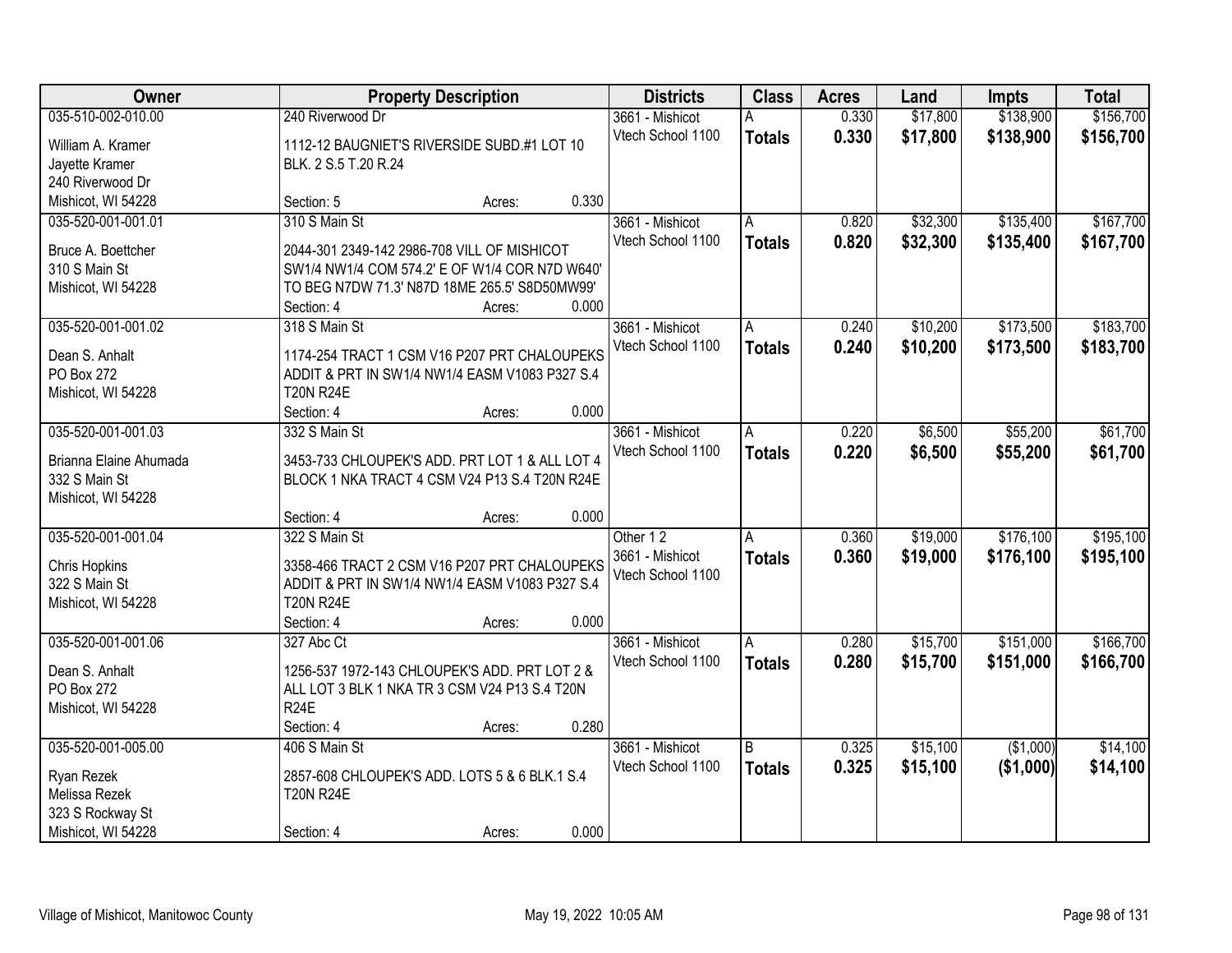| Owner | Property Description | Districts | Class | Acres | Land | Impts | Total |
|---|---|---|---|---|---|---|---|
| 035-510-002-010.00<br>William A. Kramer<br>Jayette Kramer<br>240 Riverwood Dr<br>Mishicot, WI 54228 | 240 Riverwood Dr<br>1112-12 BAUGNIET'S RIVERSIDE SUBD.#1 LOT 10 BLK. 2 S.5 T.20 R.24<br>Section: 5 Acres: 0.330 | 3661 - Mishicot<br>Vtech School 1100 | A<br>**Totals** | 0.330<br>**0.330** | $17,800<br>**$17,800** | $138,900<br>**$138,900** | $156,700<br>**$156,700** |
| 035-520-001-001.01<br>Bruce A. Boettcher<br>310 S Main St<br>Mishicot, WI 54228 | 310 S Main St<br>2044-301 2349-142 2986-708 VILL OF MISHICOT SW1/4 NW1/4 COM 574.2' E OF W1/4 COR N7D W640' TO BEG N7DW 71.3' N87D 18ME 265.5' S8D50MW99'<br>Section: 4 Acres: 0.000 | 3661 - Mishicot<br>Vtech School 1100 | A<br>**Totals** | 0.820<br>**0.820** | $32,300<br>**$32,300** | $135,400<br>**$135,400** | $167,700<br>**$167,700** |
| 035-520-001-001.02<br>Dean S. Anhalt<br>PO Box 272<br>Mishicot, WI 54228 | 318 S Main St<br>1174-254 TRACT 1 CSM V16 P207 PRT CHALOUPEKS ADDIT & PRT IN SW1/4 NW1/4 EASM V1083 P327 S.4 T20N R24E<br>Section: 4 Acres: 0.000 | 3661 - Mishicot<br>Vtech School 1100 | A<br>**Totals** | 0.240<br>**0.240** | $10,200<br>**$10,200** | $173,500<br>**$173,500** | $183,700<br>**$183,700** |
| 035-520-001-001.03<br>Brianna Elaine Ahumada<br>332 S Main St<br>Mishicot, WI 54228 | 332 S Main St<br>3453-733 CHLOUPEK'S ADD. PRT LOT 1 & ALL LOT 4 BLOCK 1 NKA TRACT 4 CSM V24 P13 S.4 T20N R24E<br>Section: 4 Acres: 0.000 | 3661 - Mishicot<br>Vtech School 1100 | A<br>**Totals** | 0.220<br>**0.220** | $6,500<br>**$6,500** | $55,200<br>**$55,200** | $61,700<br>**$61,700** |
| 035-520-001-001.04<br>Chris Hopkins<br>322 S Main St<br>Mishicot, WI 54228 | 322 S Main St<br>3358-466 TRACT 2 CSM V16 P207 PRT CHALOUPEKS ADDIT & PRT IN SW1/4 NW1/4 EASM V1083 P327 S.4 T20N R24E<br>Section: 4 Acres: 0.000 | Other 1 2<br>3661 - Mishicot<br>Vtech School 1100 | A<br>**Totals** | 0.360<br>**0.360** | $19,000<br>**$19,000** | $176,100<br>**$176,100** | $195,100<br>**$195,100** |
| 035-520-001-001.06<br>Dean S. Anhalt<br>PO Box 272<br>Mishicot, WI 54228 | 327 Abc Ct<br>1256-537 1972-143 CHLOUPEK'S ADD. PRT LOT 2 & ALL LOT 3 BLK 1 NKA TR 3 CSM V24 P13 S.4 T20N R24E<br>Section: 4 Acres: 0.280 | 3661 - Mishicot<br>Vtech School 1100 | A<br>**Totals** | 0.280<br>**0.280** | $15,700<br>**$15,700** | $151,000<br>**$151,000** | $166,700<br>**$166,700** |
| 035-520-001-005.00<br>Ryan Rezek<br>Melissa Rezek<br>323 S Rockway St<br>Mishicot, WI 54228 | 406 S Main St<br>2857-608 CHLOUPEK'S ADD. LOTS 5 & 6 BLK.1 S.4 T20N R24E<br>Section: 4 Acres: 0.000 | 3661 - Mishicot<br>Vtech School 1100 | B<br>**Totals** | 0.325<br>**0.325** | $15,100<br>**$15,100** | ($1,000)<br>**($1,000)** | $14,100<br>**$14,100** |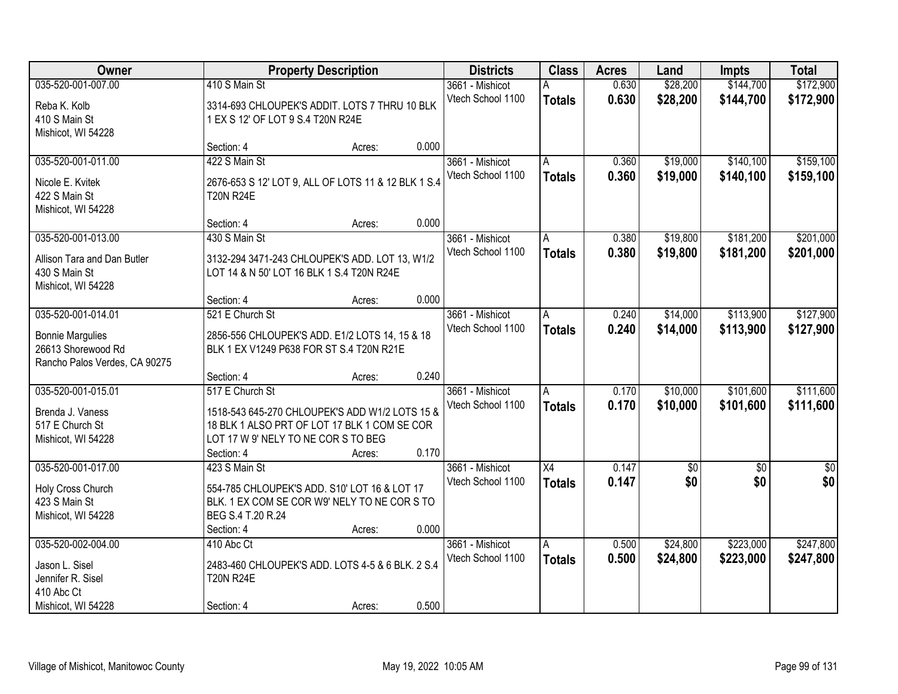| Owner | Property Description | Districts | Class | Acres | Land | Impts | Total |
|---|---|---|---|---|---|---|---|
| 035-520-001-007.00<br>Reba K. Kolb<br>410 S Main St<br>Mishicot, WI 54228 | 410 S Main St<br>3314-693 CHLOUPEK'S ADDIT. LOTS 7 THRU 10 BLK 1 EX S 12' OF LOT 9 S.4 T20N R24E<br>Section: 4 Acres: 0.000 | 3661 - Mishicot<br>Vtech School 1100 | A<br>**Totals** | 0.630<br>**0.630** | $28,200<br>**$28,200** | $144,700<br>**$144,700** | $172,900<br>**$172,900** |
| 035-520-001-011.00<br>Nicole E. Kvitek<br>422 S Main St<br>Mishicot, WI 54228 | 422 S Main St<br>2676-653 S 12' LOT 9, ALL OF LOTS 11 & 12 BLK 1 S.4 T20N R24E<br>Section: 4 Acres: 0.000 | 3661 - Mishicot<br>Vtech School 1100 | A<br>**Totals** | 0.360<br>**0.360** | $19,000<br>**$19,000** | $140,100<br>**$140,100** | $159,100<br>**$159,100** |
| 035-520-001-013.00<br>Allison Tara and Dan Butler<br>430 S Main St<br>Mishicot, WI 54228 | 430 S Main St<br>3132-294 3471-243 CHLOUPEK'S ADD. LOT 13, W1/2 LOT 14 & N 50' LOT 16 BLK 1 S.4 T20N R24E<br>Section: 4 Acres: 0.000 | 3661 - Mishicot<br>Vtech School 1100 | A<br>**Totals** | 0.380<br>**0.380** | $19,800<br>**$19,800** | $181,200<br>**$181,200** | $201,000<br>**$201,000** |
| 035-520-001-014.01<br>Bonnie Margulies<br>26613 Shorewood Rd<br>Rancho Palos Verdes, CA 90275 | 521 E Church St<br>2856-556 CHLOUPEK'S ADD. E1/2 LOTS 14, 15 & 18 BLK 1 EX V1249 P638 FOR ST S.4 T20N R21E<br>Section: 4 Acres: 0.240 | 3661 - Mishicot<br>Vtech School 1100 | A<br>**Totals** | 0.240<br>**0.240** | $14,000<br>**$14,000** | $113,900<br>**$113,900** | $127,900<br>**$127,900** |
| 035-520-001-015.01<br>Brenda J. Vaness<br>517 E Church St<br>Mishicot, WI 54228 | 517 E Church St<br>1518-543 645-270 CHLOUPEK'S ADD W1/2 LOTS 15 & 18 BLK 1 ALSO PRT OF LOT 17 BLK 1 COM SE COR LOT 17 W 9' NELY TO NE COR S TO BEG<br>Section: 4 Acres: 0.170 | 3661 - Mishicot<br>Vtech School 1100 | A<br>**Totals** | 0.170<br>**0.170** | $10,000<br>**$10,000** | $101,600<br>**$101,600** | $111,600<br>**$111,600** |
| 035-520-001-017.00<br>Holy Cross Church<br>423 S Main St<br>Mishicot, WI 54228 | 423 S Main St<br>554-785 CHLOUPEK'S ADD. S10' LOT 16 & LOT 17 BLK. 1 EX COM SE COR W9' NELY TO NE COR S TO BEG S.4 T.20 R.24<br>Section: 4 Acres: 0.000 | 3661 - Mishicot<br>Vtech School 1100 | X4<br>**Totals** | 0.147<br>**0.147** | $0<br>**$0** | $0<br>**$0** | $0<br>**$0** |
| 035-520-002-004.00<br>Jason L. Sisel<br>Jennifer R. Sisel<br>410 Abc Ct<br>Mishicot, WI 54228 | 410 Abc Ct<br>2483-460 CHLOUPEK'S ADD. LOTS 4-5 & 6 BLK. 2 S.4 T20N R24E<br>Section: 4 Acres: 0.500 | 3661 - Mishicot<br>Vtech School 1100 | A<br>**Totals** | 0.500<br>**0.500** | $24,800<br>**$24,800** | $223,000<br>**$223,000** | $247,800<br>**$247,800** |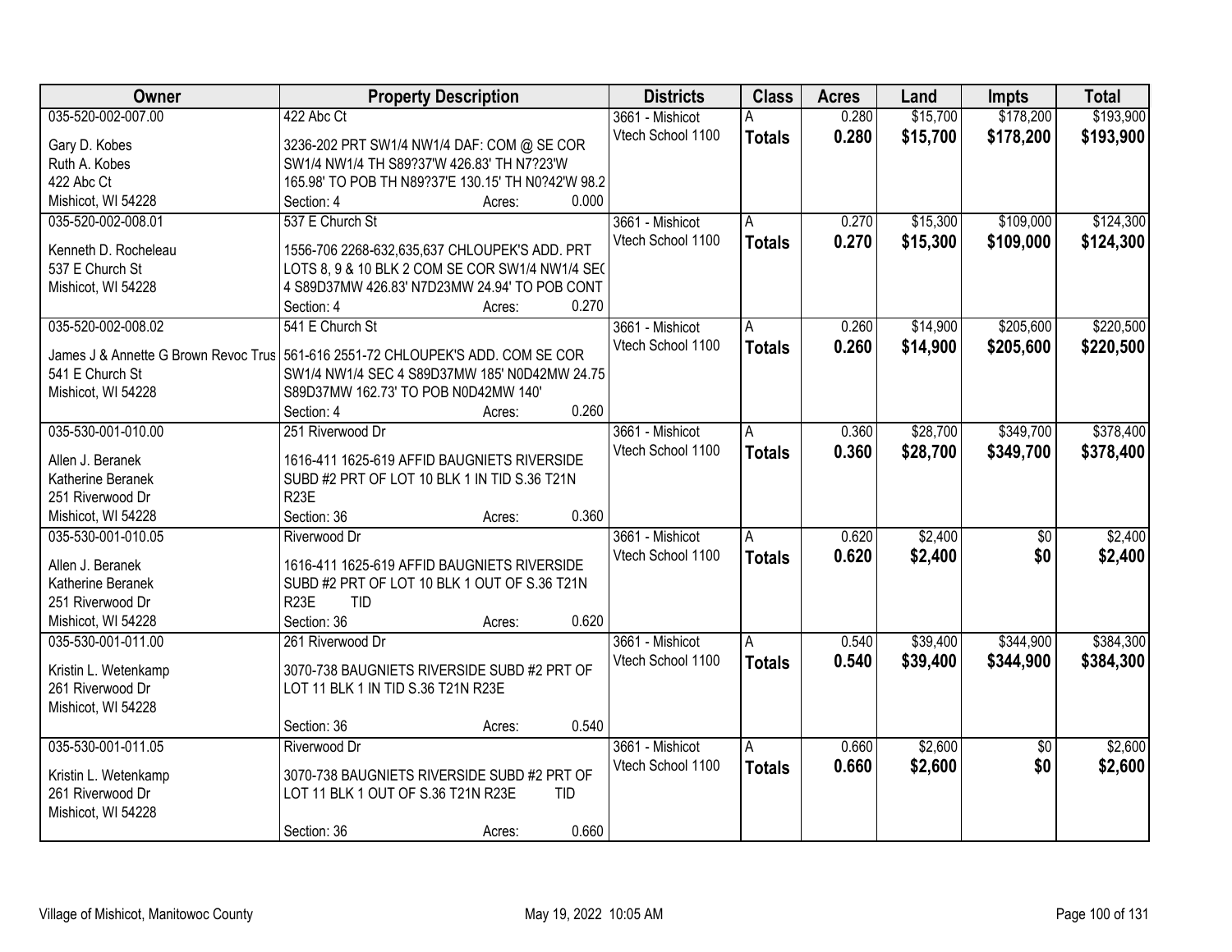| Owner | Property Description | Districts | Class | Acres | Land | Impts | Total |
|---|---|---|---|---|---|---|---|
| 035-520-002-007.00<br>Gary D. Kobes<br>Ruth A. Kobes<br>422 Abc Ct<br>Mishicot, WI 54228 | 422 Abc Ct<br>3236-202 PRT SW1/4 NW1/4 DAF: COM @ SE COR SW1/4 NW1/4 TH S89?37'W 426.83' TH N7?23'W 165.98' TO POB TH N89?37'E 130.15' TH N0?42'W 98.2<br>Section: 4 Acres: 0.000 | 3661 - Mishicot<br>Vtech School 1100 | A<br>**Totals** | 0.280<br>**0.280** | $15,700<br>**$15,700** | $178,200<br>**$178,200** | $193,900<br>**$193,900** |
| 035-520-002-008.01<br>Kenneth D. Rocheleau<br>537 E Church St<br>Mishicot, WI 54228 | 537 E Church St<br>1556-706 2268-632,635,637 CHLOUPEK'S ADD. PRT LOTS 8, 9 & 10 BLK 2 COM SE COR SW1/4 NW1/4 SEC 4 S89D37MW 426.83' N7D23MW 24.94' TO POB CONT<br>Section: 4 Acres: 0.270 | 3661 - Mishicot<br>Vtech School 1100 | A<br>**Totals** | 0.270<br>**0.270** | $15,300<br>**$15,300** | $109,000<br>**$109,000** | $124,300<br>**$124,300** |
| 035-520-002-008.02<br>James J & Annette G Brown Revoc Trus<br>541 E Church St<br>Mishicot, WI 54228 | 541 E Church St<br>561-616 2551-72 CHLOUPEK'S ADD. COM SE COR SW1/4 NW1/4 SEC 4 S89D37MW 185' N0D42MW 24.75 S89D37MW 162.73' TO POB N0D42MW 140'<br>Section: 4 Acres: 0.260 | 3661 - Mishicot<br>Vtech School 1100 | A<br>**Totals** | 0.260<br>**0.260** | $14,900<br>**$14,900** | $205,600<br>**$205,600** | $220,500<br>**$220,500** |
| 035-530-001-010.00<br>Allen J. Beranek<br>Katherine Beranek<br>251 Riverwood Dr<br>Mishicot, WI 54228 | 251 Riverwood Dr<br>1616-411 1625-619 AFFID BAUGNIETS RIVERSIDE SUBD #2 PRT OF LOT 10 BLK 1 IN TID S.36 T21N R23E<br>Section: 36 Acres: 0.360 | 3661 - Mishicot<br>Vtech School 1100 | A<br>**Totals** | 0.360<br>**0.360** | $28,700<br>**$28,700** | $349,700<br>**$349,700** | $378,400<br>**$378,400** |
| 035-530-001-010.05<br>Allen J. Beranek<br>Katherine Beranek<br>251 Riverwood Dr<br>Mishicot, WI 54228 | Riverwood Dr<br>1616-411 1625-619 AFFID BAUGNIETS RIVERSIDE SUBD #2 PRT OF LOT 10 BLK 1 OUT OF S.36 T21N R23E TID<br>Section: 36 Acres: 0.620 | 3661 - Mishicot<br>Vtech School 1100 | A<br>**Totals** | 0.620<br>**0.620** | $2,400<br>**$2,400** | $0<br>**$0** | $2,400<br>**$2,400** |
| 035-530-001-011.00<br>Kristin L. Wetenkamp<br>261 Riverwood Dr<br>Mishicot, WI 54228 | 261 Riverwood Dr<br>3070-738 BAUGNIETS RIVERSIDE SUBD #2 PRT OF LOT 11 BLK 1 IN TID S.36 T21N R23E<br>Section: 36 Acres: 0.540 | 3661 - Mishicot<br>Vtech School 1100 | A<br>**Totals** | 0.540<br>**0.540** | $39,400<br>**$39,400** | $344,900<br>**$344,900** | $384,300<br>**$384,300** |
| 035-530-001-011.05<br>Kristin L. Wetenkamp<br>261 Riverwood Dr<br>Mishicot, WI 54228 | Riverwood Dr<br>3070-738 BAUGNIETS RIVERSIDE SUBD #2 PRT OF LOT 11 BLK 1 OUT OF S.36 T21N R23E TID<br>Section: 36 Acres: 0.660 | 3661 - Mishicot<br>Vtech School 1100 | A<br>**Totals** | 0.660<br>**0.660** | $2,600<br>**$2,600** | $0<br>**$0** | $2,600<br>**$2,600** |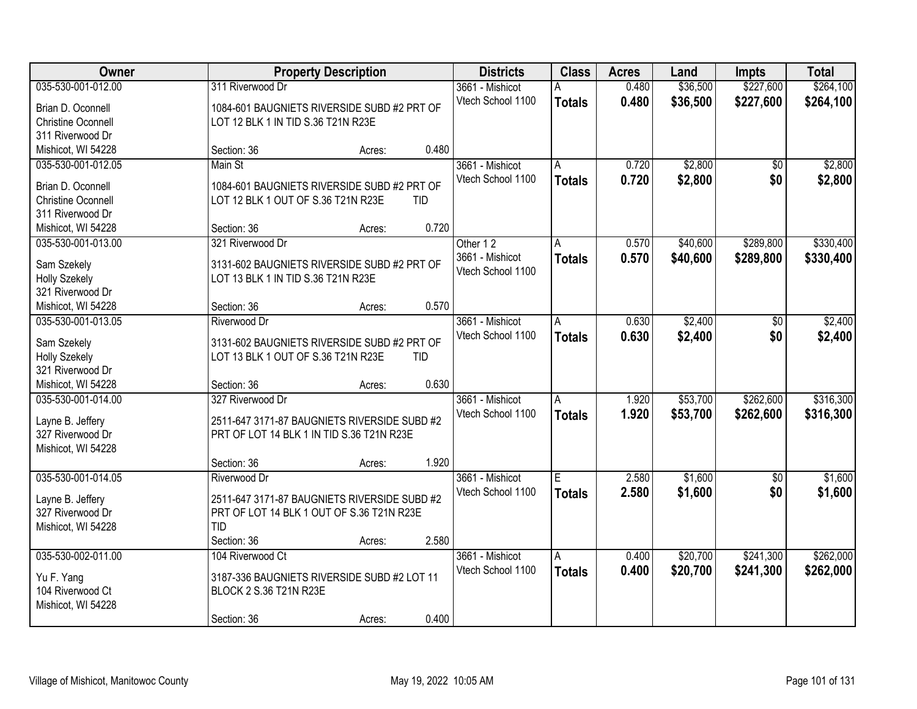| Owner | Property Description | Districts | Class | Acres | Land | Impts | Total |
|---|---|---|---|---|---|---|---|
| 035-530-001-012.00<br>Brian D. Oconnell<br>Christine Oconnell<br>311 Riverwood Dr<br>Mishicot, WI 54228 | 311 Riverwood Dr<br>1084-601 BAUGNIETS RIVERSIDE SUBD #2 PRT OF LOT 12 BLK 1 IN TID S.36 T21N R23E<br>Section: 36 Acres: 0.480 | 3661 - Mishicot<br>Vtech School 1100 | A<br>**Totals** | 0.480<br>**0.480** | $36,500<br>**$36,500** | $227,600<br>**$227,600** | $264,100<br>**$264,100** |
| 035-530-001-012.05<br>Brian D. Oconnell<br>Christine Oconnell<br>311 Riverwood Dr<br>Mishicot, WI 54228 | Main St<br>1084-601 BAUGNIETS RIVERSIDE SUBD #2 PRT OF LOT 12 BLK 1 OUT OF S.36 T21N R23E TID<br>Section: 36 Acres: 0.720 | 3661 - Mishicot<br>Vtech School 1100 | A<br>**Totals** | 0.720<br>**0.720** | $2,800<br>**$2,800** | $0<br>**$0** | $2,800<br>**$2,800** |
| 035-530-001-013.00<br>Sam Szekely<br>Holly Szekely<br>321 Riverwood Dr<br>Mishicot, WI 54228 | 321 Riverwood Dr<br>3131-602 BAUGNIETS RIVERSIDE SUBD #2 PRT OF LOT 13 BLK 1 IN TID S.36 T21N R23E<br>Section: 36 Acres: 0.570 | Other 1 2<br>3661 - Mishicot<br>Vtech School 1100 | A<br>**Totals** | 0.570<br>**0.570** | $40,600<br>**$40,600** | $289,800<br>**$289,800** | $330,400<br>**$330,400** |
| 035-530-001-013.05<br>Sam Szekely<br>Holly Szekely<br>321 Riverwood Dr<br>Mishicot, WI 54228 | Riverwood Dr<br>3131-602 BAUGNIETS RIVERSIDE SUBD #2 PRT OF LOT 13 BLK 1 OUT OF S.36 T21N R23E TID<br>Section: 36 Acres: 0.630 | 3661 - Mishicot<br>Vtech School 1100 | A<br>**Totals** | 0.630<br>**0.630** | $2,400<br>**$2,400** | $0<br>**$0** | $2,400<br>**$2,400** |
| 035-530-001-014.00<br>Layne B. Jeffery<br>327 Riverwood Dr<br>Mishicot, WI 54228 | 327 Riverwood Dr<br>2511-647 3171-87 BAUGNIETS RIVERSIDE SUBD #2 PRT OF LOT 14 BLK 1 IN TID S.36 T21N R23E<br>Section: 36 Acres: 1.920 | 3661 - Mishicot<br>Vtech School 1100 | A<br>**Totals** | 1.920<br>**1.920** | $53,700<br>**$53,700** | $262,600<br>**$262,600** | $316,300<br>**$316,300** |
| 035-530-001-014.05<br>Layne B. Jeffery<br>327 Riverwood Dr<br>Mishicot, WI 54228 | Riverwood Dr<br>2511-647 3171-87 BAUGNIETS RIVERSIDE SUBD #2 PRT OF LOT 14 BLK 1 OUT OF S.36 T21N R23E TID<br>Section: 36 Acres: 2.580 | 3661 - Mishicot<br>Vtech School 1100 | E<br>**Totals** | 2.580<br>**2.580** | $1,600<br>**$1,600** | $0<br>**$0** | $1,600<br>**$1,600** |
| 035-530-002-011.00<br>Yu F. Yang<br>104 Riverwood Ct<br>Mishicot, WI 54228 | 104 Riverwood Ct<br>3187-336 BAUGNIETS RIVERSIDE SUBD #2 LOT 11 BLOCK 2 S.36 T21N R23E<br>Section: 36 Acres: 0.400 | 3661 - Mishicot<br>Vtech School 1100 | A<br>**Totals** | 0.400<br>**0.400** | $20,700<br>**$20,700** | $241,300<br>**$241,300** | $262,000<br>**$262,000** |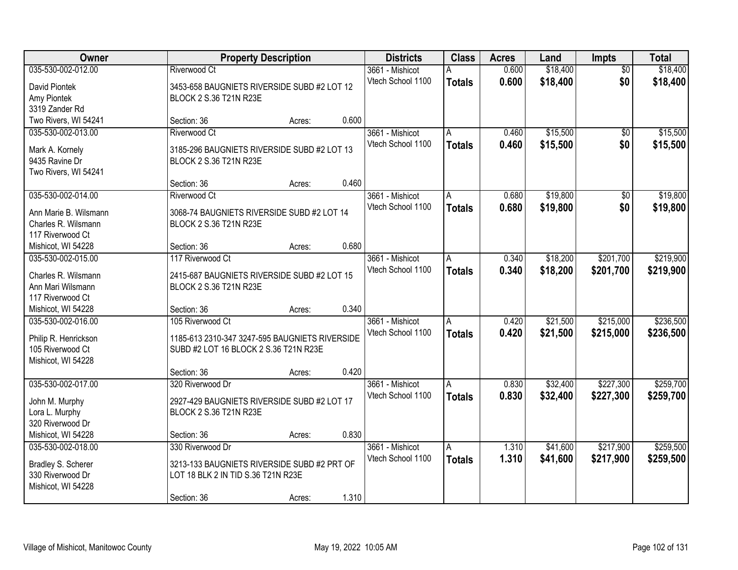| Owner | Property Description | Districts | Class | Acres | Land | Impts | Total |
|---|---|---|---|---|---|---|---|
| 035-530-002-012.00<br>David Piontek<br>Amy Piontek<br>3319 Zander Rd<br>Two Rivers, WI 54241 | Riverwood Ct<br>3453-658 BAUGNIETS RIVERSIDE SUBD #2 LOT 12 BLOCK 2 S.36 T21N R23E<br>Section: 36 Acres: 0.600 | 3661 - Mishicot<br>Vtech School 1100 | A<br>**Totals** | 0.600<br>**0.600** | $18,400<br>**$18,400** | $0<br>**$0** | $18,400<br>**$18,400** |
| 035-530-002-013.00<br>Mark A. Kornely<br>9435 Ravine Dr<br>Two Rivers, WI 54241 | Riverwood Ct<br>3185-296 BAUGNIETS RIVERSIDE SUBD #2 LOT 13 BLOCK 2 S.36 T21N R23E<br>Section: 36 Acres: 0.460 | 3661 - Mishicot<br>Vtech School 1100 | A<br>**Totals** | 0.460<br>**0.460** | $15,500<br>**$15,500** | $0<br>**$0** | $15,500<br>**$15,500** |
| 035-530-002-014.00<br>Ann Marie B. Wilsmann<br>Charles R. Wilsmann<br>117 Riverwood Ct<br>Mishicot, WI 54228 | Riverwood Ct<br>3068-74 BAUGNIETS RIVERSIDE SUBD #2 LOT 14 BLOCK 2 S.36 T21N R23E<br>Section: 36 Acres: 0.680 | 3661 - Mishicot<br>Vtech School 1100 | A<br>**Totals** | 0.680<br>**0.680** | $19,800<br>**$19,800** | $0<br>**$0** | $19,800<br>**$19,800** |
| 035-530-002-015.00<br>Charles R. Wilsmann<br>Ann Mari Wilsmann<br>117 Riverwood Ct<br>Mishicot, WI 54228 | 117 Riverwood Ct<br>2415-687 BAUGNIETS RIVERSIDE SUBD #2 LOT 15 BLOCK 2 S.36 T21N R23E<br>Section: 36 Acres: 0.340 | 3661 - Mishicot<br>Vtech School 1100 | A<br>**Totals** | 0.340<br>**0.340** | $18,200<br>**$18,200** | $201,700<br>**$201,700** | $219,900<br>**$219,900** |
| 035-530-002-016.00<br>Philip R. Henrickson<br>105 Riverwood Ct<br>Mishicot, WI 54228 | 105 Riverwood Ct<br>1185-613 2310-347 3247-595 BAUGNIETS RIVERSIDE SUBD #2 LOT 16 BLOCK 2 S.36 T21N R23E<br>Section: 36 Acres: 0.420 | 3661 - Mishicot<br>Vtech School 1100 | A<br>**Totals** | 0.420<br>**0.420** | $21,500<br>**$21,500** | $215,000<br>**$215,000** | $236,500<br>**$236,500** |
| 035-530-002-017.00<br>John M. Murphy<br>Lora L. Murphy<br>320 Riverwood Dr<br>Mishicot, WI 54228 | 320 Riverwood Dr<br>2927-429 BAUGNIETS RIVERSIDE SUBD #2 LOT 17 BLOCK 2 S.36 T21N R23E<br>Section: 36 Acres: 0.830 | 3661 - Mishicot<br>Vtech School 1100 | A<br>**Totals** | 0.830<br>**0.830** | $32,400<br>**$32,400** | $227,300<br>**$227,300** | $259,700<br>**$259,700** |
| 035-530-002-018.00<br>Bradley S. Scherer<br>330 Riverwood Dr<br>Mishicot, WI 54228 | 330 Riverwood Dr<br>3213-133 BAUGNIETS RIVERSIDE SUBD #2 PRT OF LOT 18 BLK 2 IN TID S.36 T21N R23E<br>Section: 36 Acres: 1.310 | 3661 - Mishicot<br>Vtech School 1100 | A<br>**Totals** | 1.310<br>**1.310** | $41,600<br>**$41,600** | $217,900<br>**$217,900** | $259,500<br>**$259,500** |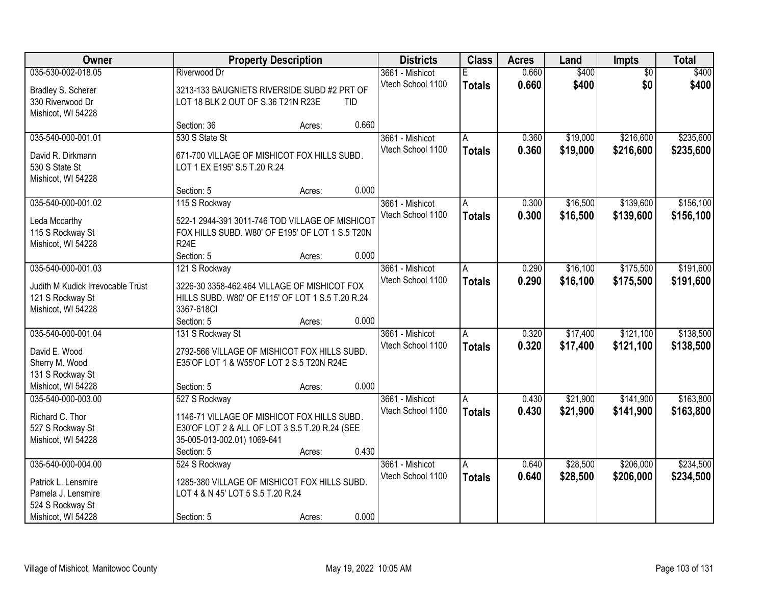| Owner | Property Description | Districts | Class | Acres | Land | Impts | Total |
|---|---|---|---|---|---|---|---|
| 035-530-002-018.05<br>Bradley S. Scherer<br>330 Riverwood Dr<br>Mishicot, WI 54228 | Riverwood Dr<br>3213-133 BAUGNIETS RIVERSIDE SUBD #2 PRT OF LOT 18 BLK 2 OUT OF S.36 T21N R23E TID<br>Section: 36 Acres: 0.660 | 3661 - Mishicot<br>Vtech School 1100 | E<br>**Totals** | 0.660<br>**0.660** | \$400<br>**\$400** | \$0<br>**\$0** | \$400<br>**\$400** |
| 035-540-000-001.01<br>David R. Dirkmann<br>530 S State St<br>Mishicot, WI 54228 | 530 S State St<br>671-700 VILLAGE OF MISHICOT FOX HILLS SUBD. LOT 1 EX E195' S.5 T.20 R.24<br>Section: 5 Acres: 0.000 | 3661 - Mishicot<br>Vtech School 1100 | A<br>**Totals** | 0.360<br>**0.360** | \$19,000<br>**\$19,000** | \$216,600<br>**\$216,600** | \$235,600<br>**\$235,600** |
| 035-540-000-001.02<br>Leda Mccarthy<br>115 S Rockway St<br>Mishicot, WI 54228 | 115 S Rockway<br>522-1 2944-391 3011-746 TOD VILLAGE OF MISHICOT FOX HILLS SUBD. W80' OF E195' OF LOT 1 S.5 T20N R24E<br>Section: 5 Acres: 0.000 | 3661 - Mishicot<br>Vtech School 1100 | A<br>**Totals** | 0.300<br>**0.300** | \$16,500<br>**\$16,500** | \$139,600<br>**\$139,600** | \$156,100<br>**\$156,100** |
| 035-540-000-001.03<br>Judith M Kudick Irrevocable Trust<br>121 S Rockway St<br>Mishicot, WI 54228 | 121 S Rockway<br>3226-30 3358-462,464 VILLAGE OF MISHICOT FOX HILLS SUBD. W80' OF E115' OF LOT 1 S.5 T.20 R.24 3367-618CI<br>Section: 5 Acres: 0.000 | 3661 - Mishicot<br>Vtech School 1100 | A<br>**Totals** | 0.290<br>**0.290** | \$16,100<br>**\$16,100** | \$175,500<br>**\$175,500** | \$191,600<br>**\$191,600** |
| 035-540-000-001.04<br>David E. Wood<br>Sherry M. Wood<br>131 S Rockway St<br>Mishicot, WI 54228 | 131 S Rockway St<br>2792-566 VILLAGE OF MISHICOT FOX HILLS SUBD. E35'OF LOT 1 & W55'OF LOT 2 S.5 T20N R24E<br>Section: 5 Acres: 0.000 | 3661 - Mishicot<br>Vtech School 1100 | A<br>**Totals** | 0.320<br>**0.320** | \$17,400<br>**\$17,400** | \$121,100<br>**\$121,100** | \$138,500<br>**\$138,500** |
| 035-540-000-003.00<br>Richard C. Thor<br>527 S Rockway St<br>Mishicot, WI 54228 | 527 S Rockway<br>1146-71 VILLAGE OF MISHICOT FOX HILLS SUBD. E30'OF LOT 2 & ALL OF LOT 3 S.5 T.20 R.24 (SEE 35-005-013-002.01) 1069-641<br>Section: 5 Acres: 0.430 | 3661 - Mishicot<br>Vtech School 1100 | A<br>**Totals** | 0.430<br>**0.430** | \$21,900<br>**\$21,900** | \$141,900<br>**\$141,900** | \$163,800<br>**\$163,800** |
| 035-540-000-004.00<br>Patrick L. Lensmire<br>Pamela J. Lensmire<br>524 S Rockway St<br>Mishicot, WI 54228 | 524 S Rockway<br>1285-380 VILLAGE OF MISHICOT FOX HILLS SUBD. LOT 4 & N 45' LOT 5 S.5 T.20 R.24<br>Section: 5 Acres: 0.000 | 3661 - Mishicot<br>Vtech School 1100 | A<br>**Totals** | 0.640<br>**0.640** | \$28,500<br>**\$28,500** | \$206,000<br>**\$206,000** | \$234,500<br>**\$234,500** |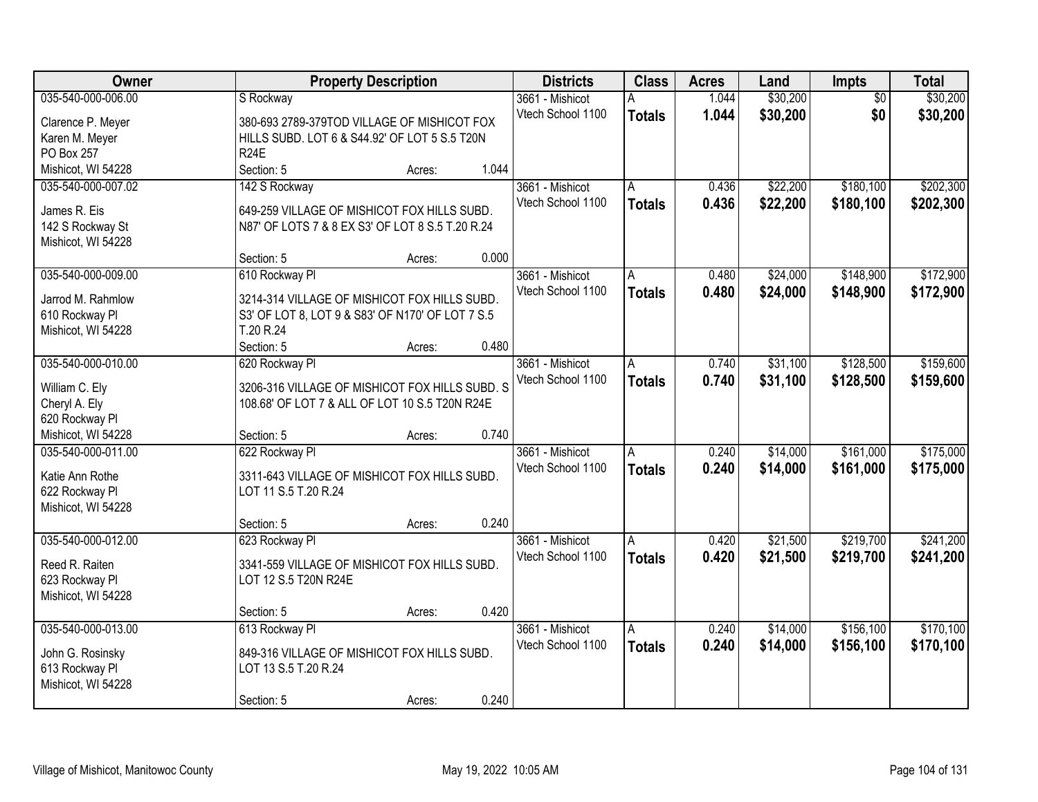| Owner | Property Description | Districts | Class | Acres | Land | Impts | Total |
|---|---|---|---|---|---|---|---|
| 035-540-000-006.00<br>Clarence P. Meyer<br>Karen M. Meyer<br>PO Box 257<br>Mishicot, WI 54228 | S Rockway<br>380-693 2789-379TOD VILLAGE OF MISHICOT FOX HILLS SUBD. LOT 6 & S44.92' OF LOT 5 S.5 T20N R24E<br>Section: 5 Acres: 1.044 | 3661 - Mishicot<br>Vtech School 1100 | A<br>**Totals** | 1.044<br>**1.044** | $30,200<br>**$30,200** | $0<br>**$0** | $30,200<br>**$30,200** |
| 035-540-000-007.02<br>James R. Eis<br>142 S Rockway St<br>Mishicot, WI 54228 | 142 S Rockway<br>649-259 VILLAGE OF MISHICOT FOX HILLS SUBD. N87' OF LOTS 7 & 8 EX S3' OF LOT 8 S.5 T.20 R.24<br>Section: 5 Acres: 0.000 | 3661 - Mishicot<br>Vtech School 1100 | A<br>**Totals** | 0.436<br>**0.436** | $22,200<br>**$22,200** | $180,100<br>**$180,100** | $202,300<br>**$202,300** |
| 035-540-000-009.00<br>Jarrod M. Rahmlow<br>610 Rockway Pl<br>Mishicot, WI 54228 | 610 Rockway Pl<br>3214-314 VILLAGE OF MISHICOT FOX HILLS SUBD. S3' OF LOT 8, LOT 9 & S83' OF N170' OF LOT 7 S.5 T.20 R.24<br>Section: 5 Acres: 0.480 | 3661 - Mishicot<br>Vtech School 1100 | A<br>**Totals** | 0.480<br>**0.480** | $24,000<br>**$24,000** | $148,900<br>**$148,900** | $172,900<br>**$172,900** |
| 035-540-000-010.00<br>William C. Ely<br>Cheryl A. Ely<br>620 Rockway Pl<br>Mishicot, WI 54228 | 620 Rockway Pl<br>3206-316 VILLAGE OF MISHICOT FOX HILLS SUBD. S 108.68' OF LOT 7 & ALL OF LOT 10 S.5 T20N R24E<br>Section: 5 Acres: 0.740 | 3661 - Mishicot<br>Vtech School 1100 | A<br>**Totals** | 0.740<br>**0.740** | $31,100<br>**$31,100** | $128,500<br>**$128,500** | $159,600<br>**$159,600** |
| 035-540-000-011.00<br>Katie Ann Rothe<br>622 Rockway Pl<br>Mishicot, WI 54228 | 622 Rockway Pl<br>3311-643 VILLAGE OF MISHICOT FOX HILLS SUBD. LOT 11 S.5 T.20 R.24<br>Section: 5 Acres: 0.240 | 3661 - Mishicot<br>Vtech School 1100 | A<br>**Totals** | 0.240<br>**0.240** | $14,000<br>**$14,000** | $161,000<br>**$161,000** | $175,000<br>**$175,000** |
| 035-540-000-012.00<br>Reed R. Raiten<br>623 Rockway Pl<br>Mishicot, WI 54228 | 623 Rockway Pl<br>3341-559 VILLAGE OF MISHICOT FOX HILLS SUBD. LOT 12 S.5 T20N R24E<br>Section: 5 Acres: 0.420 | 3661 - Mishicot<br>Vtech School 1100 | A<br>**Totals** | 0.420<br>**0.420** | $21,500<br>**$21,500** | $219,700<br>**$219,700** | $241,200<br>**$241,200** |
| 035-540-000-013.00<br>John G. Rosinsky<br>613 Rockway Pl<br>Mishicot, WI 54228 | 613 Rockway Pl<br>849-316 VILLAGE OF MISHICOT FOX HILLS SUBD. LOT 13 S.5 T.20 R.24<br>Section: 5 Acres: 0.240 | 3661 - Mishicot<br>Vtech School 1100 | A<br>**Totals** | 0.240<br>**0.240** | $14,000<br>**$14,000** | $156,100<br>**$156,100** | $170,100<br>**$170,100** |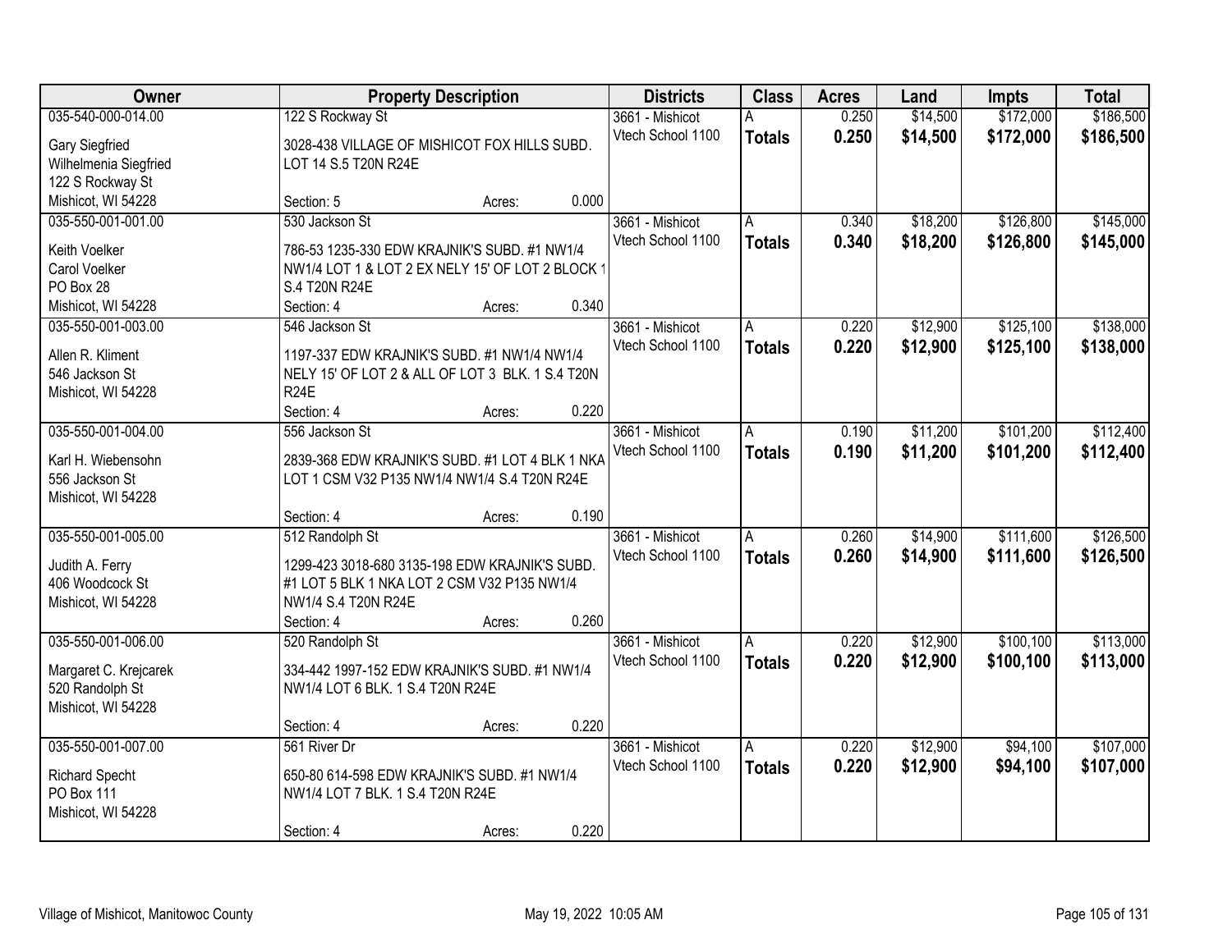| Owner | Property Description | Districts | Class | Acres | Land | Impts | Total |
|---|---|---|---|---|---|---|---|
| 035-540-000-014.00<br>Gary Siegfried<br>Wilhelmenia Siegfried<br>122 S Rockway St<br>Mishicot, WI 54228 | 122 S Rockway St<br>3028-438 VILLAGE OF MISHICOT FOX HILLS SUBD. LOT 14 S.5 T20N R24E<br>Section: 5 Acres: 0.000 | 3661 - Mishicot<br>Vtech School 1100 | A<br>**Totals** | 0.250<br>**0.250** | $14,500<br>**$14,500** | $172,000<br>**$172,000** | $186,500<br>**$186,500** |
| 035-550-001-001.00<br>Keith Voelker<br>Carol Voelker<br>PO Box 28<br>Mishicot, WI 54228 | 530 Jackson St<br>786-53 1235-330 EDW KRAJNIK'S SUBD. #1 NW1/4 NW1/4 LOT 1 & LOT 2 EX NELY 15' OF LOT 2 BLOCK 1 S.4 T20N R24E<br>Section: 4 Acres: 0.340 | 3661 - Mishicot<br>Vtech School 1100 | A<br>**Totals** | 0.340<br>**0.340** | $18,200<br>**$18,200** | $126,800<br>**$126,800** | $145,000<br>**$145,000** |
| 035-550-001-003.00<br>Allen R. Kliment<br>546 Jackson St<br>Mishicot, WI 54228 | 546 Jackson St<br>1197-337 EDW KRAJNIK'S SUBD. #1 NW1/4 NW1/4 NELY 15' OF LOT 2 & ALL OF LOT 3 BLK. 1 S.4 T20N R24E<br>Section: 4 Acres: 0.220 | 3661 - Mishicot<br>Vtech School 1100 | A<br>**Totals** | 0.220<br>**0.220** | $12,900<br>**$12,900** | $125,100<br>**$125,100** | $138,000<br>**$138,000** |
| 035-550-001-004.00<br>Karl H. Wiebensohn<br>556 Jackson St<br>Mishicot, WI 54228 | 556 Jackson St<br>2839-368 EDW KRAJNIK'S SUBD. #1 LOT 4 BLK 1 NKA LOT 1 CSM V32 P135 NW1/4 NW1/4 S.4 T20N R24E<br>Section: 4 Acres: 0.190 | 3661 - Mishicot<br>Vtech School 1100 | A<br>**Totals** | 0.190<br>**0.190** | $11,200<br>**$11,200** | $101,200<br>**$101,200** | $112,400<br>**$112,400** |
| 035-550-001-005.00<br>Judith A. Ferry<br>406 Woodcock St<br>Mishicot, WI 54228 | 512 Randolph St<br>1299-423 3018-680 3135-198 EDW KRAJNIK'S SUBD. #1 LOT 5 BLK 1 NKA LOT 2 CSM V32 P135 NW1/4 NW1/4 S.4 T20N R24E<br>Section: 4 Acres: 0.260 | 3661 - Mishicot<br>Vtech School 1100 | A<br>**Totals** | 0.260<br>**0.260** | $14,900<br>**$14,900** | $111,600<br>**$111,600** | $126,500<br>**$126,500** |
| 035-550-001-006.00<br>Margaret C. Krejcarek<br>520 Randolph St<br>Mishicot, WI 54228 | 520 Randolph St<br>334-442 1997-152 EDW KRAJNIK'S SUBD. #1 NW1/4 NW1/4 LOT 6 BLK. 1 S.4 T20N R24E<br>Section: 4 Acres: 0.220 | 3661 - Mishicot<br>Vtech School 1100 | A<br>**Totals** | 0.220<br>**0.220** | $12,900<br>**$12,900** | $100,100<br>**$100,100** | $113,000<br>**$113,000** |
| 035-550-001-007.00<br>Richard Specht<br>PO Box 111<br>Mishicot, WI 54228 | 561 River Dr<br>650-80 614-598 EDW KRAJNIK'S SUBD. #1 NW1/4 NW1/4 LOT 7 BLK. 1 S.4 T20N R24E<br>Section: 4 Acres: 0.220 | 3661 - Mishicot<br>Vtech School 1100 | A<br>**Totals** | 0.220<br>**0.220** | $12,900<br>**$12,900** | $94,100<br>**$94,100** | $107,000<br>**$107,000** |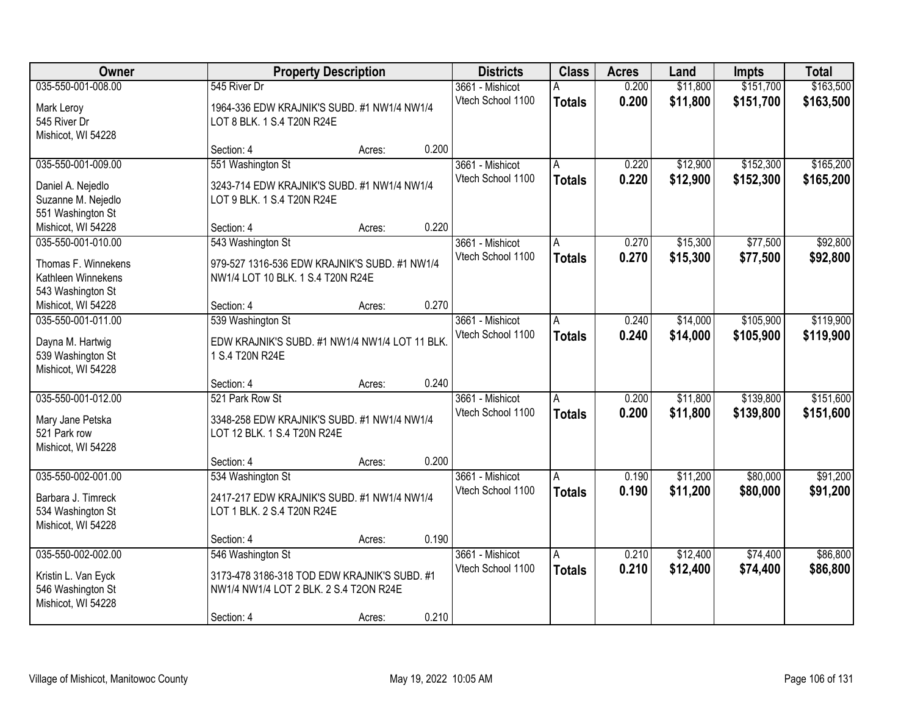| Owner | Property Description | Districts | Class | Acres | Land | Impts | Total |
|---|---|---|---|---|---|---|---|
| 035-550-001-008.00<br>Mark Leroy<br>545 River Dr<br>Mishicot, WI 54228 | 545 River Dr<br>1964-336 EDW KRAJNIK'S SUBD. #1 NW1/4 NW1/4 LOT 8 BLK. 1 S.4 T20N R24E<br>Section: 4 Acres: 0.200 | 3661 - Mishicot<br>Vtech School 1100 | A<br>**Totals** | 0.200<br>**0.200** | $11,800<br>**$11,800** | $151,700<br>**$151,700** | $163,500<br>**$163,500** |
| 035-550-001-009.00<br>Daniel A. Nejedlo<br>Suzanne M. Nejedlo<br>551 Washington St<br>Mishicot, WI 54228 | 551 Washington St<br>3243-714 EDW KRAJNIK'S SUBD. #1 NW1/4 NW1/4 LOT 9 BLK. 1 S.4 T20N R24E<br>Section: 4 Acres: 0.220 | 3661 - Mishicot<br>Vtech School 1100 | A<br>**Totals** | 0.220<br>**0.220** | $12,900<br>**$12,900** | $152,300<br>**$152,300** | $165,200<br>**$165,200** |
| 035-550-001-010.00<br>Thomas F. Winnekens<br>Kathleen Winnekens<br>543 Washington St<br>Mishicot, WI 54228 | 543 Washington St<br>979-527 1316-536 EDW KRAJNIK'S SUBD. #1 NW1/4 NW1/4 LOT 10 BLK. 1 S.4 T20N R24E<br>Section: 4 Acres: 0.270 | 3661 - Mishicot<br>Vtech School 1100 | A<br>**Totals** | 0.270<br>**0.270** | $15,300<br>**$15,300** | $77,500<br>**$77,500** | $92,800<br>**$92,800** |
| 035-550-001-011.00<br>Dayna M. Hartwig<br>539 Washington St<br>Mishicot, WI 54228 | 539 Washington St<br>EDW KRAJNIK'S SUBD. #1 NW1/4 NW1/4 LOT 11 BLK. 1 S.4 T20N R24E<br>Section: 4 Acres: 0.240 | 3661 - Mishicot<br>Vtech School 1100 | A<br>**Totals** | 0.240<br>**0.240** | $14,000<br>**$14,000** | $105,900<br>**$105,900** | $119,900<br>**$119,900** |
| 035-550-001-012.00<br>Mary Jane Petska<br>521 Park row<br>Mishicot, WI 54228 | 521 Park Row St<br>3348-258 EDW KRAJNIK'S SUBD. #1 NW1/4 NW1/4 LOT 12 BLK. 1 S.4 T20N R24E<br>Section: 4 Acres: 0.200 | 3661 - Mishicot<br>Vtech School 1100 | A<br>**Totals** | 0.200<br>**0.200** | $11,800<br>**$11,800** | $139,800<br>**$139,800** | $151,600<br>**$151,600** |
| 035-550-002-001.00<br>Barbara J. Timreck<br>534 Washington St<br>Mishicot, WI 54228 | 534 Washington St<br>2417-217 EDW KRAJNIK'S SUBD. #1 NW1/4 NW1/4 LOT 1 BLK. 2 S.4 T20N R24E<br>Section: 4 Acres: 0.190 | 3661 - Mishicot<br>Vtech School 1100 | A<br>**Totals** | 0.190<br>**0.190** | $11,200<br>**$11,200** | $80,000<br>**$80,000** | $91,200<br>**$91,200** |
| 035-550-002-002.00<br>Kristin L. Van Eyck<br>546 Washington St<br>Mishicot, WI 54228 | 546 Washington St<br>3173-478 3186-318 TOD EDW KRAJNIK'S SUBD. #1 NW1/4 NW1/4 LOT 2 BLK. 2 S.4 T2ON R24E<br>Section: 4 Acres: 0.210 | 3661 - Mishicot<br>Vtech School 1100 | A<br>**Totals** | 0.210<br>**0.210** | $12,400<br>**$12,400** | $74,400<br>**$74,400** | $86,800<br>**$86,800** |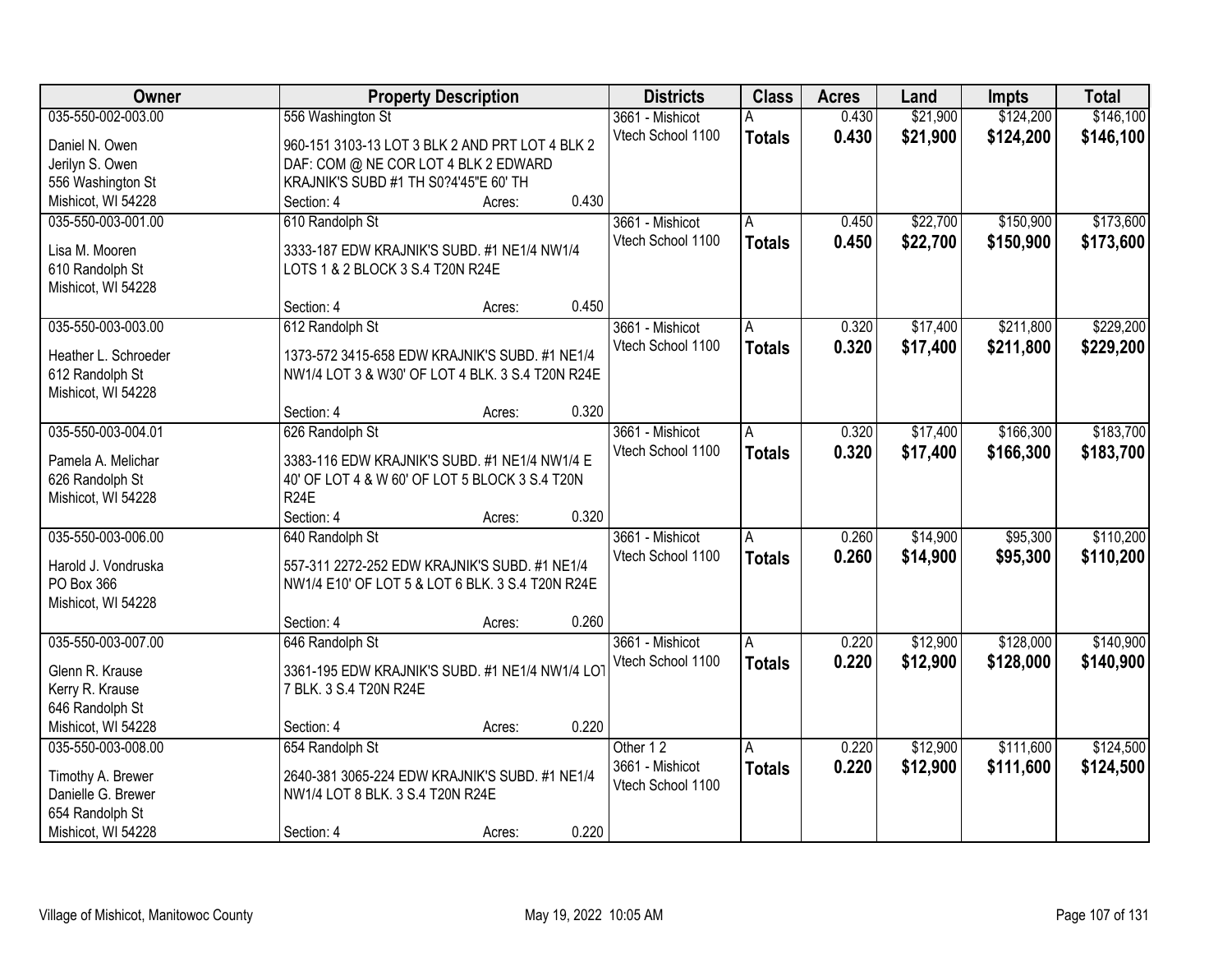| Owner | Property Description | Districts | Class | Acres | Land | Impts | Total |
|---|---|---|---|---|---|---|---|
| 035-550-002-003.00<br>Daniel N. Owen<br>Jerilyn S. Owen<br>556 Washington St<br>Mishicot, WI 54228 | 556 Washington St<br>960-151 3103-13 LOT 3 BLK 2 AND PRT LOT 4 BLK 2 DAF: COM @ NE COR LOT 4 BLK 2 EDWARD KRAJNIK'S SUBD #1 TH S0?4'45"E 60' TH<br>Section: 4 Acres: 0.430 | 3661 - Mishicot<br>Vtech School 1100 | A<br>**Totals** | 0.430<br>**0.430** | $21,900<br>**$21,900** | $124,200<br>**$124,200** | $146,100<br>**$146,100** |
| 035-550-003-001.00<br>Lisa M. Mooren<br>610 Randolph St<br>Mishicot, WI 54228 | 610 Randolph St<br>3333-187 EDW KRAJNIK'S SUBD. #1 NE1/4 NW1/4 LOTS 1 & 2 BLOCK 3 S.4 T20N R24E<br>Section: 4 Acres: 0.450 | 3661 - Mishicot<br>Vtech School 1100 | A<br>**Totals** | 0.450<br>**0.450** | $22,700<br>**$22,700** | $150,900<br>**$150,900** | $173,600<br>**$173,600** |
| 035-550-003-003.00<br>Heather L. Schroeder<br>612 Randolph St<br>Mishicot, WI 54228 | 612 Randolph St<br>1373-572 3415-658 EDW KRAJNIK'S SUBD. #1 NE1/4 NW1/4 LOT 3 & W30' OF LOT 4 BLK. 3 S.4 T20N R24E<br>Section: 4 Acres: 0.320 | 3661 - Mishicot<br>Vtech School 1100 | A<br>**Totals** | 0.320<br>**0.320** | $17,400<br>**$17,400** | $211,800<br>**$211,800** | $229,200<br>**$229,200** |
| 035-550-003-004.01<br>Pamela A. Melichar<br>626 Randolph St<br>Mishicot, WI 54228 | 626 Randolph St<br>3383-116 EDW KRAJNIK'S SUBD. #1 NE1/4 NW1/4 E 40' OF LOT 4 & W 60' OF LOT 5 BLOCK 3 S.4 T20N R24E<br>Section: 4 Acres: 0.320 | 3661 - Mishicot<br>Vtech School 1100 | A<br>**Totals** | 0.320<br>**0.320** | $17,400<br>**$17,400** | $166,300<br>**$166,300** | $183,700<br>**$183,700** |
| 035-550-003-006.00<br>Harold J. Vondruska<br>PO Box 366<br>Mishicot, WI 54228 | 640 Randolph St<br>557-311 2272-252 EDW KRAJNIK'S SUBD. #1 NE1/4 NW1/4 E10' OF LOT 5 & LOT 6 BLK. 3 S.4 T20N R24E<br>Section: 4 Acres: 0.260 | 3661 - Mishicot<br>Vtech School 1100 | A<br>**Totals** | 0.260<br>**0.260** | $14,900<br>**$14,900** | $95,300<br>**$95,300** | $110,200<br>**$110,200** |
| 035-550-003-007.00<br>Glenn R. Krause<br>Kerry R. Krause<br>646 Randolph St<br>Mishicot, WI 54228 | 646 Randolph St<br>3361-195 EDW KRAJNIK'S SUBD. #1 NE1/4 NW1/4 LOT 7 BLK. 3 S.4 T20N R24E<br>Section: 4 Acres: 0.220 | 3661 - Mishicot<br>Vtech School 1100 | A<br>**Totals** | 0.220<br>**0.220** | $12,900<br>**$12,900** | $128,000<br>**$128,000** | $140,900<br>**$140,900** |
| 035-550-003-008.00<br>Timothy A. Brewer<br>Danielle G. Brewer<br>654 Randolph St<br>Mishicot, WI 54228 | 654 Randolph St<br>2640-381 3065-224 EDW KRAJNIK'S SUBD. #1 NE1/4 NW1/4 LOT 8 BLK. 3 S.4 T20N R24E<br>Section: 4 Acres: 0.220 | Other 1 2<br>3661 - Mishicot<br>Vtech School 1100 | A<br>**Totals** | 0.220<br>**0.220** | $12,900<br>**$12,900** | $111,600<br>**$111,600** | $124,500<br>**$124,500** |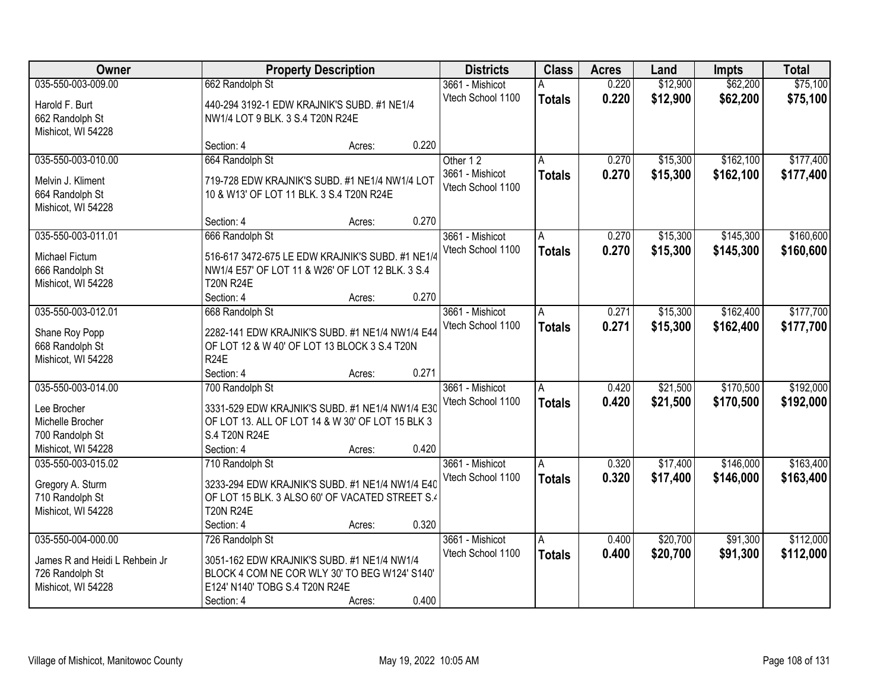| Owner | Property Description | Districts | Class | Acres | Land | Impts | Total |
|---|---|---|---|---|---|---|---|
| 035-550-003-009.00<br>Harold F. Burt<br>662 Randolph St<br>Mishicot, WI 54228 | 662 Randolph St<br>440-294 3192-1 EDW KRAJNIK'S SUBD. #1 NE1/4 NW1/4 LOT 9 BLK. 3 S.4 T20N R24E<br>Section: 4 Acres: 0.220 | 3661 - Mishicot<br>Vtech School 1100 | A<br>**Totals** | 0.220<br>**0.220** | $12,900<br>**$12,900** | $62,200<br>**$62,200** | $75,100<br>**$75,100** |
| 035-550-003-010.00<br>Melvin J. Kliment<br>664 Randolph St<br>Mishicot, WI 54228 | 664 Randolph St<br>719-728 EDW KRAJNIK'S SUBD. #1 NE1/4 NW1/4 LOT 10 & W13' OF LOT 11 BLK. 3 S.4 T20N R24E<br>Section: 4 Acres: 0.270 | Other 1 2<br>3661 - Mishicot<br>Vtech School 1100 | A<br>**Totals** | 0.270<br>**0.270** | $15,300<br>**$15,300** | $162,100<br>**$162,100** | $177,400<br>**$177,400** |
| 035-550-003-011.01<br>Michael Fictum<br>666 Randolph St<br>Mishicot, WI 54228 | 666 Randolph St<br>516-617 3472-675 LE EDW KRAJNIK'S SUBD. #1 NE1/4 NW1/4 E57' OF LOT 11 & W26' OF LOT 12 BLK. 3 S.4 T20N R24E<br>Section: 4 Acres: 0.270 | 3661 - Mishicot<br>Vtech School 1100 | A<br>**Totals** | 0.270<br>**0.270** | $15,300<br>**$15,300** | $145,300<br>**$145,300** | $160,600<br>**$160,600** |
| 035-550-003-012.01<br>Shane Roy Popp<br>668 Randolph St<br>Mishicot, WI 54228 | 668 Randolph St<br>2282-141 EDW KRAJNIK'S SUBD. #1 NE1/4 NW1/4 E44 OF LOT 12 & W 40' OF LOT 13 BLOCK 3 S.4 T20N R24E<br>Section: 4 Acres: 0.271 | 3661 - Mishicot<br>Vtech School 1100 | A<br>**Totals** | 0.271<br>**0.271** | $15,300<br>**$15,300** | $162,400<br>**$162,400** | $177,700<br>**$177,700** |
| 035-550-003-014.00<br>Lee Brocher<br>Michelle Brocher<br>700 Randolph St<br>Mishicot, WI 54228 | 700 Randolph St<br>3331-529 EDW KRAJNIK'S SUBD. #1 NE1/4 NW1/4 E30 OF LOT 13. ALL OF LOT 14 & W 30' OF LOT 15 BLK 3 S.4 T20N R24E<br>Section: 4 Acres: 0.420 | 3661 - Mishicot<br>Vtech School 1100 | A<br>**Totals** | 0.420<br>**0.420** | $21,500<br>**$21,500** | $170,500<br>**$170,500** | $192,000<br>**$192,000** |
| 035-550-003-015.02<br>Gregory A. Sturm<br>710 Randolph St<br>Mishicot, WI 54228 | 710 Randolph St<br>3233-294 EDW KRAJNIK'S SUBD. #1 NE1/4 NW1/4 E40 OF LOT 15 BLK. 3 ALSO 60' OF VACATED STREET S.4 T20N R24E<br>Section: 4 Acres: 0.320 | 3661 - Mishicot<br>Vtech School 1100 | A<br>**Totals** | 0.320<br>**0.320** | $17,400<br>**$17,400** | $146,000<br>**$146,000** | $163,400<br>**$163,400** |
| 035-550-004-000.00<br>James R and Heidi L Rehbein Jr<br>726 Randolph St<br>Mishicot, WI 54228 | 726 Randolph St<br>3051-162 EDW KRAJNIK'S SUBD. #1 NE1/4 NW1/4 BLOCK 4 COM NE COR WLY 30' TO BEG W124' S140' E124' N140' TOBG S.4 T20N R24E<br>Section: 4 Acres: 0.400 | 3661 - Mishicot<br>Vtech School 1100 | A<br>**Totals** | 0.400<br>**0.400** | $20,700<br>**$20,700** | $91,300<br>**$91,300** | $112,000<br>**$112,000** |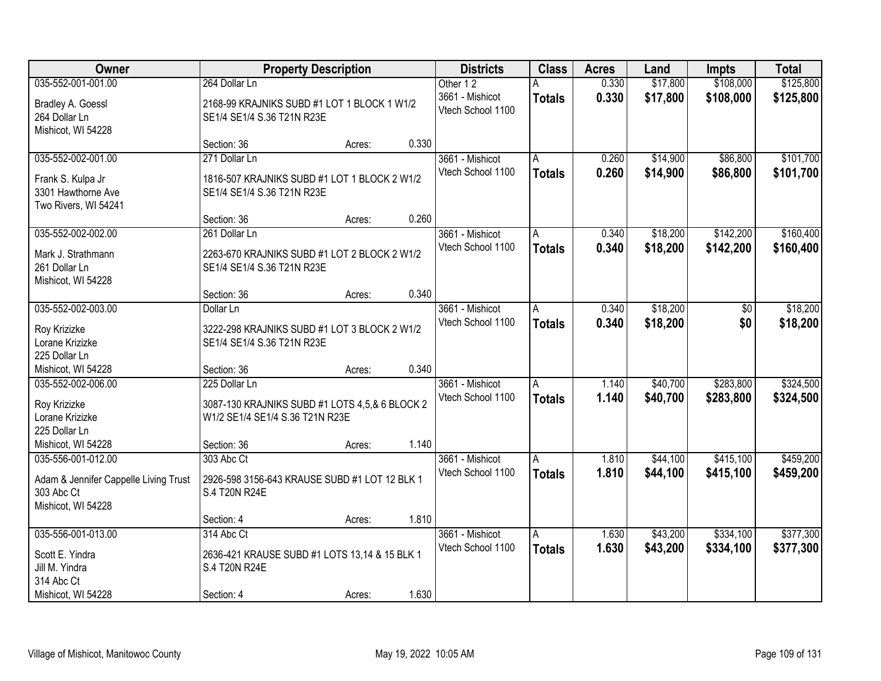| Owner | Property Description | Districts | Class | Acres | Land | Impts | Total |
|---|---|---|---|---|---|---|---|
| 035-552-001-001.00<br>Bradley A. Goessl<br>264 Dollar Ln<br>Mishicot, WI 54228 | 264 Dollar Ln<br>2168-99 KRAJNIKS SUBD #1 LOT 1 BLOCK 1 W1/2 SE1/4 SE1/4 S.36 T21N R23E<br>Section: 36 Acres: 0.330 | Other 1 2<br>3661 - Mishicot<br>Vtech School 1100 | A<br>**Totals** | 0.330<br>**0.330** | $17,800<br>**$17,800** | $108,000<br>**$108,000** | $125,800<br>**$125,800** |
| 035-552-002-001.00<br>Frank S. Kulpa Jr<br>3301 Hawthorne Ave<br>Two Rivers, WI 54241 | 271 Dollar Ln<br>1816-507 KRAJNIKS SUBD #1 LOT 1 BLOCK 2 W1/2 SE1/4 SE1/4 S.36 T21N R23E<br>Section: 36 Acres: 0.260 | 3661 - Mishicot<br>Vtech School 1100 | A<br>**Totals** | 0.260<br>**0.260** | $14,900<br>**$14,900** | $86,800<br>**$86,800** | $101,700<br>**$101,700** |
| 035-552-002-002.00<br>Mark J. Strathmann<br>261 Dollar Ln<br>Mishicot, WI 54228 | 261 Dollar Ln<br>2263-670 KRAJNIKS SUBD #1 LOT 2 BLOCK 2 W1/2 SE1/4 SE1/4 S.36 T21N R23E<br>Section: 36 Acres: 0.340 | 3661 - Mishicot<br>Vtech School 1100 | A<br>**Totals** | 0.340<br>**0.340** | $18,200<br>**$18,200** | $142,200<br>**$142,200** | $160,400<br>**$160,400** |
| 035-552-002-003.00<br>Roy Krizizke<br>Lorane Krizizke<br>225 Dollar Ln<br>Mishicot, WI 54228 | Dollar Ln<br>3222-298 KRAJNIKS SUBD #1 LOT 3 BLOCK 2 W1/2 SE1/4 SE1/4 S.36 T21N R23E<br>Section: 36 Acres: 0.340 | 3661 - Mishicot<br>Vtech School 1100 | A<br>**Totals** | 0.340<br>**0.340** | $18,200<br>**$18,200** | $0<br>**$0** | $18,200<br>**$18,200** |
| 035-552-002-006.00<br>Roy Krizizke<br>Lorane Krizizke<br>225 Dollar Ln<br>Mishicot, WI 54228 | 225 Dollar Ln<br>3087-130 KRAJNIKS SUBD #1 LOTS 4,5,& 6 BLOCK 2 W1/2 SE1/4 SE1/4 S.36 T21N R23E<br>Section: 36 Acres: 1.140 | 3661 - Mishicot<br>Vtech School 1100 | A<br>**Totals** | 1.140<br>**1.140** | $40,700<br>**$40,700** | $283,800<br>**$283,800** | $324,500<br>**$324,500** |
| 035-556-001-012.00<br>Adam & Jennifer Cappelle Living Trust<br>303 Abc Ct<br>Mishicot, WI 54228 | 303 Abc Ct<br>2926-598 3156-643 KRAUSE SUBD #1 LOT 12 BLK 1 S.4 T20N R24E<br>Section: 4 Acres: 1.810 | 3661 - Mishicot<br>Vtech School 1100 | A<br>**Totals** | 1.810<br>**1.810** | $44,100<br>**$44,100** | $415,100<br>**$415,100** | $459,200<br>**$459,200** |
| 035-556-001-013.00<br>Scott E. Yindra<br>Jill M. Yindra<br>314 Abc Ct<br>Mishicot, WI 54228 | 314 Abc Ct<br>2636-421 KRAUSE SUBD #1 LOTS 13,14 & 15 BLK 1 S.4 T20N R24E<br>Section: 4 Acres: 1.630 | 3661 - Mishicot<br>Vtech School 1100 | A<br>**Totals** | 1.630<br>**1.630** | $43,200<br>**$43,200** | $334,100<br>**$334,100** | $377,300<br>**$377,300** |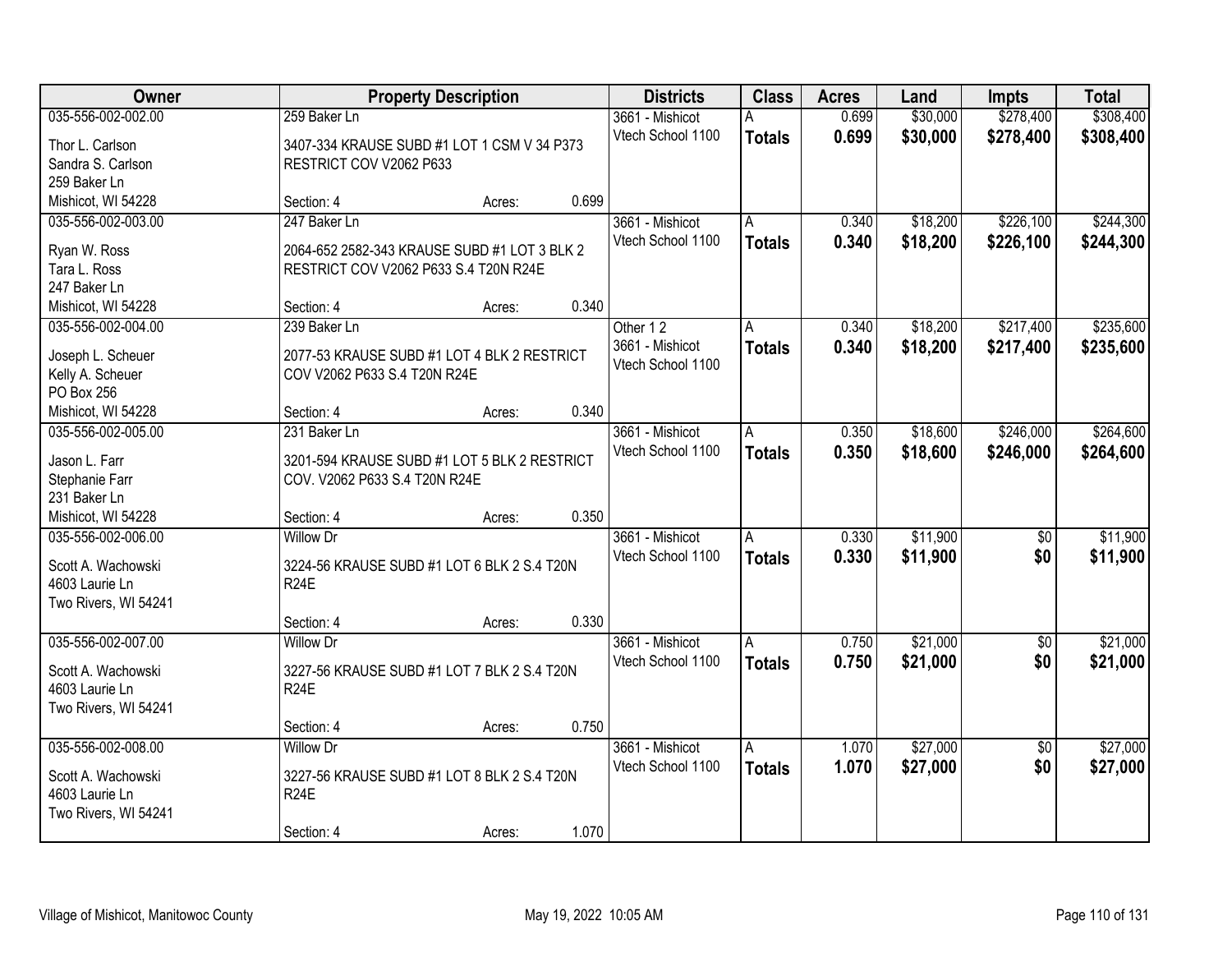| Owner | Property Description | | | Districts | Class | Acres | Land | Impts | Total |
|---|---|---|---|---|---|---|---|---|---|
| 035-556-002-002.00<br>Thor L. Carlson<br>Sandra S. Carlson<br>259 Baker Ln<br>Mishicot, WI 54228 | 259 Baker Ln<br>3407-334 KRAUSE SUBD #1 LOT 1 CSM V 34 P373 RESTRICT COV V2062 P633<br>Section: 4 | Acres: | 0.699 | 3661 - Mishicot<br>Vtech School 1100 | A<br>**Totals** | 0.699<br>**0.699** | $30,000<br>**$30,000** | $278,400<br>**$278,400** | $308,400<br>**$308,400** |
| 035-556-002-003.00<br>Ryan W. Ross<br>Tara L. Ross<br>247 Baker Ln<br>Mishicot, WI 54228 | 247 Baker Ln<br>2064-652 2582-343 KRAUSE SUBD #1 LOT 3 BLK 2 RESTRICT COV V2062 P633 S.4 T20N R24E<br>Section: 4 | Acres: | 0.340 | 3661 - Mishicot<br>Vtech School 1100 | A<br>**Totals** | 0.340<br>**0.340** | $18,200<br>**$18,200** | $226,100<br>**$226,100** | $244,300<br>**$244,300** |
| 035-556-002-004.00<br>Joseph L. Scheuer<br>Kelly A. Scheuer<br>PO Box 256<br>Mishicot, WI 54228 | 239 Baker Ln<br>2077-53 KRAUSE SUBD #1 LOT 4 BLK 2 RESTRICT COV V2062 P633 S.4 T20N R24E<br>Section: 4 | Acres: | 0.340 | Other 1 2<br>3661 - Mishicot<br>Vtech School 1100 | A<br>**Totals** | 0.340<br>**0.340** | $18,200<br>**$18,200** | $217,400<br>**$217,400** | $235,600<br>**$235,600** |
| 035-556-002-005.00<br>Jason L. Farr<br>Stephanie Farr<br>231 Baker Ln<br>Mishicot, WI 54228 | 231 Baker Ln<br>3201-594 KRAUSE SUBD #1 LOT 5 BLK 2 RESTRICT COV. V2062 P633 S.4 T20N R24E<br>Section: 4 | Acres: | 0.350 | 3661 - Mishicot<br>Vtech School 1100 | A<br>**Totals** | 0.350<br>**0.350** | $18,600<br>**$18,600** | $246,000<br>**$246,000** | $264,600<br>**$264,600** |
| 035-556-002-006.00<br>Scott A. Wachowski<br>4603 Laurie Ln<br>Two Rivers, WI 54241 | Willow Dr<br>3224-56 KRAUSE SUBD #1 LOT 6 BLK 2 S.4 T20N R24E<br>Section: 4 | Acres: | 0.330 | 3661 - Mishicot<br>Vtech School 1100 | A<br>**Totals** | 0.330<br>**0.330** | $11,900<br>**$11,900** | $0<br>**$0** | $11,900<br>**$11,900** |
| 035-556-002-007.00<br>Scott A. Wachowski<br>4603 Laurie Ln<br>Two Rivers, WI 54241 | Willow Dr<br>3227-56 KRAUSE SUBD #1 LOT 7 BLK 2 S.4 T20N R24E<br>Section: 4 | Acres: | 0.750 | 3661 - Mishicot<br>Vtech School 1100 | A<br>**Totals** | 0.750<br>**0.750** | $21,000<br>**$21,000** | $0<br>**$0** | $21,000<br>**$21,000** |
| 035-556-002-008.00<br>Scott A. Wachowski<br>4603 Laurie Ln<br>Two Rivers, WI 54241 | Willow Dr<br>3227-56 KRAUSE SUBD #1 LOT 8 BLK 2 S.4 T20N R24E<br>Section: 4 | Acres: | 1.070 | 3661 - Mishicot<br>Vtech School 1100 | A<br>**Totals** | 1.070<br>**1.070** | $27,000<br>**$27,000** | $0<br>**$0** | $27,000<br>**$27,000** |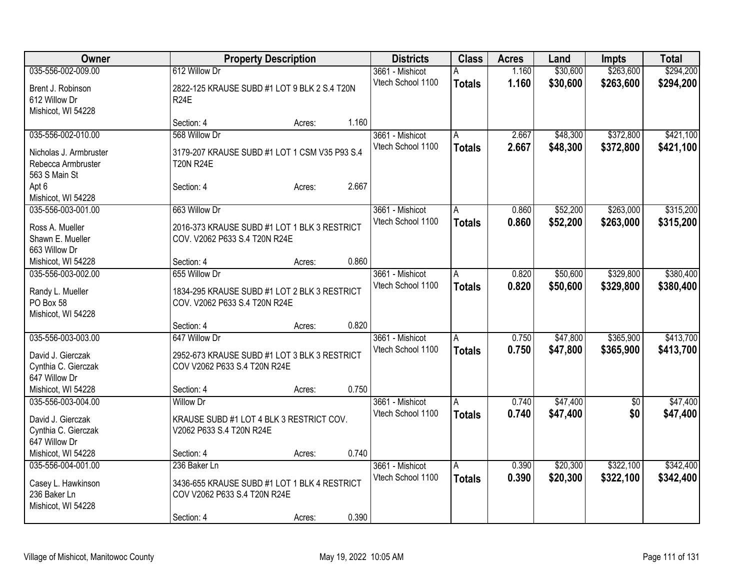| Owner | Property Description | | | Districts | Class | Acres | Land | Impts | Total |
|---|---|---|---|---|---|---|---|---|---|
| 035-556-002-009.00<br>Brent J. Robinson<br>612 Willow Dr<br>Mishicot, WI 54228 | 612 Willow Dr<br>2822-125 KRAUSE SUBD #1 LOT 9 BLK 2 S.4 T20N R24E<br>Section: 4 | Acres: | 1.160 | 3661 - Mishicot<br>Vtech School 1100 | A<br>**Totals** | 1.160<br>**1.160** | $30,600<br>**$30,600** | $263,600<br>**$263,600** | $294,200<br>**$294,200** |
| 035-556-002-010.00<br>Nicholas J. Armbruster<br>Rebecca Armbruster<br>563 S Main St<br>Apt 6<br>Mishicot, WI 54228 | 568 Willow Dr<br>3179-207 KRAUSE SUBD #1 LOT 1 CSM V35 P93 S.4 T20N R24E<br>Section: 4 | Acres: | 2.667 | 3661 - Mishicot<br>Vtech School 1100 | A<br>**Totals** | 2.667<br>**2.667** | $48,300<br>**$48,300** | $372,800<br>**$372,800** | $421,100<br>**$421,100** |
| 035-556-003-001.00<br>Ross A. Mueller<br>Shawn E. Mueller<br>663 Willow Dr<br>Mishicot, WI 54228 | 663 Willow Dr<br>2016-373 KRAUSE SUBD #1 LOT 1 BLK 3 RESTRICT COV. V2062 P633 S.4 T20N R24E<br>Section: 4 | Acres: | 0.860 | 3661 - Mishicot<br>Vtech School 1100 | A<br>**Totals** | 0.860<br>**0.860** | $52,200<br>**$52,200** | $263,000<br>**$263,000** | $315,200<br>**$315,200** |
| 035-556-003-002.00<br>Randy L. Mueller<br>PO Box 58<br>Mishicot, WI 54228 | 655 Willow Dr<br>1834-295 KRAUSE SUBD #1 LOT 2 BLK 3 RESTRICT COV. V2062 P633 S.4 T20N R24E<br>Section: 4 | Acres: | 0.820 | 3661 - Mishicot<br>Vtech School 1100 | A<br>**Totals** | 0.820<br>**0.820** | $50,600<br>**$50,600** | $329,800<br>**$329,800** | $380,400<br>**$380,400** |
| 035-556-003-003.00<br>David J. Gierczak<br>Cynthia C. Gierczak<br>647 Willow Dr<br>Mishicot, WI 54228 | 647 Willow Dr<br>2952-673 KRAUSE SUBD #1 LOT 3 BLK 3 RESTRICT COV V2062 P633 S.4 T20N R24E<br>Section: 4 | Acres: | 0.750 | 3661 - Mishicot<br>Vtech School 1100 | A<br>**Totals** | 0.750<br>**0.750** | $47,800<br>**$47,800** | $365,900<br>**$365,900** | $413,700<br>**$413,700** |
| 035-556-003-004.00<br>David J. Gierczak<br>Cynthia C. Gierczak<br>647 Willow Dr<br>Mishicot, WI 54228 | Willow Dr<br>KRAUSE SUBD #1 LOT 4 BLK 3 RESTRICT COV. V2062 P633 S.4 T20N R24E<br>Section: 4 | Acres: | 0.740 | 3661 - Mishicot<br>Vtech School 1100 | A<br>**Totals** | 0.740<br>**0.740** | $47,400<br>**$47,400** | $0<br>**$0** | $47,400<br>**$47,400** |
| 035-556-004-001.00<br>Casey L. Hawkinson<br>236 Baker Ln<br>Mishicot, WI 54228 | 236 Baker Ln<br>3436-655 KRAUSE SUBD #1 LOT 1 BLK 4 RESTRICT COV V2062 P633 S.4 T20N R24E<br>Section: 4 | Acres: | 0.390 | 3661 - Mishicot<br>Vtech School 1100 | A<br>**Totals** | 0.390<br>**0.390** | $20,300<br>**$20,300** | $322,100<br>**$322,100** | $342,400<br>**$342,400** |

Village of Mishicot, Manitowoc County

May 19, 2022 10:05 AM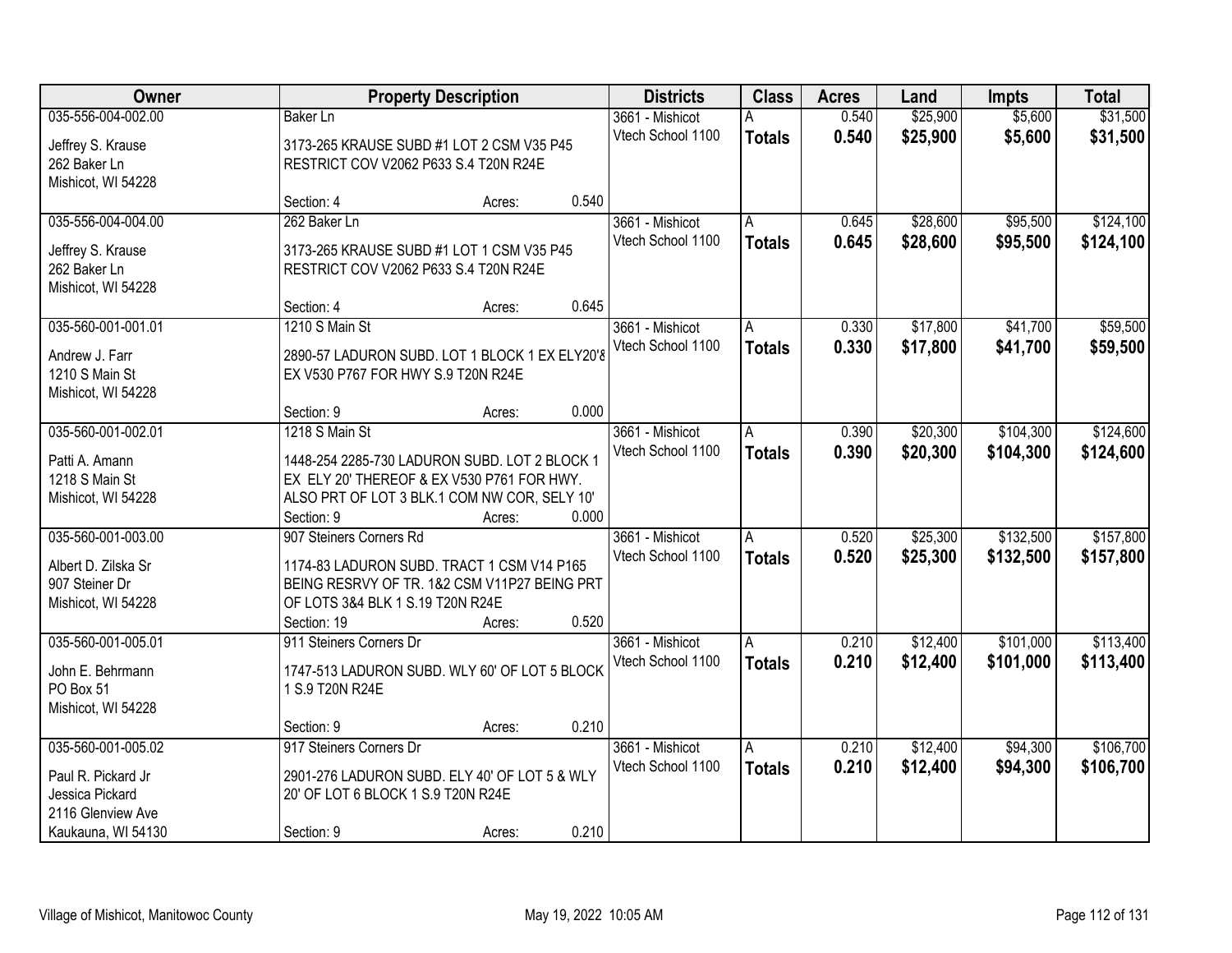| Owner | Property Description | | | Districts | Class | Acres | Land | Impts | Total |
|---|---|---|---|---|---|---|---|---|---|
| 035-556-004-002.00 | Baker Ln | | | 3661 - Mishicot | A | 0.540 | $25,900 | $5,600 | $31,500 |
| Jeffrey S. Krause<br>262 Baker Ln<br>Mishicot, WI 54228 | 3173-265 KRAUSE SUBD #1 LOT 2 CSM V35 P45 RESTRICT COV V2062 P633 S.4 T20N R24E | | | Vtech School 1100 | **Totals** | **0.540** | **$25,900** | **$5,600** | **$31,500** |
| | Section: 4 | Acres: | 0.540 | | | | | | |
| 035-556-004-004.00 | 262 Baker Ln | | | 3661 - Mishicot | A | 0.645 | $28,600 | $95,500 | $124,100 |
| Jeffrey S. Krause<br>262 Baker Ln<br>Mishicot, WI 54228 | 3173-265 KRAUSE SUBD #1 LOT 1 CSM V35 P45 RESTRICT COV V2062 P633 S.4 T20N R24E | | | Vtech School 1100 | **Totals** | **0.645** | **$28,600** | **$95,500** | **$124,100** |
| | Section: 4 | Acres: | 0.645 | | | | | | |
| 035-560-001-001.01 | 1210 S Main St | | | 3661 - Mishicot | A | 0.330 | $17,800 | $41,700 | $59,500 |
| Andrew J. Farr<br>1210 S Main St<br>Mishicot, WI 54228 | 2890-57 LADURON SUBD. LOT 1 BLOCK 1 EX ELY20'& EX V530 P767 FOR HWY S.9 T20N R24E | | | Vtech School 1100 | **Totals** | **0.330** | **$17,800** | **$41,700** | **$59,500** |
| | Section: 9 | Acres: | 0.000 | | | | | | |
| 035-560-001-002.01 | 1218 S Main St | | | 3661 - Mishicot | A | 0.390 | $20,300 | $104,300 | $124,600 |
| Patti A. Amann<br>1218 S Main St<br>Mishicot, WI 54228 | 1448-254 2285-730 LADURON SUBD. LOT 2 BLOCK 1 EX ELY 20' THEREOF & EX V530 P761 FOR HWY. ALSO PRT OF LOT 3 BLK.1 COM NW COR, SELY 10' | | | Vtech School 1100 | **Totals** | **0.390** | **$20,300** | **$104,300** | **$124,600** |
| | Section: 9 | Acres: | 0.000 | | | | | | |
| 035-560-001-003.00 | 907 Steiners Corners Rd | | | 3661 - Mishicot | A | 0.520 | $25,300 | $132,500 | $157,800 |
| Albert D. Zilska Sr<br>907 Steiner Dr<br>Mishicot, WI 54228 | 1174-83 LADURON SUBD. TRACT 1 CSM V14 P165 BEING RESRVY OF TR. 1&2 CSM V11P27 BEING PRT OF LOTS 3&4 BLK 1 S.19 T20N R24E | | | Vtech School 1100 | **Totals** | **0.520** | **$25,300** | **$132,500** | **$157,800** |
| | Section: 19 | Acres: | 0.520 | | | | | | |
| 035-560-001-005.01 | 911 Steiners Corners Dr | | | 3661 - Mishicot | A | 0.210 | $12,400 | $101,000 | $113,400 |
| John E. Behrmann<br>PO Box 51<br>Mishicot, WI 54228 | 1747-513 LADURON SUBD. WLY 60' OF LOT 5 BLOCK 1 S.9 T20N R24E | | | Vtech School 1100 | **Totals** | **0.210** | **$12,400** | **$101,000** | **$113,400** |
| | Section: 9 | Acres: | 0.210 | | | | | | |
| 035-560-001-005.02 | 917 Steiners Corners Dr | | | 3661 - Mishicot | A | 0.210 | $12,400 | $94,300 | $106,700 |
| Paul R. Pickard Jr<br>Jessica Pickard<br>2116 Glenview Ave<br>Kaukauna, WI 54130 | 2901-276 LADURON SUBD. ELY 40' OF LOT 5 & WLY 20' OF LOT 6 BLOCK 1 S.9 T20N R24E | | | Vtech School 1100 | **Totals** | **0.210** | **$12,400** | **$94,300** | **$106,700** |
| | Section: 9 | Acres: | 0.210 | | | | | | |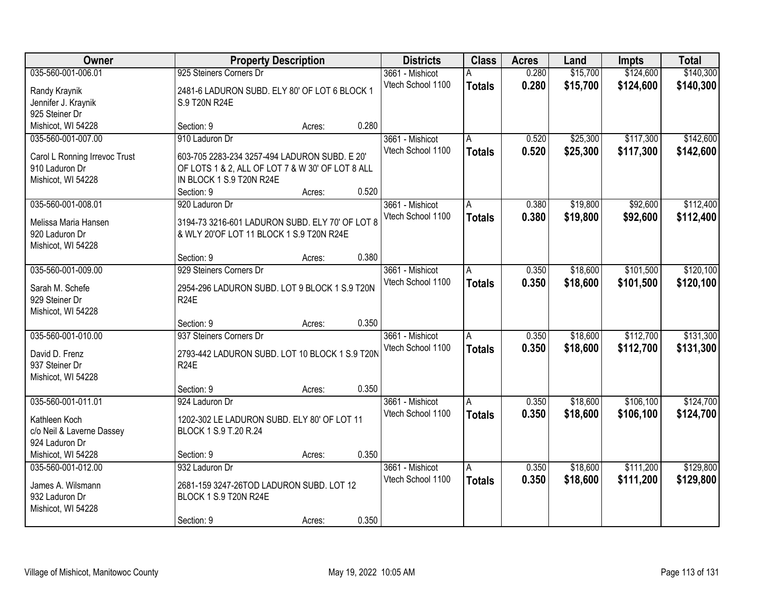| Owner | Property Description | Districts | Class | Acres | Land | Impts | Total |
|---|---|---|---|---|---|---|---|
| 035-560-001-006.01<br>Randy Kraynik<br>Jennifer J. Kraynik<br>925 Steiner Dr<br>Mishicot, WI 54228 | 925 Steiners Corners Dr<br>2481-6 LADURON SUBD. ELY 80' OF LOT 6 BLOCK 1 S.9 T20N R24E<br>Section: 9 Acres: 0.280 | 3661 - Mishicot<br>Vtech School 1100 | A<br>**Totals** | 0.280<br>**0.280** | $15,700<br>**$15,700** | $124,600<br>**$124,600** | $140,300<br>**$140,300** |
| 035-560-001-007.00<br>Carol L Ronning Irrevoc Trust<br>910 Laduron Dr<br>Mishicot, WI 54228 | 910 Laduron Dr<br>603-705 2283-234 3257-494 LADURON SUBD. E 20' OF LOTS 1 & 2, ALL OF LOT 7 & W 30' OF LOT 8 ALL IN BLOCK 1 S.9 T20N R24E<br>Section: 9 Acres: 0.520 | 3661 - Mishicot<br>Vtech School 1100 | A<br>**Totals** | 0.520<br>**0.520** | $25,300<br>**$25,300** | $117,300<br>**$117,300** | $142,600<br>**$142,600** |
| 035-560-001-008.01<br>Melissa Maria Hansen<br>920 Laduron Dr<br>Mishicot, WI 54228 | 920 Laduron Dr<br>3194-73 3216-601 LADURON SUBD. ELY 70' OF LOT 8 & WLY 20'OF LOT 11 BLOCK 1 S.9 T20N R24E<br>Section: 9 Acres: 0.380 | 3661 - Mishicot<br>Vtech School 1100 | A<br>**Totals** | 0.380<br>**0.380** | $19,800<br>**$19,800** | $92,600<br>**$92,600** | $112,400<br>**$112,400** |
| 035-560-001-009.00<br>Sarah M. Schefe<br>929 Steiner Dr<br>Mishicot, WI 54228 | 929 Steiners Corners Dr<br>2954-296 LADURON SUBD. LOT 9 BLOCK 1 S.9 T20N R24E<br>Section: 9 Acres: 0.350 | 3661 - Mishicot<br>Vtech School 1100 | A<br>**Totals** | 0.350<br>**0.350** | $18,600<br>**$18,600** | $101,500<br>**$101,500** | $120,100<br>**$120,100** |
| 035-560-001-010.00<br>David D. Frenz<br>937 Steiner Dr<br>Mishicot, WI 54228 | 937 Steiners Corners Dr<br>2793-442 LADURON SUBD. LOT 10 BLOCK 1 S.9 T20N R24E<br>Section: 9 Acres: 0.350 | 3661 - Mishicot<br>Vtech School 1100 | A<br>**Totals** | 0.350<br>**0.350** | $18,600<br>**$18,600** | $112,700<br>**$112,700** | $131,300<br>**$131,300** |
| 035-560-001-011.01<br>Kathleen Koch<br>c/o Neil & Laverne Dassey<br>924 Laduron Dr<br>Mishicot, WI 54228 | 924 Laduron Dr<br>1202-302 LE LADURON SUBD. ELY 80' OF LOT 11 BLOCK 1 S.9 T.20 R.24<br>Section: 9 Acres: 0.350 | 3661 - Mishicot<br>Vtech School 1100 | A<br>**Totals** | 0.350<br>**0.350** | $18,600<br>**$18,600** | $106,100<br>**$106,100** | $124,700<br>**$124,700** |
| 035-560-001-012.00<br>James A. Wilsmann<br>932 Laduron Dr<br>Mishicot, WI 54228 | 932 Laduron Dr<br>2681-159 3247-26TOD LADURON SUBD. LOT 12 BLOCK 1 S.9 T20N R24E<br>Section: 9 Acres: 0.350 | 3661 - Mishicot<br>Vtech School 1100 | A<br>**Totals** | 0.350<br>**0.350** | $18,600<br>**$18,600** | $111,200<br>**$111,200** | $129,800<br>**$129,800** |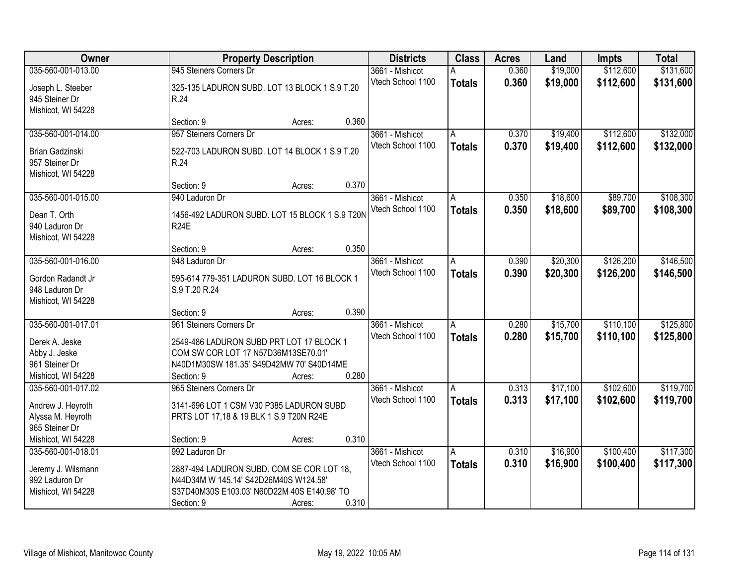| Owner | Property Description | | | Districts | Class | Acres | Land | Impts | Total |
|---|---|---|---|---|---|---|---|---|---|
| 035-560-001-013.00 | 945 Steiners Corners Dr | | | 3661 - Mishicot | A | 0.360 | $19,000 | $112,600 | $131,600 |
| Joseph L. Steeber<br>945 Steiner Dr<br>Mishicot, WI 54228 | 325-135 LADURON SUBD. LOT 13 BLOCK 1 S.9 T.20 R.24 | | | Vtech School 1100 | **Totals** | **0.360** | **$19,000** | **$112,600** | **$131,600** |
| | Section: 9 | Acres: | 0.360 | | | | | | |
| 035-560-001-014.00 | 957 Steiners Corners Dr | | | 3661 - Mishicot | A | 0.370 | $19,400 | $112,600 | $132,000 |
| Brian Gadzinski<br>957 Steiner Dr<br>Mishicot, WI 54228 | 522-703 LADURON SUBD. LOT 14 BLOCK 1 S.9 T.20 R.24 | | | Vtech School 1100 | **Totals** | **0.370** | **$19,400** | **$112,600** | **$132,000** |
| | Section: 9 | Acres: | 0.370 | | | | | | |
| 035-560-001-015.00 | 940 Laduron Dr | | | 3661 - Mishicot | A | 0.350 | $18,600 | $89,700 | $108,300 |
| Dean T. Orth<br>940 Laduron Dr<br>Mishicot, WI 54228 | 1456-492 LADURON SUBD. LOT 15 BLOCK 1 S.9 T20N R24E | | | Vtech School 1100 | **Totals** | **0.350** | **$18,600** | **$89,700** | **$108,300** |
| | Section: 9 | Acres: | 0.350 | | | | | | |
| 035-560-001-016.00 | 948 Laduron Dr | | | 3661 - Mishicot | A | 0.390 | $20,300 | $126,200 | $146,500 |
| Gordon Radandt Jr<br>948 Laduron Dr<br>Mishicot, WI 54228 | 595-614 779-351 LADURON SUBD. LOT 16 BLOCK 1 S.9 T.20 R.24 | | | Vtech School 1100 | **Totals** | **0.390** | **$20,300** | **$126,200** | **$146,500** |
| | Section: 9 | Acres: | 0.390 | | | | | | |
| 035-560-001-017.01 | 961 Steiners Corners Dr | | | 3661 - Mishicot | A | 0.280 | $15,700 | $110,100 | $125,800 |
| Derek A. Jeske<br>Abby J. Jeske<br>961 Steiner Dr<br>Mishicot, WI 54228 | 2549-486 LADURON SUBD PRT LOT 17 BLOCK 1 COM SW COR LOT 17 N57D36M13SE70.01' N40D1M30SW 181.35' S49D42MW 70' S40D14ME | | | Vtech School 1100 | **Totals** | **0.280** | **$15,700** | **$110,100** | **$125,800** |
| | Section: 9 | Acres: | 0.280 | | | | | | |
| 035-560-001-017.02 | 965 Steiners Corners Dr | | | 3661 - Mishicot | A | 0.313 | $17,100 | $102,600 | $119,700 |
| Andrew J. Heyroth<br>Alyssa M. Heyroth<br>965 Steiner Dr<br>Mishicot, WI 54228 | 3141-696 LOT 1 CSM V30 P385 LADURON SUBD PRTS LOT 17,18 & 19 BLK 1 S.9 T20N R24E | | | Vtech School 1100 | **Totals** | **0.313** | **$17,100** | **$102,600** | **$119,700** |
| | Section: 9 | Acres: | 0.310 | | | | | | |
| 035-560-001-018.01 | 992 Laduron Dr | | | 3661 - Mishicot | A | 0.310 | $16,900 | $100,400 | $117,300 |
| Jeremy J. Wilsmann<br>992 Laduron Dr<br>Mishicot, WI 54228 | 2887-494 LADURON SUBD. COM SE COR LOT 18, N44D34M W 145.14' S42D26M40S W124.58' S37D40M30S E103.03' N60D22M 40S E140.98' TO | | | Vtech School 1100 | **Totals** | **0.310** | **$16,900** | **$100,400** | **$117,300** |
| | Section: 9 | Acres: | 0.310 | | | | | | |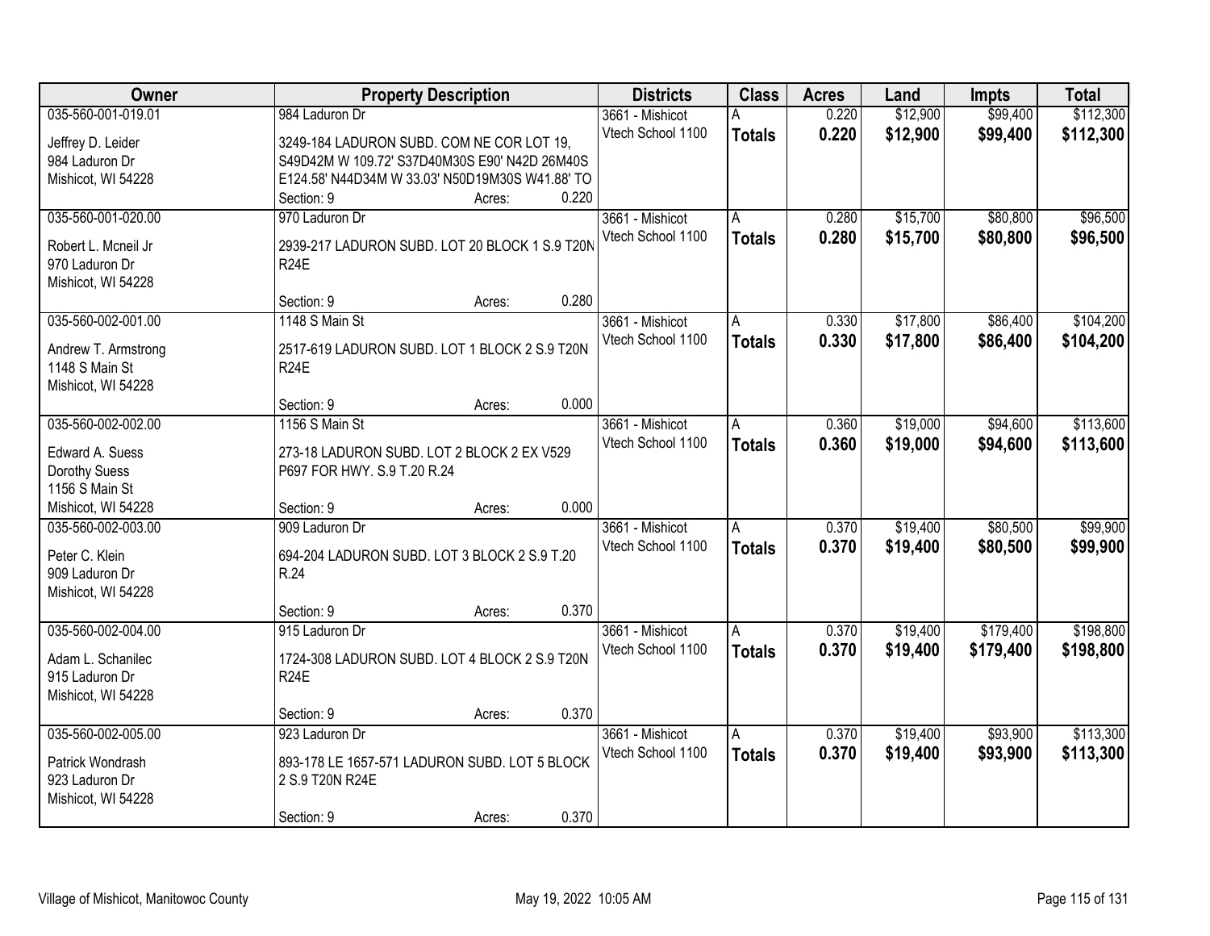| Owner | Property Description | Districts | Class | Acres | Land | Impts | Total |
|---|---|---|---|---|---|---|---|
| 035-560-001-019.01<br><br>Jeffrey D. Leider<br>984 Laduron Dr<br>Mishicot, WI 54228 | 984 Laduron Dr<br><br>3249-184 LADURON SUBD. COM NE COR LOT 19, S49D42M W 109.72' S37D40M30S E90' N42D 26M40S E124.58' N44D34M W 33.03' N50D19M30S W41.88' TO<br>Section: 9 Acres: 0.220 | 3661 - Mishicot<br>Vtech School 1100 | A<br>**Totals** | 0.220<br>**0.220** | $12,900<br>**$12,900** | $99,400<br>**$99,400** | $112,300<br>**$112,300** |
| 035-560-001-020.00<br><br>Robert L. Mcneil Jr<br>970 Laduron Dr<br>Mishicot, WI 54228 | 970 Laduron Dr<br><br>2939-217 LADURON SUBD. LOT 20 BLOCK 1 S.9 T20N R24E<br><br>Section: 9 Acres: 0.280 | 3661 - Mishicot<br>Vtech School 1100 | A<br>**Totals** | 0.280<br>**0.280** | $15,700<br>**$15,700** | $80,800<br>**$80,800** | $96,500<br>**$96,500** |
| 035-560-002-001.00<br><br>Andrew T. Armstrong<br>1148 S Main St<br>Mishicot, WI 54228 | 1148 S Main St<br><br>2517-619 LADURON SUBD. LOT 1 BLOCK 2 S.9 T20N R24E<br><br>Section: 9 Acres: 0.000 | 3661 - Mishicot<br>Vtech School 1100 | A<br>**Totals** | 0.330<br>**0.330** | $17,800<br>**$17,800** | $86,400<br>**$86,400** | $104,200<br>**$104,200** |
| 035-560-002-002.00<br><br>Edward A. Suess<br>Dorothy Suess<br>1156 S Main St<br>Mishicot, WI 54228 | 1156 S Main St<br><br>273-18 LADURON SUBD. LOT 2 BLOCK 2 EX V529 P697 FOR HWY. S.9 T.20 R.24<br><br>Section: 9 Acres: 0.000 | 3661 - Mishicot<br>Vtech School 1100 | A<br>**Totals** | 0.360<br>**0.360** | $19,000<br>**$19,000** | $94,600<br>**$94,600** | $113,600<br>**$113,600** |
| 035-560-002-003.00<br><br>Peter C. Klein<br>909 Laduron Dr<br>Mishicot, WI 54228 | 909 Laduron Dr<br><br>694-204 LADURON SUBD. LOT 3 BLOCK 2 S.9 T.20 R.24<br><br>Section: 9 Acres: 0.370 | 3661 - Mishicot<br>Vtech School 1100 | A<br>**Totals** | 0.370<br>**0.370** | $19,400<br>**$19,400** | $80,500<br>**$80,500** | $99,900<br>**$99,900** |
| 035-560-002-004.00<br><br>Adam L. Schanilec<br>915 Laduron Dr<br>Mishicot, WI 54228 | 915 Laduron Dr<br><br>1724-308 LADURON SUBD. LOT 4 BLOCK 2 S.9 T20N R24E<br><br>Section: 9 Acres: 0.370 | 3661 - Mishicot<br>Vtech School 1100 | A<br>**Totals** | 0.370<br>**0.370** | $19,400<br>**$19,400** | $179,400<br>**$179,400** | $198,800<br>**$198,800** |
| 035-560-002-005.00<br><br>Patrick Wondrash<br>923 Laduron Dr<br>Mishicot, WI 54228 | 923 Laduron Dr<br><br>893-178 LE 1657-571 LADURON SUBD. LOT 5 BLOCK 2 S.9 T20N R24E<br><br>Section: 9 Acres: 0.370 | 3661 - Mishicot<br>Vtech School 1100 | A<br>**Totals** | 0.370<br>**0.370** | $19,400<br>**$19,400** | $93,900<br>**$93,900** | $113,300<br>**$113,300** |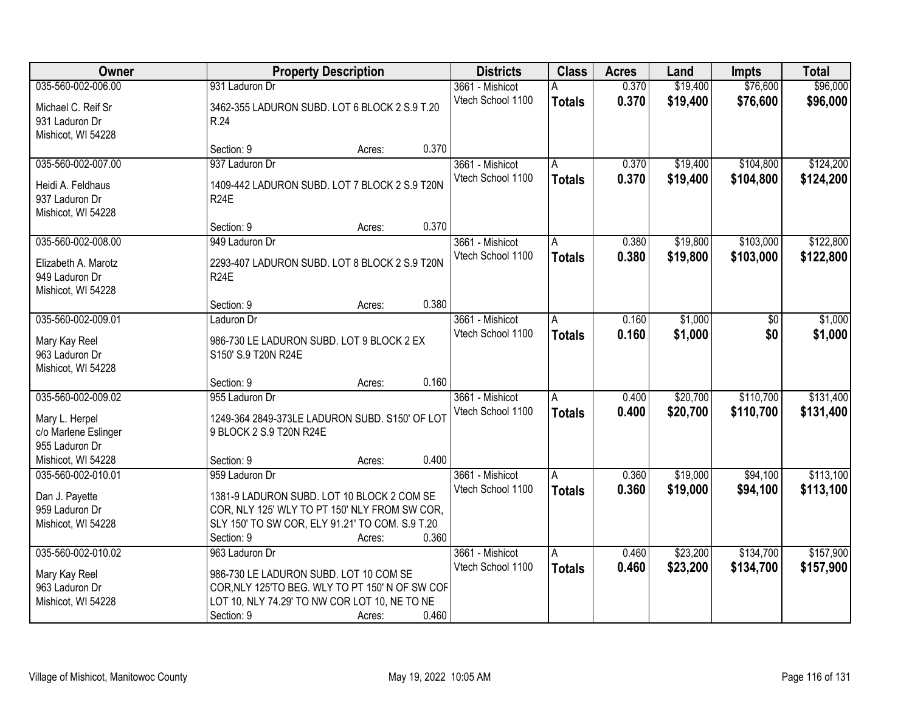| Owner | Property Description | | | Districts | Class | Acres | Land | Impts | Total |
|---|---|---|---|---|---|---|---|---|---|
| 035-560-002-006.00 | 931 Laduron Dr | | | 3661 - Mishicot | A | 0.370 | $19,400 | $76,600 | $96,000 |
| Michael C. Reif Sr<br>931 Laduron Dr<br>Mishicot, WI 54228 | 3462-355 LADURON SUBD. LOT 6 BLOCK 2 S.9 T.20 R.24 | | | Vtech School 1100 | **Totals** | **0.370** | **$19,400** | **$76,600** | **$96,000** |
| | Section: 9 | Acres: | 0.370 | | | | | | |
| 035-560-002-007.00 | 937 Laduron Dr | | | 3661 - Mishicot | A | 0.370 | $19,400 | $104,800 | $124,200 |
| Heidi A. Feldhaus<br>937 Laduron Dr<br>Mishicot, WI 54228 | 1409-442 LADURON SUBD. LOT 7 BLOCK 2 S.9 T20N R24E | | | Vtech School 1100 | **Totals** | **0.370** | **$19,400** | **$104,800** | **$124,200** |
| | Section: 9 | Acres: | 0.370 | | | | | | |
| 035-560-002-008.00 | 949 Laduron Dr | | | 3661 - Mishicot | A | 0.380 | $19,800 | $103,000 | $122,800 |
| Elizabeth A. Marotz<br>949 Laduron Dr<br>Mishicot, WI 54228 | 2293-407 LADURON SUBD. LOT 8 BLOCK 2 S.9 T20N R24E | | | Vtech School 1100 | **Totals** | **0.380** | **$19,800** | **$103,000** | **$122,800** |
| | Section: 9 | Acres: | 0.380 | | | | | | |
| 035-560-002-009.01 | Laduron Dr | | | 3661 - Mishicot | A | 0.160 | $1,000 | $0 | $1,000 |
| Mary Kay Reel<br>963 Laduron Dr<br>Mishicot, WI 54228 | 986-730 LE LADURON SUBD. LOT 9 BLOCK 2 EX S150' S.9 T20N R24E | | | Vtech School 1100 | **Totals** | **0.160** | **$1,000** | **$0** | **$1,000** |
| | Section: 9 | Acres: | 0.160 | | | | | | |
| 035-560-002-009.02 | 955 Laduron Dr | | | 3661 - Mishicot | A | 0.400 | $20,700 | $110,700 | $131,400 |
| Mary L. Herpel<br>c/o Marlene Eslinger<br>955 Laduron Dr<br>Mishicot, WI 54228 | 1249-364 2849-373LE LADURON SUBD. S150' OF LOT 9 BLOCK 2 S.9 T20N R24E | | | Vtech School 1100 | **Totals** | **0.400** | **$20,700** | **$110,700** | **$131,400** |
| | Section: 9 | Acres: | 0.400 | | | | | | |
| 035-560-002-010.01 | 959 Laduron Dr | | | 3661 - Mishicot | A | 0.360 | $19,000 | $94,100 | $113,100 |
| Dan J. Payette<br>959 Laduron Dr<br>Mishicot, WI 54228 | 1381-9 LADURON SUBD. LOT 10 BLOCK 2 COM SE COR, NLY 125' WLY TO PT 150' NLY FROM SW COR, SLY 150' TO SW COR, ELY 91.21' TO COM. S.9 T.20 | | | Vtech School 1100 | **Totals** | **0.360** | **$19,000** | **$94,100** | **$113,100** |
| | Section: 9 | Acres: | 0.360 | | | | | | |
| 035-560-002-010.02 | 963 Laduron Dr | | | 3661 - Mishicot | A | 0.460 | $23,200 | $134,700 | $157,900 |
| Mary Kay Reel<br>963 Laduron Dr<br>Mishicot, WI 54228 | 986-730 LE LADURON SUBD. LOT 10 COM SE COR,NLY 125'TO BEG. WLY TO PT 150' N OF SW COF LOT 10, NLY 74.29' TO NW COR LOT 10, NE TO NE | | | Vtech School 1100 | **Totals** | **0.460** | **$23,200** | **$134,700** | **$157,900** |
| | Section: 9 | Acres: | 0.460 | | | | | | |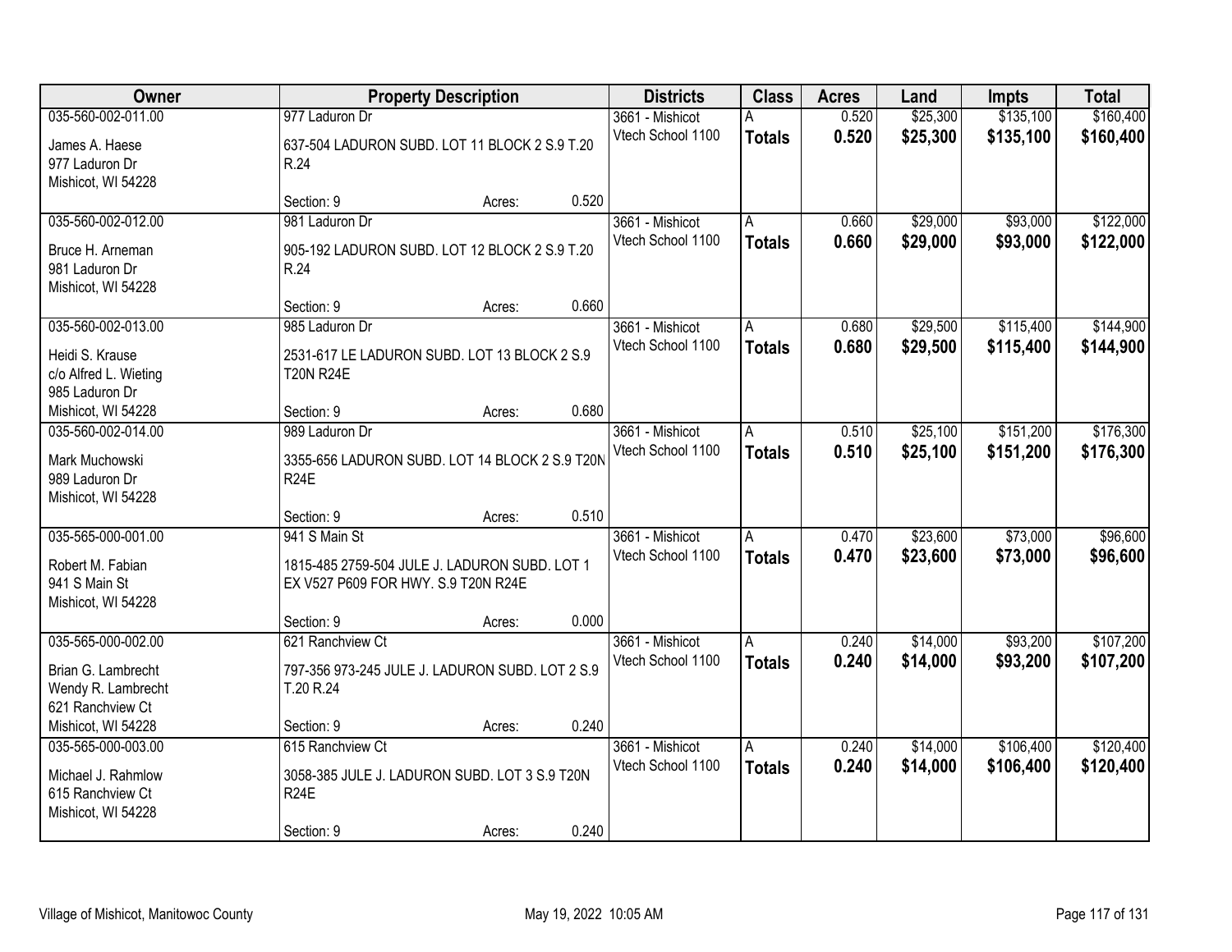| Owner | Property Description | Districts | Class | Acres | Land | Impts | Total |
|---|---|---|---|---|---|---|---|
| 035-560-002-011.00<br>James A. Haese<br>977 Laduron Dr<br>Mishicot, WI 54228 | 977 Laduron Dr<br>637-504 LADURON SUBD. LOT 11 BLOCK 2 S.9 T.20 R.24<br>Section: 9 Acres: 0.520 | 3661 - Mishicot<br>Vtech School 1100 | A<br>**Totals** | 0.520<br>**0.520** | $25,300<br>**$25,300** | $135,100<br>**$135,100** | $160,400<br>**$160,400** |
| 035-560-002-012.00<br>Bruce H. Arneman<br>981 Laduron Dr<br>Mishicot, WI 54228 | 981 Laduron Dr<br>905-192 LADURON SUBD. LOT 12 BLOCK 2 S.9 T.20 R.24<br>Section: 9 Acres: 0.660 | 3661 - Mishicot<br>Vtech School 1100 | A<br>**Totals** | 0.660<br>**0.660** | $29,000<br>**$29,000** | $93,000<br>**$93,000** | $122,000<br>**$122,000** |
| 035-560-002-013.00<br>Heidi S. Krause<br>c/o Alfred L. Wieting<br>985 Laduron Dr<br>Mishicot, WI 54228 | 985 Laduron Dr<br>2531-617 LE LADURON SUBD. LOT 13 BLOCK 2 S.9 T20N R24E<br>Section: 9 Acres: 0.680 | 3661 - Mishicot<br>Vtech School 1100 | A<br>**Totals** | 0.680<br>**0.680** | $29,500<br>**$29,500** | $115,400<br>**$115,400** | $144,900<br>**$144,900** |
| 035-560-002-014.00<br>Mark Muchowski<br>989 Laduron Dr<br>Mishicot, WI 54228 | 989 Laduron Dr<br>3355-656 LADURON SUBD. LOT 14 BLOCK 2 S.9 T20N R24E<br>Section: 9 Acres: 0.510 | 3661 - Mishicot<br>Vtech School 1100 | A<br>**Totals** | 0.510<br>**0.510** | $25,100<br>**$25,100** | $151,200<br>**$151,200** | $176,300<br>**$176,300** |
| 035-565-000-001.00<br>Robert M. Fabian<br>941 S Main St<br>Mishicot, WI 54228 | 941 S Main St<br>1815-485 2759-504 JULE J. LADURON SUBD. LOT 1 EX V527 P609 FOR HWY. S.9 T20N R24E<br>Section: 9 Acres: 0.000 | 3661 - Mishicot<br>Vtech School 1100 | A<br>**Totals** | 0.470<br>**0.470** | $23,600<br>**$23,600** | $73,000<br>**$73,000** | $96,600<br>**$96,600** |
| 035-565-000-002.00<br>Brian G. Lambrecht<br>Wendy R. Lambrecht<br>621 Ranchview Ct<br>Mishicot, WI 54228 | 621 Ranchview Ct<br>797-356 973-245 JULE J. LADURON SUBD. LOT 2 S.9 T.20 R.24<br>Section: 9 Acres: 0.240 | 3661 - Mishicot<br>Vtech School 1100 | A<br>**Totals** | 0.240<br>**0.240** | $14,000<br>**$14,000** | $93,200<br>**$93,200** | $107,200<br>**$107,200** |
| 035-565-000-003.00<br>Michael J. Rahmlow<br>615 Ranchview Ct<br>Mishicot, WI 54228 | 615 Ranchview Ct<br>3058-385 JULE J. LADURON SUBD. LOT 3 S.9 T20N R24E<br>Section: 9 Acres: 0.240 | 3661 - Mishicot<br>Vtech School 1100 | A<br>**Totals** | 0.240<br>**0.240** | $14,000<br>**$14,000** | $106,400<br>**$106,400** | $120,400<br>**$120,400** |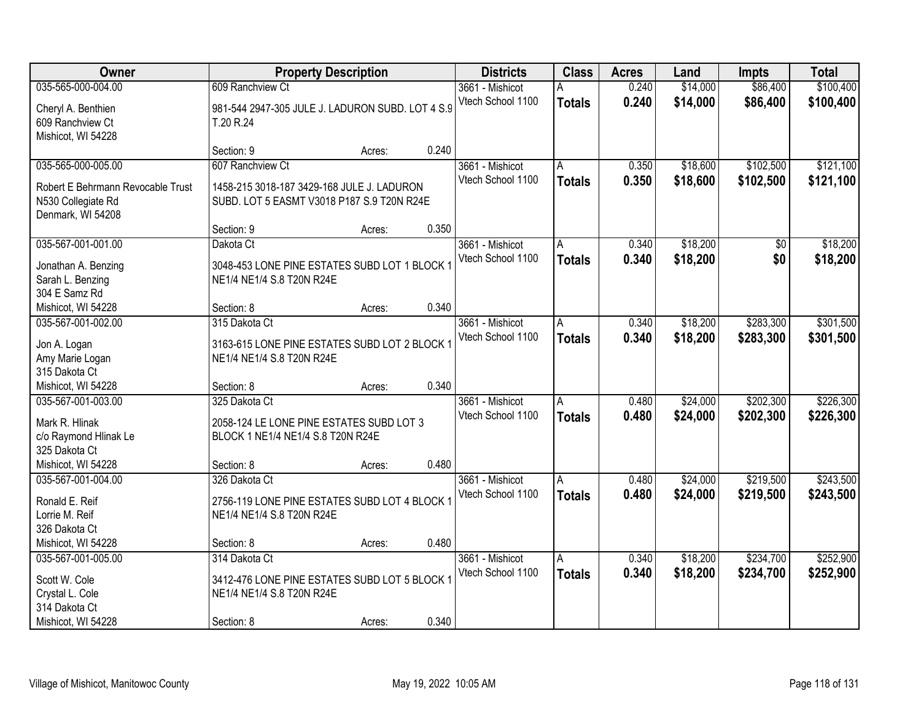| Owner | Property Description | | | Districts | Class | Acres | Land | Impts | Total |
|---|---|---|---|---|---|---|---|---|---|
| 035-565-000-004.00 | 609 Ranchview Ct | | | 3661 - Mishicot | A | 0.240 | $14,000 | $86,400 | $100,400 |
| Cheryl A. Benthien<br>609 Ranchview Ct<br>Mishicot, WI 54228 | 981-544 2947-305 JULE J. LADURON SUBD. LOT 4 S.9 T.20 R.24 | | | Vtech School 1100 | **Totals** | **0.240** | **$14,000** | **$86,400** | **$100,400** |
| | Section: 9 | Acres: | 0.240 | | | | | | |
| 035-565-000-005.00 | 607 Ranchview Ct | | | 3661 - Mishicot | A | 0.350 | $18,600 | $102,500 | $121,100 |
| Robert E Behrmann Revocable Trust<br>N530 Collegiate Rd<br>Denmark, WI 54208 | 1458-215 3018-187 3429-168 JULE J. LADURON SUBD. LOT 5 EASMT V3018 P187 S.9 T20N R24E | | | Vtech School 1100 | **Totals** | **0.350** | **$18,600** | **$102,500** | **$121,100** |
| | Section: 9 | Acres: | 0.350 | | | | | | |
| 035-567-001-001.00 | Dakota Ct | | | 3661 - Mishicot | A | 0.340 | $18,200 | $0 | $18,200 |
| Jonathan A. Benzing<br>Sarah L. Benzing<br>304 E Samz Rd<br>Mishicot, WI 54228 | 3048-453 LONE PINE ESTATES SUBD LOT 1 BLOCK 1 NE1/4 NE1/4 S.8 T20N R24E | | | Vtech School 1100 | **Totals** | **0.340** | **$18,200** | **$0** | **$18,200** |
| | Section: 8 | Acres: | 0.340 | | | | | | |
| 035-567-001-002.00 | 315 Dakota Ct | | | 3661 - Mishicot | A | 0.340 | $18,200 | $283,300 | $301,500 |
| Jon A. Logan<br>Amy Marie Logan<br>315 Dakota Ct<br>Mishicot, WI 54228 | 3163-615 LONE PINE ESTATES SUBD LOT 2 BLOCK 1 NE1/4 NE1/4 S.8 T20N R24E | | | Vtech School 1100 | **Totals** | **0.340** | **$18,200** | **$283,300** | **$301,500** |
| | Section: 8 | Acres: | 0.340 | | | | | | |
| 035-567-001-003.00 | 325 Dakota Ct | | | 3661 - Mishicot | A | 0.480 | $24,000 | $202,300 | $226,300 |
| Mark R. Hlinak<br>c/o Raymond Hlinak Le<br>325 Dakota Ct<br>Mishicot, WI 54228 | 2058-124 LE LONE PINE ESTATES SUBD LOT 3 BLOCK 1 NE1/4 NE1/4 S.8 T20N R24E | | | Vtech School 1100 | **Totals** | **0.480** | **$24,000** | **$202,300** | **$226,300** |
| | Section: 8 | Acres: | 0.480 | | | | | | |
| 035-567-001-004.00 | 326 Dakota Ct | | | 3661 - Mishicot | A | 0.480 | $24,000 | $219,500 | $243,500 |
| Ronald E. Reif<br>Lorrie M. Reif<br>326 Dakota Ct<br>Mishicot, WI 54228 | 2756-119 LONE PINE ESTATES SUBD LOT 4 BLOCK 1 NE1/4 NE1/4 S.8 T20N R24E | | | Vtech School 1100 | **Totals** | **0.480** | **$24,000** | **$219,500** | **$243,500** |
| | Section: 8 | Acres: | 0.480 | | | | | | |
| 035-567-001-005.00 | 314 Dakota Ct | | | 3661 - Mishicot | A | 0.340 | $18,200 | $234,700 | $252,900 |
| Scott W. Cole<br>Crystal L. Cole<br>314 Dakota Ct<br>Mishicot, WI 54228 | 3412-476 LONE PINE ESTATES SUBD LOT 5 BLOCK 1 NE1/4 NE1/4 S.8 T20N R24E | | | Vtech School 1100 | **Totals** | **0.340** | **$18,200** | **$234,700** | **$252,900** |
| | Section: 8 | Acres: | 0.340 | | | | | | |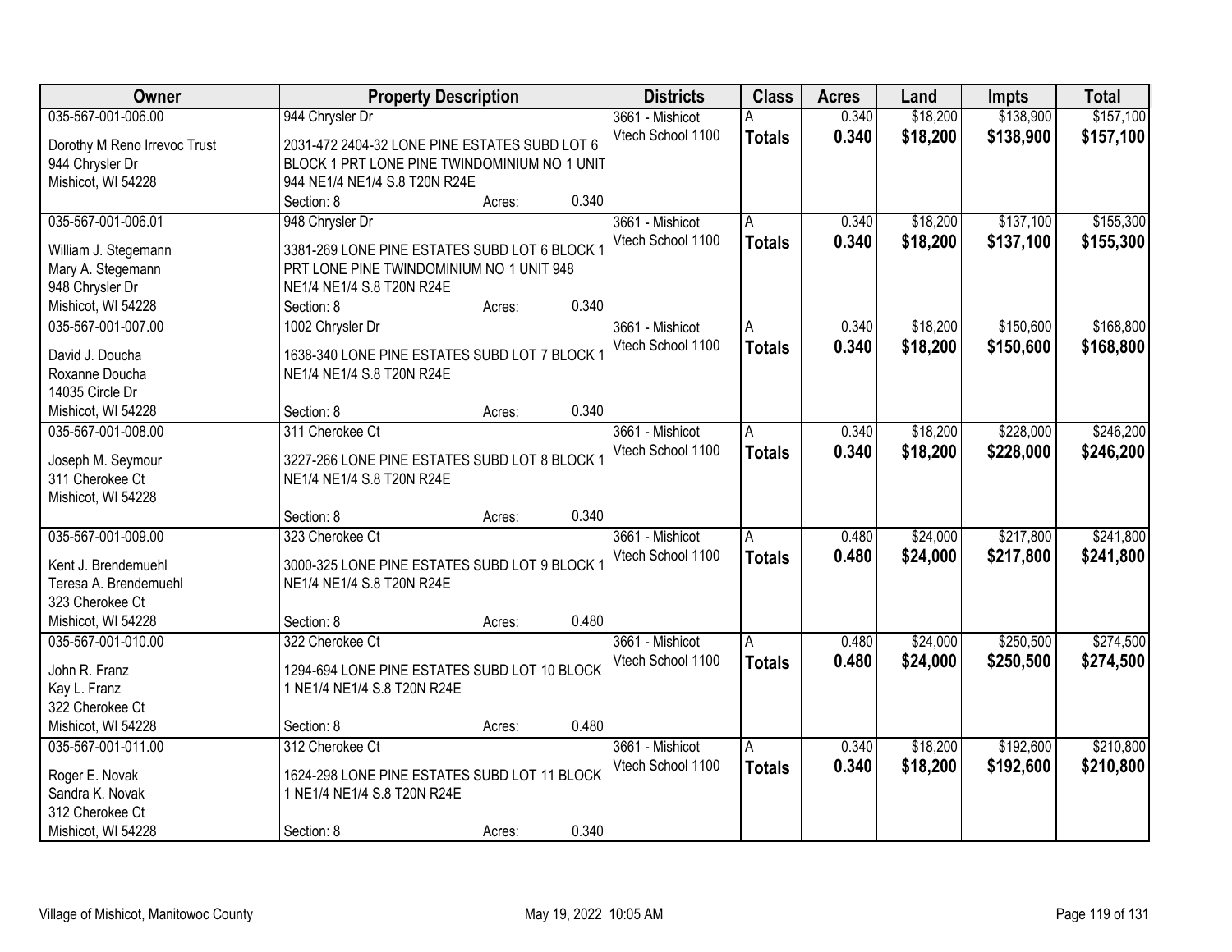| Owner | Property Description | Districts | Class | Acres | Land | Impts | Total |
|---|---|---|---|---|---|---|---|
| 035-567-001-006.00<br>Dorothy M Reno Irrevoc Trust<br>944 Chrysler Dr<br>Mishicot, WI 54228 | 944 Chrysler Dr<br>2031-472 2404-32 LONE PINE ESTATES SUBD LOT 6 BLOCK 1 PRT LONE PINE TWINDOMINIUM NO 1 UNIT 944 NE1/4 NE1/4 S.8 T20N R24E<br>Section: 8 Acres: 0.340 | 3661 - Mishicot<br>Vtech School 1100 | A<br>**Totals** | 0.340<br>**0.340** | $18,200<br>**$18,200** | $138,900<br>**$138,900** | $157,100<br>**$157,100** |
| 035-567-001-006.01<br>William J. Stegemann<br>Mary A. Stegemann<br>948 Chrysler Dr<br>Mishicot, WI 54228 | 948 Chrysler Dr<br>3381-269 LONE PINE ESTATES SUBD LOT 6 BLOCK 1 PRT LONE PINE TWINDOMINIUM NO 1 UNIT 948 NE1/4 NE1/4 S.8 T20N R24E<br>Section: 8 Acres: 0.340 | 3661 - Mishicot<br>Vtech School 1100 | A<br>**Totals** | 0.340<br>**0.340** | $18,200<br>**$18,200** | $137,100<br>**$137,100** | $155,300<br>**$155,300** |
| 035-567-001-007.00<br>David J. Doucha<br>Roxanne Doucha<br>14035 Circle Dr<br>Mishicot, WI 54228 | 1002 Chrysler Dr<br>1638-340 LONE PINE ESTATES SUBD LOT 7 BLOCK 1 NE1/4 NE1/4 S.8 T20N R24E<br>Section: 8 Acres: 0.340 | 3661 - Mishicot<br>Vtech School 1100 | A<br>**Totals** | 0.340<br>**0.340** | $18,200<br>**$18,200** | $150,600<br>**$150,600** | $168,800<br>**$168,800** |
| 035-567-001-008.00<br>Joseph M. Seymour<br>311 Cherokee Ct<br>Mishicot, WI 54228 | 311 Cherokee Ct<br>3227-266 LONE PINE ESTATES SUBD LOT 8 BLOCK 1 NE1/4 NE1/4 S.8 T20N R24E<br>Section: 8 Acres: 0.340 | 3661 - Mishicot<br>Vtech School 1100 | A<br>**Totals** | 0.340<br>**0.340** | $18,200<br>**$18,200** | $228,000<br>**$228,000** | $246,200<br>**$246,200** |
| 035-567-001-009.00<br>Kent J. Brendemuehl<br>Teresa A. Brendemuehl<br>323 Cherokee Ct<br>Mishicot, WI 54228 | 323 Cherokee Ct<br>3000-325 LONE PINE ESTATES SUBD LOT 9 BLOCK 1 NE1/4 NE1/4 S.8 T20N R24E<br>Section: 8 Acres: 0.480 | 3661 - Mishicot<br>Vtech School 1100 | A<br>**Totals** | 0.480<br>**0.480** | $24,000<br>**$24,000** | $217,800<br>**$217,800** | $241,800<br>**$241,800** |
| 035-567-001-010.00<br>John R. Franz<br>Kay L. Franz<br>322 Cherokee Ct<br>Mishicot, WI 54228 | 322 Cherokee Ct<br>1294-694 LONE PINE ESTATES SUBD LOT 10 BLOCK 1 NE1/4 NE1/4 S.8 T20N R24E<br>Section: 8 Acres: 0.480 | 3661 - Mishicot<br>Vtech School 1100 | A<br>**Totals** | 0.480<br>**0.480** | $24,000<br>**$24,000** | $250,500<br>**$250,500** | $274,500<br>**$274,500** |
| 035-567-001-011.00<br>Roger E. Novak<br>Sandra K. Novak<br>312 Cherokee Ct<br>Mishicot, WI 54228 | 312 Cherokee Ct<br>1624-298 LONE PINE ESTATES SUBD LOT 11 BLOCK 1 NE1/4 NE1/4 S.8 T20N R24E<br>Section: 8 Acres: 0.340 | 3661 - Mishicot<br>Vtech School 1100 | A<br>**Totals** | 0.340<br>**0.340** | $18,200<br>**$18,200** | $192,600<br>**$192,600** | $210,800<br>**$210,800** |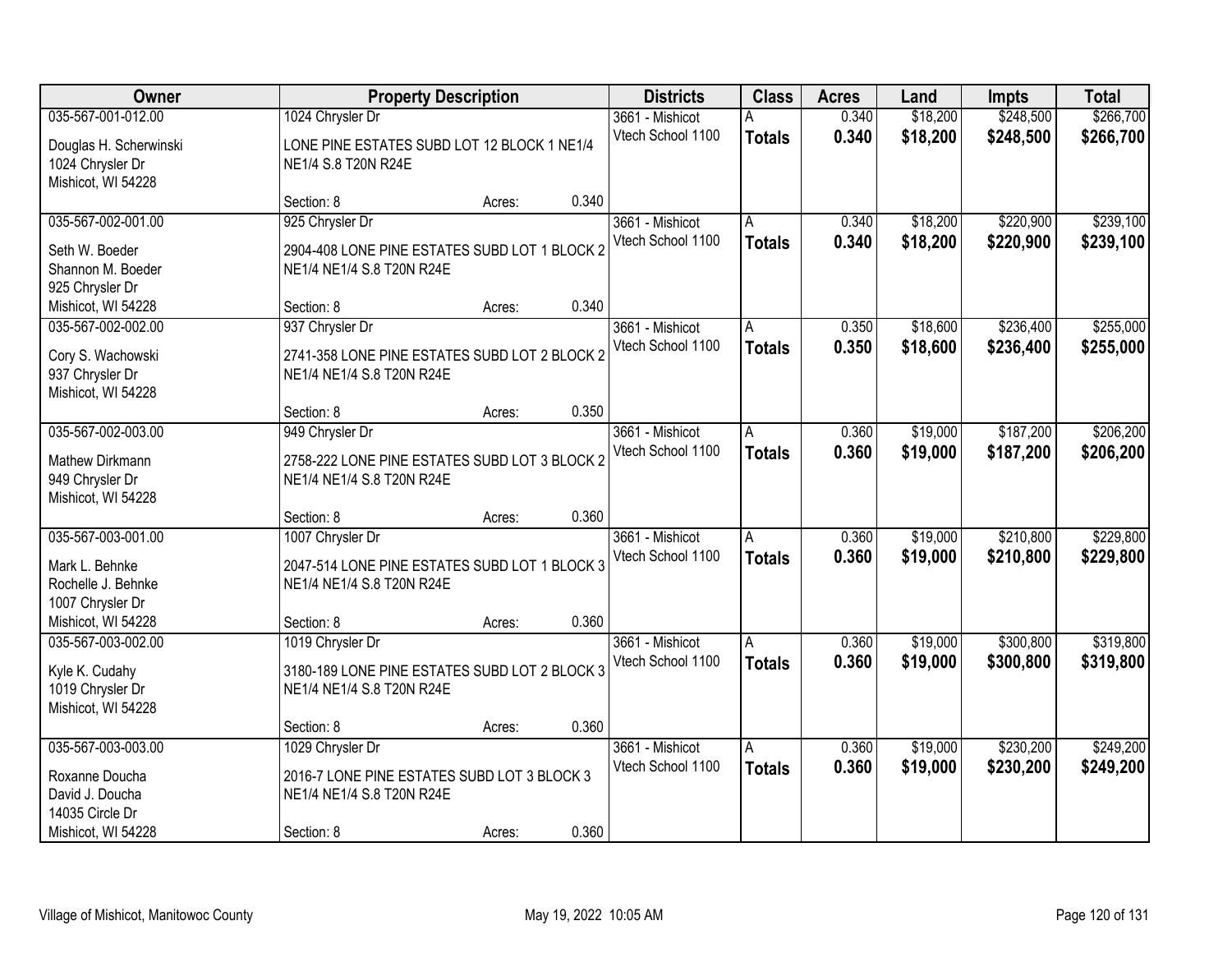| Owner | Property Description | | | Districts | Class | Acres | Land | Impts | Total |
|---|---|---|---|---|---|---|---|---|---|
| 035-567-001-012.00 | 1024 Chrysler Dr | | | 3661 - Mishicot | A | 0.340 | $18,200 | $248,500 | $266,700 |
| Douglas H. Scherwinski<br>1024 Chrysler Dr<br>Mishicot, WI 54228 | LONE PINE ESTATES SUBD LOT 12 BLOCK 1 NE1/4 NE1/4 S.8 T20N R24E | | | Vtech School 1100 | **Totals** | **0.340** | **$18,200** | **$248,500** | **$266,700** |
| | Section: 8 | Acres: | 0.340 | | | | | | |
| 035-567-002-001.00 | 925 Chrysler Dr | | | 3661 - Mishicot | A | 0.340 | $18,200 | $220,900 | $239,100 |
| Seth W. Boeder<br>Shannon M. Boeder<br>925 Chrysler Dr<br>Mishicot, WI 54228 | 2904-408 LONE PINE ESTATES SUBD LOT 1 BLOCK 2 NE1/4 NE1/4 S.8 T20N R24E | | | Vtech School 1100 | **Totals** | **0.340** | **$18,200** | **$220,900** | **$239,100** |
| | Section: 8 | Acres: | 0.340 | | | | | | |
| 035-567-002-002.00 | 937 Chrysler Dr | | | 3661 - Mishicot | A | 0.350 | $18,600 | $236,400 | $255,000 |
| Cory S. Wachowski<br>937 Chrysler Dr<br>Mishicot, WI 54228 | 2741-358 LONE PINE ESTATES SUBD LOT 2 BLOCK 2 NE1/4 NE1/4 S.8 T20N R24E | | | Vtech School 1100 | **Totals** | **0.350** | **$18,600** | **$236,400** | **$255,000** |
| | Section: 8 | Acres: | 0.350 | | | | | | |
| 035-567-002-003.00 | 949 Chrysler Dr | | | 3661 - Mishicot | A | 0.360 | $19,000 | $187,200 | $206,200 |
| Mathew Dirkmann<br>949 Chrysler Dr<br>Mishicot, WI 54228 | 2758-222 LONE PINE ESTATES SUBD LOT 3 BLOCK 2 NE1/4 NE1/4 S.8 T20N R24E | | | Vtech School 1100 | **Totals** | **0.360** | **$19,000** | **$187,200** | **$206,200** |
| | Section: 8 | Acres: | 0.360 | | | | | | |
| 035-567-003-001.00 | 1007 Chrysler Dr | | | 3661 - Mishicot | A | 0.360 | $19,000 | $210,800 | $229,800 |
| Mark L. Behnke<br>Rochelle J. Behnke<br>1007 Chrysler Dr<br>Mishicot, WI 54228 | 2047-514 LONE PINE ESTATES SUBD LOT 1 BLOCK 3 NE1/4 NE1/4 S.8 T20N R24E | | | Vtech School 1100 | **Totals** | **0.360** | **$19,000** | **$210,800** | **$229,800** |
| | Section: 8 | Acres: | 0.360 | | | | | | |
| 035-567-003-002.00 | 1019 Chrysler Dr | | | 3661 - Mishicot | A | 0.360 | $19,000 | $300,800 | $319,800 |
| Kyle K. Cudahy<br>1019 Chrysler Dr<br>Mishicot, WI 54228 | 3180-189 LONE PINE ESTATES SUBD LOT 2 BLOCK 3 NE1/4 NE1/4 S.8 T20N R24E | | | Vtech School 1100 | **Totals** | **0.360** | **$19,000** | **$300,800** | **$319,800** |
| | Section: 8 | Acres: | 0.360 | | | | | | |
| 035-567-003-003.00 | 1029 Chrysler Dr | | | 3661 - Mishicot | A | 0.360 | $19,000 | $230,200 | $249,200 |
| Roxanne Doucha<br>David J. Doucha<br>14035 Circle Dr<br>Mishicot, WI 54228 | 2016-7 LONE PINE ESTATES SUBD LOT 3 BLOCK 3 NE1/4 NE1/4 S.8 T20N R24E | | | Vtech School 1100 | **Totals** | **0.360** | **$19,000** | **$230,200** | **$249,200** |
| | Section: 8 | Acres: | 0.360 | | | | | | |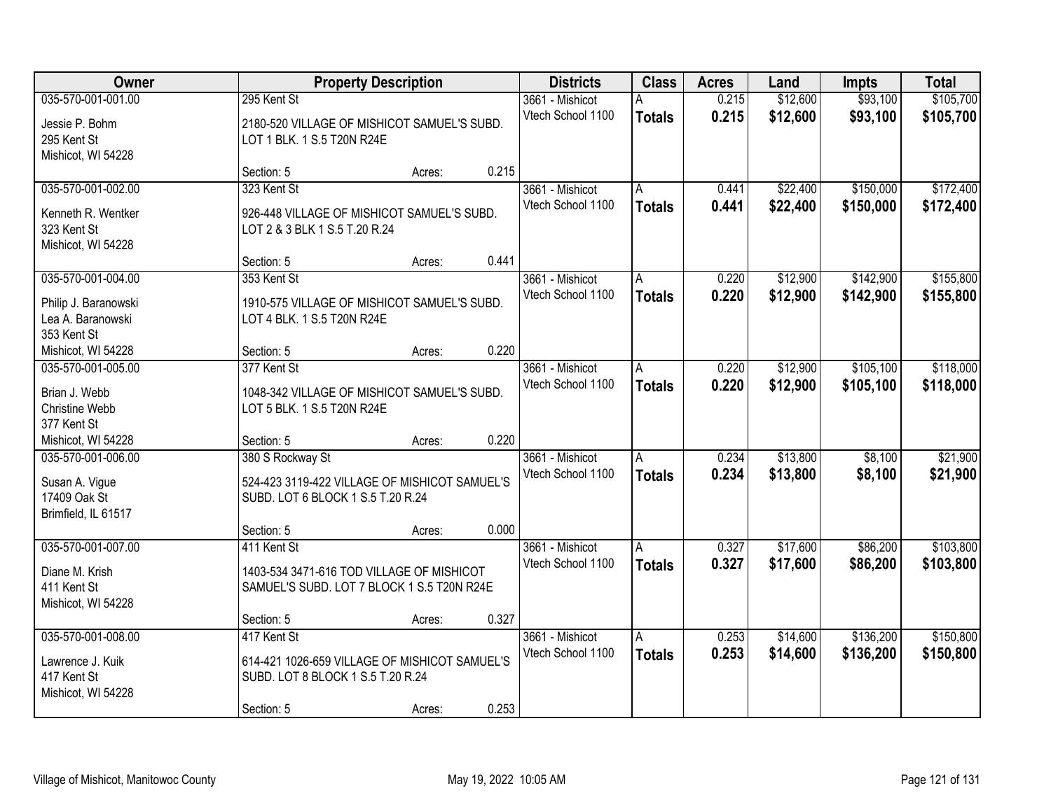| Owner | Property Description | | | Districts | Class | Acres | Land | Impts | Total |
|---|---|---|---|---|---|---|---|---|---|
| 035-570-001-001.00<br>Jessie P. Bohm<br>295 Kent St<br>Mishicot, WI 54228 | 295 Kent St<br>2180-520 VILLAGE OF MISHICOT SAMUEL'S SUBD. LOT 1 BLK. 1 S.5 T20N R24E<br>Section: 5 | Acres: | 0.215 | 3661 - Mishicot<br>Vtech School 1100 | A<br>**Totals** | 0.215<br>**0.215** | $12,600<br>**$12,600** | $93,100<br>**$93,100** | $105,700<br>**$105,700** |
| 035-570-001-002.00<br>Kenneth R. Wentker<br>323 Kent St<br>Mishicot, WI 54228 | 323 Kent St<br>926-448 VILLAGE OF MISHICOT SAMUEL'S SUBD. LOT 2 & 3 BLK 1 S.5 T.20 R.24<br>Section: 5 | Acres: | 0.441 | 3661 - Mishicot<br>Vtech School 1100 | A<br>**Totals** | 0.441<br>**0.441** | $22,400<br>**$22,400** | $150,000<br>**$150,000** | $172,400<br>**$172,400** |
| 035-570-001-004.00<br>Philip J. Baranowski<br>Lea A. Baranowski<br>353 Kent St<br>Mishicot, WI 54228 | 353 Kent St<br>1910-575 VILLAGE OF MISHICOT SAMUEL'S SUBD. LOT 4 BLK. 1 S.5 T20N R24E<br>Section: 5 | Acres: | 0.220 | 3661 - Mishicot<br>Vtech School 1100 | A<br>**Totals** | 0.220<br>**0.220** | $12,900<br>**$12,900** | $142,900<br>**$142,900** | $155,800<br>**$155,800** |
| 035-570-001-005.00<br>Brian J. Webb<br>Christine Webb<br>377 Kent St<br>Mishicot, WI 54228 | 377 Kent St<br>1048-342 VILLAGE OF MISHICOT SAMUEL'S SUBD. LOT 5 BLK. 1 S.5 T20N R24E<br>Section: 5 | Acres: | 0.220 | 3661 - Mishicot<br>Vtech School 1100 | A<br>**Totals** | 0.220<br>**0.220** | $12,900<br>**$12,900** | $105,100<br>**$105,100** | $118,000<br>**$118,000** |
| 035-570-001-006.00<br>Susan A. Vigue<br>17409 Oak St<br>Brimfield, IL 61517 | 380 S Rockway St<br>524-423 3119-422 VILLAGE OF MISHICOT SAMUEL'S SUBD. LOT 6 BLOCK 1 S.5 T.20 R.24<br>Section: 5 | Acres: | 0.000 | 3661 - Mishicot<br>Vtech School 1100 | A<br>**Totals** | 0.234<br>**0.234** | $13,800<br>**$13,800** | $8,100<br>**$8,100** | $21,900<br>**$21,900** |
| 035-570-001-007.00<br>Diane M. Krish<br>411 Kent St<br>Mishicot, WI 54228 | 411 Kent St<br>1403-534 3471-616 TOD VILLAGE OF MISHICOT SAMUEL'S SUBD. LOT 7 BLOCK 1 S.5 T20N R24E<br>Section: 5 | Acres: | 0.327 | 3661 - Mishicot<br>Vtech School 1100 | A<br>**Totals** | 0.327<br>**0.327** | $17,600<br>**$17,600** | $86,200<br>**$86,200** | $103,800<br>**$103,800** |
| 035-570-001-008.00<br>Lawrence J. Kuik<br>417 Kent St<br>Mishicot, WI 54228 | 417 Kent St<br>614-421 1026-659 VILLAGE OF MISHICOT SAMUEL'S SUBD. LOT 8 BLOCK 1 S.5 T.20 R.24<br>Section: 5 | Acres: | 0.253 | 3661 - Mishicot<br>Vtech School 1100 | A<br>**Totals** | 0.253<br>**0.253** | $14,600<br>**$14,600** | $136,200<br>**$136,200** | $150,800<br>**$150,800** |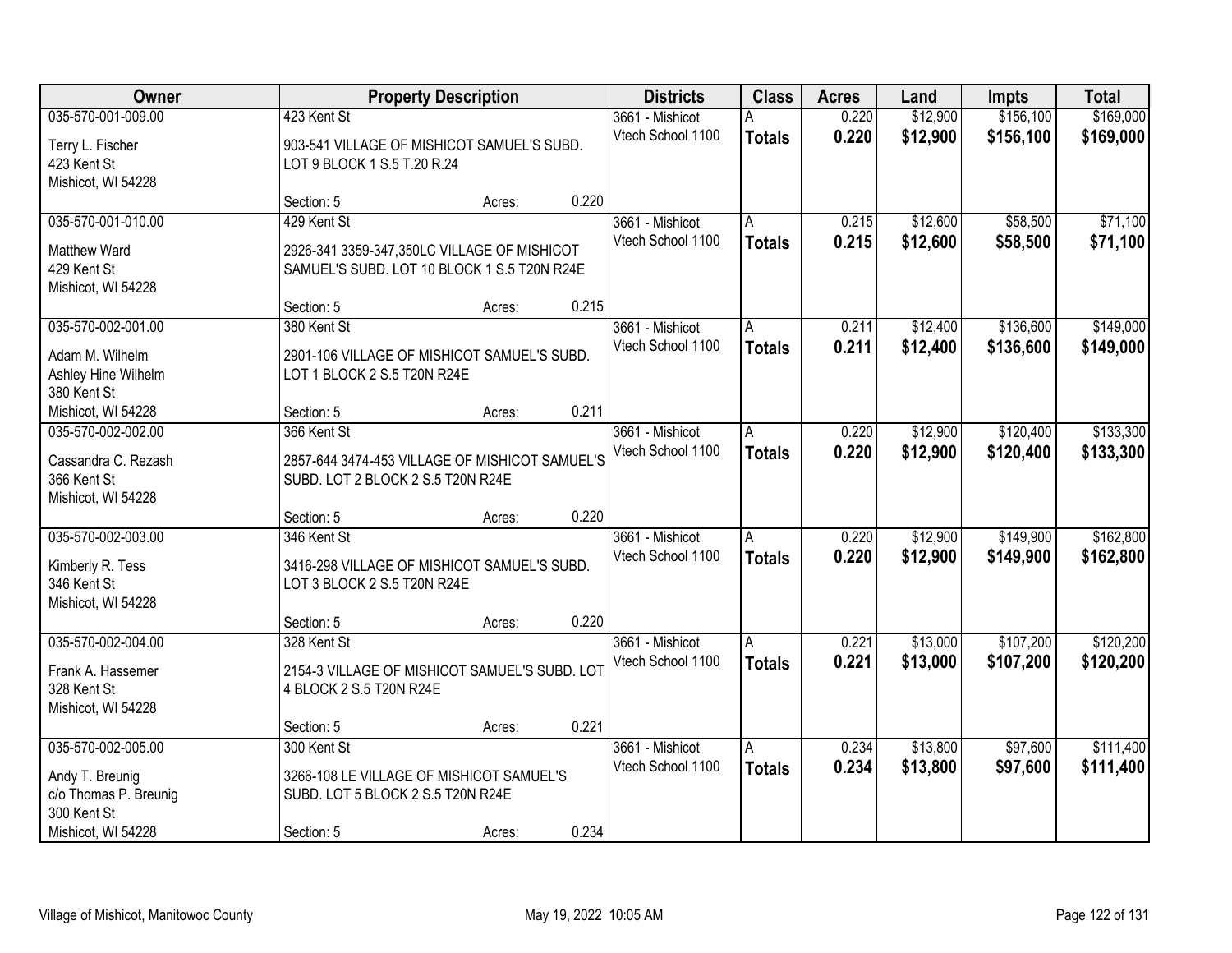| Owner | Property Description | Districts | Class | Acres | Land | Impts | Total |
|---|---|---|---|---|---|---|---|
| 035-570-001-009.00<br>Terry L. Fischer<br>423 Kent St<br>Mishicot, WI 54228 | 423 Kent St<br>903-541 VILLAGE OF MISHICOT SAMUEL'S SUBD. LOT 9 BLOCK 1 S.5 T.20 R.24<br>Section: 5 Acres: 0.220 | 3661 - Mishicot<br>Vtech School 1100 | A<br>**Totals** | 0.220<br>**0.220** | $12,900<br>**$12,900** | $156,100<br>**$156,100** | $169,000<br>**$169,000** |
| 035-570-001-010.00<br>Matthew Ward<br>429 Kent St<br>Mishicot, WI 54228 | 429 Kent St<br>2926-341 3359-347,350LC VILLAGE OF MISHICOT SAMUEL'S SUBD. LOT 10 BLOCK 1 S.5 T20N R24E<br>Section: 5 Acres: 0.215 | 3661 - Mishicot<br>Vtech School 1100 | A<br>**Totals** | 0.215<br>**0.215** | $12,600<br>**$12,600** | $58,500<br>**$58,500** | $71,100<br>**$71,100** |
| 035-570-002-001.00<br>Adam M. Wilhelm<br>Ashley Hine Wilhelm<br>380 Kent St<br>Mishicot, WI 54228 | 380 Kent St<br>2901-106 VILLAGE OF MISHICOT SAMUEL'S SUBD. LOT 1 BLOCK 2 S.5 T20N R24E<br>Section: 5 Acres: 0.211 | 3661 - Mishicot<br>Vtech School 1100 | A<br>**Totals** | 0.211<br>**0.211** | $12,400<br>**$12,400** | $136,600<br>**$136,600** | $149,000<br>**$149,000** |
| 035-570-002-002.00<br>Cassandra C. Rezash<br>366 Kent St<br>Mishicot, WI 54228 | 366 Kent St<br>2857-644 3474-453 VILLAGE OF MISHICOT SAMUEL'S SUBD. LOT 2 BLOCK 2 S.5 T20N R24E<br>Section: 5 Acres: 0.220 | 3661 - Mishicot<br>Vtech School 1100 | A<br>**Totals** | 0.220<br>**0.220** | $12,900<br>**$12,900** | $120,400<br>**$120,400** | $133,300<br>**$133,300** |
| 035-570-002-003.00<br>Kimberly R. Tess<br>346 Kent St<br>Mishicot, WI 54228 | 346 Kent St<br>3416-298 VILLAGE OF MISHICOT SAMUEL'S SUBD. LOT 3 BLOCK 2 S.5 T20N R24E<br>Section: 5 Acres: 0.220 | 3661 - Mishicot<br>Vtech School 1100 | A<br>**Totals** | 0.220<br>**0.220** | $12,900<br>**$12,900** | $149,900<br>**$149,900** | $162,800<br>**$162,800** |
| 035-570-002-004.00<br>Frank A. Hassemer<br>328 Kent St<br>Mishicot, WI 54228 | 328 Kent St<br>2154-3 VILLAGE OF MISHICOT SAMUEL'S SUBD. LOT 4 BLOCK 2 S.5 T20N R24E<br>Section: 5 Acres: 0.221 | 3661 - Mishicot<br>Vtech School 1100 | A<br>**Totals** | 0.221<br>**0.221** | $13,000<br>**$13,000** | $107,200<br>**$107,200** | $120,200<br>**$120,200** |
| 035-570-002-005.00<br>Andy T. Breunig<br>c/o Thomas P. Breunig<br>300 Kent St<br>Mishicot, WI 54228 | 300 Kent St<br>3266-108 LE VILLAGE OF MISHICOT SAMUEL'S SUBD. LOT 5 BLOCK 2 S.5 T20N R24E<br>Section: 5 Acres: 0.234 | 3661 - Mishicot<br>Vtech School 1100 | A<br>**Totals** | 0.234<br>**0.234** | $13,800<br>**$13,800** | $97,600<br>**$97,600** | $111,400<br>**$111,400** |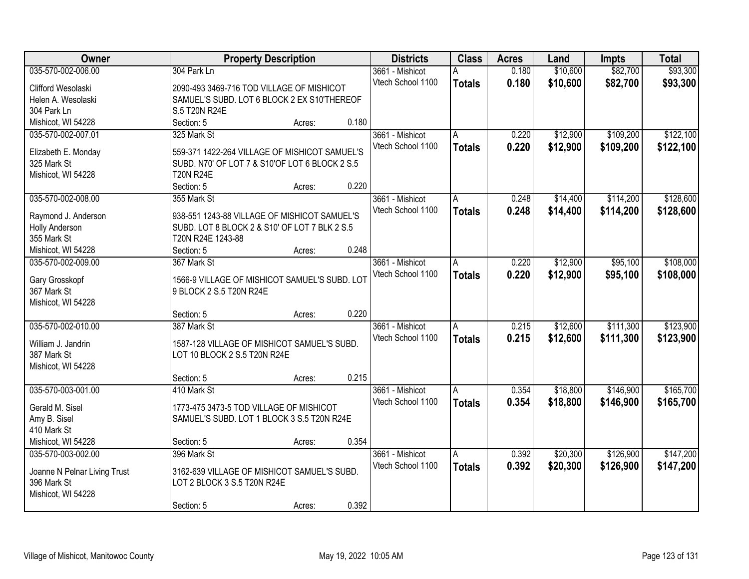| Owner | Property Description | | | Districts | Class | Acres | Land | Impts | Total |
|---|---|---|---|---|---|---|---|---|---|
| 035-570-002-006.00 | 304 Park Ln | | | 3661 - Mishicot | A | 0.180 | $10,600 | $82,700 | $93,300 |
| Clifford Wesolaski<br>Helen A. Wesolaski<br>304 Park Ln<br>Mishicot, WI 54228 | 2090-493 3469-716 TOD VILLAGE OF MISHICOT SAMUEL'S SUBD. LOT 6 BLOCK 2 EX S10'THEREOF S.5 T20N R24E | | | Vtech School 1100 | **Totals** | **0.180** | **$10,600** | **$82,700** | **$93,300** |
| | Section: 5 | Acres: | 0.180 | | | | | | |
| 035-570-002-007.01 | 325 Mark St | | | 3661 - Mishicot | A | 0.220 | $12,900 | $109,200 | $122,100 |
| Elizabeth E. Monday<br>325 Mark St<br>Mishicot, WI 54228 | 559-371 1422-264 VILLAGE OF MISHICOT SAMUEL'S SUBD. N70' OF LOT 7 & S10'OF LOT 6 BLOCK 2 S.5 T20N R24E | | | Vtech School 1100 | **Totals** | **0.220** | **$12,900** | **$109,200** | **$122,100** |
| | Section: 5 | Acres: | 0.220 | | | | | | |
| 035-570-002-008.00 | 355 Mark St | | | 3661 - Mishicot | A | 0.248 | $14,400 | $114,200 | $128,600 |
| Raymond J. Anderson<br>Holly Anderson<br>355 Mark St<br>Mishicot, WI 54228 | 938-551 1243-88 VILLAGE OF MISHICOT SAMUEL'S SUBD. LOT 8 BLOCK 2 & S10' OF LOT 7 BLK 2 S.5 T20N R24E 1243-88 | | | Vtech School 1100 | **Totals** | **0.248** | **$14,400** | **$114,200** | **$128,600** |
| | Section: 5 | Acres: | 0.248 | | | | | | |
| 035-570-002-009.00 | 367 Mark St | | | 3661 - Mishicot | A | 0.220 | $12,900 | $95,100 | $108,000 |
| Gary Grosskopf<br>367 Mark St<br>Mishicot, WI 54228 | 1566-9 VILLAGE OF MISHICOT SAMUEL'S SUBD. LOT 9 BLOCK 2 S.5 T20N R24E | | | Vtech School 1100 | **Totals** | **0.220** | **$12,900** | **$95,100** | **$108,000** |
| | Section: 5 | Acres: | 0.220 | | | | | | |
| 035-570-002-010.00 | 387 Mark St | | | 3661 - Mishicot | A | 0.215 | $12,600 | $111,300 | $123,900 |
| William J. Jandrin<br>387 Mark St<br>Mishicot, WI 54228 | 1587-128 VILLAGE OF MISHICOT SAMUEL'S SUBD. LOT 10 BLOCK 2 S.5 T20N R24E | | | Vtech School 1100 | **Totals** | **0.215** | **$12,600** | **$111,300** | **$123,900** |
| | Section: 5 | Acres: | 0.215 | | | | | | |
| 035-570-003-001.00 | 410 Mark St | | | 3661 - Mishicot | A | 0.354 | $18,800 | $146,900 | $165,700 |
| Gerald M. Sisel<br>Amy B. Sisel<br>410 Mark St<br>Mishicot, WI 54228 | 1773-475 3473-5 TOD VILLAGE OF MISHICOT SAMUEL'S SUBD. LOT 1 BLOCK 3 S.5 T20N R24E | | | Vtech School 1100 | **Totals** | **0.354** | **$18,800** | **$146,900** | **$165,700** |
| | Section: 5 | Acres: | 0.354 | | | | | | |
| 035-570-003-002.00 | 396 Mark St | | | 3661 - Mishicot | A | 0.392 | $20,300 | $126,900 | $147,200 |
| Joanne N Pelnar Living Trust<br>396 Mark St<br>Mishicot, WI 54228 | 3162-639 VILLAGE OF MISHICOT SAMUEL'S SUBD. LOT 2 BLOCK 3 S.5 T20N R24E | | | Vtech School 1100 | **Totals** | **0.392** | **$20,300** | **$126,900** | **$147,200** |
| | Section: 5 | Acres: | 0.392 | | | | | | |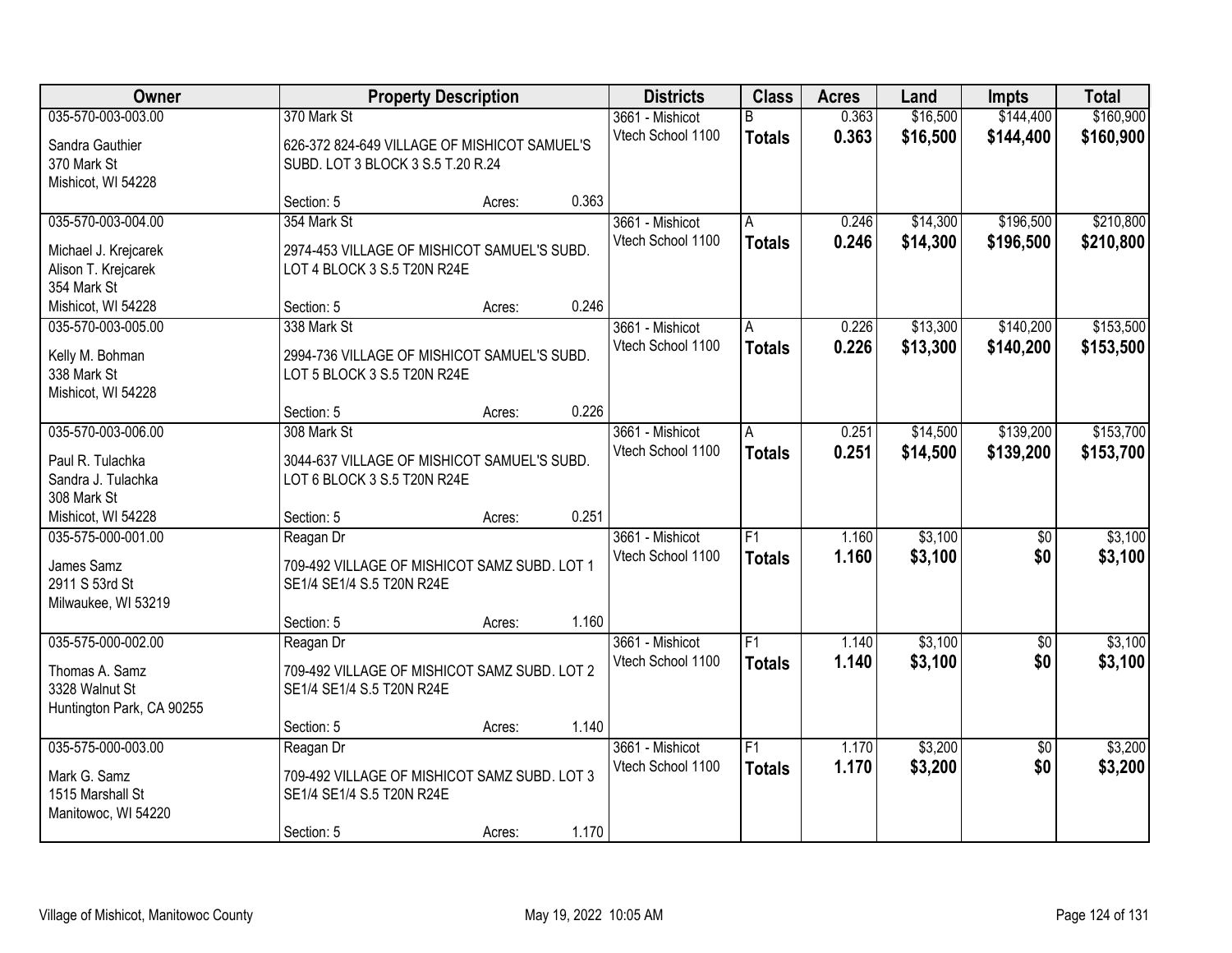| Owner | Property Description | | | Districts | Class | Acres | Land | Impts | Total |
|---|---|---|---|---|---|---|---|---|---|
| 035-570-003-003.00 | 370 Mark St | | | 3661 - Mishicot | B | 0.363 | $16,500 | $144,400 | $160,900 |
| Sandra Gauthier<br>370 Mark St<br>Mishicot, WI 54228 | 626-372 824-649 VILLAGE OF MISHICOT SAMUEL'S SUBD. LOT 3 BLOCK 3 S.5 T.20 R.24 | | | Vtech School 1100 | **Totals** | **0.363** | **$16,500** | **$144,400** | **$160,900** |
| | Section: 5 | Acres: | 0.363 | | | | | | |
| 035-570-003-004.00 | 354 Mark St | | | 3661 - Mishicot | A | 0.246 | $14,300 | $196,500 | $210,800 |
| Michael J. Krejcarek<br>Alison T. Krejcarek<br>354 Mark St<br>Mishicot, WI 54228 | 2974-453 VILLAGE OF MISHICOT SAMUEL'S SUBD. LOT 4 BLOCK 3 S.5 T20N R24E | | | Vtech School 1100 | **Totals** | **0.246** | **$14,300** | **$196,500** | **$210,800** |
| | Section: 5 | Acres: | 0.246 | | | | | | |
| 035-570-003-005.00 | 338 Mark St | | | 3661 - Mishicot | A | 0.226 | $13,300 | $140,200 | $153,500 |
| Kelly M. Bohman<br>338 Mark St<br>Mishicot, WI 54228 | 2994-736 VILLAGE OF MISHICOT SAMUEL'S SUBD. LOT 5 BLOCK 3 S.5 T20N R24E | | | Vtech School 1100 | **Totals** | **0.226** | **$13,300** | **$140,200** | **$153,500** |
| | Section: 5 | Acres: | 0.226 | | | | | | |
| 035-570-003-006.00 | 308 Mark St | | | 3661 - Mishicot | A | 0.251 | $14,500 | $139,200 | $153,700 |
| Paul R. Tulachka<br>Sandra J. Tulachka<br>308 Mark St<br>Mishicot, WI 54228 | 3044-637 VILLAGE OF MISHICOT SAMUEL'S SUBD. LOT 6 BLOCK 3 S.5 T20N R24E | | | Vtech School 1100 | **Totals** | **0.251** | **$14,500** | **$139,200** | **$153,700** |
| | Section: 5 | Acres: | 0.251 | | | | | | |
| 035-575-000-001.00 | Reagan Dr | | | 3661 - Mishicot | F1 | 1.160 | $3,100 | $0 | $3,100 |
| James Samz<br>2911 S 53rd St<br>Milwaukee, WI 53219 | 709-492 VILLAGE OF MISHICOT SAMZ SUBD. LOT 1 SE1/4 SE1/4 S.5 T20N R24E | | | Vtech School 1100 | **Totals** | **1.160** | **$3,100** | **$0** | **$3,100** |
| | Section: 5 | Acres: | 1.160 | | | | | | |
| 035-575-000-002.00 | Reagan Dr | | | 3661 - Mishicot | F1 | 1.140 | $3,100 | $0 | $3,100 |
| Thomas A. Samz<br>3328 Walnut St<br>Huntington Park, CA 90255 | 709-492 VILLAGE OF MISHICOT SAMZ SUBD. LOT 2 SE1/4 SE1/4 S.5 T20N R24E | | | Vtech School 1100 | **Totals** | **1.140** | **$3,100** | **$0** | **$3,100** |
| | Section: 5 | Acres: | 1.140 | | | | | | |
| 035-575-000-003.00 | Reagan Dr | | | 3661 - Mishicot | F1 | 1.170 | $3,200 | $0 | $3,200 |
| Mark G. Samz<br>1515 Marshall St<br>Manitowoc, WI 54220 | 709-492 VILLAGE OF MISHICOT SAMZ SUBD. LOT 3 SE1/4 SE1/4 S.5 T20N R24E | | | Vtech School 1100 | **Totals** | **1.170** | **$3,200** | **$0** | **$3,200** |
| | Section: 5 | Acres: | 1.170 | | | | | | |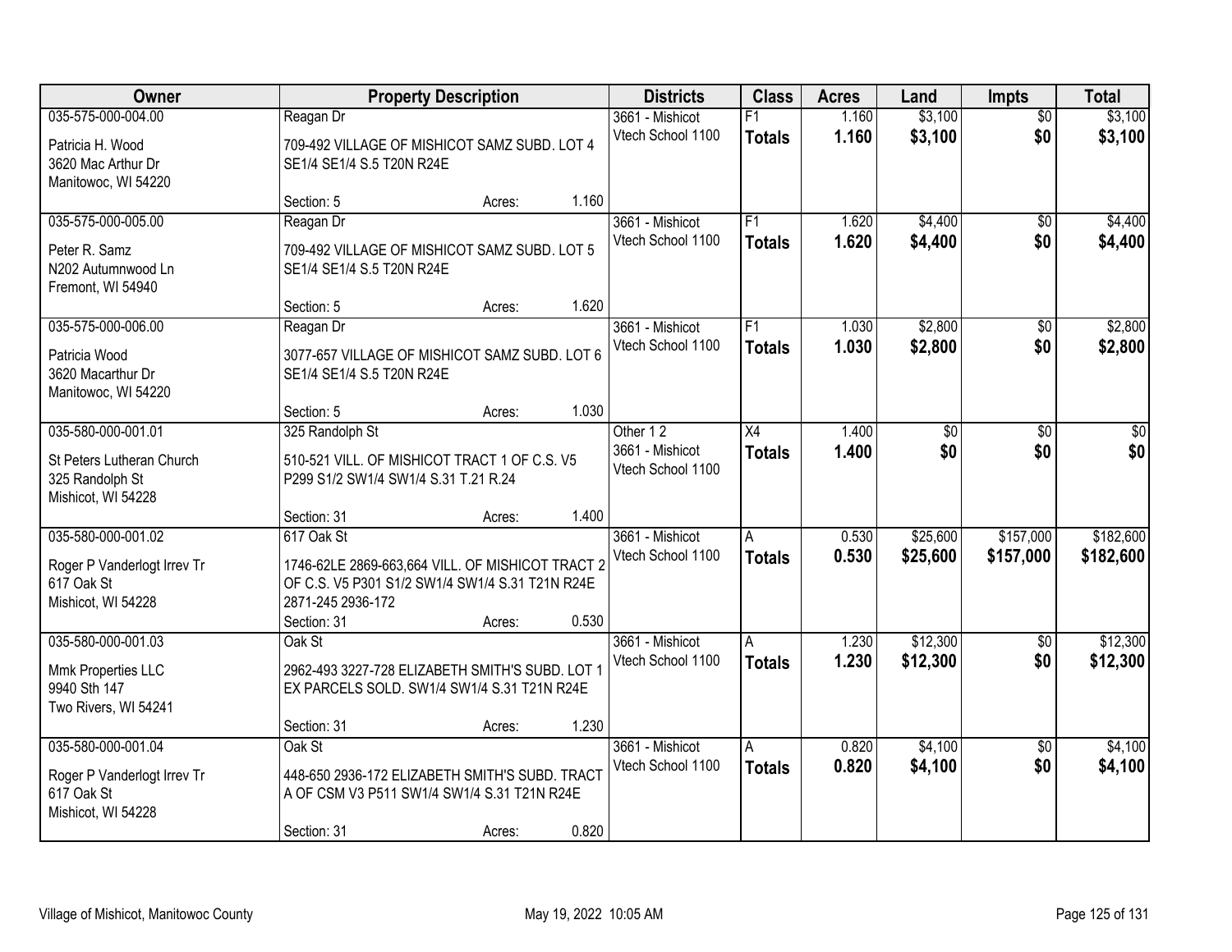| Owner | Property Description | Districts | Class | Acres | Land | Impts | Total |
|---|---|---|---|---|---|---|---|
| 035-575-000-004.00<br>Patricia H. Wood<br>3620 Mac Arthur Dr<br>Manitowoc, WI 54220 | Reagan Dr<br>709-492 VILLAGE OF MISHICOT SAMZ SUBD. LOT 4 SE1/4 SE1/4 S.5 T20N R24E<br>Section: 5 Acres: 1.160 | 3661 - Mishicot<br>Vtech School 1100 | F1<br>**Totals** | 1.160<br>**1.160** | $3,100<br>**$3,100** | $0<br>**$0** | $3,100<br>**$3,100** |
| 035-575-000-005.00<br>Peter R. Samz<br>N202 Autumnwood Ln<br>Fremont, WI 54940 | Reagan Dr<br>709-492 VILLAGE OF MISHICOT SAMZ SUBD. LOT 5 SE1/4 SE1/4 S.5 T20N R24E<br>Section: 5 Acres: 1.620 | 3661 - Mishicot<br>Vtech School 1100 | F1<br>**Totals** | 1.620<br>**1.620** | $4,400<br>**$4,400** | $0<br>**$0** | $4,400<br>**$4,400** |
| 035-575-000-006.00<br>Patricia Wood<br>3620 Macarthur Dr<br>Manitowoc, WI 54220 | Reagan Dr<br>3077-657 VILLAGE OF MISHICOT SAMZ SUBD. LOT 6 SE1/4 SE1/4 S.5 T20N R24E<br>Section: 5 Acres: 1.030 | 3661 - Mishicot<br>Vtech School 1100 | F1<br>**Totals** | 1.030<br>**1.030** | $2,800<br>**$2,800** | $0<br>**$0** | $2,800<br>**$2,800** |
| 035-580-000-001.01<br>St Peters Lutheran Church<br>325 Randolph St<br>Mishicot, WI 54228 | 325 Randolph St<br>510-521 VILL. OF MISHICOT TRACT 1 OF C.S. V5 P299 S1/2 SW1/4 SW1/4 S.31 T.21 R.24<br>Section: 31 Acres: 1.400 | Other 1 2<br>3661 - Mishicot<br>Vtech School 1100 | X4<br>**Totals** | 1.400<br>**1.400** | $0<br>**$0** | $0<br>**$0** | $0<br>**$0** |
| 035-580-000-001.02<br>Roger P Vanderlogt Irrev Tr<br>617 Oak St<br>Mishicot, WI 54228 | 617 Oak St<br>1746-62LE 2869-663,664 VILL. OF MISHICOT TRACT 2 OF C.S. V5 P301 S1/2 SW1/4 SW1/4 S.31 T21N R24E 2871-245 2936-172<br>Section: 31 Acres: 0.530 | 3661 - Mishicot<br>Vtech School 1100 | A<br>**Totals** | 0.530<br>**0.530** | $25,600<br>**$25,600** | $157,000<br>**$157,000** | $182,600<br>**$182,600** |
| 035-580-000-001.03<br>Mmk Properties LLC<br>9940 Sth 147<br>Two Rivers, WI 54241 | Oak St<br>2962-493 3227-728 ELIZABETH SMITH'S SUBD. LOT 1 EX PARCELS SOLD. SW1/4 SW1/4 S.31 T21N R24E<br>Section: 31 Acres: 1.230 | 3661 - Mishicot<br>Vtech School 1100 | A<br>**Totals** | 1.230<br>**1.230** | $12,300<br>**$12,300** | $0<br>**$0** | $12,300<br>**$12,300** |
| 035-580-000-001.04<br>Roger P Vanderlogt Irrev Tr<br>617 Oak St<br>Mishicot, WI 54228 | Oak St<br>448-650 2936-172 ELIZABETH SMITH'S SUBD. TRACT A OF CSM V3 P511 SW1/4 SW1/4 S.31 T21N R24E<br>Section: 31 Acres: 0.820 | 3661 - Mishicot<br>Vtech School 1100 | A<br>**Totals** | 0.820<br>**0.820** | $4,100<br>**$4,100** | $0<br>**$0** | $4,100<br>**$4,100** |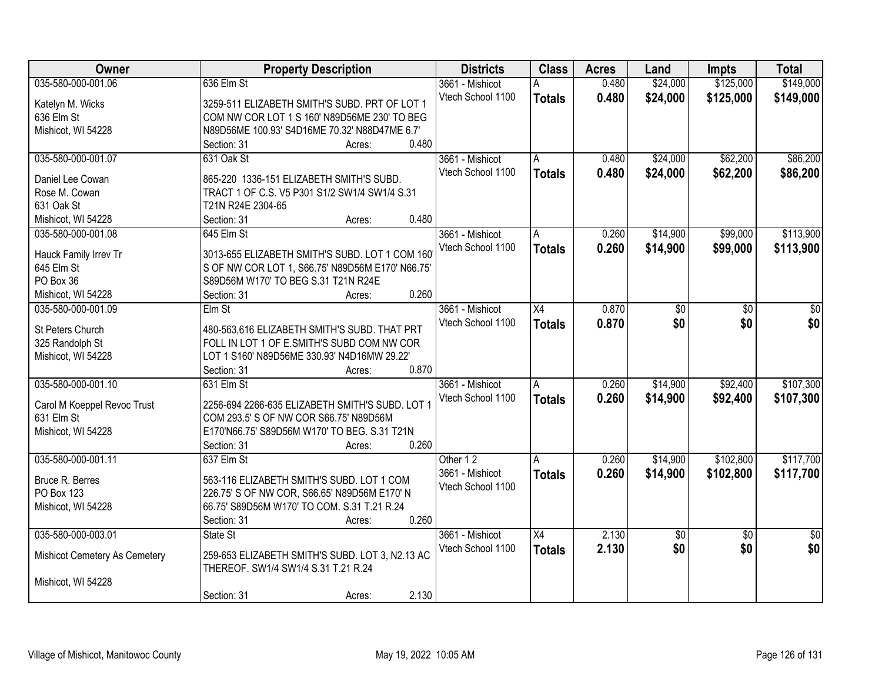| Owner | Property Description | Districts | Class | Acres | Land | Impts | Total |
|---|---|---|---|---|---|---|---|
| 035-580-000-001.06<br>Katelyn M. Wicks<br>636 Elm St<br>Mishicot, WI 54228 | 636 Elm St<br>3259-511 ELIZABETH SMITH'S SUBD. PRT OF LOT 1 COM NW COR LOT 1 S 160' N89D56ME 230' TO BEG N89D56ME 100.93' S4D16ME 70.32' N88D47ME 6.7'<br>Section: 31 Acres: 0.480 | 3661 - Mishicot<br>Vtech School 1100 | A<br>**Totals** | 0.480<br>**0.480** | $24,000<br>**$24,000** | $125,000<br>**$125,000** | $149,000<br>**$149,000** |
| 035-580-000-001.07<br>Daniel Lee Cowan<br>Rose M. Cowan<br>631 Oak St<br>Mishicot, WI 54228 | 631 Oak St<br>865-220 1336-151 ELIZABETH SMITH'S SUBD. TRACT 1 OF C.S. V5 P301 S1/2 SW1/4 SW1/4 S.31 T21N R24E 2304-65<br>Section: 31 Acres: 0.480 | 3661 - Mishicot<br>Vtech School 1100 | A<br>**Totals** | 0.480<br>**0.480** | $24,000<br>**$24,000** | $62,200<br>**$62,200** | $86,200<br>**$86,200** |
| 035-580-000-001.08<br>Hauck Family Irrev Tr<br>645 Elm St<br>PO Box 36<br>Mishicot, WI 54228 | 645 Elm St<br>3013-655 ELIZABETH SMITH'S SUBD. LOT 1 COM 160' S OF NW COR LOT 1, S66.75' N89D56M E170' N66.75' S89D56M W170' TO BEG S.31 T21N R24E<br>Section: 31 Acres: 0.260 | 3661 - Mishicot<br>Vtech School 1100 | A<br>**Totals** | 0.260<br>**0.260** | $14,900<br>**$14,900** | $99,000<br>**$99,000** | $113,900<br>**$113,900** |
| 035-580-000-001.09<br>St Peters Church<br>325 Randolph St<br>Mishicot, WI 54228 | Elm St<br>480-563,616 ELIZABETH SMITH'S SUBD. THAT PRT FOLL IN LOT 1 OF E.SMITH'S SUBD COM NW COR LOT 1 S160' N89D56ME 330.93' N4D16MW 29.22'<br>Section: 31 Acres: 0.870 | 3661 - Mishicot<br>Vtech School 1100 | X4<br>**Totals** | 0.870<br>**0.870** | $0<br>**$0** | $0<br>**$0** | $0<br>**$0** |
| 035-580-000-001.10<br>Carol M Koeppel Revoc Trust<br>631 Elm St<br>Mishicot, WI 54228 | 631 Elm St<br>2256-694 2266-635 ELIZABETH SMITH'S SUBD. LOT 1 COM 293.5' S OF NW COR S66.75' N89D56M E170'N66.75' S89D56M W170' TO BEG. S.31 T21N<br>Section: 31 Acres: 0.260 | 3661 - Mishicot<br>Vtech School 1100 | A<br>**Totals** | 0.260<br>**0.260** | $14,900<br>**$14,900** | $92,400<br>**$92,400** | $107,300<br>**$107,300** |
| 035-580-000-001.11<br>Bruce R. Berres<br>PO Box 123<br>Mishicot, WI 54228 | 637 Elm St<br>563-116 ELIZABETH SMITH'S SUBD. LOT 1 COM 226.75' S OF NW COR, S66.65' N89D56M E170' N 66.75' S89D56M W170' TO COM. S.31 T.21 R.24<br>Section: 31 Acres: 0.260 | Other 1 2<br>3661 - Mishicot<br>Vtech School 1100 | A<br>**Totals** | 0.260<br>**0.260** | $14,900<br>**$14,900** | $102,800<br>**$102,800** | $117,700<br>**$117,700** |
| 035-580-000-003.01<br>Mishicot Cemetery As Cemetery<br>Mishicot, WI 54228 | State St<br>259-653 ELIZABETH SMITH'S SUBD. LOT 3, N2.13 AC THEREOF. SW1/4 SW1/4 S.31 T.21 R.24<br>Section: 31 Acres: 2.130 | 3661 - Mishicot<br>Vtech School 1100 | X4<br>**Totals** | 2.130<br>**2.130** | $0<br>**$0** | $0<br>**$0** | $0<br>**$0** |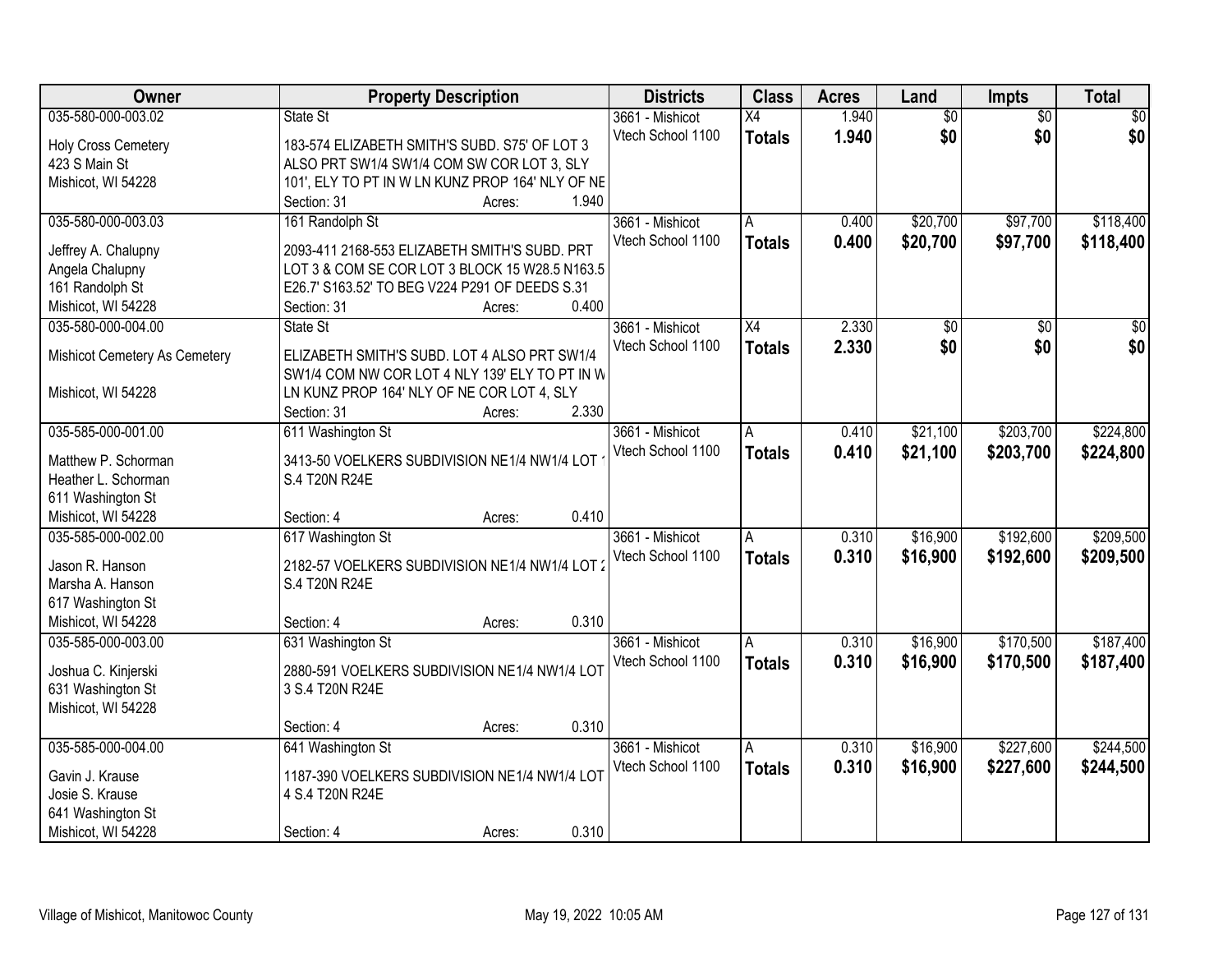| Owner | Property Description | Districts | Class | Acres | Land | Impts | Total |
|---|---|---|---|---|---|---|---|
| 035-580-000-003.02<br><br>Holy Cross Cemetery<br>423 S Main St<br>Mishicot, WI 54228 | State St<br><br>183-574 ELIZABETH SMITH'S SUBD. S75' OF LOT 3 ALSO PRT SW1/4 SW1/4 COM SW COR LOT 3, SLY 101', ELY TO PT IN W LN KUNZ PROP 164' NLY OF NE<br>Section: 31 Acres: 1.940 | 3661 - Mishicot<br>Vtech School 1100 | X4<br>**Totals** | 1.940<br>**1.940** | $0<br>**$0** | $0<br>**$0** | $0<br>**$0** |
| 035-580-000-003.03<br><br>Jeffrey A. Chalupny<br>Angela Chalupny<br>161 Randolph St<br>Mishicot, WI 54228 | 161 Randolph St<br><br>2093-411 2168-553 ELIZABETH SMITH'S SUBD. PRT LOT 3 & COM SE COR LOT 3 BLOCK 15 W28.5 N163.5 E26.7' S163.52' TO BEG V224 P291 OF DEEDS S.31<br>Section: 31 Acres: 0.400 | 3661 - Mishicot<br>Vtech School 1100 | A<br>**Totals** | 0.400<br>**0.400** | $20,700<br>**$20,700** | $97,700<br>**$97,700** | $118,400<br>**$118,400** |
| 035-580-000-004.00<br><br>Mishicot Cemetery As Cemetery<br><br>Mishicot, WI 54228 | State St<br><br>ELIZABETH SMITH'S SUBD. LOT 4 ALSO PRT SW1/4 SW1/4 COM NW COR LOT 4 NLY 139' ELY TO PT IN W LN KUNZ PROP 164' NLY OF NE COR LOT 4, SLY<br>Section: 31 Acres: 2.330 | 3661 - Mishicot<br>Vtech School 1100 | X4<br>**Totals** | 2.330<br>**2.330** | $0<br>**$0** | $0<br>**$0** | $0<br>**$0** |
| 035-585-000-001.00<br><br>Matthew P. Schorman<br>Heather L. Schorman<br>611 Washington St<br>Mishicot, WI 54228 | 611 Washington St<br><br>3413-50 VOELKERS SUBDIVISION NE1/4 NW1/4 LOT 1 S.4 T20N R24E<br><br>Section: 4 Acres: 0.410 | 3661 - Mishicot<br>Vtech School 1100 | A<br>**Totals** | 0.410<br>**0.410** | $21,100<br>**$21,100** | $203,700<br>**$203,700** | $224,800<br>**$224,800** |
| 035-585-000-002.00<br><br>Jason R. Hanson<br>Marsha A. Hanson<br>617 Washington St<br>Mishicot, WI 54228 | 617 Washington St<br><br>2182-57 VOELKERS SUBDIVISION NE1/4 NW1/4 LOT 2 S.4 T20N R24E<br><br>Section: 4 Acres: 0.310 | 3661 - Mishicot<br>Vtech School 1100 | A<br>**Totals** | 0.310<br>**0.310** | $16,900<br>**$16,900** | $192,600<br>**$192,600** | $209,500<br>**$209,500** |
| 035-585-000-003.00<br><br>Joshua C. Kinjerski<br>631 Washington St<br>Mishicot, WI 54228 | 631 Washington St<br><br>2880-591 VOELKERS SUBDIVISION NE1/4 NW1/4 LOT 3 S.4 T20N R24E<br><br>Section: 4 Acres: 0.310 | 3661 - Mishicot<br>Vtech School 1100 | A<br>**Totals** | 0.310<br>**0.310** | $16,900<br>**$16,900** | $170,500<br>**$170,500** | $187,400<br>**$187,400** |
| 035-585-000-004.00<br><br>Gavin J. Krause<br>Josie S. Krause<br>641 Washington St<br>Mishicot, WI 54228 | 641 Washington St<br><br>1187-390 VOELKERS SUBDIVISION NE1/4 NW1/4 LOT 4 S.4 T20N R24E<br><br>Section: 4 Acres: 0.310 | 3661 - Mishicot<br>Vtech School 1100 | A<br>**Totals** | 0.310<br>**0.310** | $16,900<br>**$16,900** | $227,600<br>**$227,600** | $244,500<br>**$244,500** |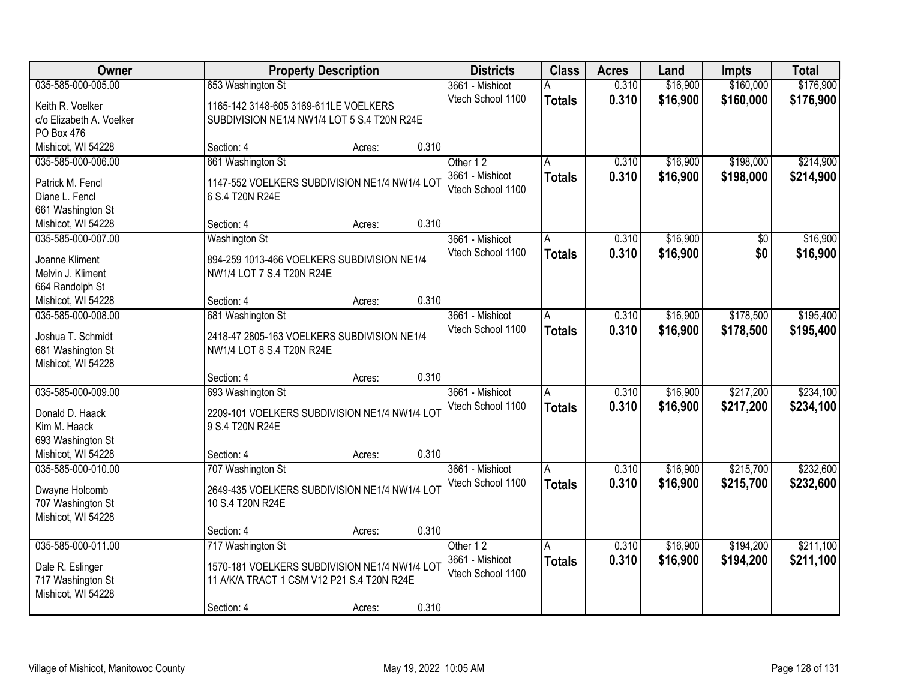| Owner | Property Description | | | Districts | Class | Acres | Land | Impts | Total |
|---|---|---|---|---|---|---|---|---|---|
| 035-585-000-005.00<br>Keith R. Voelker<br>c/o Elizabeth A. Voelker<br>PO Box 476<br>Mishicot, WI 54228 | 653 Washington St<br>1165-142 3148-605 3169-611LE VOELKERS SUBDIVISION NE1/4 NW1/4 LOT 5 S.4 T20N R24E<br>Section: 4 | Acres: | 0.310 | 3661 - Mishicot<br>Vtech School 1100 | A<br>**Totals** | 0.310<br>**0.310** | $16,900<br>**$16,900** | $160,000<br>**$160,000** | $176,900<br>**$176,900** |
| 035-585-000-006.00<br>Patrick M. Fencl<br>Diane L. Fencl<br>661 Washington St<br>Mishicot, WI 54228 | 661 Washington St<br>1147-552 VOELKERS SUBDIVISION NE1/4 NW1/4 LOT 6 S.4 T20N R24E<br>Section: 4 | Acres: | 0.310 | Other 1 2<br>3661 - Mishicot<br>Vtech School 1100 | A<br>**Totals** | 0.310<br>**0.310** | $16,900<br>**$16,900** | $198,000<br>**$198,000** | $214,900<br>**$214,900** |
| 035-585-000-007.00<br>Joanne Kliment<br>Melvin J. Kliment<br>664 Randolph St<br>Mishicot, WI 54228 | Washington St<br>894-259 1013-466 VOELKERS SUBDIVISION NE1/4 NW1/4 LOT 7 S.4 T20N R24E<br>Section: 4 | Acres: | 0.310 | 3661 - Mishicot<br>Vtech School 1100 | A<br>**Totals** | 0.310<br>**0.310** | $16,900<br>**$16,900** | $0<br>**$0** | $16,900<br>**$16,900** |
| 035-585-000-008.00<br>Joshua T. Schmidt<br>681 Washington St<br>Mishicot, WI 54228 | 681 Washington St<br>2418-47 2805-163 VOELKERS SUBDIVISION NE1/4 NW1/4 LOT 8 S.4 T20N R24E<br>Section: 4 | Acres: | 0.310 | 3661 - Mishicot<br>Vtech School 1100 | A<br>**Totals** | 0.310<br>**0.310** | $16,900<br>**$16,900** | $178,500<br>**$178,500** | $195,400<br>**$195,400** |
| 035-585-000-009.00<br>Donald D. Haack<br>Kim M. Haack<br>693 Washington St<br>Mishicot, WI 54228 | 693 Washington St<br>2209-101 VOELKERS SUBDIVISION NE1/4 NW1/4 LOT 9 S.4 T20N R24E<br>Section: 4 | Acres: | 0.310 | 3661 - Mishicot<br>Vtech School 1100 | A<br>**Totals** | 0.310<br>**0.310** | $16,900<br>**$16,900** | $217,200<br>**$217,200** | $234,100<br>**$234,100** |
| 035-585-000-010.00<br>Dwayne Holcomb<br>707 Washington St<br>Mishicot, WI 54228 | 707 Washington St<br>2649-435 VOELKERS SUBDIVISION NE1/4 NW1/4 LOT 10 S.4 T20N R24E<br>Section: 4 | Acres: | 0.310 | 3661 - Mishicot<br>Vtech School 1100 | A<br>**Totals** | 0.310<br>**0.310** | $16,900<br>**$16,900** | $215,700<br>**$215,700** | $232,600<br>**$232,600** |
| 035-585-000-011.00<br>Dale R. Eslinger<br>717 Washington St<br>Mishicot, WI 54228 | 717 Washington St<br>1570-181 VOELKERS SUBDIVISION NE1/4 NW1/4 LOT 11 A/K/A TRACT 1 CSM V12 P21 S.4 T20N R24E<br>Section: 4 | Acres: | 0.310 | Other 1 2<br>3661 - Mishicot<br>Vtech School 1100 | A<br>**Totals** | 0.310<br>**0.310** | $16,900<br>**$16,900** | $194,200<br>**$194,200** | $211,100<br>**$211,100** |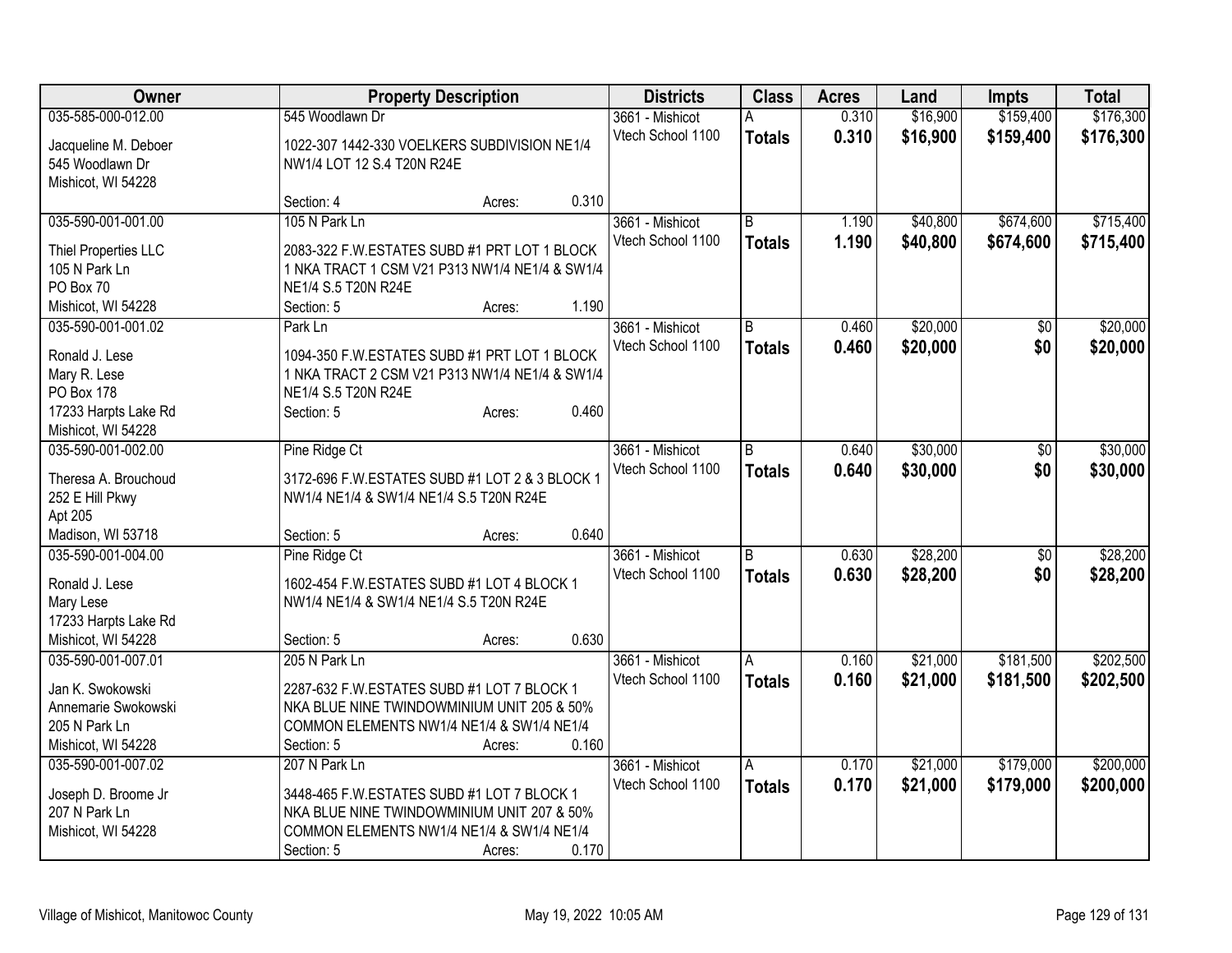| Owner | Property Description | Districts | Class | Acres | Land | Impts | Total |
|---|---|---|---|---|---|---|---|
| 035-585-000-012.00<br>Jacqueline M. Deboer<br>545 Woodlawn Dr<br>Mishicot, WI 54228 | 545 Woodlawn Dr<br>1022-307 1442-330 VOELKERS SUBDIVISION NE1/4 NW1/4 LOT 12 S.4 T20N R24E<br>Section: 4 Acres: 0.310 | 3661 - Mishicot<br>Vtech School 1100 | A<br>**Totals** | 0.310<br>**0.310** | $16,900<br>**$16,900** | $159,400<br>**$159,400** | $176,300<br>**$176,300** |
| 035-590-001-001.00<br>Thiel Properties LLC<br>105 N Park Ln<br>PO Box 70<br>Mishicot, WI 54228 | 105 N Park Ln<br>2083-322 F.W.ESTATES SUBD #1 PRT LOT 1 BLOCK 1 NKA TRACT 1 CSM V21 P313 NW1/4 NE1/4 & SW1/4 NE1/4 S.5 T20N R24E<br>Section: 5 Acres: 1.190 | 3661 - Mishicot<br>Vtech School 1100 | B<br>**Totals** | 1.190<br>**1.190** | $40,800<br>**$40,800** | $674,600<br>**$674,600** | $715,400<br>**$715,400** |
| 035-590-001-001.02<br>Ronald J. Lese<br>Mary R. Lese<br>PO Box 178<br>17233 Harpts Lake Rd<br>Mishicot, WI 54228 | Park Ln<br>1094-350 F.W.ESTATES SUBD #1 PRT LOT 1 BLOCK 1 NKA TRACT 2 CSM V21 P313 NW1/4 NE1/4 & SW1/4 NE1/4 S.5 T20N R24E<br>Section: 5 Acres: 0.460 | 3661 - Mishicot<br>Vtech School 1100 | B<br>**Totals** | 0.460<br>**0.460** | $20,000<br>**$20,000** | $0<br>**$0** | $20,000<br>**$20,000** |
| 035-590-001-002.00<br>Theresa A. Brouchoud<br>252 E Hill Pkwy<br>Apt 205<br>Madison, WI 53718 | Pine Ridge Ct<br>3172-696 F.W.ESTATES SUBD #1 LOT 2 & 3 BLOCK 1 NW1/4 NE1/4 & SW1/4 NE1/4 S.5 T20N R24E<br>Section: 5 Acres: 0.640 | 3661 - Mishicot<br>Vtech School 1100 | B<br>**Totals** | 0.640<br>**0.640** | $30,000<br>**$30,000** | $0<br>**$0** | $30,000<br>**$30,000** |
| 035-590-001-004.00<br>Ronald J. Lese<br>Mary Lese<br>17233 Harpts Lake Rd<br>Mishicot, WI 54228 | Pine Ridge Ct<br>1602-454 F.W.ESTATES SUBD #1 LOT 4 BLOCK 1 NW1/4 NE1/4 & SW1/4 NE1/4 S.5 T20N R24E<br>Section: 5 Acres: 0.630 | 3661 - Mishicot<br>Vtech School 1100 | B<br>**Totals** | 0.630<br>**0.630** | $28,200<br>**$28,200** | $0<br>**$0** | $28,200<br>**$28,200** |
| 035-590-001-007.01<br>Jan K. Swokowski<br>Annemarie Swokowski<br>205 N Park Ln<br>Mishicot, WI 54228 | 205 N Park Ln<br>2287-632 F.W.ESTATES SUBD #1 LOT 7 BLOCK 1 NKA BLUE NINE TWINDOWMINIUM UNIT 205 & 50% COMMON ELEMENTS NW1/4 NE1/4 & SW1/4 NE1/4<br>Section: 5 Acres: 0.160 | 3661 - Mishicot<br>Vtech School 1100 | A<br>**Totals** | 0.160<br>**0.160** | $21,000<br>**$21,000** | $181,500<br>**$181,500** | $202,500<br>**$202,500** |
| 035-590-001-007.02<br>Joseph D. Broome Jr<br>207 N Park Ln<br>Mishicot, WI 54228 | 207 N Park Ln<br>3448-465 F.W.ESTATES SUBD #1 LOT 7 BLOCK 1 NKA BLUE NINE TWINDOWMINIUM UNIT 207 & 50% COMMON ELEMENTS NW1/4 NE1/4 & SW1/4 NE1/4<br>Section: 5 Acres: 0.170 | 3661 - Mishicot<br>Vtech School 1100 | A<br>**Totals** | 0.170<br>**0.170** | $21,000<br>**$21,000** | $179,000<br>**$179,000** | $200,000<br>**$200,000** |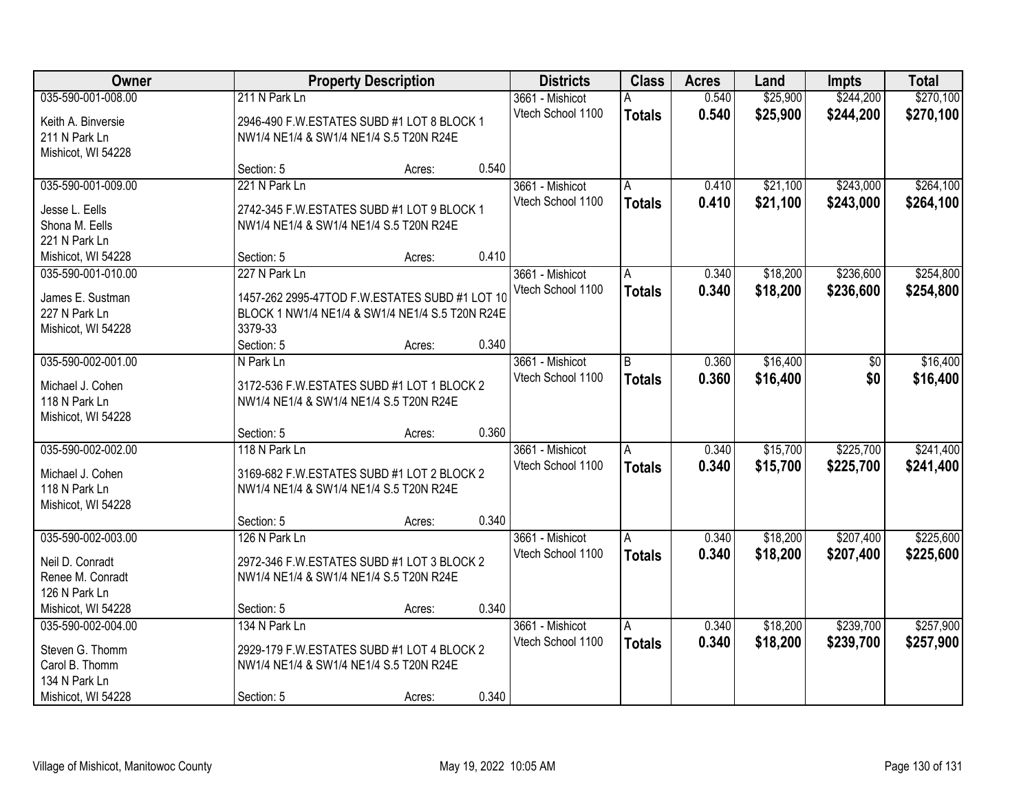| Owner | Property Description | | | Districts | Class | Acres | Land | Impts | Total |
|---|---|---|---|---|---|---|---|---|---|
| 035-590-001-008.00 | 211 N Park Ln | | | 3661 - Mishicot | A | 0.540 | $25,900 | $244,200 | $270,100 |
| Keith A. Binversie<br>211 N Park Ln<br>Mishicot, WI 54228 | 2946-490 F.W.ESTATES SUBD #1 LOT 8 BLOCK 1 NW1/4 NE1/4 & SW1/4 NE1/4 S.5 T20N R24E | | | Vtech School 1100 | **Totals** | **0.540** | **$25,900** | **$244,200** | **$270,100** |
| | Section: 5 | Acres: | 0.540 | | | | | | |
| 035-590-001-009.00 | 221 N Park Ln | | | 3661 - Mishicot | A | 0.410 | $21,100 | $243,000 | $264,100 |
| Jesse L. Eells<br>Shona M. Eells<br>221 N Park Ln<br>Mishicot, WI 54228 | 2742-345 F.W.ESTATES SUBD #1 LOT 9 BLOCK 1 NW1/4 NE1/4 & SW1/4 NE1/4 S.5 T20N R24E | | | Vtech School 1100 | **Totals** | **0.410** | **$21,100** | **$243,000** | **$264,100** |
| | Section: 5 | Acres: | 0.410 | | | | | | |
| 035-590-001-010.00 | 227 N Park Ln | | | 3661 - Mishicot | A | 0.340 | $18,200 | $236,600 | $254,800 |
| James E. Sustman<br>227 N Park Ln<br>Mishicot, WI 54228 | 1457-262 2995-47TOD F.W.ESTATES SUBD #1 LOT 10 BLOCK 1 NW1/4 NE1/4 & SW1/4 NE1/4 S.5 T20N R24E 3379-33 | | | Vtech School 1100 | **Totals** | **0.340** | **$18,200** | **$236,600** | **$254,800** |
| | Section: 5 | Acres: | 0.340 | | | | | | |
| 035-590-002-001.00 | N Park Ln | | | 3661 - Mishicot | B | 0.360 | $16,400 | $0 | $16,400 |
| Michael J. Cohen<br>118 N Park Ln<br>Mishicot, WI 54228 | 3172-536 F.W.ESTATES SUBD #1 LOT 1 BLOCK 2 NW1/4 NE1/4 & SW1/4 NE1/4 S.5 T20N R24E | | | Vtech School 1100 | **Totals** | **0.360** | **$16,400** | **$0** | **$16,400** |
| | Section: 5 | Acres: | 0.360 | | | | | | |
| 035-590-002-002.00 | 118 N Park Ln | | | 3661 - Mishicot | A | 0.340 | $15,700 | $225,700 | $241,400 |
| Michael J. Cohen<br>118 N Park Ln<br>Mishicot, WI 54228 | 3169-682 F.W.ESTATES SUBD #1 LOT 2 BLOCK 2 NW1/4 NE1/4 & SW1/4 NE1/4 S.5 T20N R24E | | | Vtech School 1100 | **Totals** | **0.340** | **$15,700** | **$225,700** | **$241,400** |
| | Section: 5 | Acres: | 0.340 | | | | | | |
| 035-590-002-003.00 | 126 N Park Ln | | | 3661 - Mishicot | A | 0.340 | $18,200 | $207,400 | $225,600 |
| Neil D. Conradt<br>Renee M. Conradt<br>126 N Park Ln<br>Mishicot, WI 54228 | 2972-346 F.W.ESTATES SUBD #1 LOT 3 BLOCK 2 NW1/4 NE1/4 & SW1/4 NE1/4 S.5 T20N R24E | | | Vtech School 1100 | **Totals** | **0.340** | **$18,200** | **$207,400** | **$225,600** |
| | Section: 5 | Acres: | 0.340 | | | | | | |
| 035-590-002-004.00 | 134 N Park Ln | | | 3661 - Mishicot | A | 0.340 | $18,200 | $239,700 | $257,900 |
| Steven G. Thomm<br>Carol B. Thomm<br>134 N Park Ln<br>Mishicot, WI 54228 | 2929-179 F.W.ESTATES SUBD #1 LOT 4 BLOCK 2 NW1/4 NE1/4 & SW1/4 NE1/4 S.5 T20N R24E | | | Vtech School 1100 | **Totals** | **0.340** | **$18,200** | **$239,700** | **$257,900** |
| | Section: 5 | Acres: | 0.340 | | | | | | |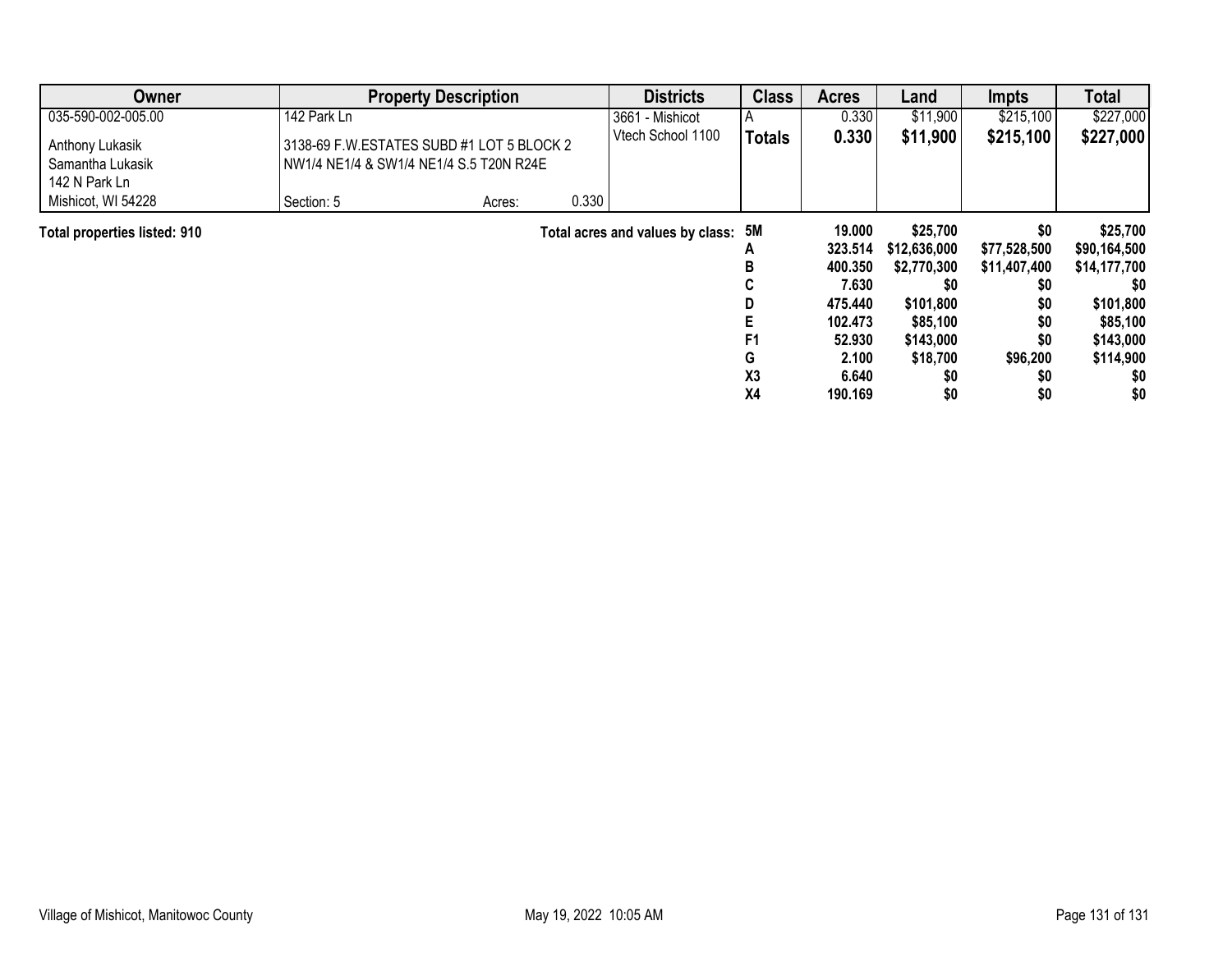| Owner | Property Description | | | Districts | Class | Acres | Land | Impts | Total |
|---|---|---|---|---|---|---|---|---|---|
| 035-590-002-005.00 | 142 Park Ln | | | 3661 - Mishicot | A | 0.330 | $11,900 | $215,100 | $227,000 |
| Anthony Lukasik<br>Samantha Lukasik<br>142 N Park Ln | 3138-69 F.W.ESTATES SUBD #1 LOT 5 BLOCK 2<br>NW1/4 NE1/4 & SW1/4 NE1/4 S.5 T20N R24E | | | Vtech School 1100 | **Totals** | **0.330** | **$11,900** | **$215,100** | **$227,000** |
| Mishicot, WI 54228 | Section: 5 | Acres: | 0.330 | | | | | | |

**Total properties listed: 910**

| Total acres and values by class: | Class | Acres | Land | Impts | Total |
|---|---|---|---|---|---|
| | **5M** | **19.000** | **$25,700** | **$0** | **$25,700** |
| | **A** | **323.514** | **$12,636,000** | **$77,528,500** | **$90,164,500** |
| | **B** | **400.350** | **$2,770,300** | **$11,407,400** | **$14,177,700** |
| | **C** | **7.630** | **$0** | **$0** | **$0** |
| | **D** | **475.440** | **$101,800** | **$0** | **$101,800** |
| | **E** | **102.473** | **$85,100** | **$0** | **$85,100** |
| | **F1** | **52.930** | **$143,000** | **$0** | **$143,000** |
| | **G** | **2.100** | **$18,700** | **$96,200** | **$114,900** |
| | **X3** | **6.640** | **$0** | **$0** | **$0** |
| | **X4** | **190.169** | **$0** | **$0** | **$0** |

Village of Mishicot, Manitowoc County

May 19, 2022 10:05 AM